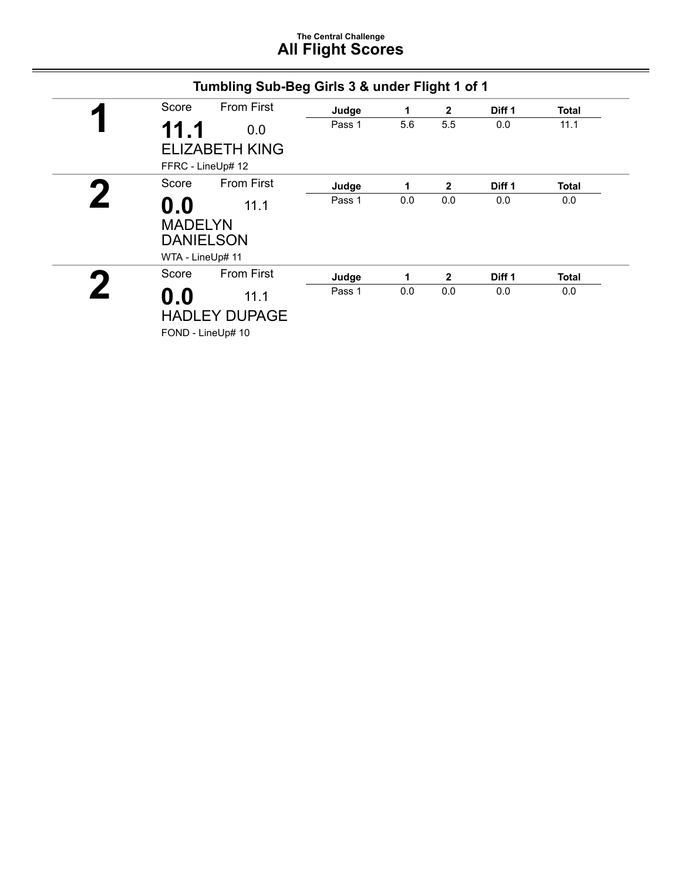### The Central Challenge

# All Flight Scores

## Tumbling Sub-Beg Girls 3 & under Flight 1 of 1

**1**

Score: **11.1** From First: 0.0

ELIZABETH KING

FFRC - LineUp# 12

| Judge | 1 | 2 | Diff 1 | Total |
|---|---|---|---|---|
| Pass 1 | 5.6 | 5.5 | 0.0 | 11.1 |

**2**

Score: **0.0** From First: 11.1

MADELYN DANIELSON

WTA - LineUp# 11

| Judge | 1 | 2 | Diff 1 | Total |
|---|---|---|---|---|
| Pass 1 | 0.0 | 0.0 | 0.0 | 0.0 |

**2**

Score: **0.0** From First: 11.1

HADLEY DUPAGE

FOND - LineUp# 10

| Judge | 1 | 2 | Diff 1 | Total |
|---|---|---|---|---|
| Pass 1 | 0.0 | 0.0 | 0.0 | 0.0 |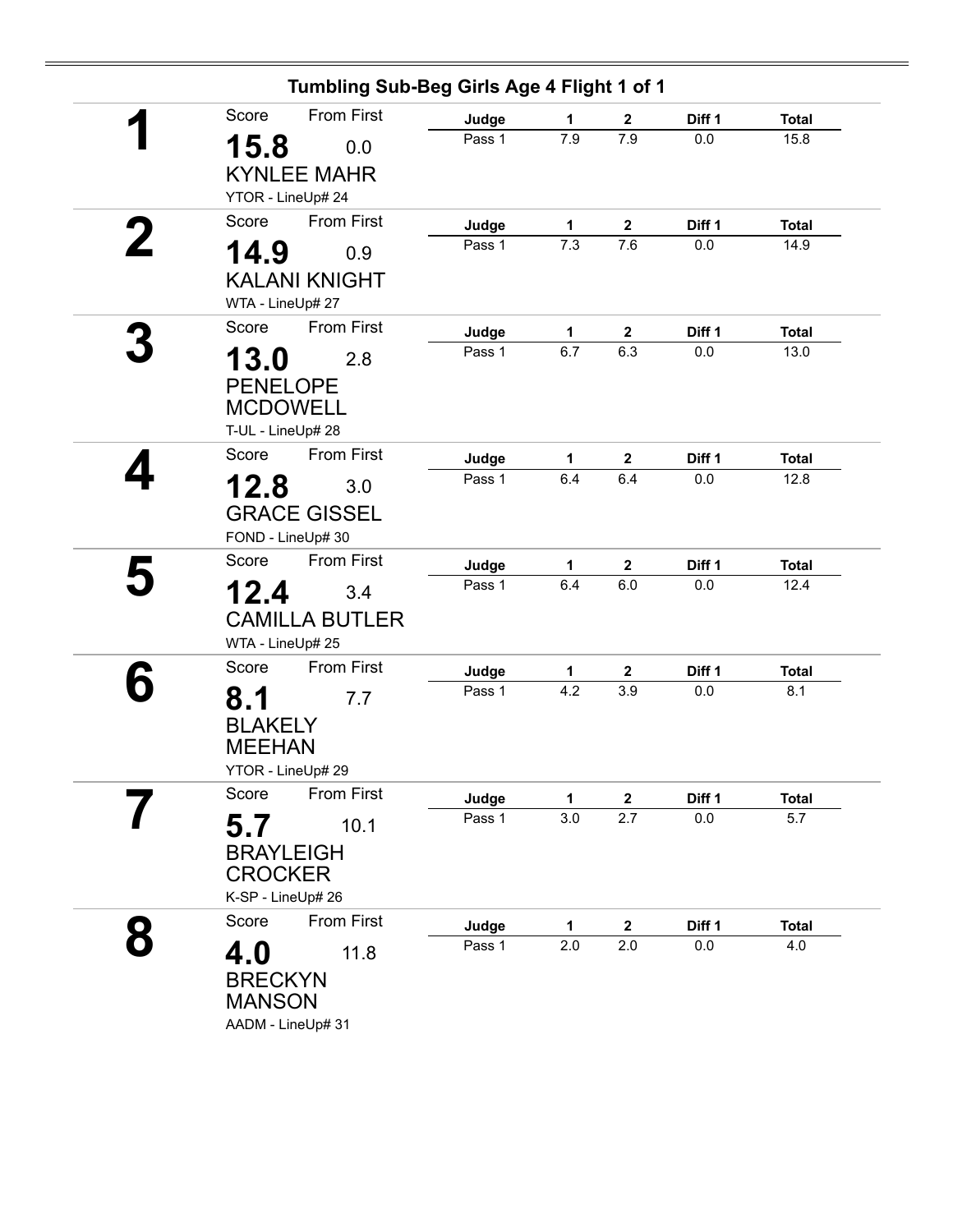## Tumbling Sub-Beg Girls Age 4 Flight 1 of 1

**1**

Score: **15.8** — From First: 0.0

KYNLEE MAHR

YTOR - LineUp# 24

| Judge | 1 | 2 | Diff 1 | Total |
|---|---|---|---|---|
| Pass 1 | 7.9 | 7.9 | 0.0 | 15.8 |

**2**

Score: **14.9** — From First: 0.9

KALANI KNIGHT

WTA - LineUp# 27

| Judge | 1 | 2 | Diff 1 | Total |
|---|---|---|---|---|
| Pass 1 | 7.3 | 7.6 | 0.0 | 14.9 |

**3**

Score: **13.0** — From First: 2.8

PENELOPE MCDOWELL

T-UL - LineUp# 28

| Judge | 1 | 2 | Diff 1 | Total |
|---|---|---|---|---|
| Pass 1 | 6.7 | 6.3 | 0.0 | 13.0 |

**4**

Score: **12.8** — From First: 3.0

GRACE GISSEL

FOND - LineUp# 30

| Judge | 1 | 2 | Diff 1 | Total |
|---|---|---|---|---|
| Pass 1 | 6.4 | 6.4 | 0.0 | 12.8 |

**5**

Score: **12.4** — From First: 3.4

CAMILLA BUTLER

WTA - LineUp# 25

| Judge | 1 | 2 | Diff 1 | Total |
|---|---|---|---|---|
| Pass 1 | 6.4 | 6.0 | 0.0 | 12.4 |

**6**

Score: **8.1** — From First: 7.7

BLAKELY MEEHAN

YTOR - LineUp# 29

| Judge | 1 | 2 | Diff 1 | Total |
|---|---|---|---|---|
| Pass 1 | 4.2 | 3.9 | 0.0 | 8.1 |

**7**

Score: **5.7** — From First: 10.1

BRAYLEIGH CROCKER

K-SP - LineUp# 26

| Judge | 1 | 2 | Diff 1 | Total |
|---|---|---|---|---|
| Pass 1 | 3.0 | 2.7 | 0.0 | 5.7 |

**8**

Score: **4.0** — From First: 11.8

BRECKYN MANSON

AADM - LineUp# 31

| Judge | 1 | 2 | Diff 1 | Total |
|---|---|---|---|---|
| Pass 1 | 2.0 | 2.0 | 0.0 | 4.0 |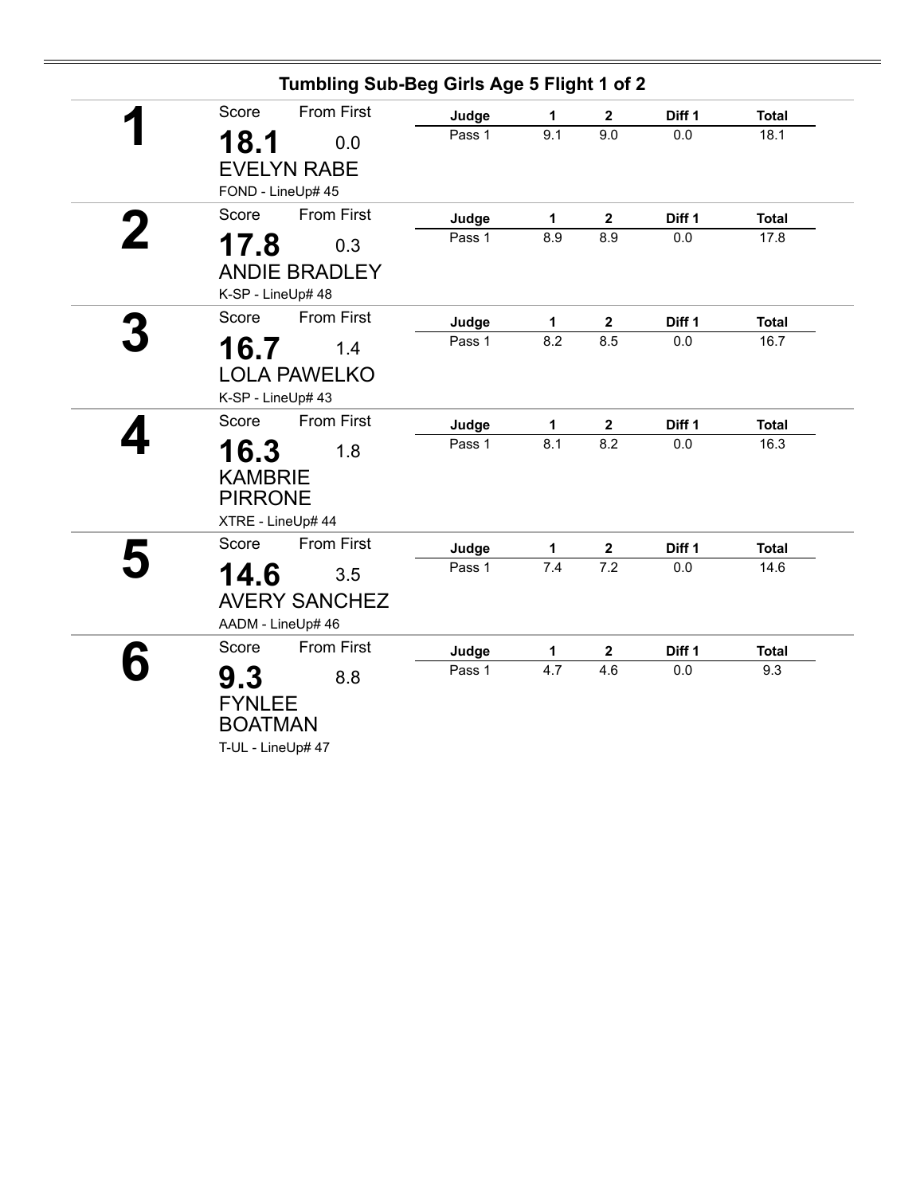## Tumbling Sub-Beg Girls Age 5 Flight 1 of 2

**1**

Score: **18.1** From First: 0.0

EVELYN RABE

FOND - LineUp# 45

| Judge | 1 | 2 | Diff 1 | Total |
|---|---|---|---|---|
| Pass 1 | 9.1 | 9.0 | 0.0 | 18.1 |

**2**

Score: **17.8** From First: 0.3

ANDIE BRADLEY

K-SP - LineUp# 48

| Judge | 1 | 2 | Diff 1 | Total |
|---|---|---|---|---|
| Pass 1 | 8.9 | 8.9 | 0.0 | 17.8 |

**3**

Score: **16.7** From First: 1.4

LOLA PAWELKO

K-SP - LineUp# 43

| Judge | 1 | 2 | Diff 1 | Total |
|---|---|---|---|---|
| Pass 1 | 8.2 | 8.5 | 0.0 | 16.7 |

**4**

Score: **16.3** From First: 1.8

KAMBRIE PIRRONE

XTRE - LineUp# 44

| Judge | 1 | 2 | Diff 1 | Total |
|---|---|---|---|---|
| Pass 1 | 8.1 | 8.2 | 0.0 | 16.3 |

**5**

Score: **14.6** From First: 3.5

AVERY SANCHEZ

AADM - LineUp# 46

| Judge | 1 | 2 | Diff 1 | Total |
|---|---|---|---|---|
| Pass 1 | 7.4 | 7.2 | 0.0 | 14.6 |

**6**

Score: **9.3** From First: 8.8

FYNLEE BOATMAN

T-UL - LineUp# 47

| Judge | 1 | 2 | Diff 1 | Total |
|---|---|---|---|---|
| Pass 1 | 4.7 | 4.6 | 0.0 | 9.3 |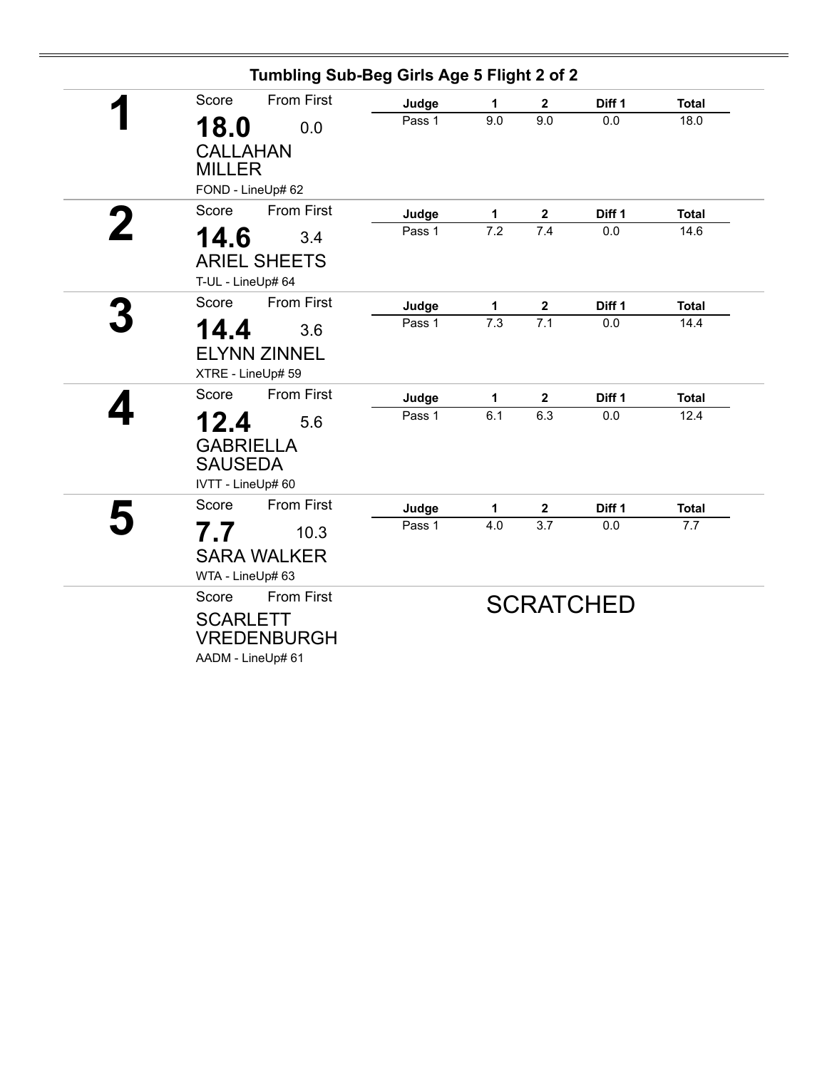## Tumbling Sub-Beg Girls Age 5 Flight 2 of 2

**1**

Score: **18.0** From First: 0.0

CALLAHAN MILLER

FOND - LineUp# 62

| Judge | 1 | 2 | Diff 1 | Total |
|---|---|---|---|---|
| Pass 1 | 9.0 | 9.0 | 0.0 | 18.0 |

**2**

Score: **14.6** From First: 3.4

ARIEL SHEETS

T-UL - LineUp# 64

| Judge | 1 | 2 | Diff 1 | Total |
|---|---|---|---|---|
| Pass 1 | 7.2 | 7.4 | 0.0 | 14.6 |

**3**

Score: **14.4** From First: 3.6

ELYNN ZINNEL

XTRE - LineUp# 59

| Judge | 1 | 2 | Diff 1 | Total |
|---|---|---|---|---|
| Pass 1 | 7.3 | 7.1 | 0.0 | 14.4 |

**4**

Score: **12.4** From First: 5.6

GABRIELLA SAUSEDA

IVTT - LineUp# 60

| Judge | 1 | 2 | Diff 1 | Total |
|---|---|---|---|---|
| Pass 1 | 6.1 | 6.3 | 0.0 | 12.4 |

**5**

Score: **7.7** From First: 10.3

SARA WALKER

WTA - LineUp# 63

| Judge | 1 | 2 | Diff 1 | Total |
|---|---|---|---|---|
| Pass 1 | 4.0 | 3.7 | 0.0 | 7.7 |

Score From First

SCARLETT VREDENBURGH

AADM - LineUp# 61

SCRATCHED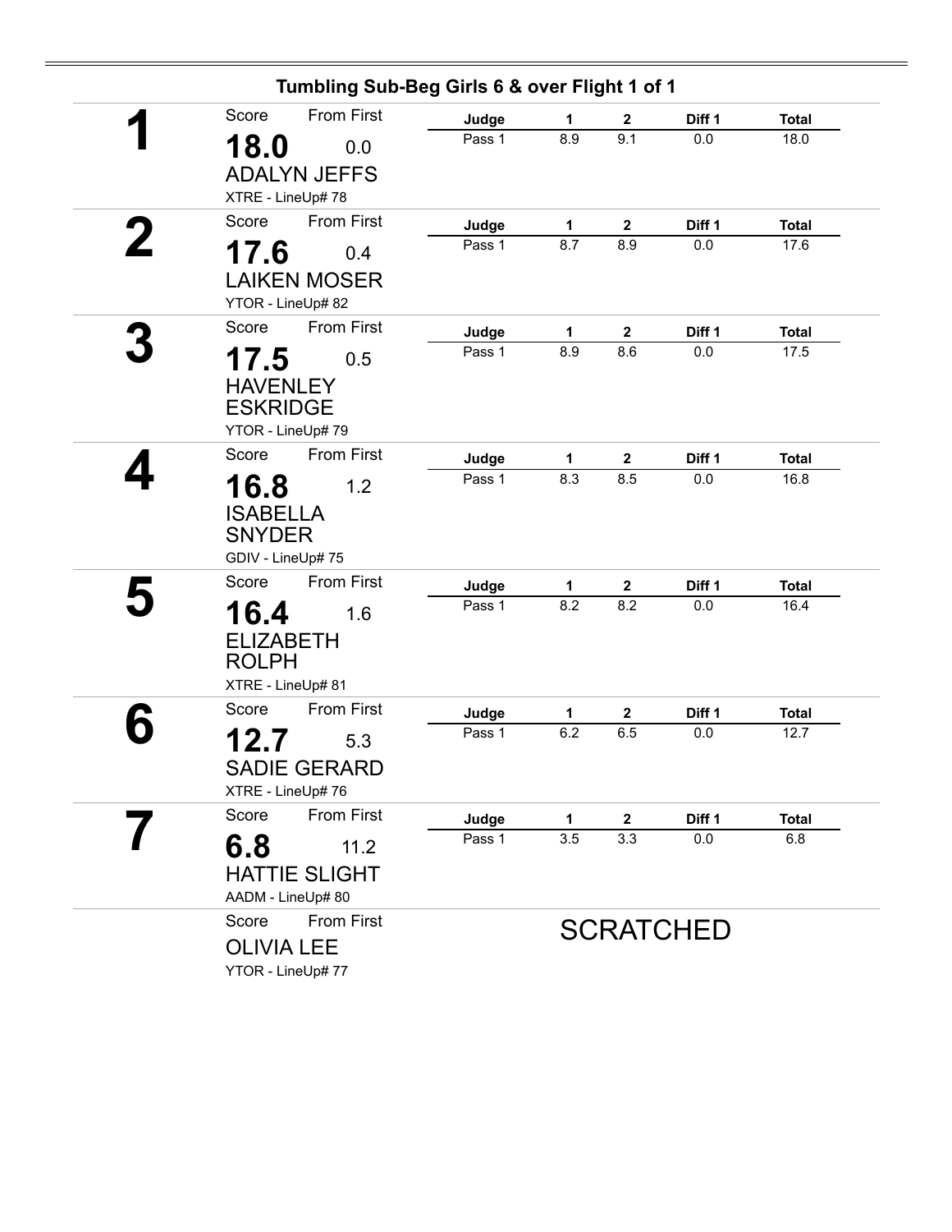## Tumbling Sub-Beg Girls 6 & over Flight 1 of 1

**1**

Score: **18.0** — From First: 0.0

ADALYN JEFFS

XTRE - LineUp# 78

| Judge | 1 | 2 | Diff 1 | Total |
|---|---|---|---|---|
| Pass 1 | 8.9 | 9.1 | 0.0 | 18.0 |

**2**

Score: **17.6** — From First: 0.4

LAIKEN MOSER

YTOR - LineUp# 82

| Judge | 1 | 2 | Diff 1 | Total |
|---|---|---|---|---|
| Pass 1 | 8.7 | 8.9 | 0.0 | 17.6 |

**3**

Score: **17.5** — From First: 0.5

HAVENLEY ESKRIDGE

YTOR - LineUp# 79

| Judge | 1 | 2 | Diff 1 | Total |
|---|---|---|---|---|
| Pass 1 | 8.9 | 8.6 | 0.0 | 17.5 |

**4**

Score: **16.8** — From First: 1.2

ISABELLA SNYDER

GDIV - LineUp# 75

| Judge | 1 | 2 | Diff 1 | Total |
|---|---|---|---|---|
| Pass 1 | 8.3 | 8.5 | 0.0 | 16.8 |

**5**

Score: **16.4** — From First: 1.6

ELIZABETH ROLPH

XTRE - LineUp# 81

| Judge | 1 | 2 | Diff 1 | Total |
|---|---|---|---|---|
| Pass 1 | 8.2 | 8.2 | 0.0 | 16.4 |

**6**

Score: **12.7** — From First: 5.3

SADIE GERARD

XTRE - LineUp# 76

| Judge | 1 | 2 | Diff 1 | Total |
|---|---|---|---|---|
| Pass 1 | 6.2 | 6.5 | 0.0 | 12.7 |

**7**

Score: **6.8** — From First: 11.2

HATTIE SLIGHT

AADM - LineUp# 80

| Judge | 1 | 2 | Diff 1 | Total |
|---|---|---|---|---|
| Pass 1 | 3.5 | 3.3 | 0.0 | 6.8 |

Score — From First

OLIVIA LEE

YTOR - LineUp# 77

SCRATCHED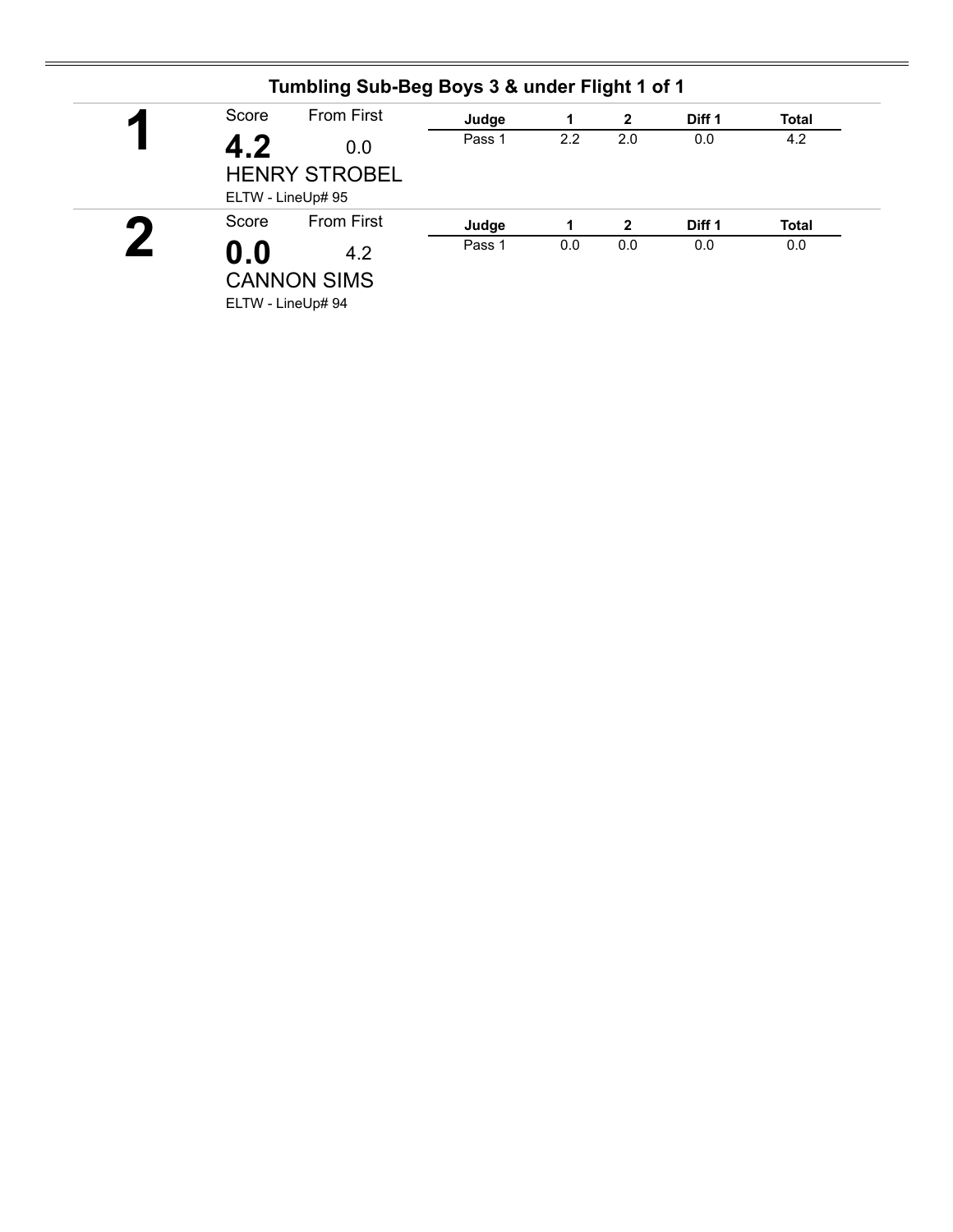## Tumbling Sub-Beg Boys 3 & under Flight 1 of 1

**1**

Score: **4.2** | From First: 0.0

HENRY STROBEL

ELTW - LineUp# 95

| Judge | 1 | 2 | Diff 1 | Total |
|---|---|---|---|---|
| Pass 1 | 2.2 | 2.0 | 0.0 | 4.2 |

**2**

Score: **0.0** | From First: 4.2

CANNON SIMS

ELTW - LineUp# 94

| Judge | 1 | 2 | Diff 1 | Total |
|---|---|---|---|---|
| Pass 1 | 0.0 | 0.0 | 0.0 | 0.0 |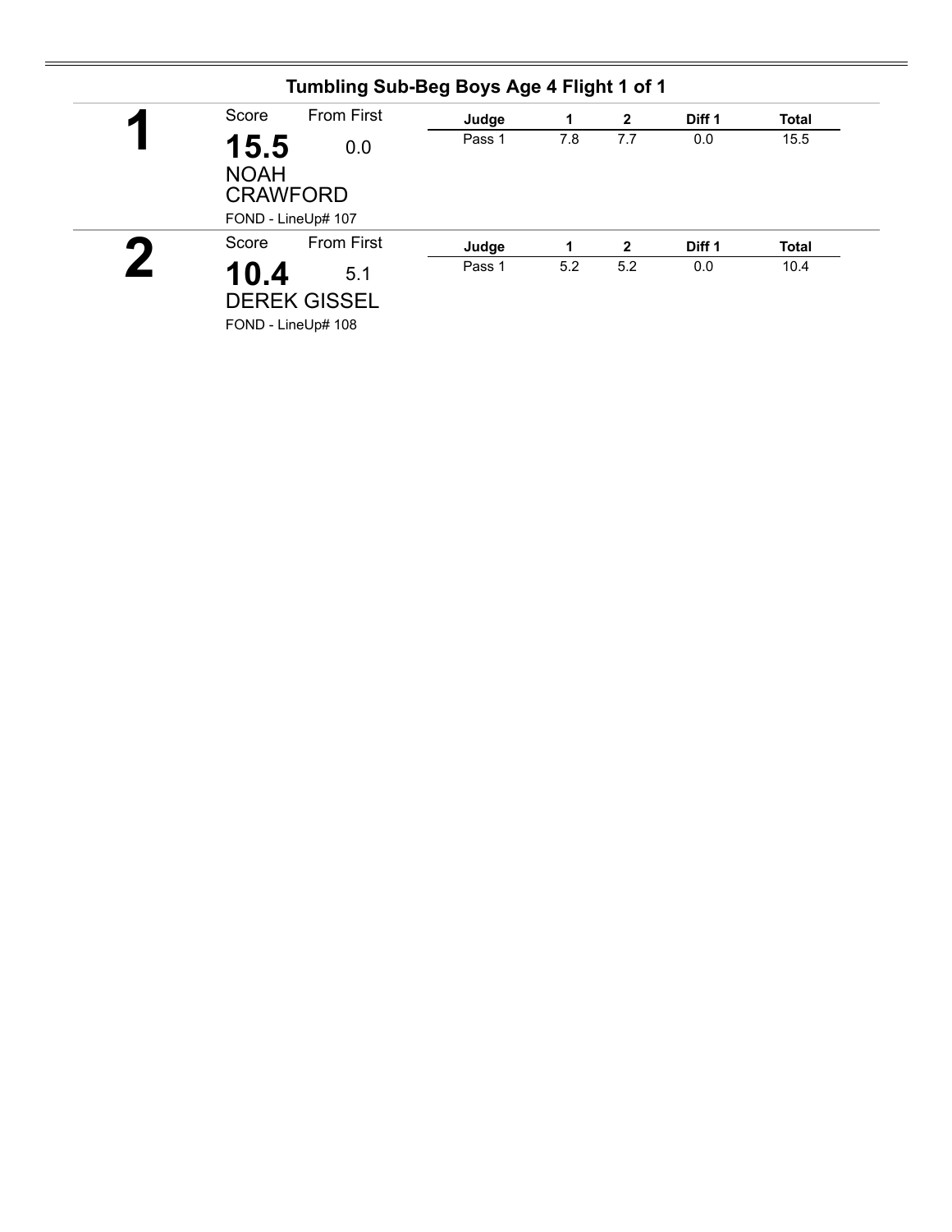## Tumbling Sub-Beg Boys Age 4 Flight 1 of 1

**1**

Score: **15.5** From First: 0.0

NOAH CRAWFORD

FOND - LineUp# 107

| Judge | 1 | 2 | Diff 1 | Total |
|---|---|---|---|---|
| Pass 1 | 7.8 | 7.7 | 0.0 | 15.5 |

**2**

Score: **10.4** From First: 5.1

DEREK GISSEL

FOND - LineUp# 108

| Judge | 1 | 2 | Diff 1 | Total |
|---|---|---|---|---|
| Pass 1 | 5.2 | 5.2 | 0.0 | 10.4 |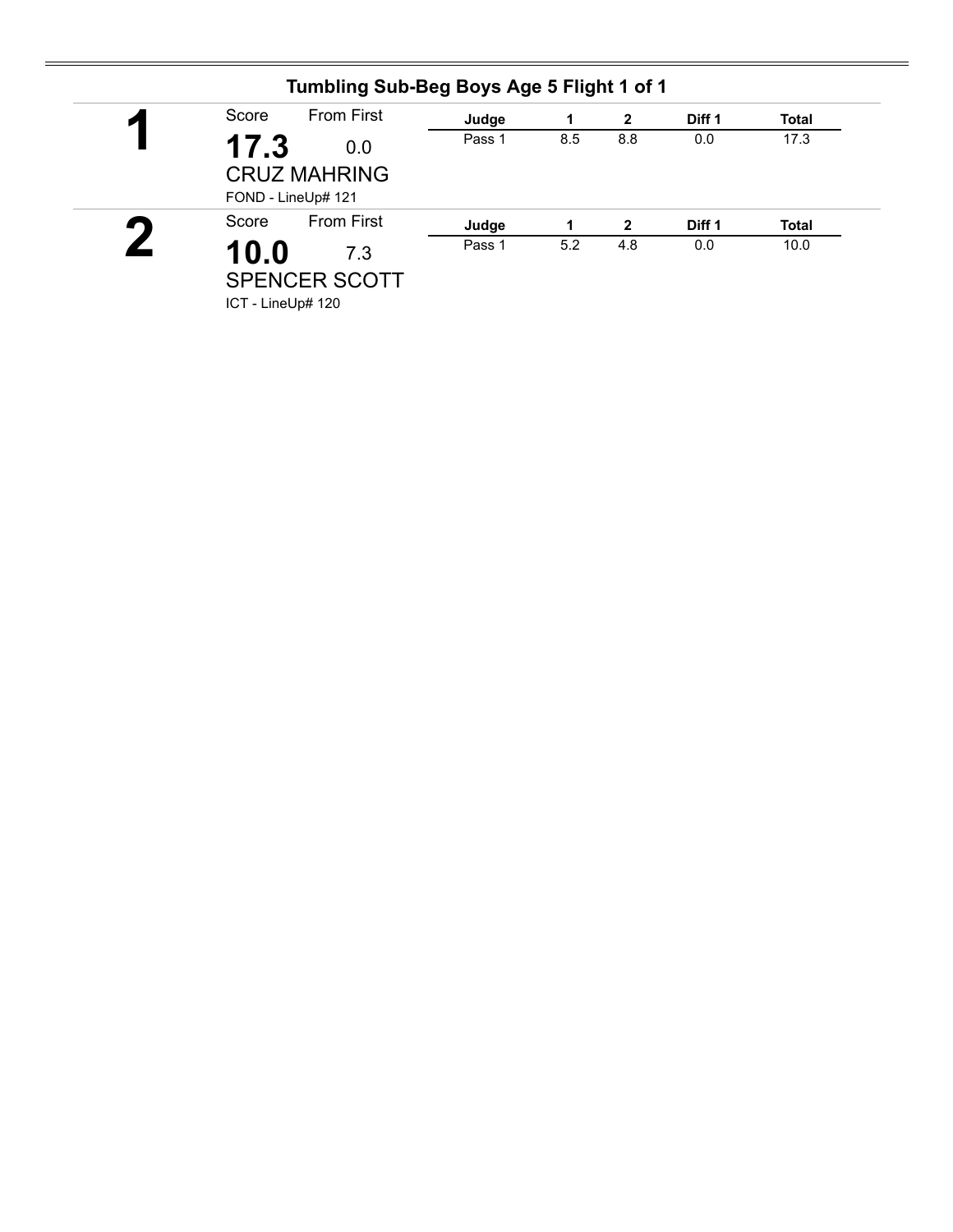## Tumbling Sub-Beg Boys Age 5 Flight 1 of 1

**1**

Score: **17.3** From First: 0.0

CRUZ MAHRING

FOND - LineUp# 121

| Judge | 1 | 2 | Diff 1 | Total |
|---|---|---|---|---|
| Pass 1 | 8.5 | 8.8 | 0.0 | 17.3 |

**2**

Score: **10.0** From First: 7.3

SPENCER SCOTT

ICT - LineUp# 120

| Judge | 1 | 2 | Diff 1 | Total |
|---|---|---|---|---|
| Pass 1 | 5.2 | 4.8 | 0.0 | 10.0 |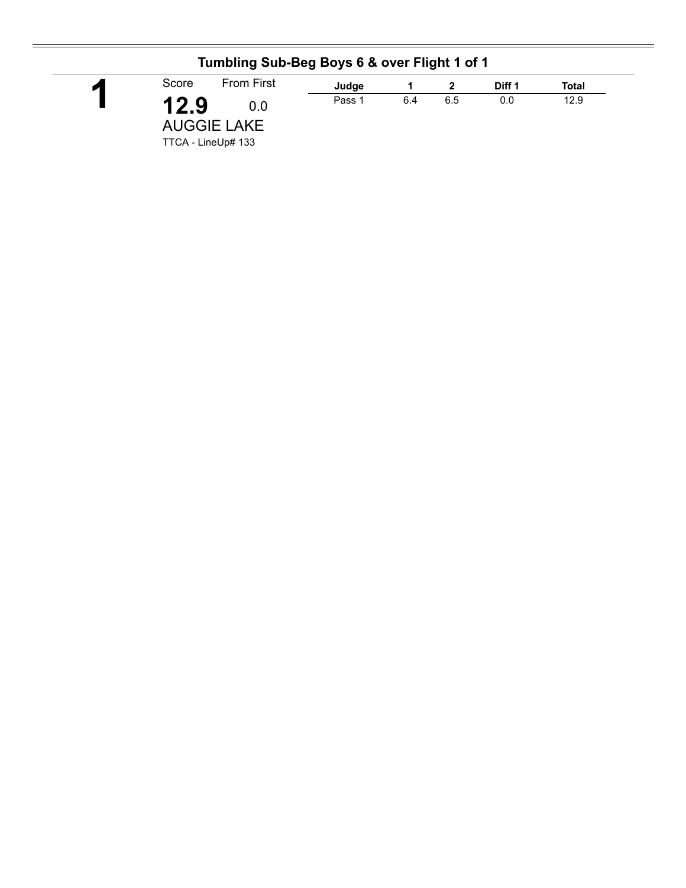## Tumbling Sub-Beg Boys 6 & over Flight 1 of 1

**1**

Score: **12.9**

From First: 0.0

AUGGIE LAKE

TTCA - LineUp# 133

| Judge | 1 | 2 | Diff 1 | Total |
|---|---|---|---|---|
| Pass 1 | 6.4 | 6.5 | 0.0 | 12.9 |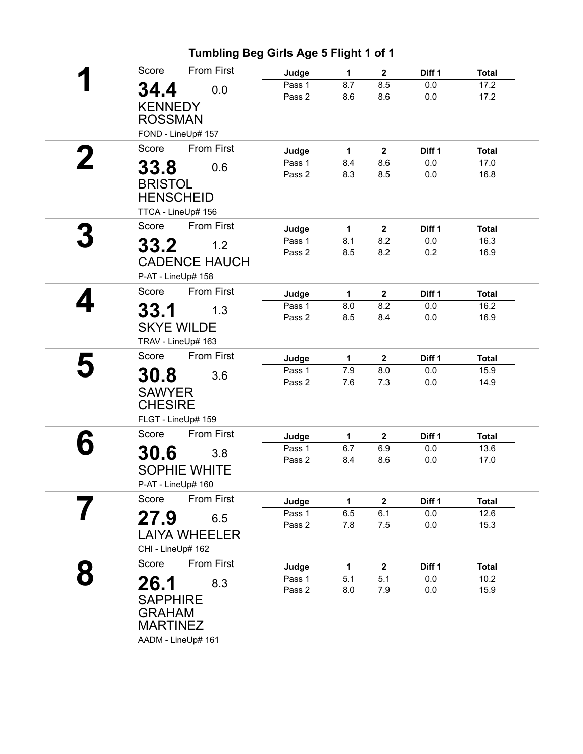## Tumbling Beg Girls Age 5 Flight 1 of 1

**1**

Score: **34.4** — From First: 0.0

**KENNEDY ROSSMAN**

FOND - LineUp# 157

| Judge | 1 | 2 | Diff 1 | Total |
|---|---|---|---|---|
| Pass 1 | 8.7 | 8.5 | 0.0 | 17.2 |
| Pass 2 | 8.6 | 8.6 | 0.0 | 17.2 |

**2**

Score: **33.8** — From First: 0.6

**BRISTOL HENSCHEID**

TTCA - LineUp# 156

| Judge | 1 | 2 | Diff 1 | Total |
|---|---|---|---|---|
| Pass 1 | 8.4 | 8.6 | 0.0 | 17.0 |
| Pass 2 | 8.3 | 8.5 | 0.0 | 16.8 |

**3**

Score: **33.2** — From First: 1.2

**CADENCE HAUCH**

P-AT - LineUp# 158

| Judge | 1 | 2 | Diff 1 | Total |
|---|---|---|---|---|
| Pass 1 | 8.1 | 8.2 | 0.0 | 16.3 |
| Pass 2 | 8.5 | 8.2 | 0.2 | 16.9 |

**4**

Score: **33.1** — From First: 1.3

**SKYE WILDE**

TRAV - LineUp# 163

| Judge | 1 | 2 | Diff 1 | Total |
|---|---|---|---|---|
| Pass 1 | 8.0 | 8.2 | 0.0 | 16.2 |
| Pass 2 | 8.5 | 8.4 | 0.0 | 16.9 |

**5**

Score: **30.8** — From First: 3.6

**SAWYER CHESIRE**

FLGT - LineUp# 159

| Judge | 1 | 2 | Diff 1 | Total |
|---|---|---|---|---|
| Pass 1 | 7.9 | 8.0 | 0.0 | 15.9 |
| Pass 2 | 7.6 | 7.3 | 0.0 | 14.9 |

**6**

Score: **30.6** — From First: 3.8

**SOPHIE WHITE**

P-AT - LineUp# 160

| Judge | 1 | 2 | Diff 1 | Total |
|---|---|---|---|---|
| Pass 1 | 6.7 | 6.9 | 0.0 | 13.6 |
| Pass 2 | 8.4 | 8.6 | 0.0 | 17.0 |

**7**

Score: **27.9** — From First: 6.5

**LAIYA WHEELER**

CHI - LineUp# 162

| Judge | 1 | 2 | Diff 1 | Total |
|---|---|---|---|---|
| Pass 1 | 6.5 | 6.1 | 0.0 | 12.6 |
| Pass 2 | 7.8 | 7.5 | 0.0 | 15.3 |

**8**

Score: **26.1** — From First: 8.3

**SAPPHIRE GRAHAM MARTINEZ**

AADM - LineUp# 161

| Judge | 1 | 2 | Diff 1 | Total |
|---|---|---|---|---|
| Pass 1 | 5.1 | 5.1 | 0.0 | 10.2 |
| Pass 2 | 8.0 | 7.9 | 0.0 | 15.9 |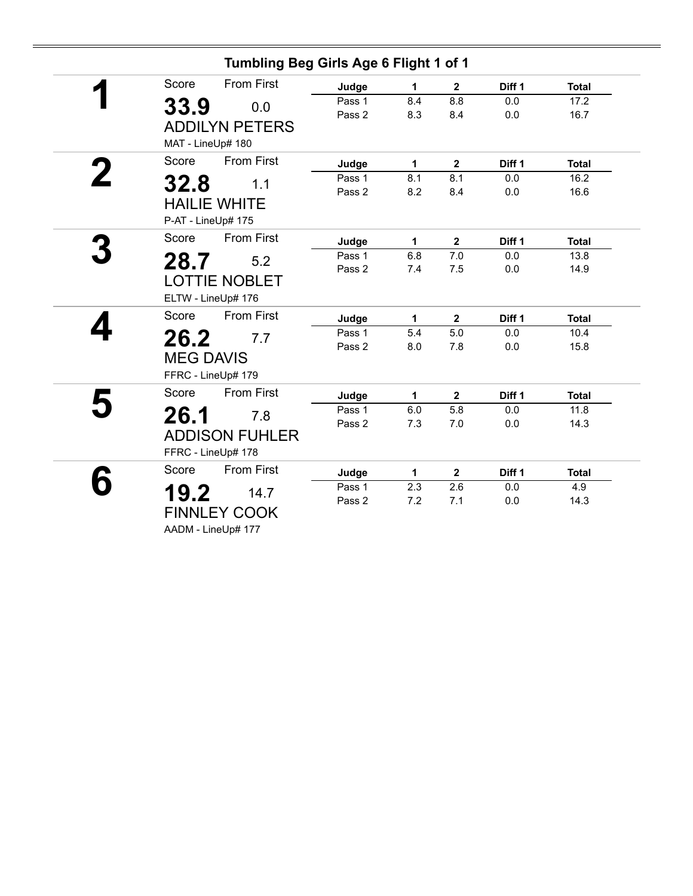## Tumbling Beg Girls Age 6 Flight 1 of 1

**1**

Score: **33.9** From First: 0.0

ADDILYN PETERS

MAT - LineUp# 180

| Judge | 1 | 2 | Diff 1 | Total |
|---|---|---|---|---|
| Pass 1 | 8.4 | 8.8 | 0.0 | 17.2 |
| Pass 2 | 8.3 | 8.4 | 0.0 | 16.7 |

**2**

Score: **32.8** From First: 1.1

HAILIE WHITE

P-AT - LineUp# 175

| Judge | 1 | 2 | Diff 1 | Total |
|---|---|---|---|---|
| Pass 1 | 8.1 | 8.1 | 0.0 | 16.2 |
| Pass 2 | 8.2 | 8.4 | 0.0 | 16.6 |

**3**

Score: **28.7** From First: 5.2

LOTTIE NOBLET

ELTW - LineUp# 176

| Judge | 1 | 2 | Diff 1 | Total |
|---|---|---|---|---|
| Pass 1 | 6.8 | 7.0 | 0.0 | 13.8 |
| Pass 2 | 7.4 | 7.5 | 0.0 | 14.9 |

**4**

Score: **26.2** From First: 7.7

MEG DAVIS

FFRC - LineUp# 179

| Judge | 1 | 2 | Diff 1 | Total |
|---|---|---|---|---|
| Pass 1 | 5.4 | 5.0 | 0.0 | 10.4 |
| Pass 2 | 8.0 | 7.8 | 0.0 | 15.8 |

**5**

Score: **26.1** From First: 7.8

ADDISON FUHLER

FFRC - LineUp# 178

| Judge | 1 | 2 | Diff 1 | Total |
|---|---|---|---|---|
| Pass 1 | 6.0 | 5.8 | 0.0 | 11.8 |
| Pass 2 | 7.3 | 7.0 | 0.0 | 14.3 |

**6**

Score: **19.2** From First: 14.7

FINNLEY COOK

AADM - LineUp# 177

| Judge | 1 | 2 | Diff 1 | Total |
|---|---|---|---|---|
| Pass 1 | 2.3 | 2.6 | 0.0 | 4.9 |
| Pass 2 | 7.2 | 7.1 | 0.0 | 14.3 |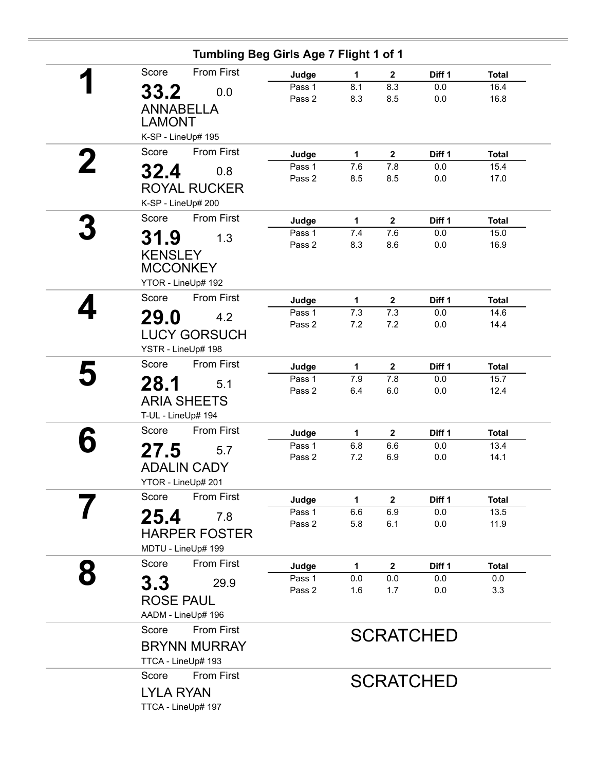## Tumbling Beg Girls Age 7 Flight 1 of 1

**1**

Score: **33.2** — From First: 0.0

ANNABELLA LAMONT

K-SP - LineUp# 195

| Judge | 1 | 2 | Diff 1 | Total |
|---|---|---|---|---|
| Pass 1 | 8.1 | 8.3 | 0.0 | 16.4 |
| Pass 2 | 8.3 | 8.5 | 0.0 | 16.8 |

**2**

Score: **32.4** — From First: 0.8

ROYAL RUCKER

K-SP - LineUp# 200

| Judge | 1 | 2 | Diff 1 | Total |
|---|---|---|---|---|
| Pass 1 | 7.6 | 7.8 | 0.0 | 15.4 |
| Pass 2 | 8.5 | 8.5 | 0.0 | 17.0 |

**3**

Score: **31.9** — From First: 1.3

KENSLEY MCCONKEY

YTOR - LineUp# 192

| Judge | 1 | 2 | Diff 1 | Total |
|---|---|---|---|---|
| Pass 1 | 7.4 | 7.6 | 0.0 | 15.0 |
| Pass 2 | 8.3 | 8.6 | 0.0 | 16.9 |

**4**

Score: **29.0** — From First: 4.2

LUCY GORSUCH

YSTR - LineUp# 198

| Judge | 1 | 2 | Diff 1 | Total |
|---|---|---|---|---|
| Pass 1 | 7.3 | 7.3 | 0.0 | 14.6 |
| Pass 2 | 7.2 | 7.2 | 0.0 | 14.4 |

**5**

Score: **28.1** — From First: 5.1

ARIA SHEETS

T-UL - LineUp# 194

| Judge | 1 | 2 | Diff 1 | Total |
|---|---|---|---|---|
| Pass 1 | 7.9 | 7.8 | 0.0 | 15.7 |
| Pass 2 | 6.4 | 6.0 | 0.0 | 12.4 |

**6**

Score: **27.5** — From First: 5.7

ADALIN CADY

YTOR - LineUp# 201

| Judge | 1 | 2 | Diff 1 | Total |
|---|---|---|---|---|
| Pass 1 | 6.8 | 6.6 | 0.0 | 13.4 |
| Pass 2 | 7.2 | 6.9 | 0.0 | 14.1 |

**7**

Score: **25.4** — From First: 7.8

HARPER FOSTER

MDTU - LineUp# 199

| Judge | 1 | 2 | Diff 1 | Total |
|---|---|---|---|---|
| Pass 1 | 6.6 | 6.9 | 0.0 | 13.5 |
| Pass 2 | 5.8 | 6.1 | 0.0 | 11.9 |

**8**

Score: **3.3** — From First: 29.9

ROSE PAUL

AADM - LineUp# 196

| Judge | 1 | 2 | Diff 1 | Total |
|---|---|---|---|---|
| Pass 1 | 0.0 | 0.0 | 0.0 | 0.0 |
| Pass 2 | 1.6 | 1.7 | 0.0 | 3.3 |

Score — From First

BRYNN MURRAY

TTCA - LineUp# 193

SCRATCHED

Score — From First

LYLA RYAN

TTCA - LineUp# 197

SCRATCHED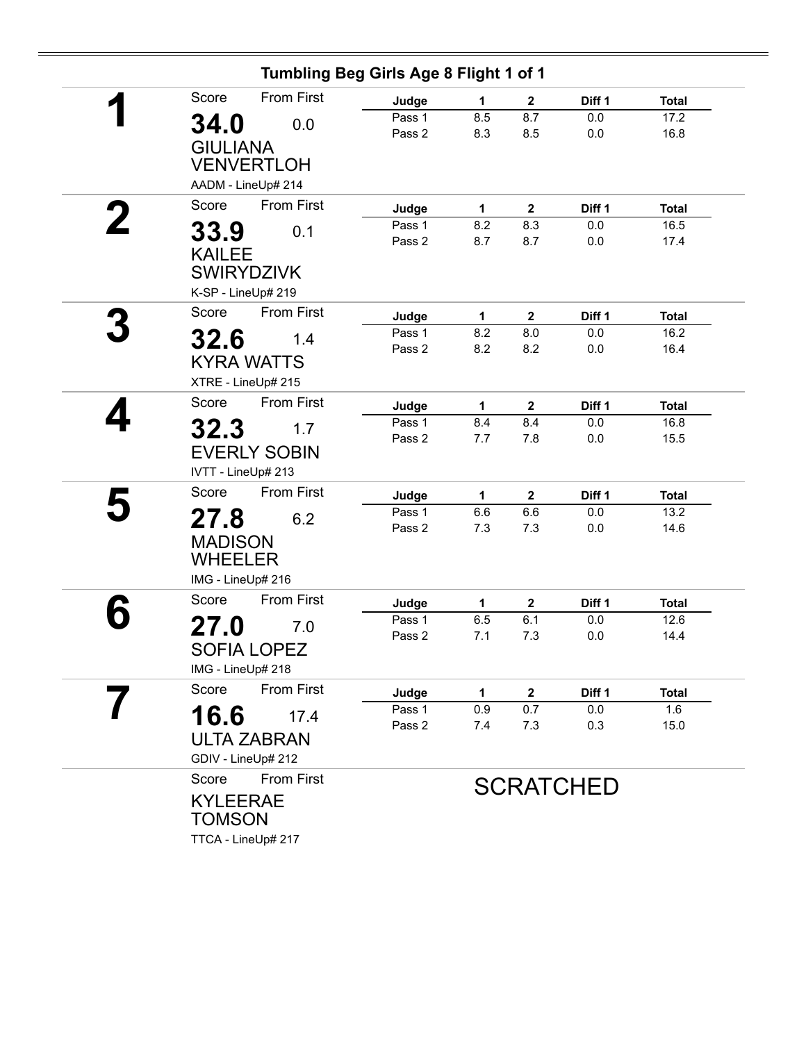## Tumbling Beg Girls Age 8 Flight 1 of 1

**1**

Score: **34.0** From First: 0.0

GIULIANA VENVERTLOH

AADM - LineUp# 214

| Judge | 1 | 2 | Diff 1 | Total |
|---|---|---|---|---|
| Pass 1 | 8.5 | 8.7 | 0.0 | 17.2 |
| Pass 2 | 8.3 | 8.5 | 0.0 | 16.8 |

**2**

Score: **33.9** From First: 0.1

KAILEE SWIRYDZIVK

K-SP - LineUp# 219

| Judge | 1 | 2 | Diff 1 | Total |
|---|---|---|---|---|
| Pass 1 | 8.2 | 8.3 | 0.0 | 16.5 |
| Pass 2 | 8.7 | 8.7 | 0.0 | 17.4 |

**3**

Score: **32.6** From First: 1.4

KYRA WATTS

XTRE - LineUp# 215

| Judge | 1 | 2 | Diff 1 | Total |
|---|---|---|---|---|
| Pass 1 | 8.2 | 8.0 | 0.0 | 16.2 |
| Pass 2 | 8.2 | 8.2 | 0.0 | 16.4 |

**4**

Score: **32.3** From First: 1.7

EVERLY SOBIN

IVTT - LineUp# 213

| Judge | 1 | 2 | Diff 1 | Total |
|---|---|---|---|---|
| Pass 1 | 8.4 | 8.4 | 0.0 | 16.8 |
| Pass 2 | 7.7 | 7.8 | 0.0 | 15.5 |

**5**

Score: **27.8** From First: 6.2

MADISON WHEELER

IMG - LineUp# 216

| Judge | 1 | 2 | Diff 1 | Total |
|---|---|---|---|---|
| Pass 1 | 6.6 | 6.6 | 0.0 | 13.2 |
| Pass 2 | 7.3 | 7.3 | 0.0 | 14.6 |

**6**

Score: **27.0** From First: 7.0

SOFIA LOPEZ

IMG - LineUp# 218

| Judge | 1 | 2 | Diff 1 | Total |
|---|---|---|---|---|
| Pass 1 | 6.5 | 6.1 | 0.0 | 12.6 |
| Pass 2 | 7.1 | 7.3 | 0.0 | 14.4 |

**7**

Score: **16.6** From First: 17.4

ULTA ZABRAN

GDIV - LineUp# 212

| Judge | 1 | 2 | Diff 1 | Total |
|---|---|---|---|---|
| Pass 1 | 0.9 | 0.7 | 0.0 | 1.6 |
| Pass 2 | 7.4 | 7.3 | 0.3 | 15.0 |

Score From First

KYLEERAE TOMSON

TTCA - LineUp# 217

SCRATCHED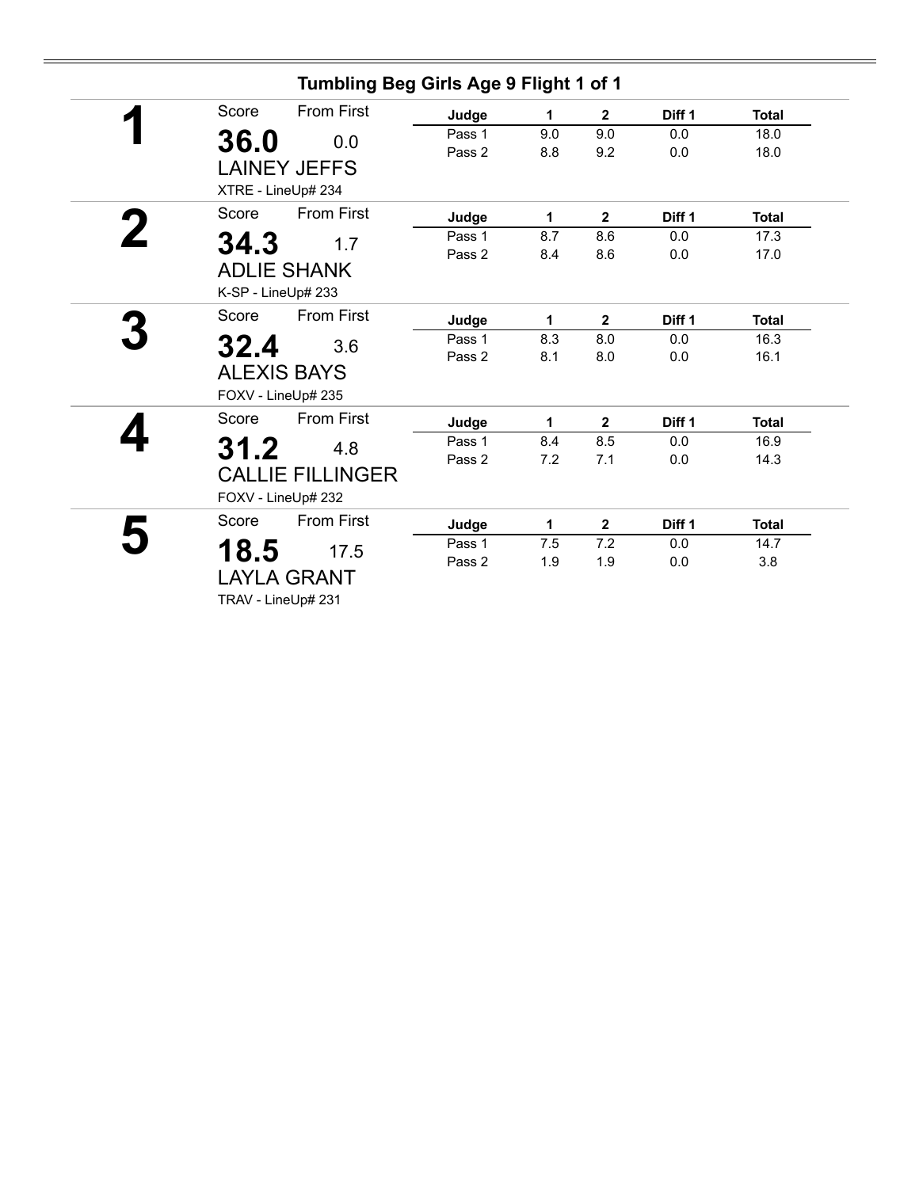## Tumbling Beg Girls Age 9 Flight 1 of 1

**1**

Score: **36.0** From First: 0.0

LAINEY JEFFS

XTRE - LineUp# 234

| Judge | 1 | 2 | Diff 1 | Total |
|---|---|---|---|---|
| Pass 1 | 9.0 | 9.0 | 0.0 | 18.0 |
| Pass 2 | 8.8 | 9.2 | 0.0 | 18.0 |

**2**

Score: **34.3** From First: 1.7

ADLIE SHANK

K-SP - LineUp# 233

| Judge | 1 | 2 | Diff 1 | Total |
|---|---|---|---|---|
| Pass 1 | 8.7 | 8.6 | 0.0 | 17.3 |
| Pass 2 | 8.4 | 8.6 | 0.0 | 17.0 |

**3**

Score: **32.4** From First: 3.6

ALEXIS BAYS

FOXV - LineUp# 235

| Judge | 1 | 2 | Diff 1 | Total |
|---|---|---|---|---|
| Pass 1 | 8.3 | 8.0 | 0.0 | 16.3 |
| Pass 2 | 8.1 | 8.0 | 0.0 | 16.1 |

**4**

Score: **31.2** From First: 4.8

CALLIE FILLINGER

FOXV - LineUp# 232

| Judge | 1 | 2 | Diff 1 | Total |
|---|---|---|---|---|
| Pass 1 | 8.4 | 8.5 | 0.0 | 16.9 |
| Pass 2 | 7.2 | 7.1 | 0.0 | 14.3 |

**5**

Score: **18.5** From First: 17.5

LAYLA GRANT

TRAV - LineUp# 231

| Judge | 1 | 2 | Diff 1 | Total |
|---|---|---|---|---|
| Pass 1 | 7.5 | 7.2 | 0.0 | 14.7 |
| Pass 2 | 1.9 | 1.9 | 0.0 | 3.8 |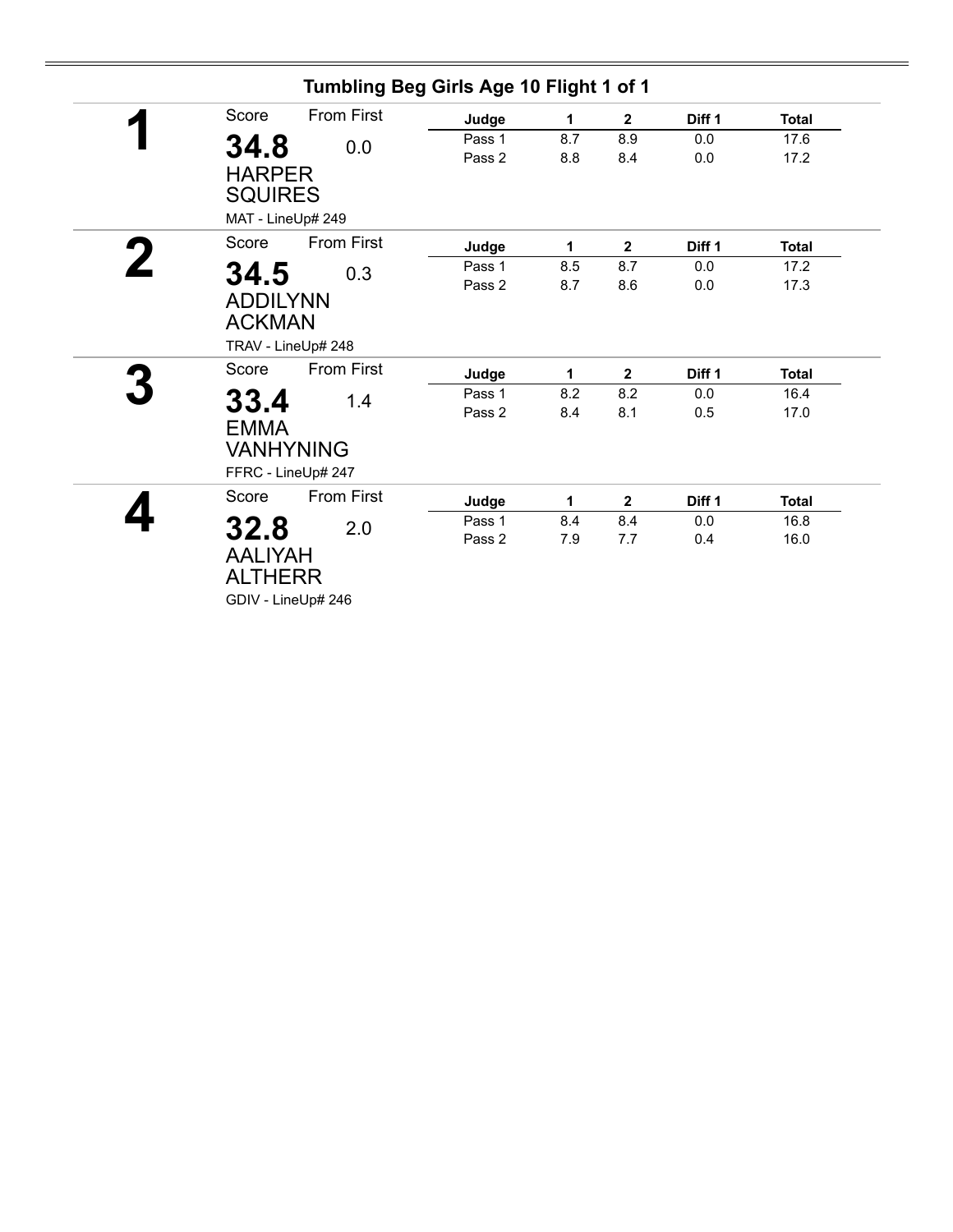## Tumbling Beg Girls Age 10 Flight 1 of 1

### 1

Score: **34.8** From First: 0.0

HARPER SQUIRES

MAT - LineUp# 249

| Judge | 1 | 2 | Diff 1 | Total |
|---|---|---|---|---|
| Pass 1 | 8.7 | 8.9 | 0.0 | 17.6 |
| Pass 2 | 8.8 | 8.4 | 0.0 | 17.2 |

### 2

Score: **34.5** From First: 0.3

ADDILYNN ACKMAN

TRAV - LineUp# 248

| Judge | 1 | 2 | Diff 1 | Total |
|---|---|---|---|---|
| Pass 1 | 8.5 | 8.7 | 0.0 | 17.2 |
| Pass 2 | 8.7 | 8.6 | 0.0 | 17.3 |

### 3

Score: **33.4** From First: 1.4

EMMA VANHYNING

FFRC - LineUp# 247

| Judge | 1 | 2 | Diff 1 | Total |
|---|---|---|---|---|
| Pass 1 | 8.2 | 8.2 | 0.0 | 16.4 |
| Pass 2 | 8.4 | 8.1 | 0.5 | 17.0 |

### 4

Score: **32.8** From First: 2.0

AALIYAH ALTHERR

GDIV - LineUp# 246

| Judge | 1 | 2 | Diff 1 | Total |
|---|---|---|---|---|
| Pass 1 | 8.4 | 8.4 | 0.0 | 16.8 |
| Pass 2 | 7.9 | 7.7 | 0.4 | 16.0 |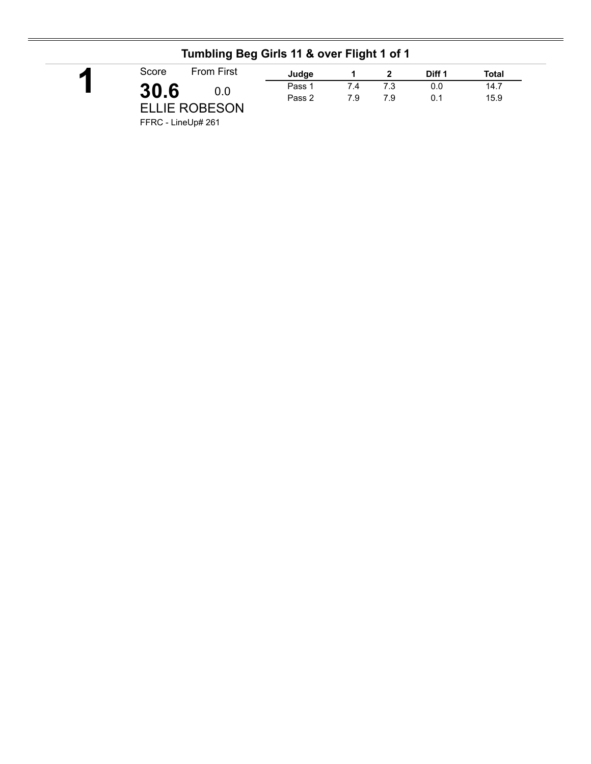## Tumbling Beg Girls 11 & over Flight 1 of 1

**1**

Score: **30.6** From First: 0.0

ELLIE ROBESON

FFRC - LineUp# 261

| Judge | 1 | 2 | Diff 1 | Total |
|---|---|---|---|---|
| Pass 1 | 7.4 | 7.3 | 0.0 | 14.7 |
| Pass 2 | 7.9 | 7.9 | 0.1 | 15.9 |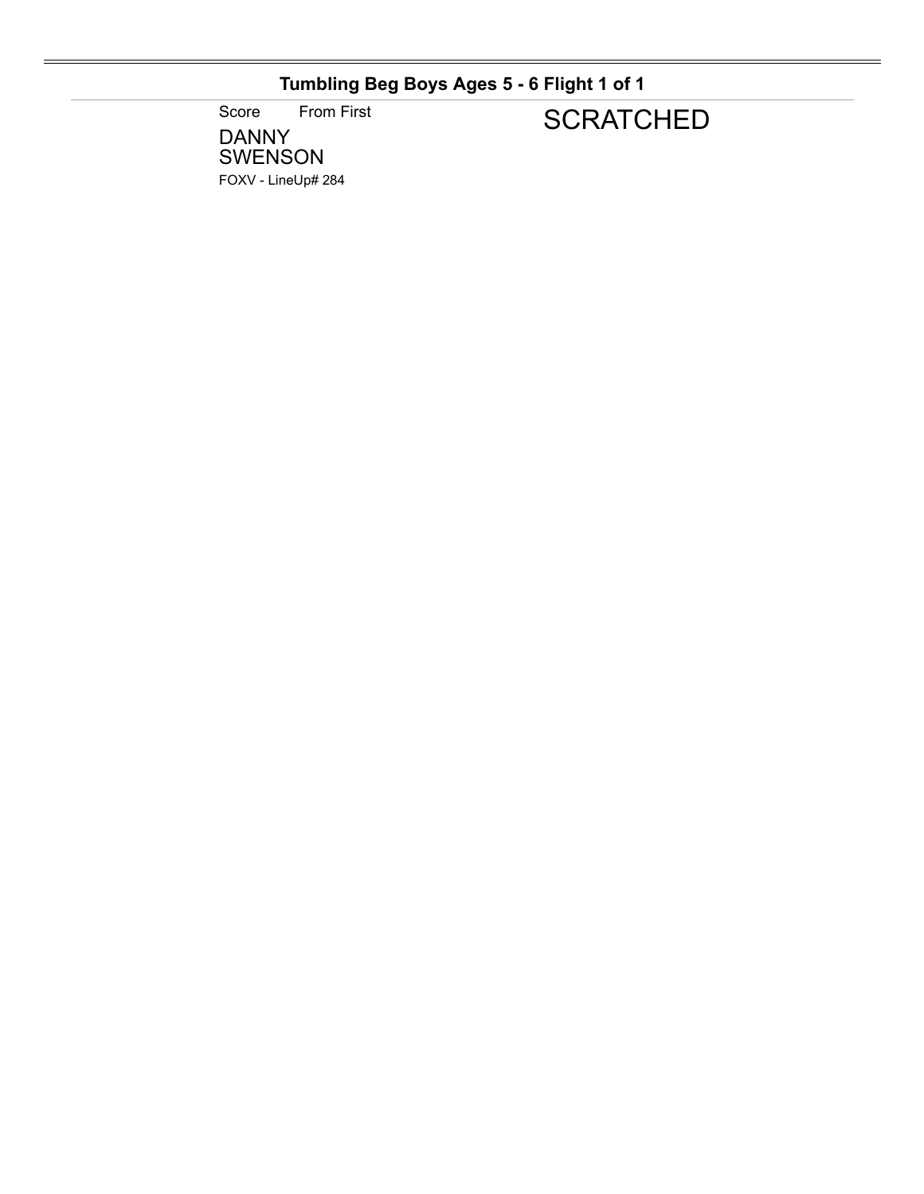## Tumbling Beg Boys Ages 5 - 6 Flight 1 of 1

| Score | From First | |
|---|---|---|
| DANNY SWENSON<br>FOXV - LineUp# 284 | | SCRATCHED |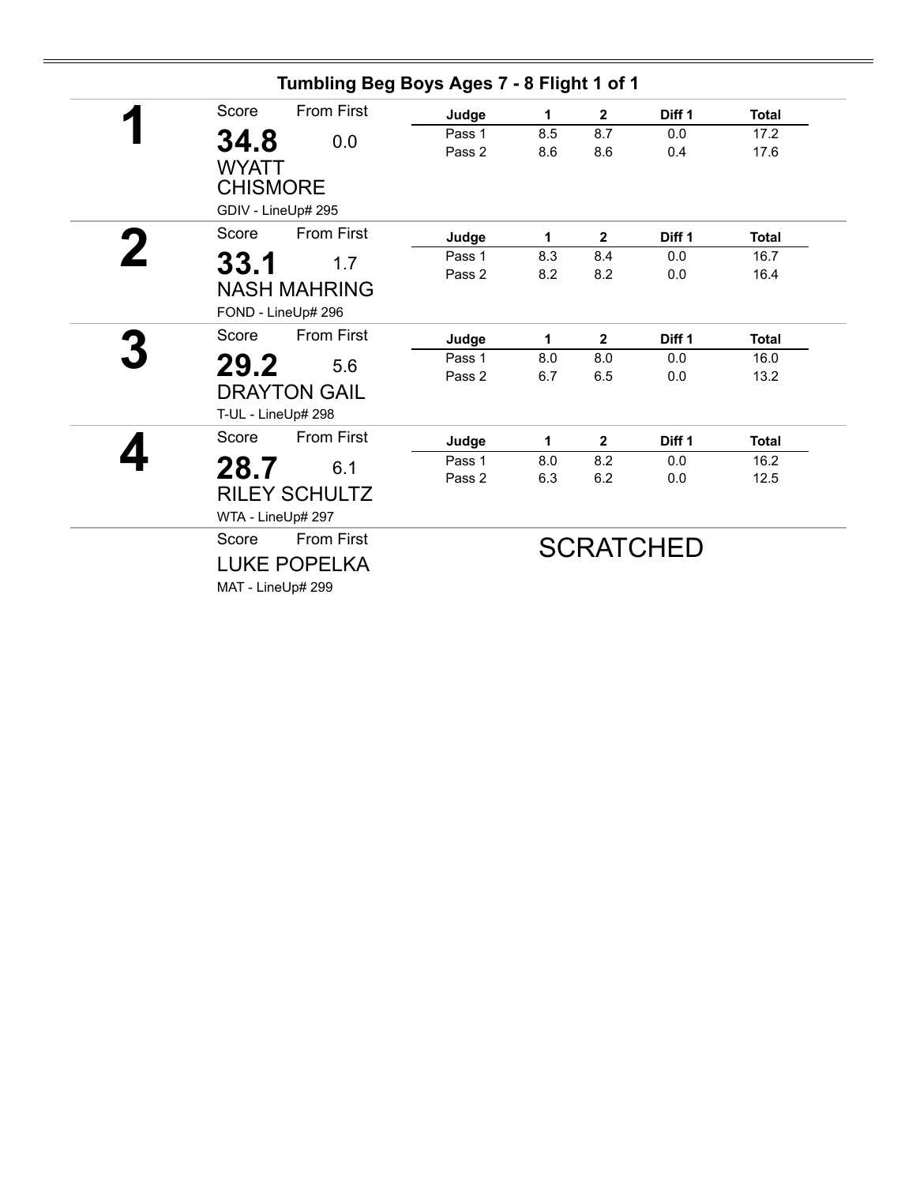## Tumbling Beg Boys Ages 7 - 8 Flight 1 of 1

**1**

Score: **34.8** — From First: 0.0

WYATT CHISMORE

GDIV - LineUp# 295

| Judge | 1 | 2 | Diff 1 | Total |
|---|---|---|---|---|
| Pass 1 | 8.5 | 8.7 | 0.0 | 17.2 |
| Pass 2 | 8.6 | 8.6 | 0.4 | 17.6 |

**2**

Score: **33.1** — From First: 1.7

NASH MAHRING

FOND - LineUp# 296

| Judge | 1 | 2 | Diff 1 | Total |
|---|---|---|---|---|
| Pass 1 | 8.3 | 8.4 | 0.0 | 16.7 |
| Pass 2 | 8.2 | 8.2 | 0.0 | 16.4 |

**3**

Score: **29.2** — From First: 5.6

DRAYTON GAIL

T-UL - LineUp# 298

| Judge | 1 | 2 | Diff 1 | Total |
|---|---|---|---|---|
| Pass 1 | 8.0 | 8.0 | 0.0 | 16.0 |
| Pass 2 | 6.7 | 6.5 | 0.0 | 13.2 |

**4**

Score: **28.7** — From First: 6.1

RILEY SCHULTZ

WTA - LineUp# 297

| Judge | 1 | 2 | Diff 1 | Total |
|---|---|---|---|---|
| Pass 1 | 8.0 | 8.2 | 0.0 | 16.2 |
| Pass 2 | 6.3 | 6.2 | 0.0 | 12.5 |

Score — From First

LUKE POPELKA

MAT - LineUp# 299

SCRATCHED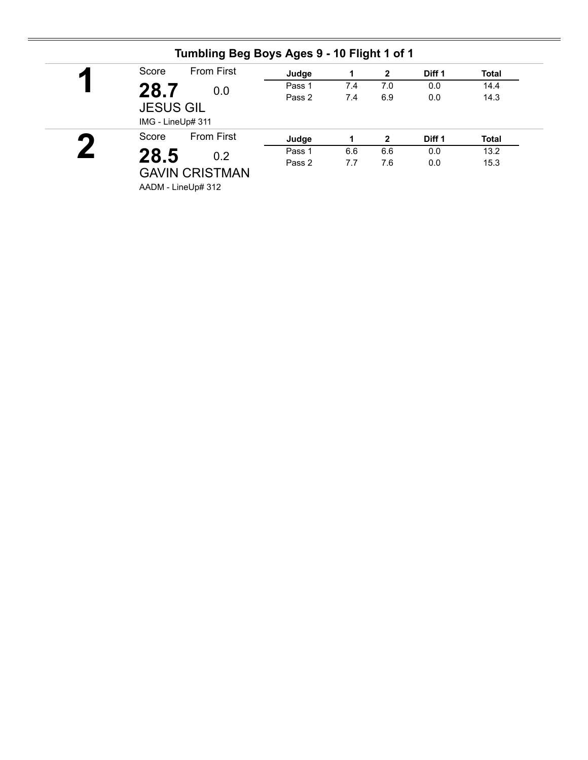## Tumbling Beg Boys Ages 9 - 10 Flight 1 of 1

**1**

Score: **28.7** From First: 0.0

JESUS GIL

IMG - LineUp# 311

| Judge | 1 | 2 | Diff 1 | Total |
|---|---|---|---|---|
| Pass 1 | 7.4 | 7.0 | 0.0 | 14.4 |
| Pass 2 | 7.4 | 6.9 | 0.0 | 14.3 |

**2**

Score: **28.5** From First: 0.2

GAVIN CRISTMAN

AADM - LineUp# 312

| Judge | 1 | 2 | Diff 1 | Total |
|---|---|---|---|---|
| Pass 1 | 6.6 | 6.6 | 0.0 | 13.2 |
| Pass 2 | 7.7 | 7.6 | 0.0 | 15.3 |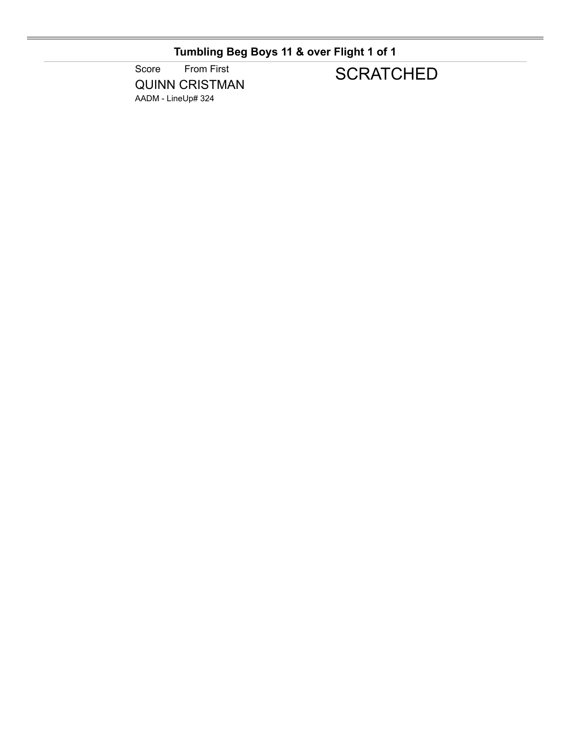## Tumbling Beg Boys 11 & over Flight 1 of 1

Score From First

QUINN CRISTMAN

AADM - LineUp# 324

SCRATCHED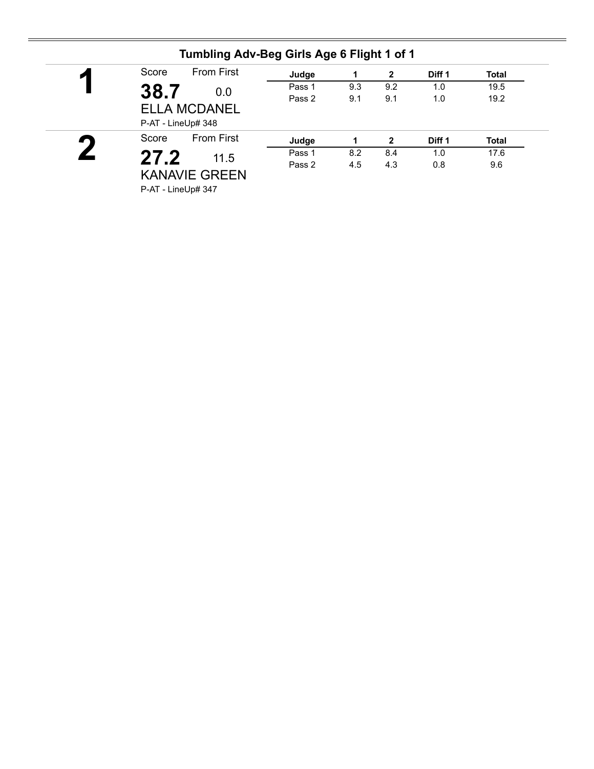## Tumbling Adv-Beg Girls Age 6 Flight 1 of 1

**1**

Score: **38.7** From First: 0.0

ELLA MCDANEL

P-AT - LineUp# 348

| Judge | 1 | 2 | Diff 1 | Total |
|---|---|---|---|---|
| Pass 1 | 9.3 | 9.2 | 1.0 | 19.5 |
| Pass 2 | 9.1 | 9.1 | 1.0 | 19.2 |

**2**

Score: **27.2** From First: 11.5

KANAVIE GREEN

P-AT - LineUp# 347

| Judge | 1 | 2 | Diff 1 | Total |
|---|---|---|---|---|
| Pass 1 | 8.2 | 8.4 | 1.0 | 17.6 |
| Pass 2 | 4.5 | 4.3 | 0.8 | 9.6 |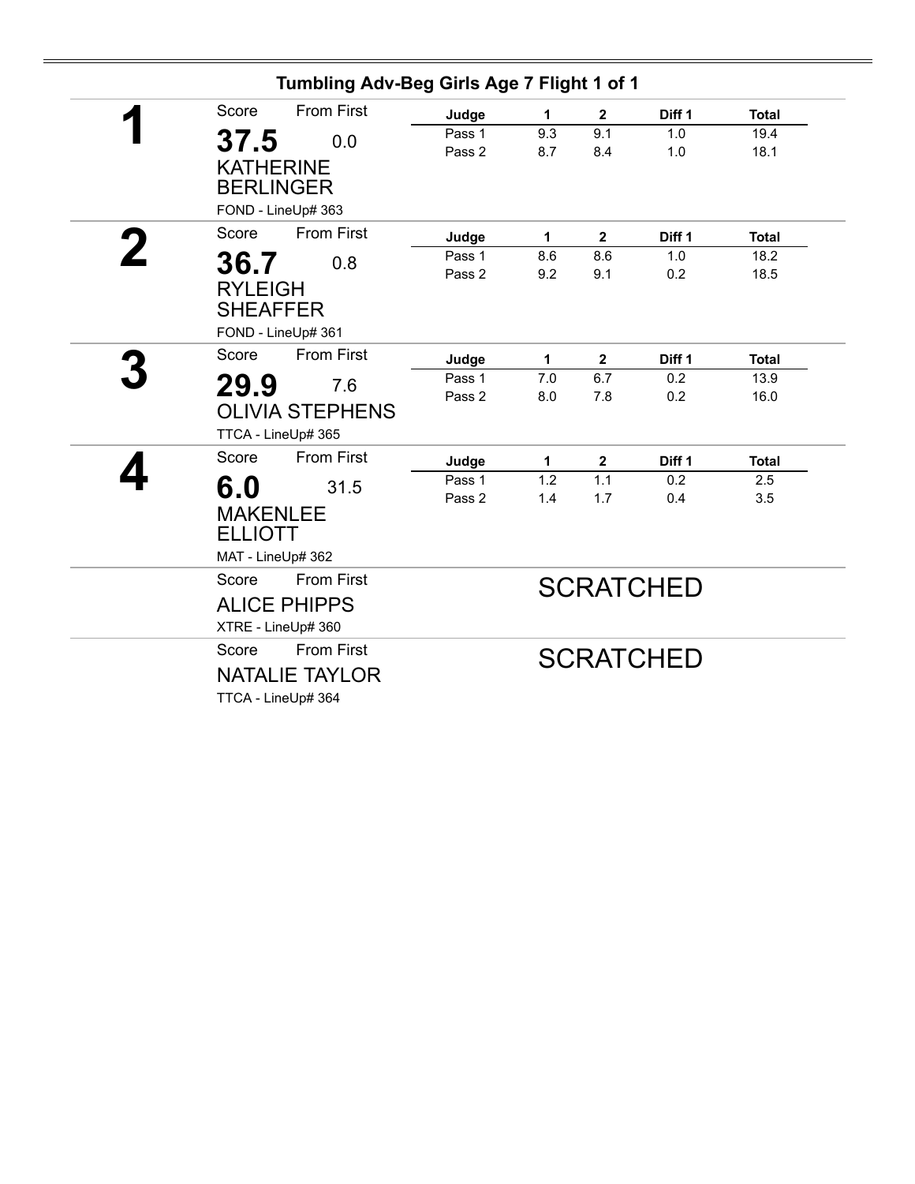## Tumbling Adv-Beg Girls Age 7 Flight 1 of 1

**1**

Score: **37.5** From First: 0.0

KATHERINE BERLINGER

FOND - LineUp# 363

| Judge | 1 | 2 | Diff 1 | Total |
|---|---|---|---|---|
| Pass 1 | 9.3 | 9.1 | 1.0 | 19.4 |
| Pass 2 | 8.7 | 8.4 | 1.0 | 18.1 |

**2**

Score: **36.7** From First: 0.8

RYLEIGH SHEAFFER

FOND - LineUp# 361

| Judge | 1 | 2 | Diff 1 | Total |
|---|---|---|---|---|
| Pass 1 | 8.6 | 8.6 | 1.0 | 18.2 |
| Pass 2 | 9.2 | 9.1 | 0.2 | 18.5 |

**3**

Score: **29.9** From First: 7.6

OLIVIA STEPHENS

TTCA - LineUp# 365

| Judge | 1 | 2 | Diff 1 | Total |
|---|---|---|---|---|
| Pass 1 | 7.0 | 6.7 | 0.2 | 13.9 |
| Pass 2 | 8.0 | 7.8 | 0.2 | 16.0 |

**4**

Score: **6.0** From First: 31.5

MAKENLEE ELLIOTT

MAT - LineUp# 362

| Judge | 1 | 2 | Diff 1 | Total |
|---|---|---|---|---|
| Pass 1 | 1.2 | 1.1 | 0.2 | 2.5 |
| Pass 2 | 1.4 | 1.7 | 0.4 | 3.5 |

Score From First

ALICE PHIPPS

XTRE - LineUp# 360

SCRATCHED

Score From First

NATALIE TAYLOR

TTCA - LineUp# 364

SCRATCHED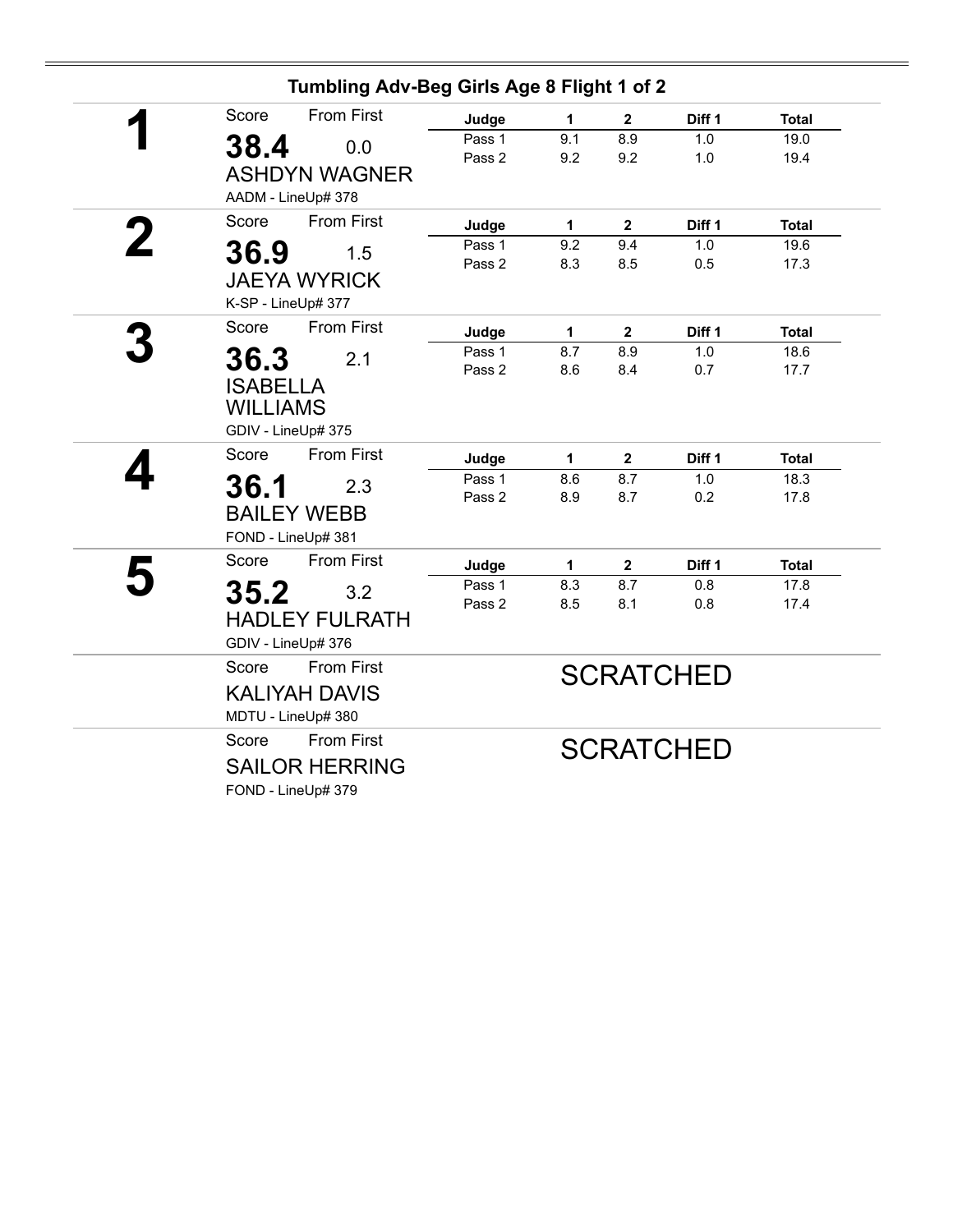## Tumbling Adv-Beg Girls Age 8 Flight 1 of 2

### 1

Score: **38.4** — From First: 0.0

ASHDYN WAGNER

AADM - LineUp# 378

| Judge | 1 | 2 | Diff 1 | Total |
|---|---|---|---|---|
| Pass 1 | 9.1 | 8.9 | 1.0 | 19.0 |
| Pass 2 | 9.2 | 9.2 | 1.0 | 19.4 |

### 2

Score: **36.9** — From First: 1.5

JAEYA WYRICK

K-SP - LineUp# 377

| Judge | 1 | 2 | Diff 1 | Total |
|---|---|---|---|---|
| Pass 1 | 9.2 | 9.4 | 1.0 | 19.6 |
| Pass 2 | 8.3 | 8.5 | 0.5 | 17.3 |

### 3

Score: **36.3** — From First: 2.1

ISABELLA WILLIAMS

GDIV - LineUp# 375

| Judge | 1 | 2 | Diff 1 | Total |
|---|---|---|---|---|
| Pass 1 | 8.7 | 8.9 | 1.0 | 18.6 |
| Pass 2 | 8.6 | 8.4 | 0.7 | 17.7 |

### 4

Score: **36.1** — From First: 2.3

BAILEY WEBB

FOND - LineUp# 381

| Judge | 1 | 2 | Diff 1 | Total |
|---|---|---|---|---|
| Pass 1 | 8.6 | 8.7 | 1.0 | 18.3 |
| Pass 2 | 8.9 | 8.7 | 0.2 | 17.8 |

### 5

Score: **35.2** — From First: 3.2

HADLEY FULRATH

GDIV - LineUp# 376

| Judge | 1 | 2 | Diff 1 | Total |
|---|---|---|---|---|
| Pass 1 | 8.3 | 8.7 | 0.8 | 17.8 |
| Pass 2 | 8.5 | 8.1 | 0.8 | 17.4 |

---

Score — From First

KALIYAH DAVIS

MDTU - LineUp# 380

SCRATCHED

---

Score — From First

SAILOR HERRING

FOND - LineUp# 379

SCRATCHED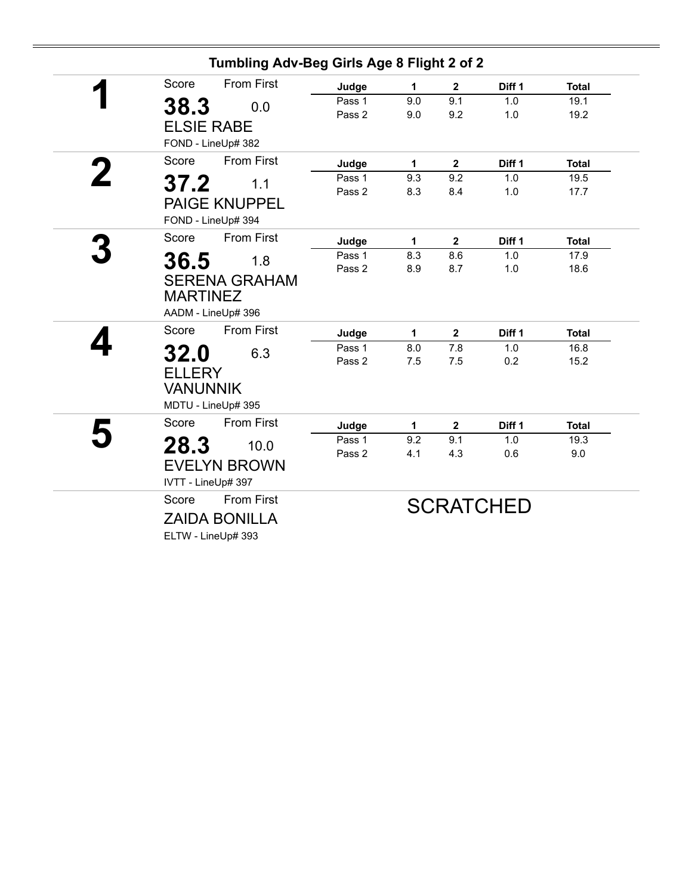## Tumbling Adv-Beg Girls Age 8 Flight 2 of 2

**1**

Score: **38.3** | From First: 0.0

ELSIE RABE

FOND - LineUp# 382

| Judge | 1 | 2 | Diff 1 | Total |
|---|---|---|---|---|
| Pass 1 | 9.0 | 9.1 | 1.0 | 19.1 |
| Pass 2 | 9.0 | 9.2 | 1.0 | 19.2 |

**2**

Score: **37.2** | From First: 1.1

PAIGE KNUPPEL

FOND - LineUp# 394

| Judge | 1 | 2 | Diff 1 | Total |
|---|---|---|---|---|
| Pass 1 | 9.3 | 9.2 | 1.0 | 19.5 |
| Pass 2 | 8.3 | 8.4 | 1.0 | 17.7 |

**3**

Score: **36.5** | From First: 1.8

SERENA GRAHAM MARTINEZ

AADM - LineUp# 396

| Judge | 1 | 2 | Diff 1 | Total |
|---|---|---|---|---|
| Pass 1 | 8.3 | 8.6 | 1.0 | 17.9 |
| Pass 2 | 8.9 | 8.7 | 1.0 | 18.6 |

**4**

Score: **32.0** | From First: 6.3

ELLERY VANUNNIK

MDTU - LineUp# 395

| Judge | 1 | 2 | Diff 1 | Total |
|---|---|---|---|---|
| Pass 1 | 8.0 | 7.8 | 1.0 | 16.8 |
| Pass 2 | 7.5 | 7.5 | 0.2 | 15.2 |

**5**

Score: **28.3** | From First: 10.0

EVELYN BROWN

IVTT - LineUp# 397

| Judge | 1 | 2 | Diff 1 | Total |
|---|---|---|---|---|
| Pass 1 | 9.2 | 9.1 | 1.0 | 19.3 |
| Pass 2 | 4.1 | 4.3 | 0.6 | 9.0 |

Score | From First

ZAIDA BONILLA

ELTW - LineUp# 393

SCRATCHED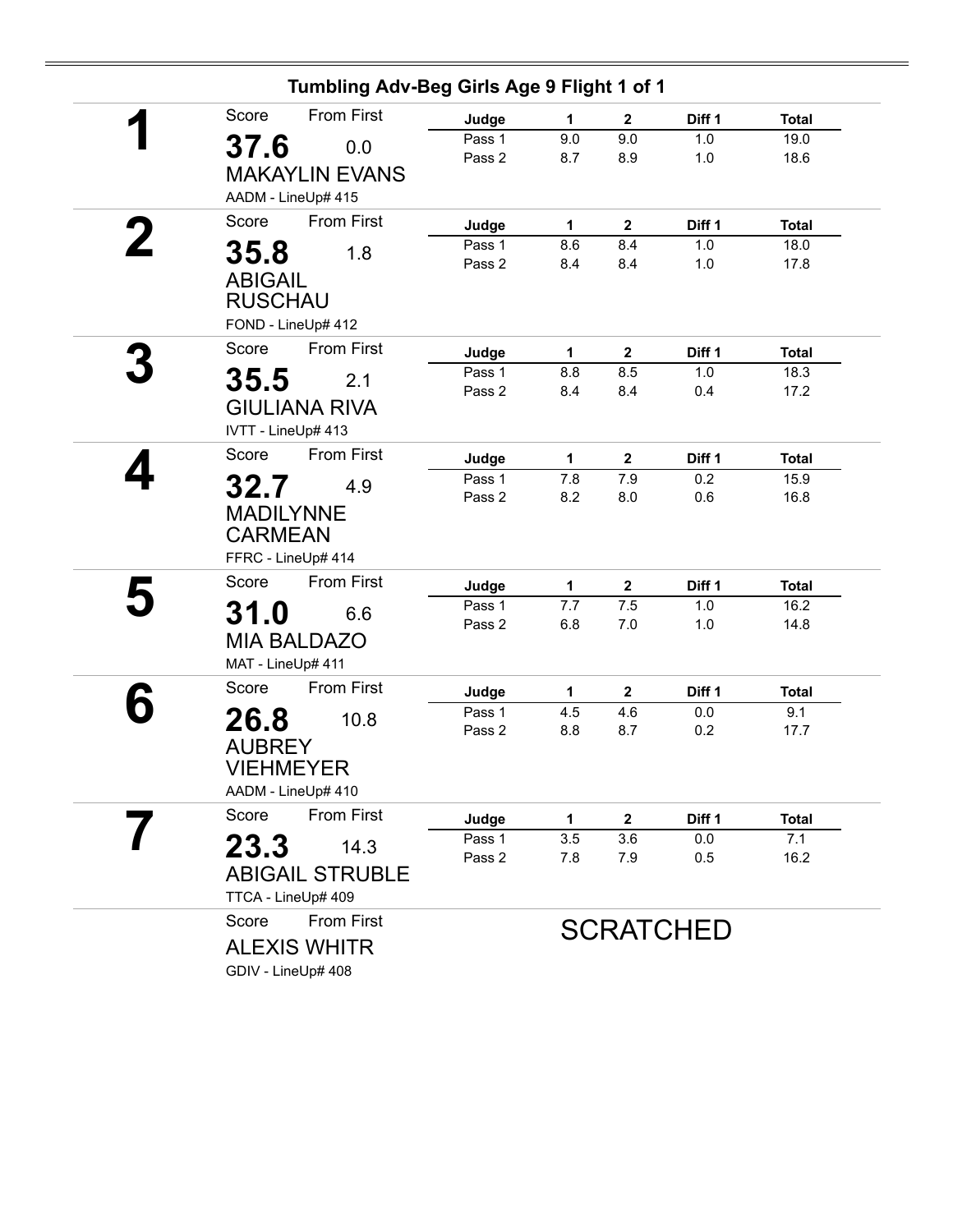## Tumbling Adv-Beg Girls Age 9 Flight 1 of 1

**1**

Score: **37.6** — From First: 0.0

MAKAYLIN EVANS

AADM - LineUp# 415

| Judge | 1 | 2 | Diff 1 | Total |
|---|---|---|---|---|
| Pass 1 | 9.0 | 9.0 | 1.0 | 19.0 |
| Pass 2 | 8.7 | 8.9 | 1.0 | 18.6 |

**2**

Score: **35.8** — From First: 1.8

ABIGAIL RUSCHAU

FOND - LineUp# 412

| Judge | 1 | 2 | Diff 1 | Total |
|---|---|---|---|---|
| Pass 1 | 8.6 | 8.4 | 1.0 | 18.0 |
| Pass 2 | 8.4 | 8.4 | 1.0 | 17.8 |

**3**

Score: **35.5** — From First: 2.1

GIULIANA RIVA

IVTT - LineUp# 413

| Judge | 1 | 2 | Diff 1 | Total |
|---|---|---|---|---|
| Pass 1 | 8.8 | 8.5 | 1.0 | 18.3 |
| Pass 2 | 8.4 | 8.4 | 0.4 | 17.2 |

**4**

Score: **32.7** — From First: 4.9

MADILYNNE CARMEAN

FFRC - LineUp# 414

| Judge | 1 | 2 | Diff 1 | Total |
|---|---|---|---|---|
| Pass 1 | 7.8 | 7.9 | 0.2 | 15.9 |
| Pass 2 | 8.2 | 8.0 | 0.6 | 16.8 |

**5**

Score: **31.0** — From First: 6.6

MIA BALDAZO

MAT - LineUp# 411

| Judge | 1 | 2 | Diff 1 | Total |
|---|---|---|---|---|
| Pass 1 | 7.7 | 7.5 | 1.0 | 16.2 |
| Pass 2 | 6.8 | 7.0 | 1.0 | 14.8 |

**6**

Score: **26.8** — From First: 10.8

AUBREY VIEHMEYER

AADM - LineUp# 410

| Judge | 1 | 2 | Diff 1 | Total |
|---|---|---|---|---|
| Pass 1 | 4.5 | 4.6 | 0.0 | 9.1 |
| Pass 2 | 8.8 | 8.7 | 0.2 | 17.7 |

**7**

Score: **23.3** — From First: 14.3

ABIGAIL STRUBLE

TTCA - LineUp# 409

| Judge | 1 | 2 | Diff 1 | Total |
|---|---|---|---|---|
| Pass 1 | 3.5 | 3.6 | 0.0 | 7.1 |
| Pass 2 | 7.8 | 7.9 | 0.5 | 16.2 |

Score — From First

ALEXIS WHITR

GDIV - LineUp# 408

SCRATCHED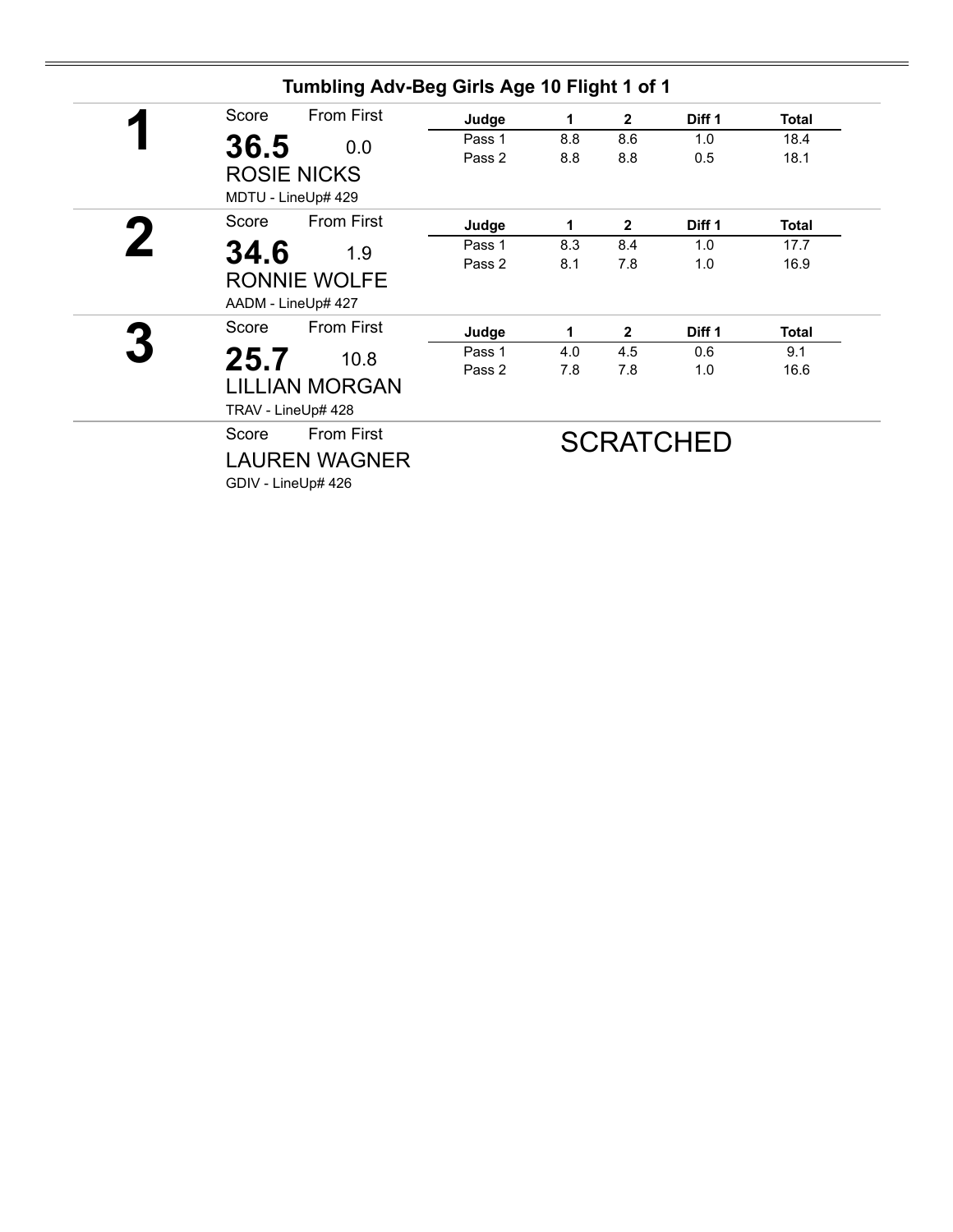## Tumbling Adv-Beg Girls Age 10 Flight 1 of 1

**1**

Score: **36.5** From First: 0.0

ROSIE NICKS

MDTU - LineUp# 429

| Judge | 1 | 2 | Diff 1 | Total |
|---|---|---|---|---|
| Pass 1 | 8.8 | 8.6 | 1.0 | 18.4 |
| Pass 2 | 8.8 | 8.8 | 0.5 | 18.1 |

**2**

Score: **34.6** From First: 1.9

RONNIE WOLFE

AADM - LineUp# 427

| Judge | 1 | 2 | Diff 1 | Total |
|---|---|---|---|---|
| Pass 1 | 8.3 | 8.4 | 1.0 | 17.7 |
| Pass 2 | 8.1 | 7.8 | 1.0 | 16.9 |

**3**

Score: **25.7** From First: 10.8

LILLIAN MORGAN

TRAV - LineUp# 428

| Judge | 1 | 2 | Diff 1 | Total |
|---|---|---|---|---|
| Pass 1 | 4.0 | 4.5 | 0.6 | 9.1 |
| Pass 2 | 7.8 | 7.8 | 1.0 | 16.6 |

Score From First

LAUREN WAGNER

GDIV - LineUp# 426

SCRATCHED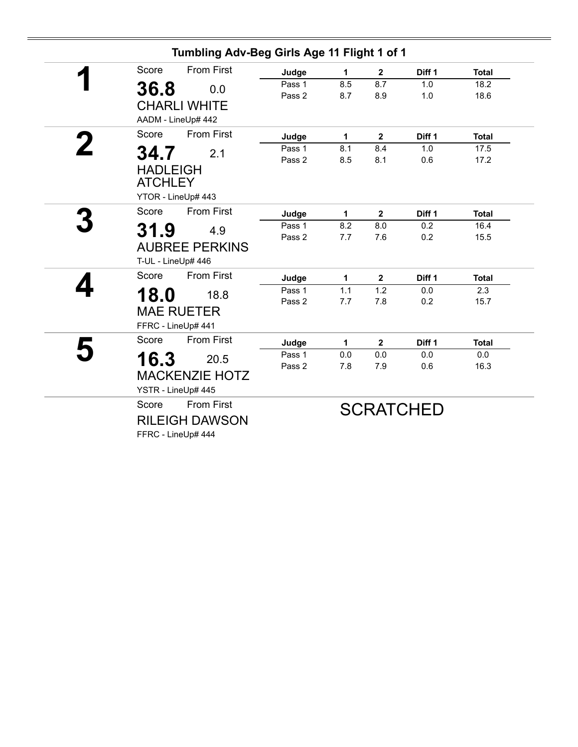## Tumbling Adv-Beg Girls Age 11 Flight 1 of 1

**1**

Score: **36.8** From First: 0.0

CHARLI WHITE

AADM - LineUp# 442

| Judge | 1 | 2 | Diff 1 | Total |
|---|---|---|---|---|
| Pass 1 | 8.5 | 8.7 | 1.0 | 18.2 |
| Pass 2 | 8.7 | 8.9 | 1.0 | 18.6 |

**2**

Score: **34.7** From First: 2.1

HADLEIGH ATCHLEY

YTOR - LineUp# 443

| Judge | 1 | 2 | Diff 1 | Total |
|---|---|---|---|---|
| Pass 1 | 8.1 | 8.4 | 1.0 | 17.5 |
| Pass 2 | 8.5 | 8.1 | 0.6 | 17.2 |

**3**

Score: **31.9** From First: 4.9

AUBREE PERKINS

T-UL - LineUp# 446

| Judge | 1 | 2 | Diff 1 | Total |
|---|---|---|---|---|
| Pass 1 | 8.2 | 8.0 | 0.2 | 16.4 |
| Pass 2 | 7.7 | 7.6 | 0.2 | 15.5 |

**4**

Score: **18.0** From First: 18.8

MAE RUETER

FFRC - LineUp# 441

| Judge | 1 | 2 | Diff 1 | Total |
|---|---|---|---|---|
| Pass 1 | 1.1 | 1.2 | 0.0 | 2.3 |
| Pass 2 | 7.7 | 7.8 | 0.2 | 15.7 |

**5**

Score: **16.3** From First: 20.5

MACKENZIE HOTZ

YSTR - LineUp# 445

| Judge | 1 | 2 | Diff 1 | Total |
|---|---|---|---|---|
| Pass 1 | 0.0 | 0.0 | 0.0 | 0.0 |
| Pass 2 | 7.8 | 7.9 | 0.6 | 16.3 |

Score From First

RILEIGH DAWSON

FFRC - LineUp# 444

SCRATCHED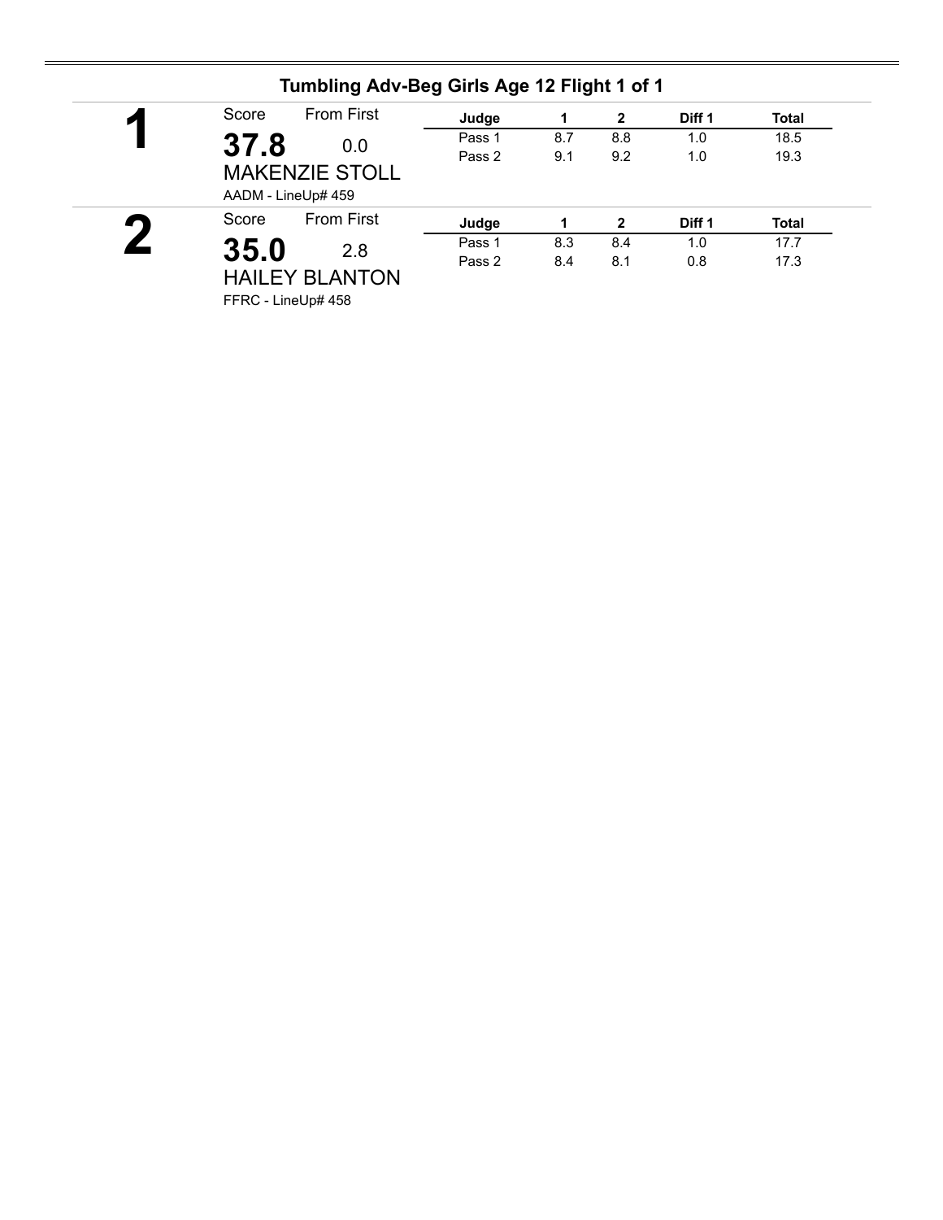## Tumbling Adv-Beg Girls Age 12 Flight 1 of 1

**1**

Score: **37.8** From First: 0.0

MAKENZIE STOLL

AADM - LineUp# 459

| Judge | 1 | 2 | Diff 1 | Total |
|---|---|---|---|---|
| Pass 1 | 8.7 | 8.8 | 1.0 | 18.5 |
| Pass 2 | 9.1 | 9.2 | 1.0 | 19.3 |

**2**

Score: **35.0** From First: 2.8

HAILEY BLANTON

FFRC - LineUp# 458

| Judge | 1 | 2 | Diff 1 | Total |
|---|---|---|---|---|
| Pass 1 | 8.3 | 8.4 | 1.0 | 17.7 |
| Pass 2 | 8.4 | 8.1 | 0.8 | 17.3 |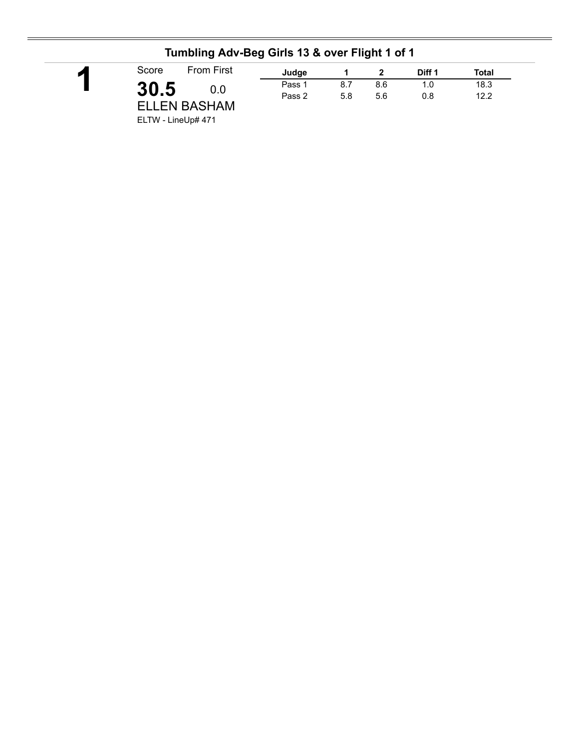## Tumbling Adv-Beg Girls 13 & over Flight 1 of 1

**1**

Score: **30.5** From First: 0.0

ELLEN BASHAM

ELTW - LineUp# 471

| Judge | 1 | 2 | Diff 1 | Total |
|---|---|---|---|---|
| Pass 1 | 8.7 | 8.6 | 1.0 | 18.3 |
| Pass 2 | 5.8 | 5.6 | 0.8 | 12.2 |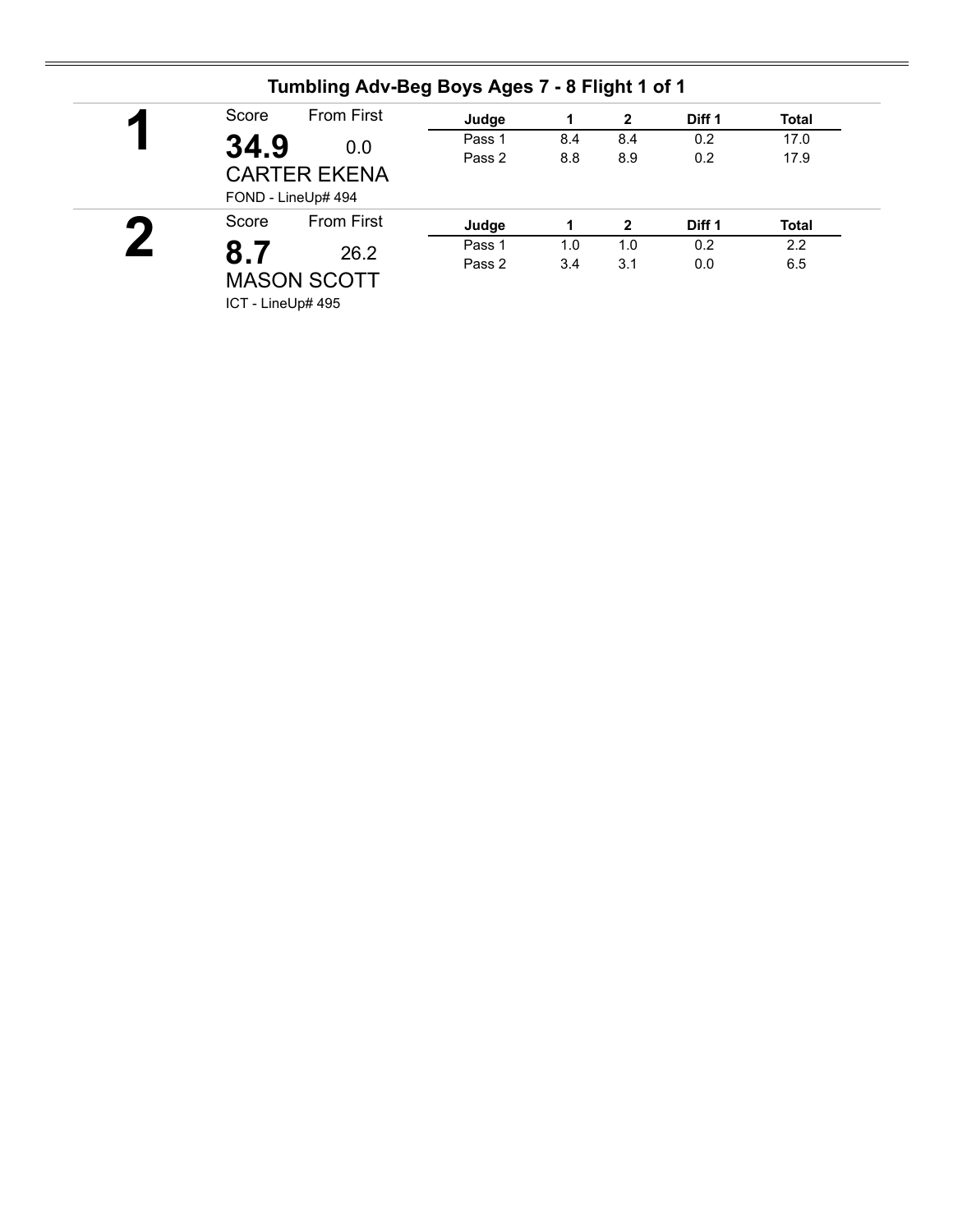## Tumbling Adv-Beg Boys Ages 7 - 8 Flight 1 of 1

**1**

Score: **34.9** — From First: 0.0

CARTER EKENA

FOND - LineUp# 494

| Judge | 1 | 2 | Diff 1 | Total |
|---|---|---|---|---|
| Pass 1 | 8.4 | 8.4 | 0.2 | 17.0 |
| Pass 2 | 8.8 | 8.9 | 0.2 | 17.9 |

**2**

Score: **8.7** — From First: 26.2

MASON SCOTT

ICT - LineUp# 495

| Judge | 1 | 2 | Diff 1 | Total |
|---|---|---|---|---|
| Pass 1 | 1.0 | 1.0 | 0.2 | 2.2 |
| Pass 2 | 3.4 | 3.1 | 0.0 | 6.5 |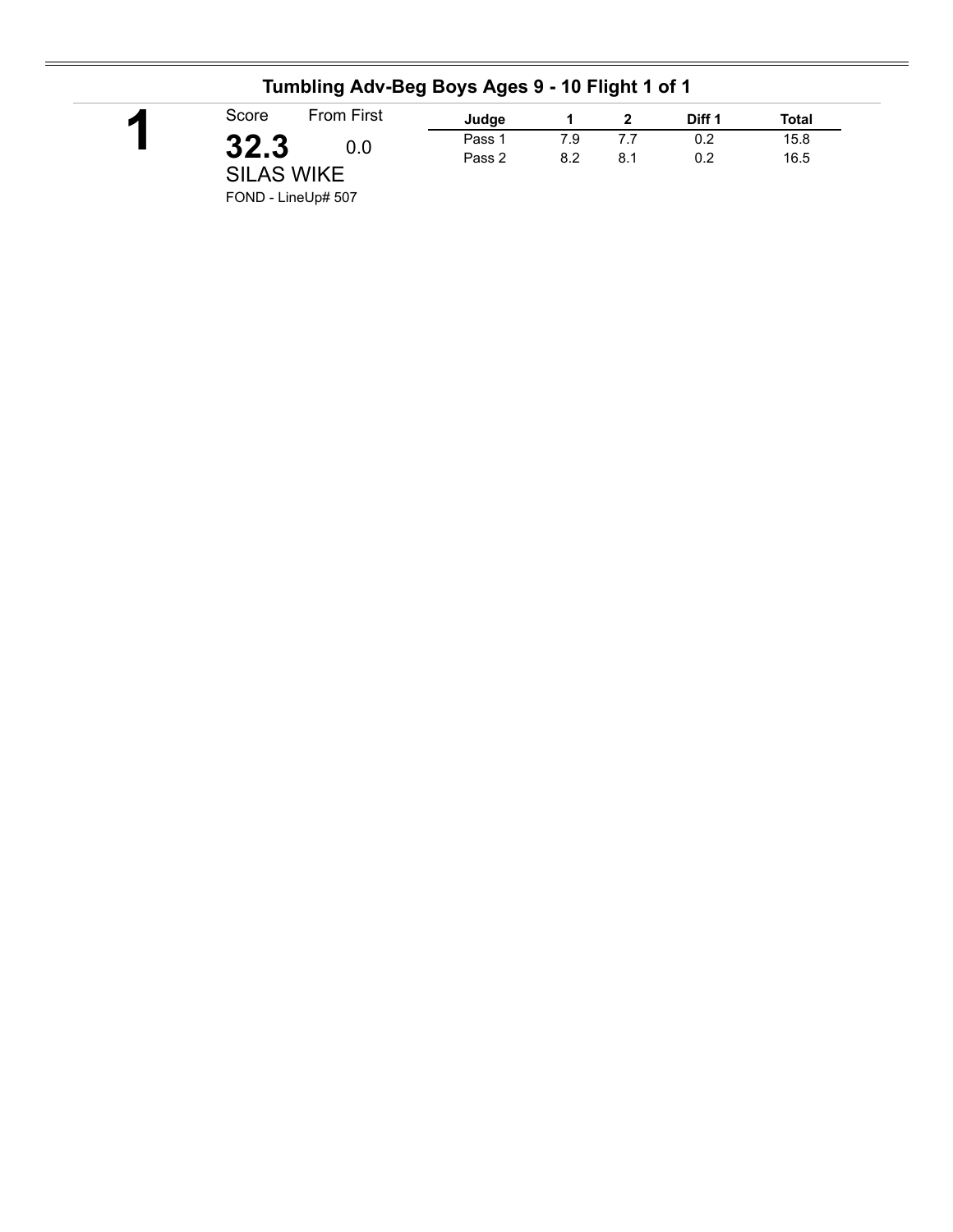## Tumbling Adv-Beg Boys Ages 9 - 10 Flight 1 of 1

**1**

Score From First

**32.3** 0.0

SILAS WIKE

FOND - LineUp# 507

| Judge | 1 | 2 | Diff 1 | Total |
|---|---|---|---|---|
| Pass 1 | 7.9 | 7.7 | 0.2 | 15.8 |
| Pass 2 | 8.2 | 8.1 | 0.2 | 16.5 |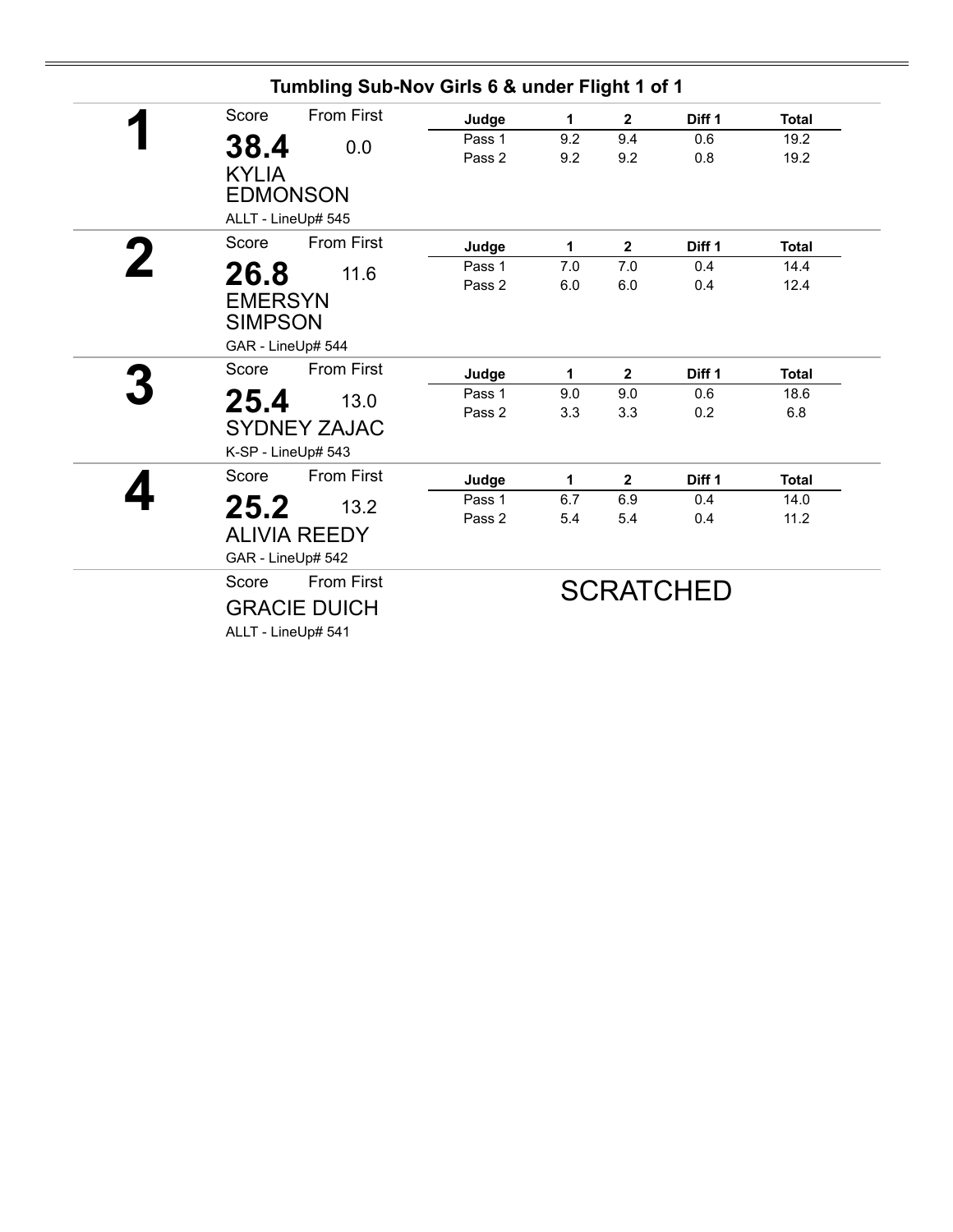## Tumbling Sub-Nov Girls 6 & under Flight 1 of 1

**1**

Score: **38.4** From First: 0.0

KYLIA EDMONSON

ALLT - LineUp# 545

| Judge | 1 | 2 | Diff 1 | Total |
|---|---|---|---|---|
| Pass 1 | 9.2 | 9.4 | 0.6 | 19.2 |
| Pass 2 | 9.2 | 9.2 | 0.8 | 19.2 |

**2**

Score: **26.8** From First: 11.6

EMERSYN SIMPSON

GAR - LineUp# 544

| Judge | 1 | 2 | Diff 1 | Total |
|---|---|---|---|---|
| Pass 1 | 7.0 | 7.0 | 0.4 | 14.4 |
| Pass 2 | 6.0 | 6.0 | 0.4 | 12.4 |

**3**

Score: **25.4** From First: 13.0

SYDNEY ZAJAC

K-SP - LineUp# 543

| Judge | 1 | 2 | Diff 1 | Total |
|---|---|---|---|---|
| Pass 1 | 9.0 | 9.0 | 0.6 | 18.6 |
| Pass 2 | 3.3 | 3.3 | 0.2 | 6.8 |

**4**

Score: **25.2** From First: 13.2

ALIVIA REEDY

GAR - LineUp# 542

| Judge | 1 | 2 | Diff 1 | Total |
|---|---|---|---|---|
| Pass 1 | 6.7 | 6.9 | 0.4 | 14.0 |
| Pass 2 | 5.4 | 5.4 | 0.4 | 11.2 |

Score From First

GRACIE DUICH

ALLT - LineUp# 541

SCRATCHED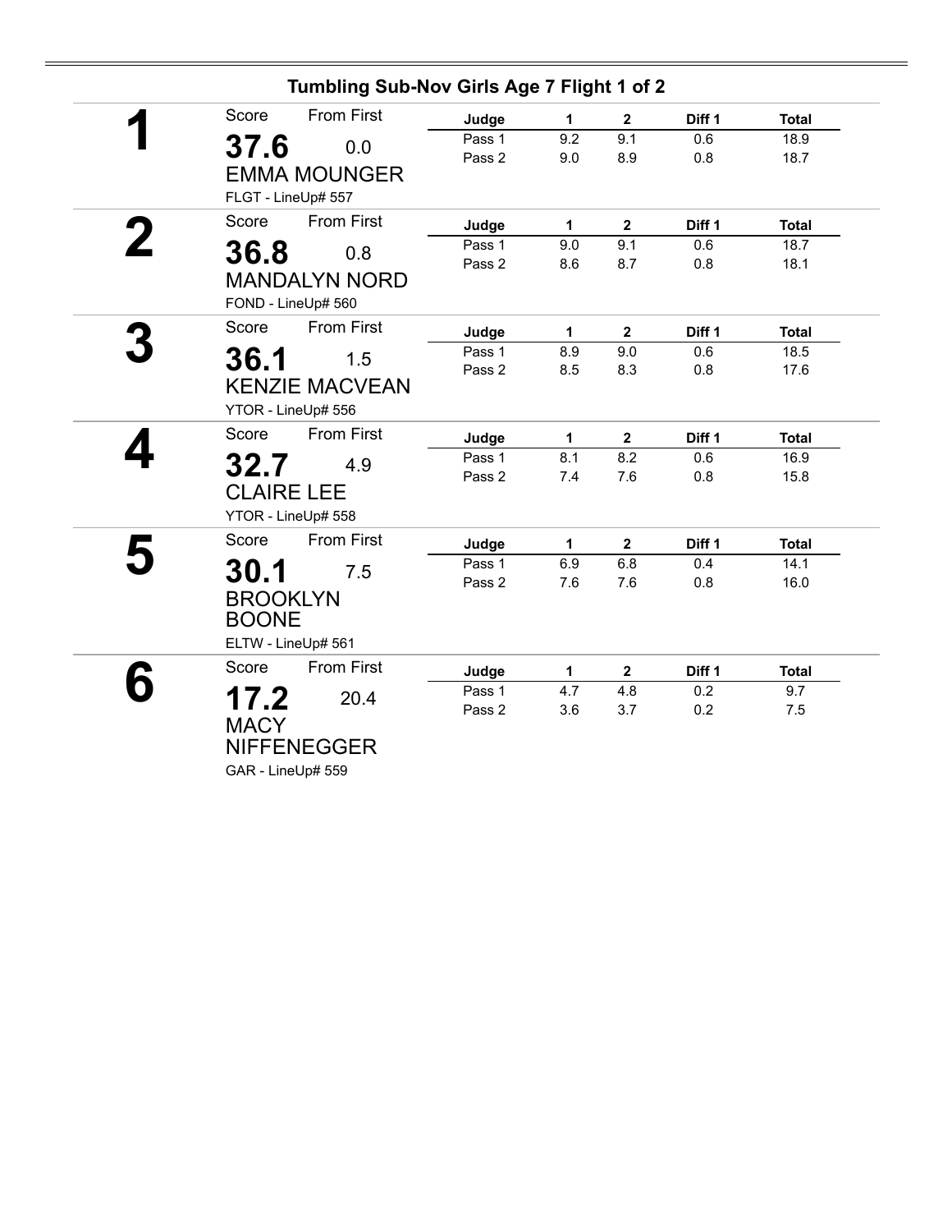## Tumbling Sub-Nov Girls Age 7 Flight 1 of 2

**1**

Score: **37.6** — From First: 0.0

EMMA MOUNGER

FLGT - LineUp# 557

| Judge | 1 | 2 | Diff 1 | Total |
|---|---|---|---|---|
| Pass 1 | 9.2 | 9.1 | 0.6 | 18.9 |
| Pass 2 | 9.0 | 8.9 | 0.8 | 18.7 |

**2**

Score: **36.8** — From First: 0.8

MANDALYN NORD

FOND - LineUp# 560

| Judge | 1 | 2 | Diff 1 | Total |
|---|---|---|---|---|
| Pass 1 | 9.0 | 9.1 | 0.6 | 18.7 |
| Pass 2 | 8.6 | 8.7 | 0.8 | 18.1 |

**3**

Score: **36.1** — From First: 1.5

KENZIE MACVEAN

YTOR - LineUp# 556

| Judge | 1 | 2 | Diff 1 | Total |
|---|---|---|---|---|
| Pass 1 | 8.9 | 9.0 | 0.6 | 18.5 |
| Pass 2 | 8.5 | 8.3 | 0.8 | 17.6 |

**4**

Score: **32.7** — From First: 4.9

CLAIRE LEE

YTOR - LineUp# 558

| Judge | 1 | 2 | Diff 1 | Total |
|---|---|---|---|---|
| Pass 1 | 8.1 | 8.2 | 0.6 | 16.9 |
| Pass 2 | 7.4 | 7.6 | 0.8 | 15.8 |

**5**

Score: **30.1** — From First: 7.5

BROOKLYN BOONE

ELTW - LineUp# 561

| Judge | 1 | 2 | Diff 1 | Total |
|---|---|---|---|---|
| Pass 1 | 6.9 | 6.8 | 0.4 | 14.1 |
| Pass 2 | 7.6 | 7.6 | 0.8 | 16.0 |

**6**

Score: **17.2** — From First: 20.4

MACY NIFFENEGGER

GAR - LineUp# 559

| Judge | 1 | 2 | Diff 1 | Total |
|---|---|---|---|---|
| Pass 1 | 4.7 | 4.8 | 0.2 | 9.7 |
| Pass 2 | 3.6 | 3.7 | 0.2 | 7.5 |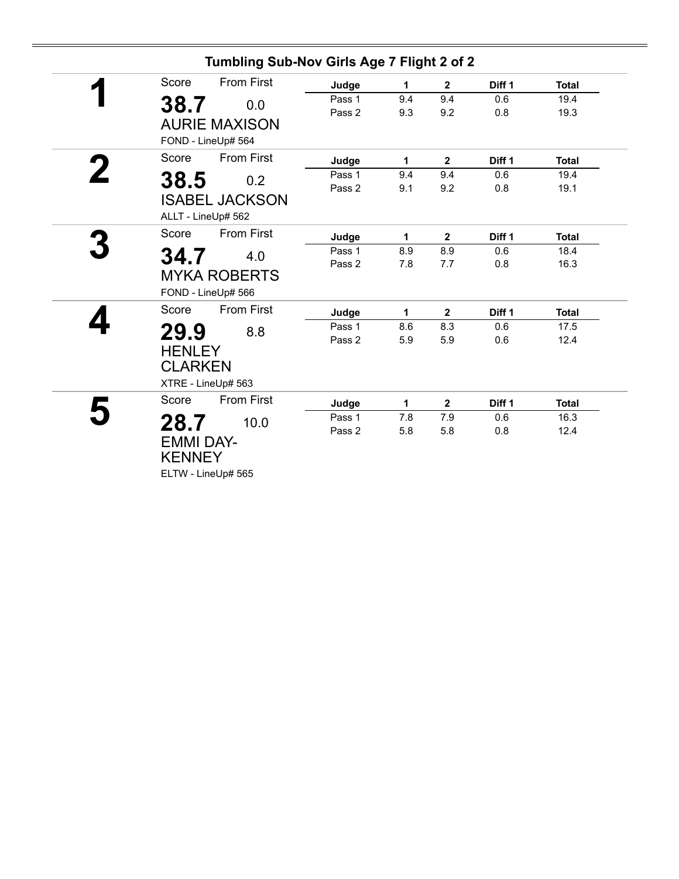## Tumbling Sub-Nov Girls Age 7 Flight 2 of 2

**1**

Score: **38.7** From First: 0.0

AURIE MAXISON

FOND - LineUp# 564

| Judge | 1 | 2 | Diff 1 | Total |
|---|---|---|---|---|
| Pass 1 | 9.4 | 9.4 | 0.6 | 19.4 |
| Pass 2 | 9.3 | 9.2 | 0.8 | 19.3 |

**2**

Score: **38.5** From First: 0.2

ISABEL JACKSON

ALLT - LineUp# 562

| Judge | 1 | 2 | Diff 1 | Total |
|---|---|---|---|---|
| Pass 1 | 9.4 | 9.4 | 0.6 | 19.4 |
| Pass 2 | 9.1 | 9.2 | 0.8 | 19.1 |

**3**

Score: **34.7** From First: 4.0

MYKA ROBERTS

FOND - LineUp# 566

| Judge | 1 | 2 | Diff 1 | Total |
|---|---|---|---|---|
| Pass 1 | 8.9 | 8.9 | 0.6 | 18.4 |
| Pass 2 | 7.8 | 7.7 | 0.8 | 16.3 |

**4**

Score: **29.9** From First: 8.8

HENLEY CLARKEN

XTRE - LineUp# 563

| Judge | 1 | 2 | Diff 1 | Total |
|---|---|---|---|---|
| Pass 1 | 8.6 | 8.3 | 0.6 | 17.5 |
| Pass 2 | 5.9 | 5.9 | 0.6 | 12.4 |

**5**

Score: **28.7** From First: 10.0

EMMI DAY-KENNEY

ELTW - LineUp# 565

| Judge | 1 | 2 | Diff 1 | Total |
|---|---|---|---|---|
| Pass 1 | 7.8 | 7.9 | 0.6 | 16.3 |
| Pass 2 | 5.8 | 5.8 | 0.8 | 12.4 |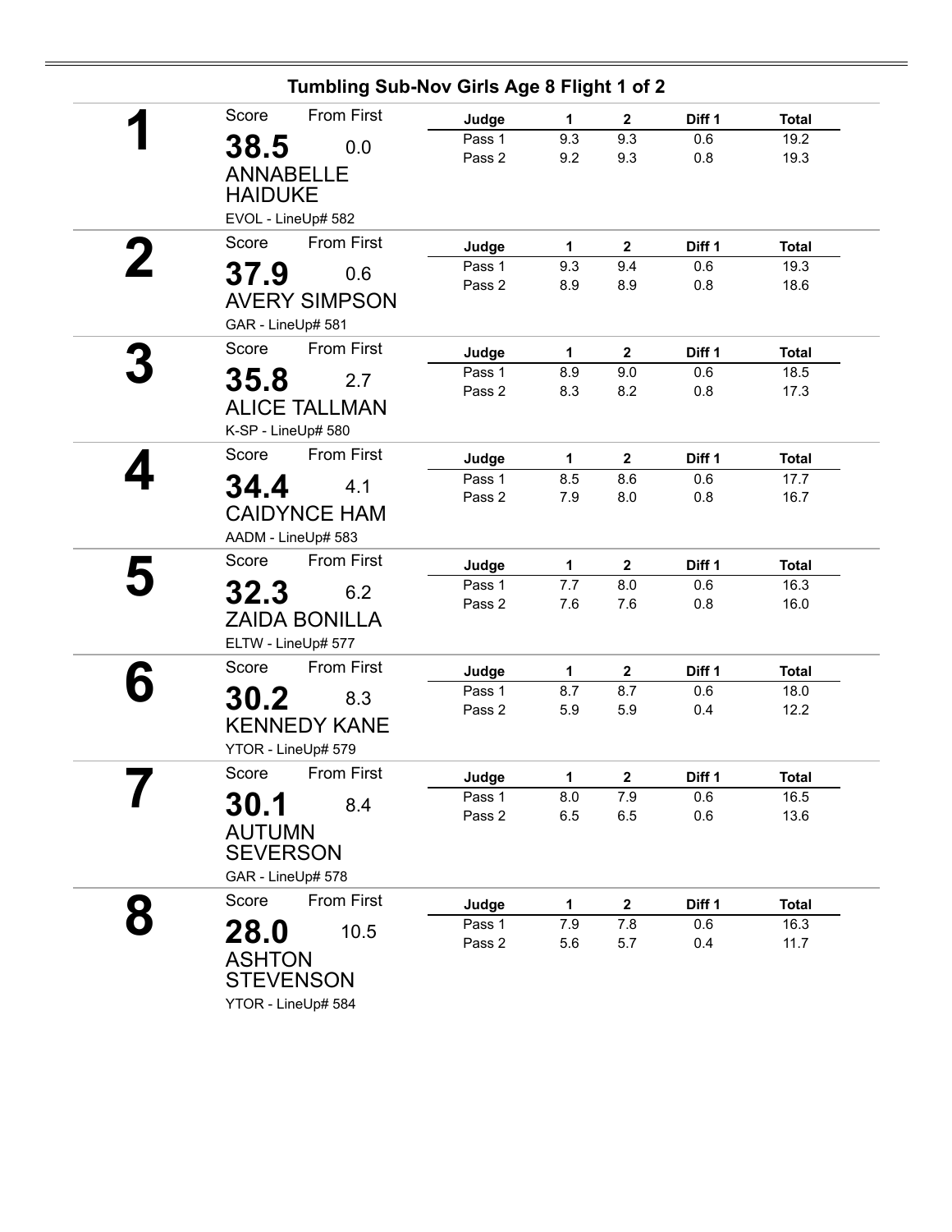## Tumbling Sub-Nov Girls Age 8 Flight 1 of 2

**1**

Score: **38.5** — From First: 0.0

ANNABELLE HAIDUKE

EVOL - LineUp# 582

| Judge | 1 | 2 | Diff 1 | Total |
|---|---|---|---|---|
| Pass 1 | 9.3 | 9.3 | 0.6 | 19.2 |
| Pass 2 | 9.2 | 9.3 | 0.8 | 19.3 |

**2**

Score: **37.9** — From First: 0.6

AVERY SIMPSON

GAR - LineUp# 581

| Judge | 1 | 2 | Diff 1 | Total |
|---|---|---|---|---|
| Pass 1 | 9.3 | 9.4 | 0.6 | 19.3 |
| Pass 2 | 8.9 | 8.9 | 0.8 | 18.6 |

**3**

Score: **35.8** — From First: 2.7

ALICE TALLMAN

K-SP - LineUp# 580

| Judge | 1 | 2 | Diff 1 | Total |
|---|---|---|---|---|
| Pass 1 | 8.9 | 9.0 | 0.6 | 18.5 |
| Pass 2 | 8.3 | 8.2 | 0.8 | 17.3 |

**4**

Score: **34.4** — From First: 4.1

CAIDYNCE HAM

AADM - LineUp# 583

| Judge | 1 | 2 | Diff 1 | Total |
|---|---|---|---|---|
| Pass 1 | 8.5 | 8.6 | 0.6 | 17.7 |
| Pass 2 | 7.9 | 8.0 | 0.8 | 16.7 |

**5**

Score: **32.3** — From First: 6.2

ZAIDA BONILLA

ELTW - LineUp# 577

| Judge | 1 | 2 | Diff 1 | Total |
|---|---|---|---|---|
| Pass 1 | 7.7 | 8.0 | 0.6 | 16.3 |
| Pass 2 | 7.6 | 7.6 | 0.8 | 16.0 |

**6**

Score: **30.2** — From First: 8.3

KENNEDY KANE

YTOR - LineUp# 579

| Judge | 1 | 2 | Diff 1 | Total |
|---|---|---|---|---|
| Pass 1 | 8.7 | 8.7 | 0.6 | 18.0 |
| Pass 2 | 5.9 | 5.9 | 0.4 | 12.2 |

**7**

Score: **30.1** — From First: 8.4

AUTUMN SEVERSON

GAR - LineUp# 578

| Judge | 1 | 2 | Diff 1 | Total |
|---|---|---|---|---|
| Pass 1 | 8.0 | 7.9 | 0.6 | 16.5 |
| Pass 2 | 6.5 | 6.5 | 0.6 | 13.6 |

**8**

Score: **28.0** — From First: 10.5

ASHTON STEVENSON

YTOR - LineUp# 584

| Judge | 1 | 2 | Diff 1 | Total |
|---|---|---|---|---|
| Pass 1 | 7.9 | 7.8 | 0.6 | 16.3 |
| Pass 2 | 5.6 | 5.7 | 0.4 | 11.7 |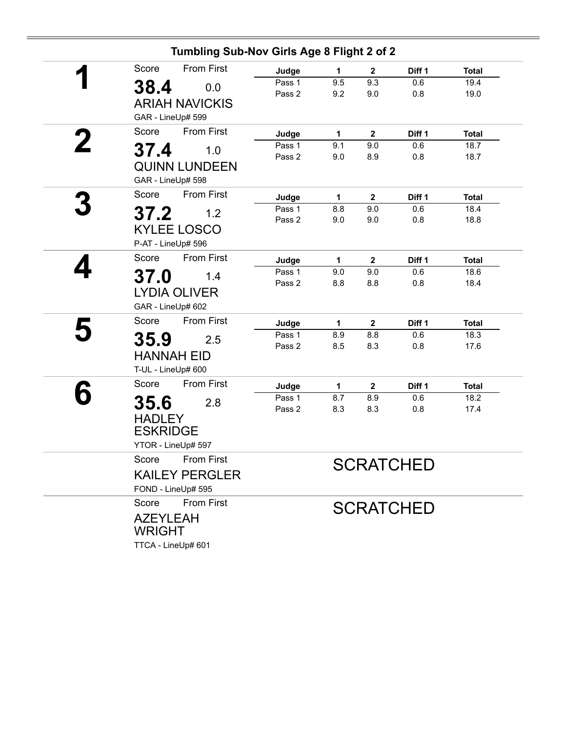## Tumbling Sub-Nov Girls Age 8 Flight 2 of 2

**1**

Score: **38.4** From First: 0.0

ARIAH NAVICKIS

GAR - LineUp# 599

| Judge | 1 | 2 | Diff 1 | Total |
|---|---|---|---|---|
| Pass 1 | 9.5 | 9.3 | 0.6 | 19.4 |
| Pass 2 | 9.2 | 9.0 | 0.8 | 19.0 |

**2**

Score: **37.4** From First: 1.0

QUINN LUNDEEN

GAR - LineUp# 598

| Judge | 1 | 2 | Diff 1 | Total |
|---|---|---|---|---|
| Pass 1 | 9.1 | 9.0 | 0.6 | 18.7 |
| Pass 2 | 9.0 | 8.9 | 0.8 | 18.7 |

**3**

Score: **37.2** From First: 1.2

KYLEE LOSCO

P-AT - LineUp# 596

| Judge | 1 | 2 | Diff 1 | Total |
|---|---|---|---|---|
| Pass 1 | 8.8 | 9.0 | 0.6 | 18.4 |
| Pass 2 | 9.0 | 9.0 | 0.8 | 18.8 |

**4**

Score: **37.0** From First: 1.4

LYDIA OLIVER

GAR - LineUp# 602

| Judge | 1 | 2 | Diff 1 | Total |
|---|---|---|---|---|
| Pass 1 | 9.0 | 9.0 | 0.6 | 18.6 |
| Pass 2 | 8.8 | 8.8 | 0.8 | 18.4 |

**5**

Score: **35.9** From First: 2.5

HANNAH EID

T-UL - LineUp# 600

| Judge | 1 | 2 | Diff 1 | Total |
|---|---|---|---|---|
| Pass 1 | 8.9 | 8.8 | 0.6 | 18.3 |
| Pass 2 | 8.5 | 8.3 | 0.8 | 17.6 |

**6**

Score: **35.6** From First: 2.8

HADLEY ESKRIDGE

YTOR - LineUp# 597

| Judge | 1 | 2 | Diff 1 | Total |
|---|---|---|---|---|
| Pass 1 | 8.7 | 8.9 | 0.6 | 18.2 |
| Pass 2 | 8.3 | 8.3 | 0.8 | 17.4 |

Score From First

KAILEY PERGLER

FOND - LineUp# 595

SCRATCHED

Score From First

AZEYLEAH WRIGHT

TTCA - LineUp# 601

SCRATCHED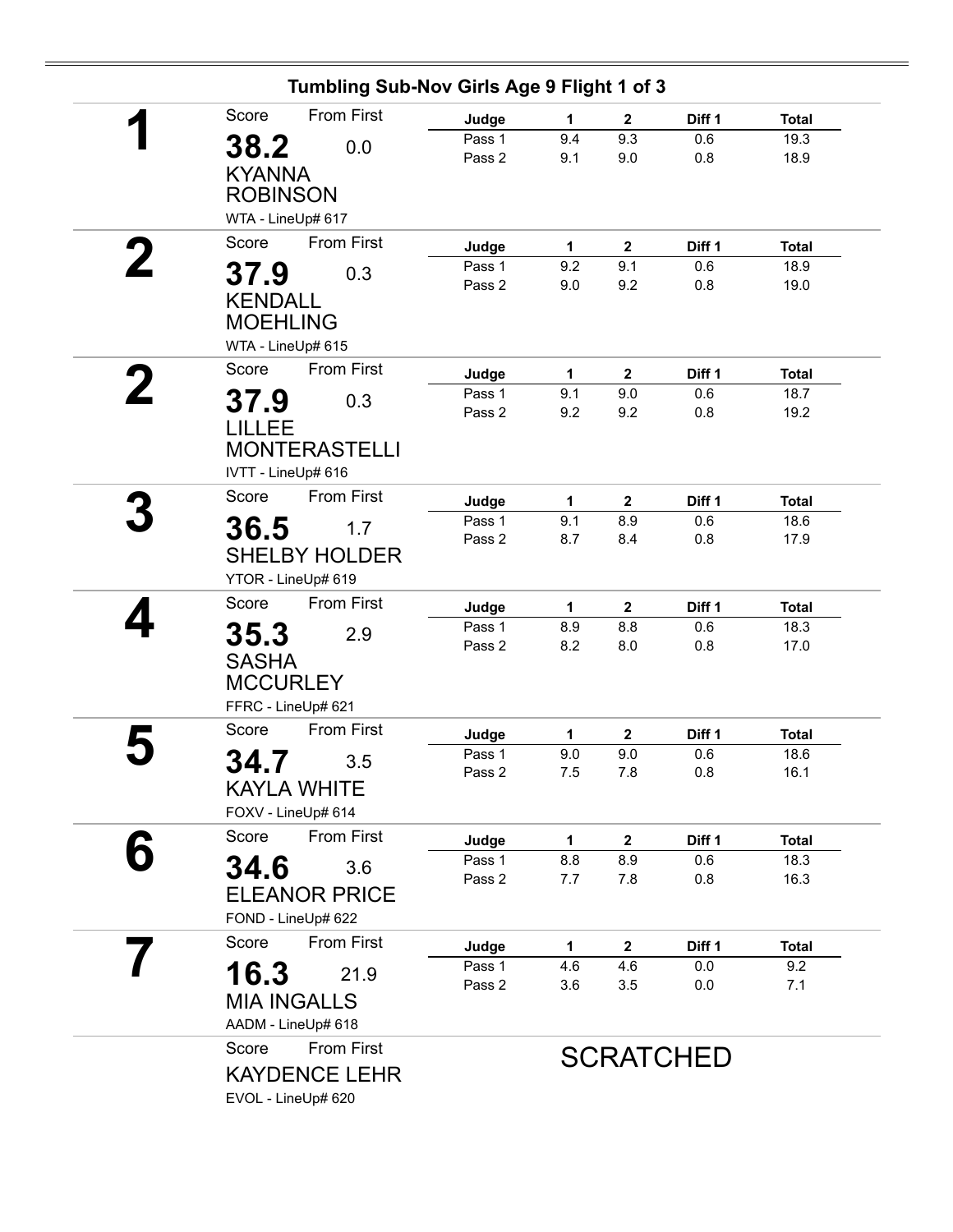## Tumbling Sub-Nov Girls Age 9 Flight 1 of 3

**1**

Score: **38.2** — From First: 0.0

KYANNA ROBINSON

WTA - LineUp# 617

| Judge | 1 | 2 | Diff 1 | Total |
|---|---|---|---|---|
| Pass 1 | 9.4 | 9.3 | 0.6 | 19.3 |
| Pass 2 | 9.1 | 9.0 | 0.8 | 18.9 |

**2**

Score: **37.9** — From First: 0.3

KENDALL MOEHLING

WTA - LineUp# 615

| Judge | 1 | 2 | Diff 1 | Total |
|---|---|---|---|---|
| Pass 1 | 9.2 | 9.1 | 0.6 | 18.9 |
| Pass 2 | 9.0 | 9.2 | 0.8 | 19.0 |

**2**

Score: **37.9** — From First: 0.3

LILLEE MONTERASTELLI

IVTT - LineUp# 616

| Judge | 1 | 2 | Diff 1 | Total |
|---|---|---|---|---|
| Pass 1 | 9.1 | 9.0 | 0.6 | 18.7 |
| Pass 2 | 9.2 | 9.2 | 0.8 | 19.2 |

**3**

Score: **36.5** — From First: 1.7

SHELBY HOLDER

YTOR - LineUp# 619

| Judge | 1 | 2 | Diff 1 | Total |
|---|---|---|---|---|
| Pass 1 | 9.1 | 8.9 | 0.6 | 18.6 |
| Pass 2 | 8.7 | 8.4 | 0.8 | 17.9 |

**4**

Score: **35.3** — From First: 2.9

SASHA MCCURLEY

FFRC - LineUp# 621

| Judge | 1 | 2 | Diff 1 | Total |
|---|---|---|---|---|
| Pass 1 | 8.9 | 8.8 | 0.6 | 18.3 |
| Pass 2 | 8.2 | 8.0 | 0.8 | 17.0 |

**5**

Score: **34.7** — From First: 3.5

KAYLA WHITE

FOXV - LineUp# 614

| Judge | 1 | 2 | Diff 1 | Total |
|---|---|---|---|---|
| Pass 1 | 9.0 | 9.0 | 0.6 | 18.6 |
| Pass 2 | 7.5 | 7.8 | 0.8 | 16.1 |

**6**

Score: **34.6** — From First: 3.6

ELEANOR PRICE

FOND - LineUp# 622

| Judge | 1 | 2 | Diff 1 | Total |
|---|---|---|---|---|
| Pass 1 | 8.8 | 8.9 | 0.6 | 18.3 |
| Pass 2 | 7.7 | 7.8 | 0.8 | 16.3 |

**7**

Score: **16.3** — From First: 21.9

MIA INGALLS

AADM - LineUp# 618

| Judge | 1 | 2 | Diff 1 | Total |
|---|---|---|---|---|
| Pass 1 | 4.6 | 4.6 | 0.0 | 9.2 |
| Pass 2 | 3.6 | 3.5 | 0.0 | 7.1 |

Score — From First

KAYDENCE LEHR

EVOL - LineUp# 620

SCRATCHED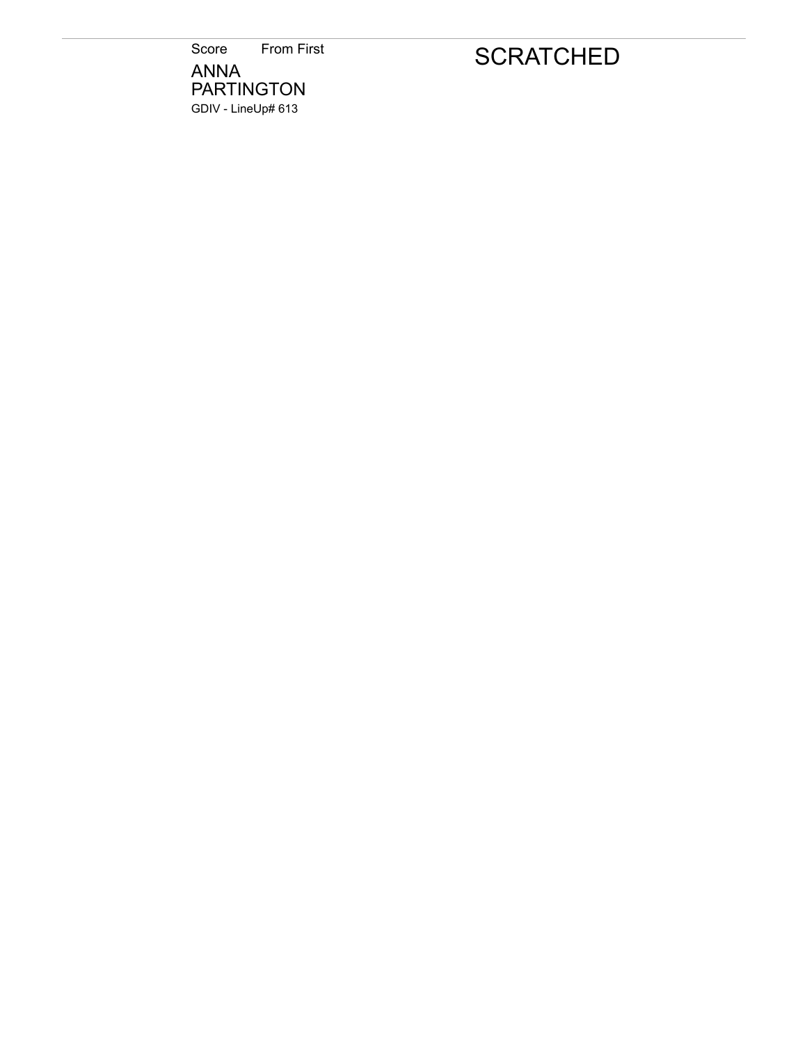Score From First

ANNA PARTINGTON

GDIV - LineUp# 613

SCRATCHED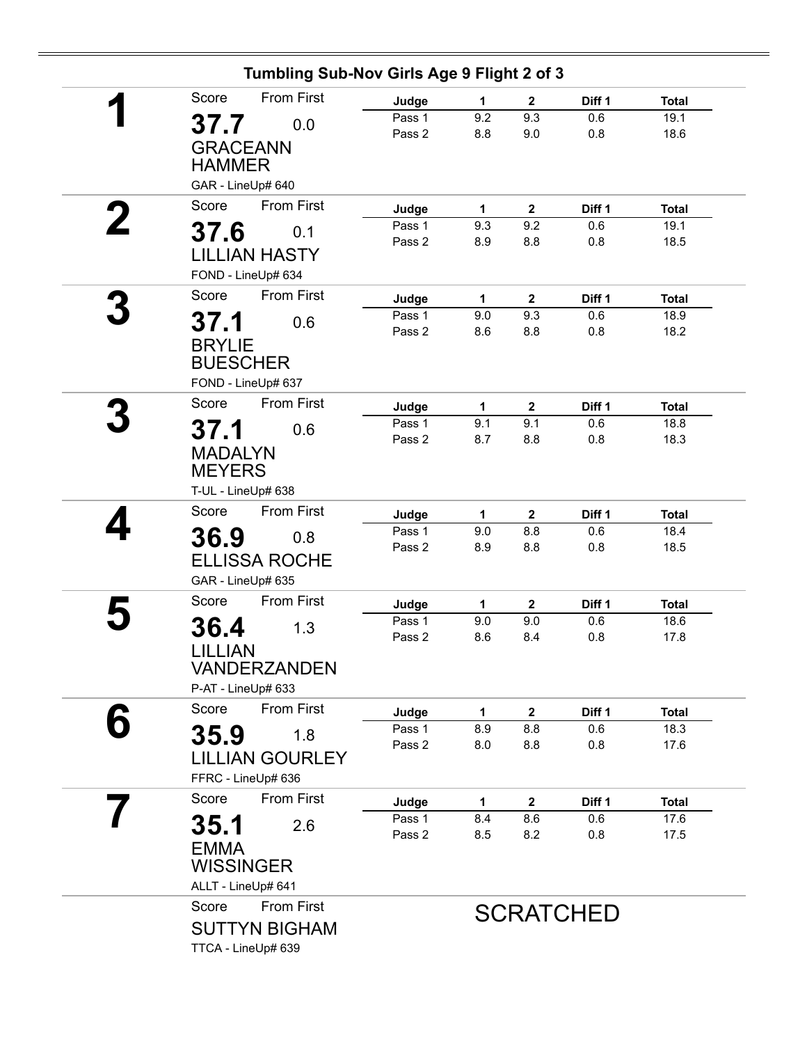## Tumbling Sub-Nov Girls Age 9 Flight 2 of 3

**1**

Score: **37.7** From First: 0.0

GRACEANN HAMMER

GAR - LineUp# 640

| Judge | 1 | 2 | Diff 1 | Total |
|---|---|---|---|---|
| Pass 1 | 9.2 | 9.3 | 0.6 | 19.1 |
| Pass 2 | 8.8 | 9.0 | 0.8 | 18.6 |

**2**

Score: **37.6** From First: 0.1

LILLIAN HASTY

FOND - LineUp# 634

| Judge | 1 | 2 | Diff 1 | Total |
|---|---|---|---|---|
| Pass 1 | 9.3 | 9.2 | 0.6 | 19.1 |
| Pass 2 | 8.9 | 8.8 | 0.8 | 18.5 |

**3**

Score: **37.1** From First: 0.6

BRYLIE BUESCHER

FOND - LineUp# 637

| Judge | 1 | 2 | Diff 1 | Total |
|---|---|---|---|---|
| Pass 1 | 9.0 | 9.3 | 0.6 | 18.9 |
| Pass 2 | 8.6 | 8.8 | 0.8 | 18.2 |

**3**

Score: **37.1** From First: 0.6

MADALYN MEYERS

T-UL - LineUp# 638

| Judge | 1 | 2 | Diff 1 | Total |
|---|---|---|---|---|
| Pass 1 | 9.1 | 9.1 | 0.6 | 18.8 |
| Pass 2 | 8.7 | 8.8 | 0.8 | 18.3 |

**4**

Score: **36.9** From First: 0.8

ELLISSA ROCHE

GAR - LineUp# 635

| Judge | 1 | 2 | Diff 1 | Total |
|---|---|---|---|---|
| Pass 1 | 9.0 | 8.8 | 0.6 | 18.4 |
| Pass 2 | 8.9 | 8.8 | 0.8 | 18.5 |

**5**

Score: **36.4** From First: 1.3

LILLIAN VANDERZANDEN

P-AT - LineUp# 633

| Judge | 1 | 2 | Diff 1 | Total |
|---|---|---|---|---|
| Pass 1 | 9.0 | 9.0 | 0.6 | 18.6 |
| Pass 2 | 8.6 | 8.4 | 0.8 | 17.8 |

**6**

Score: **35.9** From First: 1.8

LILLIAN GOURLEY

FFRC - LineUp# 636

| Judge | 1 | 2 | Diff 1 | Total |
|---|---|---|---|---|
| Pass 1 | 8.9 | 8.8 | 0.6 | 18.3 |
| Pass 2 | 8.0 | 8.8 | 0.8 | 17.6 |

**7**

Score: **35.1** From First: 2.6

EMMA WISSINGER

ALLT - LineUp# 641

| Judge | 1 | 2 | Diff 1 | Total |
|---|---|---|---|---|
| Pass 1 | 8.4 | 8.6 | 0.6 | 17.6 |
| Pass 2 | 8.5 | 8.2 | 0.8 | 17.5 |

Score From First

SUTTYN BIGHAM

TTCA - LineUp# 639

SCRATCHED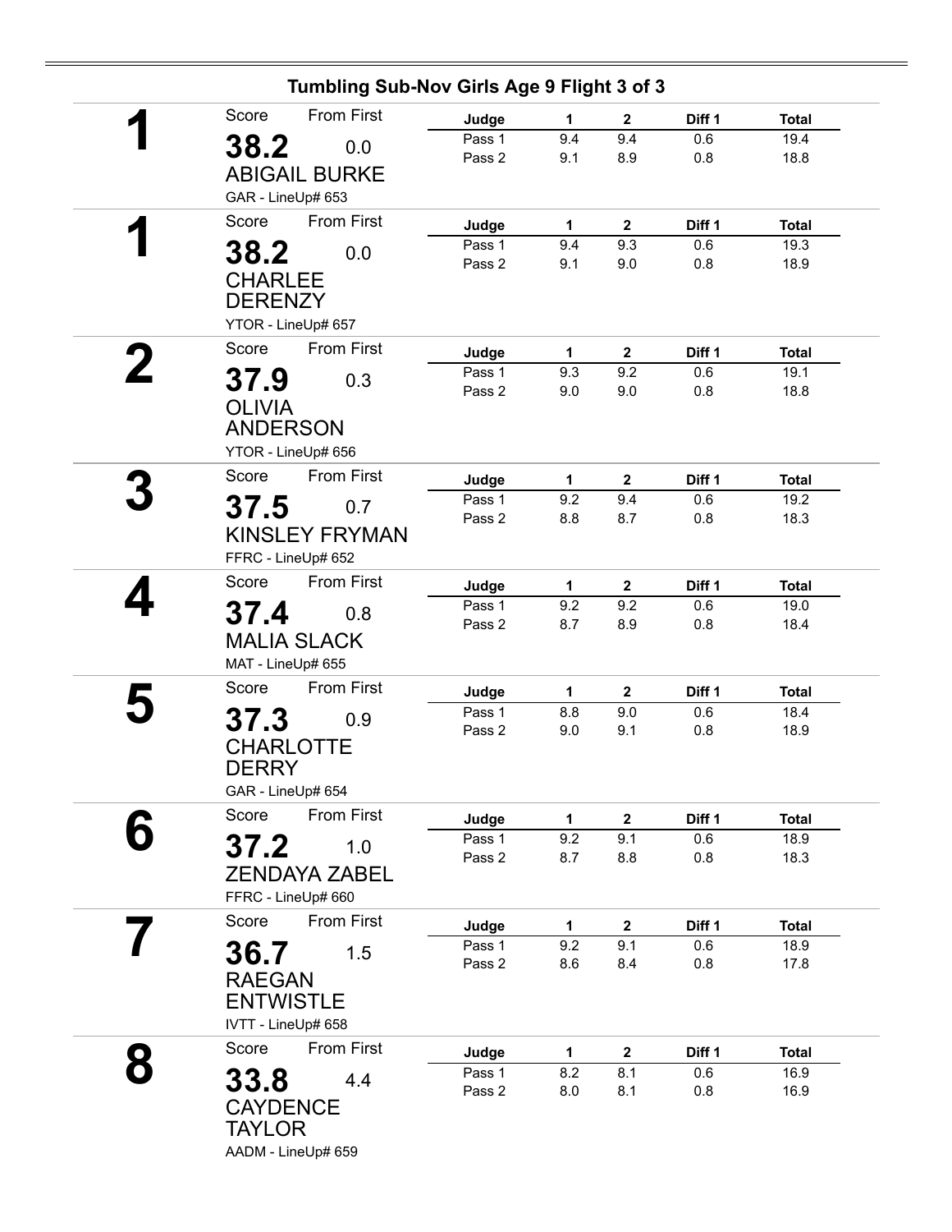## Tumbling Sub-Nov Girls Age 9 Flight 3 of 3

**1**

Score: **38.2** From First: 0.0

ABIGAIL BURKE

GAR - LineUp# 653

| Judge | 1 | 2 | Diff 1 | Total |
|---|---|---|---|---|
| Pass 1 | 9.4 | 9.4 | 0.6 | 19.4 |
| Pass 2 | 9.1 | 8.9 | 0.8 | 18.8 |

**1**

Score: **38.2** From First: 0.0

CHARLEE DERENZY

YTOR - LineUp# 657

| Judge | 1 | 2 | Diff 1 | Total |
|---|---|---|---|---|
| Pass 1 | 9.4 | 9.3 | 0.6 | 19.3 |
| Pass 2 | 9.1 | 9.0 | 0.8 | 18.9 |

**2**

Score: **37.9** From First: 0.3

OLIVIA ANDERSON

YTOR - LineUp# 656

| Judge | 1 | 2 | Diff 1 | Total |
|---|---|---|---|---|
| Pass 1 | 9.3 | 9.2 | 0.6 | 19.1 |
| Pass 2 | 9.0 | 9.0 | 0.8 | 18.8 |

**3**

Score: **37.5** From First: 0.7

KINSLEY FRYMAN

FFRC - LineUp# 652

| Judge | 1 | 2 | Diff 1 | Total |
|---|---|---|---|---|
| Pass 1 | 9.2 | 9.4 | 0.6 | 19.2 |
| Pass 2 | 8.8 | 8.7 | 0.8 | 18.3 |

**4**

Score: **37.4** From First: 0.8

MALIA SLACK

MAT - LineUp# 655

| Judge | 1 | 2 | Diff 1 | Total |
|---|---|---|---|---|
| Pass 1 | 9.2 | 9.2 | 0.6 | 19.0 |
| Pass 2 | 8.7 | 8.9 | 0.8 | 18.4 |

**5**

Score: **37.3** From First: 0.9

CHARLOTTE DERRY

GAR - LineUp# 654

| Judge | 1 | 2 | Diff 1 | Total |
|---|---|---|---|---|
| Pass 1 | 8.8 | 9.0 | 0.6 | 18.4 |
| Pass 2 | 9.0 | 9.1 | 0.8 | 18.9 |

**6**

Score: **37.2** From First: 1.0

ZENDAYA ZABEL

FFRC - LineUp# 660

| Judge | 1 | 2 | Diff 1 | Total |
|---|---|---|---|---|
| Pass 1 | 9.2 | 9.1 | 0.6 | 18.9 |
| Pass 2 | 8.7 | 8.8 | 0.8 | 18.3 |

**7**

Score: **36.7** From First: 1.5

RAEGAN ENTWISTLE

IVTT - LineUp# 658

| Judge | 1 | 2 | Diff 1 | Total |
|---|---|---|---|---|
| Pass 1 | 9.2 | 9.1 | 0.6 | 18.9 |
| Pass 2 | 8.6 | 8.4 | 0.8 | 17.8 |

**8**

Score: **33.8** From First: 4.4

CAYDENCE TAYLOR

AADM - LineUp# 659

| Judge | 1 | 2 | Diff 1 | Total |
|---|---|---|---|---|
| Pass 1 | 8.2 | 8.1 | 0.6 | 16.9 |
| Pass 2 | 8.0 | 8.1 | 0.8 | 16.9 |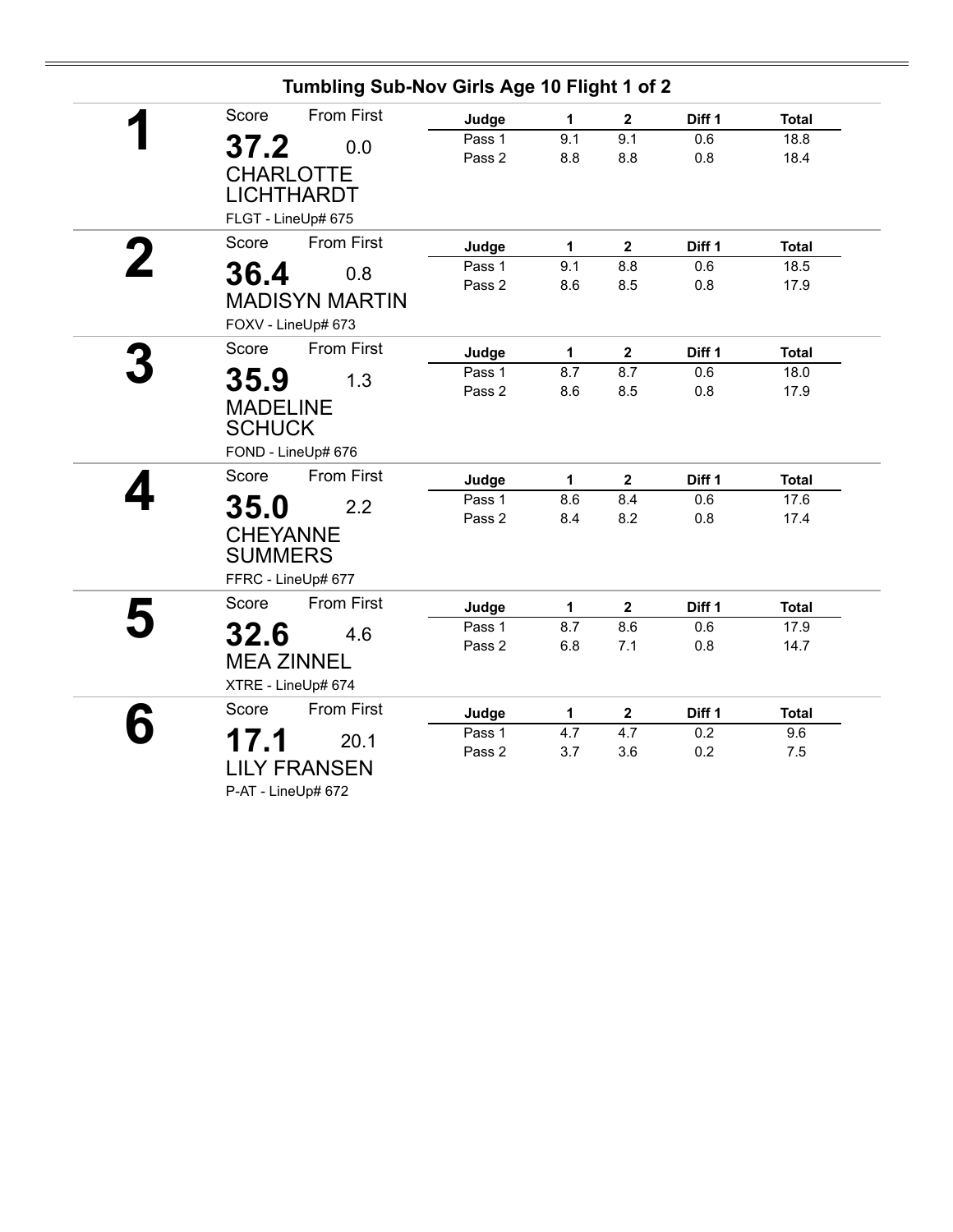## Tumbling Sub-Nov Girls Age 10 Flight 1 of 2

**1**

Score: **37.2** | From First: 0.0

CHARLOTTE LICHTHARDT

FLGT - LineUp# 675

| Judge | 1 | 2 | Diff 1 | Total |
|---|---|---|---|---|
| Pass 1 | 9.1 | 9.1 | 0.6 | 18.8 |
| Pass 2 | 8.8 | 8.8 | 0.8 | 18.4 |

**2**

Score: **36.4** | From First: 0.8

MADISYN MARTIN

FOXV - LineUp# 673

| Judge | 1 | 2 | Diff 1 | Total |
|---|---|---|---|---|
| Pass 1 | 9.1 | 8.8 | 0.6 | 18.5 |
| Pass 2 | 8.6 | 8.5 | 0.8 | 17.9 |

**3**

Score: **35.9** | From First: 1.3

MADELINE SCHUCK

FOND - LineUp# 676

| Judge | 1 | 2 | Diff 1 | Total |
|---|---|---|---|---|
| Pass 1 | 8.7 | 8.7 | 0.6 | 18.0 |
| Pass 2 | 8.6 | 8.5 | 0.8 | 17.9 |

**4**

Score: **35.0** | From First: 2.2

CHEYANNE SUMMERS

FFRC - LineUp# 677

| Judge | 1 | 2 | Diff 1 | Total |
|---|---|---|---|---|
| Pass 1 | 8.6 | 8.4 | 0.6 | 17.6 |
| Pass 2 | 8.4 | 8.2 | 0.8 | 17.4 |

**5**

Score: **32.6** | From First: 4.6

MEA ZINNEL

XTRE - LineUp# 674

| Judge | 1 | 2 | Diff 1 | Total |
|---|---|---|---|---|
| Pass 1 | 8.7 | 8.6 | 0.6 | 17.9 |
| Pass 2 | 6.8 | 7.1 | 0.8 | 14.7 |

**6**

Score: **17.1** | From First: 20.1

LILY FRANSEN

P-AT - LineUp# 672

| Judge | 1 | 2 | Diff 1 | Total |
|---|---|---|---|---|
| Pass 1 | 4.7 | 4.7 | 0.2 | 9.6 |
| Pass 2 | 3.7 | 3.6 | 0.2 | 7.5 |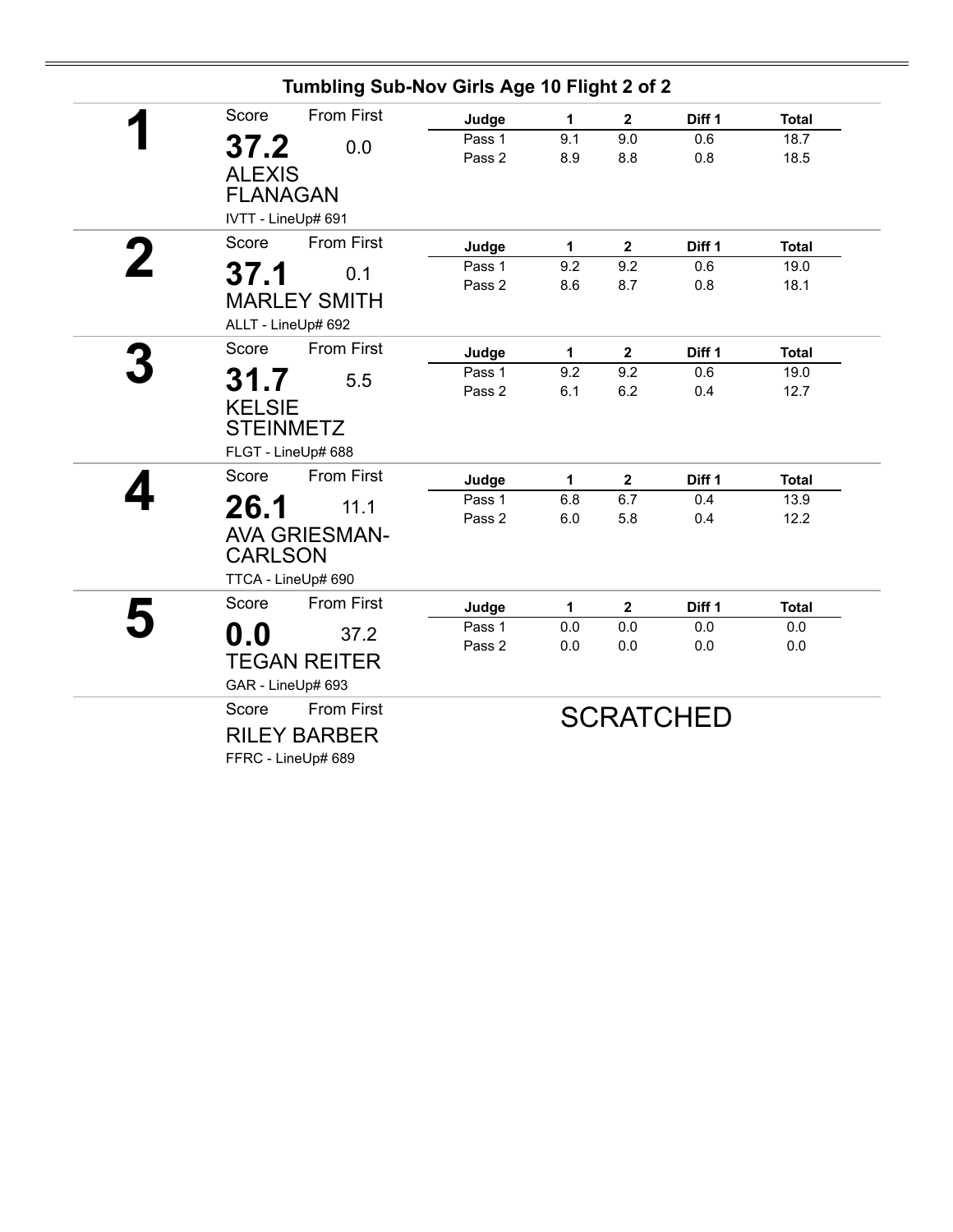## Tumbling Sub-Nov Girls Age 10 Flight 2 of 2

**1**

Score: **37.2** — From First: 0.0

ALEXIS FLANAGAN

IVTT - LineUp# 691

| Judge | 1 | 2 | Diff 1 | Total |
|---|---|---|---|---|
| Pass 1 | 9.1 | 9.0 | 0.6 | 18.7 |
| Pass 2 | 8.9 | 8.8 | 0.8 | 18.5 |

**2**

Score: **37.1** — From First: 0.1

MARLEY SMITH

ALLT - LineUp# 692

| Judge | 1 | 2 | Diff 1 | Total |
|---|---|---|---|---|
| Pass 1 | 9.2 | 9.2 | 0.6 | 19.0 |
| Pass 2 | 8.6 | 8.7 | 0.8 | 18.1 |

**3**

Score: **31.7** — From First: 5.5

KELSIE STEINMETZ

FLGT - LineUp# 688

| Judge | 1 | 2 | Diff 1 | Total |
|---|---|---|---|---|
| Pass 1 | 9.2 | 9.2 | 0.6 | 19.0 |
| Pass 2 | 6.1 | 6.2 | 0.4 | 12.7 |

**4**

Score: **26.1** — From First: 11.1

AVA GRIESMAN-CARLSON

TTCA - LineUp# 690

| Judge | 1 | 2 | Diff 1 | Total |
|---|---|---|---|---|
| Pass 1 | 6.8 | 6.7 | 0.4 | 13.9 |
| Pass 2 | 6.0 | 5.8 | 0.4 | 12.2 |

**5**

Score: **0.0** — From First: 37.2

TEGAN REITER

GAR - LineUp# 693

| Judge | 1 | 2 | Diff 1 | Total |
|---|---|---|---|---|
| Pass 1 | 0.0 | 0.0 | 0.0 | 0.0 |
| Pass 2 | 0.0 | 0.0 | 0.0 | 0.0 |

Score — From First

RILEY BARBER

FFRC - LineUp# 689

SCRATCHED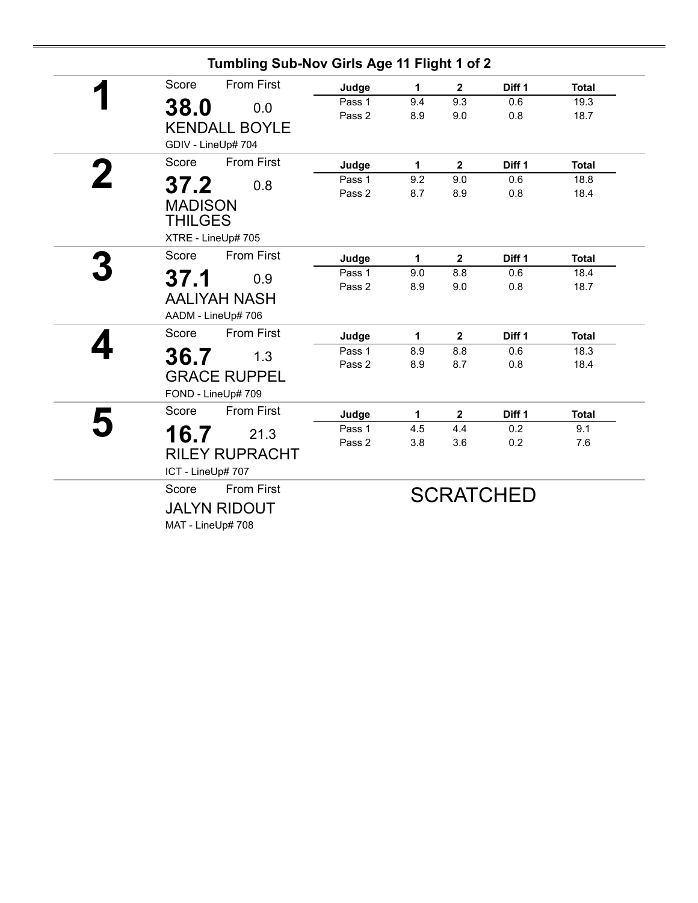## Tumbling Sub-Nov Girls Age 11 Flight 1 of 2

**1**

Score: **38.0** From First: 0.0

KENDALL BOYLE

GDIV - LineUp# 704

| Judge | 1 | 2 | Diff 1 | Total |
|---|---|---|---|---|
| Pass 1 | 9.4 | 9.3 | 0.6 | 19.3 |
| Pass 2 | 8.9 | 9.0 | 0.8 | 18.7 |

**2**

Score: **37.2** From First: 0.8

MADISON THILGES

XTRE - LineUp# 705

| Judge | 1 | 2 | Diff 1 | Total |
|---|---|---|---|---|
| Pass 1 | 9.2 | 9.0 | 0.6 | 18.8 |
| Pass 2 | 8.7 | 8.9 | 0.8 | 18.4 |

**3**

Score: **37.1** From First: 0.9

AALIYAH NASH

AADM - LineUp# 706

| Judge | 1 | 2 | Diff 1 | Total |
|---|---|---|---|---|
| Pass 1 | 9.0 | 8.8 | 0.6 | 18.4 |
| Pass 2 | 8.9 | 9.0 | 0.8 | 18.7 |

**4**

Score: **36.7** From First: 1.3

GRACE RUPPEL

FOND - LineUp# 709

| Judge | 1 | 2 | Diff 1 | Total |
|---|---|---|---|---|
| Pass 1 | 8.9 | 8.8 | 0.6 | 18.3 |
| Pass 2 | 8.9 | 8.7 | 0.8 | 18.4 |

**5**

Score: **16.7** From First: 21.3

RILEY RUPRACHT

ICT - LineUp# 707

| Judge | 1 | 2 | Diff 1 | Total |
|---|---|---|---|---|
| Pass 1 | 4.5 | 4.4 | 0.2 | 9.1 |
| Pass 2 | 3.8 | 3.6 | 0.2 | 7.6 |

Score From First

JALYN RIDOUT

MAT - LineUp# 708

SCRATCHED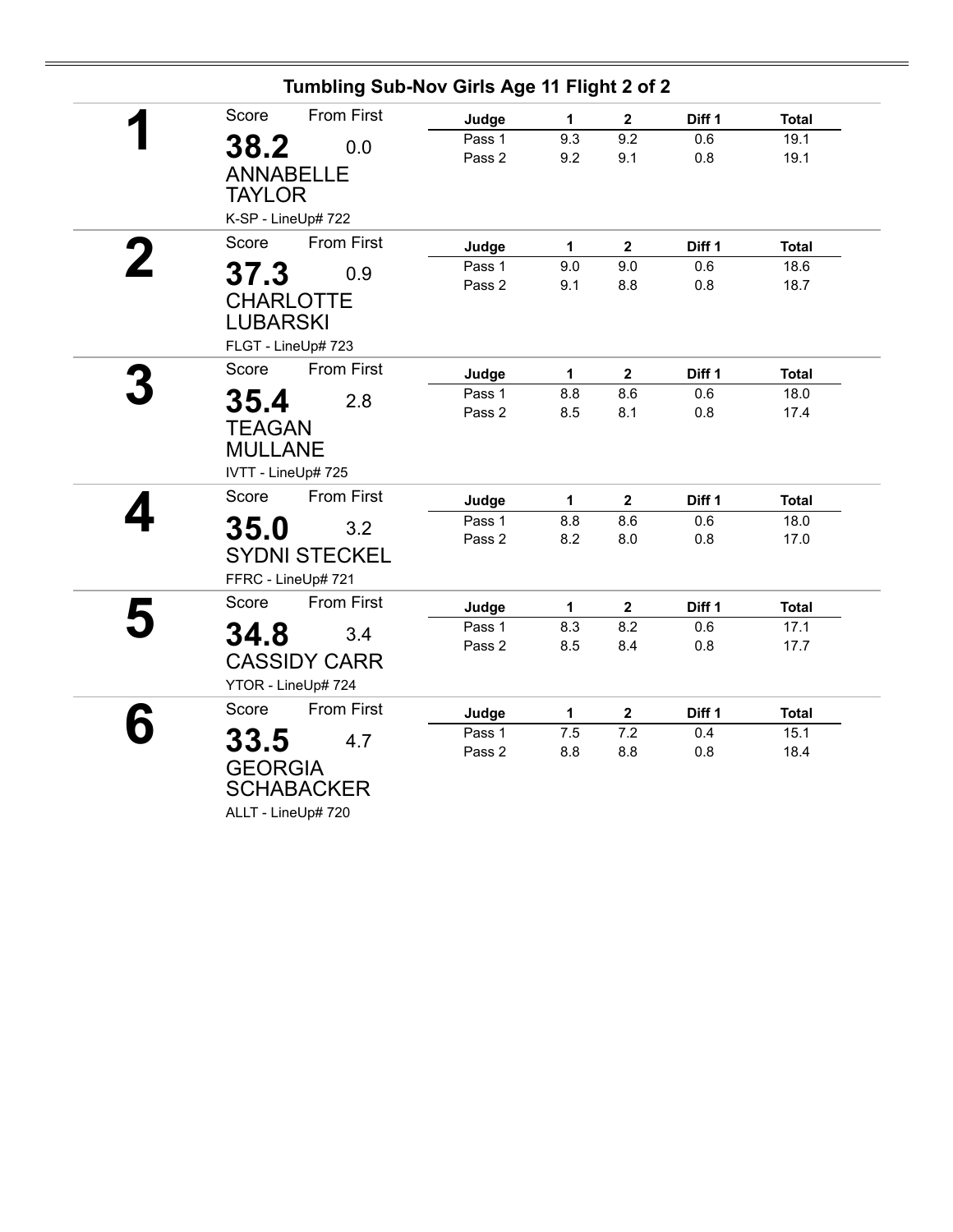## Tumbling Sub-Nov Girls Age 11 Flight 2 of 2

### 1

Score: **38.2** From First: 0.0

ANNABELLE TAYLOR

K-SP - LineUp# 722

| Judge | 1 | 2 | Diff 1 | Total |
|---|---|---|---|---|
| Pass 1 | 9.3 | 9.2 | 0.6 | 19.1 |
| Pass 2 | 9.2 | 9.1 | 0.8 | 19.1 |

### 2

Score: **37.3** From First: 0.9

CHARLOTTE LUBARSKI

FLGT - LineUp# 723

| Judge | 1 | 2 | Diff 1 | Total |
|---|---|---|---|---|
| Pass 1 | 9.0 | 9.0 | 0.6 | 18.6 |
| Pass 2 | 9.1 | 8.8 | 0.8 | 18.7 |

### 3

Score: **35.4** From First: 2.8

TEAGAN MULLANE

IVTT - LineUp# 725

| Judge | 1 | 2 | Diff 1 | Total |
|---|---|---|---|---|
| Pass 1 | 8.8 | 8.6 | 0.6 | 18.0 |
| Pass 2 | 8.5 | 8.1 | 0.8 | 17.4 |

### 4

Score: **35.0** From First: 3.2

SYDNI STECKEL

FFRC - LineUp# 721

| Judge | 1 | 2 | Diff 1 | Total |
|---|---|---|---|---|
| Pass 1 | 8.8 | 8.6 | 0.6 | 18.0 |
| Pass 2 | 8.2 | 8.0 | 0.8 | 17.0 |

### 5

Score: **34.8** From First: 3.4

CASSIDY CARR

YTOR - LineUp# 724

| Judge | 1 | 2 | Diff 1 | Total |
|---|---|---|---|---|
| Pass 1 | 8.3 | 8.2 | 0.6 | 17.1 |
| Pass 2 | 8.5 | 8.4 | 0.8 | 17.7 |

### 6

Score: **33.5** From First: 4.7

GEORGIA SCHABACKER

ALLT - LineUp# 720

| Judge | 1 | 2 | Diff 1 | Total |
|---|---|---|---|---|
| Pass 1 | 7.5 | 7.2 | 0.4 | 15.1 |
| Pass 2 | 8.8 | 8.8 | 0.8 | 18.4 |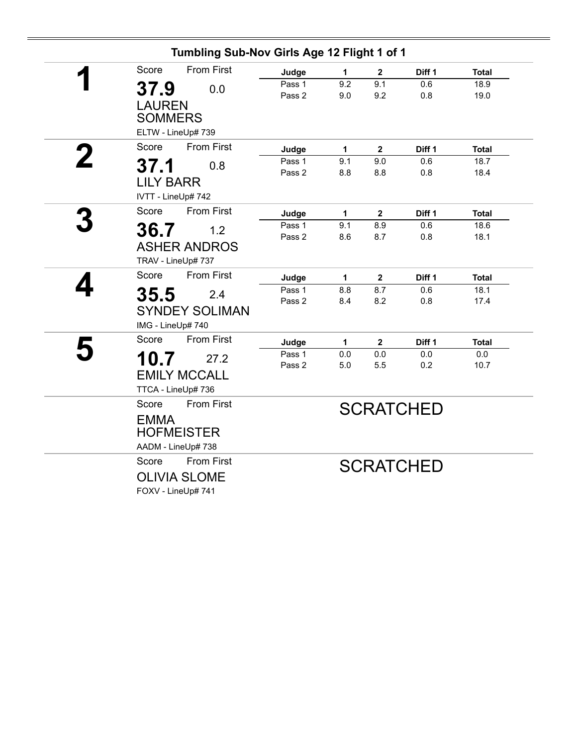## Tumbling Sub-Nov Girls Age 12 Flight 1 of 1

**1**

Score: **37.9** From First: 0.0

LAUREN SOMMERS

ELTW - LineUp# 739

| Judge | 1 | 2 | Diff 1 | Total |
|---|---|---|---|---|
| Pass 1 | 9.2 | 9.1 | 0.6 | 18.9 |
| Pass 2 | 9.0 | 9.2 | 0.8 | 19.0 |

**2**

Score: **37.1** From First: 0.8

LILY BARR

IVTT - LineUp# 742

| Judge | 1 | 2 | Diff 1 | Total |
|---|---|---|---|---|
| Pass 1 | 9.1 | 9.0 | 0.6 | 18.7 |
| Pass 2 | 8.8 | 8.8 | 0.8 | 18.4 |

**3**

Score: **36.7** From First: 1.2

ASHER ANDROS

TRAV - LineUp# 737

| Judge | 1 | 2 | Diff 1 | Total |
|---|---|---|---|---|
| Pass 1 | 9.1 | 8.9 | 0.6 | 18.6 |
| Pass 2 | 8.6 | 8.7 | 0.8 | 18.1 |

**4**

Score: **35.5** From First: 2.4

SYNDEY SOLIMAN

IMG - LineUp# 740

| Judge | 1 | 2 | Diff 1 | Total |
|---|---|---|---|---|
| Pass 1 | 8.8 | 8.7 | 0.6 | 18.1 |
| Pass 2 | 8.4 | 8.2 | 0.8 | 17.4 |

**5**

Score: **10.7** From First: 27.2

EMILY MCCALL

TTCA - LineUp# 736

| Judge | 1 | 2 | Diff 1 | Total |
|---|---|---|---|---|
| Pass 1 | 0.0 | 0.0 | 0.0 | 0.0 |
| Pass 2 | 5.0 | 5.5 | 0.2 | 10.7 |

Score From First

EMMA HOFMEISTER

AADM - LineUp# 738

SCRATCHED

Score From First

OLIVIA SLOME

FOXV - LineUp# 741

SCRATCHED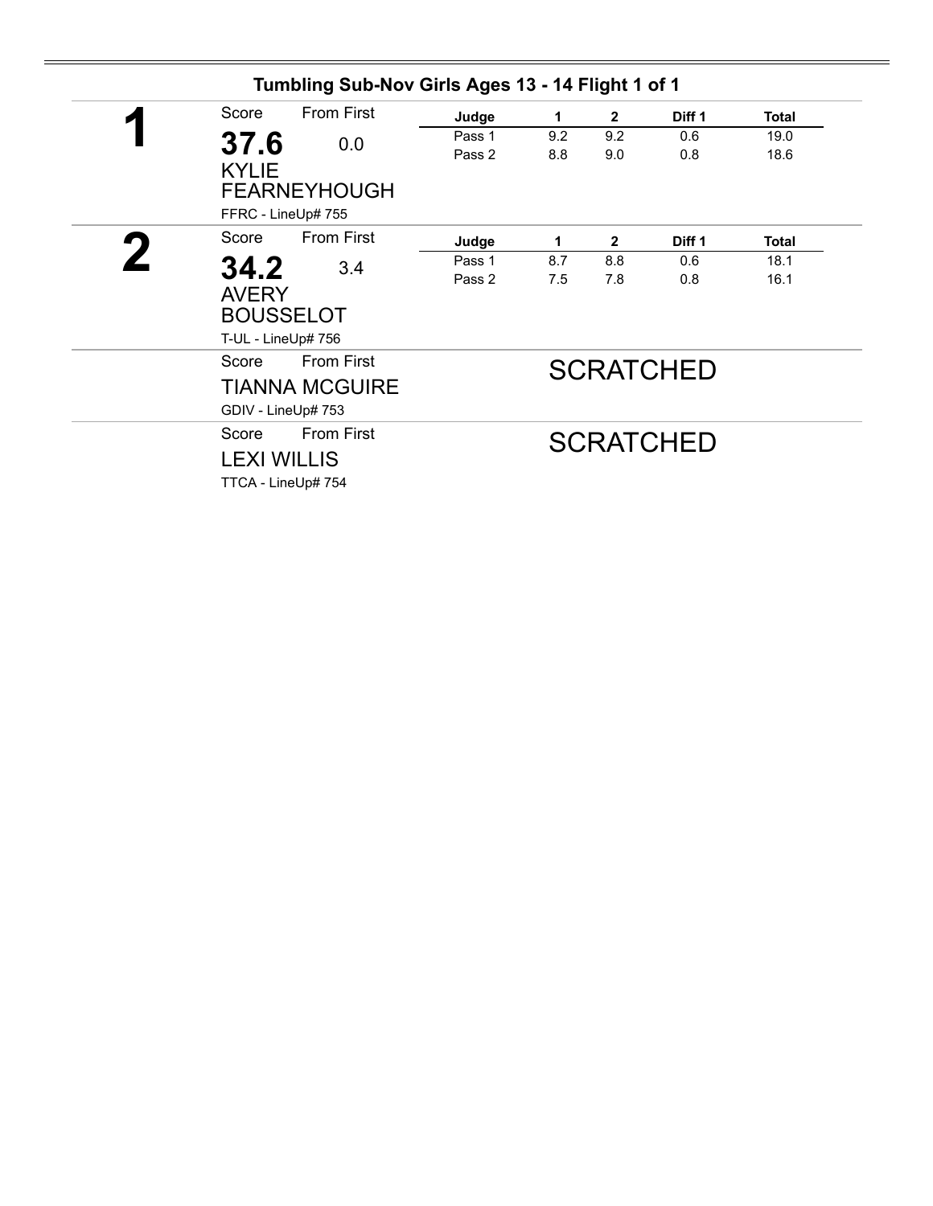## Tumbling Sub-Nov Girls Ages 13 - 14 Flight 1 of 1

**1**

Score: **37.6** From First: 0.0

KYLIE FEARNEYHOUGH

FFRC - LineUp# 755

| Judge | 1 | 2 | Diff 1 | Total |
|---|---|---|---|---|
| Pass 1 | 9.2 | 9.2 | 0.6 | 19.0 |
| Pass 2 | 8.8 | 9.0 | 0.8 | 18.6 |

**2**

Score: **34.2** From First: 3.4

AVERY BOUSSELOT

T-UL - LineUp# 756

| Judge | 1 | 2 | Diff 1 | Total |
|---|---|---|---|---|
| Pass 1 | 8.7 | 8.8 | 0.6 | 18.1 |
| Pass 2 | 7.5 | 7.8 | 0.8 | 16.1 |

Score From First

TIANNA MCGUIRE

GDIV - LineUp# 753

SCRATCHED

Score From First

LEXI WILLIS

TTCA - LineUp# 754

SCRATCHED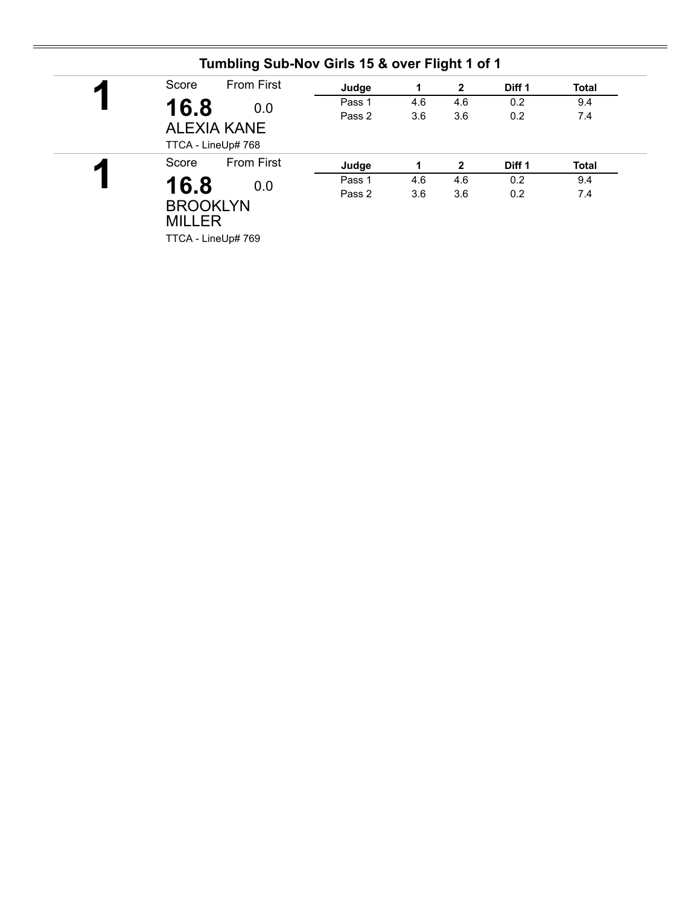## Tumbling Sub-Nov Girls 15 & over Flight 1 of 1

**1**

Score: **16.8** — From First: 0.0

ALEXIA KANE

TTCA - LineUp# 768

| Judge | 1 | 2 | Diff 1 | Total |
|---|---|---|---|---|
| Pass 1 | 4.6 | 4.6 | 0.2 | 9.4 |
| Pass 2 | 3.6 | 3.6 | 0.2 | 7.4 |

**1**

Score: **16.8** — From First: 0.0

BROOKLYN MILLER

TTCA - LineUp# 769

| Judge | 1 | 2 | Diff 1 | Total |
|---|---|---|---|---|
| Pass 1 | 4.6 | 4.6 | 0.2 | 9.4 |
| Pass 2 | 3.6 | 3.6 | 0.2 | 7.4 |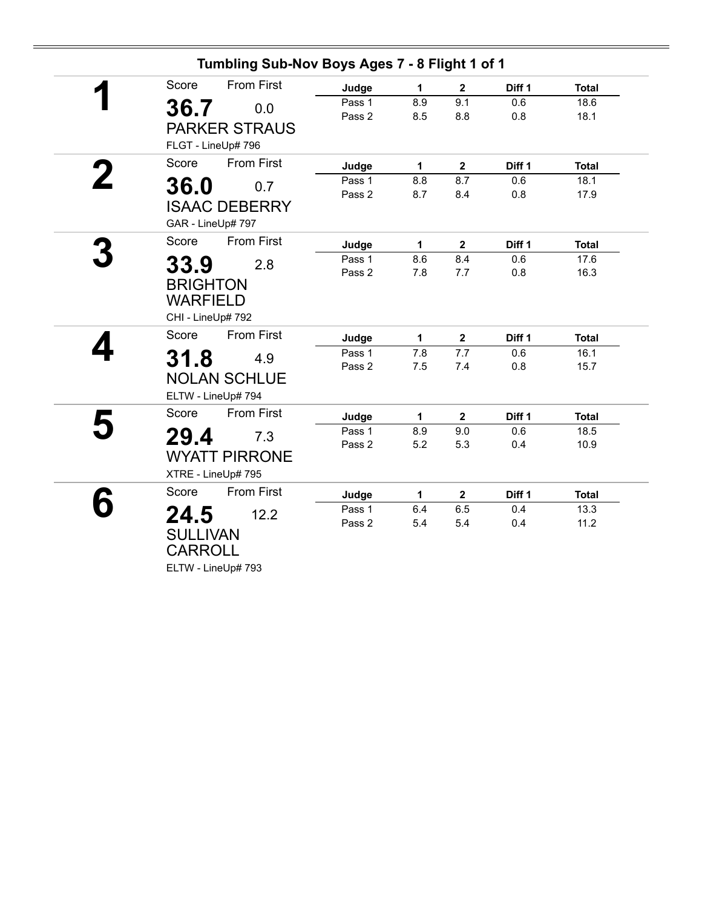## Tumbling Sub-Nov Boys Ages 7 - 8 Flight 1 of 1

**1**

Score: **36.7** From First: 0.0

PARKER STRAUS

FLGT - LineUp# 796

| Judge | 1 | 2 | Diff 1 | Total |
|---|---|---|---|---|
| Pass 1 | 8.9 | 9.1 | 0.6 | 18.6 |
| Pass 2 | 8.5 | 8.8 | 0.8 | 18.1 |

**2**

Score: **36.0** From First: 0.7

ISAAC DEBERRY

GAR - LineUp# 797

| Judge | 1 | 2 | Diff 1 | Total |
|---|---|---|---|---|
| Pass 1 | 8.8 | 8.7 | 0.6 | 18.1 |
| Pass 2 | 8.7 | 8.4 | 0.8 | 17.9 |

**3**

Score: **33.9** From First: 2.8

BRIGHTON WARFIELD

CHI - LineUp# 792

| Judge | 1 | 2 | Diff 1 | Total |
|---|---|---|---|---|
| Pass 1 | 8.6 | 8.4 | 0.6 | 17.6 |
| Pass 2 | 7.8 | 7.7 | 0.8 | 16.3 |

**4**

Score: **31.8** From First: 4.9

NOLAN SCHLUE

ELTW - LineUp# 794

| Judge | 1 | 2 | Diff 1 | Total |
|---|---|---|---|---|
| Pass 1 | 7.8 | 7.7 | 0.6 | 16.1 |
| Pass 2 | 7.5 | 7.4 | 0.8 | 15.7 |

**5**

Score: **29.4** From First: 7.3

WYATT PIRRONE

XTRE - LineUp# 795

| Judge | 1 | 2 | Diff 1 | Total |
|---|---|---|---|---|
| Pass 1 | 8.9 | 9.0 | 0.6 | 18.5 |
| Pass 2 | 5.2 | 5.3 | 0.4 | 10.9 |

**6**

Score: **24.5** From First: 12.2

SULLIVAN CARROLL

ELTW - LineUp# 793

| Judge | 1 | 2 | Diff 1 | Total |
|---|---|---|---|---|
| Pass 1 | 6.4 | 6.5 | 0.4 | 13.3 |
| Pass 2 | 5.4 | 5.4 | 0.4 | 11.2 |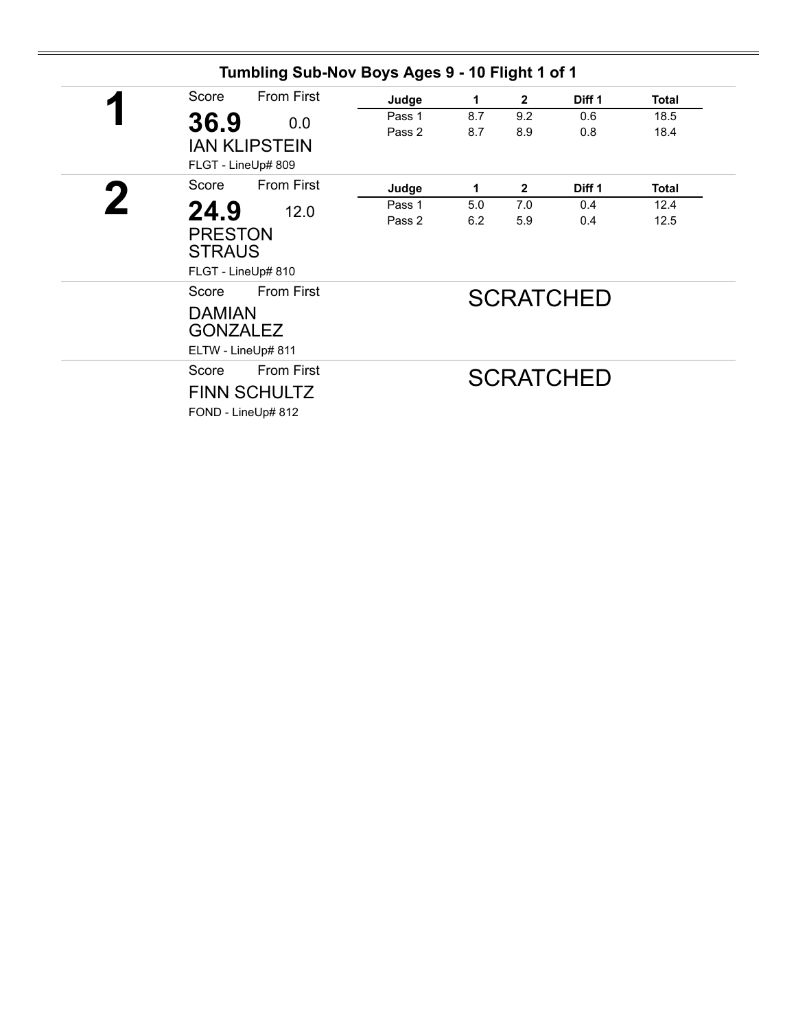## Tumbling Sub-Nov Boys Ages 9 - 10 Flight 1 of 1

**1**

Score: **36.9** From First: 0.0

IAN KLIPSTEIN

FLGT - LineUp# 809

| Judge | 1 | 2 | Diff 1 | Total |
|---|---|---|---|---|
| Pass 1 | 8.7 | 9.2 | 0.6 | 18.5 |
| Pass 2 | 8.7 | 8.9 | 0.8 | 18.4 |

**2**

Score: **24.9** From First: 12.0

PRESTON STRAUS

FLGT - LineUp# 810

| Judge | 1 | 2 | Diff 1 | Total |
|---|---|---|---|---|
| Pass 1 | 5.0 | 7.0 | 0.4 | 12.4 |
| Pass 2 | 6.2 | 5.9 | 0.4 | 12.5 |

Score From First

DAMIAN GONZALEZ

ELTW - LineUp# 811

SCRATCHED

Score From First

FINN SCHULTZ

FOND - LineUp# 812

SCRATCHED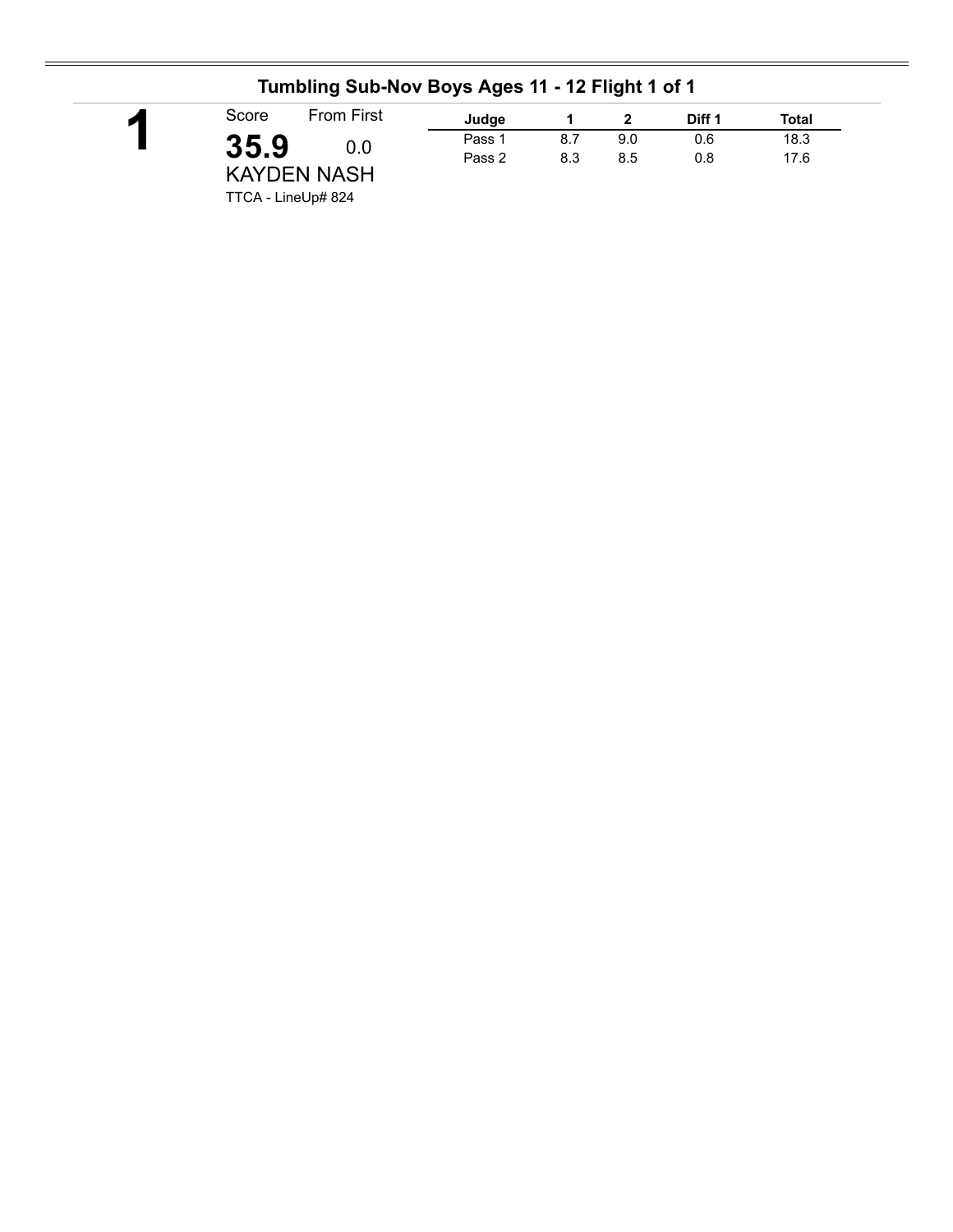## Tumbling Sub-Nov Boys Ages 11 - 12 Flight 1 of 1

**1**

Score: **35.9** From First: 0.0

KAYDEN NASH

TTCA - LineUp# 824

| Judge | 1 | 2 | Diff 1 | Total |
|---|---|---|---|---|
| Pass 1 | 8.7 | 9.0 | 0.6 | 18.3 |
| Pass 2 | 8.3 | 8.5 | 0.8 | 17.6 |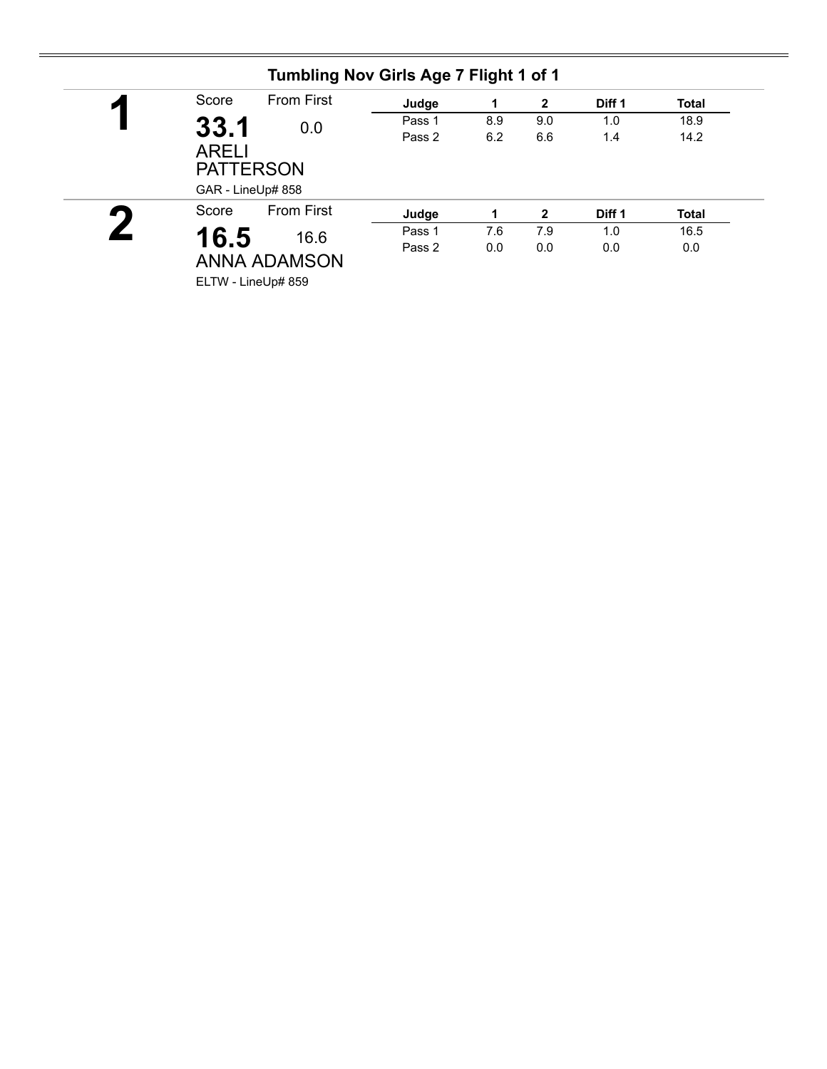## Tumbling Nov Girls Age 7 Flight 1 of 1

**1**

Score: **33.1** From First: 0.0

ARELI PATTERSON

GAR - LineUp# 858

| Judge | 1 | 2 | Diff 1 | Total |
|---|---|---|---|---|
| Pass 1 | 8.9 | 9.0 | 1.0 | 18.9 |
| Pass 2 | 6.2 | 6.6 | 1.4 | 14.2 |

**2**

Score: **16.5** From First: 16.6

ANNA ADAMSON

ELTW - LineUp# 859

| Judge | 1 | 2 | Diff 1 | Total |
|---|---|---|---|---|
| Pass 1 | 7.6 | 7.9 | 1.0 | 16.5 |
| Pass 2 | 0.0 | 0.0 | 0.0 | 0.0 |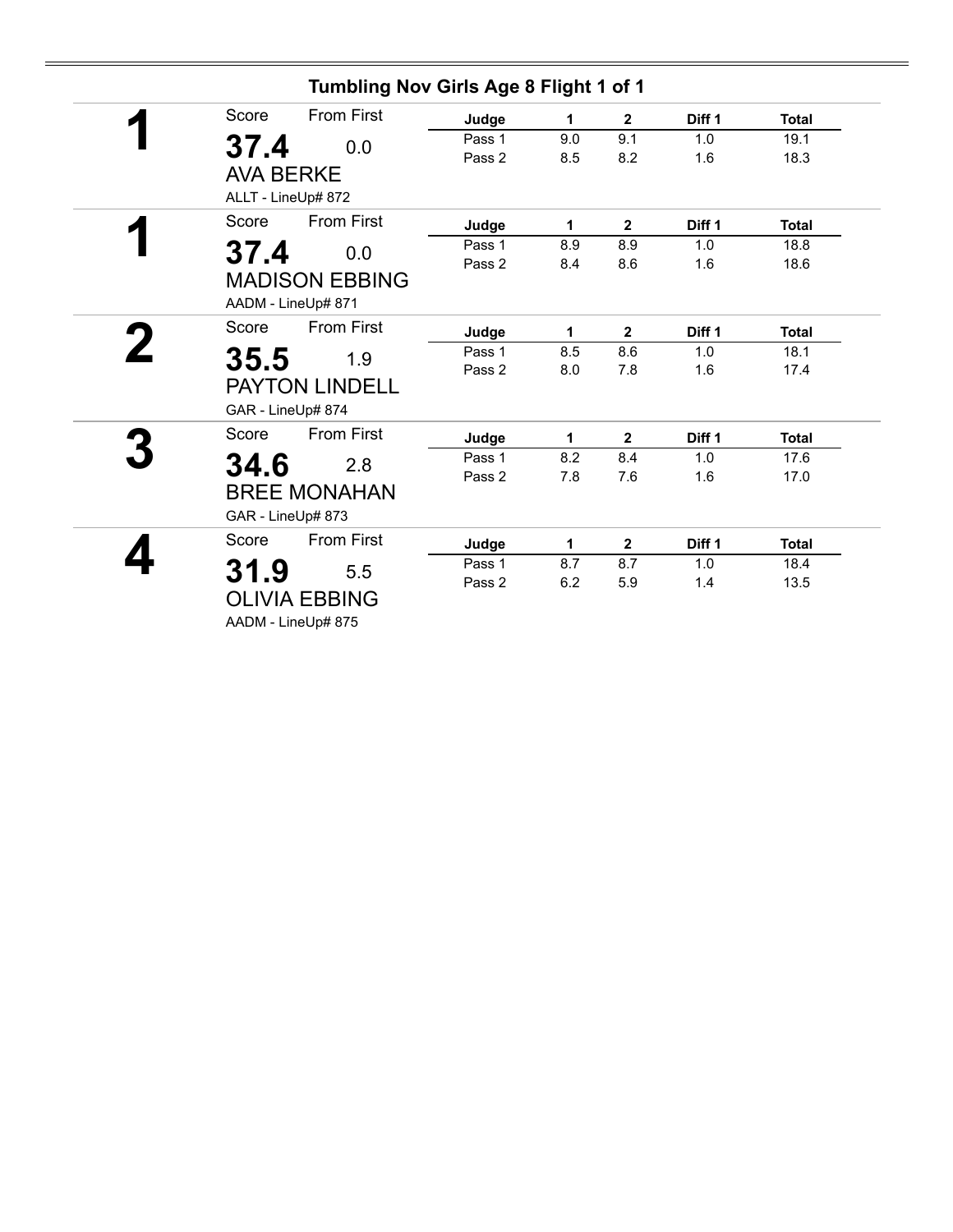## Tumbling Nov Girls Age 8 Flight 1 of 1

**1**

Score: **37.4** From First: 0.0

AVA BERKE

ALLT - LineUp# 872

| Judge | 1 | 2 | Diff 1 | Total |
|---|---|---|---|---|
| Pass 1 | 9.0 | 9.1 | 1.0 | 19.1 |
| Pass 2 | 8.5 | 8.2 | 1.6 | 18.3 |

**1**

Score: **37.4** From First: 0.0

MADISON EBBING

AADM - LineUp# 871

| Judge | 1 | 2 | Diff 1 | Total |
|---|---|---|---|---|
| Pass 1 | 8.9 | 8.9 | 1.0 | 18.8 |
| Pass 2 | 8.4 | 8.6 | 1.6 | 18.6 |

**2**

Score: **35.5** From First: 1.9

PAYTON LINDELL

GAR - LineUp# 874

| Judge | 1 | 2 | Diff 1 | Total |
|---|---|---|---|---|
| Pass 1 | 8.5 | 8.6 | 1.0 | 18.1 |
| Pass 2 | 8.0 | 7.8 | 1.6 | 17.4 |

**3**

Score: **34.6** From First: 2.8

BREE MONAHAN

GAR - LineUp# 873

| Judge | 1 | 2 | Diff 1 | Total |
|---|---|---|---|---|
| Pass 1 | 8.2 | 8.4 | 1.0 | 17.6 |
| Pass 2 | 7.8 | 7.6 | 1.6 | 17.0 |

**4**

Score: **31.9** From First: 5.5

OLIVIA EBBING

AADM - LineUp# 875

| Judge | 1 | 2 | Diff 1 | Total |
|---|---|---|---|---|
| Pass 1 | 8.7 | 8.7 | 1.0 | 18.4 |
| Pass 2 | 6.2 | 5.9 | 1.4 | 13.5 |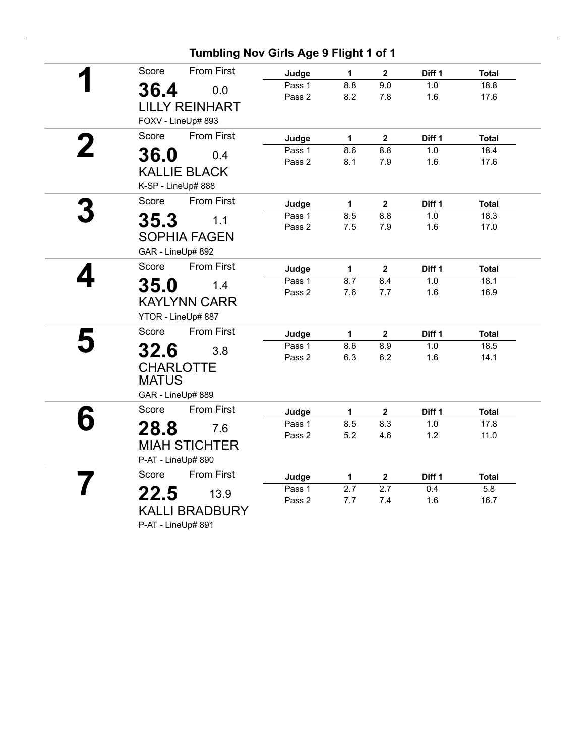## Tumbling Nov Girls Age 9 Flight 1 of 1

**1**

Score: **36.4** From First: 0.0

LILLY REINHART

FOXV - LineUp# 893

| Judge | 1 | 2 | Diff 1 | Total |
|---|---|---|---|---|
| Pass 1 | 8.8 | 9.0 | 1.0 | 18.8 |
| Pass 2 | 8.2 | 7.8 | 1.6 | 17.6 |

**2**

Score: **36.0** From First: 0.4

KALLIE BLACK

K-SP - LineUp# 888

| Judge | 1 | 2 | Diff 1 | Total |
|---|---|---|---|---|
| Pass 1 | 8.6 | 8.8 | 1.0 | 18.4 |
| Pass 2 | 8.1 | 7.9 | 1.6 | 17.6 |

**3**

Score: **35.3** From First: 1.1

SOPHIA FAGEN

GAR - LineUp# 892

| Judge | 1 | 2 | Diff 1 | Total |
|---|---|---|---|---|
| Pass 1 | 8.5 | 8.8 | 1.0 | 18.3 |
| Pass 2 | 7.5 | 7.9 | 1.6 | 17.0 |

**4**

Score: **35.0** From First: 1.4

KAYLYNN CARR

YTOR - LineUp# 887

| Judge | 1 | 2 | Diff 1 | Total |
|---|---|---|---|---|
| Pass 1 | 8.7 | 8.4 | 1.0 | 18.1 |
| Pass 2 | 7.6 | 7.7 | 1.6 | 16.9 |

**5**

Score: **32.6** From First: 3.8

CHARLOTTE MATUS

GAR - LineUp# 889

| Judge | 1 | 2 | Diff 1 | Total |
|---|---|---|---|---|
| Pass 1 | 8.6 | 8.9 | 1.0 | 18.5 |
| Pass 2 | 6.3 | 6.2 | 1.6 | 14.1 |

**6**

Score: **28.8** From First: 7.6

MIAH STICHTER

P-AT - LineUp# 890

| Judge | 1 | 2 | Diff 1 | Total |
|---|---|---|---|---|
| Pass 1 | 8.5 | 8.3 | 1.0 | 17.8 |
| Pass 2 | 5.2 | 4.6 | 1.2 | 11.0 |

**7**

Score: **22.5** From First: 13.9

KALLI BRADBURY

P-AT - LineUp# 891

| Judge | 1 | 2 | Diff 1 | Total |
|---|---|---|---|---|
| Pass 1 | 2.7 | 2.7 | 0.4 | 5.8 |
| Pass 2 | 7.7 | 7.4 | 1.6 | 16.7 |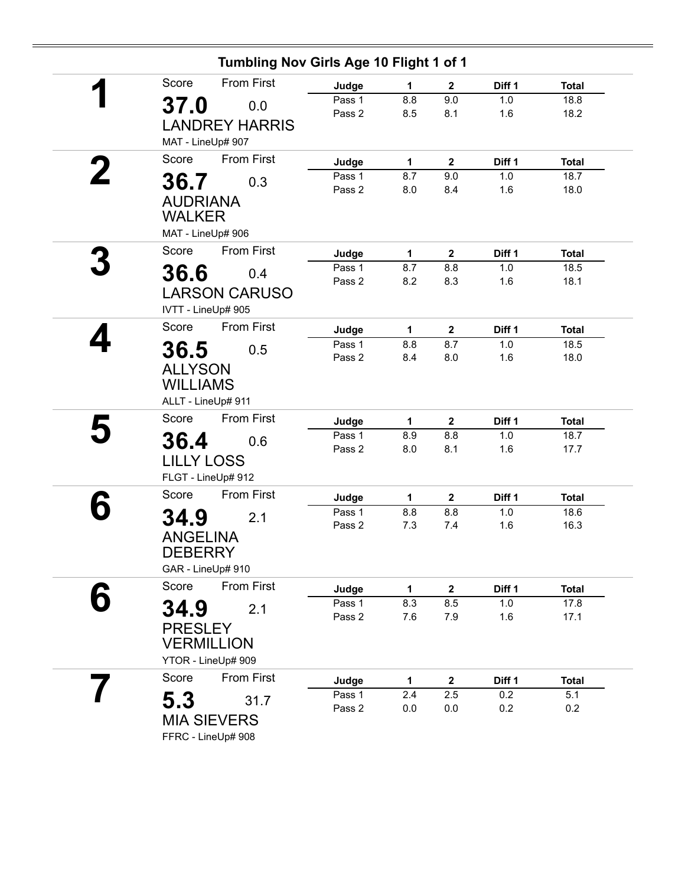## Tumbling Nov Girls Age 10 Flight 1 of 1

**1**

Score: **37.0** — From First: 0.0

LANDREY HARRIS

MAT - LineUp# 907

| Judge | 1 | 2 | Diff 1 | Total |
|---|---|---|---|---|
| Pass 1 | 8.8 | 9.0 | 1.0 | 18.8 |
| Pass 2 | 8.5 | 8.1 | 1.6 | 18.2 |

**2**

Score: **36.7** — From First: 0.3

AUDRIANA WALKER

MAT - LineUp# 906

| Judge | 1 | 2 | Diff 1 | Total |
|---|---|---|---|---|
| Pass 1 | 8.7 | 9.0 | 1.0 | 18.7 |
| Pass 2 | 8.0 | 8.4 | 1.6 | 18.0 |

**3**

Score: **36.6** — From First: 0.4

LARSON CARUSO

IVTT - LineUp# 905

| Judge | 1 | 2 | Diff 1 | Total |
|---|---|---|---|---|
| Pass 1 | 8.7 | 8.8 | 1.0 | 18.5 |
| Pass 2 | 8.2 | 8.3 | 1.6 | 18.1 |

**4**

Score: **36.5** — From First: 0.5

ALLYSON WILLIAMS

ALLT - LineUp# 911

| Judge | 1 | 2 | Diff 1 | Total |
|---|---|---|---|---|
| Pass 1 | 8.8 | 8.7 | 1.0 | 18.5 |
| Pass 2 | 8.4 | 8.0 | 1.6 | 18.0 |

**5**

Score: **36.4** — From First: 0.6

LILLY LOSS

FLGT - LineUp# 912

| Judge | 1 | 2 | Diff 1 | Total |
|---|---|---|---|---|
| Pass 1 | 8.9 | 8.8 | 1.0 | 18.7 |
| Pass 2 | 8.0 | 8.1 | 1.6 | 17.7 |

**6**

Score: **34.9** — From First: 2.1

ANGELINA DEBERRY

GAR - LineUp# 910

| Judge | 1 | 2 | Diff 1 | Total |
|---|---|---|---|---|
| Pass 1 | 8.8 | 8.8 | 1.0 | 18.6 |
| Pass 2 | 7.3 | 7.4 | 1.6 | 16.3 |

**6**

Score: **34.9** — From First: 2.1

PRESLEY VERMILLION

YTOR - LineUp# 909

| Judge | 1 | 2 | Diff 1 | Total |
|---|---|---|---|---|
| Pass 1 | 8.3 | 8.5 | 1.0 | 17.8 |
| Pass 2 | 7.6 | 7.9 | 1.6 | 17.1 |

**7**

Score: **5.3** — From First: 31.7

MIA SIEVERS

FFRC - LineUp# 908

| Judge | 1 | 2 | Diff 1 | Total |
|---|---|---|---|---|
| Pass 1 | 2.4 | 2.5 | 0.2 | 5.1 |
| Pass 2 | 0.0 | 0.0 | 0.2 | 0.2 |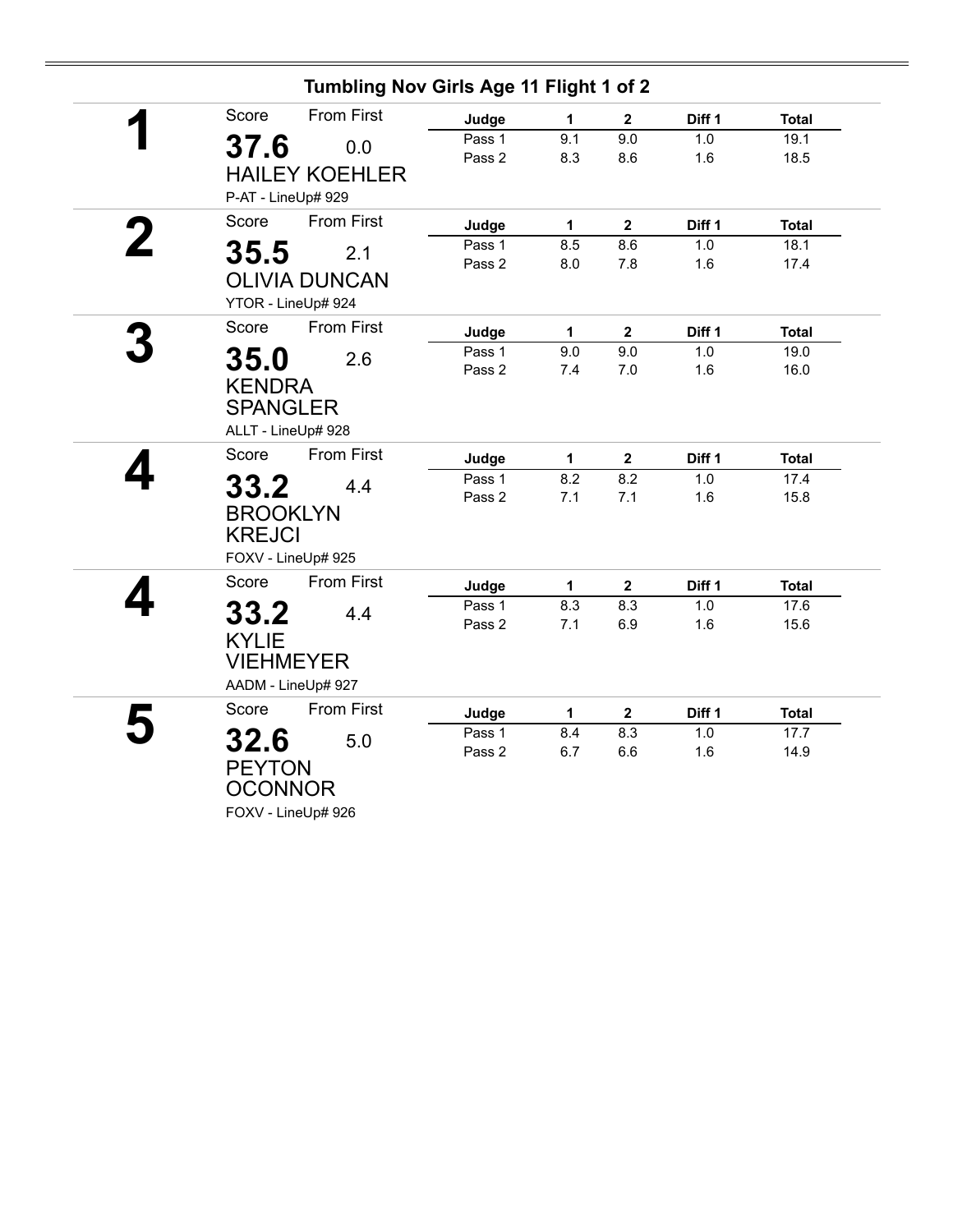## Tumbling Nov Girls Age 11 Flight 1 of 2

**1**

Score: **37.6** — From First: 0.0

HAILEY KOEHLER

P-AT - LineUp# 929

| Judge | 1 | 2 | Diff 1 | Total |
|---|---|---|---|---|
| Pass 1 | 9.1 | 9.0 | 1.0 | 19.1 |
| Pass 2 | 8.3 | 8.6 | 1.6 | 18.5 |

**2**

Score: **35.5** — From First: 2.1

OLIVIA DUNCAN

YTOR - LineUp# 924

| Judge | 1 | 2 | Diff 1 | Total |
|---|---|---|---|---|
| Pass 1 | 8.5 | 8.6 | 1.0 | 18.1 |
| Pass 2 | 8.0 | 7.8 | 1.6 | 17.4 |

**3**

Score: **35.0** — From First: 2.6

KENDRA SPANGLER

ALLT - LineUp# 928

| Judge | 1 | 2 | Diff 1 | Total |
|---|---|---|---|---|
| Pass 1 | 9.0 | 9.0 | 1.0 | 19.0 |
| Pass 2 | 7.4 | 7.0 | 1.6 | 16.0 |

**4**

Score: **33.2** — From First: 4.4

BROOKLYN KREJCI

FOXV - LineUp# 925

| Judge | 1 | 2 | Diff 1 | Total |
|---|---|---|---|---|
| Pass 1 | 8.2 | 8.2 | 1.0 | 17.4 |
| Pass 2 | 7.1 | 7.1 | 1.6 | 15.8 |

**4**

Score: **33.2** — From First: 4.4

KYLIE VIEHMEYER

AADM - LineUp# 927

| Judge | 1 | 2 | Diff 1 | Total |
|---|---|---|---|---|
| Pass 1 | 8.3 | 8.3 | 1.0 | 17.6 |
| Pass 2 | 7.1 | 6.9 | 1.6 | 15.6 |

**5**

Score: **32.6** — From First: 5.0

PEYTON OCONNOR

FOXV - LineUp# 926

| Judge | 1 | 2 | Diff 1 | Total |
|---|---|---|---|---|
| Pass 1 | 8.4 | 8.3 | 1.0 | 17.7 |
| Pass 2 | 6.7 | 6.6 | 1.6 | 14.9 |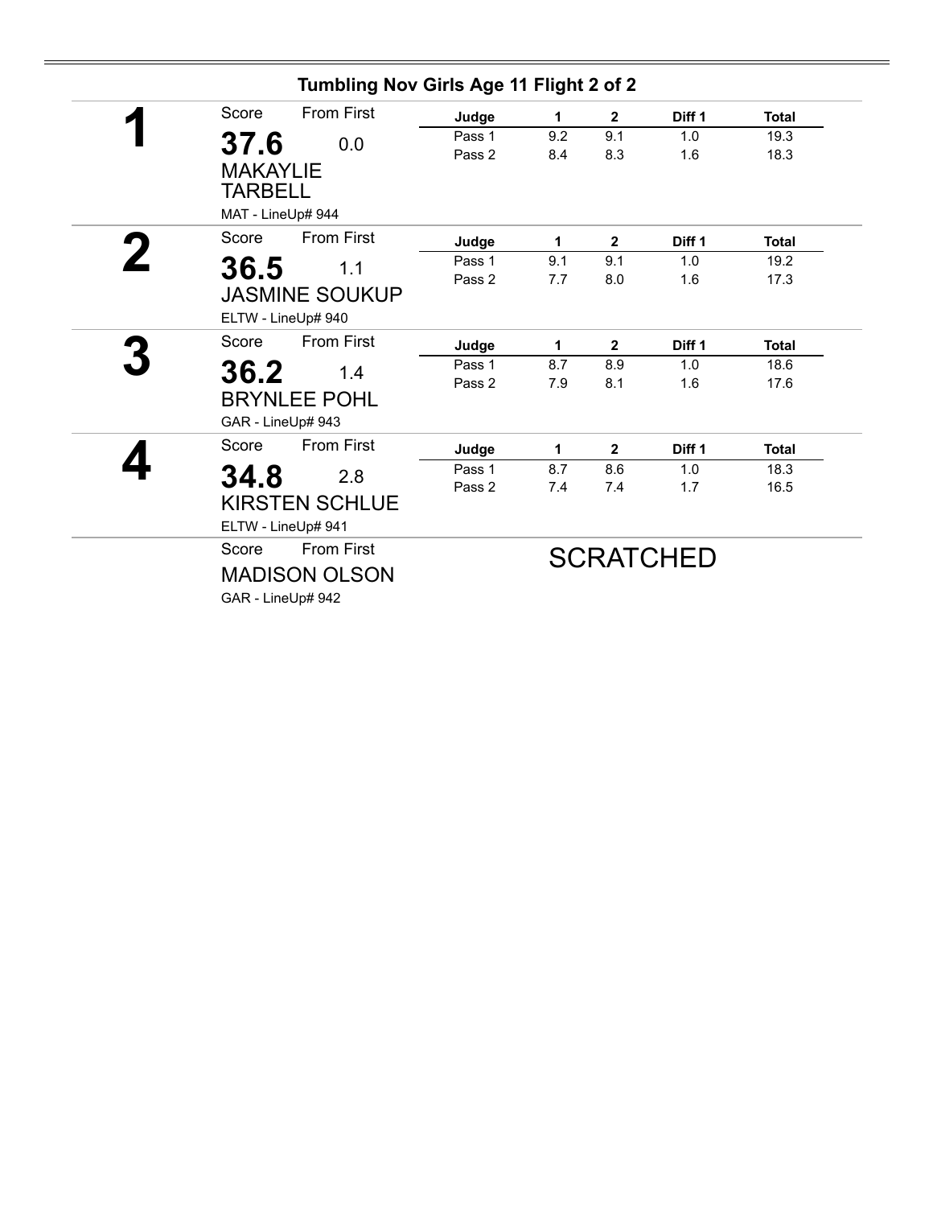## Tumbling Nov Girls Age 11 Flight 2 of 2

**1**

Score: **37.6** — From First: 0.0

MAKAYLIE TARBELL

MAT - LineUp# 944

| Judge | 1 | 2 | Diff 1 | Total |
|---|---|---|---|---|
| Pass 1 | 9.2 | 9.1 | 1.0 | 19.3 |
| Pass 2 | 8.4 | 8.3 | 1.6 | 18.3 |

**2**

Score: **36.5** — From First: 1.1

JASMINE SOUKUP

ELTW - LineUp# 940

| Judge | 1 | 2 | Diff 1 | Total |
|---|---|---|---|---|
| Pass 1 | 9.1 | 9.1 | 1.0 | 19.2 |
| Pass 2 | 7.7 | 8.0 | 1.6 | 17.3 |

**3**

Score: **36.2** — From First: 1.4

BRYNLEE POHL

GAR - LineUp# 943

| Judge | 1 | 2 | Diff 1 | Total |
|---|---|---|---|---|
| Pass 1 | 8.7 | 8.9 | 1.0 | 18.6 |
| Pass 2 | 7.9 | 8.1 | 1.6 | 17.6 |

**4**

Score: **34.8** — From First: 2.8

KIRSTEN SCHLUE

ELTW - LineUp# 941

| Judge | 1 | 2 | Diff 1 | Total |
|---|---|---|---|---|
| Pass 1 | 8.7 | 8.6 | 1.0 | 18.3 |
| Pass 2 | 7.4 | 7.4 | 1.7 | 16.5 |

Score — From First

MADISON OLSON

GAR - LineUp# 942

SCRATCHED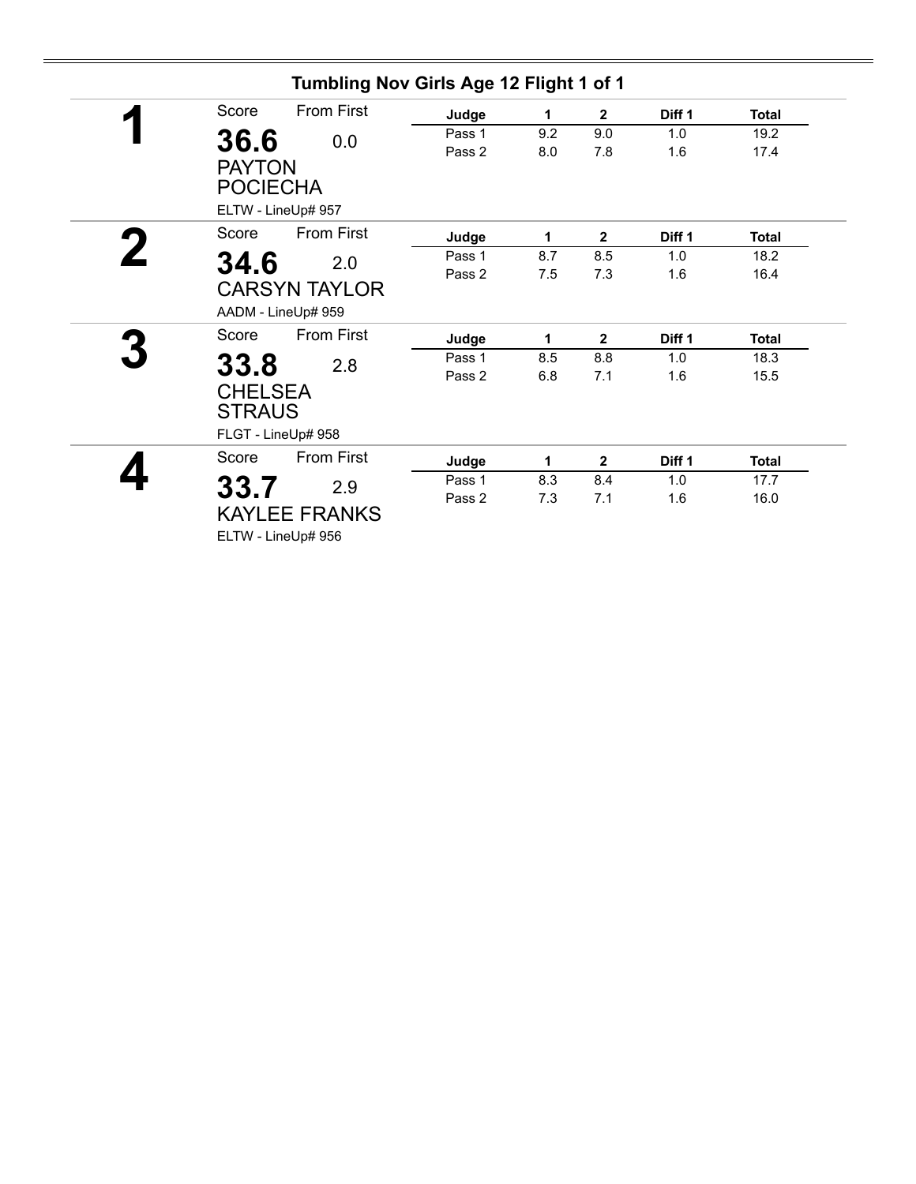## Tumbling Nov Girls Age 12 Flight 1 of 1

**1**

Score: **36.6** From First: 0.0

PAYTON POCIECHA

ELTW - LineUp# 957

| Judge | 1 | 2 | Diff 1 | Total |
|---|---|---|---|---|
| Pass 1 | 9.2 | 9.0 | 1.0 | 19.2 |
| Pass 2 | 8.0 | 7.8 | 1.6 | 17.4 |

**2**

Score: **34.6** From First: 2.0

CARSYN TAYLOR

AADM - LineUp# 959

| Judge | 1 | 2 | Diff 1 | Total |
|---|---|---|---|---|
| Pass 1 | 8.7 | 8.5 | 1.0 | 18.2 |
| Pass 2 | 7.5 | 7.3 | 1.6 | 16.4 |

**3**

Score: **33.8** From First: 2.8

CHELSEA STRAUS

FLGT - LineUp# 958

| Judge | 1 | 2 | Diff 1 | Total |
|---|---|---|---|---|
| Pass 1 | 8.5 | 8.8 | 1.0 | 18.3 |
| Pass 2 | 6.8 | 7.1 | 1.6 | 15.5 |

**4**

Score: **33.7** From First: 2.9

KAYLEE FRANKS

ELTW - LineUp# 956

| Judge | 1 | 2 | Diff 1 | Total |
|---|---|---|---|---|
| Pass 1 | 8.3 | 8.4 | 1.0 | 17.7 |
| Pass 2 | 7.3 | 7.1 | 1.6 | 16.0 |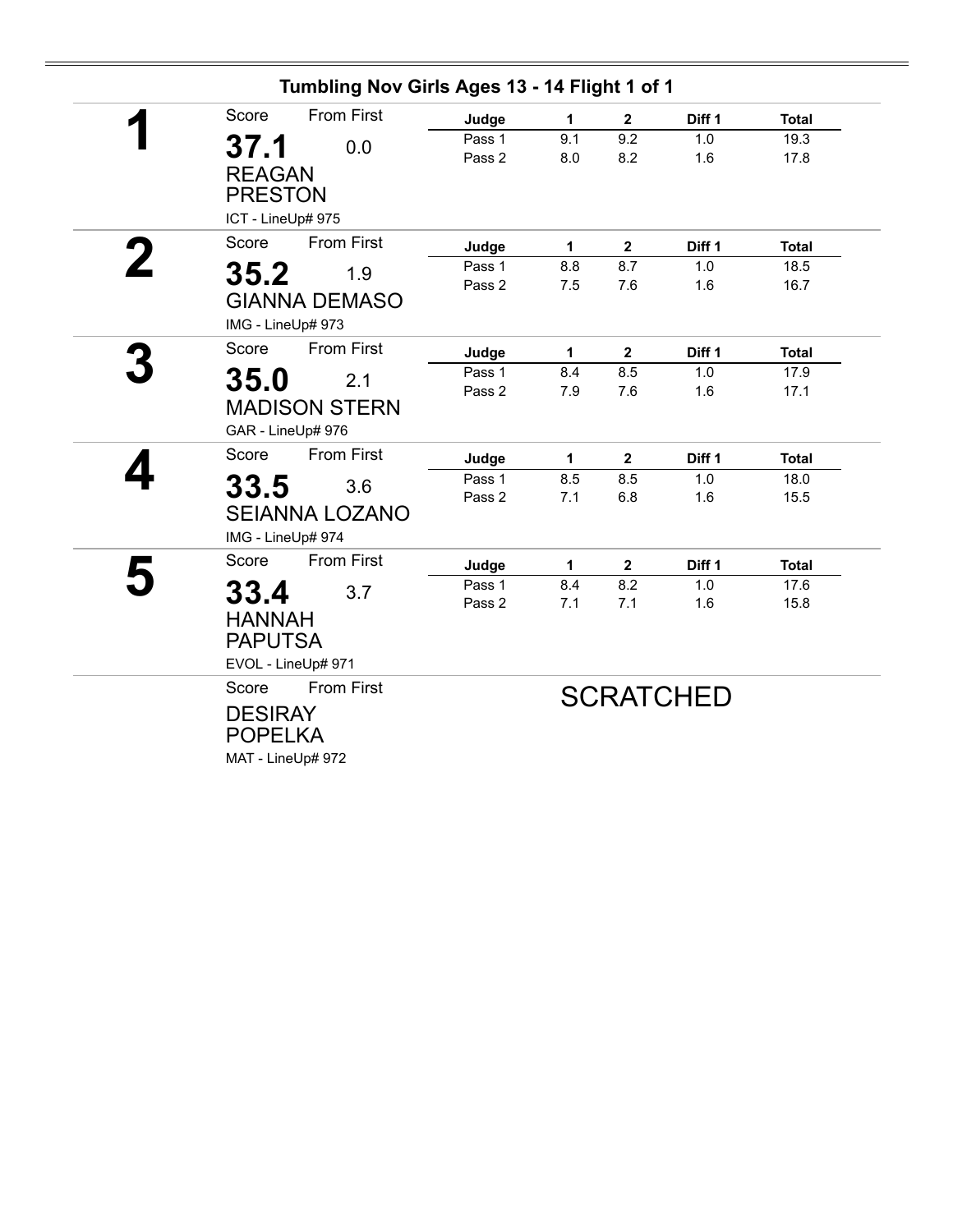## Tumbling Nov Girls Ages 13 - 14 Flight 1 of 1

**1**

Score: **37.1** — From First: 0.0

REAGAN PRESTON

ICT - LineUp# 975

| Judge | 1 | 2 | Diff 1 | Total |
|---|---|---|---|---|
| Pass 1 | 9.1 | 9.2 | 1.0 | 19.3 |
| Pass 2 | 8.0 | 8.2 | 1.6 | 17.8 |

**2**

Score: **35.2** — From First: 1.9

GIANNA DEMASO

IMG - LineUp# 973

| Judge | 1 | 2 | Diff 1 | Total |
|---|---|---|---|---|
| Pass 1 | 8.8 | 8.7 | 1.0 | 18.5 |
| Pass 2 | 7.5 | 7.6 | 1.6 | 16.7 |

**3**

Score: **35.0** — From First: 2.1

MADISON STERN

GAR - LineUp# 976

| Judge | 1 | 2 | Diff 1 | Total |
|---|---|---|---|---|
| Pass 1 | 8.4 | 8.5 | 1.0 | 17.9 |
| Pass 2 | 7.9 | 7.6 | 1.6 | 17.1 |

**4**

Score: **33.5** — From First: 3.6

SEIANNA LOZANO

IMG - LineUp# 974

| Judge | 1 | 2 | Diff 1 | Total |
|---|---|---|---|---|
| Pass 1 | 8.5 | 8.5 | 1.0 | 18.0 |
| Pass 2 | 7.1 | 6.8 | 1.6 | 15.5 |

**5**

Score: **33.4** — From First: 3.7

HANNAH PAPUTSA

EVOL - LineUp# 971

| Judge | 1 | 2 | Diff 1 | Total |
|---|---|---|---|---|
| Pass 1 | 8.4 | 8.2 | 1.0 | 17.6 |
| Pass 2 | 7.1 | 7.1 | 1.6 | 15.8 |

Score — From First

DESIRAY POPELKA

MAT - LineUp# 972

SCRATCHED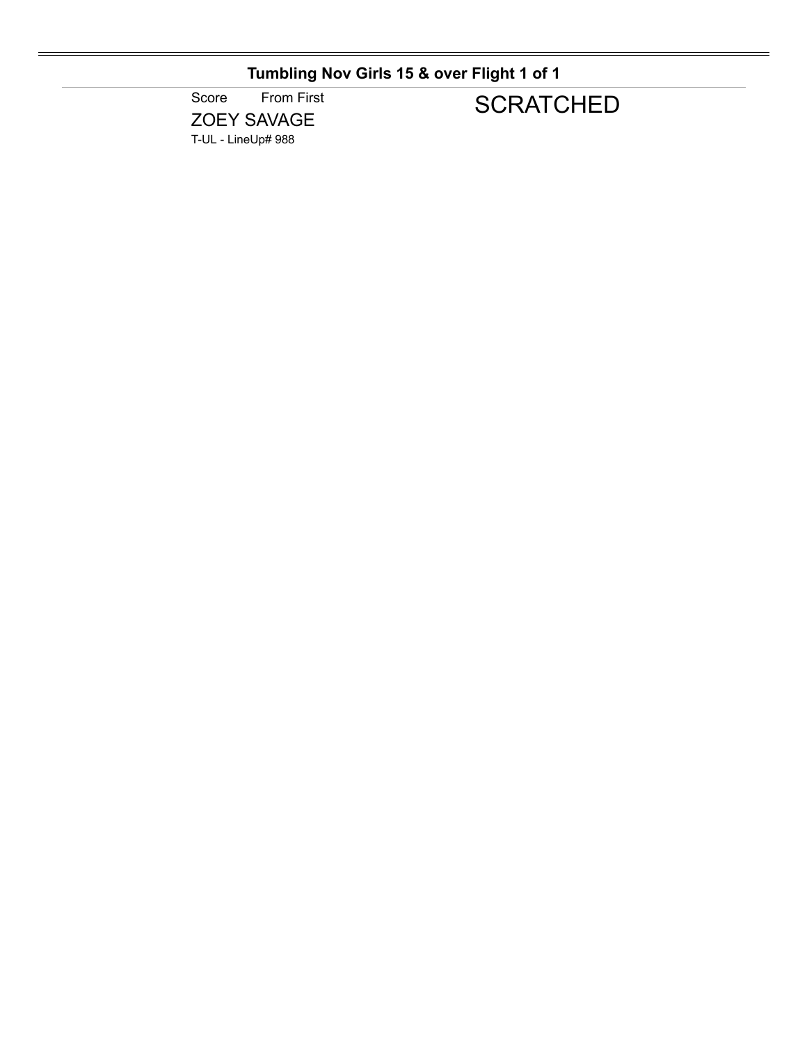## Tumbling Nov Girls 15 & over Flight 1 of 1

Score From First

ZOEY SAVAGE

T-UL - LineUp# 988

SCRATCHED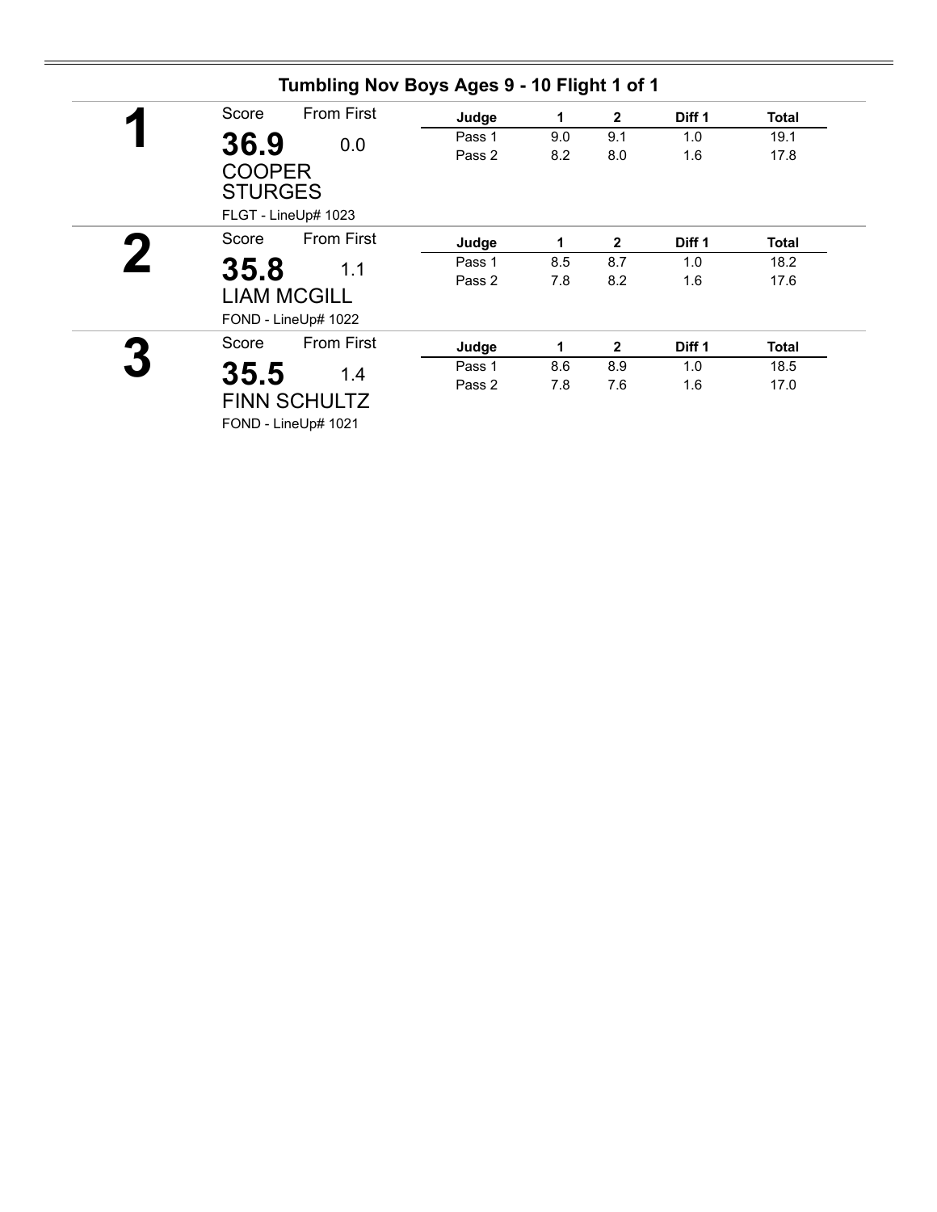## Tumbling Nov Boys Ages 9 - 10 Flight 1 of 1

**1**

Score: **36.9** From First: 0.0

COOPER STURGES

FLGT - LineUp# 1023

| Judge | 1 | 2 | Diff 1 | Total |
|---|---|---|---|---|
| Pass 1 | 9.0 | 9.1 | 1.0 | 19.1 |
| Pass 2 | 8.2 | 8.0 | 1.6 | 17.8 |

**2**

Score: **35.8** From First: 1.1

LIAM MCGILL

FOND - LineUp# 1022

| Judge | 1 | 2 | Diff 1 | Total |
|---|---|---|---|---|
| Pass 1 | 8.5 | 8.7 | 1.0 | 18.2 |
| Pass 2 | 7.8 | 8.2 | 1.6 | 17.6 |

**3**

Score: **35.5** From First: 1.4

FINN SCHULTZ

FOND - LineUp# 1021

| Judge | 1 | 2 | Diff 1 | Total |
|---|---|---|---|---|
| Pass 1 | 8.6 | 8.9 | 1.0 | 18.5 |
| Pass 2 | 7.8 | 7.6 | 1.6 | 17.0 |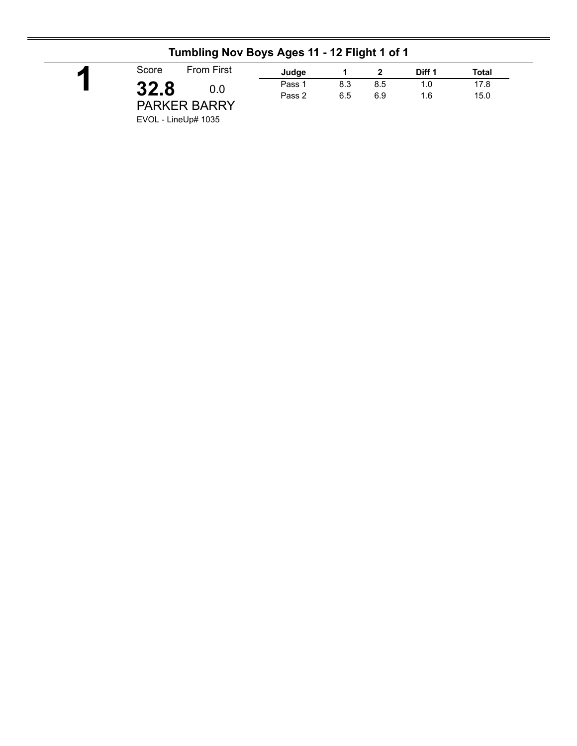## Tumbling Nov Boys Ages 11 - 12 Flight 1 of 1

**1**

Score: **32.8** From First: 0.0

PARKER BARRY

EVOL - LineUp# 1035

| Judge | 1 | 2 | Diff 1 | Total |
|---|---|---|---|---|
| Pass 1 | 8.3 | 8.5 | 1.0 | 17.8 |
| Pass 2 | 6.5 | 6.9 | 1.6 | 15.0 |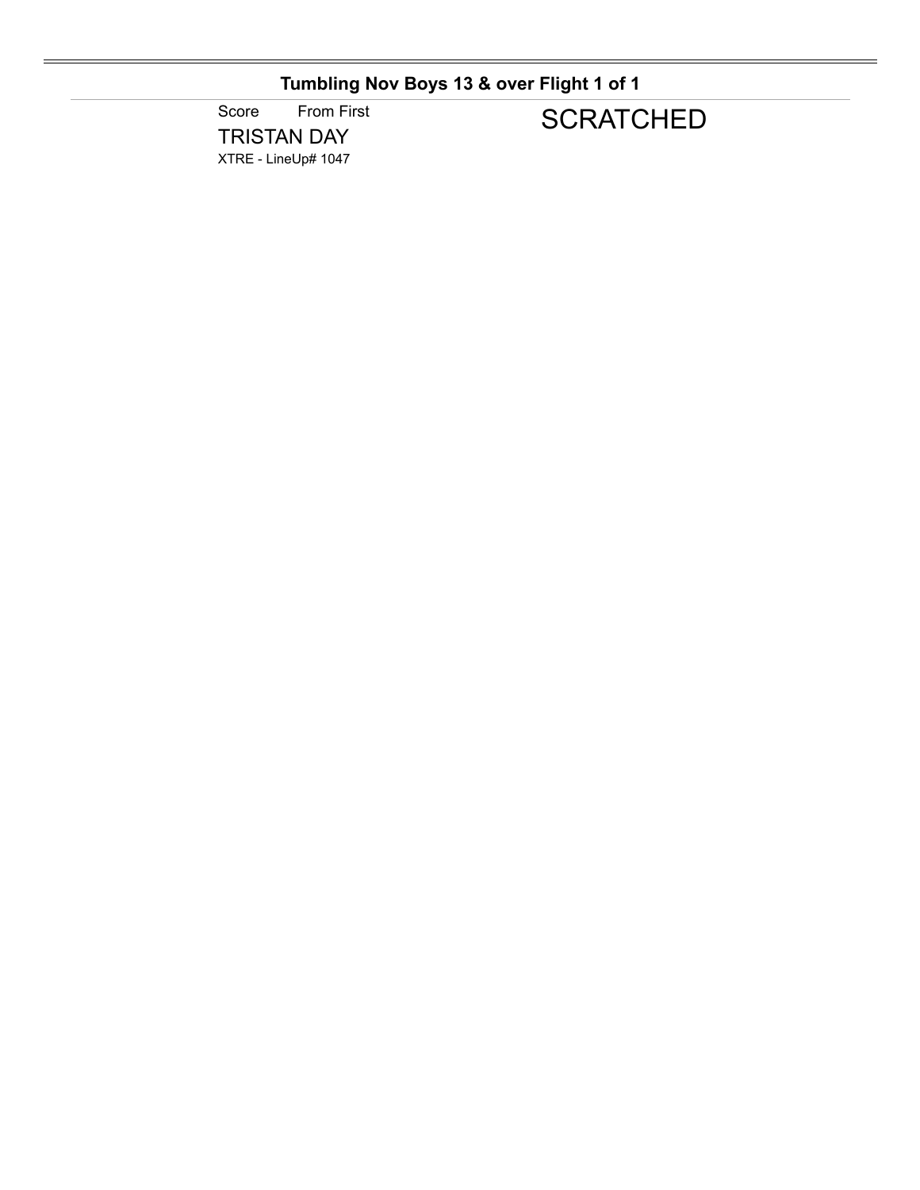## Tumbling Nov Boys 13 & over Flight 1 of 1

Score From First

TRISTAN DAY

XTRE - LineUp# 1047

SCRATCHED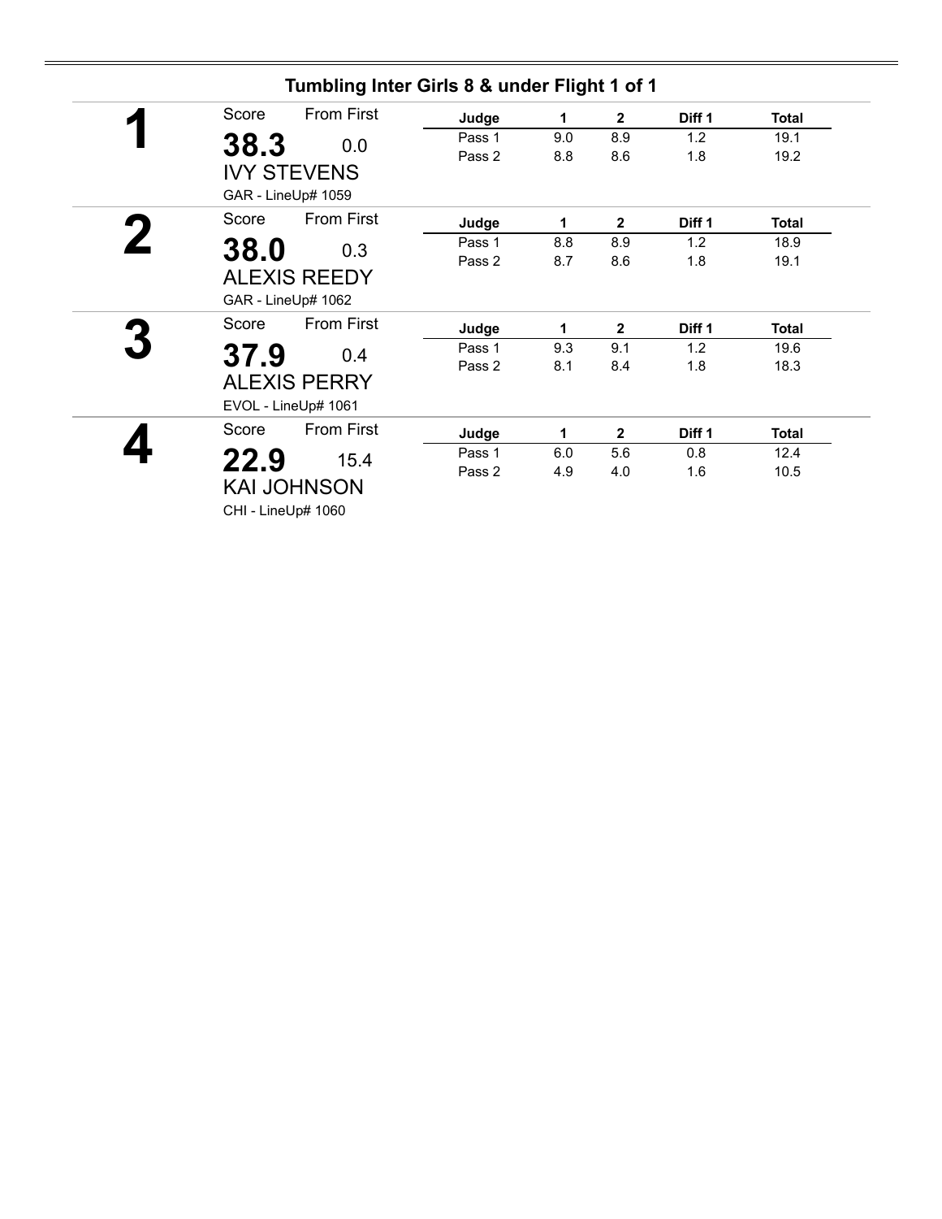## Tumbling Inter Girls 8 & under Flight 1 of 1

**1**

Score: **38.3** — From First: 0.0

IVY STEVENS

GAR - LineUp# 1059

| Judge | 1 | 2 | Diff 1 | Total |
|---|---|---|---|---|
| Pass 1 | 9.0 | 8.9 | 1.2 | 19.1 |
| Pass 2 | 8.8 | 8.6 | 1.8 | 19.2 |

**2**

Score: **38.0** — From First: 0.3

ALEXIS REEDY

GAR - LineUp# 1062

| Judge | 1 | 2 | Diff 1 | Total |
|---|---|---|---|---|
| Pass 1 | 8.8 | 8.9 | 1.2 | 18.9 |
| Pass 2 | 8.7 | 8.6 | 1.8 | 19.1 |

**3**

Score: **37.9** — From First: 0.4

ALEXIS PERRY

EVOL - LineUp# 1061

| Judge | 1 | 2 | Diff 1 | Total |
|---|---|---|---|---|
| Pass 1 | 9.3 | 9.1 | 1.2 | 19.6 |
| Pass 2 | 8.1 | 8.4 | 1.8 | 18.3 |

**4**

Score: **22.9** — From First: 15.4

KAI JOHNSON

CHI - LineUp# 1060

| Judge | 1 | 2 | Diff 1 | Total |
|---|---|---|---|---|
| Pass 1 | 6.0 | 5.6 | 0.8 | 12.4 |
| Pass 2 | 4.9 | 4.0 | 1.6 | 10.5 |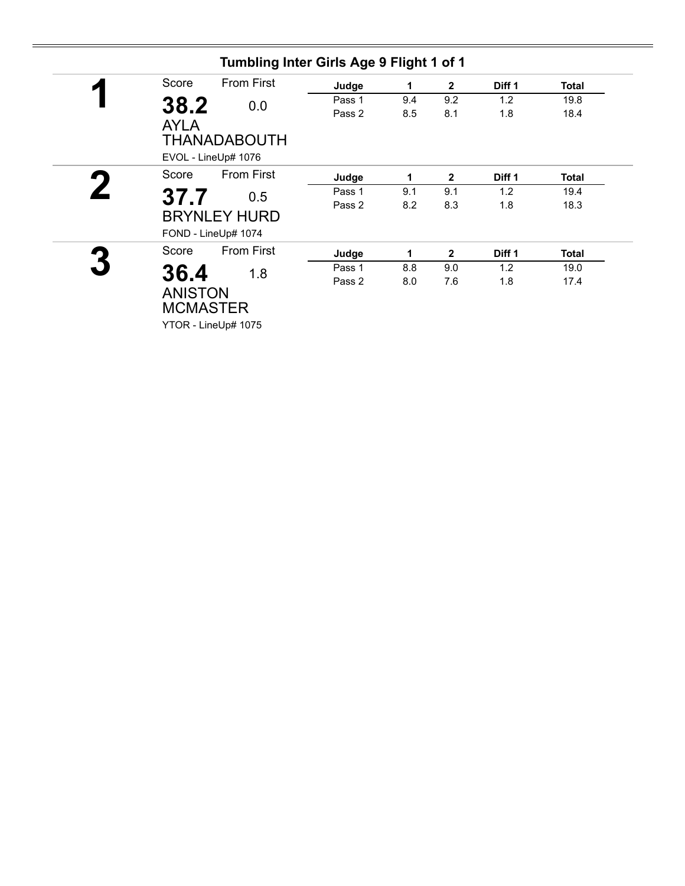## Tumbling Inter Girls Age 9 Flight 1 of 1

**1**

Score: **38.2** — From First: 0.0

AYLA THANADABOUTH

EVOL - LineUp# 1076

| Judge | 1 | 2 | Diff 1 | Total |
|---|---|---|---|---|
| Pass 1 | 9.4 | 9.2 | 1.2 | 19.8 |
| Pass 2 | 8.5 | 8.1 | 1.8 | 18.4 |

**2**

Score: **37.7** — From First: 0.5

BRYNLEY HURD

FOND - LineUp# 1074

| Judge | 1 | 2 | Diff 1 | Total |
|---|---|---|---|---|
| Pass 1 | 9.1 | 9.1 | 1.2 | 19.4 |
| Pass 2 | 8.2 | 8.3 | 1.8 | 18.3 |

**3**

Score: **36.4** — From First: 1.8

ANISTON MCMASTER

YTOR - LineUp# 1075

| Judge | 1 | 2 | Diff 1 | Total |
|---|---|---|---|---|
| Pass 1 | 8.8 | 9.0 | 1.2 | 19.0 |
| Pass 2 | 8.0 | 7.6 | 1.8 | 17.4 |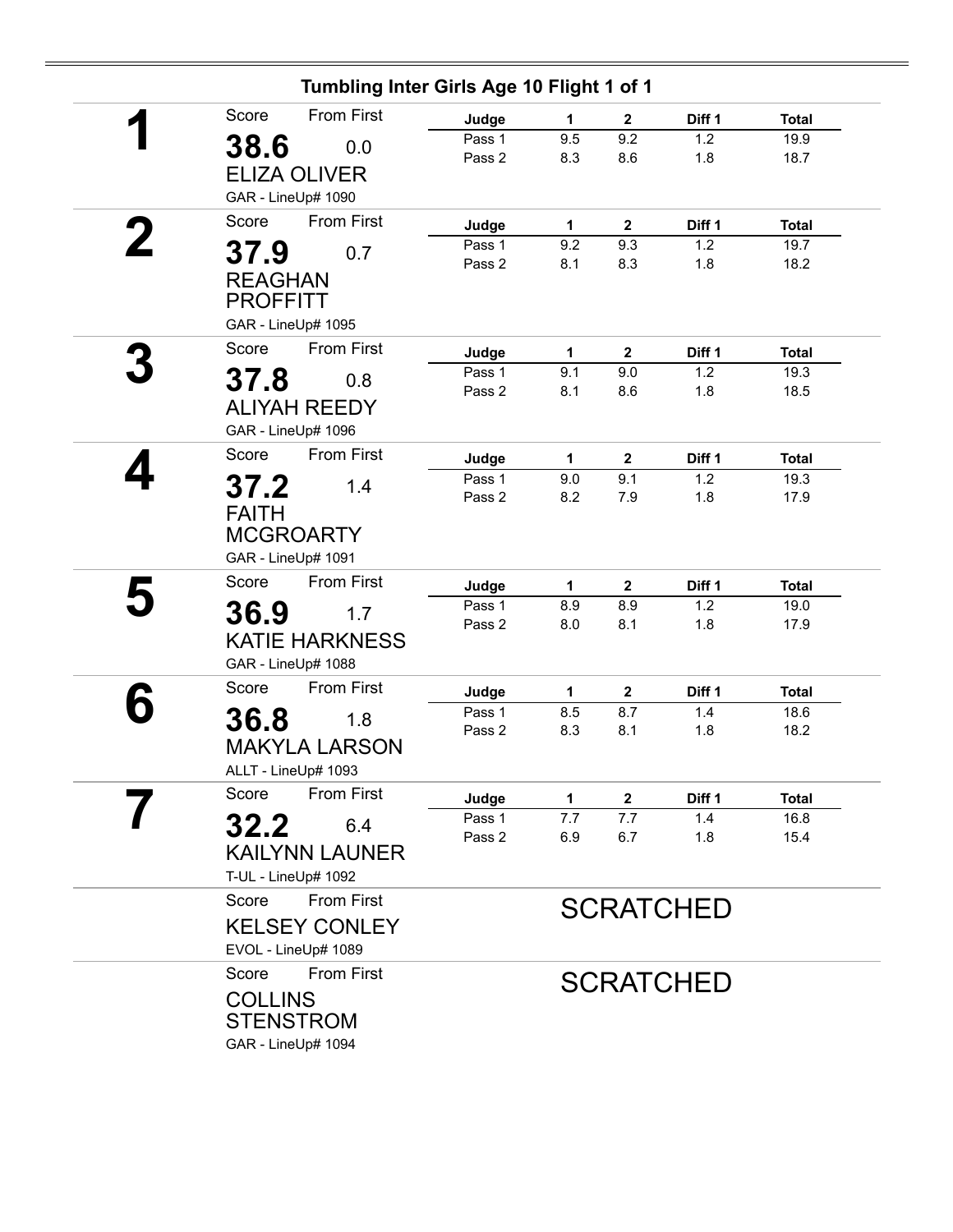## Tumbling Inter Girls Age 10 Flight 1 of 1

**1**

Score: **38.6** From First: 0.0

ELIZA OLIVER

GAR - LineUp# 1090

| Judge | 1 | 2 | Diff 1 | Total |
|---|---|---|---|---|
| Pass 1 | 9.5 | 9.2 | 1.2 | 19.9 |
| Pass 2 | 8.3 | 8.6 | 1.8 | 18.7 |

**2**

Score: **37.9** From First: 0.7

REAGHAN PROFFITT

GAR - LineUp# 1095

| Judge | 1 | 2 | Diff 1 | Total |
|---|---|---|---|---|
| Pass 1 | 9.2 | 9.3 | 1.2 | 19.7 |
| Pass 2 | 8.1 | 8.3 | 1.8 | 18.2 |

**3**

Score: **37.8** From First: 0.8

ALIYAH REEDY

GAR - LineUp# 1096

| Judge | 1 | 2 | Diff 1 | Total |
|---|---|---|---|---|
| Pass 1 | 9.1 | 9.0 | 1.2 | 19.3 |
| Pass 2 | 8.1 | 8.6 | 1.8 | 18.5 |

**4**

Score: **37.2** From First: 1.4

FAITH MCGROARTY

GAR - LineUp# 1091

| Judge | 1 | 2 | Diff 1 | Total |
|---|---|---|---|---|
| Pass 1 | 9.0 | 9.1 | 1.2 | 19.3 |
| Pass 2 | 8.2 | 7.9 | 1.8 | 17.9 |

**5**

Score: **36.9** From First: 1.7

KATIE HARKNESS

GAR - LineUp# 1088

| Judge | 1 | 2 | Diff 1 | Total |
|---|---|---|---|---|
| Pass 1 | 8.9 | 8.9 | 1.2 | 19.0 |
| Pass 2 | 8.0 | 8.1 | 1.8 | 17.9 |

**6**

Score: **36.8** From First: 1.8

MAKYLA LARSON

ALLT - LineUp# 1093

| Judge | 1 | 2 | Diff 1 | Total |
|---|---|---|---|---|
| Pass 1 | 8.5 | 8.7 | 1.4 | 18.6 |
| Pass 2 | 8.3 | 8.1 | 1.8 | 18.2 |

**7**

Score: **32.2** From First: 6.4

KAILYNN LAUNER

T-UL - LineUp# 1092

| Judge | 1 | 2 | Diff 1 | Total |
|---|---|---|---|---|
| Pass 1 | 7.7 | 7.7 | 1.4 | 16.8 |
| Pass 2 | 6.9 | 6.7 | 1.8 | 15.4 |

Score From First

KELSEY CONLEY

EVOL - LineUp# 1089

SCRATCHED

Score From First

COLLINS STENSTROM

GAR - LineUp# 1094

SCRATCHED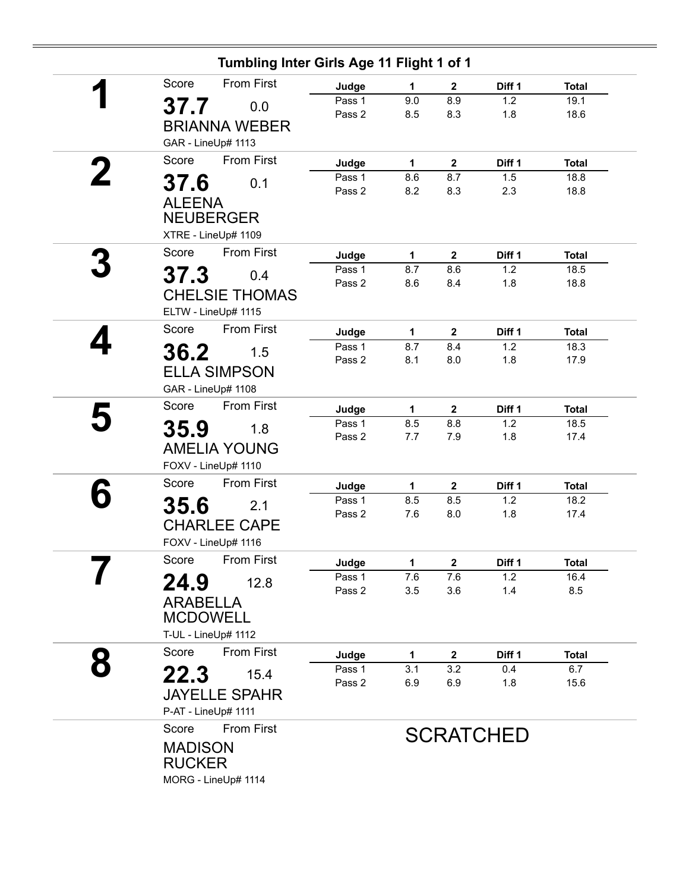## Tumbling Inter Girls Age 11 Flight 1 of 1

**1**

Score: **37.7** — From First: 0.0

BRIANNA WEBER

GAR - LineUp# 1113

| Judge | 1 | 2 | Diff 1 | Total |
|---|---|---|---|---|
| Pass 1 | 9.0 | 8.9 | 1.2 | 19.1 |
| Pass 2 | 8.5 | 8.3 | 1.8 | 18.6 |

**2**

Score: **37.6** — From First: 0.1

ALEENA NEUBERGER

XTRE - LineUp# 1109

| Judge | 1 | 2 | Diff 1 | Total |
|---|---|---|---|---|
| Pass 1 | 8.6 | 8.7 | 1.5 | 18.8 |
| Pass 2 | 8.2 | 8.3 | 2.3 | 18.8 |

**3**

Score: **37.3** — From First: 0.4

CHELSIE THOMAS

ELTW - LineUp# 1115

| Judge | 1 | 2 | Diff 1 | Total |
|---|---|---|---|---|
| Pass 1 | 8.7 | 8.6 | 1.2 | 18.5 |
| Pass 2 | 8.6 | 8.4 | 1.8 | 18.8 |

**4**

Score: **36.2** — From First: 1.5

ELLA SIMPSON

GAR - LineUp# 1108

| Judge | 1 | 2 | Diff 1 | Total |
|---|---|---|---|---|
| Pass 1 | 8.7 | 8.4 | 1.2 | 18.3 |
| Pass 2 | 8.1 | 8.0 | 1.8 | 17.9 |

**5**

Score: **35.9** — From First: 1.8

AMELIA YOUNG

FOXV - LineUp# 1110

| Judge | 1 | 2 | Diff 1 | Total |
|---|---|---|---|---|
| Pass 1 | 8.5 | 8.8 | 1.2 | 18.5 |
| Pass 2 | 7.7 | 7.9 | 1.8 | 17.4 |

**6**

Score: **35.6** — From First: 2.1

CHARLEE CAPE

FOXV - LineUp# 1116

| Judge | 1 | 2 | Diff 1 | Total |
|---|---|---|---|---|
| Pass 1 | 8.5 | 8.5 | 1.2 | 18.2 |
| Pass 2 | 7.6 | 8.0 | 1.8 | 17.4 |

**7**

Score: **24.9** — From First: 12.8

ARABELLA MCDOWELL

T-UL - LineUp# 1112

| Judge | 1 | 2 | Diff 1 | Total |
|---|---|---|---|---|
| Pass 1 | 7.6 | 7.6 | 1.2 | 16.4 |
| Pass 2 | 3.5 | 3.6 | 1.4 | 8.5 |

**8**

Score: **22.3** — From First: 15.4

JAYELLE SPAHR

P-AT - LineUp# 1111

| Judge | 1 | 2 | Diff 1 | Total |
|---|---|---|---|---|
| Pass 1 | 3.1 | 3.2 | 0.4 | 6.7 |
| Pass 2 | 6.9 | 6.9 | 1.8 | 15.6 |

Score — From First

MADISON RUCKER

MORG - LineUp# 1114

SCRATCHED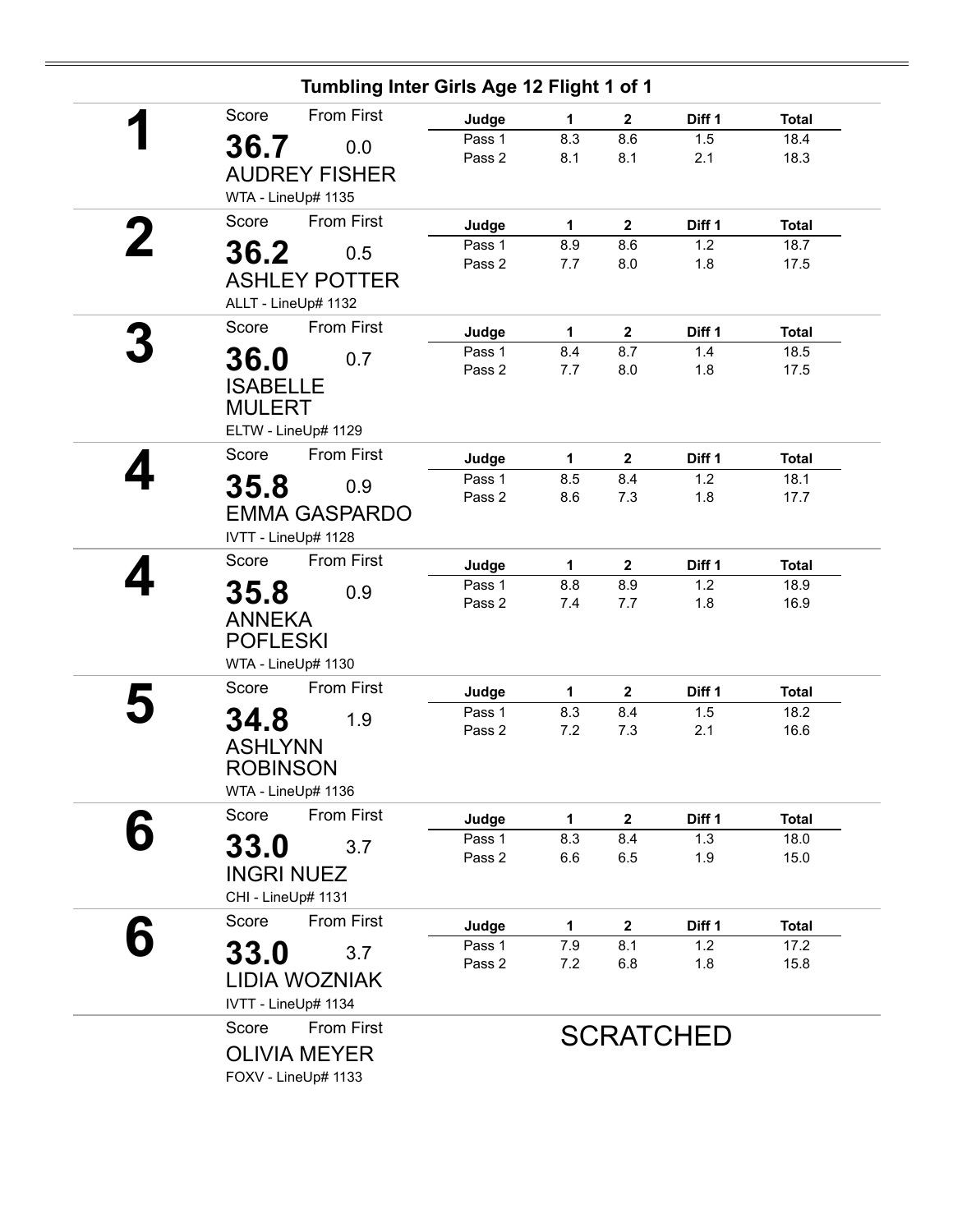## Tumbling Inter Girls Age 12 Flight 1 of 1

**1**

Score: **36.7** — From First: 0.0

AUDREY FISHER

WTA - LineUp# 1135

| Judge | 1 | 2 | Diff 1 | Total |
|---|---|---|---|---|
| Pass 1 | 8.3 | 8.6 | 1.5 | 18.4 |
| Pass 2 | 8.1 | 8.1 | 2.1 | 18.3 |

**2**

Score: **36.2** — From First: 0.5

ASHLEY POTTER

ALLT - LineUp# 1132

| Judge | 1 | 2 | Diff 1 | Total |
|---|---|---|---|---|
| Pass 1 | 8.9 | 8.6 | 1.2 | 18.7 |
| Pass 2 | 7.7 | 8.0 | 1.8 | 17.5 |

**3**

Score: **36.0** — From First: 0.7

ISABELLE MULERT

ELTW - LineUp# 1129

| Judge | 1 | 2 | Diff 1 | Total |
|---|---|---|---|---|
| Pass 1 | 8.4 | 8.7 | 1.4 | 18.5 |
| Pass 2 | 7.7 | 8.0 | 1.8 | 17.5 |

**4**

Score: **35.8** — From First: 0.9

EMMA GASPARDO

IVTT - LineUp# 1128

| Judge | 1 | 2 | Diff 1 | Total |
|---|---|---|---|---|
| Pass 1 | 8.5 | 8.4 | 1.2 | 18.1 |
| Pass 2 | 8.6 | 7.3 | 1.8 | 17.7 |

**4**

Score: **35.8** — From First: 0.9

ANNEKA POFLESKI

WTA - LineUp# 1130

| Judge | 1 | 2 | Diff 1 | Total |
|---|---|---|---|---|
| Pass 1 | 8.8 | 8.9 | 1.2 | 18.9 |
| Pass 2 | 7.4 | 7.7 | 1.8 | 16.9 |

**5**

Score: **34.8** — From First: 1.9

ASHLYNN ROBINSON

WTA - LineUp# 1136

| Judge | 1 | 2 | Diff 1 | Total |
|---|---|---|---|---|
| Pass 1 | 8.3 | 8.4 | 1.5 | 18.2 |
| Pass 2 | 7.2 | 7.3 | 2.1 | 16.6 |

**6**

Score: **33.0** — From First: 3.7

INGRI NUEZ

CHI - LineUp# 1131

| Judge | 1 | 2 | Diff 1 | Total |
|---|---|---|---|---|
| Pass 1 | 8.3 | 8.4 | 1.3 | 18.0 |
| Pass 2 | 6.6 | 6.5 | 1.9 | 15.0 |

**6**

Score: **33.0** — From First: 3.7

LIDIA WOZNIAK

IVTT - LineUp# 1134

| Judge | 1 | 2 | Diff 1 | Total |
|---|---|---|---|---|
| Pass 1 | 7.9 | 8.1 | 1.2 | 17.2 |
| Pass 2 | 7.2 | 6.8 | 1.8 | 15.8 |

Score — From First

OLIVIA MEYER

FOXV - LineUp# 1133

SCRATCHED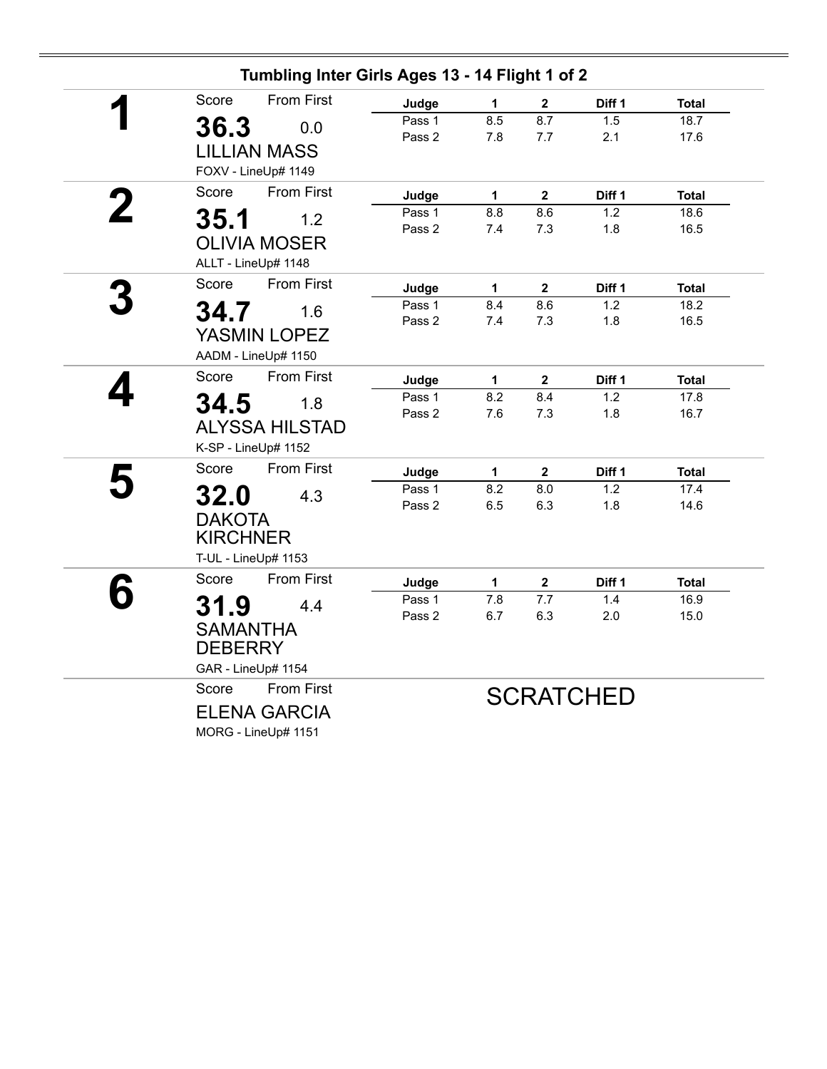## Tumbling Inter Girls Ages 13 - 14 Flight 1 of 2

**1**

Score: **36.3** — From First: 0.0

LILLIAN MASS

FOXV - LineUp# 1149

| Judge | 1 | 2 | Diff 1 | Total |
|---|---|---|---|---|
| Pass 1 | 8.5 | 8.7 | 1.5 | 18.7 |
| Pass 2 | 7.8 | 7.7 | 2.1 | 17.6 |

**2**

Score: **35.1** — From First: 1.2

OLIVIA MOSER

ALLT - LineUp# 1148

| Judge | 1 | 2 | Diff 1 | Total |
|---|---|---|---|---|
| Pass 1 | 8.8 | 8.6 | 1.2 | 18.6 |
| Pass 2 | 7.4 | 7.3 | 1.8 | 16.5 |

**3**

Score: **34.7** — From First: 1.6

YASMIN LOPEZ

AADM - LineUp# 1150

| Judge | 1 | 2 | Diff 1 | Total |
|---|---|---|---|---|
| Pass 1 | 8.4 | 8.6 | 1.2 | 18.2 |
| Pass 2 | 7.4 | 7.3 | 1.8 | 16.5 |

**4**

Score: **34.5** — From First: 1.8

ALYSSA HILSTAD

K-SP - LineUp# 1152

| Judge | 1 | 2 | Diff 1 | Total |
|---|---|---|---|---|
| Pass 1 | 8.2 | 8.4 | 1.2 | 17.8 |
| Pass 2 | 7.6 | 7.3 | 1.8 | 16.7 |

**5**

Score: **32.0** — From First: 4.3

DAKOTA KIRCHNER

T-UL - LineUp# 1153

| Judge | 1 | 2 | Diff 1 | Total |
|---|---|---|---|---|
| Pass 1 | 8.2 | 8.0 | 1.2 | 17.4 |
| Pass 2 | 6.5 | 6.3 | 1.8 | 14.6 |

**6**

Score: **31.9** — From First: 4.4

SAMANTHA DEBERRY

GAR - LineUp# 1154

| Judge | 1 | 2 | Diff 1 | Total |
|---|---|---|---|---|
| Pass 1 | 7.8 | 7.7 | 1.4 | 16.9 |
| Pass 2 | 6.7 | 6.3 | 2.0 | 15.0 |

Score — From First

ELENA GARCIA

MORG - LineUp# 1151

SCRATCHED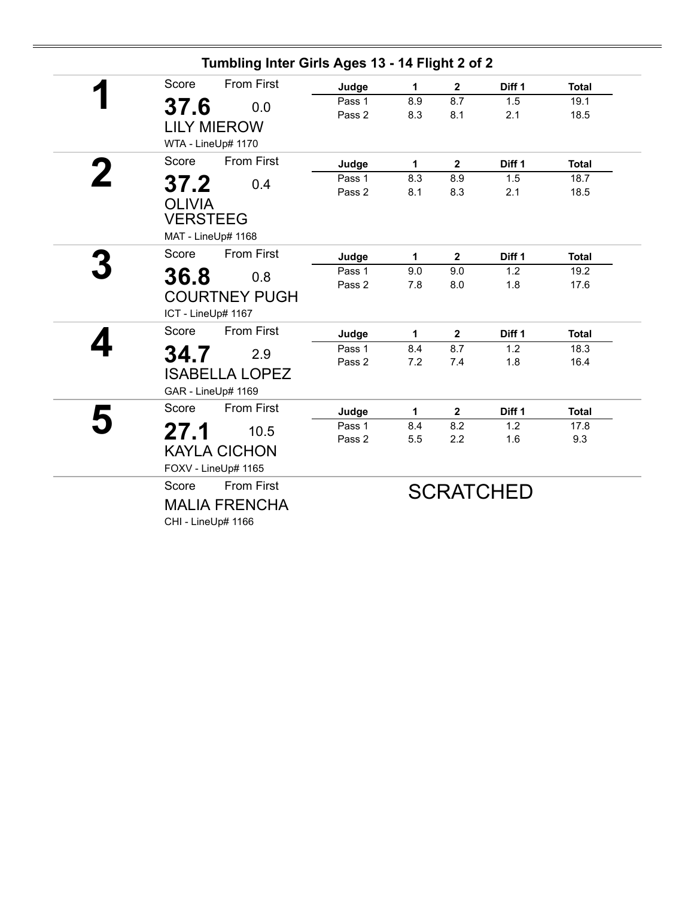## Tumbling Inter Girls Ages 13 - 14 Flight 2 of 2

**1**

Score: **37.6** From First: 0.0

LILY MIEROW

WTA - LineUp# 1170

| Judge | 1 | 2 | Diff 1 | Total |
|---|---|---|---|---|
| Pass 1 | 8.9 | 8.7 | 1.5 | 19.1 |
| Pass 2 | 8.3 | 8.1 | 2.1 | 18.5 |

**2**

Score: **37.2** From First: 0.4

OLIVIA VERSTEEG

MAT - LineUp# 1168

| Judge | 1 | 2 | Diff 1 | Total |
|---|---|---|---|---|
| Pass 1 | 8.3 | 8.9 | 1.5 | 18.7 |
| Pass 2 | 8.1 | 8.3 | 2.1 | 18.5 |

**3**

Score: **36.8** From First: 0.8

COURTNEY PUGH

ICT - LineUp# 1167

| Judge | 1 | 2 | Diff 1 | Total |
|---|---|---|---|---|
| Pass 1 | 9.0 | 9.0 | 1.2 | 19.2 |
| Pass 2 | 7.8 | 8.0 | 1.8 | 17.6 |

**4**

Score: **34.7** From First: 2.9

ISABELLA LOPEZ

GAR - LineUp# 1169

| Judge | 1 | 2 | Diff 1 | Total |
|---|---|---|---|---|
| Pass 1 | 8.4 | 8.7 | 1.2 | 18.3 |
| Pass 2 | 7.2 | 7.4 | 1.8 | 16.4 |

**5**

Score: **27.1** From First: 10.5

KAYLA CICHON

FOXV - LineUp# 1165

| Judge | 1 | 2 | Diff 1 | Total |
|---|---|---|---|---|
| Pass 1 | 8.4 | 8.2 | 1.2 | 17.8 |
| Pass 2 | 5.5 | 2.2 | 1.6 | 9.3 |

Score From First

MALIA FRENCHA

CHI - LineUp# 1166

SCRATCHED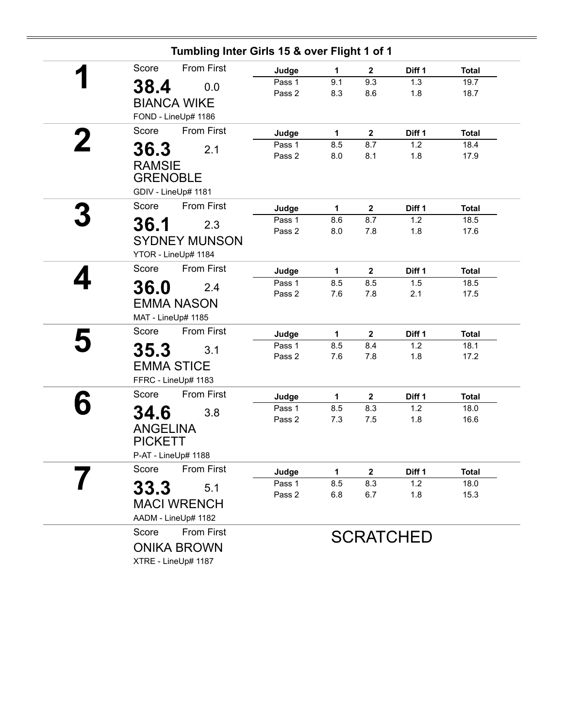## Tumbling Inter Girls 15 & over Flight 1 of 1

**1**

Score: **38.4** — From First: 0.0

BIANCA WIKE

FOND - LineUp# 1186

| Judge | 1 | 2 | Diff 1 | Total |
|---|---|---|---|---|
| Pass 1 | 9.1 | 9.3 | 1.3 | 19.7 |
| Pass 2 | 8.3 | 8.6 | 1.8 | 18.7 |

**2**

Score: **36.3** — From First: 2.1

RAMSIE GRENOBLE

GDIV - LineUp# 1181

| Judge | 1 | 2 | Diff 1 | Total |
|---|---|---|---|---|
| Pass 1 | 8.5 | 8.7 | 1.2 | 18.4 |
| Pass 2 | 8.0 | 8.1 | 1.8 | 17.9 |

**3**

Score: **36.1** — From First: 2.3

SYDNEY MUNSON

YTOR - LineUp# 1184

| Judge | 1 | 2 | Diff 1 | Total |
|---|---|---|---|---|
| Pass 1 | 8.6 | 8.7 | 1.2 | 18.5 |
| Pass 2 | 8.0 | 7.8 | 1.8 | 17.6 |

**4**

Score: **36.0** — From First: 2.4

EMMA NASON

MAT - LineUp# 1185

| Judge | 1 | 2 | Diff 1 | Total |
|---|---|---|---|---|
| Pass 1 | 8.5 | 8.5 | 1.5 | 18.5 |
| Pass 2 | 7.6 | 7.8 | 2.1 | 17.5 |

**5**

Score: **35.3** — From First: 3.1

EMMA STICE

FFRC - LineUp# 1183

| Judge | 1 | 2 | Diff 1 | Total |
|---|---|---|---|---|
| Pass 1 | 8.5 | 8.4 | 1.2 | 18.1 |
| Pass 2 | 7.6 | 7.8 | 1.8 | 17.2 |

**6**

Score: **34.6** — From First: 3.8

ANGELINA PICKETT

P-AT - LineUp# 1188

| Judge | 1 | 2 | Diff 1 | Total |
|---|---|---|---|---|
| Pass 1 | 8.5 | 8.3 | 1.2 | 18.0 |
| Pass 2 | 7.3 | 7.5 | 1.8 | 16.6 |

**7**

Score: **33.3** — From First: 5.1

MACI WRENCH

AADM - LineUp# 1182

| Judge | 1 | 2 | Diff 1 | Total |
|---|---|---|---|---|
| Pass 1 | 8.5 | 8.3 | 1.2 | 18.0 |
| Pass 2 | 6.8 | 6.7 | 1.8 | 15.3 |

Score — From First

ONIKA BROWN

XTRE - LineUp# 1187

SCRATCHED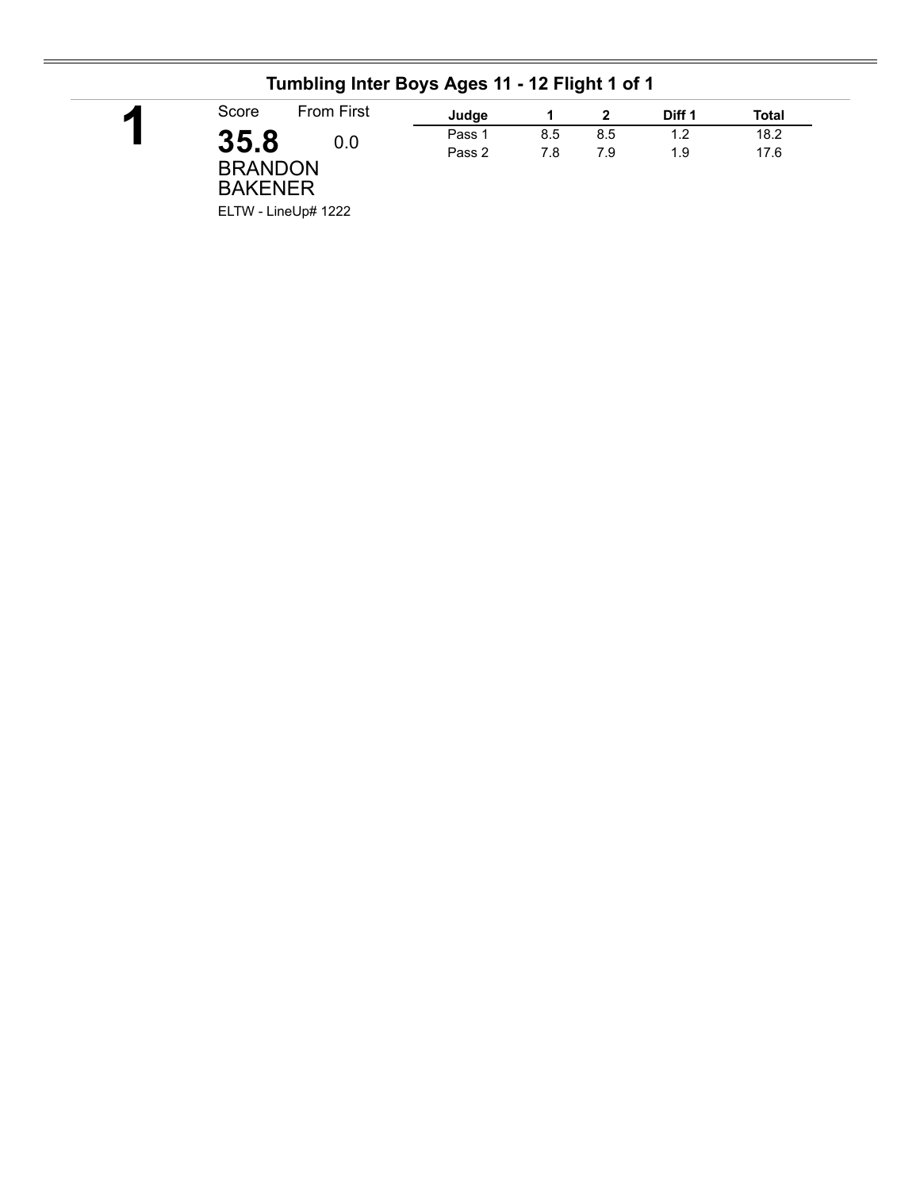## Tumbling Inter Boys Ages 11 - 12 Flight 1 of 1

**1**

| Score | From First |
|---|---|
| **35.8** | 0.0 |

BRANDON BAKENER

ELTW - LineUp# 1222

| Judge | 1 | 2 | Diff 1 | Total |
|---|---|---|---|---|
| Pass 1 | 8.5 | 8.5 | 1.2 | 18.2 |
| Pass 2 | 7.8 | 7.9 | 1.9 | 17.6 |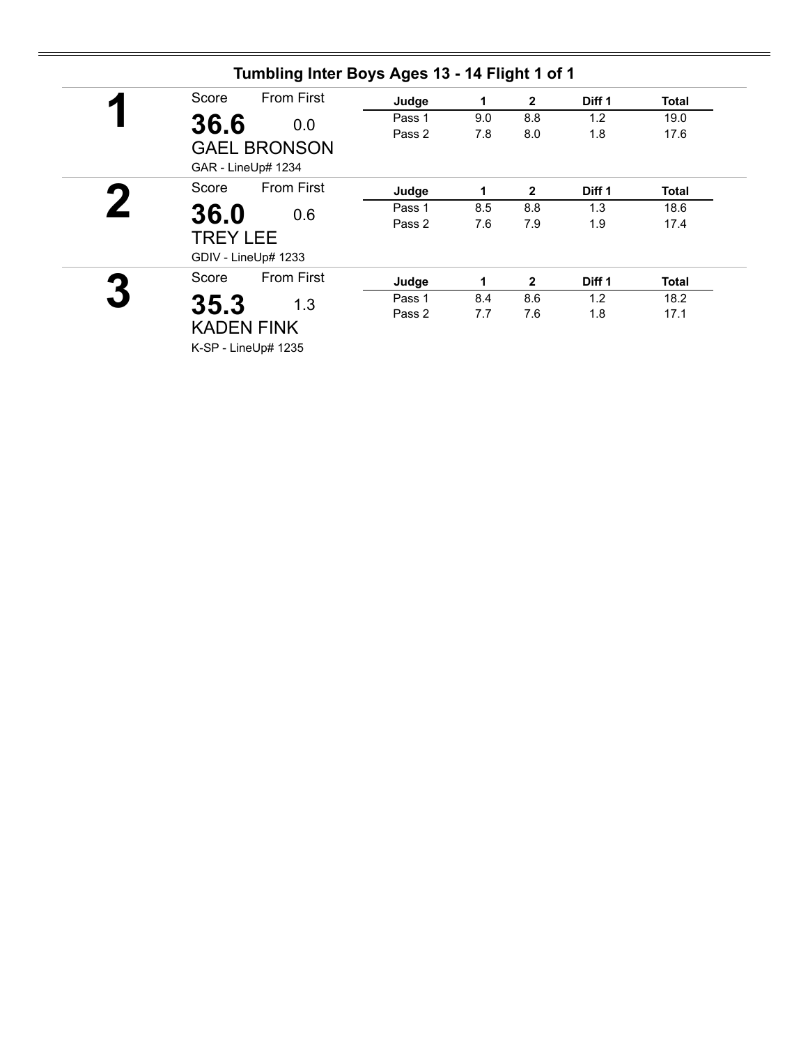## Tumbling Inter Boys Ages 13 - 14 Flight 1 of 1

**1**

Score: **36.6** From First: 0.0

GAEL BRONSON

GAR - LineUp# 1234

| Judge | 1 | 2 | Diff 1 | Total |
|---|---|---|---|---|
| Pass 1 | 9.0 | 8.8 | 1.2 | 19.0 |
| Pass 2 | 7.8 | 8.0 | 1.8 | 17.6 |

**2**

Score: **36.0** From First: 0.6

TREY LEE

GDIV - LineUp# 1233

| Judge | 1 | 2 | Diff 1 | Total |
|---|---|---|---|---|
| Pass 1 | 8.5 | 8.8 | 1.3 | 18.6 |
| Pass 2 | 7.6 | 7.9 | 1.9 | 17.4 |

**3**

Score: **35.3** From First: 1.3

KADEN FINK

K-SP - LineUp# 1235

| Judge | 1 | 2 | Diff 1 | Total |
|---|---|---|---|---|
| Pass 1 | 8.4 | 8.6 | 1.2 | 18.2 |
| Pass 2 | 7.7 | 7.6 | 1.8 | 17.1 |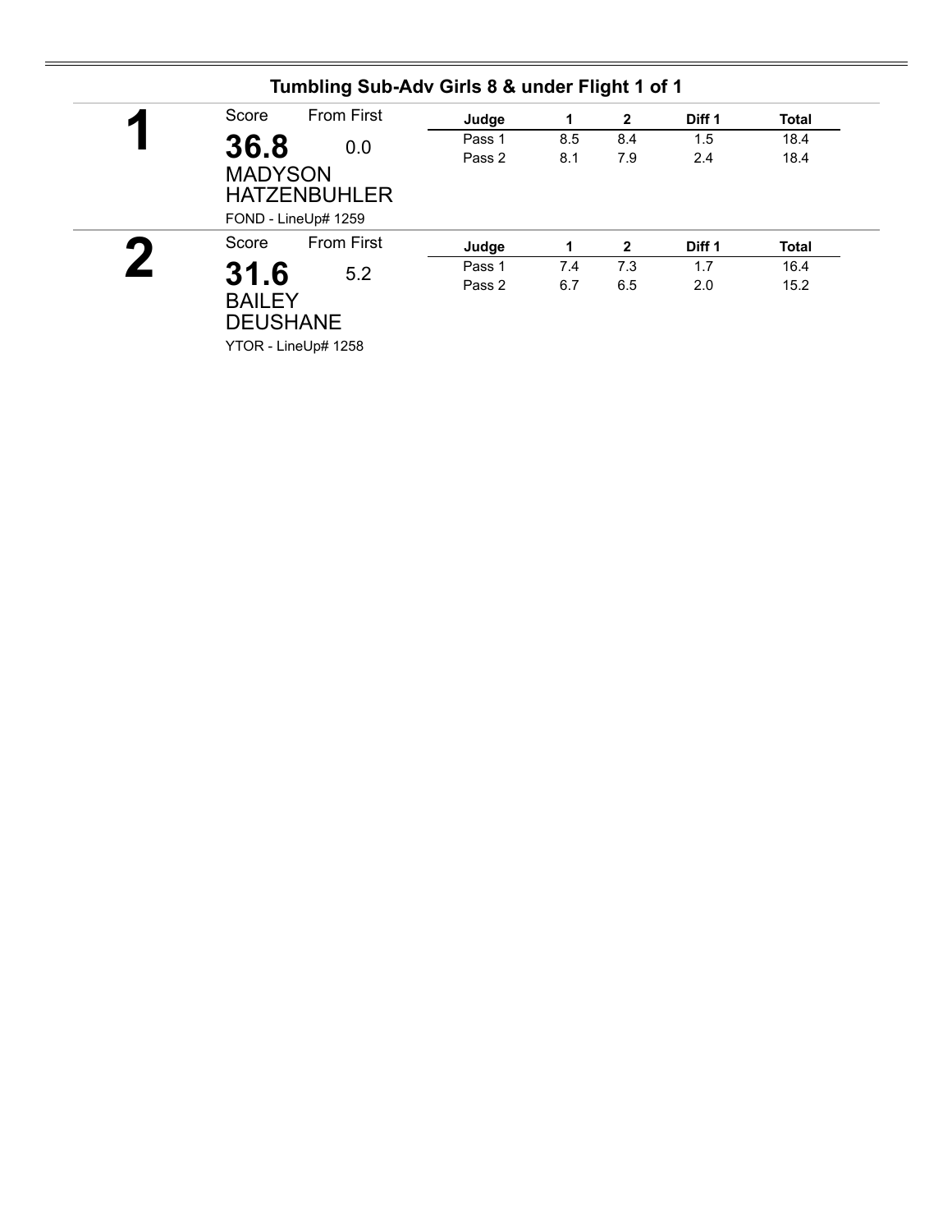## Tumbling Sub-Adv Girls 8 & under Flight 1 of 1

**1**

Score: **36.8** From First: 0.0

MADYSON HATZENBUHLER

FOND - LineUp# 1259

| Judge | 1 | 2 | Diff 1 | Total |
|---|---|---|---|---|
| Pass 1 | 8.5 | 8.4 | 1.5 | 18.4 |
| Pass 2 | 8.1 | 7.9 | 2.4 | 18.4 |

**2**

Score: **31.6** From First: 5.2

BAILEY DEUSHANE

YTOR - LineUp# 1258

| Judge | 1 | 2 | Diff 1 | Total |
|---|---|---|---|---|
| Pass 1 | 7.4 | 7.3 | 1.7 | 16.4 |
| Pass 2 | 6.7 | 6.5 | 2.0 | 15.2 |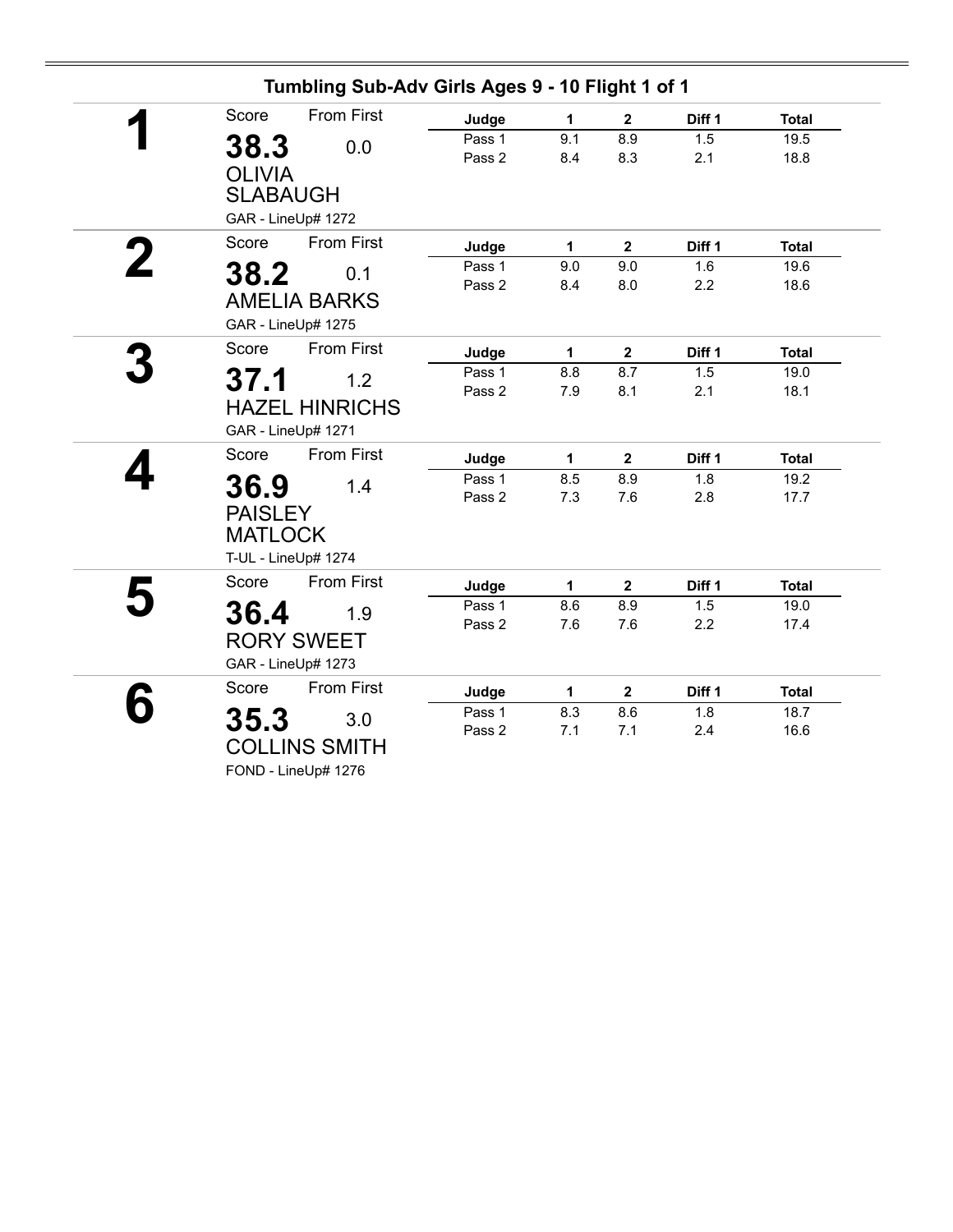## Tumbling Sub-Adv Girls Ages 9 - 10 Flight 1 of 1

**1**

Score: **38.3** From First: 0.0

OLIVIA SLABAUGH

GAR - LineUp# 1272

| Judge | 1 | 2 | Diff 1 | Total |
|---|---|---|---|---|
| Pass 1 | 9.1 | 8.9 | 1.5 | 19.5 |
| Pass 2 | 8.4 | 8.3 | 2.1 | 18.8 |

**2**

Score: **38.2** From First: 0.1

AMELIA BARKS

GAR - LineUp# 1275

| Judge | 1 | 2 | Diff 1 | Total |
|---|---|---|---|---|
| Pass 1 | 9.0 | 9.0 | 1.6 | 19.6 |
| Pass 2 | 8.4 | 8.0 | 2.2 | 18.6 |

**3**

Score: **37.1** From First: 1.2

HAZEL HINRICHS

GAR - LineUp# 1271

| Judge | 1 | 2 | Diff 1 | Total |
|---|---|---|---|---|
| Pass 1 | 8.8 | 8.7 | 1.5 | 19.0 |
| Pass 2 | 7.9 | 8.1 | 2.1 | 18.1 |

**4**

Score: **36.9** From First: 1.4

PAISLEY MATLOCK

T-UL - LineUp# 1274

| Judge | 1 | 2 | Diff 1 | Total |
|---|---|---|---|---|
| Pass 1 | 8.5 | 8.9 | 1.8 | 19.2 |
| Pass 2 | 7.3 | 7.6 | 2.8 | 17.7 |

**5**

Score: **36.4** From First: 1.9

RORY SWEET

GAR - LineUp# 1273

| Judge | 1 | 2 | Diff 1 | Total |
|---|---|---|---|---|
| Pass 1 | 8.6 | 8.9 | 1.5 | 19.0 |
| Pass 2 | 7.6 | 7.6 | 2.2 | 17.4 |

**6**

Score: **35.3** From First: 3.0

COLLINS SMITH

FOND - LineUp# 1276

| Judge | 1 | 2 | Diff 1 | Total |
|---|---|---|---|---|
| Pass 1 | 8.3 | 8.6 | 1.8 | 18.7 |
| Pass 2 | 7.1 | 7.1 | 2.4 | 16.6 |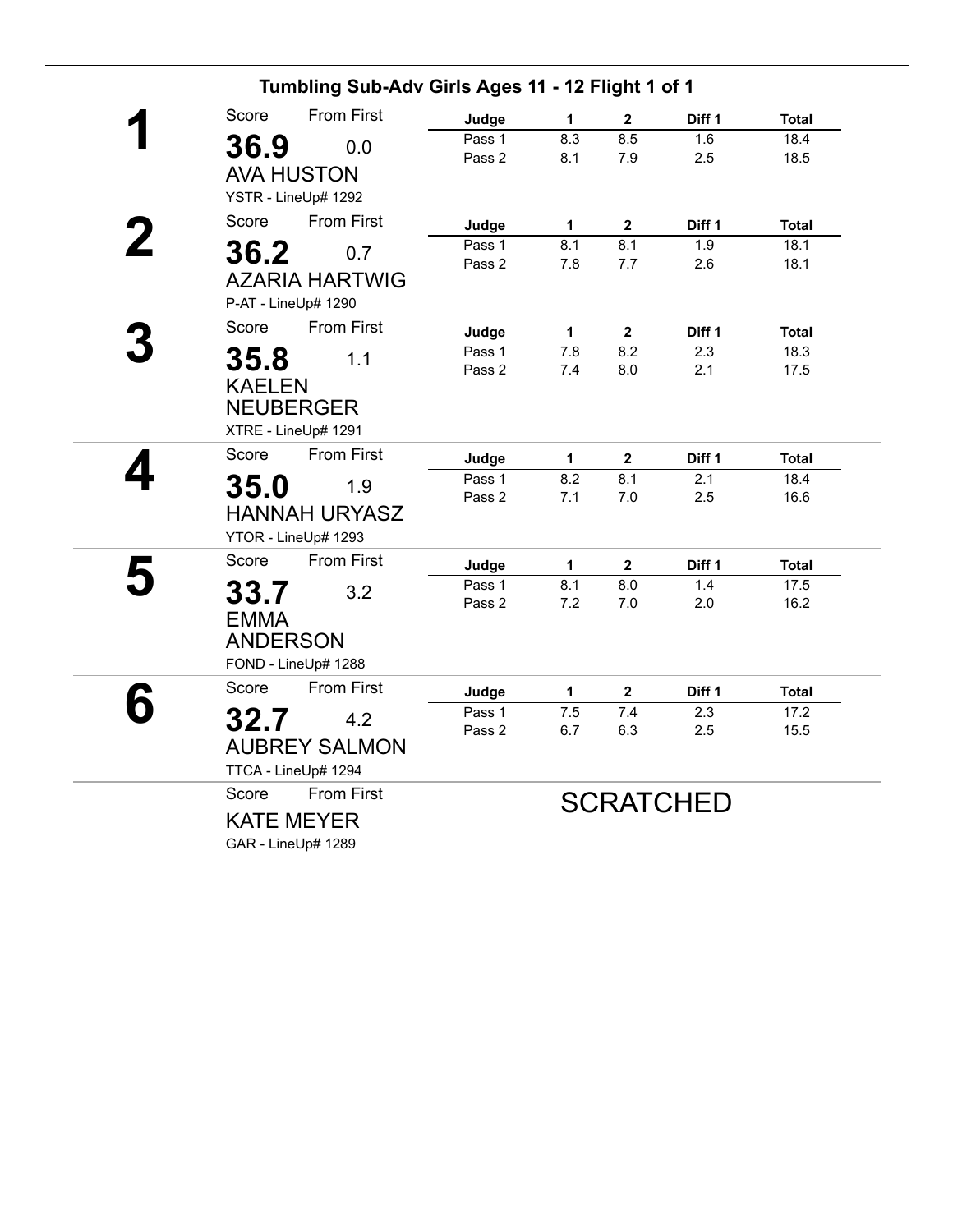## Tumbling Sub-Adv Girls Ages 11 - 12 Flight 1 of 1

**1**

Score: **36.9** From First: 0.0

AVA HUSTON

YSTR - LineUp# 1292

| Judge | 1 | 2 | Diff 1 | Total |
|---|---|---|---|---|
| Pass 1 | 8.3 | 8.5 | 1.6 | 18.4 |
| Pass 2 | 8.1 | 7.9 | 2.5 | 18.5 |

**2**

Score: **36.2** From First: 0.7

AZARIA HARTWIG

P-AT - LineUp# 1290

| Judge | 1 | 2 | Diff 1 | Total |
|---|---|---|---|---|
| Pass 1 | 8.1 | 8.1 | 1.9 | 18.1 |
| Pass 2 | 7.8 | 7.7 | 2.6 | 18.1 |

**3**

Score: **35.8** From First: 1.1

KAELEN NEUBERGER

XTRE - LineUp# 1291

| Judge | 1 | 2 | Diff 1 | Total |
|---|---|---|---|---|
| Pass 1 | 7.8 | 8.2 | 2.3 | 18.3 |
| Pass 2 | 7.4 | 8.0 | 2.1 | 17.5 |

**4**

Score: **35.0** From First: 1.9

HANNAH URYASZ

YTOR - LineUp# 1293

| Judge | 1 | 2 | Diff 1 | Total |
|---|---|---|---|---|
| Pass 1 | 8.2 | 8.1 | 2.1 | 18.4 |
| Pass 2 | 7.1 | 7.0 | 2.5 | 16.6 |

**5**

Score: **33.7** From First: 3.2

EMMA ANDERSON

FOND - LineUp# 1288

| Judge | 1 | 2 | Diff 1 | Total |
|---|---|---|---|---|
| Pass 1 | 8.1 | 8.0 | 1.4 | 17.5 |
| Pass 2 | 7.2 | 7.0 | 2.0 | 16.2 |

**6**

Score: **32.7** From First: 4.2

AUBREY SALMON

TTCA - LineUp# 1294

| Judge | 1 | 2 | Diff 1 | Total |
|---|---|---|---|---|
| Pass 1 | 7.5 | 7.4 | 2.3 | 17.2 |
| Pass 2 | 6.7 | 6.3 | 2.5 | 15.5 |

Score From First

KATE MEYER

GAR - LineUp# 1289

SCRATCHED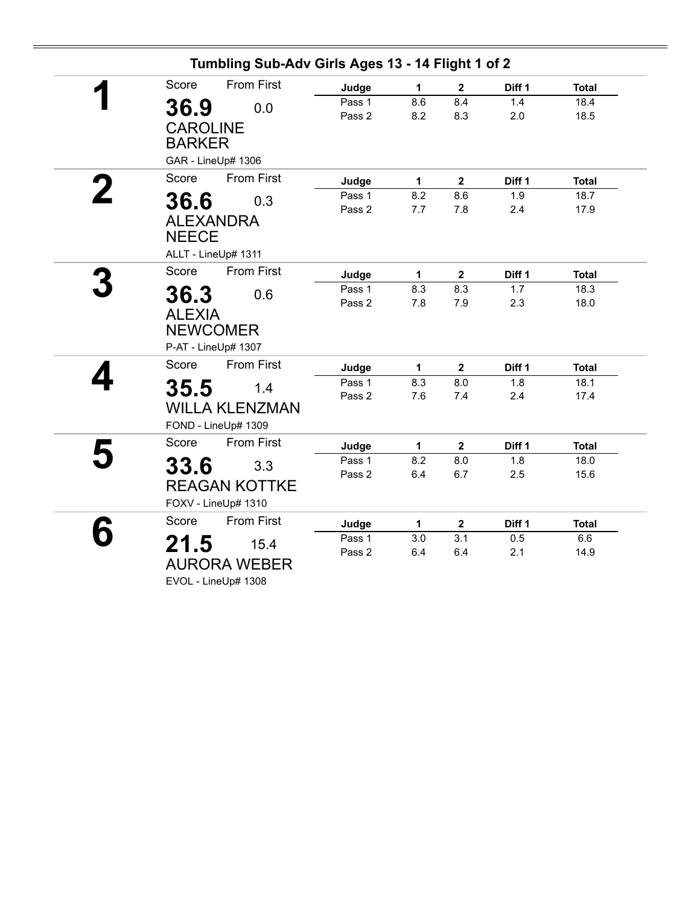## Tumbling Sub-Adv Girls Ages 13 - 14 Flight 1 of 2

**1**

Score: **36.9** From First: 0.0

CAROLINE BARKER

GAR - LineUp# 1306

| Judge | 1 | 2 | Diff 1 | Total |
|---|---|---|---|---|
| Pass 1 | 8.6 | 8.4 | 1.4 | 18.4 |
| Pass 2 | 8.2 | 8.3 | 2.0 | 18.5 |

**2**

Score: **36.6** From First: 0.3

ALEXANDRA NEECE

ALLT - LineUp# 1311

| Judge | 1 | 2 | Diff 1 | Total |
|---|---|---|---|---|
| Pass 1 | 8.2 | 8.6 | 1.9 | 18.7 |
| Pass 2 | 7.7 | 7.8 | 2.4 | 17.9 |

**3**

Score: **36.3** From First: 0.6

ALEXIA NEWCOMER

P-AT - LineUp# 1307

| Judge | 1 | 2 | Diff 1 | Total |
|---|---|---|---|---|
| Pass 1 | 8.3 | 8.3 | 1.7 | 18.3 |
| Pass 2 | 7.8 | 7.9 | 2.3 | 18.0 |

**4**

Score: **35.5** From First: 1.4

WILLA KLENZMAN

FOND - LineUp# 1309

| Judge | 1 | 2 | Diff 1 | Total |
|---|---|---|---|---|
| Pass 1 | 8.3 | 8.0 | 1.8 | 18.1 |
| Pass 2 | 7.6 | 7.4 | 2.4 | 17.4 |

**5**

Score: **33.6** From First: 3.3

REAGAN KOTTKE

FOXV - LineUp# 1310

| Judge | 1 | 2 | Diff 1 | Total |
|---|---|---|---|---|
| Pass 1 | 8.2 | 8.0 | 1.8 | 18.0 |
| Pass 2 | 6.4 | 6.7 | 2.5 | 15.6 |

**6**

Score: **21.5** From First: 15.4

AURORA WEBER

EVOL - LineUp# 1308

| Judge | 1 | 2 | Diff 1 | Total |
|---|---|---|---|---|
| Pass 1 | 3.0 | 3.1 | 0.5 | 6.6 |
| Pass 2 | 6.4 | 6.4 | 2.1 | 14.9 |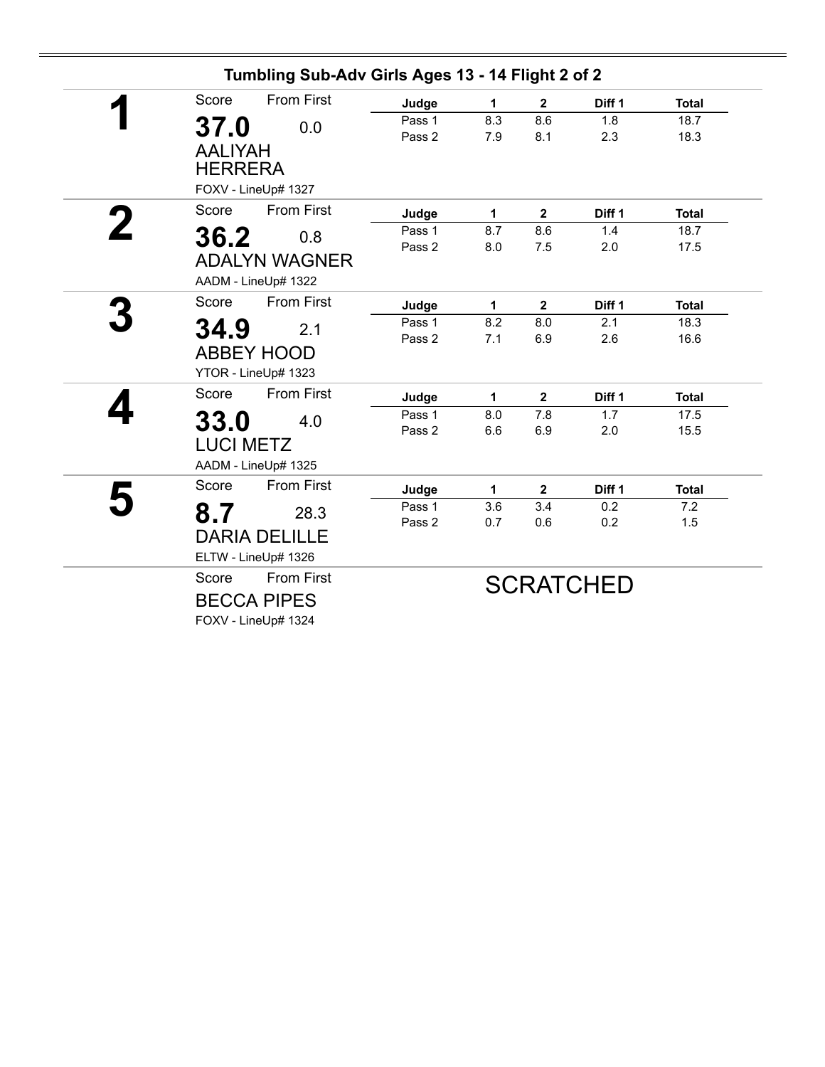## Tumbling Sub-Adv Girls Ages 13 - 14 Flight 2 of 2

**1**

Score: **37.0** — From First: 0.0

AALIYAH HERRERA

FOXV - LineUp# 1327

| Judge | 1 | 2 | Diff 1 | Total |
|---|---|---|---|---|
| Pass 1 | 8.3 | 8.6 | 1.8 | 18.7 |
| Pass 2 | 7.9 | 8.1 | 2.3 | 18.3 |

**2**

Score: **36.2** — From First: 0.8

ADALYN WAGNER

AADM - LineUp# 1322

| Judge | 1 | 2 | Diff 1 | Total |
|---|---|---|---|---|
| Pass 1 | 8.7 | 8.6 | 1.4 | 18.7 |
| Pass 2 | 8.0 | 7.5 | 2.0 | 17.5 |

**3**

Score: **34.9** — From First: 2.1

ABBEY HOOD

YTOR - LineUp# 1323

| Judge | 1 | 2 | Diff 1 | Total |
|---|---|---|---|---|
| Pass 1 | 8.2 | 8.0 | 2.1 | 18.3 |
| Pass 2 | 7.1 | 6.9 | 2.6 | 16.6 |

**4**

Score: **33.0** — From First: 4.0

LUCI METZ

AADM - LineUp# 1325

| Judge | 1 | 2 | Diff 1 | Total |
|---|---|---|---|---|
| Pass 1 | 8.0 | 7.8 | 1.7 | 17.5 |
| Pass 2 | 6.6 | 6.9 | 2.0 | 15.5 |

**5**

Score: **8.7** — From First: 28.3

DARIA DELILLE

ELTW - LineUp# 1326

| Judge | 1 | 2 | Diff 1 | Total |
|---|---|---|---|---|
| Pass 1 | 3.6 | 3.4 | 0.2 | 7.2 |
| Pass 2 | 0.7 | 0.6 | 0.2 | 1.5 |

Score — From First

BECCA PIPES

FOXV - LineUp# 1324

SCRATCHED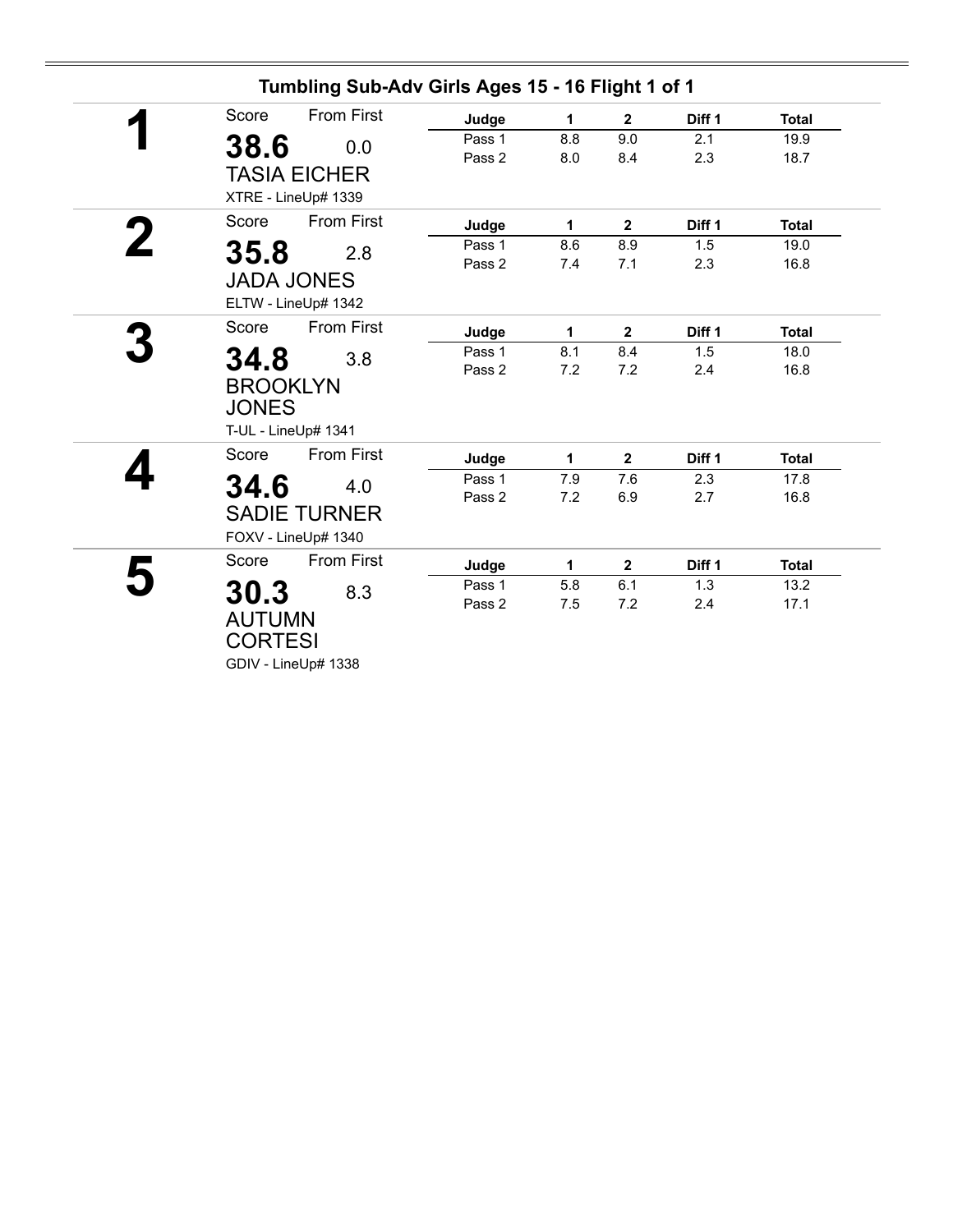## Tumbling Sub-Adv Girls Ages 15 - 16 Flight 1 of 1

**1**

Score: **38.6** From First: 0.0

TASIA EICHER

XTRE - LineUp# 1339

| Judge | 1 | 2 | Diff 1 | Total |
|---|---|---|---|---|
| Pass 1 | 8.8 | 9.0 | 2.1 | 19.9 |
| Pass 2 | 8.0 | 8.4 | 2.3 | 18.7 |

**2**

Score: **35.8** From First: 2.8

JADA JONES

ELTW - LineUp# 1342

| Judge | 1 | 2 | Diff 1 | Total |
|---|---|---|---|---|
| Pass 1 | 8.6 | 8.9 | 1.5 | 19.0 |
| Pass 2 | 7.4 | 7.1 | 2.3 | 16.8 |

**3**

Score: **34.8** From First: 3.8

BROOKLYN JONES

T-UL - LineUp# 1341

| Judge | 1 | 2 | Diff 1 | Total |
|---|---|---|---|---|
| Pass 1 | 8.1 | 8.4 | 1.5 | 18.0 |
| Pass 2 | 7.2 | 7.2 | 2.4 | 16.8 |

**4**

Score: **34.6** From First: 4.0

SADIE TURNER

FOXV - LineUp# 1340

| Judge | 1 | 2 | Diff 1 | Total |
|---|---|---|---|---|
| Pass 1 | 7.9 | 7.6 | 2.3 | 17.8 |
| Pass 2 | 7.2 | 6.9 | 2.7 | 16.8 |

**5**

Score: **30.3** From First: 8.3

AUTUMN CORTESI

GDIV - LineUp# 1338

| Judge | 1 | 2 | Diff 1 | Total |
|---|---|---|---|---|
| Pass 1 | 5.8 | 6.1 | 1.3 | 13.2 |
| Pass 2 | 7.5 | 7.2 | 2.4 | 17.1 |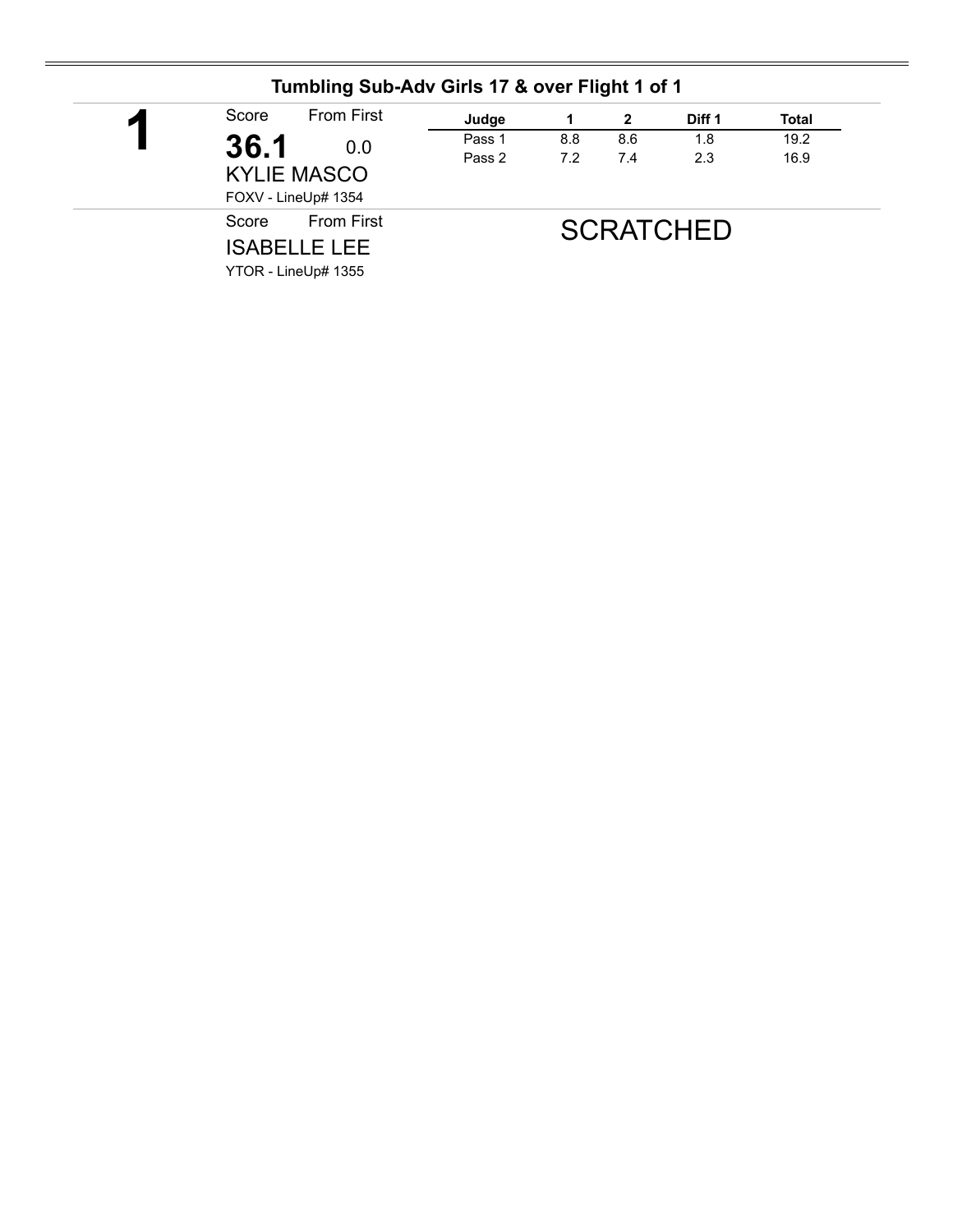## Tumbling Sub-Adv Girls 17 & over Flight 1 of 1

**1**

Score: **36.1** From First: 0.0

KYLIE MASCO

FOXV - LineUp# 1354

| Judge | 1 | 2 | Diff 1 | Total |
|---|---|---|---|---|
| Pass 1 | 8.8 | 8.6 | 1.8 | 19.2 |
| Pass 2 | 7.2 | 7.4 | 2.3 | 16.9 |

Score From First

ISABELLE LEE

YTOR - LineUp# 1355

SCRATCHED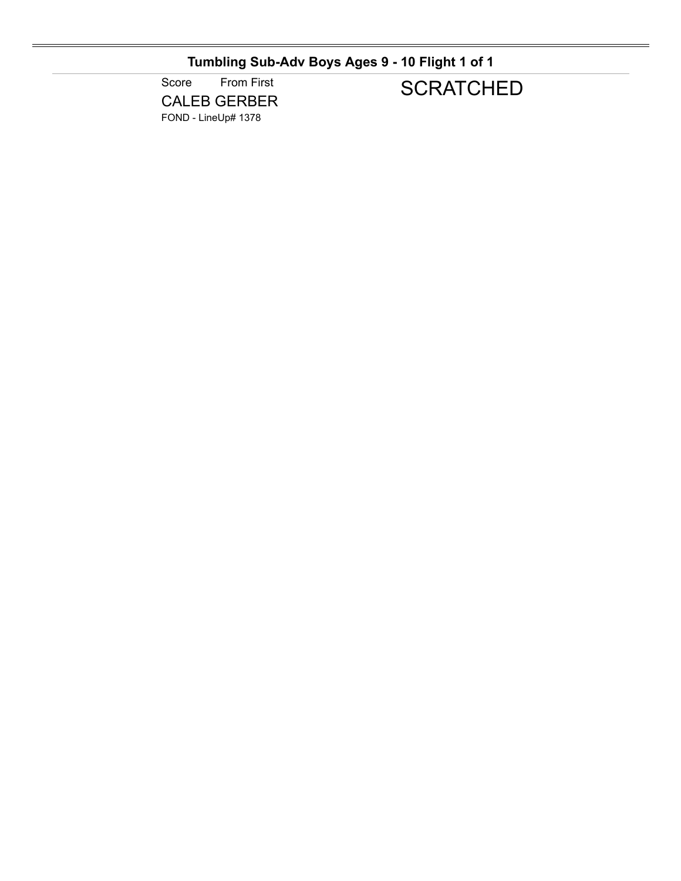## Tumbling Sub-Adv Boys Ages 9 - 10 Flight 1 of 1

Score From First

CALEB GERBER

FOND - LineUp# 1378

SCRATCHED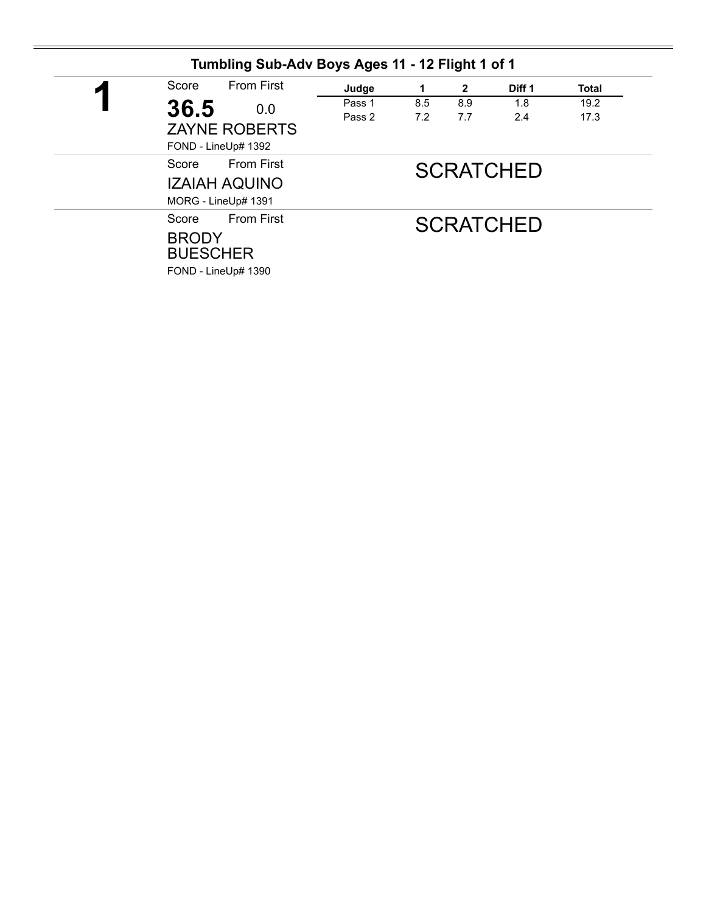## Tumbling Sub-Adv Boys Ages 11 - 12 Flight 1 of 1

**1**

Score: **36.5** From First: 0.0

ZAYNE ROBERTS

FOND - LineUp# 1392

| Judge | 1 | 2 | Diff 1 | Total |
|---|---|---|---|---|
| Pass 1 | 8.5 | 8.9 | 1.8 | 19.2 |
| Pass 2 | 7.2 | 7.7 | 2.4 | 17.3 |

---

Score From First

IZAIAH AQUINO

MORG - LineUp# 1391

SCRATCHED

---

Score From First

BRODY BUESCHER

FOND - LineUp# 1390

SCRATCHED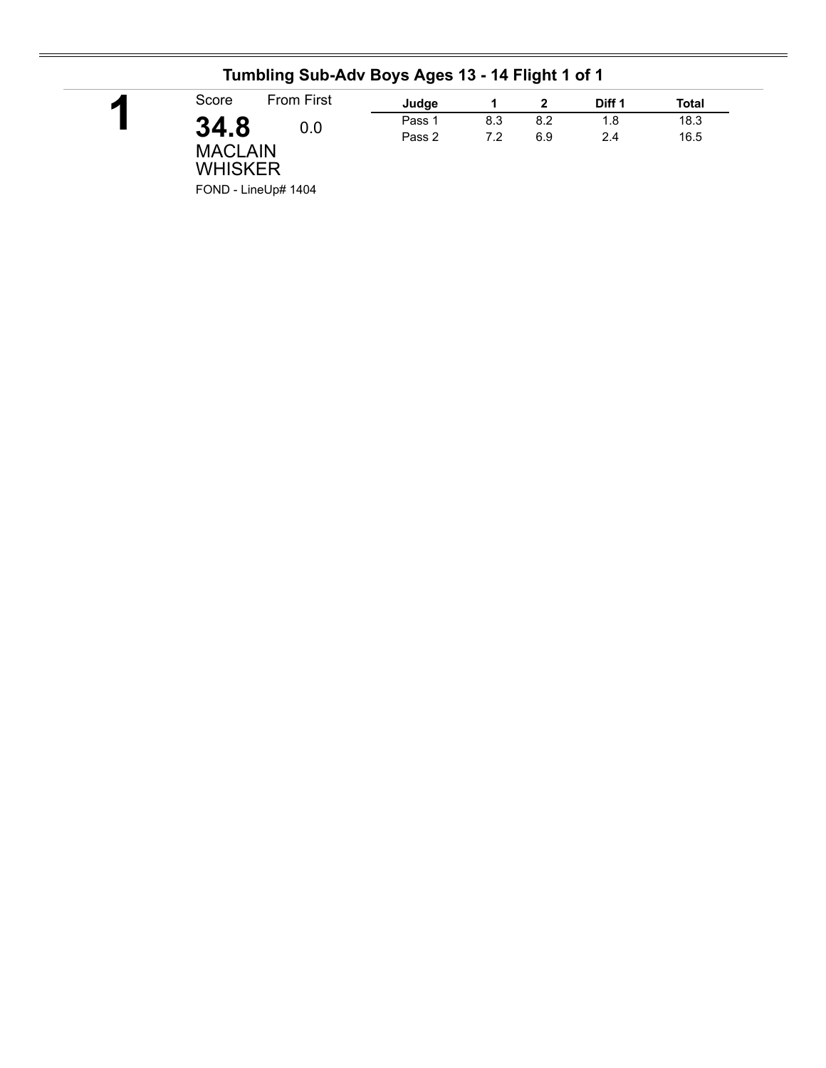## Tumbling Sub-Adv Boys Ages 13 - 14 Flight 1 of 1

**1**

Score: **34.8** From First: 0.0

MACLAIN WHISKER

FOND - LineUp# 1404

| Judge | 1 | 2 | Diff 1 | Total |
|---|---|---|---|---|
| Pass 1 | 8.3 | 8.2 | 1.8 | 18.3 |
| Pass 2 | 7.2 | 6.9 | 2.4 | 16.5 |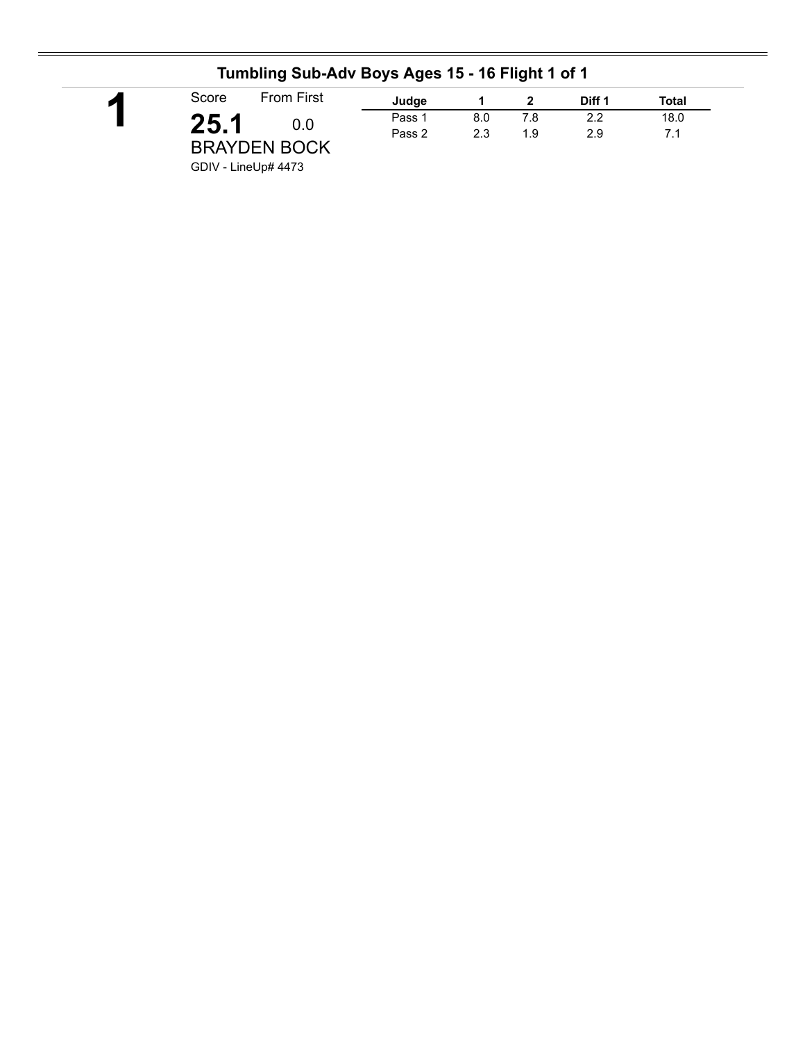## Tumbling Sub-Adv Boys Ages 15 - 16 Flight 1 of 1

**1**

Score: **25.1** From First: 0.0

BRAYDEN BOCK

GDIV - LineUp# 4473

| Judge | 1 | 2 | Diff 1 | Total |
|---|---|---|---|---|
| Pass 1 | 8.0 | 7.8 | 2.2 | 18.0 |
| Pass 2 | 2.3 | 1.9 | 2.9 | 7.1 |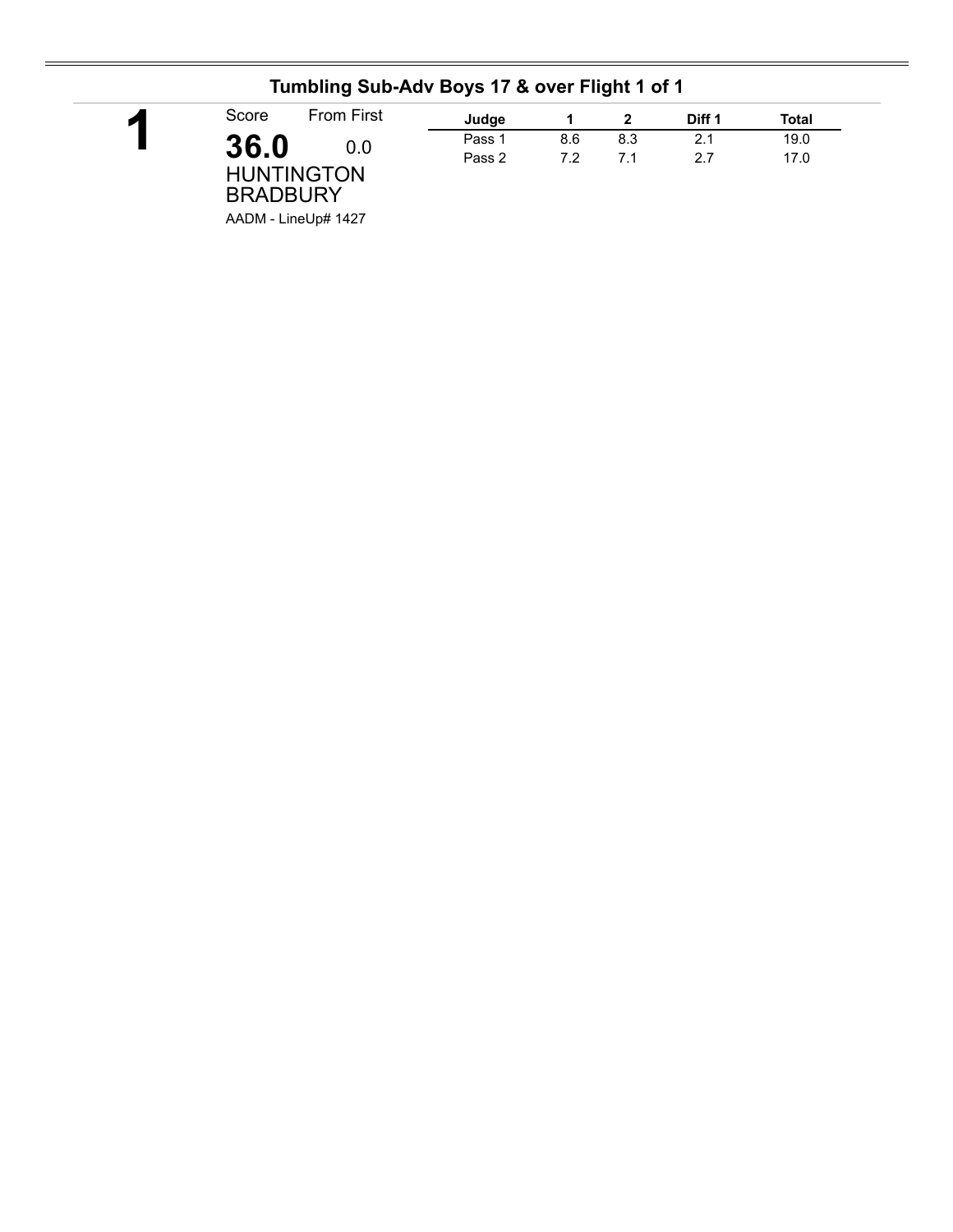## Tumbling Sub-Adv Boys 17 & over Flight 1 of 1

**1**

Score: **36.0**
From First: 0.0

HUNTINGTON BRADBURY

AADM - LineUp# 1427

| Judge | 1 | 2 | Diff 1 | Total |
|---|---|---|---|---|
| Pass 1 | 8.6 | 8.3 | 2.1 | 19.0 |
| Pass 2 | 7.2 | 7.1 | 2.7 | 17.0 |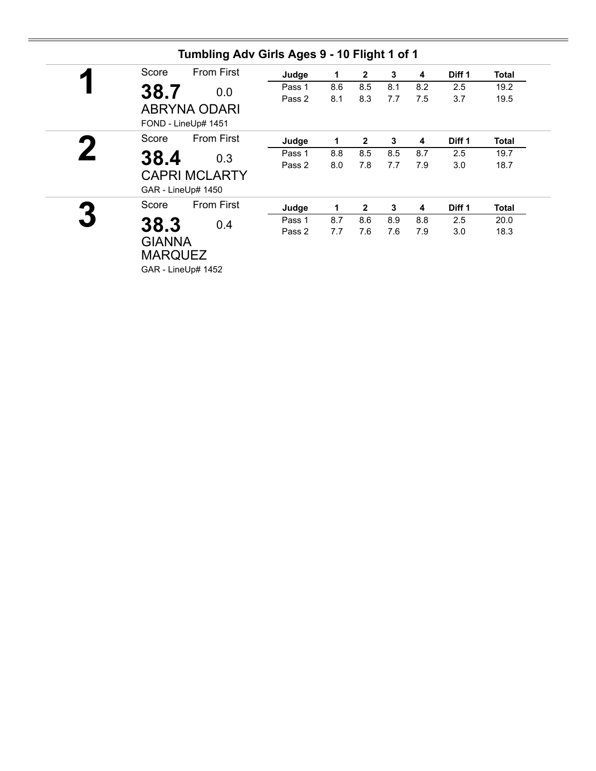## Tumbling Adv Girls Ages 9 - 10 Flight 1 of 1

**1**

Score: **38.7** From First: 0.0

ABRYNA ODARI

FOND - LineUp# 1451

| Judge | 1 | 2 | 3 | 4 | Diff 1 | Total |
|---|---|---|---|---|---|---|
| Pass 1 | 8.6 | 8.5 | 8.1 | 8.2 | 2.5 | 19.2 |
| Pass 2 | 8.1 | 8.3 | 7.7 | 7.5 | 3.7 | 19.5 |

**2**

Score: **38.4** From First: 0.3

CAPRI MCLARTY

GAR - LineUp# 1450

| Judge | 1 | 2 | 3 | 4 | Diff 1 | Total |
|---|---|---|---|---|---|---|
| Pass 1 | 8.8 | 8.5 | 8.5 | 8.7 | 2.5 | 19.7 |
| Pass 2 | 8.0 | 7.8 | 7.7 | 7.9 | 3.0 | 18.7 |

**3**

Score: **38.3** From First: 0.4

GIANNA MARQUEZ

GAR - LineUp# 1452

| Judge | 1 | 2 | 3 | 4 | Diff 1 | Total |
|---|---|---|---|---|---|---|
| Pass 1 | 8.7 | 8.6 | 8.9 | 8.8 | 2.5 | 20.0 |
| Pass 2 | 7.7 | 7.6 | 7.6 | 7.9 | 3.0 | 18.3 |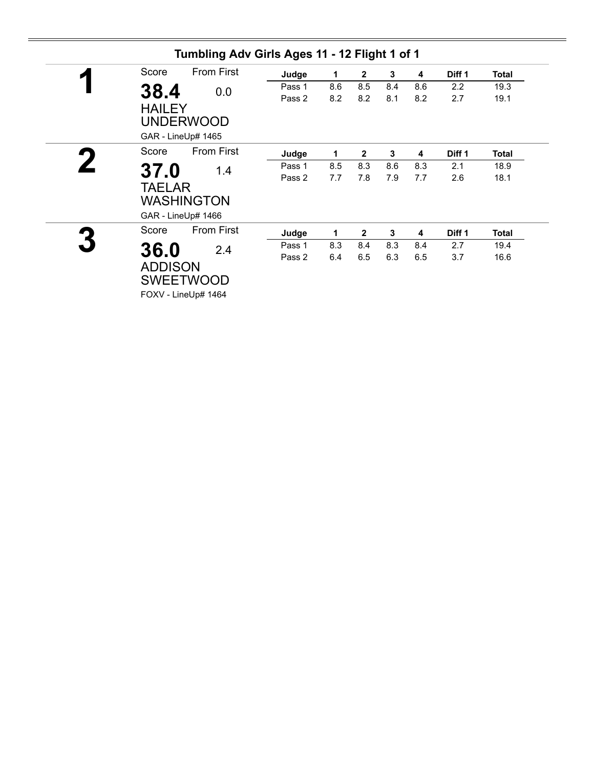## Tumbling Adv Girls Ages 11 - 12 Flight 1 of 1

**1**

Score: **38.4** — From First: 0.0

HAILEY UNDERWOOD

GAR - LineUp# 1465

| Judge | 1 | 2 | 3 | 4 | Diff 1 | Total |
|---|---|---|---|---|---|---|
| Pass 1 | 8.6 | 8.5 | 8.4 | 8.6 | 2.2 | 19.3 |
| Pass 2 | 8.2 | 8.2 | 8.1 | 8.2 | 2.7 | 19.1 |

**2**

Score: **37.0** — From First: 1.4

TAELAR WASHINGTON

GAR - LineUp# 1466

| Judge | 1 | 2 | 3 | 4 | Diff 1 | Total |
|---|---|---|---|---|---|---|
| Pass 1 | 8.5 | 8.3 | 8.6 | 8.3 | 2.1 | 18.9 |
| Pass 2 | 7.7 | 7.8 | 7.9 | 7.7 | 2.6 | 18.1 |

**3**

Score: **36.0** — From First: 2.4

ADDISON SWEETWOOD

FOXV - LineUp# 1464

| Judge | 1 | 2 | 3 | 4 | Diff 1 | Total |
|---|---|---|---|---|---|---|
| Pass 1 | 8.3 | 8.4 | 8.3 | 8.4 | 2.7 | 19.4 |
| Pass 2 | 6.4 | 6.5 | 6.3 | 6.5 | 3.7 | 16.6 |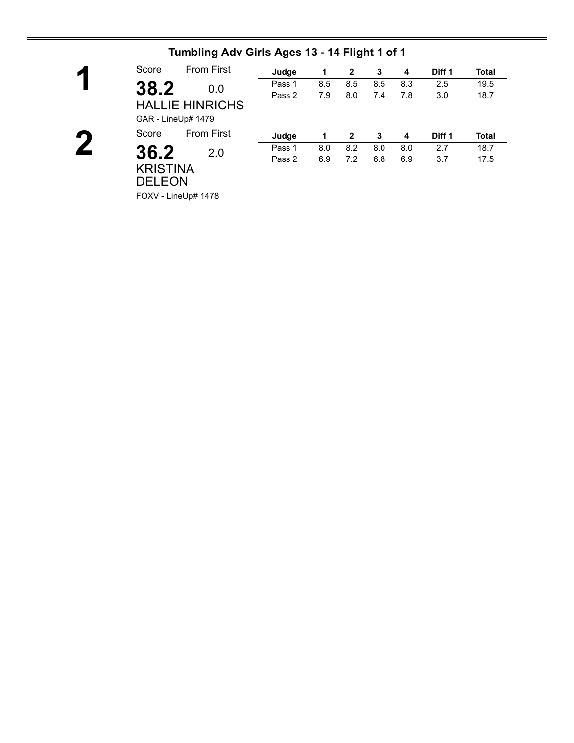## Tumbling Adv Girls Ages 13 - 14 Flight 1 of 1

**1**

Score: **38.2** From First: 0.0

HALLIE HINRICHS

GAR - LineUp# 1479

| Judge | 1 | 2 | 3 | 4 | Diff 1 | Total |
|---|---|---|---|---|---|---|
| Pass 1 | 8.5 | 8.5 | 8.5 | 8.3 | 2.5 | 19.5 |
| Pass 2 | 7.9 | 8.0 | 7.4 | 7.8 | 3.0 | 18.7 |

**2**

Score: **36.2** From First: 2.0

KRISTINA DELEON

FOXV - LineUp# 1478

| Judge | 1 | 2 | 3 | 4 | Diff 1 | Total |
|---|---|---|---|---|---|---|
| Pass 1 | 8.0 | 8.2 | 8.0 | 8.0 | 2.7 | 18.7 |
| Pass 2 | 6.9 | 7.2 | 6.8 | 6.9 | 3.7 | 17.5 |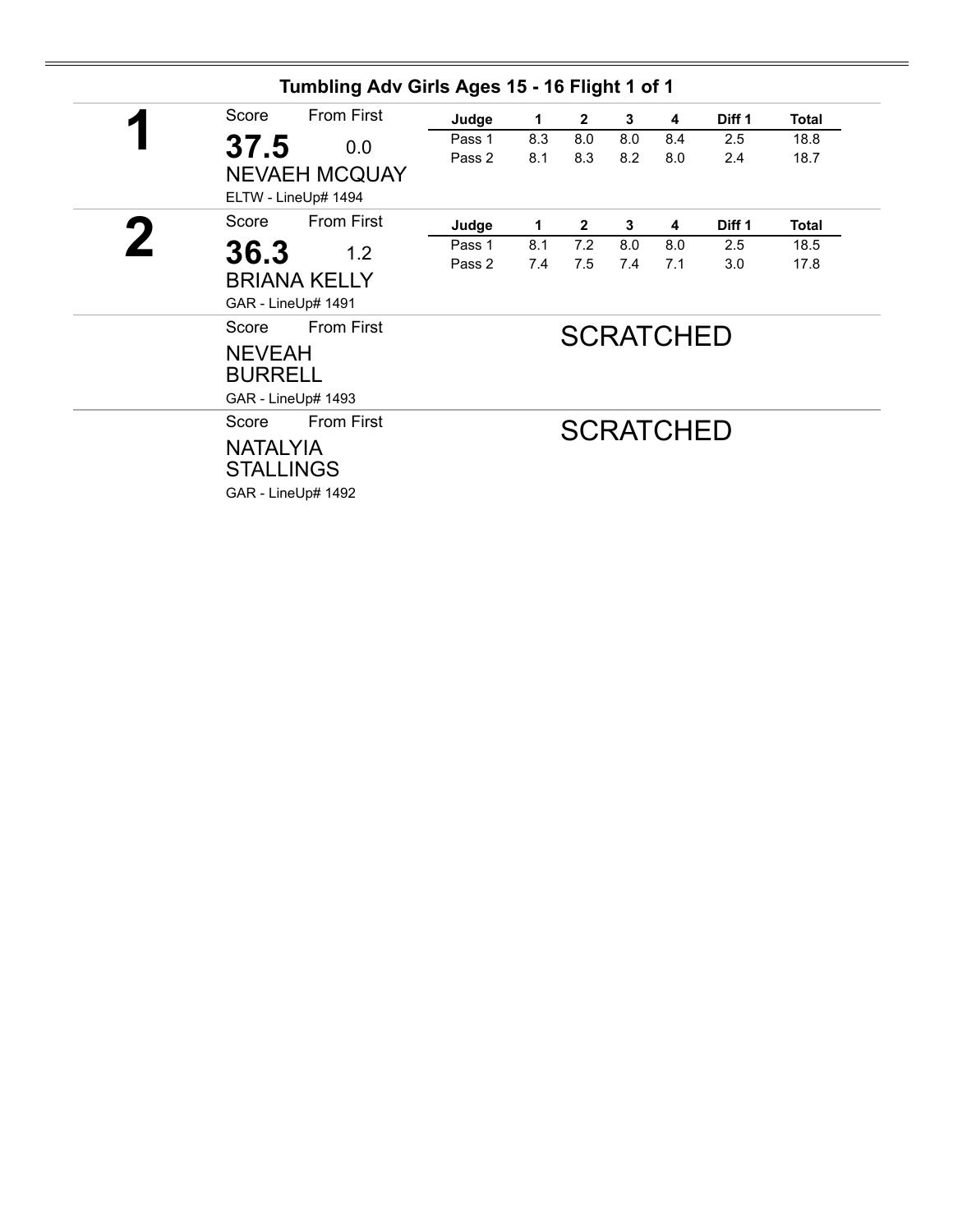## Tumbling Adv Girls Ages 15 - 16 Flight 1 of 1

**1**

Score: **37.5** — From First: 0.0

NEVAEH MCQUAY

ELTW - LineUp# 1494

| Judge | 1 | 2 | 3 | 4 | Diff 1 | Total |
|---|---|---|---|---|---|---|
| Pass 1 | 8.3 | 8.0 | 8.0 | 8.4 | 2.5 | 18.8 |
| Pass 2 | 8.1 | 8.3 | 8.2 | 8.0 | 2.4 | 18.7 |

**2**

Score: **36.3** — From First: 1.2

BRIANA KELLY

GAR - LineUp# 1491

| Judge | 1 | 2 | 3 | 4 | Diff 1 | Total |
|---|---|---|---|---|---|---|
| Pass 1 | 8.1 | 7.2 | 8.0 | 8.0 | 2.5 | 18.5 |
| Pass 2 | 7.4 | 7.5 | 7.4 | 7.1 | 3.0 | 17.8 |

Score — From First

NEVEAH BURRELL

GAR - LineUp# 1493

SCRATCHED

Score — From First

NATALYIA STALLINGS

GAR - LineUp# 1492

SCRATCHED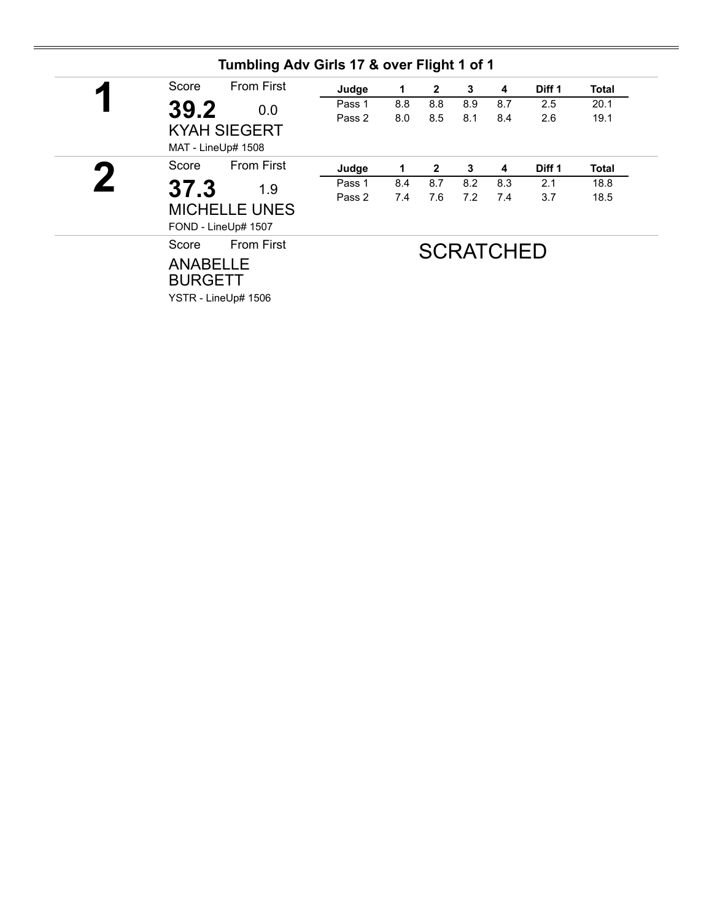## Tumbling Adv Girls 17 & over Flight 1 of 1

**1**

Score: **39.2** From First: 0.0

KYAH SIEGERT

MAT - LineUp# 1508

| Judge | 1 | 2 | 3 | 4 | Diff 1 | Total |
|---|---|---|---|---|---|---|
| Pass 1 | 8.8 | 8.8 | 8.9 | 8.7 | 2.5 | 20.1 |
| Pass 2 | 8.0 | 8.5 | 8.1 | 8.4 | 2.6 | 19.1 |

**2**

Score: **37.3** From First: 1.9

MICHELLE UNES

FOND - LineUp# 1507

| Judge | 1 | 2 | 3 | 4 | Diff 1 | Total |
|---|---|---|---|---|---|---|
| Pass 1 | 8.4 | 8.7 | 8.2 | 8.3 | 2.1 | 18.8 |
| Pass 2 | 7.4 | 7.6 | 7.2 | 7.4 | 3.7 | 18.5 |

Score From First

ANABELLE BURGETT

YSTR - LineUp# 1506

SCRATCHED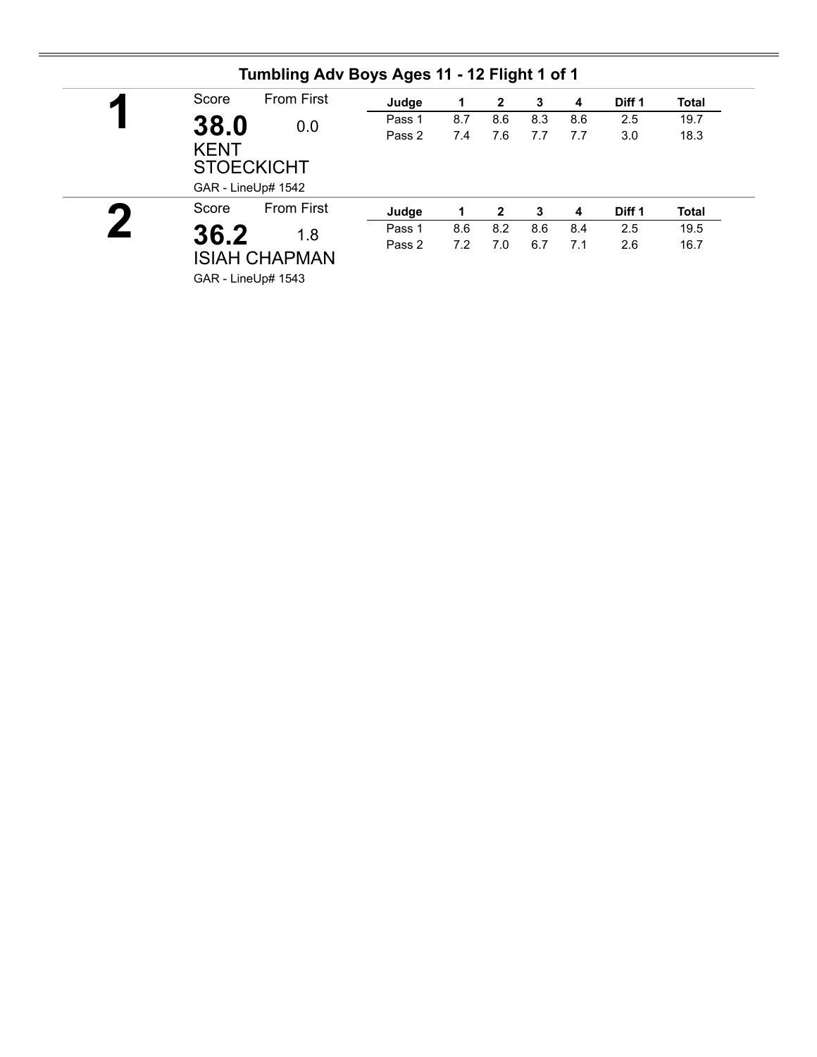## Tumbling Adv Boys Ages 11 - 12 Flight 1 of 1

**1**

Score: **38.0** From First: 0.0

KENT STOECKICHT

GAR - LineUp# 1542

| Judge | 1 | 2 | 3 | 4 | Diff 1 | Total |
|---|---|---|---|---|---|---|
| Pass 1 | 8.7 | 8.6 | 8.3 | 8.6 | 2.5 | 19.7 |
| Pass 2 | 7.4 | 7.6 | 7.7 | 7.7 | 3.0 | 18.3 |

**2**

Score: **36.2** From First: 1.8

ISIAH CHAPMAN

GAR - LineUp# 1543

| Judge | 1 | 2 | 3 | 4 | Diff 1 | Total |
|---|---|---|---|---|---|---|
| Pass 1 | 8.6 | 8.2 | 8.6 | 8.4 | 2.5 | 19.5 |
| Pass 2 | 7.2 | 7.0 | 6.7 | 7.1 | 2.6 | 16.7 |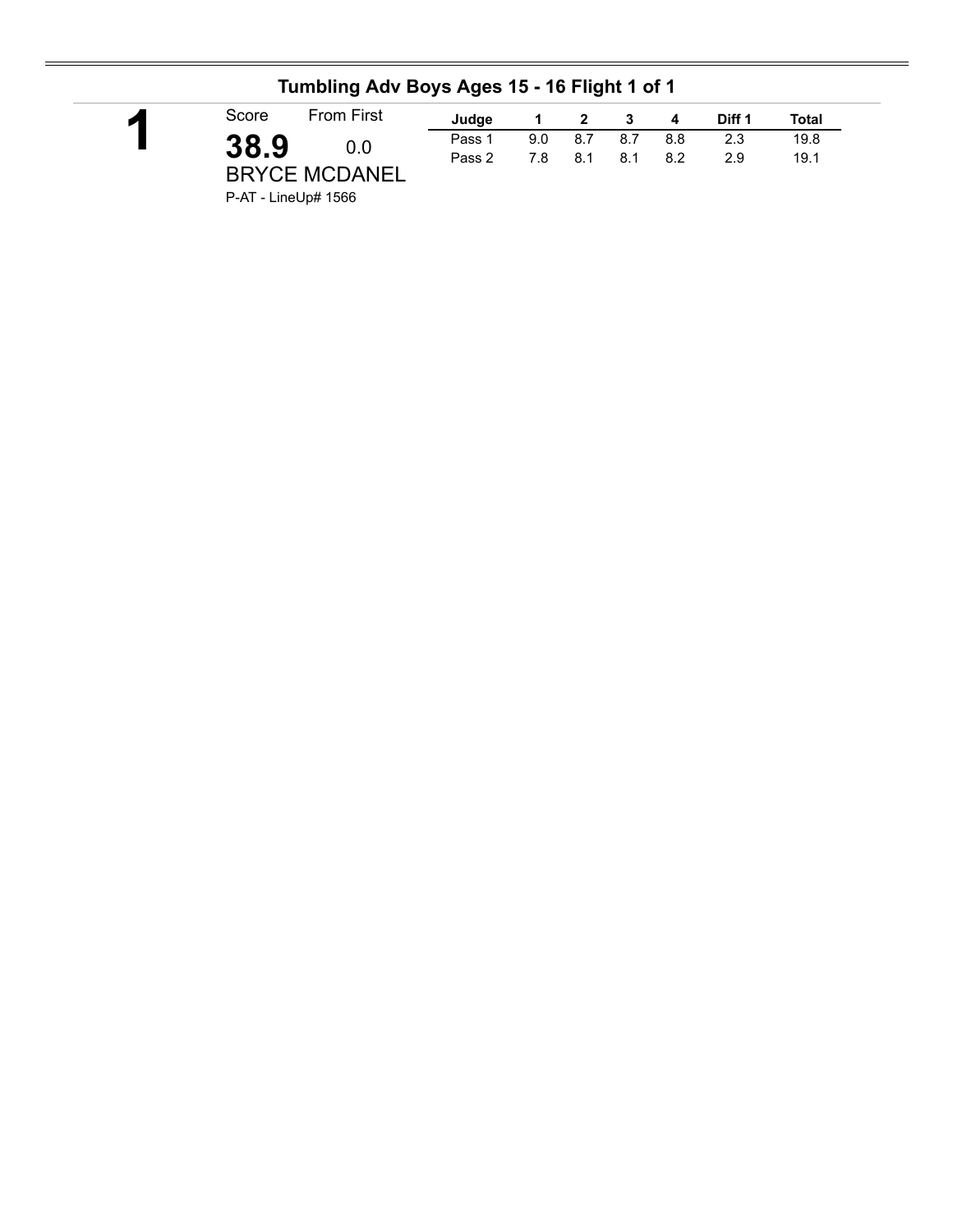## Tumbling Adv Boys Ages 15 - 16 Flight 1 of 1

**1**

Score: **38.9**
From First: 0.0

BRYCE MCDANEL

P-AT - LineUp# 1566

| Judge | 1 | 2 | 3 | 4 | Diff 1 | Total |
|---|---|---|---|---|---|---|
| Pass 1 | 9.0 | 8.7 | 8.7 | 8.8 | 2.3 | 19.8 |
| Pass 2 | 7.8 | 8.1 | 8.1 | 8.2 | 2.9 | 19.1 |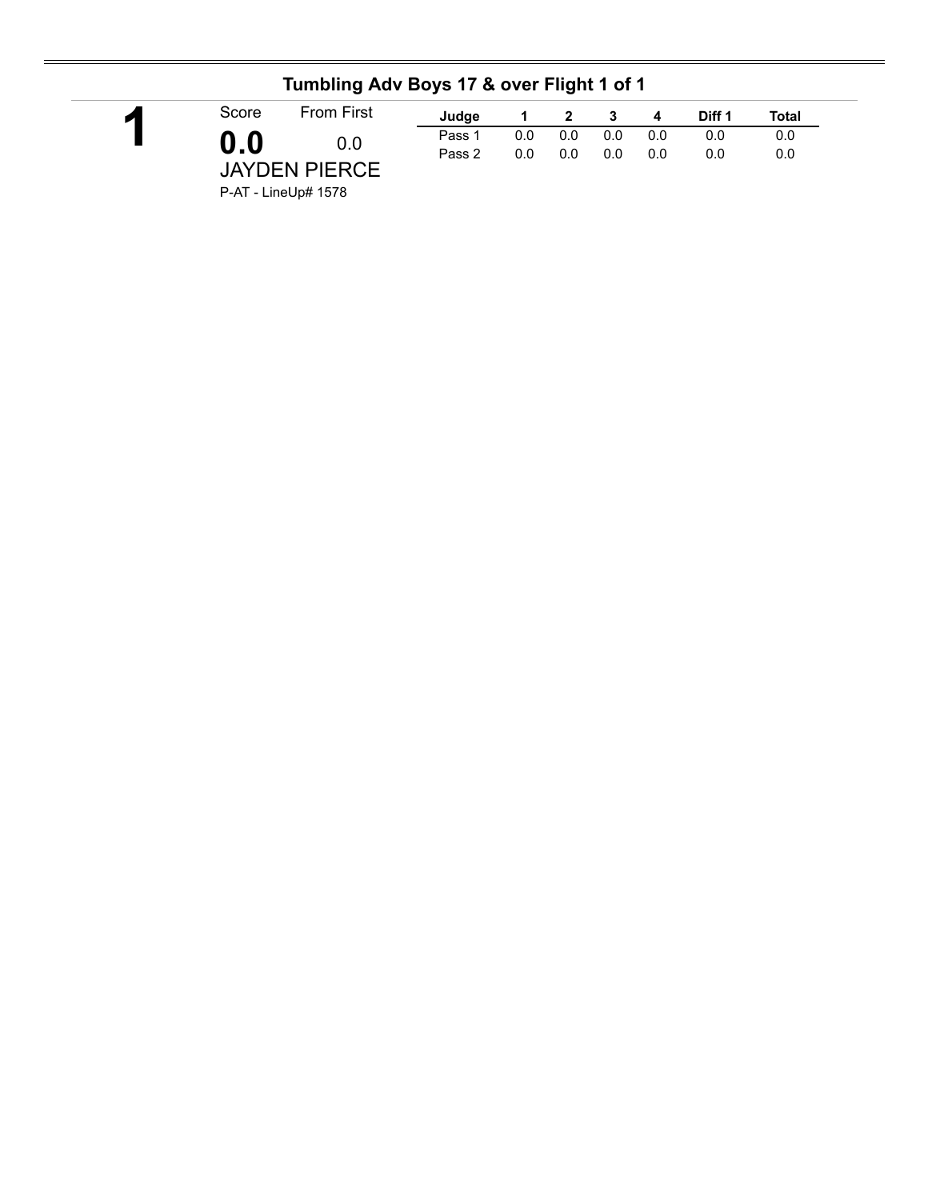## Tumbling Adv Boys 17 & over Flight 1 of 1

**1**

Score: **0.0**

From First: 0.0

JAYDEN PIERCE

P-AT - LineUp# 1578

| Judge | 1 | 2 | 3 | 4 | Diff 1 | Total |
|---|---|---|---|---|---|---|
| Pass 1 | 0.0 | 0.0 | 0.0 | 0.0 | 0.0 | 0.0 |
| Pass 2 | 0.0 | 0.0 | 0.0 | 0.0 | 0.0 | 0.0 |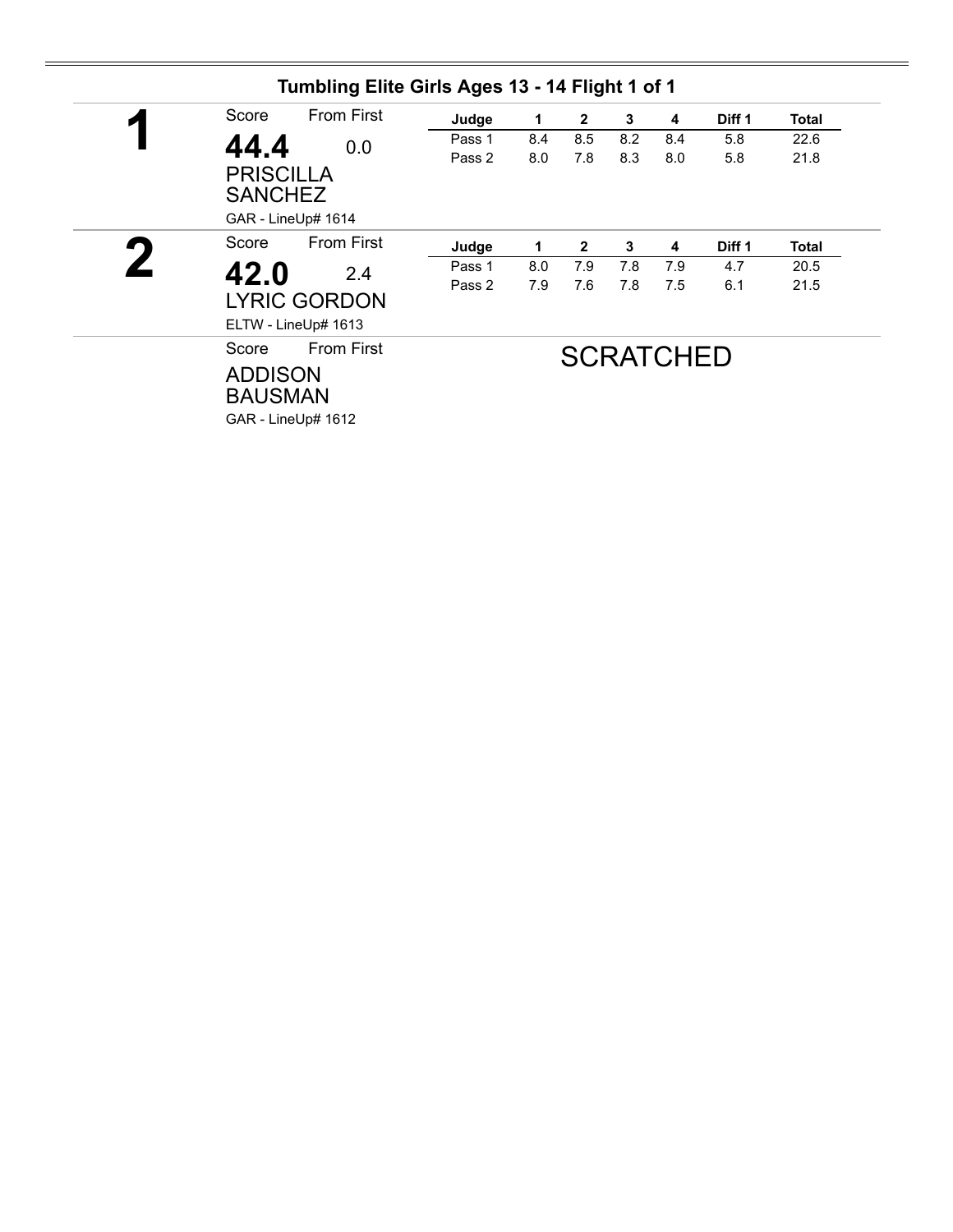## Tumbling Elite Girls Ages 13 - 14 Flight 1 of 1

**1**

Score: **44.4** From First: 0.0

PRISCILLA SANCHEZ

GAR - LineUp# 1614

| Judge | 1 | 2 | 3 | 4 | Diff 1 | Total |
|---|---|---|---|---|---|---|
| Pass 1 | 8.4 | 8.5 | 8.2 | 8.4 | 5.8 | 22.6 |
| Pass 2 | 8.0 | 7.8 | 8.3 | 8.0 | 5.8 | 21.8 |

**2**

Score: **42.0** From First: 2.4

LYRIC GORDON

ELTW - LineUp# 1613

| Judge | 1 | 2 | 3 | 4 | Diff 1 | Total |
|---|---|---|---|---|---|---|
| Pass 1 | 8.0 | 7.9 | 7.8 | 7.9 | 4.7 | 20.5 |
| Pass 2 | 7.9 | 7.6 | 7.8 | 7.5 | 6.1 | 21.5 |

Score From First

ADDISON BAUSMAN

GAR - LineUp# 1612

SCRATCHED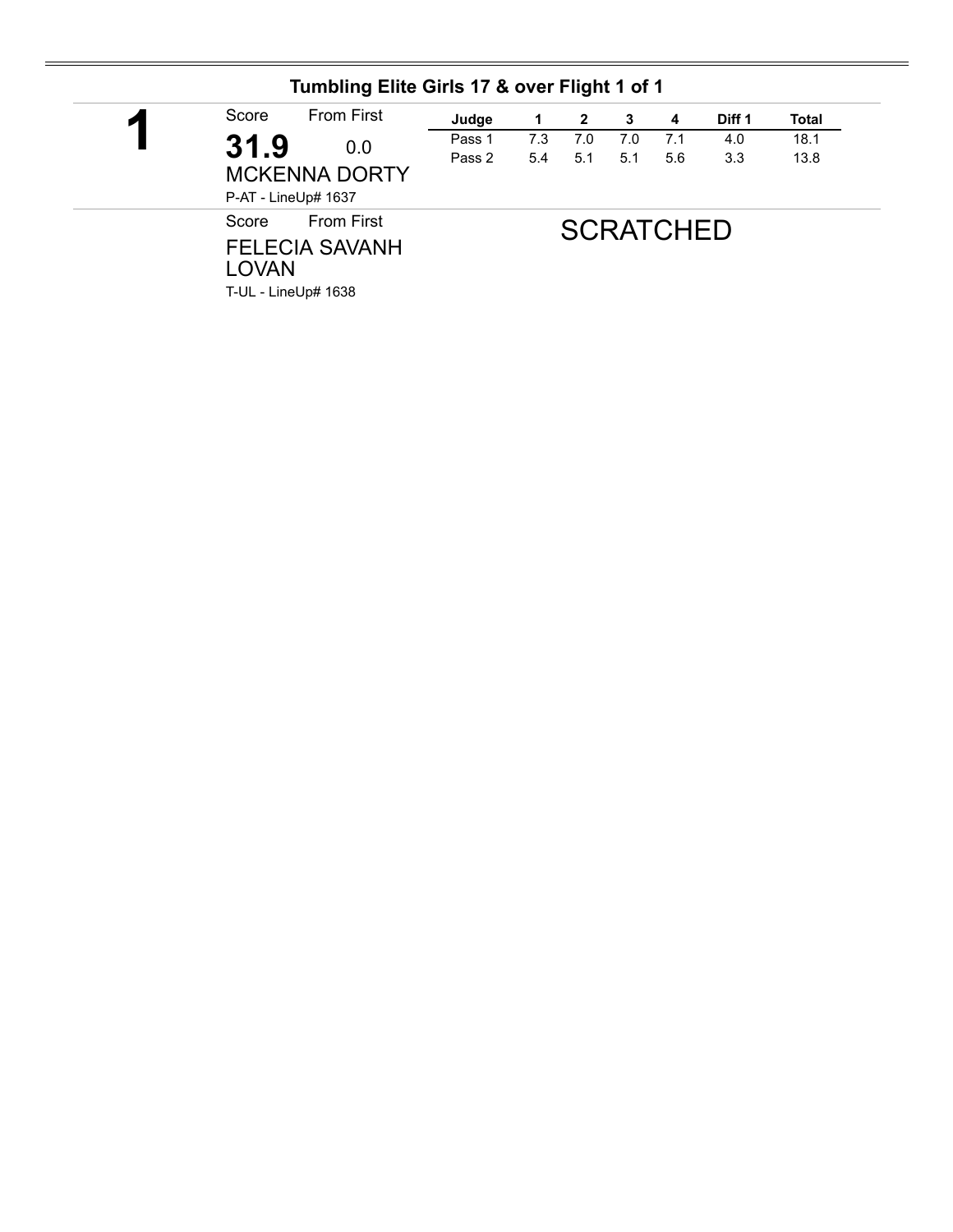## Tumbling Elite Girls 17 & over Flight 1 of 1

**1**

Score: **31.9** From First: 0.0

MCKENNA DORTY

P-AT - LineUp# 1637

| Judge | 1 | 2 | 3 | 4 | Diff 1 | Total |
|---|---|---|---|---|---|---|
| Pass 1 | 7.3 | 7.0 | 7.0 | 7.1 | 4.0 | 18.1 |
| Pass 2 | 5.4 | 5.1 | 5.1 | 5.6 | 3.3 | 13.8 |

Score From First

FELECIA SAVANH LOVAN

T-UL - LineUp# 1638

SCRATCHED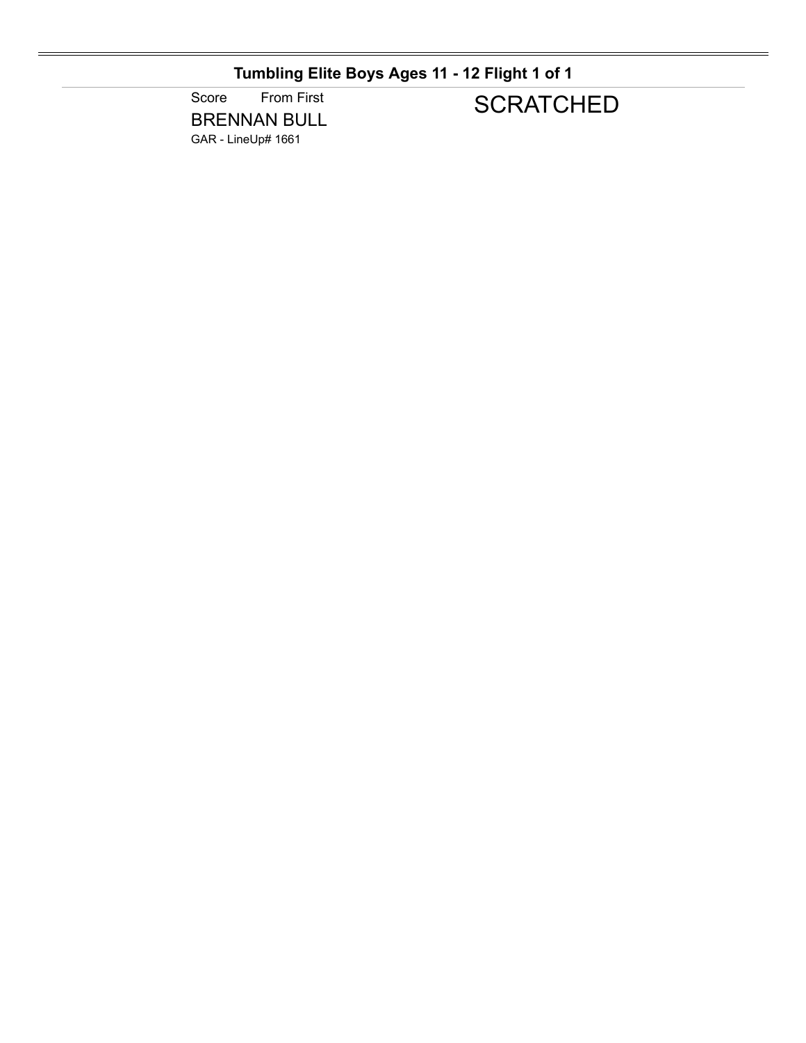## Tumbling Elite Boys Ages 11 - 12 Flight 1 of 1

Score    From First

BRENNAN BULL

GAR - LineUp# 1661

SCRATCHED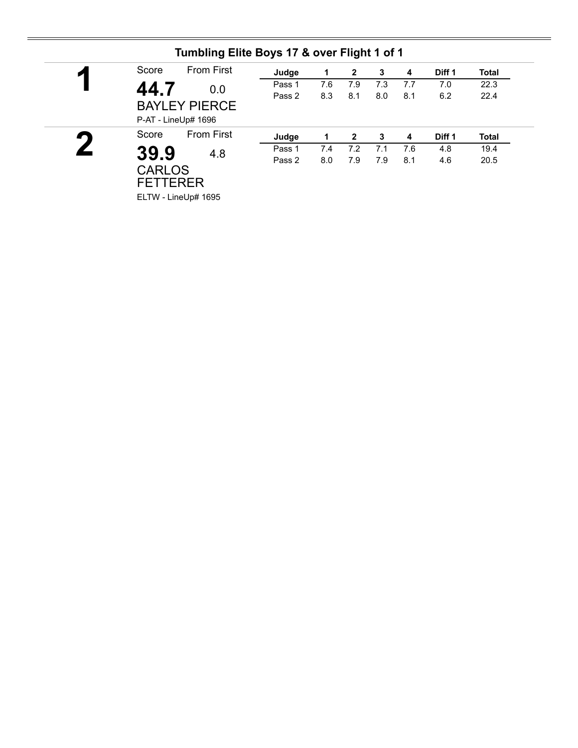## Tumbling Elite Boys 17 & over Flight 1 of 1

**1**

Score: **44.7** From First: 0.0

BAYLEY PIERCE

P-AT - LineUp# 1696

| Judge | 1 | 2 | 3 | 4 | Diff 1 | Total |
|---|---|---|---|---|---|---|
| Pass 1 | 7.6 | 7.9 | 7.3 | 7.7 | 7.0 | 22.3 |
| Pass 2 | 8.3 | 8.1 | 8.0 | 8.1 | 6.2 | 22.4 |

**2**

Score: **39.9** From First: 4.8

CARLOS FETTERER

ELTW - LineUp# 1695

| Judge | 1 | 2 | 3 | 4 | Diff 1 | Total |
|---|---|---|---|---|---|---|
| Pass 1 | 7.4 | 7.2 | 7.1 | 7.6 | 4.8 | 19.4 |
| Pass 2 | 8.0 | 7.9 | 7.9 | 8.1 | 4.6 | 20.5 |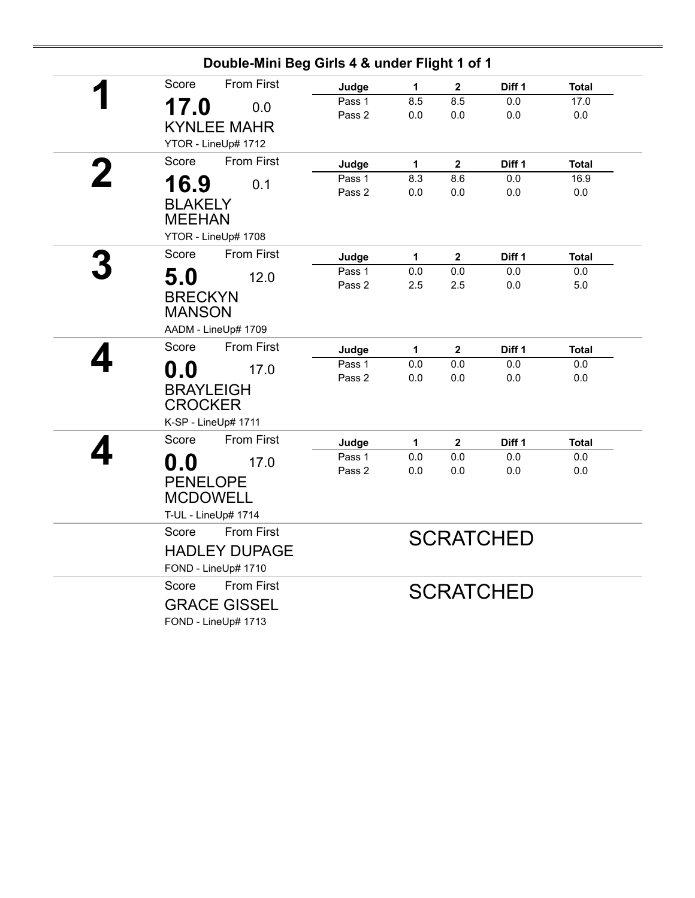## Double-Mini Beg Girls 4 & under Flight 1 of 1

**1**

Score: **17.0** — From First: 0.0

KYNLEE MAHR

YTOR - LineUp# 1712

| Judge | 1 | 2 | Diff 1 | Total |
|---|---|---|---|---|
| Pass 1 | 8.5 | 8.5 | 0.0 | 17.0 |
| Pass 2 | 0.0 | 0.0 | 0.0 | 0.0 |

**2**

Score: **16.9** — From First: 0.1

BLAKELY MEEHAN

YTOR - LineUp# 1708

| Judge | 1 | 2 | Diff 1 | Total |
|---|---|---|---|---|
| Pass 1 | 8.3 | 8.6 | 0.0 | 16.9 |
| Pass 2 | 0.0 | 0.0 | 0.0 | 0.0 |

**3**

Score: **5.0** — From First: 12.0

BRECKYN MANSON

AADM - LineUp# 1709

| Judge | 1 | 2 | Diff 1 | Total |
|---|---|---|---|---|
| Pass 1 | 0.0 | 0.0 | 0.0 | 0.0 |
| Pass 2 | 2.5 | 2.5 | 0.0 | 5.0 |

**4**

Score: **0.0** — From First: 17.0

BRAYLEIGH CROCKER

K-SP - LineUp# 1711

| Judge | 1 | 2 | Diff 1 | Total |
|---|---|---|---|---|
| Pass 1 | 0.0 | 0.0 | 0.0 | 0.0 |
| Pass 2 | 0.0 | 0.0 | 0.0 | 0.0 |

**4**

Score: **0.0** — From First: 17.0

PENELOPE MCDOWELL

T-UL - LineUp# 1714

| Judge | 1 | 2 | Diff 1 | Total |
|---|---|---|---|---|
| Pass 1 | 0.0 | 0.0 | 0.0 | 0.0 |
| Pass 2 | 0.0 | 0.0 | 0.0 | 0.0 |

Score — From First

HADLEY DUPAGE

FOND - LineUp# 1710

SCRATCHED

Score — From First

GRACE GISSEL

FOND - LineUp# 1713

SCRATCHED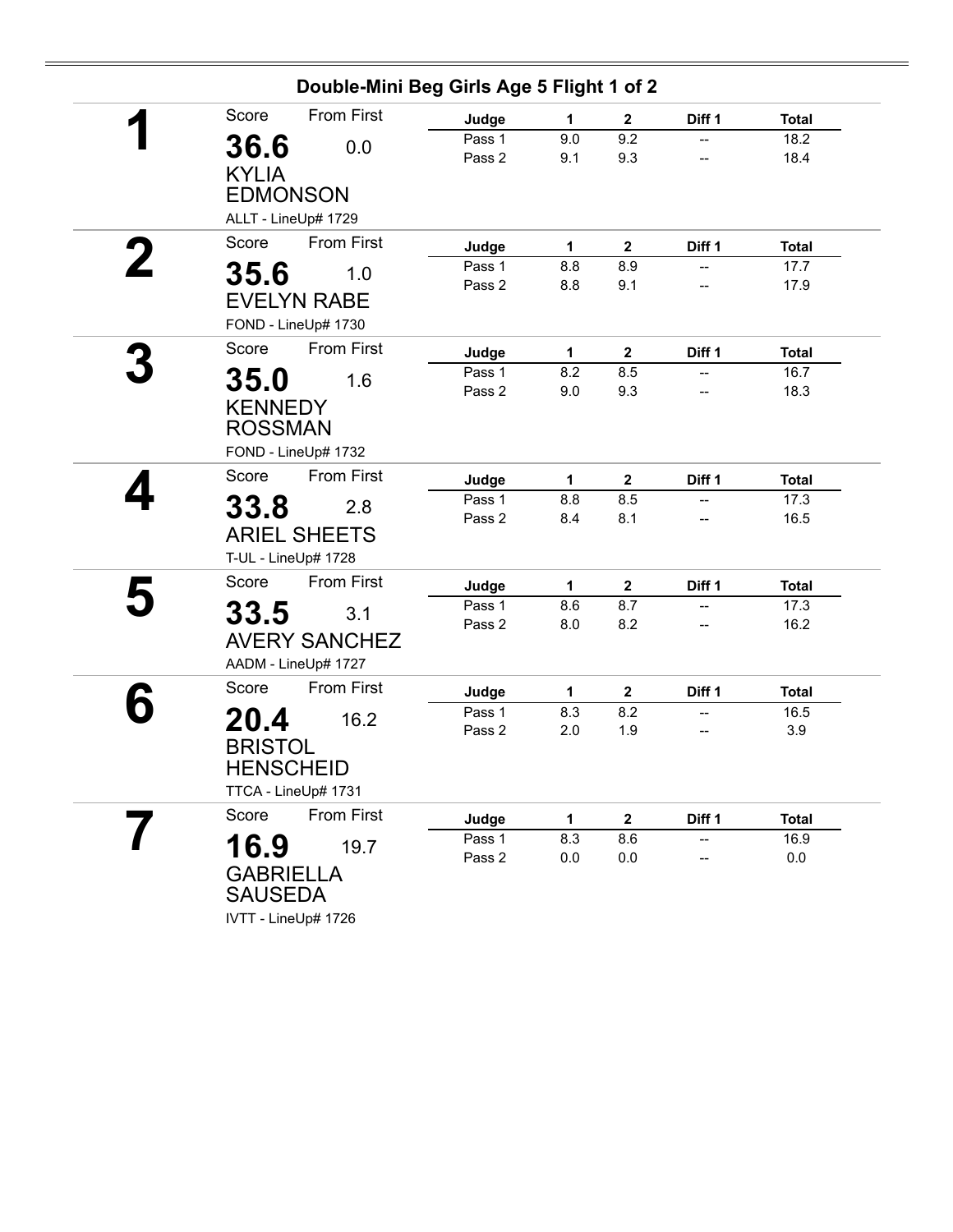## Double-Mini Beg Girls Age 5 Flight 1 of 2

**1**

Score: **36.6** — From First: 0.0

KYLIA EDMONSON

ALLT - LineUp# 1729

| Judge | 1 | 2 | Diff 1 | Total |
|---|---|---|---|---|
| Pass 1 | 9.0 | 9.2 | -- | 18.2 |
| Pass 2 | 9.1 | 9.3 | -- | 18.4 |

**2**

Score: **35.6** — From First: 1.0

EVELYN RABE

FOND - LineUp# 1730

| Judge | 1 | 2 | Diff 1 | Total |
|---|---|---|---|---|
| Pass 1 | 8.8 | 8.9 | -- | 17.7 |
| Pass 2 | 8.8 | 9.1 | -- | 17.9 |

**3**

Score: **35.0** — From First: 1.6

KENNEDY ROSSMAN

FOND - LineUp# 1732

| Judge | 1 | 2 | Diff 1 | Total |
|---|---|---|---|---|
| Pass 1 | 8.2 | 8.5 | -- | 16.7 |
| Pass 2 | 9.0 | 9.3 | -- | 18.3 |

**4**

Score: **33.8** — From First: 2.8

ARIEL SHEETS

T-UL - LineUp# 1728

| Judge | 1 | 2 | Diff 1 | Total |
|---|---|---|---|---|
| Pass 1 | 8.8 | 8.5 | -- | 17.3 |
| Pass 2 | 8.4 | 8.1 | -- | 16.5 |

**5**

Score: **33.5** — From First: 3.1

AVERY SANCHEZ

AADM - LineUp# 1727

| Judge | 1 | 2 | Diff 1 | Total |
|---|---|---|---|---|
| Pass 1 | 8.6 | 8.7 | -- | 17.3 |
| Pass 2 | 8.0 | 8.2 | -- | 16.2 |

**6**

Score: **20.4** — From First: 16.2

BRISTOL HENSCHEID

TTCA - LineUp# 1731

| Judge | 1 | 2 | Diff 1 | Total |
|---|---|---|---|---|
| Pass 1 | 8.3 | 8.2 | -- | 16.5 |
| Pass 2 | 2.0 | 1.9 | -- | 3.9 |

**7**

Score: **16.9** — From First: 19.7

GABRIELLA SAUSEDA

IVTT - LineUp# 1726

| Judge | 1 | 2 | Diff 1 | Total |
|---|---|---|---|---|
| Pass 1 | 8.3 | 8.6 | -- | 16.9 |
| Pass 2 | 0.0 | 0.0 | -- | 0.0 |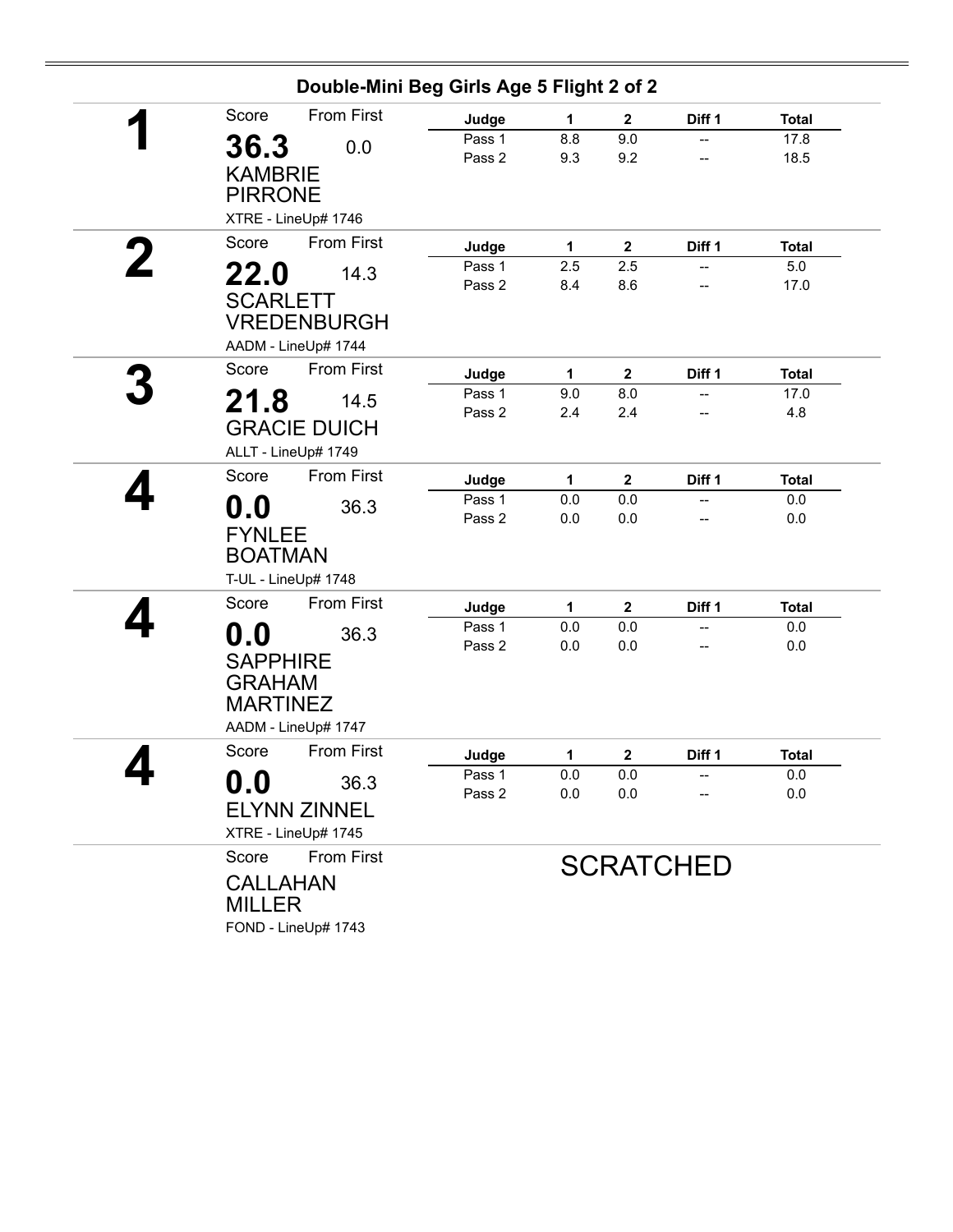## Double-Mini Beg Girls Age 5 Flight 2 of 2

**1**

Score: **36.3** — From First: 0.0

KAMBRIE PIRRONE

XTRE - LineUp# 1746

| Judge | 1 | 2 | Diff 1 | Total |
|---|---|---|---|---|
| Pass 1 | 8.8 | 9.0 | -- | 17.8 |
| Pass 2 | 9.3 | 9.2 | -- | 18.5 |

**2**

Score: **22.0** — From First: 14.3

SCARLETT VREDENBURGH

AADM - LineUp# 1744

| Judge | 1 | 2 | Diff 1 | Total |
|---|---|---|---|---|
| Pass 1 | 2.5 | 2.5 | -- | 5.0 |
| Pass 2 | 8.4 | 8.6 | -- | 17.0 |

**3**

Score: **21.8** — From First: 14.5

GRACIE DUICH

ALLT - LineUp# 1749

| Judge | 1 | 2 | Diff 1 | Total |
|---|---|---|---|---|
| Pass 1 | 9.0 | 8.0 | -- | 17.0 |
| Pass 2 | 2.4 | 2.4 | -- | 4.8 |

**4**

Score: **0.0** — From First: 36.3

FYNLEE BOATMAN

T-UL - LineUp# 1748

| Judge | 1 | 2 | Diff 1 | Total |
|---|---|---|---|---|
| Pass 1 | 0.0 | 0.0 | -- | 0.0 |
| Pass 2 | 0.0 | 0.0 | -- | 0.0 |

**4**

Score: **0.0** — From First: 36.3

SAPPHIRE GRAHAM MARTINEZ

AADM - LineUp# 1747

| Judge | 1 | 2 | Diff 1 | Total |
|---|---|---|---|---|
| Pass 1 | 0.0 | 0.0 | -- | 0.0 |
| Pass 2 | 0.0 | 0.0 | -- | 0.0 |

**4**

Score: **0.0** — From First: 36.3

ELYNN ZINNEL

XTRE - LineUp# 1745

| Judge | 1 | 2 | Diff 1 | Total |
|---|---|---|---|---|
| Pass 1 | 0.0 | 0.0 | -- | 0.0 |
| Pass 2 | 0.0 | 0.0 | -- | 0.0 |

Score — From First

CALLAHAN MILLER

FOND - LineUp# 1743

SCRATCHED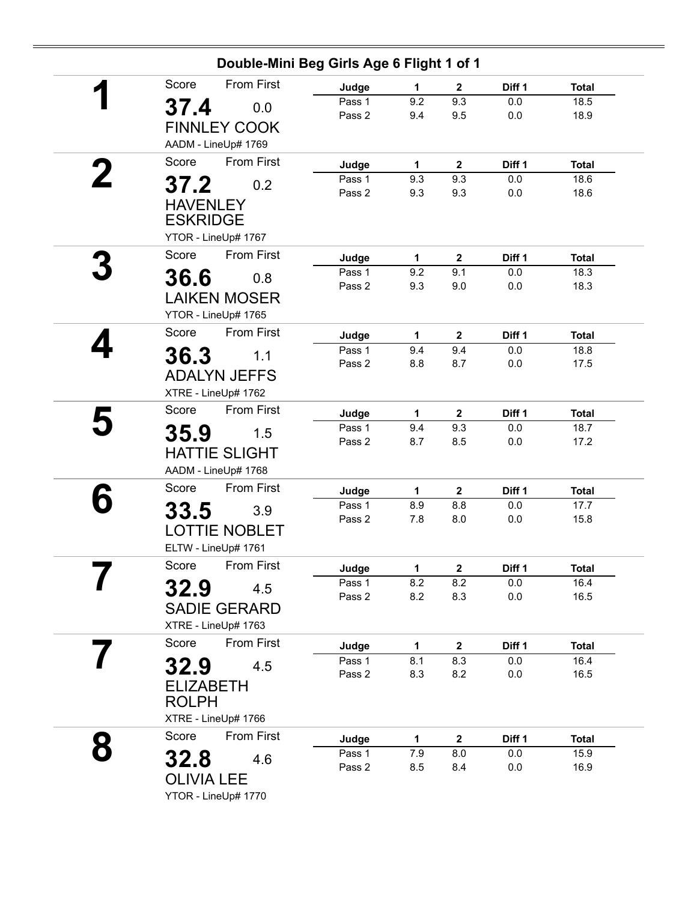## Double-Mini Beg Girls Age 6 Flight 1 of 1

**1**

Score: **37.4** From First: 0.0

FINNLEY COOK

AADM - LineUp# 1769

| Judge | 1 | 2 | Diff 1 | Total |
|---|---|---|---|---|
| Pass 1 | 9.2 | 9.3 | 0.0 | 18.5 |
| Pass 2 | 9.4 | 9.5 | 0.0 | 18.9 |

**2**

Score: **37.2** From First: 0.2

HAVENLEY ESKRIDGE

YTOR - LineUp# 1767

| Judge | 1 | 2 | Diff 1 | Total |
|---|---|---|---|---|
| Pass 1 | 9.3 | 9.3 | 0.0 | 18.6 |
| Pass 2 | 9.3 | 9.3 | 0.0 | 18.6 |

**3**

Score: **36.6** From First: 0.8

LAIKEN MOSER

YTOR - LineUp# 1765

| Judge | 1 | 2 | Diff 1 | Total |
|---|---|---|---|---|
| Pass 1 | 9.2 | 9.1 | 0.0 | 18.3 |
| Pass 2 | 9.3 | 9.0 | 0.0 | 18.3 |

**4**

Score: **36.3** From First: 1.1

ADALYN JEFFS

XTRE - LineUp# 1762

| Judge | 1 | 2 | Diff 1 | Total |
|---|---|---|---|---|
| Pass 1 | 9.4 | 9.4 | 0.0 | 18.8 |
| Pass 2 | 8.8 | 8.7 | 0.0 | 17.5 |

**5**

Score: **35.9** From First: 1.5

HATTIE SLIGHT

AADM - LineUp# 1768

| Judge | 1 | 2 | Diff 1 | Total |
|---|---|---|---|---|
| Pass 1 | 9.4 | 9.3 | 0.0 | 18.7 |
| Pass 2 | 8.7 | 8.5 | 0.0 | 17.2 |

**6**

Score: **33.5** From First: 3.9

LOTTIE NOBLET

ELTW - LineUp# 1761

| Judge | 1 | 2 | Diff 1 | Total |
|---|---|---|---|---|
| Pass 1 | 8.9 | 8.8 | 0.0 | 17.7 |
| Pass 2 | 7.8 | 8.0 | 0.0 | 15.8 |

**7**

Score: **32.9** From First: 4.5

SADIE GERARD

XTRE - LineUp# 1763

| Judge | 1 | 2 | Diff 1 | Total |
|---|---|---|---|---|
| Pass 1 | 8.2 | 8.2 | 0.0 | 16.4 |
| Pass 2 | 8.2 | 8.3 | 0.0 | 16.5 |

**7**

Score: **32.9** From First: 4.5

ELIZABETH ROLPH

XTRE - LineUp# 1766

| Judge | 1 | 2 | Diff 1 | Total |
|---|---|---|---|---|
| Pass 1 | 8.1 | 8.3 | 0.0 | 16.4 |
| Pass 2 | 8.3 | 8.2 | 0.0 | 16.5 |

**8**

Score: **32.8** From First: 4.6

OLIVIA LEE

YTOR - LineUp# 1770

| Judge | 1 | 2 | Diff 1 | Total |
|---|---|---|---|---|
| Pass 1 | 7.9 | 8.0 | 0.0 | 15.9 |
| Pass 2 | 8.5 | 8.4 | 0.0 | 16.9 |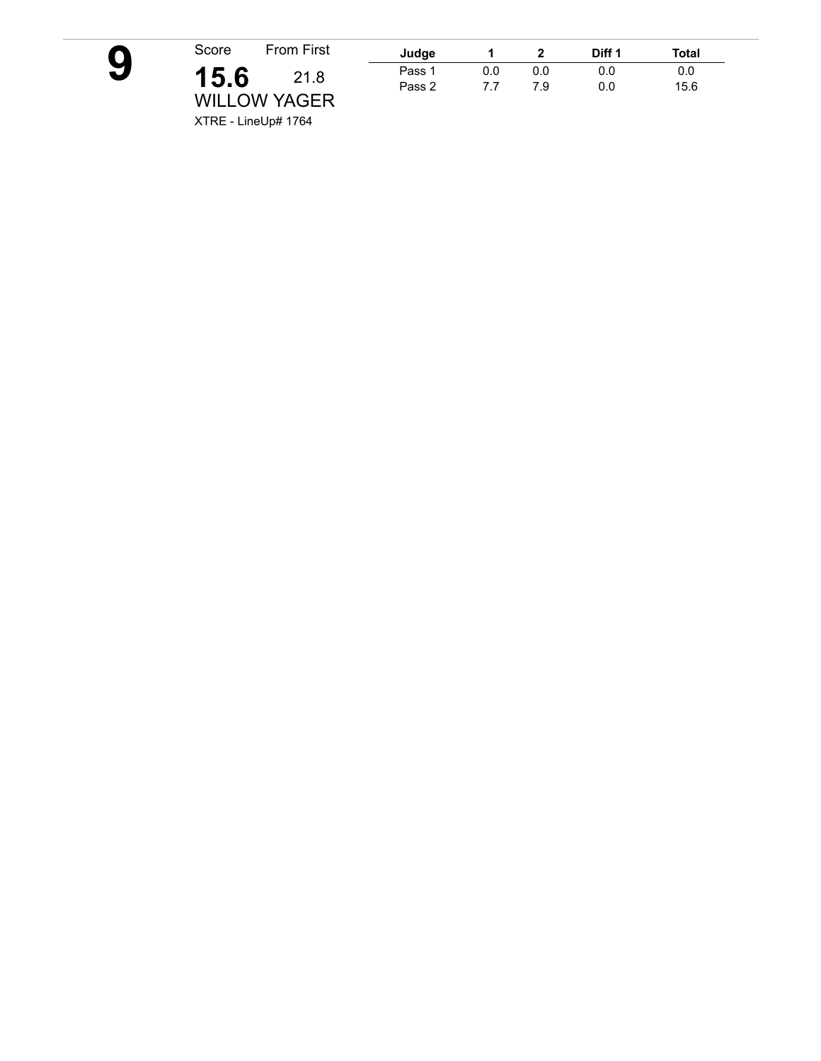# 9

Score From First

**15.6** 21.8

WILLOW YAGER

XTRE - LineUp# 1764

| Judge | 1 | 2 | Diff 1 | Total |
|---|---|---|---|---|
| Pass 1 | 0.0 | 0.0 | 0.0 | 0.0 |
| Pass 2 | 7.7 | 7.9 | 0.0 | 15.6 |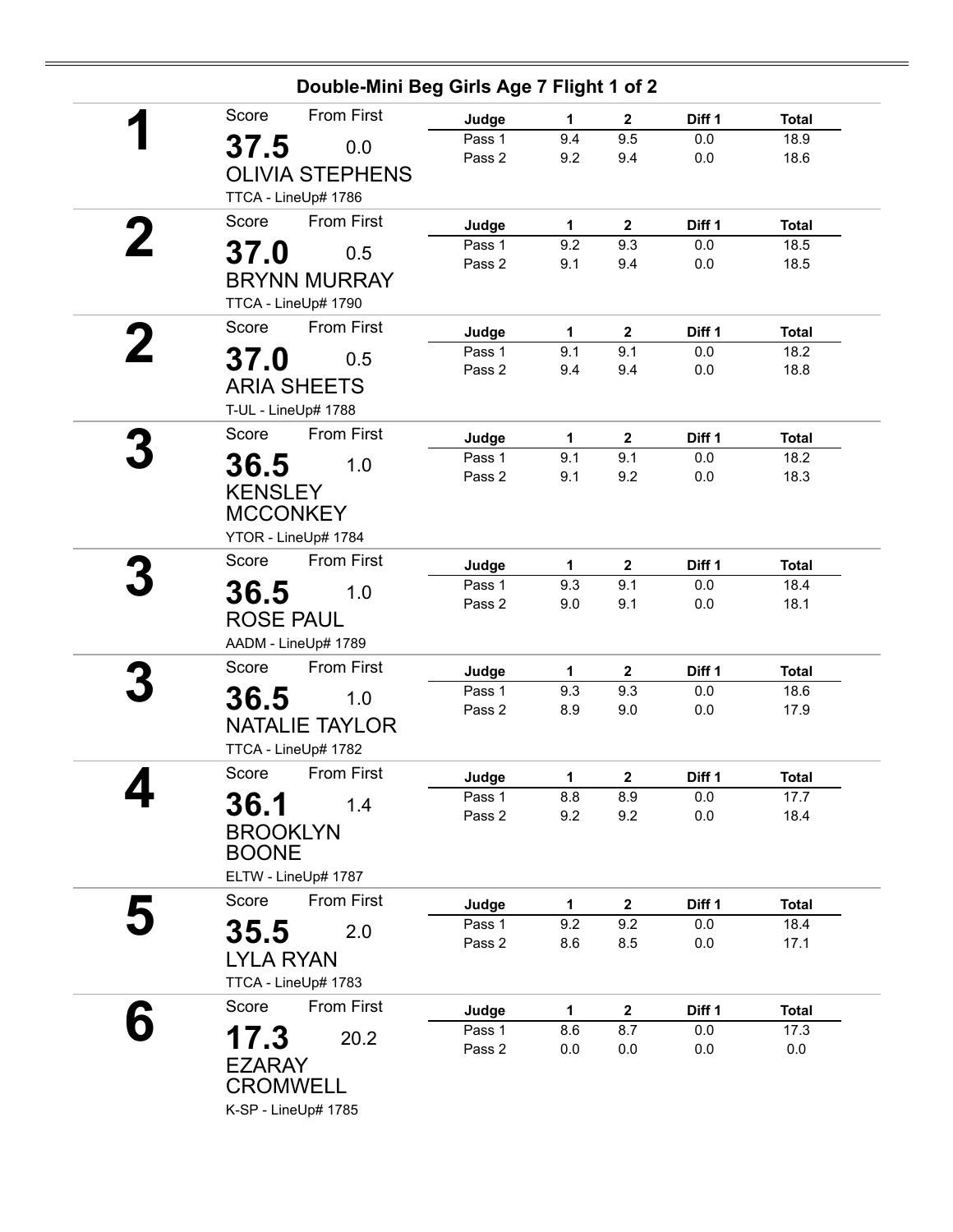## Double-Mini Beg Girls Age 7 Flight 1 of 2

**1**

Score: **37.5** — From First: 0.0

OLIVIA STEPHENS

TTCA - LineUp# 1786

| Judge | 1 | 2 | Diff 1 | Total |
|---|---|---|---|---|
| Pass 1 | 9.4 | 9.5 | 0.0 | 18.9 |
| Pass 2 | 9.2 | 9.4 | 0.0 | 18.6 |

**2**

Score: **37.0** — From First: 0.5

BRYNN MURRAY

TTCA - LineUp# 1790

| Judge | 1 | 2 | Diff 1 | Total |
|---|---|---|---|---|
| Pass 1 | 9.2 | 9.3 | 0.0 | 18.5 |
| Pass 2 | 9.1 | 9.4 | 0.0 | 18.5 |

**2**

Score: **37.0** — From First: 0.5

ARIA SHEETS

T-UL - LineUp# 1788

| Judge | 1 | 2 | Diff 1 | Total |
|---|---|---|---|---|
| Pass 1 | 9.1 | 9.1 | 0.0 | 18.2 |
| Pass 2 | 9.4 | 9.4 | 0.0 | 18.8 |

**3**

Score: **36.5** — From First: 1.0

KENSLEY MCCONKEY

YTOR - LineUp# 1784

| Judge | 1 | 2 | Diff 1 | Total |
|---|---|---|---|---|
| Pass 1 | 9.1 | 9.1 | 0.0 | 18.2 |
| Pass 2 | 9.1 | 9.2 | 0.0 | 18.3 |

**3**

Score: **36.5** — From First: 1.0

ROSE PAUL

AADM - LineUp# 1789

| Judge | 1 | 2 | Diff 1 | Total |
|---|---|---|---|---|
| Pass 1 | 9.3 | 9.1 | 0.0 | 18.4 |
| Pass 2 | 9.0 | 9.1 | 0.0 | 18.1 |

**3**

Score: **36.5** — From First: 1.0

NATALIE TAYLOR

TTCA - LineUp# 1782

| Judge | 1 | 2 | Diff 1 | Total |
|---|---|---|---|---|
| Pass 1 | 9.3 | 9.3 | 0.0 | 18.6 |
| Pass 2 | 8.9 | 9.0 | 0.0 | 17.9 |

**4**

Score: **36.1** — From First: 1.4

BROOKLYN BOONE

ELTW - LineUp# 1787

| Judge | 1 | 2 | Diff 1 | Total |
|---|---|---|---|---|
| Pass 1 | 8.8 | 8.9 | 0.0 | 17.7 |
| Pass 2 | 9.2 | 9.2 | 0.0 | 18.4 |

**5**

Score: **35.5** — From First: 2.0

LYLA RYAN

TTCA - LineUp# 1783

| Judge | 1 | 2 | Diff 1 | Total |
|---|---|---|---|---|
| Pass 1 | 9.2 | 9.2 | 0.0 | 18.4 |
| Pass 2 | 8.6 | 8.5 | 0.0 | 17.1 |

**6**

Score: **17.3** — From First: 20.2

EZARAY CROMWELL

K-SP - LineUp# 1785

| Judge | 1 | 2 | Diff 1 | Total |
|---|---|---|---|---|
| Pass 1 | 8.6 | 8.7 | 0.0 | 17.3 |
| Pass 2 | 0.0 | 0.0 | 0.0 | 0.0 |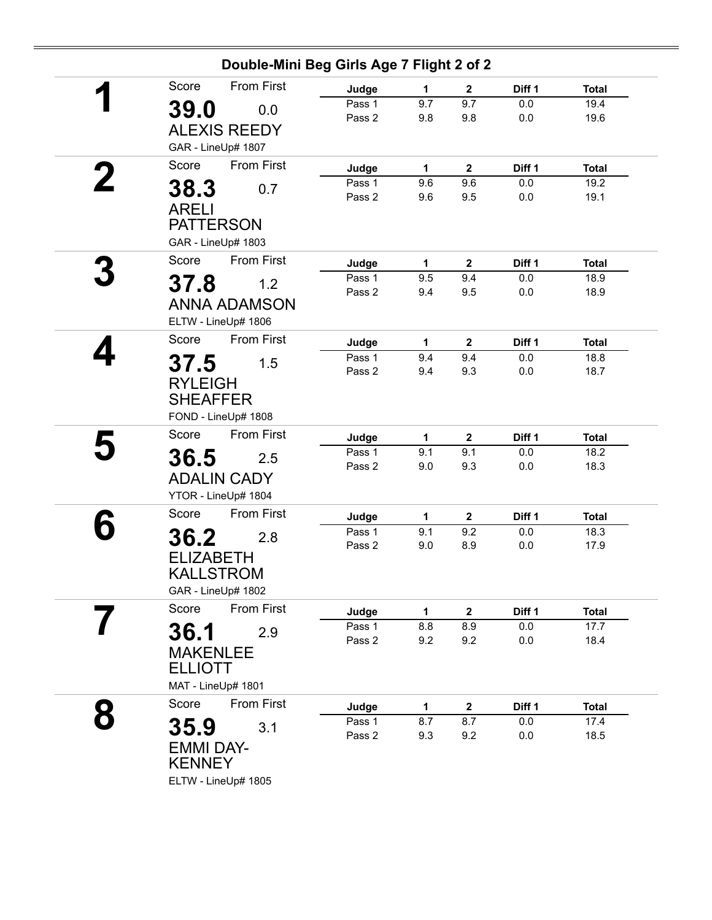## Double-Mini Beg Girls Age 7 Flight 2 of 2

**1**

Score: **39.0** — From First: 0.0

ALEXIS REEDY

GAR - LineUp# 1807

| Judge | 1 | 2 | Diff 1 | Total |
|---|---|---|---|---|
| Pass 1 | 9.7 | 9.7 | 0.0 | 19.4 |
| Pass 2 | 9.8 | 9.8 | 0.0 | 19.6 |

**2**

Score: **38.3** — From First: 0.7

ARELI PATTERSON

GAR - LineUp# 1803

| Judge | 1 | 2 | Diff 1 | Total |
|---|---|---|---|---|
| Pass 1 | 9.6 | 9.6 | 0.0 | 19.2 |
| Pass 2 | 9.6 | 9.5 | 0.0 | 19.1 |

**3**

Score: **37.8** — From First: 1.2

ANNA ADAMSON

ELTW - LineUp# 1806

| Judge | 1 | 2 | Diff 1 | Total |
|---|---|---|---|---|
| Pass 1 | 9.5 | 9.4 | 0.0 | 18.9 |
| Pass 2 | 9.4 | 9.5 | 0.0 | 18.9 |

**4**

Score: **37.5** — From First: 1.5

RYLEIGH SHEAFFER

FOND - LineUp# 1808

| Judge | 1 | 2 | Diff 1 | Total |
|---|---|---|---|---|
| Pass 1 | 9.4 | 9.4 | 0.0 | 18.8 |
| Pass 2 | 9.4 | 9.3 | 0.0 | 18.7 |

**5**

Score: **36.5** — From First: 2.5

ADALIN CADY

YTOR - LineUp# 1804

| Judge | 1 | 2 | Diff 1 | Total |
|---|---|---|---|---|
| Pass 1 | 9.1 | 9.1 | 0.0 | 18.2 |
| Pass 2 | 9.0 | 9.3 | 0.0 | 18.3 |

**6**

Score: **36.2** — From First: 2.8

ELIZABETH KALLSTROM

GAR - LineUp# 1802

| Judge | 1 | 2 | Diff 1 | Total |
|---|---|---|---|---|
| Pass 1 | 9.1 | 9.2 | 0.0 | 18.3 |
| Pass 2 | 9.0 | 8.9 | 0.0 | 17.9 |

**7**

Score: **36.1** — From First: 2.9

MAKENLEE ELLIOTT

MAT - LineUp# 1801

| Judge | 1 | 2 | Diff 1 | Total |
|---|---|---|---|---|
| Pass 1 | 8.8 | 8.9 | 0.0 | 17.7 |
| Pass 2 | 9.2 | 9.2 | 0.0 | 18.4 |

**8**

Score: **35.9** — From First: 3.1

EMMI DAY-KENNEY

ELTW - LineUp# 1805

| Judge | 1 | 2 | Diff 1 | Total |
|---|---|---|---|---|
| Pass 1 | 8.7 | 8.7 | 0.0 | 17.4 |
| Pass 2 | 9.3 | 9.2 | 0.0 | 18.5 |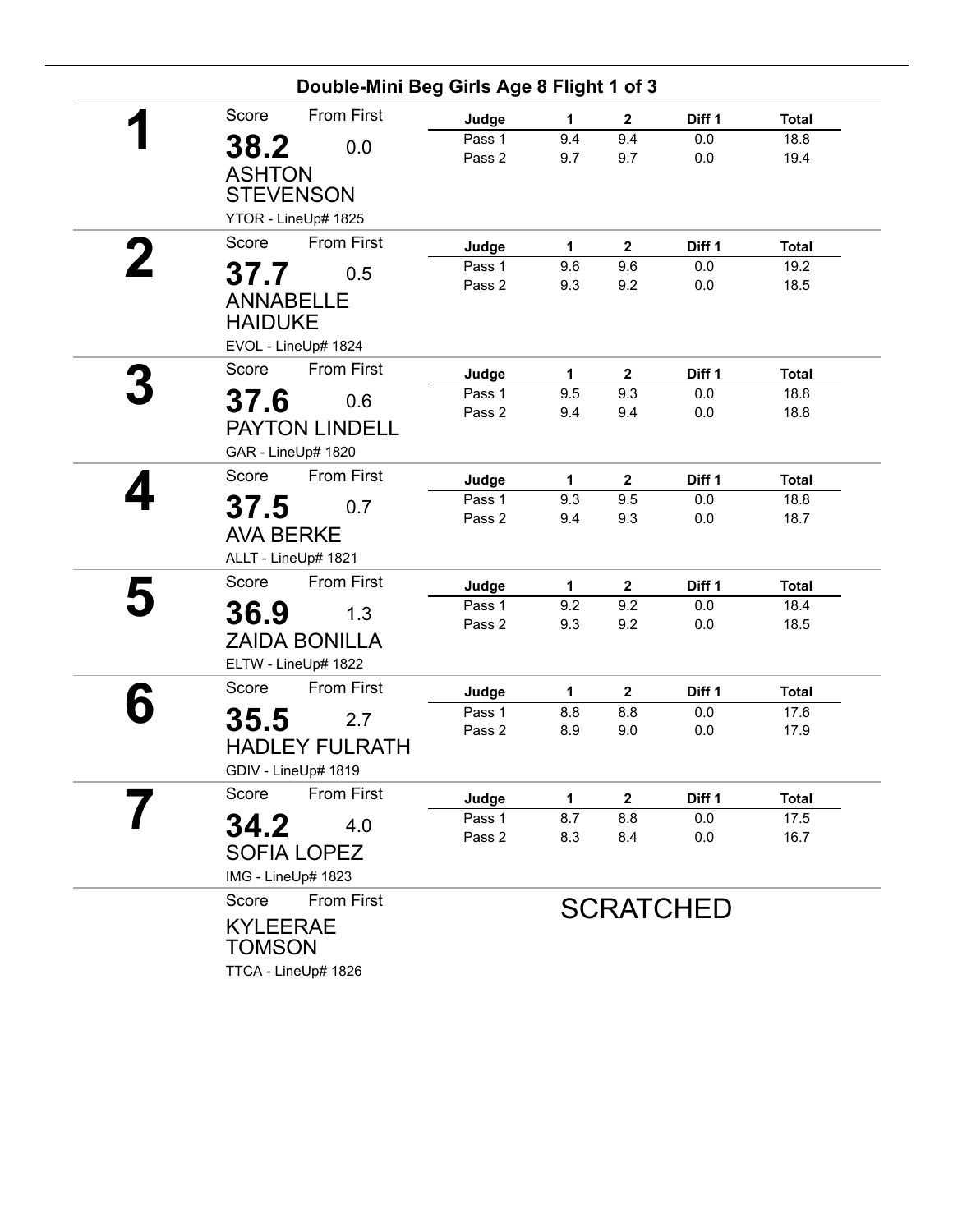## Double-Mini Beg Girls Age 8 Flight 1 of 3

**1**

Score: **38.2** — From First: 0.0

ASHTON STEVENSON

YTOR - LineUp# 1825

| Judge | 1 | 2 | Diff 1 | Total |
|---|---|---|---|---|
| Pass 1 | 9.4 | 9.4 | 0.0 | 18.8 |
| Pass 2 | 9.7 | 9.7 | 0.0 | 19.4 |

**2**

Score: **37.7** — From First: 0.5

ANNABELLE HAIDUKE

EVOL - LineUp# 1824

| Judge | 1 | 2 | Diff 1 | Total |
|---|---|---|---|---|
| Pass 1 | 9.6 | 9.6 | 0.0 | 19.2 |
| Pass 2 | 9.3 | 9.2 | 0.0 | 18.5 |

**3**

Score: **37.6** — From First: 0.6

PAYTON LINDELL

GAR - LineUp# 1820

| Judge | 1 | 2 | Diff 1 | Total |
|---|---|---|---|---|
| Pass 1 | 9.5 | 9.3 | 0.0 | 18.8 |
| Pass 2 | 9.4 | 9.4 | 0.0 | 18.8 |

**4**

Score: **37.5** — From First: 0.7

AVA BERKE

ALLT - LineUp# 1821

| Judge | 1 | 2 | Diff 1 | Total |
|---|---|---|---|---|
| Pass 1 | 9.3 | 9.5 | 0.0 | 18.8 |
| Pass 2 | 9.4 | 9.3 | 0.0 | 18.7 |

**5**

Score: **36.9** — From First: 1.3

ZAIDA BONILLA

ELTW - LineUp# 1822

| Judge | 1 | 2 | Diff 1 | Total |
|---|---|---|---|---|
| Pass 1 | 9.2 | 9.2 | 0.0 | 18.4 |
| Pass 2 | 9.3 | 9.2 | 0.0 | 18.5 |

**6**

Score: **35.5** — From First: 2.7

HADLEY FULRATH

GDIV - LineUp# 1819

| Judge | 1 | 2 | Diff 1 | Total |
|---|---|---|---|---|
| Pass 1 | 8.8 | 8.8 | 0.0 | 17.6 |
| Pass 2 | 8.9 | 9.0 | 0.0 | 17.9 |

**7**

Score: **34.2** — From First: 4.0

SOFIA LOPEZ

IMG - LineUp# 1823

| Judge | 1 | 2 | Diff 1 | Total |
|---|---|---|---|---|
| Pass 1 | 8.7 | 8.8 | 0.0 | 17.5 |
| Pass 2 | 8.3 | 8.4 | 0.0 | 16.7 |

Score — From First

KYLEERAE TOMSON

TTCA - LineUp# 1826

SCRATCHED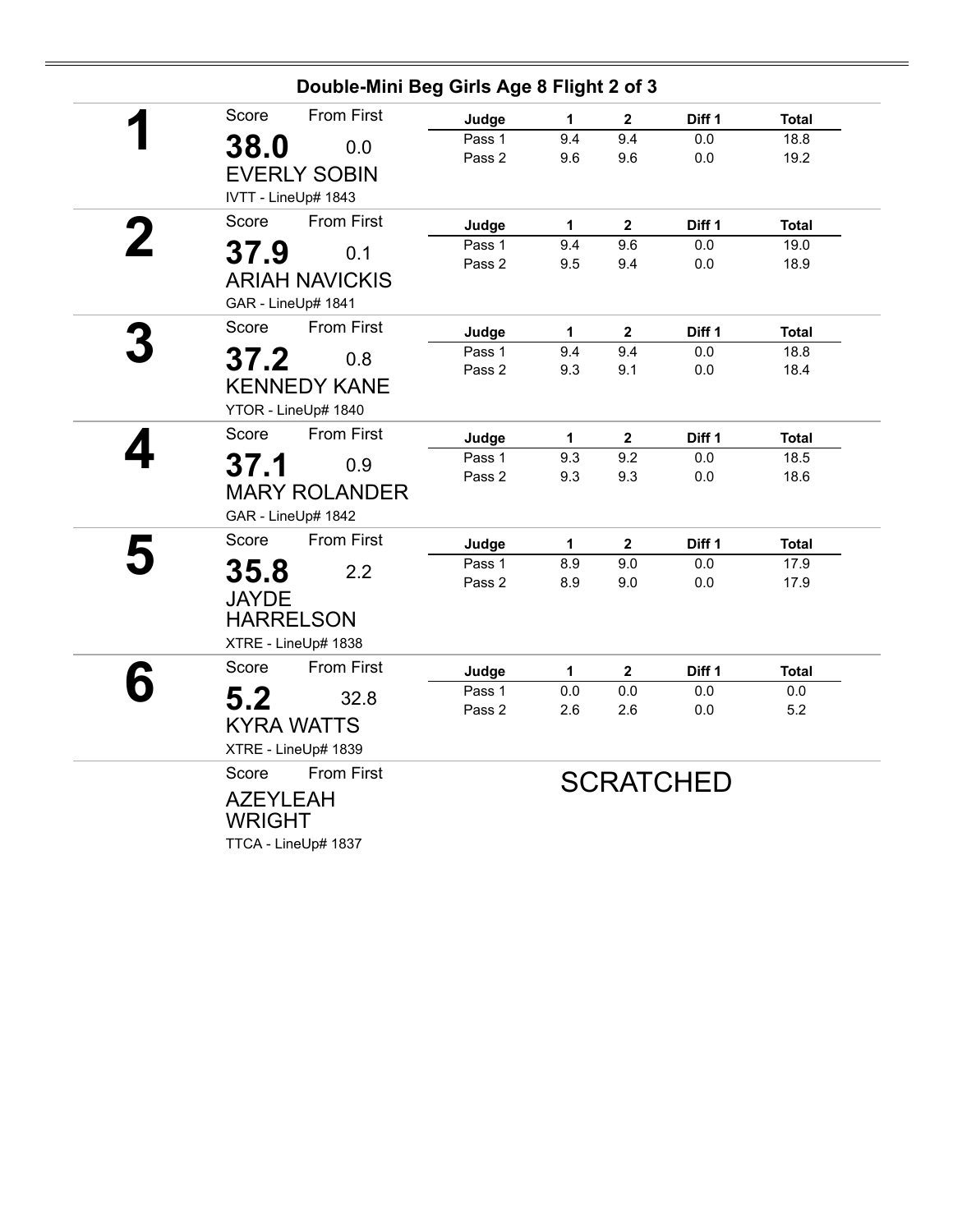## Double-Mini Beg Girls Age 8 Flight 2 of 3

**1**

Score: **38.0** From First: 0.0

EVERLY SOBIN

IVTT - LineUp# 1843

| Judge | 1 | 2 | Diff 1 | Total |
|---|---|---|---|---|
| Pass 1 | 9.4 | 9.4 | 0.0 | 18.8 |
| Pass 2 | 9.6 | 9.6 | 0.0 | 19.2 |

**2**

Score: **37.9** From First: 0.1

ARIAH NAVICKIS

GAR - LineUp# 1841

| Judge | 1 | 2 | Diff 1 | Total |
|---|---|---|---|---|
| Pass 1 | 9.4 | 9.6 | 0.0 | 19.0 |
| Pass 2 | 9.5 | 9.4 | 0.0 | 18.9 |

**3**

Score: **37.2** From First: 0.8

KENNEDY KANE

YTOR - LineUp# 1840

| Judge | 1 | 2 | Diff 1 | Total |
|---|---|---|---|---|
| Pass 1 | 9.4 | 9.4 | 0.0 | 18.8 |
| Pass 2 | 9.3 | 9.1 | 0.0 | 18.4 |

**4**

Score: **37.1** From First: 0.9

MARY ROLANDER

GAR - LineUp# 1842

| Judge | 1 | 2 | Diff 1 | Total |
|---|---|---|---|---|
| Pass 1 | 9.3 | 9.2 | 0.0 | 18.5 |
| Pass 2 | 9.3 | 9.3 | 0.0 | 18.6 |

**5**

Score: **35.8** From First: 2.2

JAYDE HARRELSON

XTRE - LineUp# 1838

| Judge | 1 | 2 | Diff 1 | Total |
|---|---|---|---|---|
| Pass 1 | 8.9 | 9.0 | 0.0 | 17.9 |
| Pass 2 | 8.9 | 9.0 | 0.0 | 17.9 |

**6**

Score: **5.2** From First: 32.8

KYRA WATTS

XTRE - LineUp# 1839

| Judge | 1 | 2 | Diff 1 | Total |
|---|---|---|---|---|
| Pass 1 | 0.0 | 0.0 | 0.0 | 0.0 |
| Pass 2 | 2.6 | 2.6 | 0.0 | 5.2 |

Score From First

AZEYLEAH WRIGHT

TTCA - LineUp# 1837

SCRATCHED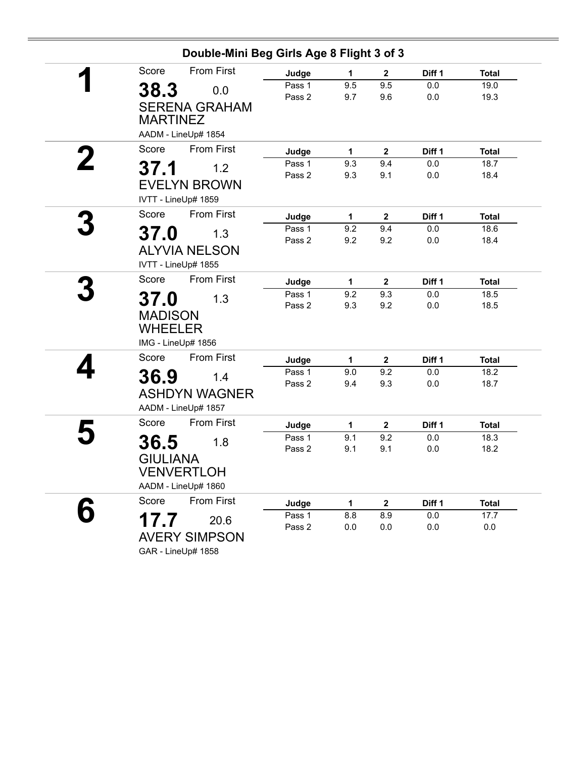## Double-Mini Beg Girls Age 8 Flight 3 of 3

**1**

Score: **38.3** — From First: 0.0

SERENA GRAHAM MARTINEZ

AADM - LineUp# 1854

| Judge | 1 | 2 | Diff 1 | Total |
|---|---|---|---|---|
| Pass 1 | 9.5 | 9.5 | 0.0 | 19.0 |
| Pass 2 | 9.7 | 9.6 | 0.0 | 19.3 |

**2**

Score: **37.1** — From First: 1.2

EVELYN BROWN

IVTT - LineUp# 1859

| Judge | 1 | 2 | Diff 1 | Total |
|---|---|---|---|---|
| Pass 1 | 9.3 | 9.4 | 0.0 | 18.7 |
| Pass 2 | 9.3 | 9.1 | 0.0 | 18.4 |

**3**

Score: **37.0** — From First: 1.3

ALYVIA NELSON

IVTT - LineUp# 1855

| Judge | 1 | 2 | Diff 1 | Total |
|---|---|---|---|---|
| Pass 1 | 9.2 | 9.4 | 0.0 | 18.6 |
| Pass 2 | 9.2 | 9.2 | 0.0 | 18.4 |

**3**

Score: **37.0** — From First: 1.3

MADISON WHEELER

IMG - LineUp# 1856

| Judge | 1 | 2 | Diff 1 | Total |
|---|---|---|---|---|
| Pass 1 | 9.2 | 9.3 | 0.0 | 18.5 |
| Pass 2 | 9.3 | 9.2 | 0.0 | 18.5 |

**4**

Score: **36.9** — From First: 1.4

ASHDYN WAGNER

AADM - LineUp# 1857

| Judge | 1 | 2 | Diff 1 | Total |
|---|---|---|---|---|
| Pass 1 | 9.0 | 9.2 | 0.0 | 18.2 |
| Pass 2 | 9.4 | 9.3 | 0.0 | 18.7 |

**5**

Score: **36.5** — From First: 1.8

GIULIANA VENVERTLOH

AADM - LineUp# 1860

| Judge | 1 | 2 | Diff 1 | Total |
|---|---|---|---|---|
| Pass 1 | 9.1 | 9.2 | 0.0 | 18.3 |
| Pass 2 | 9.1 | 9.1 | 0.0 | 18.2 |

**6**

Score: **17.7** — From First: 20.6

AVERY SIMPSON

GAR - LineUp# 1858

| Judge | 1 | 2 | Diff 1 | Total |
|---|---|---|---|---|
| Pass 1 | 8.8 | 8.9 | 0.0 | 17.7 |
| Pass 2 | 0.0 | 0.0 | 0.0 | 0.0 |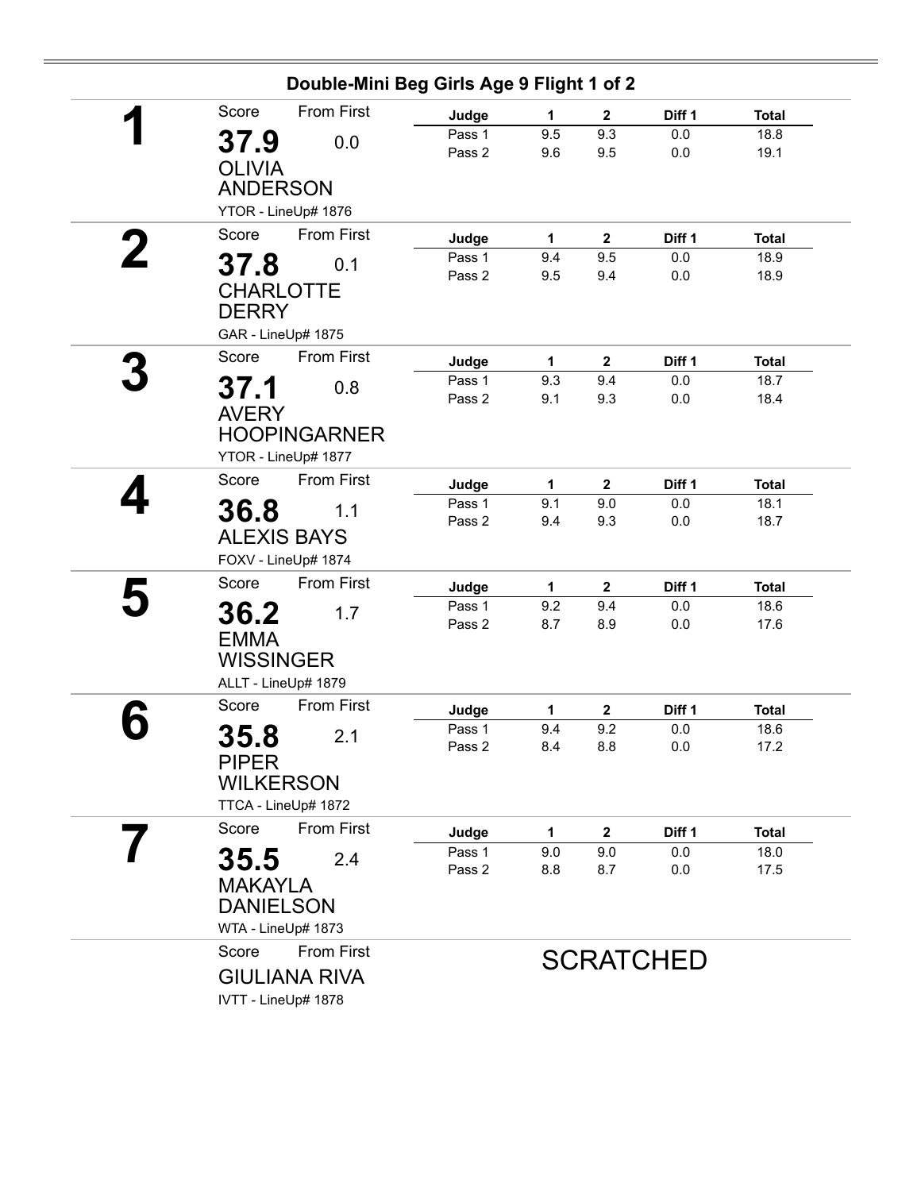## Double-Mini Beg Girls Age 9 Flight 1 of 2

**1**

Score: **37.9** — From First: 0.0

**OLIVIA ANDERSON**

YTOR - LineUp# 1876

| Judge | 1 | 2 | Diff 1 | Total |
|---|---|---|---|---|
| Pass 1 | 9.5 | 9.3 | 0.0 | 18.8 |
| Pass 2 | 9.6 | 9.5 | 0.0 | 19.1 |

**2**

Score: **37.8** — From First: 0.1

**CHARLOTTE DERRY**

GAR - LineUp# 1875

| Judge | 1 | 2 | Diff 1 | Total |
|---|---|---|---|---|
| Pass 1 | 9.4 | 9.5 | 0.0 | 18.9 |
| Pass 2 | 9.5 | 9.4 | 0.0 | 18.9 |

**3**

Score: **37.1** — From First: 0.8

**AVERY HOOPINGARNER**

YTOR - LineUp# 1877

| Judge | 1 | 2 | Diff 1 | Total |
|---|---|---|---|---|
| Pass 1 | 9.3 | 9.4 | 0.0 | 18.7 |
| Pass 2 | 9.1 | 9.3 | 0.0 | 18.4 |

**4**

Score: **36.8** — From First: 1.1

**ALEXIS BAYS**

FOXV - LineUp# 1874

| Judge | 1 | 2 | Diff 1 | Total |
|---|---|---|---|---|
| Pass 1 | 9.1 | 9.0 | 0.0 | 18.1 |
| Pass 2 | 9.4 | 9.3 | 0.0 | 18.7 |

**5**

Score: **36.2** — From First: 1.7

**EMMA WISSINGER**

ALLT - LineUp# 1879

| Judge | 1 | 2 | Diff 1 | Total |
|---|---|---|---|---|
| Pass 1 | 9.2 | 9.4 | 0.0 | 18.6 |
| Pass 2 | 8.7 | 8.9 | 0.0 | 17.6 |

**6**

Score: **35.8** — From First: 2.1

**PIPER WILKERSON**

TTCA - LineUp# 1872

| Judge | 1 | 2 | Diff 1 | Total |
|---|---|---|---|---|
| Pass 1 | 9.4 | 9.2 | 0.0 | 18.6 |
| Pass 2 | 8.4 | 8.8 | 0.0 | 17.2 |

**7**

Score: **35.5** — From First: 2.4

**MAKAYLA DANIELSON**

WTA - LineUp# 1873

| Judge | 1 | 2 | Diff 1 | Total |
|---|---|---|---|---|
| Pass 1 | 9.0 | 9.0 | 0.0 | 18.0 |
| Pass 2 | 8.8 | 8.7 | 0.0 | 17.5 |

Score — From First

**GIULIANA RIVA**

IVTT - LineUp# 1878

SCRATCHED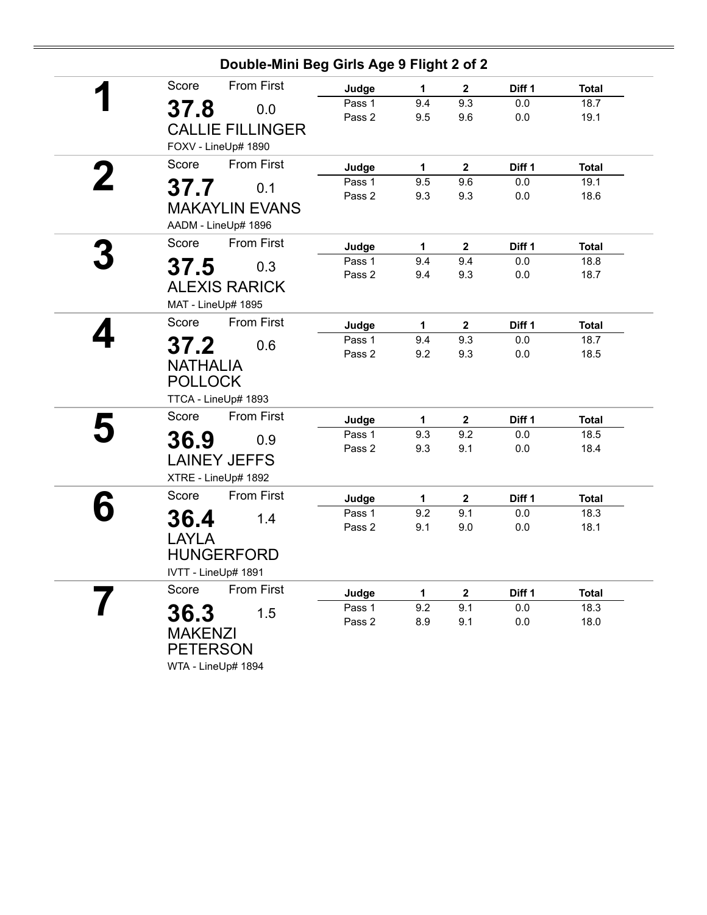## Double-Mini Beg Girls Age 9 Flight 2 of 2

**1**

Score: **37.8** — From First: 0.0

CALLIE FILLINGER

FOXV - LineUp# 1890

| Judge | 1 | 2 | Diff 1 | Total |
|---|---|---|---|---|
| Pass 1 | 9.4 | 9.3 | 0.0 | 18.7 |
| Pass 2 | 9.5 | 9.6 | 0.0 | 19.1 |

**2**

Score: **37.7** — From First: 0.1

MAKAYLIN EVANS

AADM - LineUp# 1896

| Judge | 1 | 2 | Diff 1 | Total |
|---|---|---|---|---|
| Pass 1 | 9.5 | 9.6 | 0.0 | 19.1 |
| Pass 2 | 9.3 | 9.3 | 0.0 | 18.6 |

**3**

Score: **37.5** — From First: 0.3

ALEXIS RARICK

MAT - LineUp# 1895

| Judge | 1 | 2 | Diff 1 | Total |
|---|---|---|---|---|
| Pass 1 | 9.4 | 9.4 | 0.0 | 18.8 |
| Pass 2 | 9.4 | 9.3 | 0.0 | 18.7 |

**4**

Score: **37.2** — From First: 0.6

NATHALIA POLLOCK

TTCA - LineUp# 1893

| Judge | 1 | 2 | Diff 1 | Total |
|---|---|---|---|---|
| Pass 1 | 9.4 | 9.3 | 0.0 | 18.7 |
| Pass 2 | 9.2 | 9.3 | 0.0 | 18.5 |

**5**

Score: **36.9** — From First: 0.9

LAINEY JEFFS

XTRE - LineUp# 1892

| Judge | 1 | 2 | Diff 1 | Total |
|---|---|---|---|---|
| Pass 1 | 9.3 | 9.2 | 0.0 | 18.5 |
| Pass 2 | 9.3 | 9.1 | 0.0 | 18.4 |

**6**

Score: **36.4** — From First: 1.4

LAYLA HUNGERFORD

IVTT - LineUp# 1891

| Judge | 1 | 2 | Diff 1 | Total |
|---|---|---|---|---|
| Pass 1 | 9.2 | 9.1 | 0.0 | 18.3 |
| Pass 2 | 9.1 | 9.0 | 0.0 | 18.1 |

**7**

Score: **36.3** — From First: 1.5

MAKENZI PETERSON

WTA - LineUp# 1894

| Judge | 1 | 2 | Diff 1 | Total |
|---|---|---|---|---|
| Pass 1 | 9.2 | 9.1 | 0.0 | 18.3 |
| Pass 2 | 8.9 | 9.1 | 0.0 | 18.0 |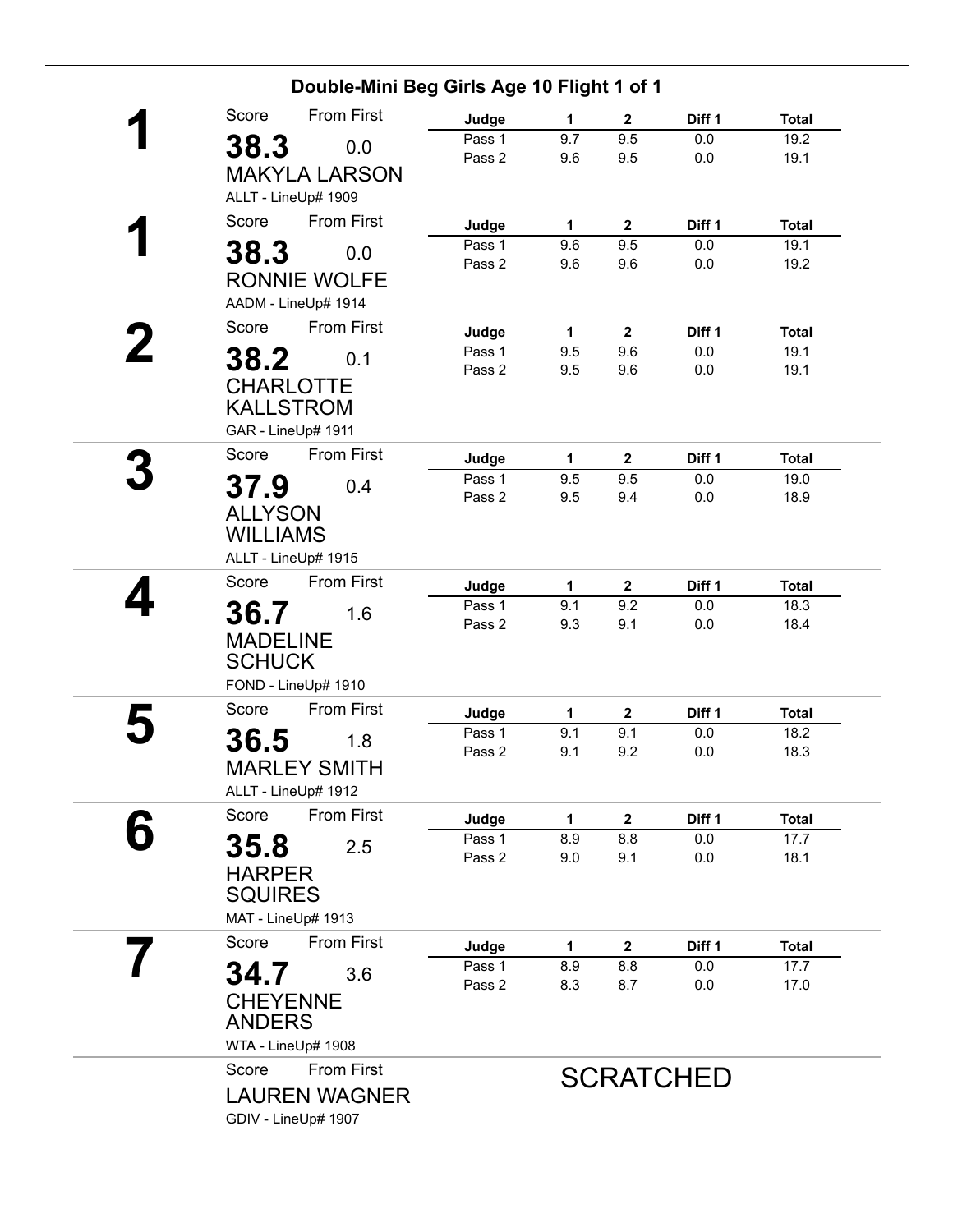## Double-Mini Beg Girls Age 10 Flight 1 of 1

**1**

Score: **38.3** From First: 0.0

MAKYLA LARSON

ALLT - LineUp# 1909

| Judge | 1 | 2 | Diff 1 | Total |
|---|---|---|---|---|
| Pass 1 | 9.7 | 9.5 | 0.0 | 19.2 |
| Pass 2 | 9.6 | 9.5 | 0.0 | 19.1 |

**1**

Score: **38.3** From First: 0.0

RONNIE WOLFE

AADM - LineUp# 1914

| Judge | 1 | 2 | Diff 1 | Total |
|---|---|---|---|---|
| Pass 1 | 9.6 | 9.5 | 0.0 | 19.1 |
| Pass 2 | 9.6 | 9.6 | 0.0 | 19.2 |

**2**

Score: **38.2** From First: 0.1

CHARLOTTE KALLSTROM

GAR - LineUp# 1911

| Judge | 1 | 2 | Diff 1 | Total |
|---|---|---|---|---|
| Pass 1 | 9.5 | 9.6 | 0.0 | 19.1 |
| Pass 2 | 9.5 | 9.6 | 0.0 | 19.1 |

**3**

Score: **37.9** From First: 0.4

ALLYSON WILLIAMS

ALLT - LineUp# 1915

| Judge | 1 | 2 | Diff 1 | Total |
|---|---|---|---|---|
| Pass 1 | 9.5 | 9.5 | 0.0 | 19.0 |
| Pass 2 | 9.5 | 9.4 | 0.0 | 18.9 |

**4**

Score: **36.7** From First: 1.6

MADELINE SCHUCK

FOND - LineUp# 1910

| Judge | 1 | 2 | Diff 1 | Total |
|---|---|---|---|---|
| Pass 1 | 9.1 | 9.2 | 0.0 | 18.3 |
| Pass 2 | 9.3 | 9.1 | 0.0 | 18.4 |

**5**

Score: **36.5** From First: 1.8

MARLEY SMITH

ALLT - LineUp# 1912

| Judge | 1 | 2 | Diff 1 | Total |
|---|---|---|---|---|
| Pass 1 | 9.1 | 9.1 | 0.0 | 18.2 |
| Pass 2 | 9.1 | 9.2 | 0.0 | 18.3 |

**6**

Score: **35.8** From First: 2.5

HARPER SQUIRES

MAT - LineUp# 1913

| Judge | 1 | 2 | Diff 1 | Total |
|---|---|---|---|---|
| Pass 1 | 8.9 | 8.8 | 0.0 | 17.7 |
| Pass 2 | 9.0 | 9.1 | 0.0 | 18.1 |

**7**

Score: **34.7** From First: 3.6

CHEYENNE ANDERS

WTA - LineUp# 1908

| Judge | 1 | 2 | Diff 1 | Total |
|---|---|---|---|---|
| Pass 1 | 8.9 | 8.8 | 0.0 | 17.7 |
| Pass 2 | 8.3 | 8.7 | 0.0 | 17.0 |

Score From First

LAUREN WAGNER

GDIV - LineUp# 1907

SCRATCHED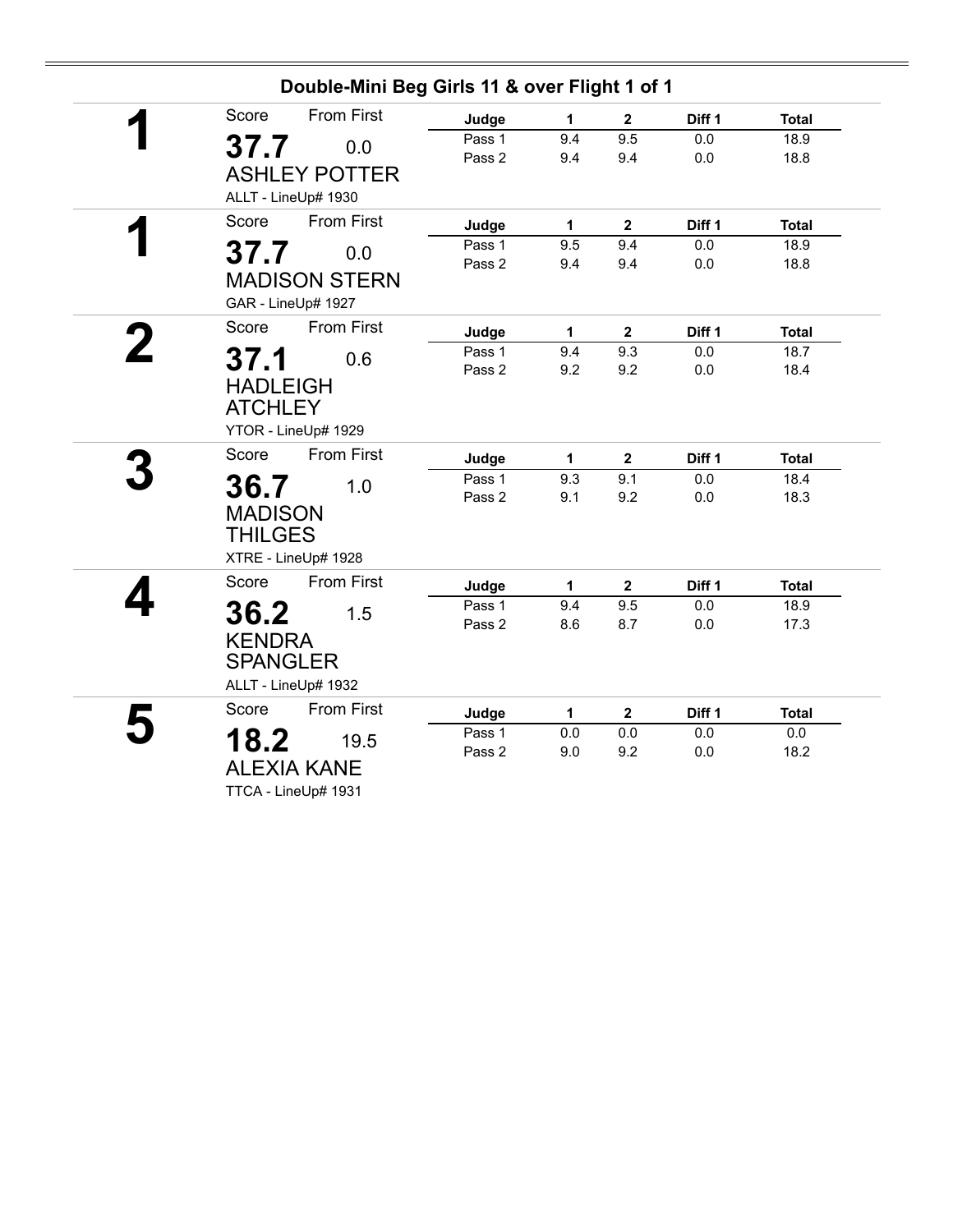## Double-Mini Beg Girls 11 & over Flight 1 of 1

**1**

Score: **37.7** — From First: 0.0

ASHLEY POTTER

ALLT - LineUp# 1930

| Judge | 1 | 2 | Diff 1 | Total |
|---|---|---|---|---|
| Pass 1 | 9.4 | 9.5 | 0.0 | 18.9 |
| Pass 2 | 9.4 | 9.4 | 0.0 | 18.8 |

**1**

Score: **37.7** — From First: 0.0

MADISON STERN

GAR - LineUp# 1927

| Judge | 1 | 2 | Diff 1 | Total |
|---|---|---|---|---|
| Pass 1 | 9.5 | 9.4 | 0.0 | 18.9 |
| Pass 2 | 9.4 | 9.4 | 0.0 | 18.8 |

**2**

Score: **37.1** — From First: 0.6

HADLEIGH ATCHLEY

YTOR - LineUp# 1929

| Judge | 1 | 2 | Diff 1 | Total |
|---|---|---|---|---|
| Pass 1 | 9.4 | 9.3 | 0.0 | 18.7 |
| Pass 2 | 9.2 | 9.2 | 0.0 | 18.4 |

**3**

Score: **36.7** — From First: 1.0

MADISON THILGES

XTRE - LineUp# 1928

| Judge | 1 | 2 | Diff 1 | Total |
|---|---|---|---|---|
| Pass 1 | 9.3 | 9.1 | 0.0 | 18.4 |
| Pass 2 | 9.1 | 9.2 | 0.0 | 18.3 |

**4**

Score: **36.2** — From First: 1.5

KENDRA SPANGLER

ALLT - LineUp# 1932

| Judge | 1 | 2 | Diff 1 | Total |
|---|---|---|---|---|
| Pass 1 | 9.4 | 9.5 | 0.0 | 18.9 |
| Pass 2 | 8.6 | 8.7 | 0.0 | 17.3 |

**5**

Score: **18.2** — From First: 19.5

ALEXIA KANE

TTCA - LineUp# 1931

| Judge | 1 | 2 | Diff 1 | Total |
|---|---|---|---|---|
| Pass 1 | 0.0 | 0.0 | 0.0 | 0.0 |
| Pass 2 | 9.0 | 9.2 | 0.0 | 18.2 |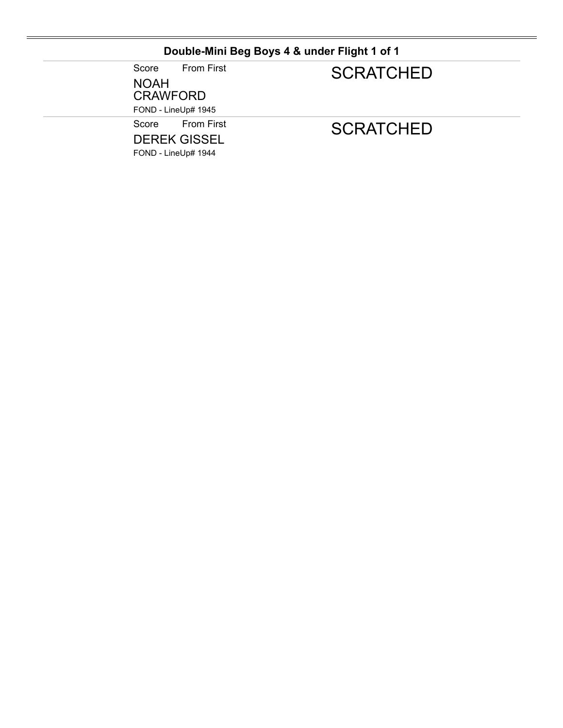## Double-Mini Beg Boys 4 & under Flight 1 of 1

Score From First

NOAH CRAWFORD

FOND - LineUp# 1945

SCRATCHED

Score From First

DEREK GISSEL

FOND - LineUp# 1944

SCRATCHED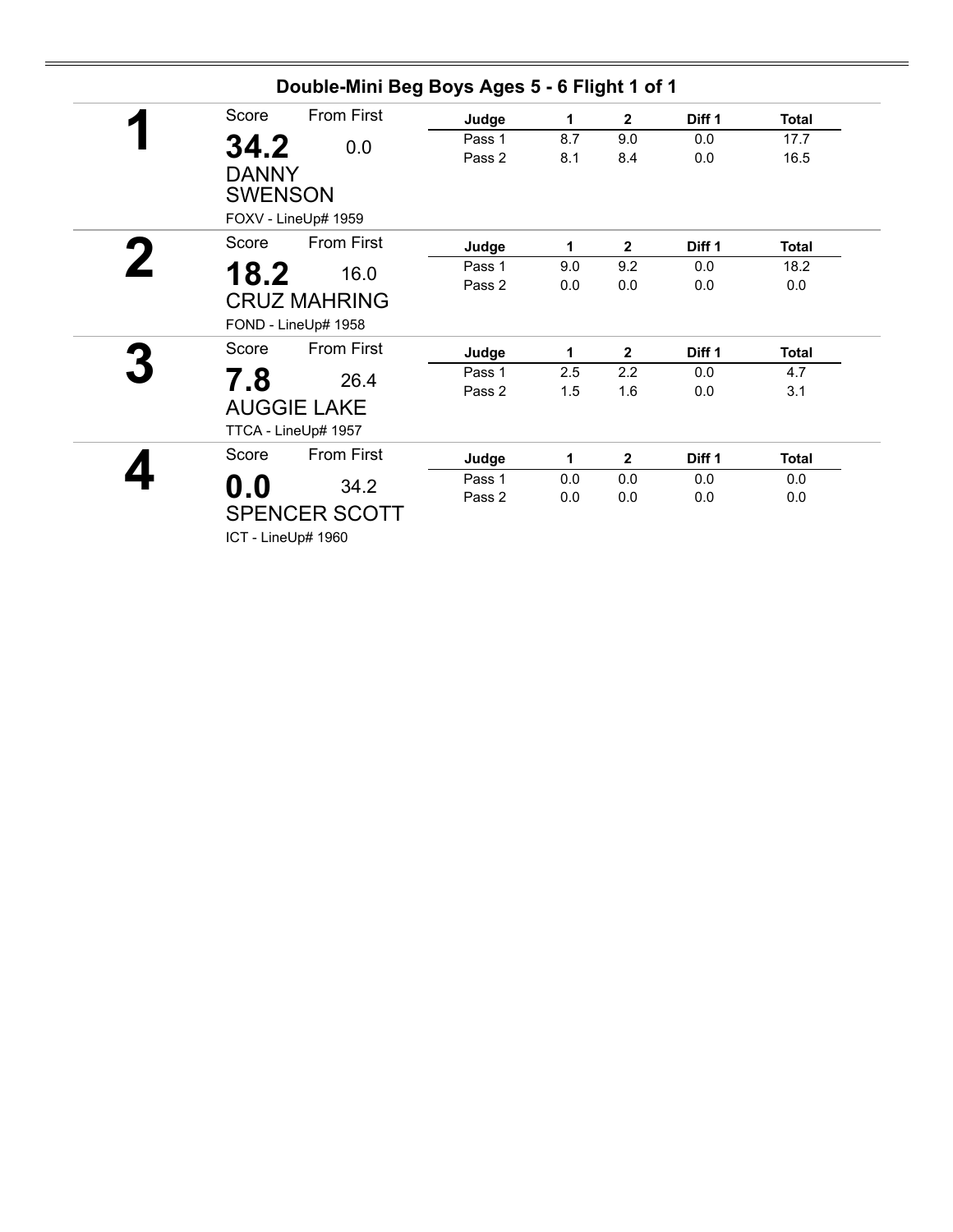## Double-Mini Beg Boys Ages 5 - 6 Flight 1 of 1

**1**

| Score | From First |
|---|---|
| **34.2** | 0.0 |

DANNY SWENSON
FOXV - LineUp# 1959

| Judge | 1 | 2 | Diff 1 | Total |
|---|---|---|---|---|
| Pass 1 | 8.7 | 9.0 | 0.0 | 17.7 |
| Pass 2 | 8.1 | 8.4 | 0.0 | 16.5 |

**2**

| Score | From First |
|---|---|
| **18.2** | 16.0 |

CRUZ MAHRING
FOND - LineUp# 1958

| Judge | 1 | 2 | Diff 1 | Total |
|---|---|---|---|---|
| Pass 1 | 9.0 | 9.2 | 0.0 | 18.2 |
| Pass 2 | 0.0 | 0.0 | 0.0 | 0.0 |

**3**

| Score | From First |
|---|---|
| **7.8** | 26.4 |

AUGGIE LAKE
TTCA - LineUp# 1957

| Judge | 1 | 2 | Diff 1 | Total |
|---|---|---|---|---|
| Pass 1 | 2.5 | 2.2 | 0.0 | 4.7 |
| Pass 2 | 1.5 | 1.6 | 0.0 | 3.1 |

**4**

| Score | From First |
|---|---|
| **0.0** | 34.2 |

SPENCER SCOTT
ICT - LineUp# 1960

| Judge | 1 | 2 | Diff 1 | Total |
|---|---|---|---|---|
| Pass 1 | 0.0 | 0.0 | 0.0 | 0.0 |
| Pass 2 | 0.0 | 0.0 | 0.0 | 0.0 |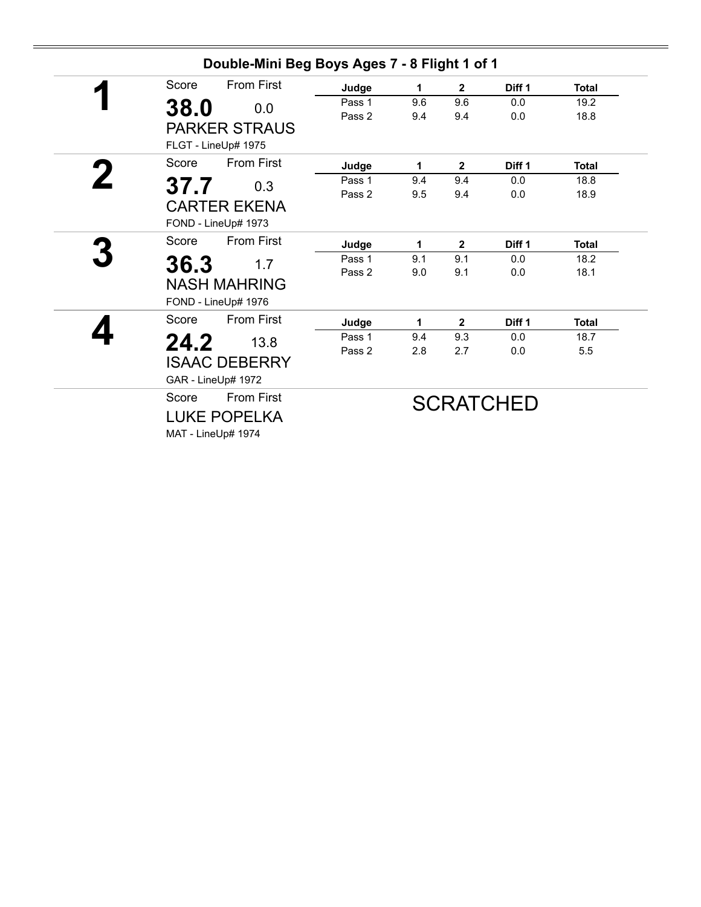## Double-Mini Beg Boys Ages 7 - 8 Flight 1 of 1

**1**

Score: **38.0** From First: 0.0

PARKER STRAUS

FLGT - LineUp# 1975

| Judge | 1 | 2 | Diff 1 | Total |
|---|---|---|---|---|
| Pass 1 | 9.6 | 9.6 | 0.0 | 19.2 |
| Pass 2 | 9.4 | 9.4 | 0.0 | 18.8 |

**2**

Score: **37.7** From First: 0.3

CARTER EKENA

FOND - LineUp# 1973

| Judge | 1 | 2 | Diff 1 | Total |
|---|---|---|---|---|
| Pass 1 | 9.4 | 9.4 | 0.0 | 18.8 |
| Pass 2 | 9.5 | 9.4 | 0.0 | 18.9 |

**3**

Score: **36.3** From First: 1.7

NASH MAHRING

FOND - LineUp# 1976

| Judge | 1 | 2 | Diff 1 | Total |
|---|---|---|---|---|
| Pass 1 | 9.1 | 9.1 | 0.0 | 18.2 |
| Pass 2 | 9.0 | 9.1 | 0.0 | 18.1 |

**4**

Score: **24.2** From First: 13.8

ISAAC DEBERRY

GAR - LineUp# 1972

| Judge | 1 | 2 | Diff 1 | Total |
|---|---|---|---|---|
| Pass 1 | 9.4 | 9.3 | 0.0 | 18.7 |
| Pass 2 | 2.8 | 2.7 | 0.0 | 5.5 |

Score From First

LUKE POPELKA

MAT - LineUp# 1974

SCRATCHED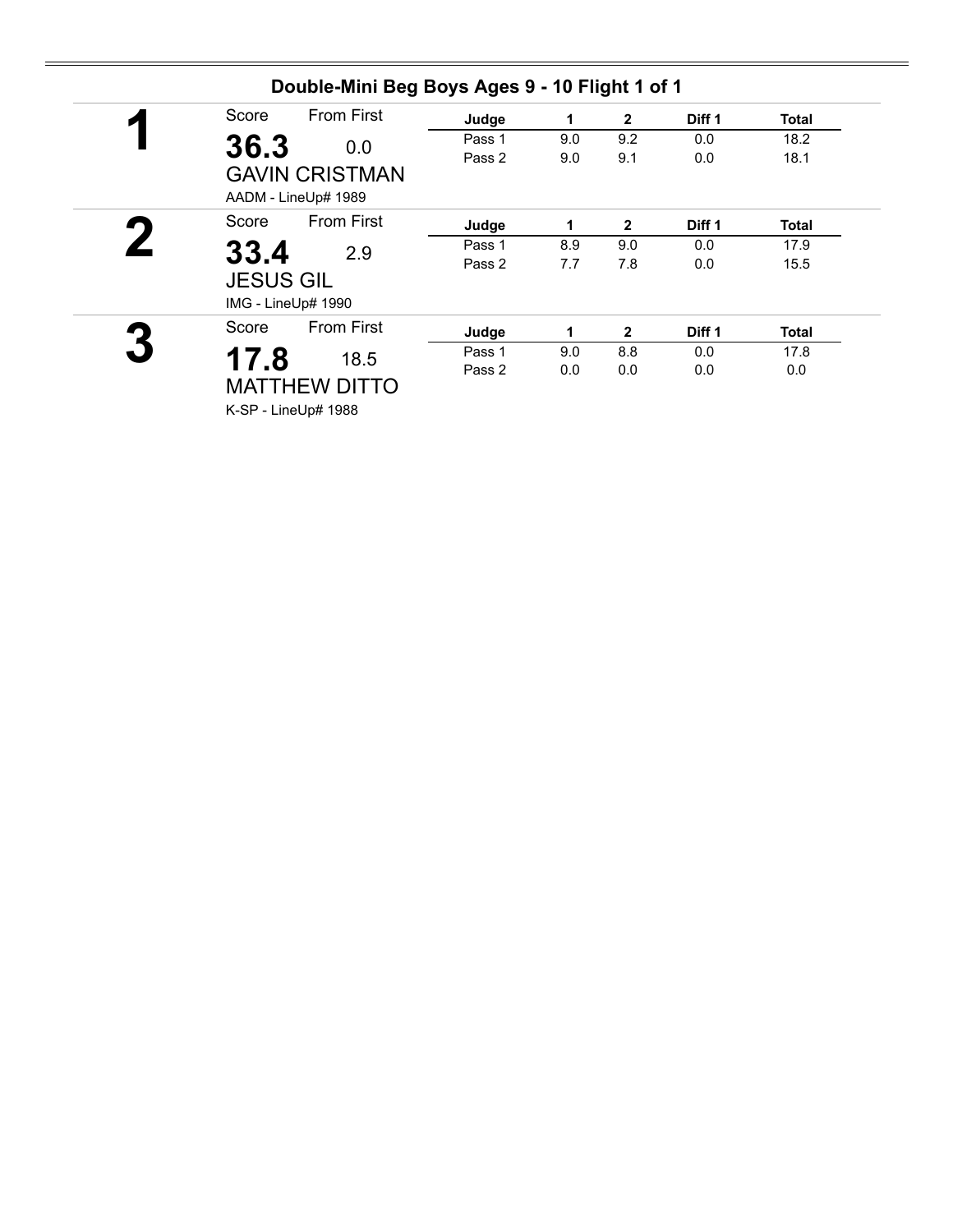## Double-Mini Beg Boys Ages 9 - 10 Flight 1 of 1

**1**

Score: **36.3** From First: 0.0

GAVIN CRISTMAN

AADM - LineUp# 1989

| Judge | 1 | 2 | Diff 1 | Total |
|---|---|---|---|---|
| Pass 1 | 9.0 | 9.2 | 0.0 | 18.2 |
| Pass 2 | 9.0 | 9.1 | 0.0 | 18.1 |

**2**

Score: **33.4** From First: 2.9

JESUS GIL

IMG - LineUp# 1990

| Judge | 1 | 2 | Diff 1 | Total |
|---|---|---|---|---|
| Pass 1 | 8.9 | 9.0 | 0.0 | 17.9 |
| Pass 2 | 7.7 | 7.8 | 0.0 | 15.5 |

**3**

Score: **17.8** From First: 18.5

MATTHEW DITTO

K-SP - LineUp# 1988

| Judge | 1 | 2 | Diff 1 | Total |
|---|---|---|---|---|
| Pass 1 | 9.0 | 8.8 | 0.0 | 17.8 |
| Pass 2 | 0.0 | 0.0 | 0.0 | 0.0 |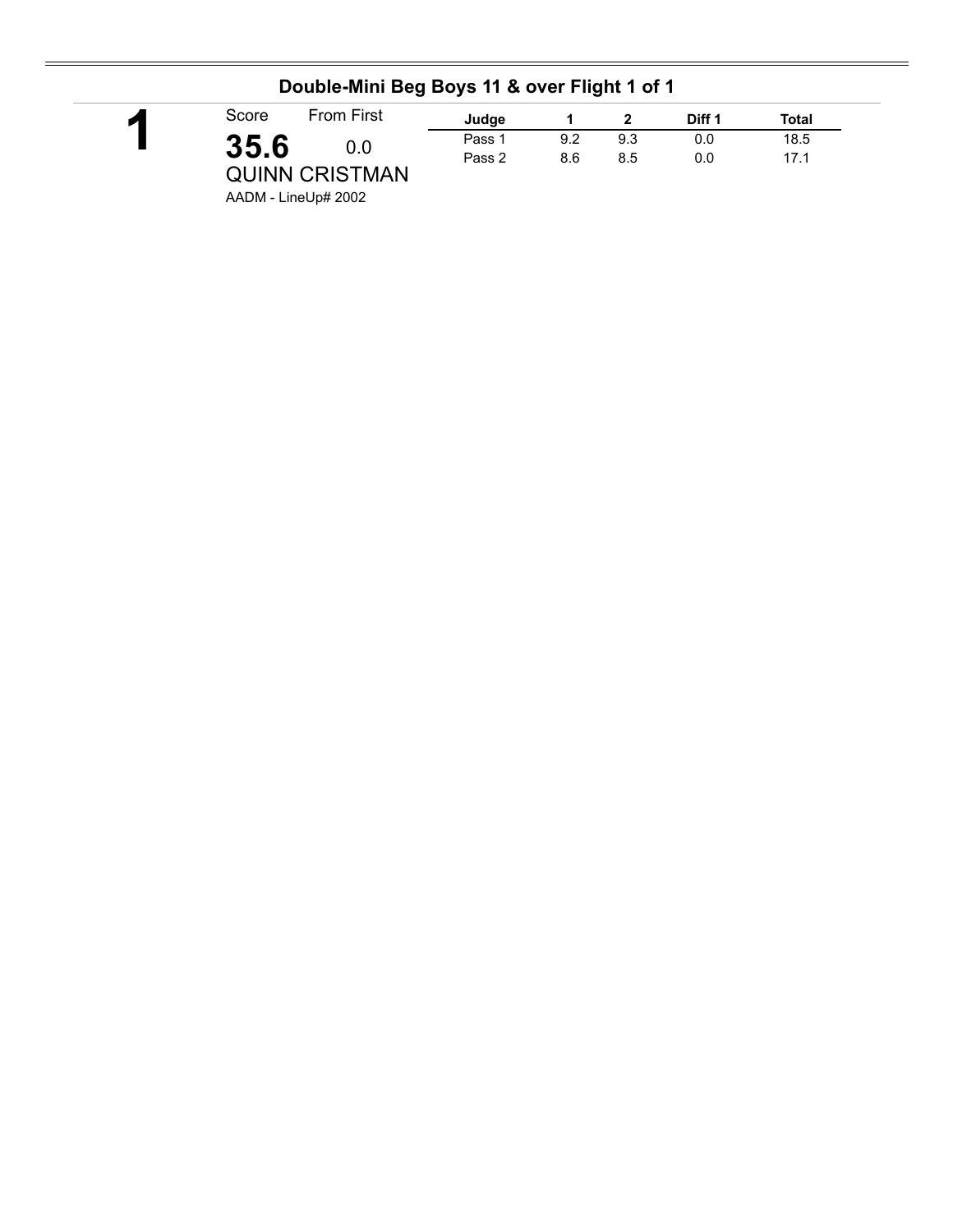## Double-Mini Beg Boys 11 & over Flight 1 of 1

**1**

Score: **35.6**
From First: 0.0

QUINN CRISTMAN

AADM - LineUp# 2002

| Judge | 1 | 2 | Diff 1 | Total |
|---|---|---|---|---|
| Pass 1 | 9.2 | 9.3 | 0.0 | 18.5 |
| Pass 2 | 8.6 | 8.5 | 0.0 | 17.1 |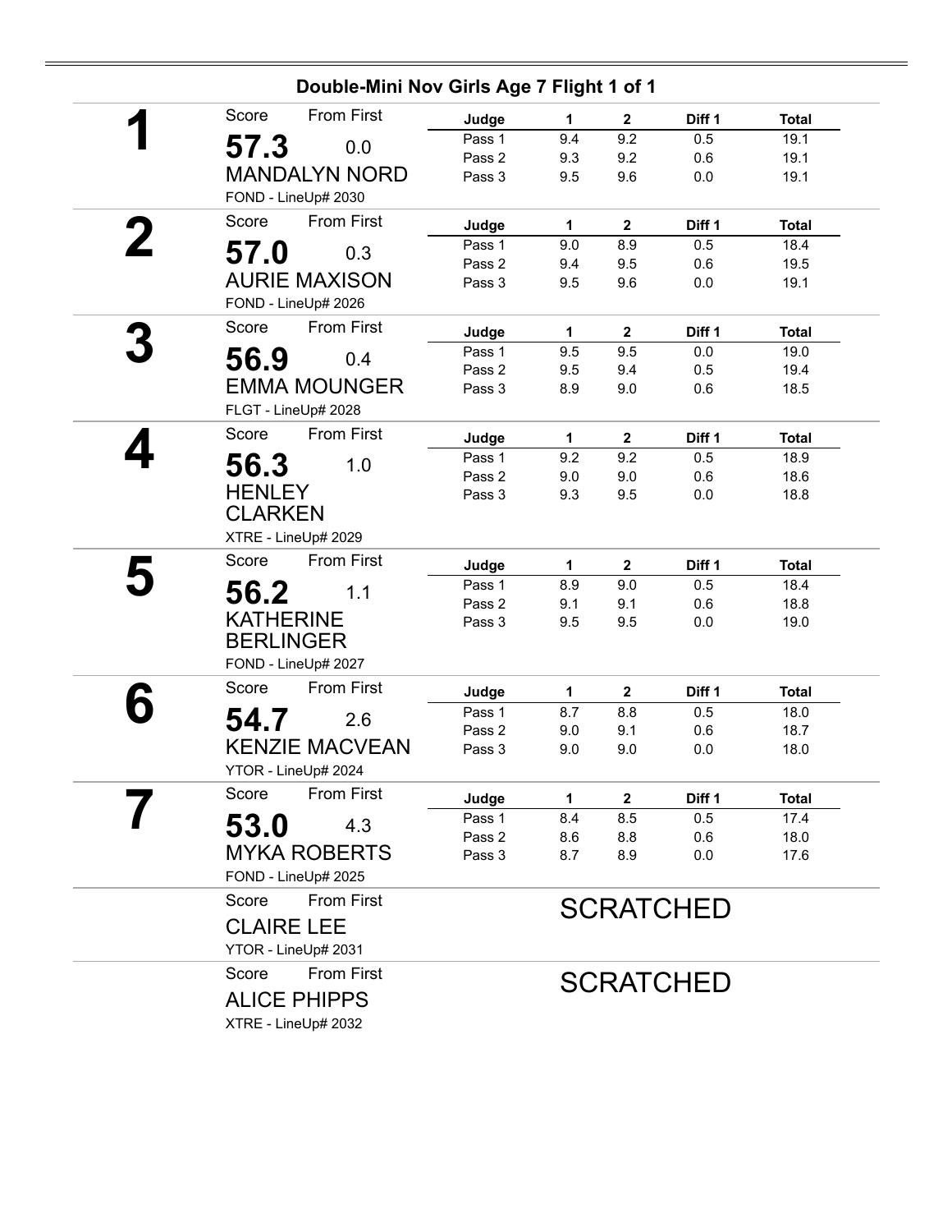## Double-Mini Nov Girls Age 7 Flight 1 of 1

**1**

Score: **57.3** From First: 0.0

MANDALYN NORD

FOND - LineUp# 2030

| Judge | 1 | 2 | Diff 1 | Total |
|---|---|---|---|---|
| Pass 1 | 9.4 | 9.2 | 0.5 | 19.1 |
| Pass 2 | 9.3 | 9.2 | 0.6 | 19.1 |
| Pass 3 | 9.5 | 9.6 | 0.0 | 19.1 |

**2**

Score: **57.0** From First: 0.3

AURIE MAXISON

FOND - LineUp# 2026

| Judge | 1 | 2 | Diff 1 | Total |
|---|---|---|---|---|
| Pass 1 | 9.0 | 8.9 | 0.5 | 18.4 |
| Pass 2 | 9.4 | 9.5 | 0.6 | 19.5 |
| Pass 3 | 9.5 | 9.6 | 0.0 | 19.1 |

**3**

Score: **56.9** From First: 0.4

EMMA MOUNGER

FLGT - LineUp# 2028

| Judge | 1 | 2 | Diff 1 | Total |
|---|---|---|---|---|
| Pass 1 | 9.5 | 9.5 | 0.0 | 19.0 |
| Pass 2 | 9.5 | 9.4 | 0.5 | 19.4 |
| Pass 3 | 8.9 | 9.0 | 0.6 | 18.5 |

**4**

Score: **56.3** From First: 1.0

HENLEY CLARKEN

XTRE - LineUp# 2029

| Judge | 1 | 2 | Diff 1 | Total |
|---|---|---|---|---|
| Pass 1 | 9.2 | 9.2 | 0.5 | 18.9 |
| Pass 2 | 9.0 | 9.0 | 0.6 | 18.6 |
| Pass 3 | 9.3 | 9.5 | 0.0 | 18.8 |

**5**

Score: **56.2** From First: 1.1

KATHERINE BERLINGER

FOND - LineUp# 2027

| Judge | 1 | 2 | Diff 1 | Total |
|---|---|---|---|---|
| Pass 1 | 8.9 | 9.0 | 0.5 | 18.4 |
| Pass 2 | 9.1 | 9.1 | 0.6 | 18.8 |
| Pass 3 | 9.5 | 9.5 | 0.0 | 19.0 |

**6**

Score: **54.7** From First: 2.6

KENZIE MACVEAN

YTOR - LineUp# 2024

| Judge | 1 | 2 | Diff 1 | Total |
|---|---|---|---|---|
| Pass 1 | 8.7 | 8.8 | 0.5 | 18.0 |
| Pass 2 | 9.0 | 9.1 | 0.6 | 18.7 |
| Pass 3 | 9.0 | 9.0 | 0.0 | 18.0 |

**7**

Score: **53.0** From First: 4.3

MYKA ROBERTS

FOND - LineUp# 2025

| Judge | 1 | 2 | Diff 1 | Total |
|---|---|---|---|---|
| Pass 1 | 8.4 | 8.5 | 0.5 | 17.4 |
| Pass 2 | 8.6 | 8.8 | 0.6 | 18.0 |
| Pass 3 | 8.7 | 8.9 | 0.0 | 17.6 |

Score From First

CLAIRE LEE

YTOR - LineUp# 2031

SCRATCHED

Score From First

ALICE PHIPPS

XTRE - LineUp# 2032

SCRATCHED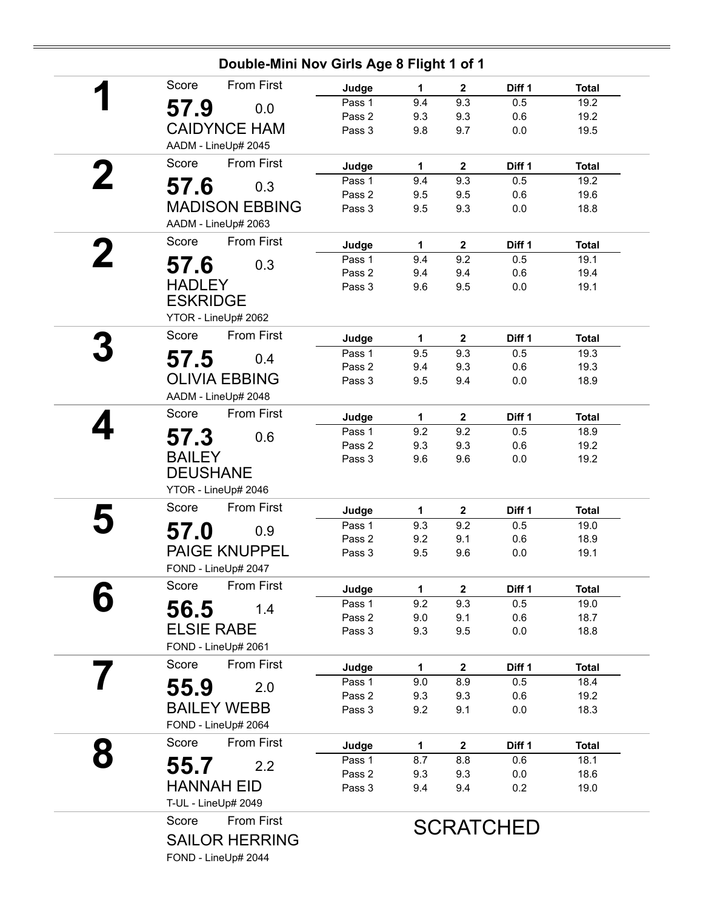## Double-Mini Nov Girls Age 8 Flight 1 of 1

**1**

Score: **57.9** From First: 0.0

CAIDYNCE HAM

AADM - LineUp# 2045

| Judge | 1 | 2 | Diff 1 | Total |
|---|---|---|---|---|
| Pass 1 | 9.4 | 9.3 | 0.5 | 19.2 |
| Pass 2 | 9.3 | 9.3 | 0.6 | 19.2 |
| Pass 3 | 9.8 | 9.7 | 0.0 | 19.5 |

**2**

Score: **57.6** From First: 0.3

MADISON EBBING

AADM - LineUp# 2063

| Judge | 1 | 2 | Diff 1 | Total |
|---|---|---|---|---|
| Pass 1 | 9.4 | 9.3 | 0.5 | 19.2 |
| Pass 2 | 9.5 | 9.5 | 0.6 | 19.6 |
| Pass 3 | 9.5 | 9.3 | 0.0 | 18.8 |

**2**

Score: **57.6** From First: 0.3

HADLEY ESKRIDGE

YTOR - LineUp# 2062

| Judge | 1 | 2 | Diff 1 | Total |
|---|---|---|---|---|
| Pass 1 | 9.4 | 9.2 | 0.5 | 19.1 |
| Pass 2 | 9.4 | 9.4 | 0.6 | 19.4 |
| Pass 3 | 9.6 | 9.5 | 0.0 | 19.1 |

**3**

Score: **57.5** From First: 0.4

OLIVIA EBBING

AADM - LineUp# 2048

| Judge | 1 | 2 | Diff 1 | Total |
|---|---|---|---|---|
| Pass 1 | 9.5 | 9.3 | 0.5 | 19.3 |
| Pass 2 | 9.4 | 9.3 | 0.6 | 19.3 |
| Pass 3 | 9.5 | 9.4 | 0.0 | 18.9 |

**4**

Score: **57.3** From First: 0.6

BAILEY DEUSHANE

YTOR - LineUp# 2046

| Judge | 1 | 2 | Diff 1 | Total |
|---|---|---|---|---|
| Pass 1 | 9.2 | 9.2 | 0.5 | 18.9 |
| Pass 2 | 9.3 | 9.3 | 0.6 | 19.2 |
| Pass 3 | 9.6 | 9.6 | 0.0 | 19.2 |

**5**

Score: **57.0** From First: 0.9

PAIGE KNUPPEL

FOND - LineUp# 2047

| Judge | 1 | 2 | Diff 1 | Total |
|---|---|---|---|---|
| Pass 1 | 9.3 | 9.2 | 0.5 | 19.0 |
| Pass 2 | 9.2 | 9.1 | 0.6 | 18.9 |
| Pass 3 | 9.5 | 9.6 | 0.0 | 19.1 |

**6**

Score: **56.5** From First: 1.4

ELSIE RABE

FOND - LineUp# 2061

| Judge | 1 | 2 | Diff 1 | Total |
|---|---|---|---|---|
| Pass 1 | 9.2 | 9.3 | 0.5 | 19.0 |
| Pass 2 | 9.0 | 9.1 | 0.6 | 18.7 |
| Pass 3 | 9.3 | 9.5 | 0.0 | 18.8 |

**7**

Score: **55.9** From First: 2.0

BAILEY WEBB

FOND - LineUp# 2064

| Judge | 1 | 2 | Diff 1 | Total |
|---|---|---|---|---|
| Pass 1 | 9.0 | 8.9 | 0.5 | 18.4 |
| Pass 2 | 9.3 | 9.3 | 0.6 | 19.2 |
| Pass 3 | 9.2 | 9.1 | 0.0 | 18.3 |

**8**

Score: **55.7** From First: 2.2

HANNAH EID

T-UL - LineUp# 2049

| Judge | 1 | 2 | Diff 1 | Total |
|---|---|---|---|---|
| Pass 1 | 8.7 | 8.8 | 0.6 | 18.1 |
| Pass 2 | 9.3 | 9.3 | 0.0 | 18.6 |
| Pass 3 | 9.4 | 9.4 | 0.2 | 19.0 |

Score From First

SAILOR HERRING

FOND - LineUp# 2044

SCRATCHED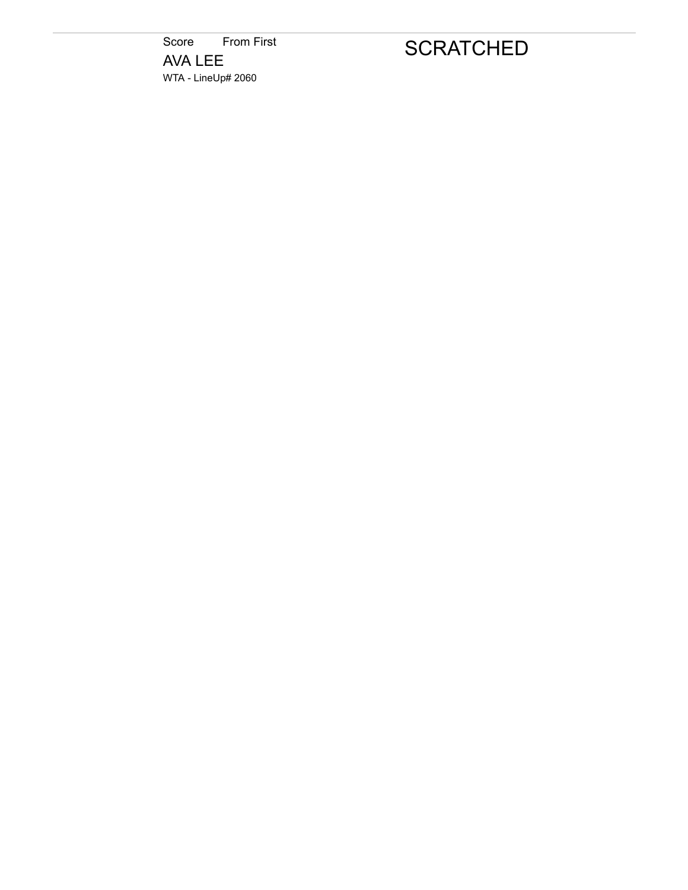Score From First

AVA LEE

WTA - LineUp# 2060

SCRATCHED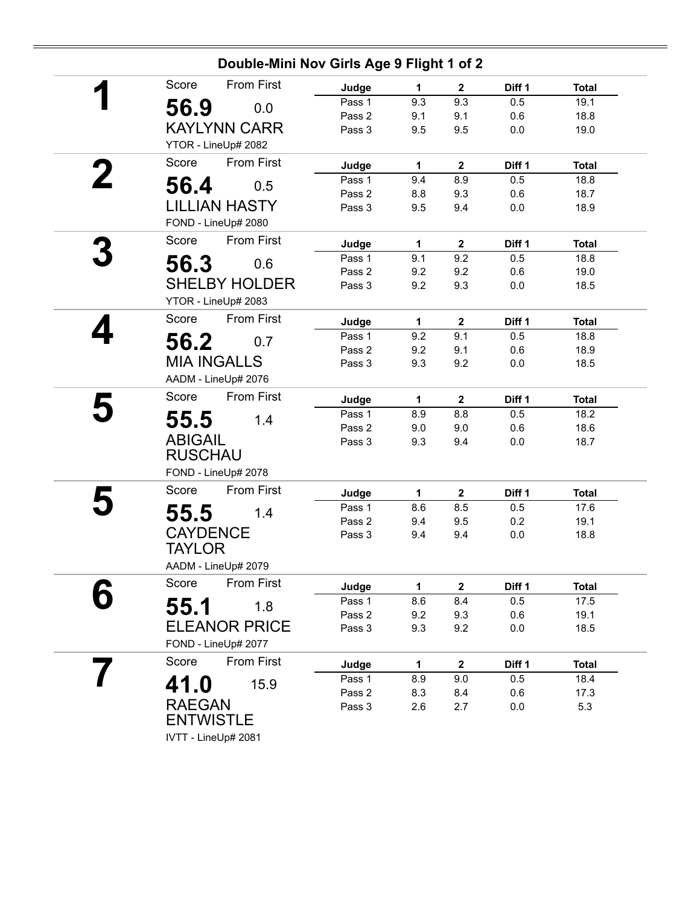## Double-Mini Nov Girls Age 9 Flight 1 of 2

**1**

Score: **56.9** From First: 0.0

KAYLYNN CARR

YTOR - LineUp# 2082

| Judge | 1 | 2 | Diff 1 | Total |
|---|---|---|---|---|
| Pass 1 | 9.3 | 9.3 | 0.5 | 19.1 |
| Pass 2 | 9.1 | 9.1 | 0.6 | 18.8 |
| Pass 3 | 9.5 | 9.5 | 0.0 | 19.0 |

**2**

Score: **56.4** From First: 0.5

LILLIAN HASTY

FOND - LineUp# 2080

| Judge | 1 | 2 | Diff 1 | Total |
|---|---|---|---|---|
| Pass 1 | 9.4 | 8.9 | 0.5 | 18.8 |
| Pass 2 | 8.8 | 9.3 | 0.6 | 18.7 |
| Pass 3 | 9.5 | 9.4 | 0.0 | 18.9 |

**3**

Score: **56.3** From First: 0.6

SHELBY HOLDER

YTOR - LineUp# 2083

| Judge | 1 | 2 | Diff 1 | Total |
|---|---|---|---|---|
| Pass 1 | 9.1 | 9.2 | 0.5 | 18.8 |
| Pass 2 | 9.2 | 9.2 | 0.6 | 19.0 |
| Pass 3 | 9.2 | 9.3 | 0.0 | 18.5 |

**4**

Score: **56.2** From First: 0.7

MIA INGALLS

AADM - LineUp# 2076

| Judge | 1 | 2 | Diff 1 | Total |
|---|---|---|---|---|
| Pass 1 | 9.2 | 9.1 | 0.5 | 18.8 |
| Pass 2 | 9.2 | 9.1 | 0.6 | 18.9 |
| Pass 3 | 9.3 | 9.2 | 0.0 | 18.5 |

**5**

Score: **55.5** From First: 1.4

ABIGAIL RUSCHAU

FOND - LineUp# 2078

| Judge | 1 | 2 | Diff 1 | Total |
|---|---|---|---|---|
| Pass 1 | 8.9 | 8.8 | 0.5 | 18.2 |
| Pass 2 | 9.0 | 9.0 | 0.6 | 18.6 |
| Pass 3 | 9.3 | 9.4 | 0.0 | 18.7 |

**5**

Score: **55.5** From First: 1.4

CAYDENCE TAYLOR

AADM - LineUp# 2079

| Judge | 1 | 2 | Diff 1 | Total |
|---|---|---|---|---|
| Pass 1 | 8.6 | 8.5 | 0.5 | 17.6 |
| Pass 2 | 9.4 | 9.5 | 0.2 | 19.1 |
| Pass 3 | 9.4 | 9.4 | 0.0 | 18.8 |

**6**

Score: **55.1** From First: 1.8

ELEANOR PRICE

FOND - LineUp# 2077

| Judge | 1 | 2 | Diff 1 | Total |
|---|---|---|---|---|
| Pass 1 | 8.6 | 8.4 | 0.5 | 17.5 |
| Pass 2 | 9.2 | 9.3 | 0.6 | 19.1 |
| Pass 3 | 9.3 | 9.2 | 0.0 | 18.5 |

**7**

Score: **41.0** From First: 15.9

RAEGAN ENTWISTLE

IVTT - LineUp# 2081

| Judge | 1 | 2 | Diff 1 | Total |
|---|---|---|---|---|
| Pass 1 | 8.9 | 9.0 | 0.5 | 18.4 |
| Pass 2 | 8.3 | 8.4 | 0.6 | 17.3 |
| Pass 3 | 2.6 | 2.7 | 0.0 | 5.3 |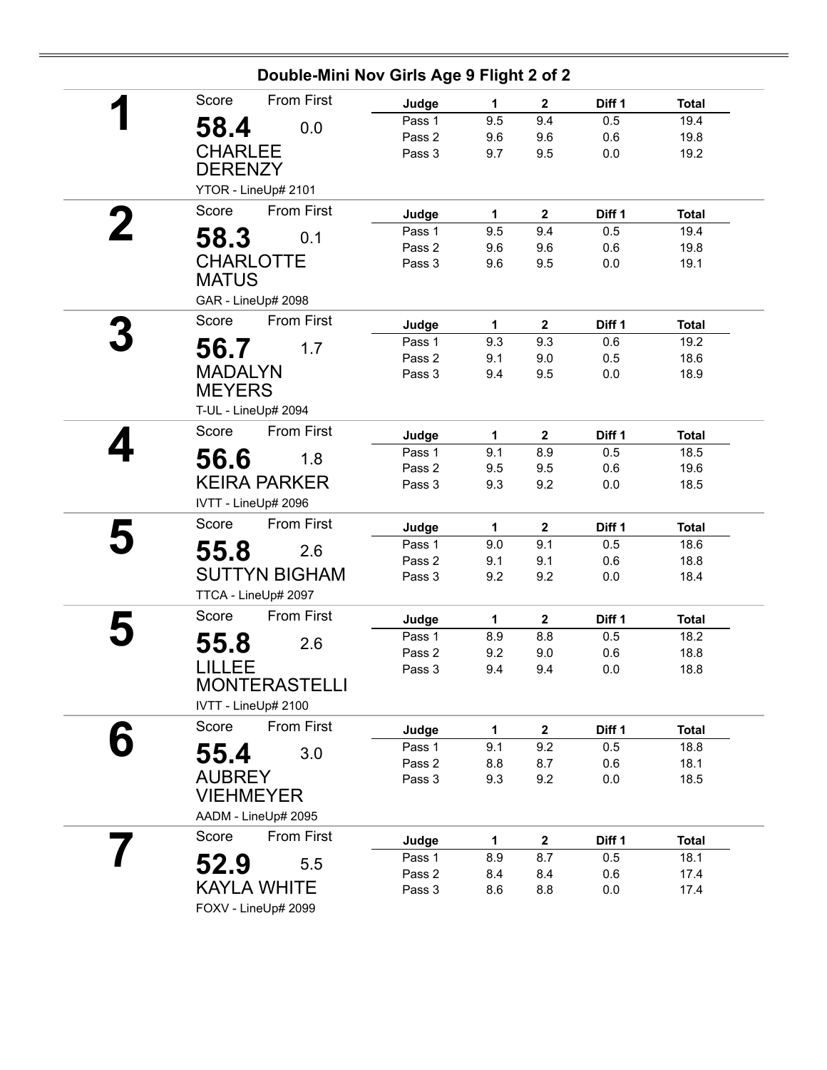## Double-Mini Nov Girls Age 9 Flight 2 of 2

**1**

Score: **58.4** From First: 0.0

CHARLEE DERENZY

YTOR - LineUp# 2101

| Judge | 1 | 2 | Diff 1 | Total |
|---|---|---|---|---|
| Pass 1 | 9.5 | 9.4 | 0.5 | 19.4 |
| Pass 2 | 9.6 | 9.6 | 0.6 | 19.8 |
| Pass 3 | 9.7 | 9.5 | 0.0 | 19.2 |

**2**

Score: **58.3** From First: 0.1

CHARLOTTE MATUS

GAR - LineUp# 2098

| Judge | 1 | 2 | Diff 1 | Total |
|---|---|---|---|---|
| Pass 1 | 9.5 | 9.4 | 0.5 | 19.4 |
| Pass 2 | 9.6 | 9.6 | 0.6 | 19.8 |
| Pass 3 | 9.6 | 9.5 | 0.0 | 19.1 |

**3**

Score: **56.7** From First: 1.7

MADALYN MEYERS

T-UL - LineUp# 2094

| Judge | 1 | 2 | Diff 1 | Total |
|---|---|---|---|---|
| Pass 1 | 9.3 | 9.3 | 0.6 | 19.2 |
| Pass 2 | 9.1 | 9.0 | 0.5 | 18.6 |
| Pass 3 | 9.4 | 9.5 | 0.0 | 18.9 |

**4**

Score: **56.6** From First: 1.8

KEIRA PARKER

IVTT - LineUp# 2096

| Judge | 1 | 2 | Diff 1 | Total |
|---|---|---|---|---|
| Pass 1 | 9.1 | 8.9 | 0.5 | 18.5 |
| Pass 2 | 9.5 | 9.5 | 0.6 | 19.6 |
| Pass 3 | 9.3 | 9.2 | 0.0 | 18.5 |

**5**

Score: **55.8** From First: 2.6

SUTTYN BIGHAM

TTCA - LineUp# 2097

| Judge | 1 | 2 | Diff 1 | Total |
|---|---|---|---|---|
| Pass 1 | 9.0 | 9.1 | 0.5 | 18.6 |
| Pass 2 | 9.1 | 9.1 | 0.6 | 18.8 |
| Pass 3 | 9.2 | 9.2 | 0.0 | 18.4 |

**5**

Score: **55.8** From First: 2.6

LILLEE MONTERASTELLI

IVTT - LineUp# 2100

| Judge | 1 | 2 | Diff 1 | Total |
|---|---|---|---|---|
| Pass 1 | 8.9 | 8.8 | 0.5 | 18.2 |
| Pass 2 | 9.2 | 9.0 | 0.6 | 18.8 |
| Pass 3 | 9.4 | 9.4 | 0.0 | 18.8 |

**6**

Score: **55.4** From First: 3.0

AUBREY VIEHMEYER

AADM - LineUp# 2095

| Judge | 1 | 2 | Diff 1 | Total |
|---|---|---|---|---|
| Pass 1 | 9.1 | 9.2 | 0.5 | 18.8 |
| Pass 2 | 8.8 | 8.7 | 0.6 | 18.1 |
| Pass 3 | 9.3 | 9.2 | 0.0 | 18.5 |

**7**

Score: **52.9** From First: 5.5

KAYLA WHITE

FOXV - LineUp# 2099

| Judge | 1 | 2 | Diff 1 | Total |
|---|---|---|---|---|
| Pass 1 | 8.9 | 8.7 | 0.5 | 18.1 |
| Pass 2 | 8.4 | 8.4 | 0.6 | 17.4 |
| Pass 3 | 8.6 | 8.8 | 0.0 | 17.4 |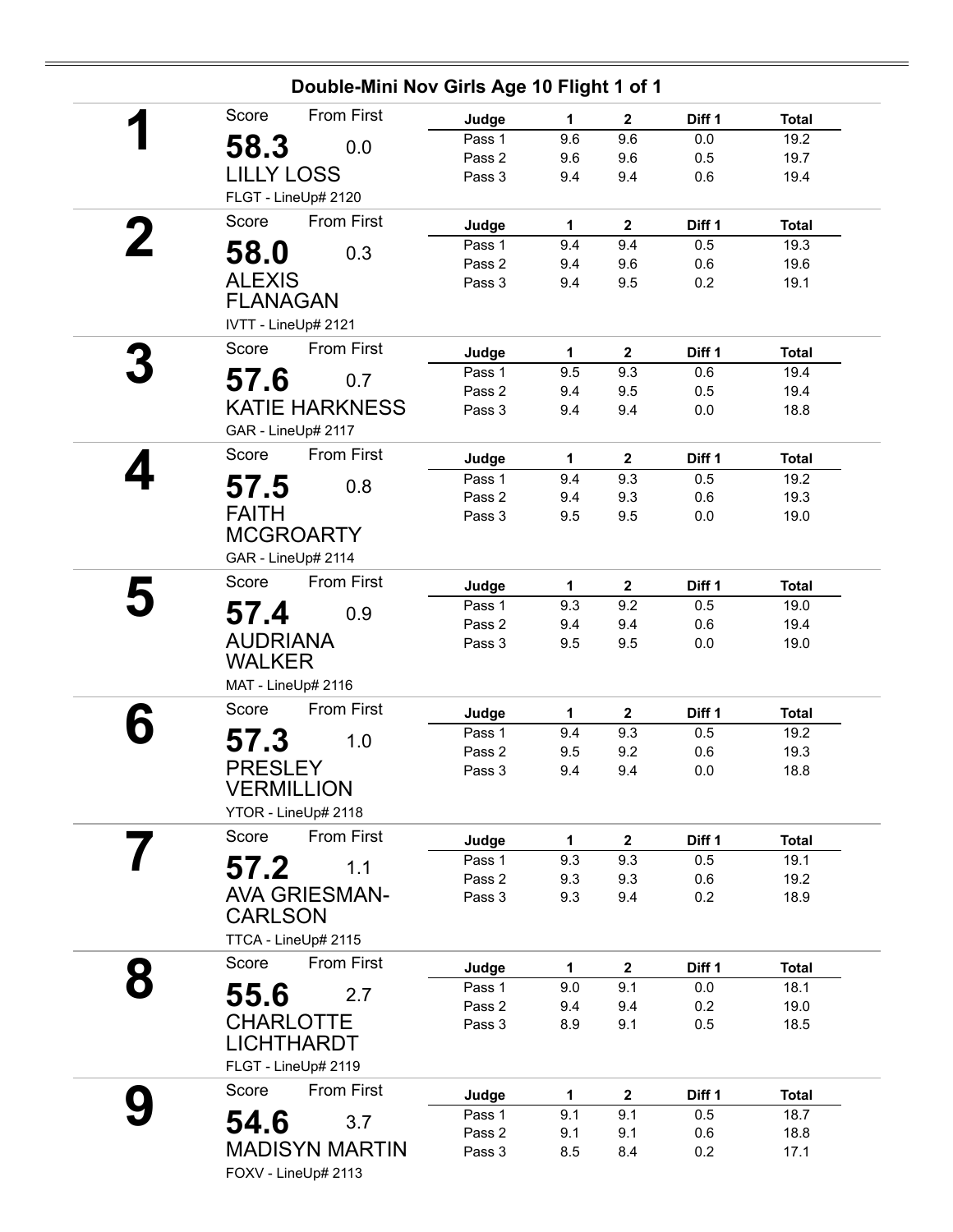## Double-Mini Nov Girls Age 10 Flight 1 of 1

**1**

Score: **58.3** — From First: 0.0

LILLY LOSS

FLGT - LineUp# 2120

| Judge | 1 | 2 | Diff 1 | Total |
|---|---|---|---|---|
| Pass 1 | 9.6 | 9.6 | 0.0 | 19.2 |
| Pass 2 | 9.6 | 9.6 | 0.5 | 19.7 |
| Pass 3 | 9.4 | 9.4 | 0.6 | 19.4 |

**2**

Score: **58.0** — From First: 0.3

ALEXIS FLANAGAN

IVTT - LineUp# 2121

| Judge | 1 | 2 | Diff 1 | Total |
|---|---|---|---|---|
| Pass 1 | 9.4 | 9.4 | 0.5 | 19.3 |
| Pass 2 | 9.4 | 9.6 | 0.6 | 19.6 |
| Pass 3 | 9.4 | 9.5 | 0.2 | 19.1 |

**3**

Score: **57.6** — From First: 0.7

KATIE HARKNESS

GAR - LineUp# 2117

| Judge | 1 | 2 | Diff 1 | Total |
|---|---|---|---|---|
| Pass 1 | 9.5 | 9.3 | 0.6 | 19.4 |
| Pass 2 | 9.4 | 9.5 | 0.5 | 19.4 |
| Pass 3 | 9.4 | 9.4 | 0.0 | 18.8 |

**4**

Score: **57.5** — From First: 0.8

FAITH MCGROARTY

GAR - LineUp# 2114

| Judge | 1 | 2 | Diff 1 | Total |
|---|---|---|---|---|
| Pass 1 | 9.4 | 9.3 | 0.5 | 19.2 |
| Pass 2 | 9.4 | 9.3 | 0.6 | 19.3 |
| Pass 3 | 9.5 | 9.5 | 0.0 | 19.0 |

**5**

Score: **57.4** — From First: 0.9

AUDRIANA WALKER

MAT - LineUp# 2116

| Judge | 1 | 2 | Diff 1 | Total |
|---|---|---|---|---|
| Pass 1 | 9.3 | 9.2 | 0.5 | 19.0 |
| Pass 2 | 9.4 | 9.4 | 0.6 | 19.4 |
| Pass 3 | 9.5 | 9.5 | 0.0 | 19.0 |

**6**

Score: **57.3** — From First: 1.0

PRESLEY VERMILLION

YTOR - LineUp# 2118

| Judge | 1 | 2 | Diff 1 | Total |
|---|---|---|---|---|
| Pass 1 | 9.4 | 9.3 | 0.5 | 19.2 |
| Pass 2 | 9.5 | 9.2 | 0.6 | 19.3 |
| Pass 3 | 9.4 | 9.4 | 0.0 | 18.8 |

**7**

Score: **57.2** — From First: 1.1

AVA GRIESMAN-CARLSON

TTCA - LineUp# 2115

| Judge | 1 | 2 | Diff 1 | Total |
|---|---|---|---|---|
| Pass 1 | 9.3 | 9.3 | 0.5 | 19.1 |
| Pass 2 | 9.3 | 9.3 | 0.6 | 19.2 |
| Pass 3 | 9.3 | 9.4 | 0.2 | 18.9 |

**8**

Score: **55.6** — From First: 2.7

CHARLOTTE LICHTHARDT

FLGT - LineUp# 2119

| Judge | 1 | 2 | Diff 1 | Total |
|---|---|---|---|---|
| Pass 1 | 9.0 | 9.1 | 0.0 | 18.1 |
| Pass 2 | 9.4 | 9.4 | 0.2 | 19.0 |
| Pass 3 | 8.9 | 9.1 | 0.5 | 18.5 |

**9**

Score: **54.6** — From First: 3.7

MADISYN MARTIN

FOXV - LineUp# 2113

| Judge | 1 | 2 | Diff 1 | Total |
|---|---|---|---|---|
| Pass 1 | 9.1 | 9.1 | 0.5 | 18.7 |
| Pass 2 | 9.1 | 9.1 | 0.6 | 18.8 |
| Pass 3 | 8.5 | 8.4 | 0.2 | 17.1 |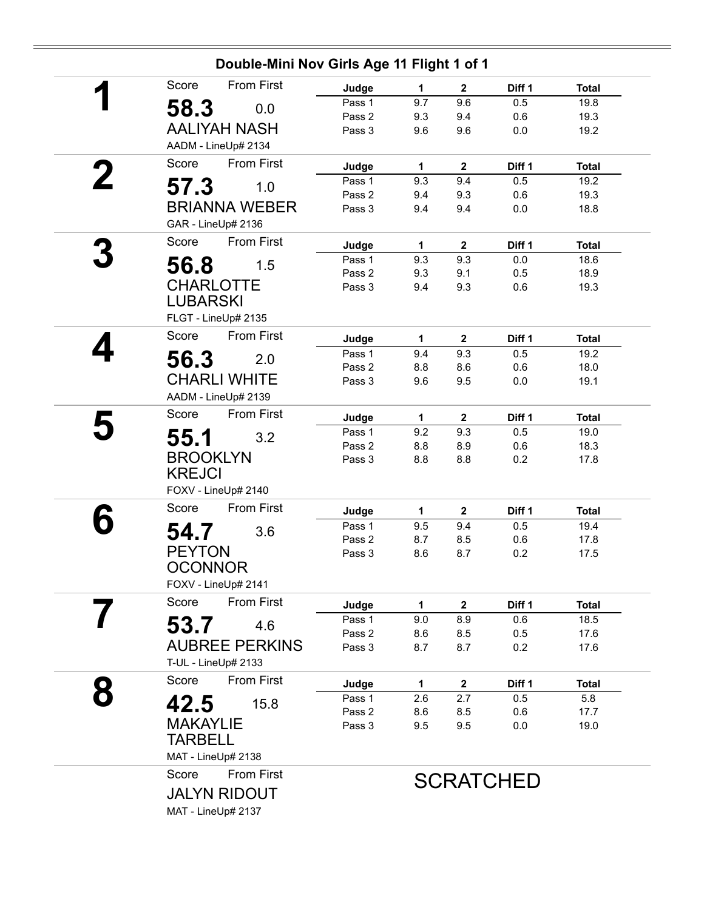## Double-Mini Nov Girls Age 11 Flight 1 of 1

**1**

Score: **58.3** — From First: 0.0

AALIYAH NASH

AADM - LineUp# 2134

| Judge | 1 | 2 | Diff 1 | Total |
|---|---|---|---|---|
| Pass 1 | 9.7 | 9.6 | 0.5 | 19.8 |
| Pass 2 | 9.3 | 9.4 | 0.6 | 19.3 |
| Pass 3 | 9.6 | 9.6 | 0.0 | 19.2 |

**2**

Score: **57.3** — From First: 1.0

BRIANNA WEBER

GAR - LineUp# 2136

| Judge | 1 | 2 | Diff 1 | Total |
|---|---|---|---|---|
| Pass 1 | 9.3 | 9.4 | 0.5 | 19.2 |
| Pass 2 | 9.4 | 9.3 | 0.6 | 19.3 |
| Pass 3 | 9.4 | 9.4 | 0.0 | 18.8 |

**3**

Score: **56.8** — From First: 1.5

CHARLOTTE LUBARSKI

FLGT - LineUp# 2135

| Judge | 1 | 2 | Diff 1 | Total |
|---|---|---|---|---|
| Pass 1 | 9.3 | 9.3 | 0.0 | 18.6 |
| Pass 2 | 9.3 | 9.1 | 0.5 | 18.9 |
| Pass 3 | 9.4 | 9.3 | 0.6 | 19.3 |

**4**

Score: **56.3** — From First: 2.0

CHARLI WHITE

AADM - LineUp# 2139

| Judge | 1 | 2 | Diff 1 | Total |
|---|---|---|---|---|
| Pass 1 | 9.4 | 9.3 | 0.5 | 19.2 |
| Pass 2 | 8.8 | 8.6 | 0.6 | 18.0 |
| Pass 3 | 9.6 | 9.5 | 0.0 | 19.1 |

**5**

Score: **55.1** — From First: 3.2

BROOKLYN KREJCI

FOXV - LineUp# 2140

| Judge | 1 | 2 | Diff 1 | Total |
|---|---|---|---|---|
| Pass 1 | 9.2 | 9.3 | 0.5 | 19.0 |
| Pass 2 | 8.8 | 8.9 | 0.6 | 18.3 |
| Pass 3 | 8.8 | 8.8 | 0.2 | 17.8 |

**6**

Score: **54.7** — From First: 3.6

PEYTON OCONNOR

FOXV - LineUp# 2141

| Judge | 1 | 2 | Diff 1 | Total |
|---|---|---|---|---|
| Pass 1 | 9.5 | 9.4 | 0.5 | 19.4 |
| Pass 2 | 8.7 | 8.5 | 0.6 | 17.8 |
| Pass 3 | 8.6 | 8.7 | 0.2 | 17.5 |

**7**

Score: **53.7** — From First: 4.6

AUBREE PERKINS

T-UL - LineUp# 2133

| Judge | 1 | 2 | Diff 1 | Total |
|---|---|---|---|---|
| Pass 1 | 9.0 | 8.9 | 0.6 | 18.5 |
| Pass 2 | 8.6 | 8.5 | 0.5 | 17.6 |
| Pass 3 | 8.7 | 8.7 | 0.2 | 17.6 |

**8**

Score: **42.5** — From First: 15.8

MAKAYLIE TARBELL

MAT - LineUp# 2138

| Judge | 1 | 2 | Diff 1 | Total |
|---|---|---|---|---|
| Pass 1 | 2.6 | 2.7 | 0.5 | 5.8 |
| Pass 2 | 8.6 | 8.5 | 0.6 | 17.7 |
| Pass 3 | 9.5 | 9.5 | 0.0 | 19.0 |

Score — From First

JALYN RIDOUT

MAT - LineUp# 2137

SCRATCHED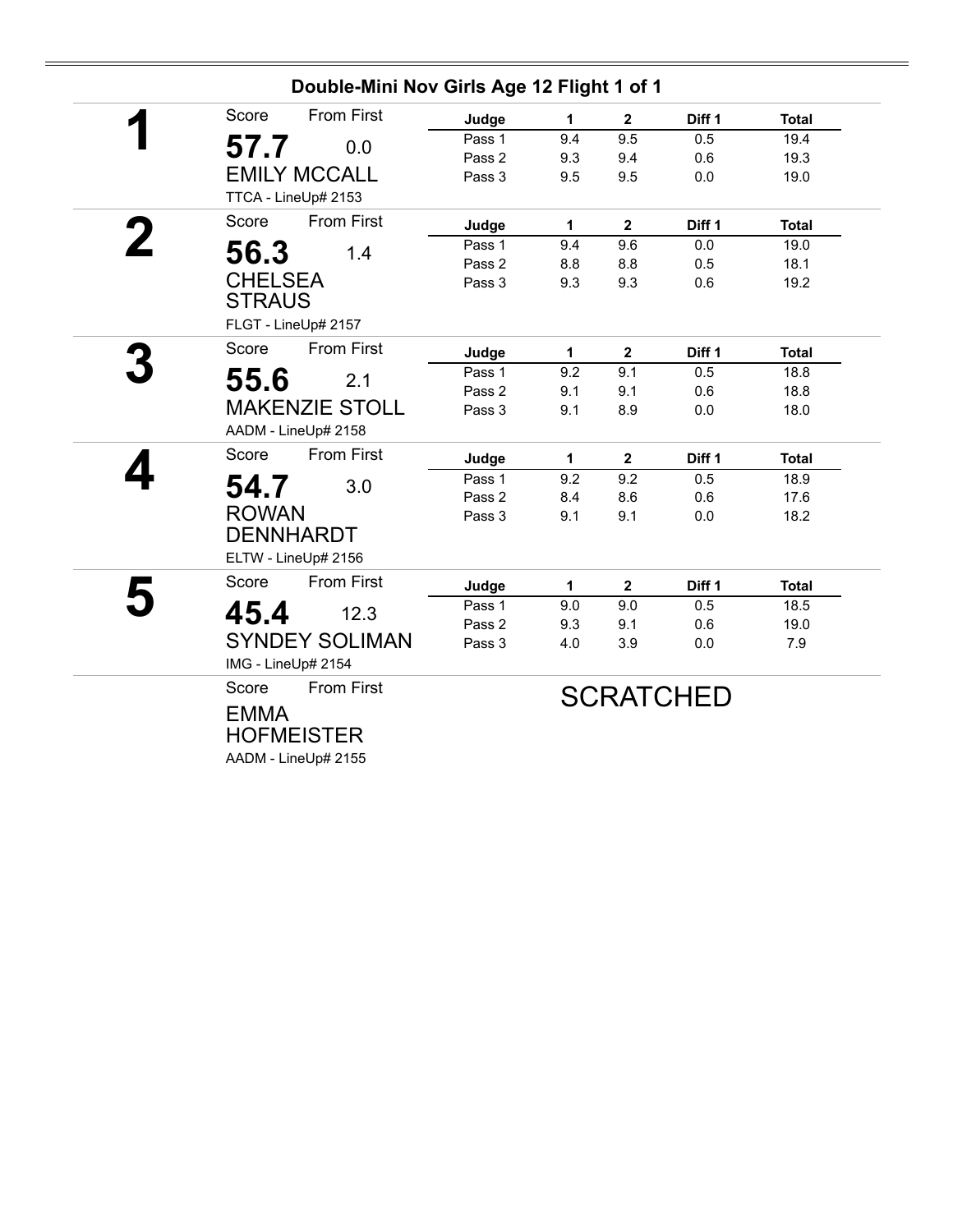## Double-Mini Nov Girls Age 12 Flight 1 of 1

**1**

Score: **57.7** From First: 0.0

EMILY MCCALL

TTCA - LineUp# 2153

| Judge | 1 | 2 | Diff 1 | Total |
|---|---|---|---|---|
| Pass 1 | 9.4 | 9.5 | 0.5 | 19.4 |
| Pass 2 | 9.3 | 9.4 | 0.6 | 19.3 |
| Pass 3 | 9.5 | 9.5 | 0.0 | 19.0 |

**2**

Score: **56.3** From First: 1.4

CHELSEA STRAUS

FLGT - LineUp# 2157

| Judge | 1 | 2 | Diff 1 | Total |
|---|---|---|---|---|
| Pass 1 | 9.4 | 9.6 | 0.0 | 19.0 |
| Pass 2 | 8.8 | 8.8 | 0.5 | 18.1 |
| Pass 3 | 9.3 | 9.3 | 0.6 | 19.2 |

**3**

Score: **55.6** From First: 2.1

MAKENZIE STOLL

AADM - LineUp# 2158

| Judge | 1 | 2 | Diff 1 | Total |
|---|---|---|---|---|
| Pass 1 | 9.2 | 9.1 | 0.5 | 18.8 |
| Pass 2 | 9.1 | 9.1 | 0.6 | 18.8 |
| Pass 3 | 9.1 | 8.9 | 0.0 | 18.0 |

**4**

Score: **54.7** From First: 3.0

ROWAN DENNHARDT

ELTW - LineUp# 2156

| Judge | 1 | 2 | Diff 1 | Total |
|---|---|---|---|---|
| Pass 1 | 9.2 | 9.2 | 0.5 | 18.9 |
| Pass 2 | 8.4 | 8.6 | 0.6 | 17.6 |
| Pass 3 | 9.1 | 9.1 | 0.0 | 18.2 |

**5**

Score: **45.4** From First: 12.3

SYNDEY SOLIMAN

IMG - LineUp# 2154

| Judge | 1 | 2 | Diff 1 | Total |
|---|---|---|---|---|
| Pass 1 | 9.0 | 9.0 | 0.5 | 18.5 |
| Pass 2 | 9.3 | 9.1 | 0.6 | 19.0 |
| Pass 3 | 4.0 | 3.9 | 0.0 | 7.9 |

Score From First

EMMA HOFMEISTER

AADM - LineUp# 2155

SCRATCHED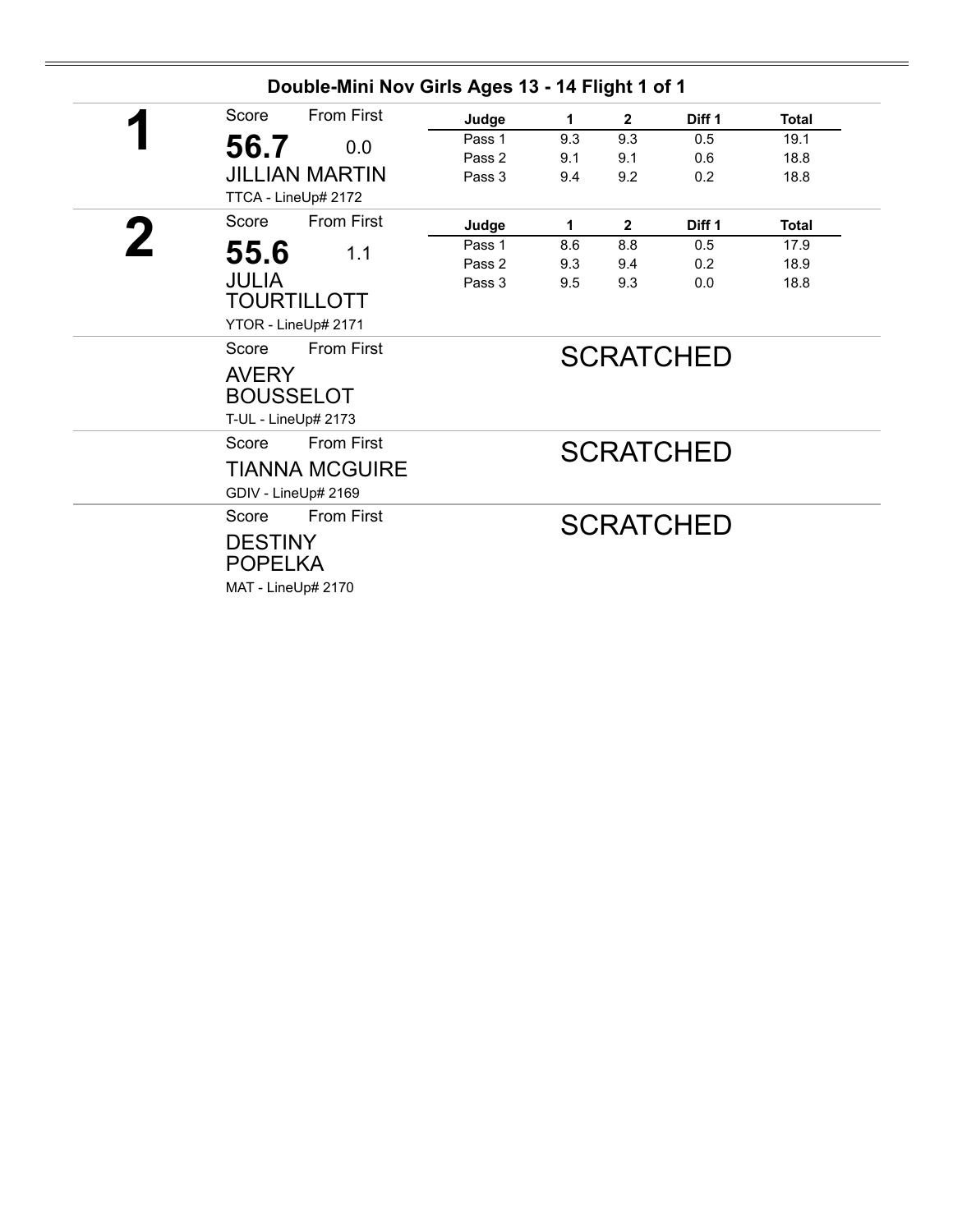## Double-Mini Nov Girls Ages 13 - 14 Flight 1 of 1

**1**

Score: **56.7** From First: 0.0

JILLIAN MARTIN

TTCA - LineUp# 2172

| Judge | 1 | 2 | Diff 1 | Total |
|---|---|---|---|---|
| Pass 1 | 9.3 | 9.3 | 0.5 | 19.1 |
| Pass 2 | 9.1 | 9.1 | 0.6 | 18.8 |
| Pass 3 | 9.4 | 9.2 | 0.2 | 18.8 |

**2**

Score: **55.6** From First: 1.1

JULIA TOURTILLOTT

YTOR - LineUp# 2171

| Judge | 1 | 2 | Diff 1 | Total |
|---|---|---|---|---|
| Pass 1 | 8.6 | 8.8 | 0.5 | 17.9 |
| Pass 2 | 9.3 | 9.4 | 0.2 | 18.9 |
| Pass 3 | 9.5 | 9.3 | 0.0 | 18.8 |

Score From First

AVERY BOUSSELOT

T-UL - LineUp# 2173

SCRATCHED

Score From First

TIANNA MCGUIRE

GDIV - LineUp# 2169

SCRATCHED

Score From First

DESTINY POPELKA

MAT - LineUp# 2170

SCRATCHED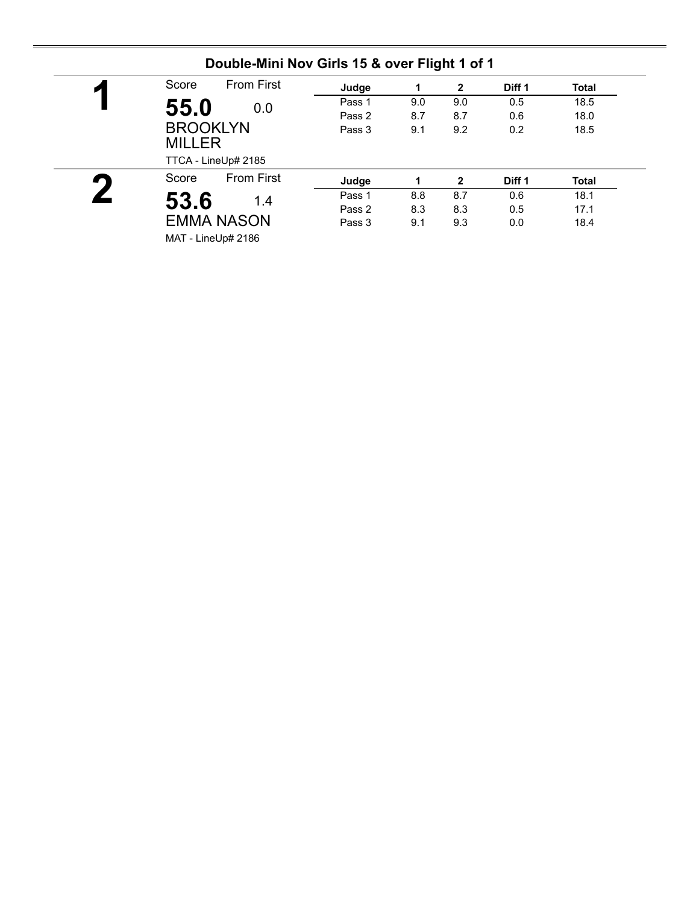## Double-Mini Nov Girls 15 & over Flight 1 of 1

**1**

Score: **55.0** From First: 0.0

BROOKLYN MILLER

TTCA - LineUp# 2185

| Judge | 1 | 2 | Diff 1 | Total |
|---|---|---|---|---|
| Pass 1 | 9.0 | 9.0 | 0.5 | 18.5 |
| Pass 2 | 8.7 | 8.7 | 0.6 | 18.0 |
| Pass 3 | 9.1 | 9.2 | 0.2 | 18.5 |

**2**

Score: **53.6** From First: 1.4

EMMA NASON

MAT - LineUp# 2186

| Judge | 1 | 2 | Diff 1 | Total |
|---|---|---|---|---|
| Pass 1 | 8.8 | 8.7 | 0.6 | 18.1 |
| Pass 2 | 8.3 | 8.3 | 0.5 | 17.1 |
| Pass 3 | 9.1 | 9.3 | 0.0 | 18.4 |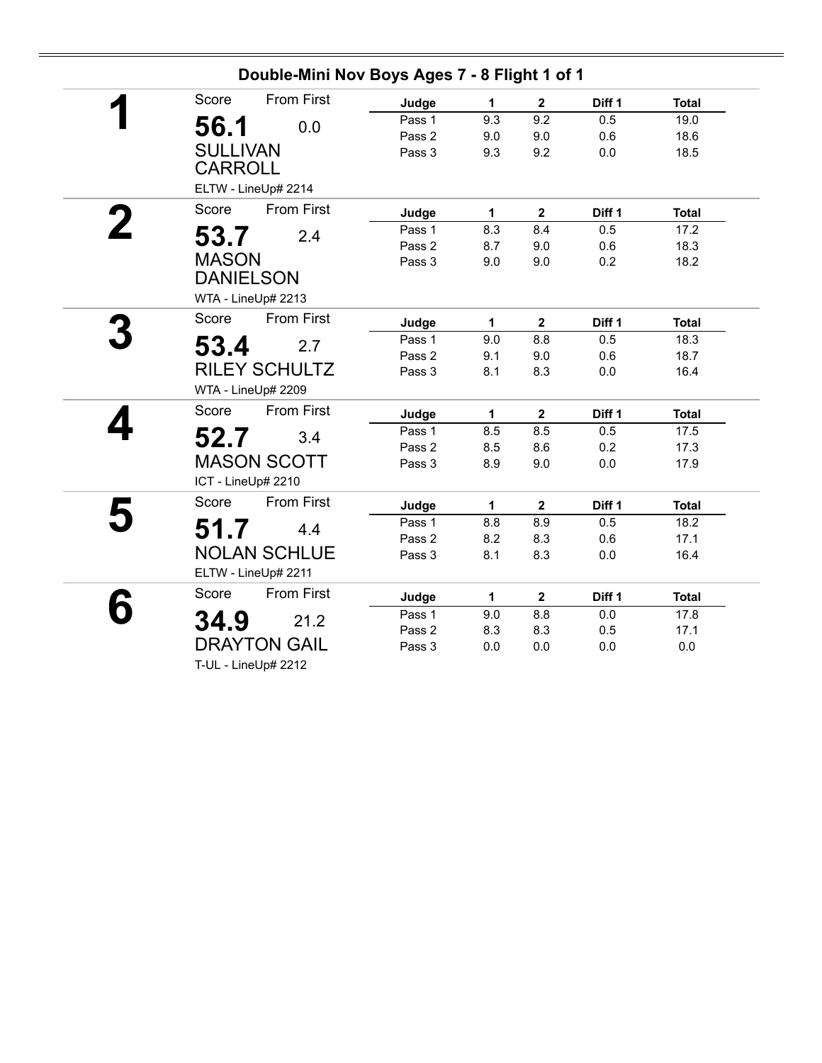## Double-Mini Nov Boys Ages 7 - 8 Flight 1 of 1

**1**

Score: **56.1** — From First: 0.0

SULLIVAN CARROLL

ELTW - LineUp# 2214

| Judge | 1 | 2 | Diff 1 | Total |
|---|---|---|---|---|
| Pass 1 | 9.3 | 9.2 | 0.5 | 19.0 |
| Pass 2 | 9.0 | 9.0 | 0.6 | 18.6 |
| Pass 3 | 9.3 | 9.2 | 0.0 | 18.5 |

**2**

Score: **53.7** — From First: 2.4

MASON DANIELSON

WTA - LineUp# 2213

| Judge | 1 | 2 | Diff 1 | Total |
|---|---|---|---|---|
| Pass 1 | 8.3 | 8.4 | 0.5 | 17.2 |
| Pass 2 | 8.7 | 9.0 | 0.6 | 18.3 |
| Pass 3 | 9.0 | 9.0 | 0.2 | 18.2 |

**3**

Score: **53.4** — From First: 2.7

RILEY SCHULTZ

WTA - LineUp# 2209

| Judge | 1 | 2 | Diff 1 | Total |
|---|---|---|---|---|
| Pass 1 | 9.0 | 8.8 | 0.5 | 18.3 |
| Pass 2 | 9.1 | 9.0 | 0.6 | 18.7 |
| Pass 3 | 8.1 | 8.3 | 0.0 | 16.4 |

**4**

Score: **52.7** — From First: 3.4

MASON SCOTT

ICT - LineUp# 2210

| Judge | 1 | 2 | Diff 1 | Total |
|---|---|---|---|---|
| Pass 1 | 8.5 | 8.5 | 0.5 | 17.5 |
| Pass 2 | 8.5 | 8.6 | 0.2 | 17.3 |
| Pass 3 | 8.9 | 9.0 | 0.0 | 17.9 |

**5**

Score: **51.7** — From First: 4.4

NOLAN SCHLUE

ELTW - LineUp# 2211

| Judge | 1 | 2 | Diff 1 | Total |
|---|---|---|---|---|
| Pass 1 | 8.8 | 8.9 | 0.5 | 18.2 |
| Pass 2 | 8.2 | 8.3 | 0.6 | 17.1 |
| Pass 3 | 8.1 | 8.3 | 0.0 | 16.4 |

**6**

Score: **34.9** — From First: 21.2

DRAYTON GAIL

T-UL - LineUp# 2212

| Judge | 1 | 2 | Diff 1 | Total |
|---|---|---|---|---|
| Pass 1 | 9.0 | 8.8 | 0.0 | 17.8 |
| Pass 2 | 8.3 | 8.3 | 0.5 | 17.1 |
| Pass 3 | 0.0 | 0.0 | 0.0 | 0.0 |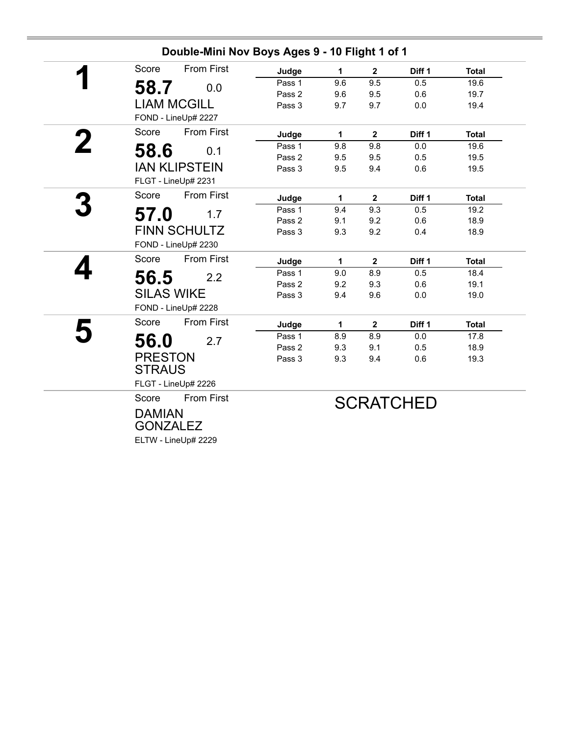## Double-Mini Nov Boys Ages 9 - 10 Flight 1 of 1

**1**

Score: **58.7** From First: 0.0

LIAM MCGILL

FOND - LineUp# 2227

| Judge | 1 | 2 | Diff 1 | Total |
|---|---|---|---|---|
| Pass 1 | 9.6 | 9.5 | 0.5 | 19.6 |
| Pass 2 | 9.6 | 9.5 | 0.6 | 19.7 |
| Pass 3 | 9.7 | 9.7 | 0.0 | 19.4 |

**2**

Score: **58.6** From First: 0.1

IAN KLIPSTEIN

FLGT - LineUp# 2231

| Judge | 1 | 2 | Diff 1 | Total |
|---|---|---|---|---|
| Pass 1 | 9.8 | 9.8 | 0.0 | 19.6 |
| Pass 2 | 9.5 | 9.5 | 0.5 | 19.5 |
| Pass 3 | 9.5 | 9.4 | 0.6 | 19.5 |

**3**

Score: **57.0** From First: 1.7

FINN SCHULTZ

FOND - LineUp# 2230

| Judge | 1 | 2 | Diff 1 | Total |
|---|---|---|---|---|
| Pass 1 | 9.4 | 9.3 | 0.5 | 19.2 |
| Pass 2 | 9.1 | 9.2 | 0.6 | 18.9 |
| Pass 3 | 9.3 | 9.2 | 0.4 | 18.9 |

**4**

Score: **56.5** From First: 2.2

SILAS WIKE

FOND - LineUp# 2228

| Judge | 1 | 2 | Diff 1 | Total |
|---|---|---|---|---|
| Pass 1 | 9.0 | 8.9 | 0.5 | 18.4 |
| Pass 2 | 9.2 | 9.3 | 0.6 | 19.1 |
| Pass 3 | 9.4 | 9.6 | 0.0 | 19.0 |

**5**

Score: **56.0** From First: 2.7

PRESTON STRAUS

FLGT - LineUp# 2226

| Judge | 1 | 2 | Diff 1 | Total |
|---|---|---|---|---|
| Pass 1 | 8.9 | 8.9 | 0.0 | 17.8 |
| Pass 2 | 9.3 | 9.1 | 0.5 | 18.9 |
| Pass 3 | 9.3 | 9.4 | 0.6 | 19.3 |

Score From First

DAMIAN GONZALEZ

ELTW - LineUp# 2229

SCRATCHED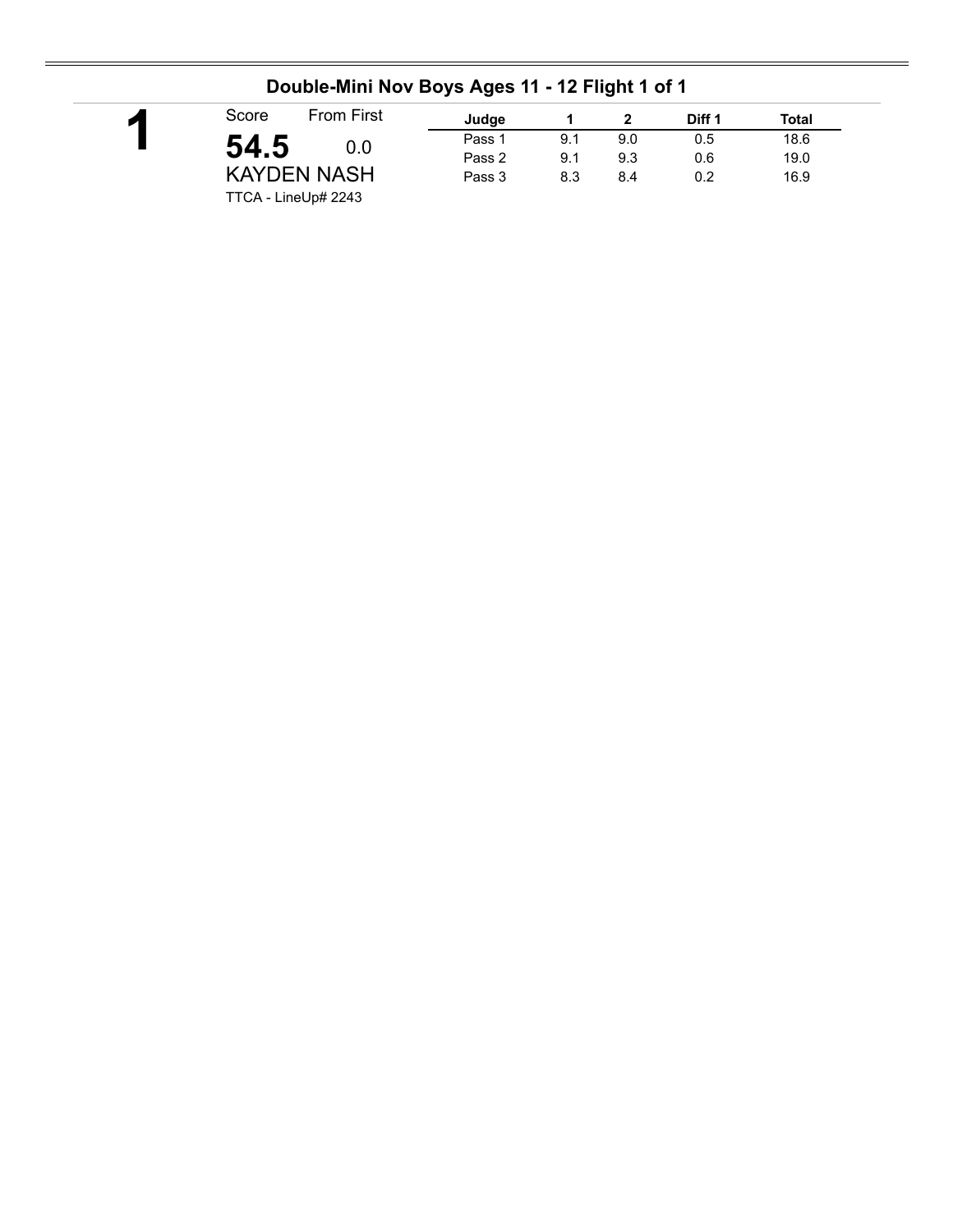## Double-Mini Nov Boys Ages 11 - 12 Flight 1 of 1

**1**

Score: **54.5** From First: 0.0

KAYDEN NASH

TTCA - LineUp# 2243

| Judge | 1 | 2 | Diff 1 | Total |
|---|---|---|---|---|
| Pass 1 | 9.1 | 9.0 | 0.5 | 18.6 |
| Pass 2 | 9.1 | 9.3 | 0.6 | 19.0 |
| Pass 3 | 8.3 | 8.4 | 0.2 | 16.9 |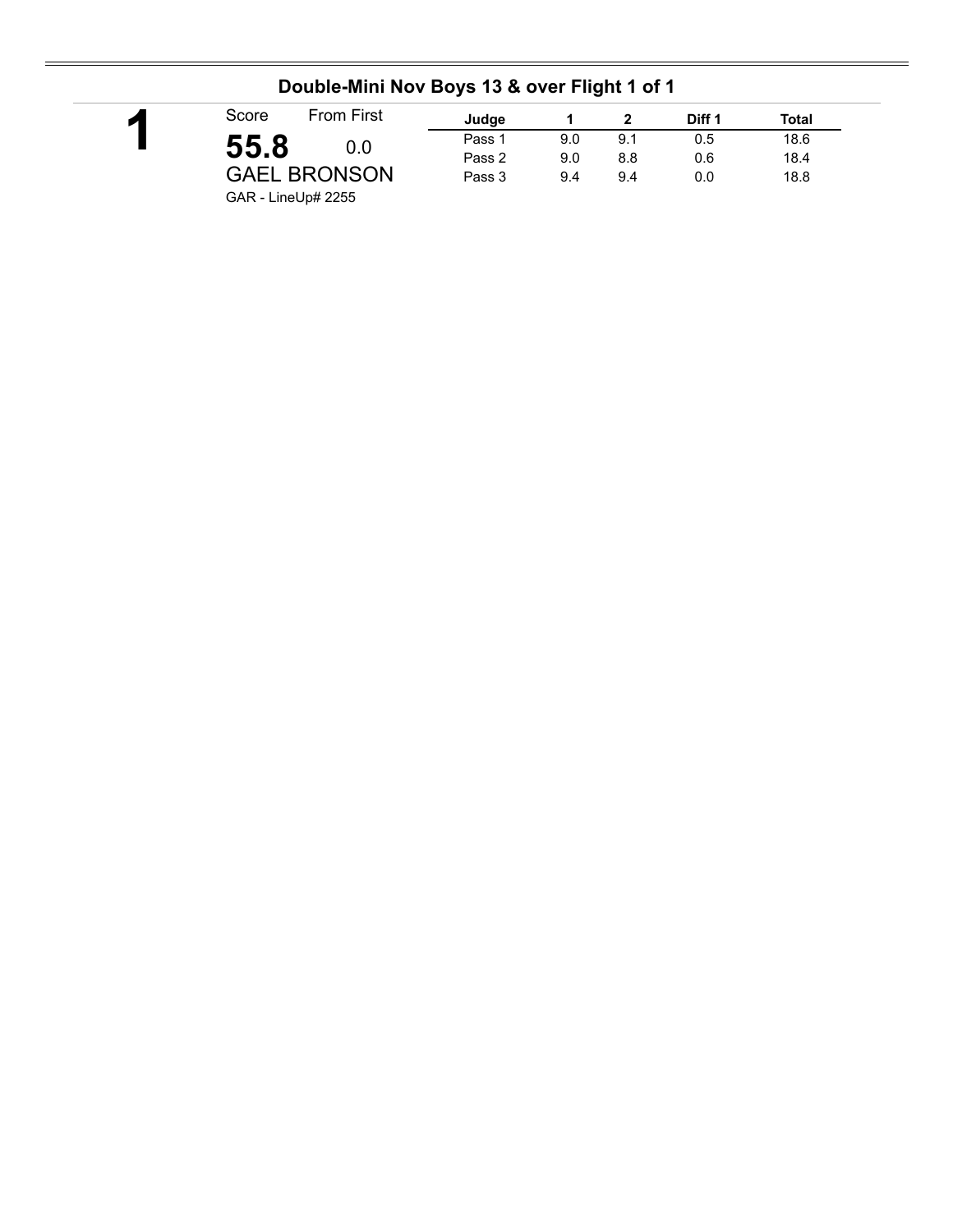## Double-Mini Nov Boys 13 & over Flight 1 of 1

**1**

Score: **55.8** From First: 0.0

GAEL BRONSON

GAR - LineUp# 2255

| Judge | 1 | 2 | Diff 1 | Total |
|---|---|---|---|---|
| Pass 1 | 9.0 | 9.1 | 0.5 | 18.6 |
| Pass 2 | 9.0 | 8.8 | 0.6 | 18.4 |
| Pass 3 | 9.4 | 9.4 | 0.0 | 18.8 |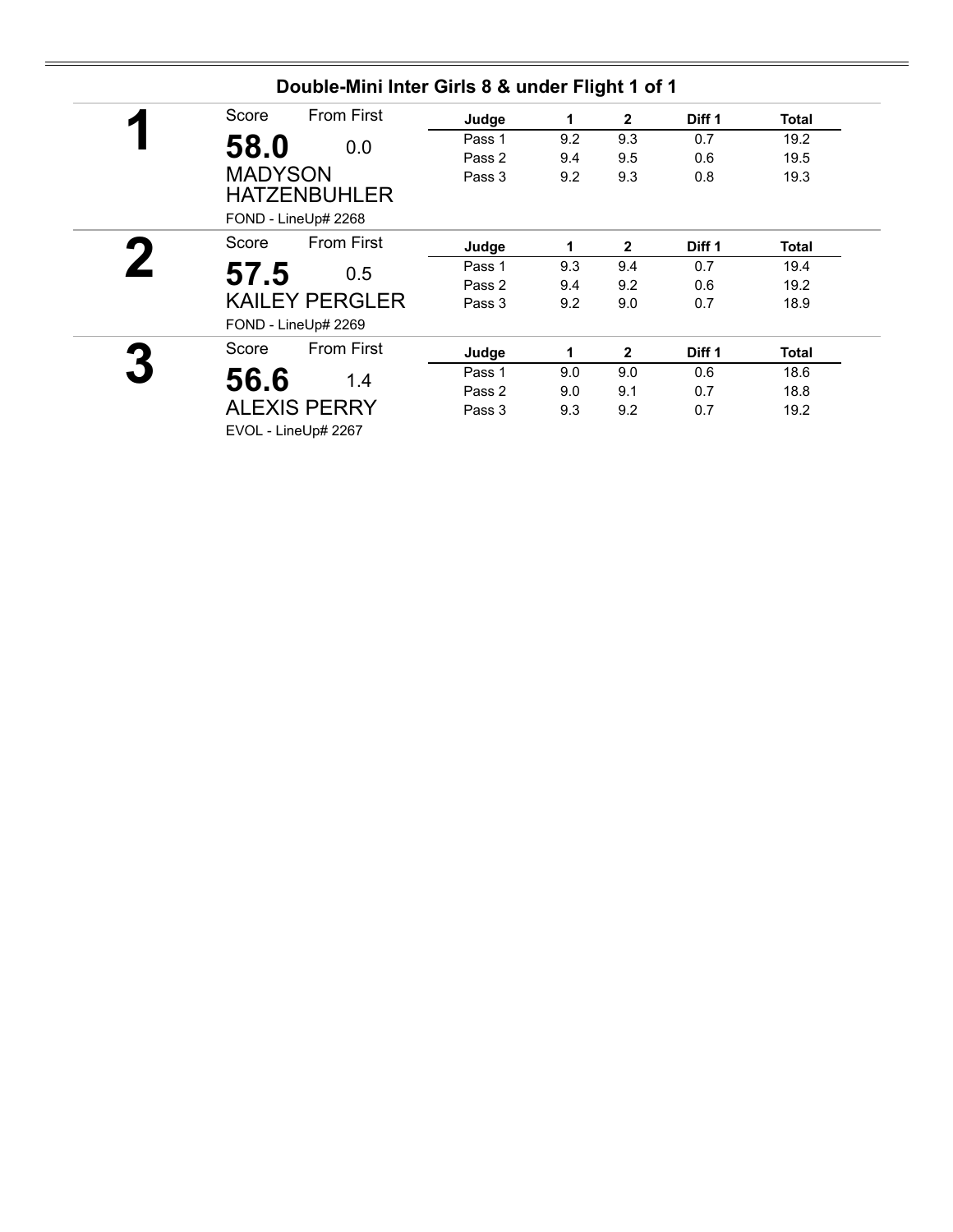## Double-Mini Inter Girls 8 & under Flight 1 of 1

**1**

Score: **58.0** — From First: 0.0

MADYSON HATZENBUHLER

FOND - LineUp# 2268

| Judge | 1 | 2 | Diff 1 | Total |
|---|---|---|---|---|
| Pass 1 | 9.2 | 9.3 | 0.7 | 19.2 |
| Pass 2 | 9.4 | 9.5 | 0.6 | 19.5 |
| Pass 3 | 9.2 | 9.3 | 0.8 | 19.3 |

**2**

Score: **57.5** — From First: 0.5

KAILEY PERGLER

FOND - LineUp# 2269

| Judge | 1 | 2 | Diff 1 | Total |
|---|---|---|---|---|
| Pass 1 | 9.3 | 9.4 | 0.7 | 19.4 |
| Pass 2 | 9.4 | 9.2 | 0.6 | 19.2 |
| Pass 3 | 9.2 | 9.0 | 0.7 | 18.9 |

**3**

Score: **56.6** — From First: 1.4

ALEXIS PERRY

EVOL - LineUp# 2267

| Judge | 1 | 2 | Diff 1 | Total |
|---|---|---|---|---|
| Pass 1 | 9.0 | 9.0 | 0.6 | 18.6 |
| Pass 2 | 9.0 | 9.1 | 0.7 | 18.8 |
| Pass 3 | 9.3 | 9.2 | 0.7 | 19.2 |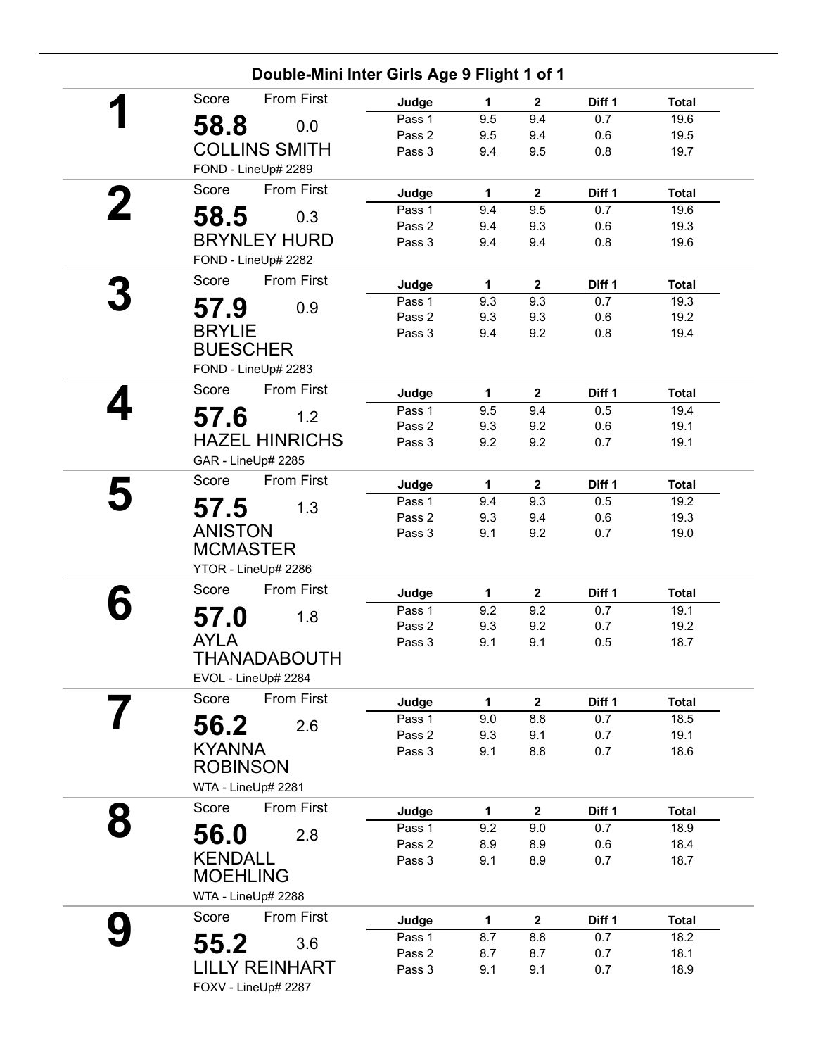## Double-Mini Inter Girls Age 9 Flight 1 of 1

**1**

Score: **58.8** — From First: 0.0

**COLLINS SMITH**

FOND - LineUp# 2289

| Judge | 1 | 2 | Diff 1 | Total |
|---|---|---|---|---|
| Pass 1 | 9.5 | 9.4 | 0.7 | 19.6 |
| Pass 2 | 9.5 | 9.4 | 0.6 | 19.5 |
| Pass 3 | 9.4 | 9.5 | 0.8 | 19.7 |

**2**

Score: **58.5** — From First: 0.3

**BRYNLEY HURD**

FOND - LineUp# 2282

| Judge | 1 | 2 | Diff 1 | Total |
|---|---|---|---|---|
| Pass 1 | 9.4 | 9.5 | 0.7 | 19.6 |
| Pass 2 | 9.4 | 9.3 | 0.6 | 19.3 |
| Pass 3 | 9.4 | 9.4 | 0.8 | 19.6 |

**3**

Score: **57.9** — From First: 0.9

**BRYLIE BUESCHER**

FOND - LineUp# 2283

| Judge | 1 | 2 | Diff 1 | Total |
|---|---|---|---|---|
| Pass 1 | 9.3 | 9.3 | 0.7 | 19.3 |
| Pass 2 | 9.3 | 9.3 | 0.6 | 19.2 |
| Pass 3 | 9.4 | 9.2 | 0.8 | 19.4 |

**4**

Score: **57.6** — From First: 1.2

**HAZEL HINRICHS**

GAR - LineUp# 2285

| Judge | 1 | 2 | Diff 1 | Total |
|---|---|---|---|---|
| Pass 1 | 9.5 | 9.4 | 0.5 | 19.4 |
| Pass 2 | 9.3 | 9.2 | 0.6 | 19.1 |
| Pass 3 | 9.2 | 9.2 | 0.7 | 19.1 |

**5**

Score: **57.5** — From First: 1.3

**ANISTON MCMASTER**

YTOR - LineUp# 2286

| Judge | 1 | 2 | Diff 1 | Total |
|---|---|---|---|---|
| Pass 1 | 9.4 | 9.3 | 0.5 | 19.2 |
| Pass 2 | 9.3 | 9.4 | 0.6 | 19.3 |
| Pass 3 | 9.1 | 9.2 | 0.7 | 19.0 |

**6**

Score: **57.0** — From First: 1.8

**AYLA THANADABOUTH**

EVOL - LineUp# 2284

| Judge | 1 | 2 | Diff 1 | Total |
|---|---|---|---|---|
| Pass 1 | 9.2 | 9.2 | 0.7 | 19.1 |
| Pass 2 | 9.3 | 9.2 | 0.7 | 19.2 |
| Pass 3 | 9.1 | 9.1 | 0.5 | 18.7 |

**7**

Score: **56.2** — From First: 2.6

**KYANNA ROBINSON**

WTA - LineUp# 2281

| Judge | 1 | 2 | Diff 1 | Total |
|---|---|---|---|---|
| Pass 1 | 9.0 | 8.8 | 0.7 | 18.5 |
| Pass 2 | 9.3 | 9.1 | 0.7 | 19.1 |
| Pass 3 | 9.1 | 8.8 | 0.7 | 18.6 |

**8**

Score: **56.0** — From First: 2.8

**KENDALL MOEHLING**

WTA - LineUp# 2288

| Judge | 1 | 2 | Diff 1 | Total |
|---|---|---|---|---|
| Pass 1 | 9.2 | 9.0 | 0.7 | 18.9 |
| Pass 2 | 8.9 | 8.9 | 0.6 | 18.4 |
| Pass 3 | 9.1 | 8.9 | 0.7 | 18.7 |

**9**

Score: **55.2** — From First: 3.6

**LILLY REINHART**

FOXV - LineUp# 2287

| Judge | 1 | 2 | Diff 1 | Total |
|---|---|---|---|---|
| Pass 1 | 8.7 | 8.8 | 0.7 | 18.2 |
| Pass 2 | 8.7 | 8.7 | 0.7 | 18.1 |
| Pass 3 | 9.1 | 9.1 | 0.7 | 18.9 |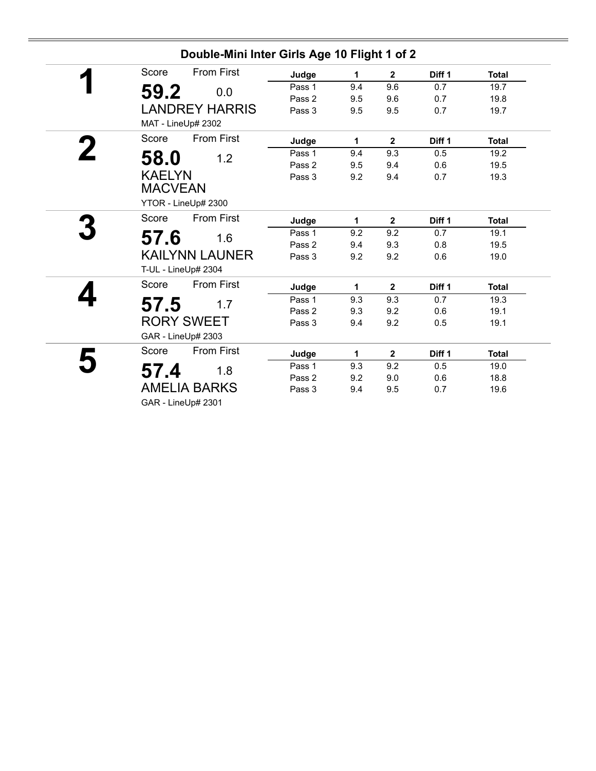## Double-Mini Inter Girls Age 10 Flight 1 of 2

**1**

Score: **59.2** From First: 0.0

**LANDREY HARRIS**

MAT - LineUp# 2302

| Judge | 1 | 2 | Diff 1 | Total |
|---|---|---|---|---|
| Pass 1 | 9.4 | 9.6 | 0.7 | 19.7 |
| Pass 2 | 9.5 | 9.6 | 0.7 | 19.8 |
| Pass 3 | 9.5 | 9.5 | 0.7 | 19.7 |

**2**

Score: **58.0** From First: 1.2

**KAELYN MACVEAN**

YTOR - LineUp# 2300

| Judge | 1 | 2 | Diff 1 | Total |
|---|---|---|---|---|
| Pass 1 | 9.4 | 9.3 | 0.5 | 19.2 |
| Pass 2 | 9.5 | 9.4 | 0.6 | 19.5 |
| Pass 3 | 9.2 | 9.4 | 0.7 | 19.3 |

**3**

Score: **57.6** From First: 1.6

**KAILYNN LAUNER**

T-UL - LineUp# 2304

| Judge | 1 | 2 | Diff 1 | Total |
|---|---|---|---|---|
| Pass 1 | 9.2 | 9.2 | 0.7 | 19.1 |
| Pass 2 | 9.4 | 9.3 | 0.8 | 19.5 |
| Pass 3 | 9.2 | 9.2 | 0.6 | 19.0 |

**4**

Score: **57.5** From First: 1.7

**RORY SWEET**

GAR - LineUp# 2303

| Judge | 1 | 2 | Diff 1 | Total |
|---|---|---|---|---|
| Pass 1 | 9.3 | 9.3 | 0.7 | 19.3 |
| Pass 2 | 9.3 | 9.2 | 0.6 | 19.1 |
| Pass 3 | 9.4 | 9.2 | 0.5 | 19.1 |

**5**

Score: **57.4** From First: 1.8

**AMELIA BARKS**

GAR - LineUp# 2301

| Judge | 1 | 2 | Diff 1 | Total |
|---|---|---|---|---|
| Pass 1 | 9.3 | 9.2 | 0.5 | 19.0 |
| Pass 2 | 9.2 | 9.0 | 0.6 | 18.8 |
| Pass 3 | 9.4 | 9.5 | 0.7 | 19.6 |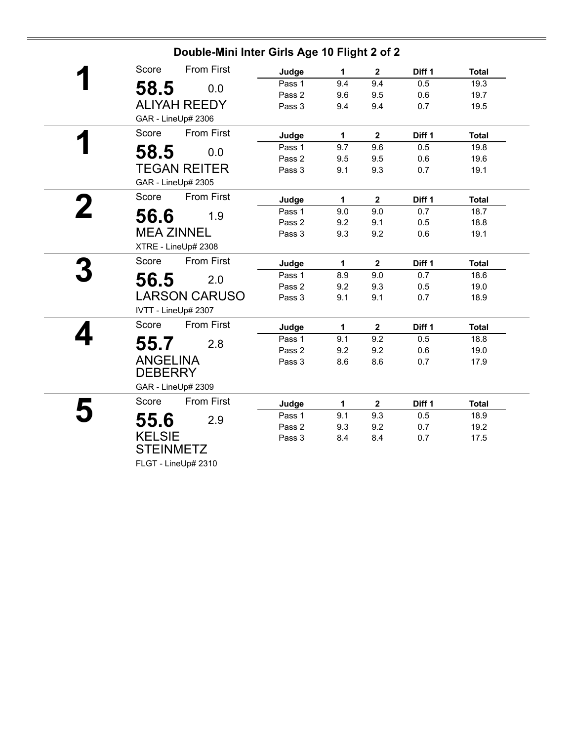## Double-Mini Inter Girls Age 10 Flight 2 of 2

**1**

Score: **58.5** | From First: 0.0

ALIYAH REEDY

GAR - LineUp# 2306

| Judge | 1 | 2 | Diff 1 | Total |
|---|---|---|---|---|
| Pass 1 | 9.4 | 9.4 | 0.5 | 19.3 |
| Pass 2 | 9.6 | 9.5 | 0.6 | 19.7 |
| Pass 3 | 9.4 | 9.4 | 0.7 | 19.5 |

**1**

Score: **58.5** | From First: 0.0

TEGAN REITER

GAR - LineUp# 2305

| Judge | 1 | 2 | Diff 1 | Total |
|---|---|---|---|---|
| Pass 1 | 9.7 | 9.6 | 0.5 | 19.8 |
| Pass 2 | 9.5 | 9.5 | 0.6 | 19.6 |
| Pass 3 | 9.1 | 9.3 | 0.7 | 19.1 |

**2**

Score: **56.6** | From First: 1.9

MEA ZINNEL

XTRE - LineUp# 2308

| Judge | 1 | 2 | Diff 1 | Total |
|---|---|---|---|---|
| Pass 1 | 9.0 | 9.0 | 0.7 | 18.7 |
| Pass 2 | 9.2 | 9.1 | 0.5 | 18.8 |
| Pass 3 | 9.3 | 9.2 | 0.6 | 19.1 |

**3**

Score: **56.5** | From First: 2.0

LARSON CARUSO

IVTT - LineUp# 2307

| Judge | 1 | 2 | Diff 1 | Total |
|---|---|---|---|---|
| Pass 1 | 8.9 | 9.0 | 0.7 | 18.6 |
| Pass 2 | 9.2 | 9.3 | 0.5 | 19.0 |
| Pass 3 | 9.1 | 9.1 | 0.7 | 18.9 |

**4**

Score: **55.7** | From First: 2.8

ANGELINA DEBERRY

GAR - LineUp# 2309

| Judge | 1 | 2 | Diff 1 | Total |
|---|---|---|---|---|
| Pass 1 | 9.1 | 9.2 | 0.5 | 18.8 |
| Pass 2 | 9.2 | 9.2 | 0.6 | 19.0 |
| Pass 3 | 8.6 | 8.6 | 0.7 | 17.9 |

**5**

Score: **55.6** | From First: 2.9

KELSIE STEINMETZ

FLGT - LineUp# 2310

| Judge | 1 | 2 | Diff 1 | Total |
|---|---|---|---|---|
| Pass 1 | 9.1 | 9.3 | 0.5 | 18.9 |
| Pass 2 | 9.3 | 9.2 | 0.7 | 19.2 |
| Pass 3 | 8.4 | 8.4 | 0.7 | 17.5 |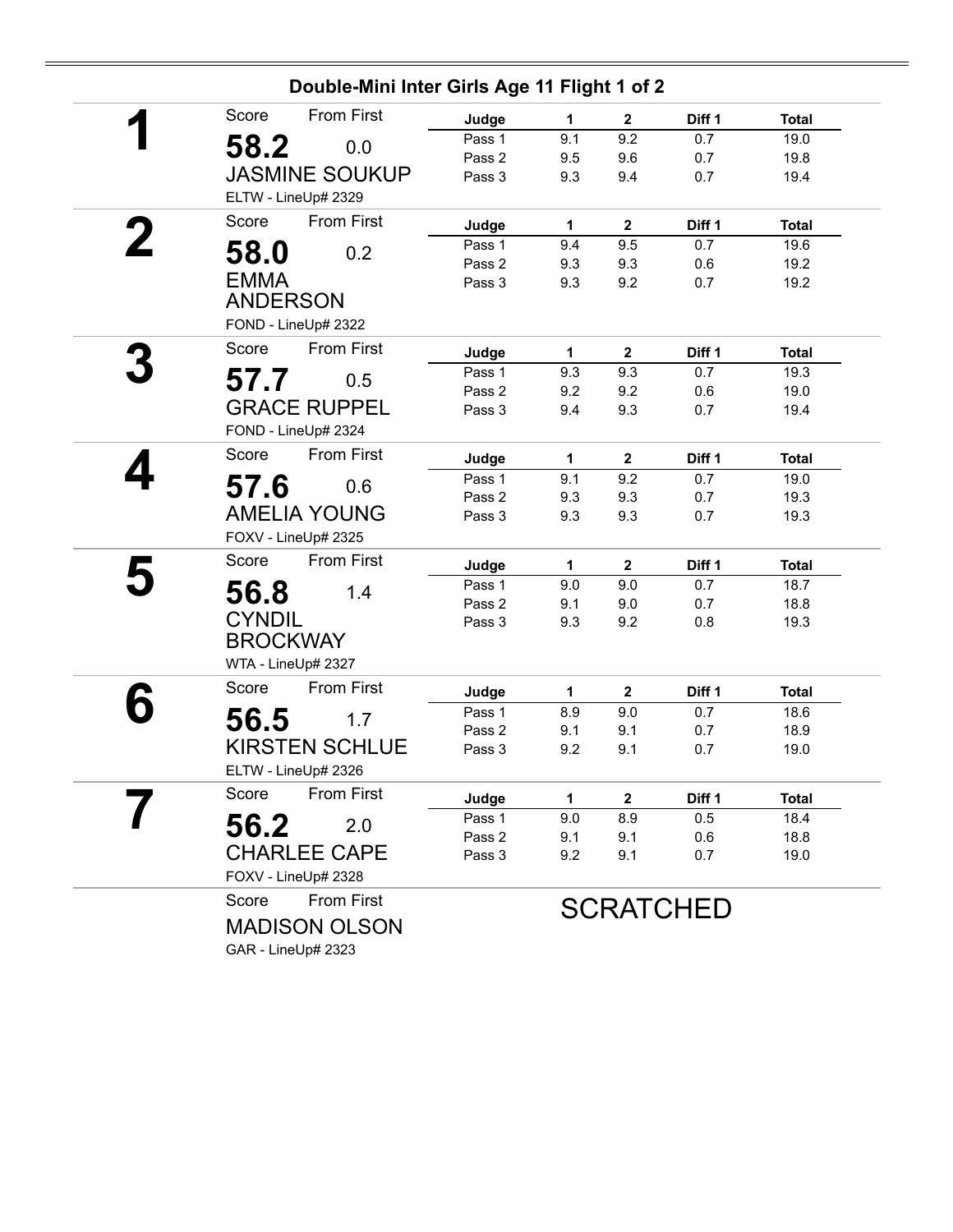## Double-Mini Inter Girls Age 11 Flight 1 of 2

**1**

Score: **58.2** — From First: 0.0

JASMINE SOUKUP

ELTW - LineUp# 2329

| Judge | 1 | 2 | Diff 1 | Total |
|---|---|---|---|---|
| Pass 1 | 9.1 | 9.2 | 0.7 | 19.0 |
| Pass 2 | 9.5 | 9.6 | 0.7 | 19.8 |
| Pass 3 | 9.3 | 9.4 | 0.7 | 19.4 |

**2**

Score: **58.0** — From First: 0.2

EMMA ANDERSON

FOND - LineUp# 2322

| Judge | 1 | 2 | Diff 1 | Total |
|---|---|---|---|---|
| Pass 1 | 9.4 | 9.5 | 0.7 | 19.6 |
| Pass 2 | 9.3 | 9.3 | 0.6 | 19.2 |
| Pass 3 | 9.3 | 9.2 | 0.7 | 19.2 |

**3**

Score: **57.7** — From First: 0.5

GRACE RUPPEL

FOND - LineUp# 2324

| Judge | 1 | 2 | Diff 1 | Total |
|---|---|---|---|---|
| Pass 1 | 9.3 | 9.3 | 0.7 | 19.3 |
| Pass 2 | 9.2 | 9.2 | 0.6 | 19.0 |
| Pass 3 | 9.4 | 9.3 | 0.7 | 19.4 |

**4**

Score: **57.6** — From First: 0.6

AMELIA YOUNG

FOXV - LineUp# 2325

| Judge | 1 | 2 | Diff 1 | Total |
|---|---|---|---|---|
| Pass 1 | 9.1 | 9.2 | 0.7 | 19.0 |
| Pass 2 | 9.3 | 9.3 | 0.7 | 19.3 |
| Pass 3 | 9.3 | 9.3 | 0.7 | 19.3 |

**5**

Score: **56.8** — From First: 1.4

CYNDIL BROCKWAY

WTA - LineUp# 2327

| Judge | 1 | 2 | Diff 1 | Total |
|---|---|---|---|---|
| Pass 1 | 9.0 | 9.0 | 0.7 | 18.7 |
| Pass 2 | 9.1 | 9.0 | 0.7 | 18.8 |
| Pass 3 | 9.3 | 9.2 | 0.8 | 19.3 |

**6**

Score: **56.5** — From First: 1.7

KIRSTEN SCHLUE

ELTW - LineUp# 2326

| Judge | 1 | 2 | Diff 1 | Total |
|---|---|---|---|---|
| Pass 1 | 8.9 | 9.0 | 0.7 | 18.6 |
| Pass 2 | 9.1 | 9.1 | 0.7 | 18.9 |
| Pass 3 | 9.2 | 9.1 | 0.7 | 19.0 |

**7**

Score: **56.2** — From First: 2.0

CHARLEE CAPE

FOXV - LineUp# 2328

| Judge | 1 | 2 | Diff 1 | Total |
|---|---|---|---|---|
| Pass 1 | 9.0 | 8.9 | 0.5 | 18.4 |
| Pass 2 | 9.1 | 9.1 | 0.6 | 18.8 |
| Pass 3 | 9.2 | 9.1 | 0.7 | 19.0 |

Score — From First

MADISON OLSON

GAR - LineUp# 2323

SCRATCHED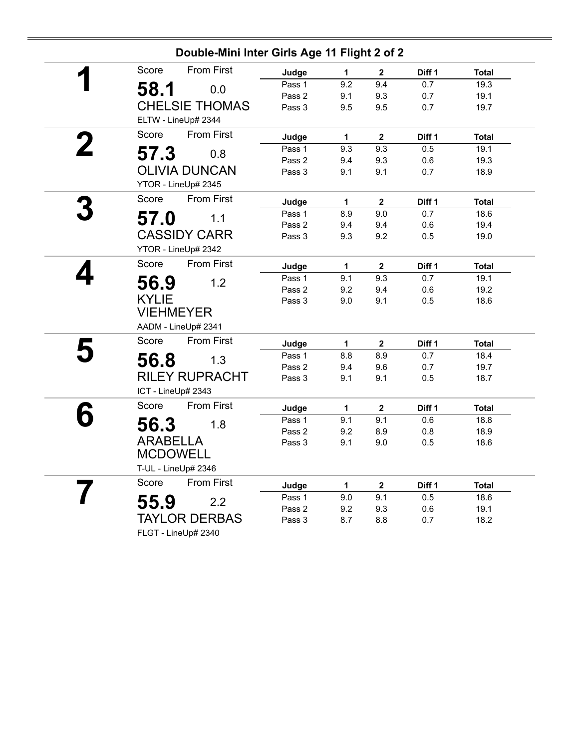## Double-Mini Inter Girls Age 11 Flight 2 of 2

**1**

Score: **58.1** — From First: 0.0

CHELSIE THOMAS

ELTW - LineUp# 2344

| Judge | 1 | 2 | Diff 1 | Total |
|---|---|---|---|---|
| Pass 1 | 9.2 | 9.4 | 0.7 | 19.3 |
| Pass 2 | 9.1 | 9.3 | 0.7 | 19.1 |
| Pass 3 | 9.5 | 9.5 | 0.7 | 19.7 |

**2**

Score: **57.3** — From First: 0.8

OLIVIA DUNCAN

YTOR - LineUp# 2345

| Judge | 1 | 2 | Diff 1 | Total |
|---|---|---|---|---|
| Pass 1 | 9.3 | 9.3 | 0.5 | 19.1 |
| Pass 2 | 9.4 | 9.3 | 0.6 | 19.3 |
| Pass 3 | 9.1 | 9.1 | 0.7 | 18.9 |

**3**

Score: **57.0** — From First: 1.1

CASSIDY CARR

YTOR - LineUp# 2342

| Judge | 1 | 2 | Diff 1 | Total |
|---|---|---|---|---|
| Pass 1 | 8.9 | 9.0 | 0.7 | 18.6 |
| Pass 2 | 9.4 | 9.4 | 0.6 | 19.4 |
| Pass 3 | 9.3 | 9.2 | 0.5 | 19.0 |

**4**

Score: **56.9** — From First: 1.2

KYLIE VIEHMEYER

AADM - LineUp# 2341

| Judge | 1 | 2 | Diff 1 | Total |
|---|---|---|---|---|
| Pass 1 | 9.1 | 9.3 | 0.7 | 19.1 |
| Pass 2 | 9.2 | 9.4 | 0.6 | 19.2 |
| Pass 3 | 9.0 | 9.1 | 0.5 | 18.6 |

**5**

Score: **56.8** — From First: 1.3

RILEY RUPRACHT

ICT - LineUp# 2343

| Judge | 1 | 2 | Diff 1 | Total |
|---|---|---|---|---|
| Pass 1 | 8.8 | 8.9 | 0.7 | 18.4 |
| Pass 2 | 9.4 | 9.6 | 0.7 | 19.7 |
| Pass 3 | 9.1 | 9.1 | 0.5 | 18.7 |

**6**

Score: **56.3** — From First: 1.8

ARABELLA MCDOWELL

T-UL - LineUp# 2346

| Judge | 1 | 2 | Diff 1 | Total |
|---|---|---|---|---|
| Pass 1 | 9.1 | 9.1 | 0.6 | 18.8 |
| Pass 2 | 9.2 | 8.9 | 0.8 | 18.9 |
| Pass 3 | 9.1 | 9.0 | 0.5 | 18.6 |

**7**

Score: **55.9** — From First: 2.2

TAYLOR DERBAS

FLGT - LineUp# 2340

| Judge | 1 | 2 | Diff 1 | Total |
|---|---|---|---|---|
| Pass 1 | 9.0 | 9.1 | 0.5 | 18.6 |
| Pass 2 | 9.2 | 9.3 | 0.6 | 19.1 |
| Pass 3 | 8.7 | 8.8 | 0.7 | 18.2 |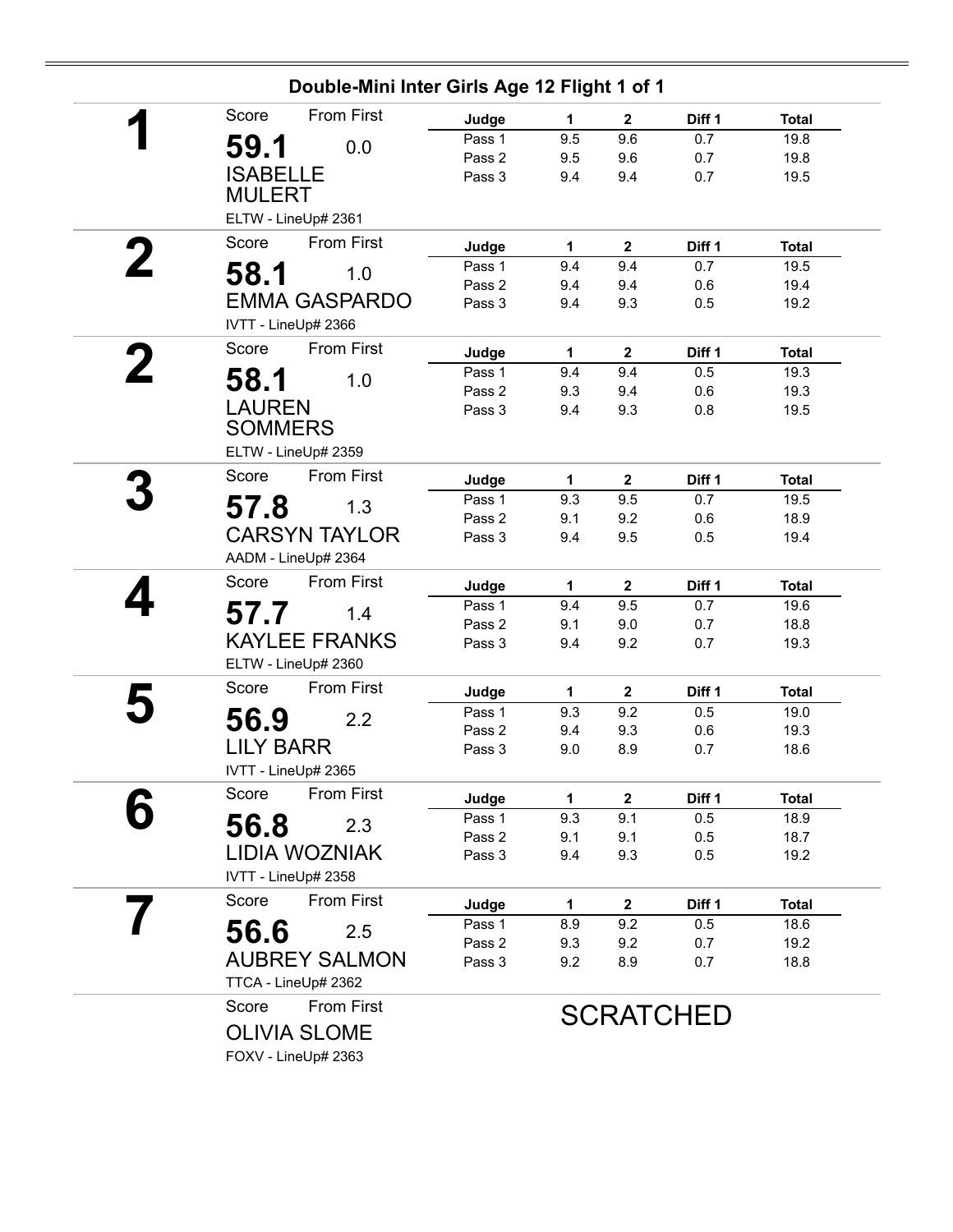## Double-Mini Inter Girls Age 12 Flight 1 of 1

**1**

Score: **59.1** — From First: 0.0

ISABELLE MULERT

ELTW - LineUp# 2361

| Judge | 1 | 2 | Diff 1 | Total |
|---|---|---|---|---|
| Pass 1 | 9.5 | 9.6 | 0.7 | 19.8 |
| Pass 2 | 9.5 | 9.6 | 0.7 | 19.8 |
| Pass 3 | 9.4 | 9.4 | 0.7 | 19.5 |

**2**

Score: **58.1** — From First: 1.0

EMMA GASPARDO

IVTT - LineUp# 2366

| Judge | 1 | 2 | Diff 1 | Total |
|---|---|---|---|---|
| Pass 1 | 9.4 | 9.4 | 0.7 | 19.5 |
| Pass 2 | 9.4 | 9.4 | 0.6 | 19.4 |
| Pass 3 | 9.4 | 9.3 | 0.5 | 19.2 |

**2**

Score: **58.1** — From First: 1.0

LAUREN SOMMERS

ELTW - LineUp# 2359

| Judge | 1 | 2 | Diff 1 | Total |
|---|---|---|---|---|
| Pass 1 | 9.4 | 9.4 | 0.5 | 19.3 |
| Pass 2 | 9.3 | 9.4 | 0.6 | 19.3 |
| Pass 3 | 9.4 | 9.3 | 0.8 | 19.5 |

**3**

Score: **57.8** — From First: 1.3

CARSYN TAYLOR

AADM - LineUp# 2364

| Judge | 1 | 2 | Diff 1 | Total |
|---|---|---|---|---|
| Pass 1 | 9.3 | 9.5 | 0.7 | 19.5 |
| Pass 2 | 9.1 | 9.2 | 0.6 | 18.9 |
| Pass 3 | 9.4 | 9.5 | 0.5 | 19.4 |

**4**

Score: **57.7** — From First: 1.4

KAYLEE FRANKS

ELTW - LineUp# 2360

| Judge | 1 | 2 | Diff 1 | Total |
|---|---|---|---|---|
| Pass 1 | 9.4 | 9.5 | 0.7 | 19.6 |
| Pass 2 | 9.1 | 9.0 | 0.7 | 18.8 |
| Pass 3 | 9.4 | 9.2 | 0.7 | 19.3 |

**5**

Score: **56.9** — From First: 2.2

LILY BARR

IVTT - LineUp# 2365

| Judge | 1 | 2 | Diff 1 | Total |
|---|---|---|---|---|
| Pass 1 | 9.3 | 9.2 | 0.5 | 19.0 |
| Pass 2 | 9.4 | 9.3 | 0.6 | 19.3 |
| Pass 3 | 9.0 | 8.9 | 0.7 | 18.6 |

**6**

Score: **56.8** — From First: 2.3

LIDIA WOZNIAK

IVTT - LineUp# 2358

| Judge | 1 | 2 | Diff 1 | Total |
|---|---|---|---|---|
| Pass 1 | 9.3 | 9.1 | 0.5 | 18.9 |
| Pass 2 | 9.1 | 9.1 | 0.5 | 18.7 |
| Pass 3 | 9.4 | 9.3 | 0.5 | 19.2 |

**7**

Score: **56.6** — From First: 2.5

AUBREY SALMON

TTCA - LineUp# 2362

| Judge | 1 | 2 | Diff 1 | Total |
|---|---|---|---|---|
| Pass 1 | 8.9 | 9.2 | 0.5 | 18.6 |
| Pass 2 | 9.3 | 9.2 | 0.7 | 19.2 |
| Pass 3 | 9.2 | 8.9 | 0.7 | 18.8 |

Score — From First

OLIVIA SLOME

FOXV - LineUp# 2363

SCRATCHED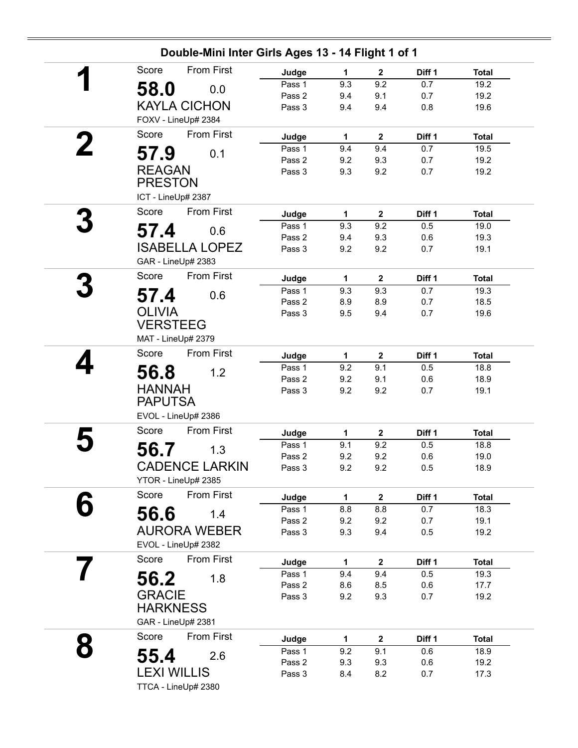## Double-Mini Inter Girls Ages 13 - 14 Flight 1 of 1

**1**

Score: **58.0** From First: 0.0

KAYLA CICHON

FOXV - LineUp# 2384

| Judge | 1 | 2 | Diff 1 | Total |
|---|---|---|---|---|
| Pass 1 | 9.3 | 9.2 | 0.7 | 19.2 |
| Pass 2 | 9.4 | 9.1 | 0.7 | 19.2 |
| Pass 3 | 9.4 | 9.4 | 0.8 | 19.6 |

**2**

Score: **57.9** From First: 0.1

REAGAN PRESTON

ICT - LineUp# 2387

| Judge | 1 | 2 | Diff 1 | Total |
|---|---|---|---|---|
| Pass 1 | 9.4 | 9.4 | 0.7 | 19.5 |
| Pass 2 | 9.2 | 9.3 | 0.7 | 19.2 |
| Pass 3 | 9.3 | 9.2 | 0.7 | 19.2 |

**3**

Score: **57.4** From First: 0.6

ISABELLA LOPEZ

GAR - LineUp# 2383

| Judge | 1 | 2 | Diff 1 | Total |
|---|---|---|---|---|
| Pass 1 | 9.3 | 9.2 | 0.5 | 19.0 |
| Pass 2 | 9.4 | 9.3 | 0.6 | 19.3 |
| Pass 3 | 9.2 | 9.2 | 0.7 | 19.1 |

**3**

Score: **57.4** From First: 0.6

OLIVIA VERSTEEG

MAT - LineUp# 2379

| Judge | 1 | 2 | Diff 1 | Total |
|---|---|---|---|---|
| Pass 1 | 9.3 | 9.3 | 0.7 | 19.3 |
| Pass 2 | 8.9 | 8.9 | 0.7 | 18.5 |
| Pass 3 | 9.5 | 9.4 | 0.7 | 19.6 |

**4**

Score: **56.8** From First: 1.2

HANNAH PAPUTSA

EVOL - LineUp# 2386

| Judge | 1 | 2 | Diff 1 | Total |
|---|---|---|---|---|
| Pass 1 | 9.2 | 9.1 | 0.5 | 18.8 |
| Pass 2 | 9.2 | 9.1 | 0.6 | 18.9 |
| Pass 3 | 9.2 | 9.2 | 0.7 | 19.1 |

**5**

Score: **56.7** From First: 1.3

CADENCE LARKIN

YTOR - LineUp# 2385

| Judge | 1 | 2 | Diff 1 | Total |
|---|---|---|---|---|
| Pass 1 | 9.1 | 9.2 | 0.5 | 18.8 |
| Pass 2 | 9.2 | 9.2 | 0.6 | 19.0 |
| Pass 3 | 9.2 | 9.2 | 0.5 | 18.9 |

**6**

Score: **56.6** From First: 1.4

AURORA WEBER

EVOL - LineUp# 2382

| Judge | 1 | 2 | Diff 1 | Total |
|---|---|---|---|---|
| Pass 1 | 8.8 | 8.8 | 0.7 | 18.3 |
| Pass 2 | 9.2 | 9.2 | 0.7 | 19.1 |
| Pass 3 | 9.3 | 9.4 | 0.5 | 19.2 |

**7**

Score: **56.2** From First: 1.8

GRACIE HARKNESS

GAR - LineUp# 2381

| Judge | 1 | 2 | Diff 1 | Total |
|---|---|---|---|---|
| Pass 1 | 9.4 | 9.4 | 0.5 | 19.3 |
| Pass 2 | 8.6 | 8.5 | 0.6 | 17.7 |
| Pass 3 | 9.2 | 9.3 | 0.7 | 19.2 |

**8**

Score: **55.4** From First: 2.6

LEXI WILLIS

TTCA - LineUp# 2380

| Judge | 1 | 2 | Diff 1 | Total |
|---|---|---|---|---|
| Pass 1 | 9.2 | 9.1 | 0.6 | 18.9 |
| Pass 2 | 9.3 | 9.3 | 0.6 | 19.2 |
| Pass 3 | 8.4 | 8.2 | 0.7 | 17.3 |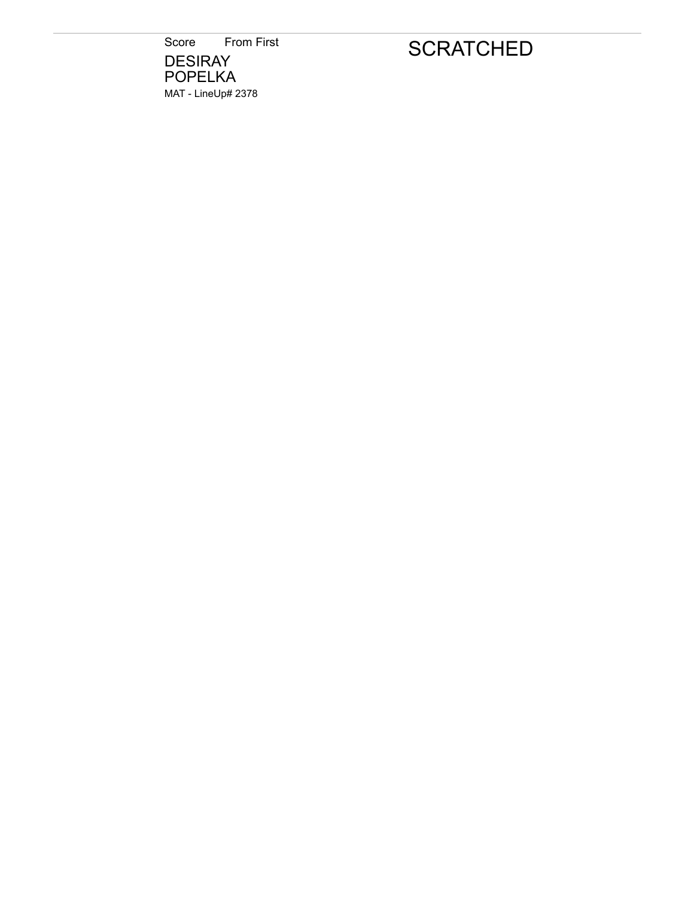Score From First

DESIRAY
POPELKA

MAT - LineUp# 2378

SCRATCHED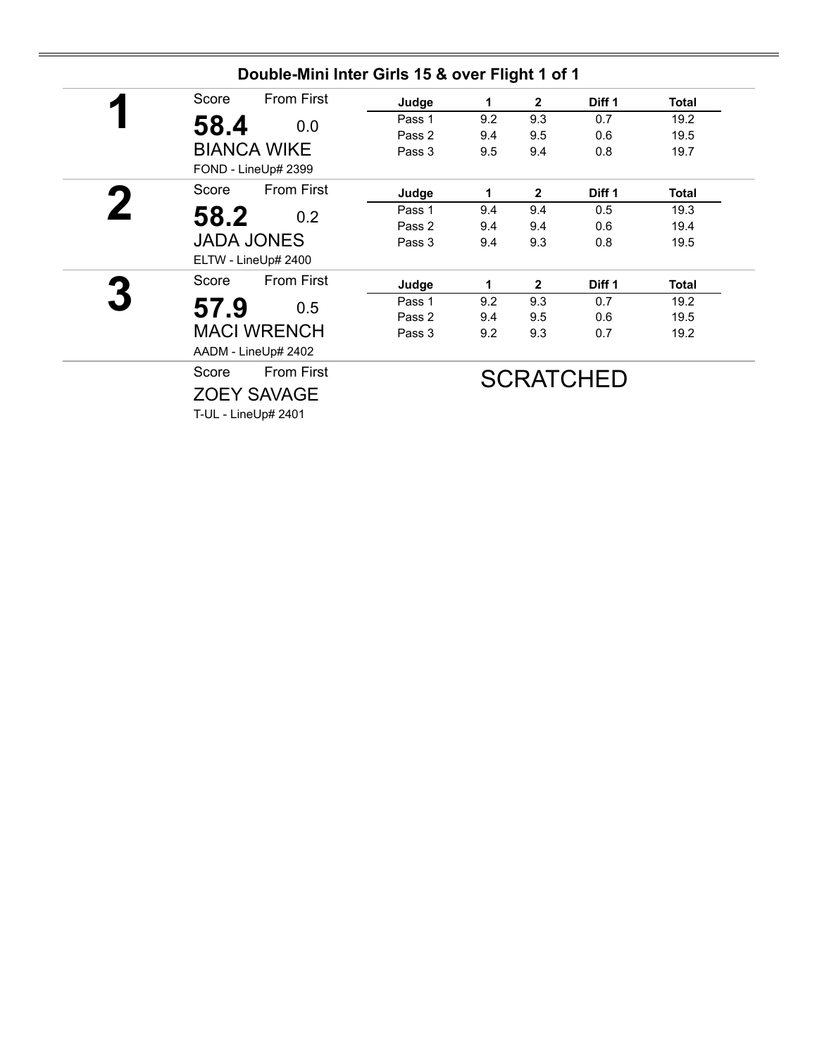## Double-Mini Inter Girls 15 & over Flight 1 of 1

**1**

Score: **58.4** From First: 0.0

BIANCA WIKE

FOND - LineUp# 2399

| Judge | 1 | 2 | Diff 1 | Total |
|---|---|---|---|---|
| Pass 1 | 9.2 | 9.3 | 0.7 | 19.2 |
| Pass 2 | 9.4 | 9.5 | 0.6 | 19.5 |
| Pass 3 | 9.5 | 9.4 | 0.8 | 19.7 |

**2**

Score: **58.2** From First: 0.2

JADA JONES

ELTW - LineUp# 2400

| Judge | 1 | 2 | Diff 1 | Total |
|---|---|---|---|---|
| Pass 1 | 9.4 | 9.4 | 0.5 | 19.3 |
| Pass 2 | 9.4 | 9.4 | 0.6 | 19.4 |
| Pass 3 | 9.4 | 9.3 | 0.8 | 19.5 |

**3**

Score: **57.9** From First: 0.5

MACI WRENCH

AADM - LineUp# 2402

| Judge | 1 | 2 | Diff 1 | Total |
|---|---|---|---|---|
| Pass 1 | 9.2 | 9.3 | 0.7 | 19.2 |
| Pass 2 | 9.4 | 9.5 | 0.6 | 19.5 |
| Pass 3 | 9.2 | 9.3 | 0.7 | 19.2 |

Score From First

ZOEY SAVAGE

T-UL - LineUp# 2401

SCRATCHED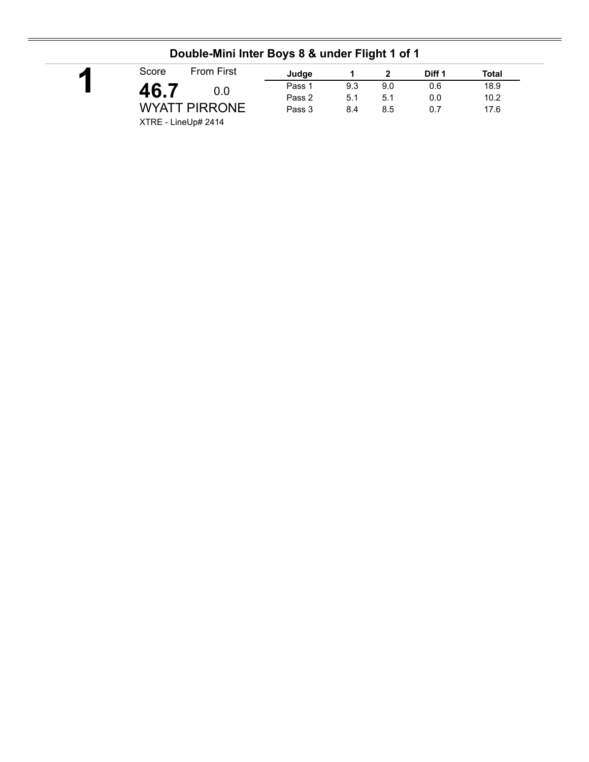## Double-Mini Inter Boys 8 & under Flight 1 of 1

**1**

Score: **46.7** From First: 0.0

WYATT PIRRONE

XTRE - LineUp# 2414

| Judge | 1 | 2 | Diff 1 | Total |
|---|---|---|---|---|
| Pass 1 | 9.3 | 9.0 | 0.6 | 18.9 |
| Pass 2 | 5.1 | 5.1 | 0.0 | 10.2 |
| Pass 3 | 8.4 | 8.5 | 0.7 | 17.6 |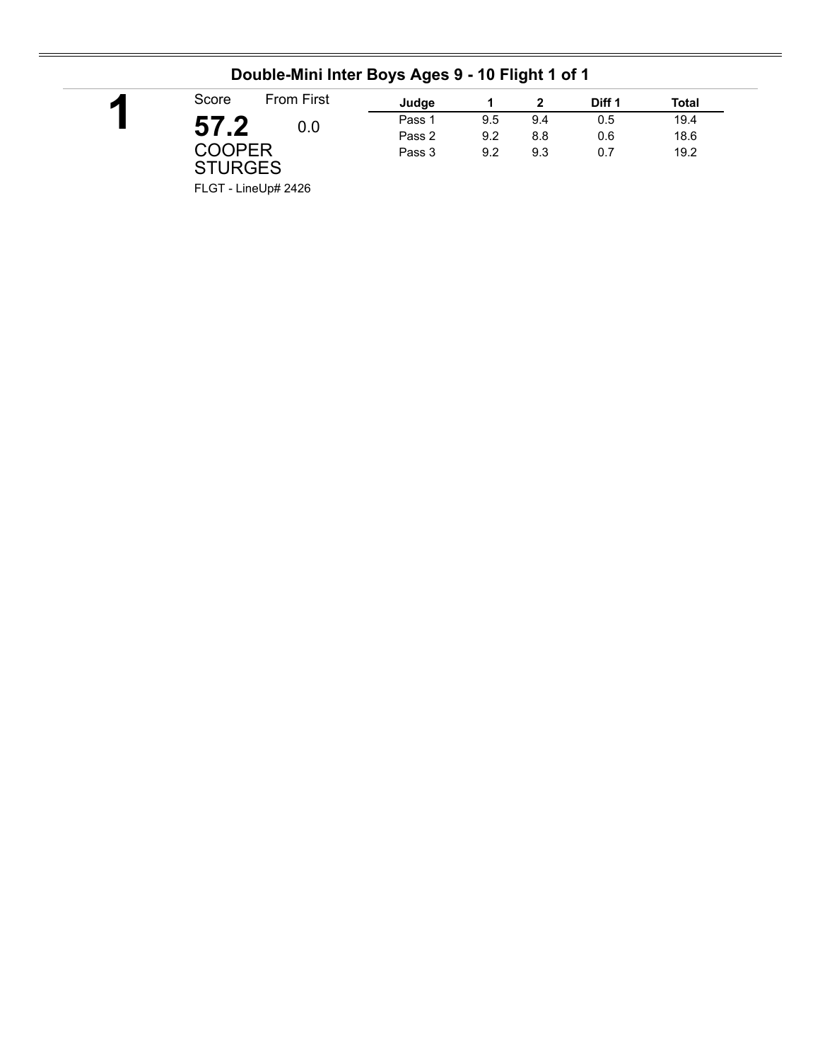## Double-Mini Inter Boys Ages 9 - 10 Flight 1 of 1

**1**

Score: **57.2**

From First: 0.0

COOPER STURGES

FLGT - LineUp# 2426

| Judge | 1 | 2 | Diff 1 | Total |
|---|---|---|---|---|
| Pass 1 | 9.5 | 9.4 | 0.5 | 19.4 |
| Pass 2 | 9.2 | 8.8 | 0.6 | 18.6 |
| Pass 3 | 9.2 | 9.3 | 0.7 | 19.2 |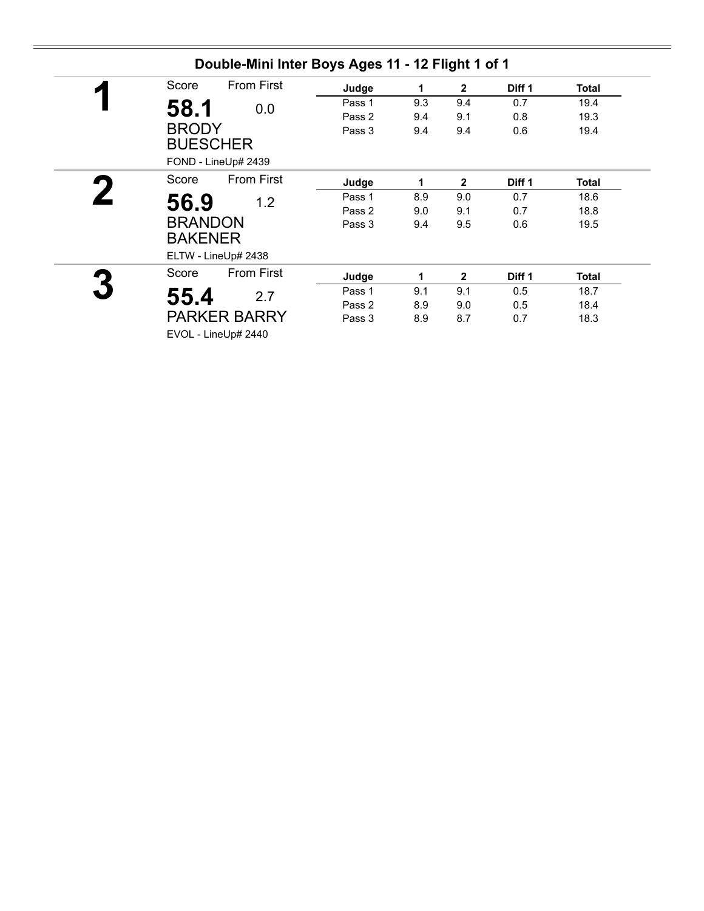## Double-Mini Inter Boys Ages 11 - 12 Flight 1 of 1

**1**

Score: **58.1** From First: 0.0

BRODY BUESCHER

FOND - LineUp# 2439

| Judge | 1 | 2 | Diff 1 | Total |
|---|---|---|---|---|
| Pass 1 | 9.3 | 9.4 | 0.7 | 19.4 |
| Pass 2 | 9.4 | 9.1 | 0.8 | 19.3 |
| Pass 3 | 9.4 | 9.4 | 0.6 | 19.4 |

**2**

Score: **56.9** From First: 1.2

BRANDON BAKENER

ELTW - LineUp# 2438

| Judge | 1 | 2 | Diff 1 | Total |
|---|---|---|---|---|
| Pass 1 | 8.9 | 9.0 | 0.7 | 18.6 |
| Pass 2 | 9.0 | 9.1 | 0.7 | 18.8 |
| Pass 3 | 9.4 | 9.5 | 0.6 | 19.5 |

**3**

Score: **55.4** From First: 2.7

PARKER BARRY

EVOL - LineUp# 2440

| Judge | 1 | 2 | Diff 1 | Total |
|---|---|---|---|---|
| Pass 1 | 9.1 | 9.1 | 0.5 | 18.7 |
| Pass 2 | 8.9 | 9.0 | 0.5 | 18.4 |
| Pass 3 | 8.9 | 8.7 | 0.7 | 18.3 |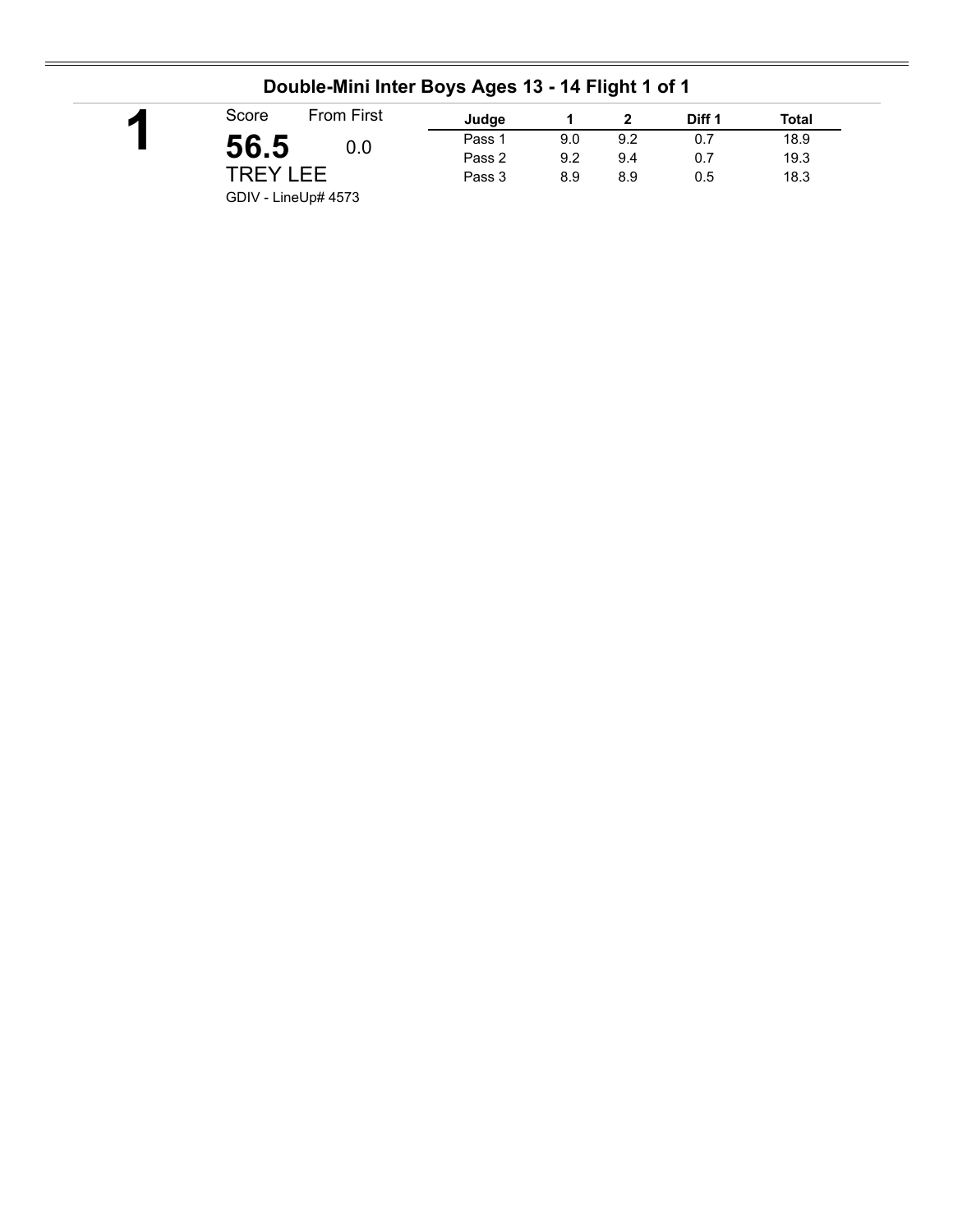## Double-Mini Inter Boys Ages 13 - 14 Flight 1 of 1

**1**

Score From First

**56.5** 0.0

TREY LEE

GDIV - LineUp# 4573

| Judge | 1 | 2 | Diff 1 | Total |
|---|---|---|---|---|
| Pass 1 | 9.0 | 9.2 | 0.7 | 18.9 |
| Pass 2 | 9.2 | 9.4 | 0.7 | 19.3 |
| Pass 3 | 8.9 | 8.9 | 0.5 | 18.3 |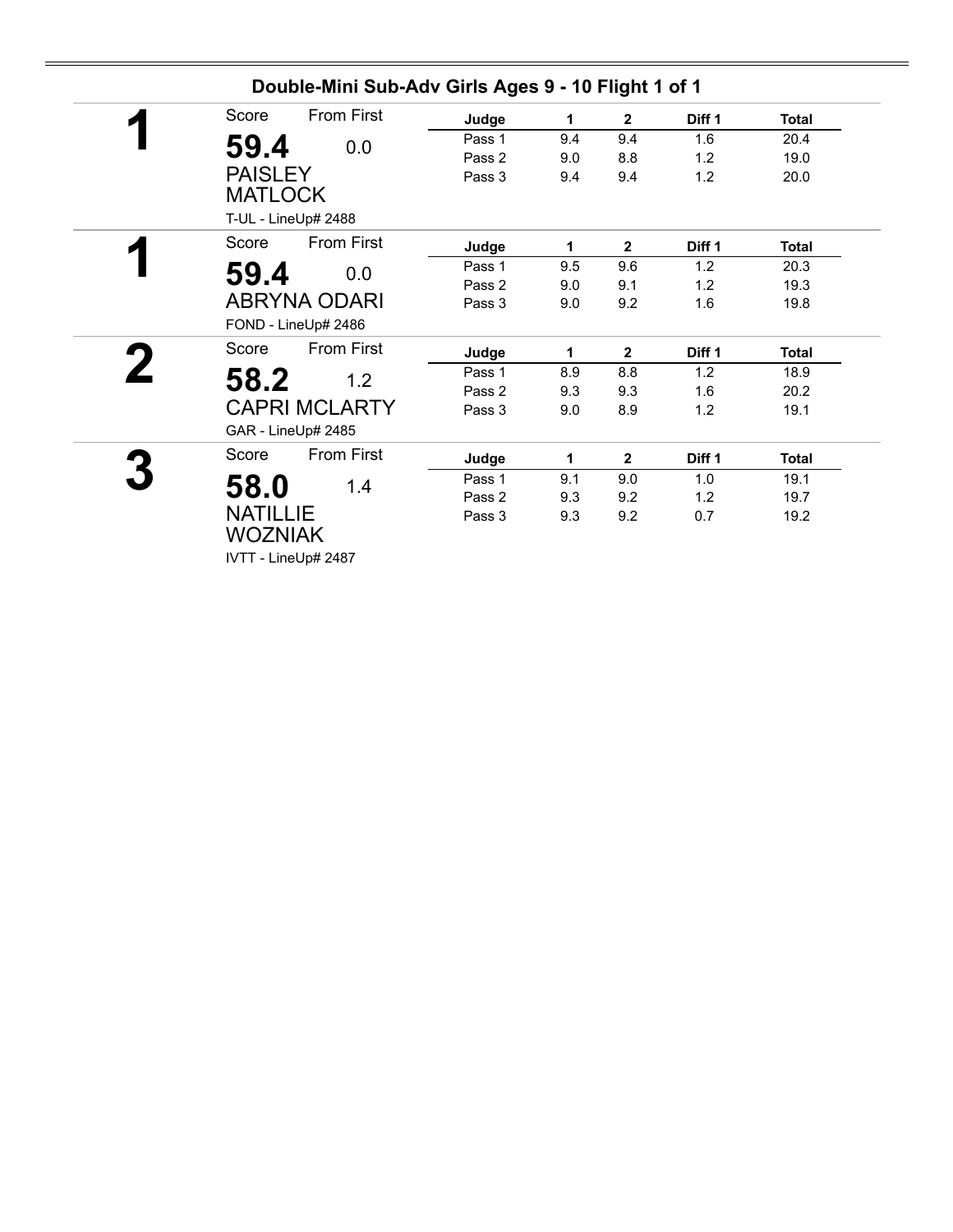## Double-Mini Sub-Adv Girls Ages 9 - 10 Flight 1 of 1

**1**

Score: **59.4** From First: 0.0

PAISLEY MATLOCK

T-UL - LineUp# 2488

| Judge | 1 | 2 | Diff 1 | Total |
|---|---|---|---|---|
| Pass 1 | 9.4 | 9.4 | 1.6 | 20.4 |
| Pass 2 | 9.0 | 8.8 | 1.2 | 19.0 |
| Pass 3 | 9.4 | 9.4 | 1.2 | 20.0 |

**1**

Score: **59.4** From First: 0.0

ABRYNA ODARI

FOND - LineUp# 2486

| Judge | 1 | 2 | Diff 1 | Total |
|---|---|---|---|---|
| Pass 1 | 9.5 | 9.6 | 1.2 | 20.3 |
| Pass 2 | 9.0 | 9.1 | 1.2 | 19.3 |
| Pass 3 | 9.0 | 9.2 | 1.6 | 19.8 |

**2**

Score: **58.2** From First: 1.2

CAPRI MCLARTY

GAR - LineUp# 2485

| Judge | 1 | 2 | Diff 1 | Total |
|---|---|---|---|---|
| Pass 1 | 8.9 | 8.8 | 1.2 | 18.9 |
| Pass 2 | 9.3 | 9.3 | 1.6 | 20.2 |
| Pass 3 | 9.0 | 8.9 | 1.2 | 19.1 |

**3**

Score: **58.0** From First: 1.4

NATILLIE WOZNIAK

IVTT - LineUp# 2487

| Judge | 1 | 2 | Diff 1 | Total |
|---|---|---|---|---|
| Pass 1 | 9.1 | 9.0 | 1.0 | 19.1 |
| Pass 2 | 9.3 | 9.2 | 1.2 | 19.7 |
| Pass 3 | 9.3 | 9.2 | 0.7 | 19.2 |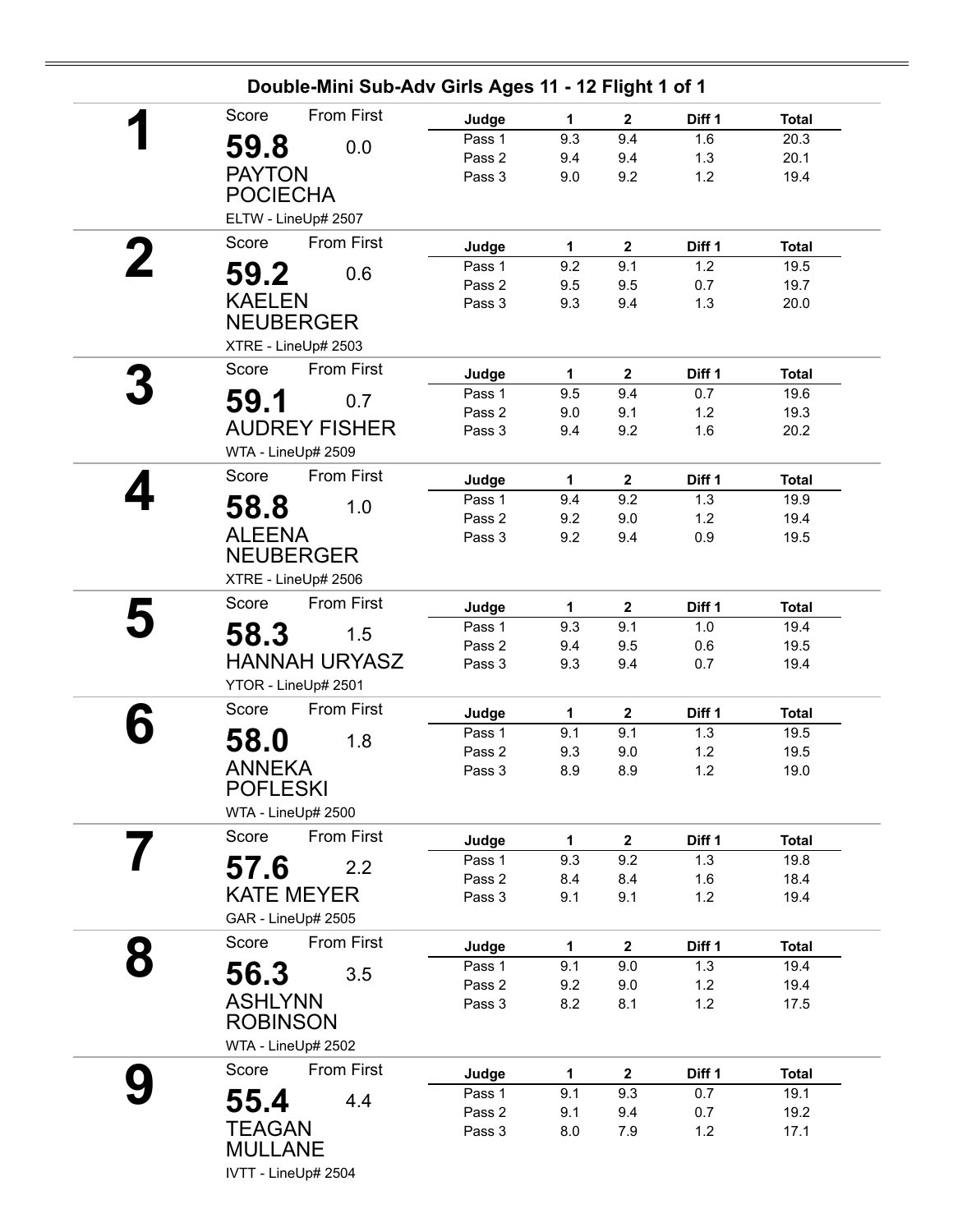## Double-Mini Sub-Adv Girls Ages 11 - 12 Flight 1 of 1

**1**

Score: **59.8** From First: 0.0

PAYTON POCIECHA

ELTW - LineUp# 2507

| Judge | 1 | 2 | Diff 1 | Total |
|---|---|---|---|---|
| Pass 1 | 9.3 | 9.4 | 1.6 | 20.3 |
| Pass 2 | 9.4 | 9.4 | 1.3 | 20.1 |
| Pass 3 | 9.0 | 9.2 | 1.2 | 19.4 |

**2**

Score: **59.2** From First: 0.6

KAELEN NEUBERGER

XTRE - LineUp# 2503

| Judge | 1 | 2 | Diff 1 | Total |
|---|---|---|---|---|
| Pass 1 | 9.2 | 9.1 | 1.2 | 19.5 |
| Pass 2 | 9.5 | 9.5 | 0.7 | 19.7 |
| Pass 3 | 9.3 | 9.4 | 1.3 | 20.0 |

**3**

Score: **59.1** From First: 0.7

AUDREY FISHER

WTA - LineUp# 2509

| Judge | 1 | 2 | Diff 1 | Total |
|---|---|---|---|---|
| Pass 1 | 9.5 | 9.4 | 0.7 | 19.6 |
| Pass 2 | 9.0 | 9.1 | 1.2 | 19.3 |
| Pass 3 | 9.4 | 9.2 | 1.6 | 20.2 |

**4**

Score: **58.8** From First: 1.0

ALEENA NEUBERGER

XTRE - LineUp# 2506

| Judge | 1 | 2 | Diff 1 | Total |
|---|---|---|---|---|
| Pass 1 | 9.4 | 9.2 | 1.3 | 19.9 |
| Pass 2 | 9.2 | 9.0 | 1.2 | 19.4 |
| Pass 3 | 9.2 | 9.4 | 0.9 | 19.5 |

**5**

Score: **58.3** From First: 1.5

HANNAH URYASZ

YTOR - LineUp# 2501

| Judge | 1 | 2 | Diff 1 | Total |
|---|---|---|---|---|
| Pass 1 | 9.3 | 9.1 | 1.0 | 19.4 |
| Pass 2 | 9.4 | 9.5 | 0.6 | 19.5 |
| Pass 3 | 9.3 | 9.4 | 0.7 | 19.4 |

**6**

Score: **58.0** From First: 1.8

ANNEKA POFLESKI

WTA - LineUp# 2500

| Judge | 1 | 2 | Diff 1 | Total |
|---|---|---|---|---|
| Pass 1 | 9.1 | 9.1 | 1.3 | 19.5 |
| Pass 2 | 9.3 | 9.0 | 1.2 | 19.5 |
| Pass 3 | 8.9 | 8.9 | 1.2 | 19.0 |

**7**

Score: **57.6** From First: 2.2

KATE MEYER

GAR - LineUp# 2505

| Judge | 1 | 2 | Diff 1 | Total |
|---|---|---|---|---|
| Pass 1 | 9.3 | 9.2 | 1.3 | 19.8 |
| Pass 2 | 8.4 | 8.4 | 1.6 | 18.4 |
| Pass 3 | 9.1 | 9.1 | 1.2 | 19.4 |

**8**

Score: **56.3** From First: 3.5

ASHLYNN ROBINSON

WTA - LineUp# 2502

| Judge | 1 | 2 | Diff 1 | Total |
|---|---|---|---|---|
| Pass 1 | 9.1 | 9.0 | 1.3 | 19.4 |
| Pass 2 | 9.2 | 9.0 | 1.2 | 19.4 |
| Pass 3 | 8.2 | 8.1 | 1.2 | 17.5 |

**9**

Score: **55.4** From First: 4.4

TEAGAN MULLANE

IVTT - LineUp# 2504

| Judge | 1 | 2 | Diff 1 | Total |
|---|---|---|---|---|
| Pass 1 | 9.1 | 9.3 | 0.7 | 19.1 |
| Pass 2 | 9.1 | 9.4 | 0.7 | 19.2 |
| Pass 3 | 8.0 | 7.9 | 1.2 | 17.1 |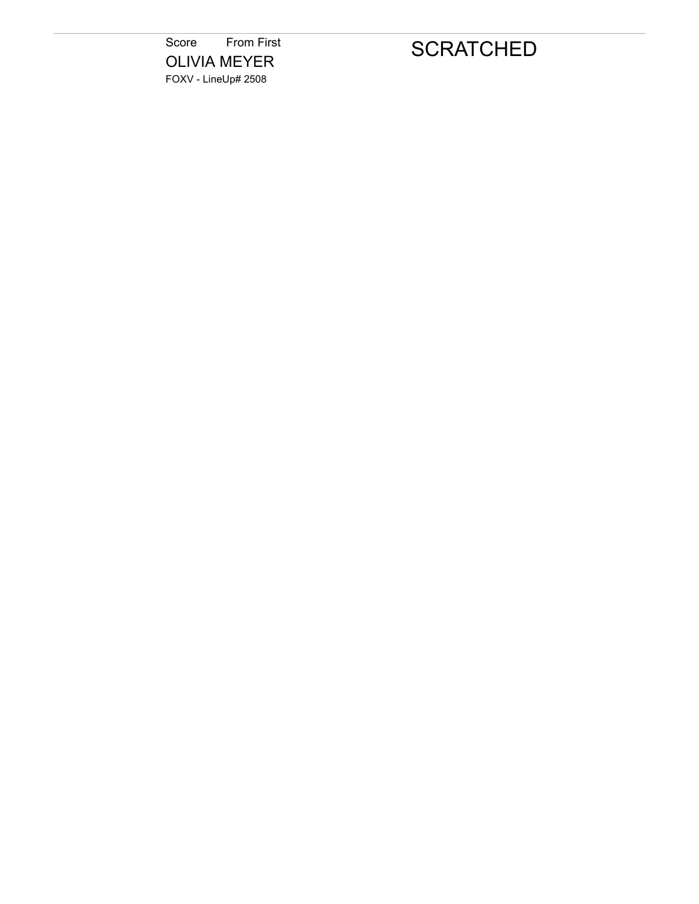Score    From First

OLIVIA MEYER

FOXV - LineUp# 2508

SCRATCHED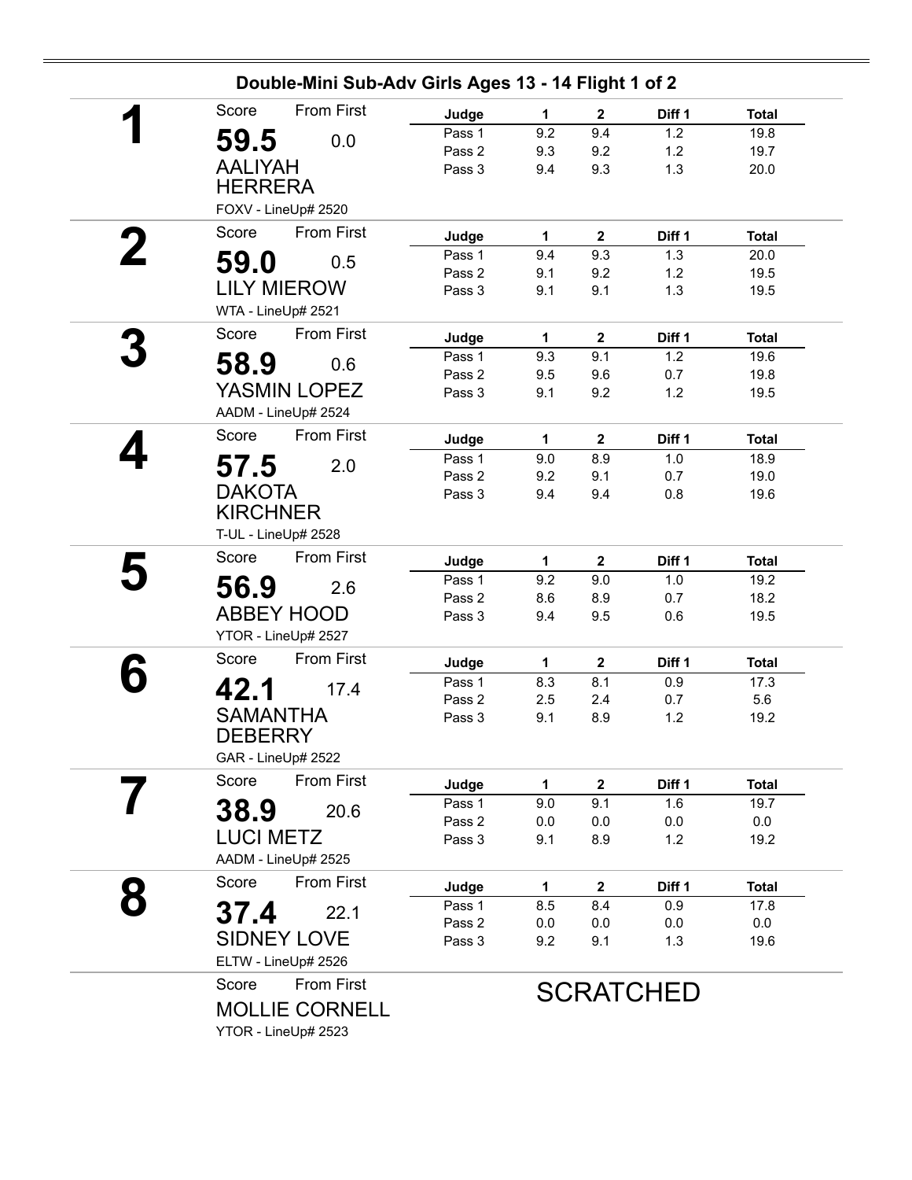## Double-Mini Sub-Adv Girls Ages 13 - 14 Flight 1 of 2

**1**

Score: **59.5** — From First: 0.0

AALIYAH HERRERA

FOXV - LineUp# 2520

| Judge | 1 | 2 | Diff 1 | Total |
|---|---|---|---|---|
| Pass 1 | 9.2 | 9.4 | 1.2 | 19.8 |
| Pass 2 | 9.3 | 9.2 | 1.2 | 19.7 |
| Pass 3 | 9.4 | 9.3 | 1.3 | 20.0 |

**2**

Score: **59.0** — From First: 0.5

LILY MIEROW

WTA - LineUp# 2521

| Judge | 1 | 2 | Diff 1 | Total |
|---|---|---|---|---|
| Pass 1 | 9.4 | 9.3 | 1.3 | 20.0 |
| Pass 2 | 9.1 | 9.2 | 1.2 | 19.5 |
| Pass 3 | 9.1 | 9.1 | 1.3 | 19.5 |

**3**

Score: **58.9** — From First: 0.6

YASMIN LOPEZ

AADM - LineUp# 2524

| Judge | 1 | 2 | Diff 1 | Total |
|---|---|---|---|---|
| Pass 1 | 9.3 | 9.1 | 1.2 | 19.6 |
| Pass 2 | 9.5 | 9.6 | 0.7 | 19.8 |
| Pass 3 | 9.1 | 9.2 | 1.2 | 19.5 |

**4**

Score: **57.5** — From First: 2.0

DAKOTA KIRCHNER

T-UL - LineUp# 2528

| Judge | 1 | 2 | Diff 1 | Total |
|---|---|---|---|---|
| Pass 1 | 9.0 | 8.9 | 1.0 | 18.9 |
| Pass 2 | 9.2 | 9.1 | 0.7 | 19.0 |
| Pass 3 | 9.4 | 9.4 | 0.8 | 19.6 |

**5**

Score: **56.9** — From First: 2.6

ABBEY HOOD

YTOR - LineUp# 2527

| Judge | 1 | 2 | Diff 1 | Total |
|---|---|---|---|---|
| Pass 1 | 9.2 | 9.0 | 1.0 | 19.2 |
| Pass 2 | 8.6 | 8.9 | 0.7 | 18.2 |
| Pass 3 | 9.4 | 9.5 | 0.6 | 19.5 |

**6**

Score: **42.1** — From First: 17.4

SAMANTHA DEBERRY

GAR - LineUp# 2522

| Judge | 1 | 2 | Diff 1 | Total |
|---|---|---|---|---|
| Pass 1 | 8.3 | 8.1 | 0.9 | 17.3 |
| Pass 2 | 2.5 | 2.4 | 0.7 | 5.6 |
| Pass 3 | 9.1 | 8.9 | 1.2 | 19.2 |

**7**

Score: **38.9** — From First: 20.6

LUCI METZ

AADM - LineUp# 2525

| Judge | 1 | 2 | Diff 1 | Total |
|---|---|---|---|---|
| Pass 1 | 9.0 | 9.1 | 1.6 | 19.7 |
| Pass 2 | 0.0 | 0.0 | 0.0 | 0.0 |
| Pass 3 | 9.1 | 8.9 | 1.2 | 19.2 |

**8**

Score: **37.4** — From First: 22.1

SIDNEY LOVE

ELTW - LineUp# 2526

| Judge | 1 | 2 | Diff 1 | Total |
|---|---|---|---|---|
| Pass 1 | 8.5 | 8.4 | 0.9 | 17.8 |
| Pass 2 | 0.0 | 0.0 | 0.0 | 0.0 |
| Pass 3 | 9.2 | 9.1 | 1.3 | 19.6 |

Score — From First

MOLLIE CORNELL

YTOR - LineUp# 2523

SCRATCHED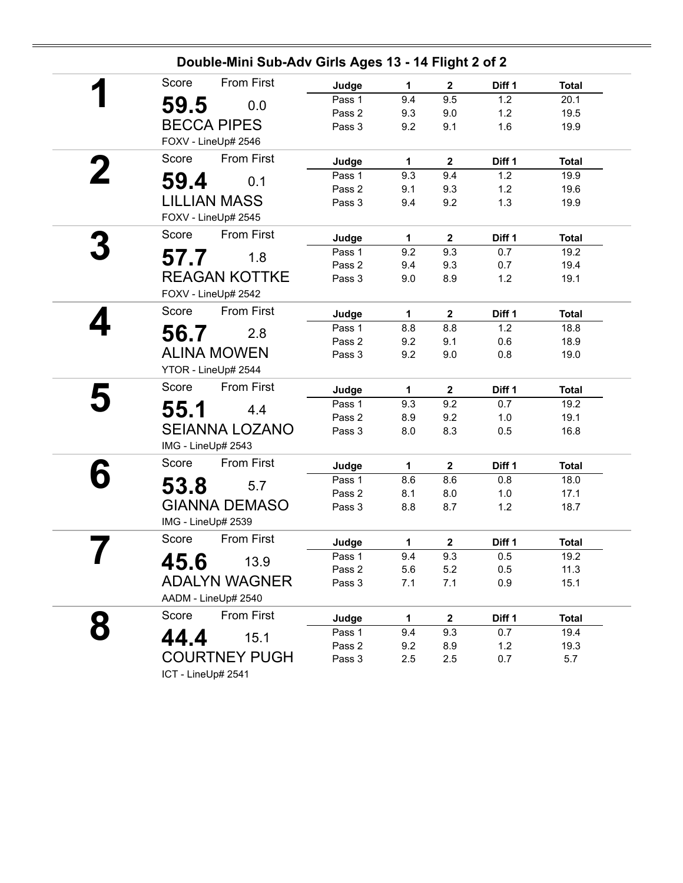## Double-Mini Sub-Adv Girls Ages 13 - 14 Flight 2 of 2

**1**

Score: **59.5** From First: 0.0

BECCA PIPES

FOXV - LineUp# 2546

| Judge | 1 | 2 | Diff 1 | Total |
|---|---|---|---|---|
| Pass 1 | 9.4 | 9.5 | 1.2 | 20.1 |
| Pass 2 | 9.3 | 9.0 | 1.2 | 19.5 |
| Pass 3 | 9.2 | 9.1 | 1.6 | 19.9 |

**2**

Score: **59.4** From First: 0.1

LILLIAN MASS

FOXV - LineUp# 2545

| Judge | 1 | 2 | Diff 1 | Total |
|---|---|---|---|---|
| Pass 1 | 9.3 | 9.4 | 1.2 | 19.9 |
| Pass 2 | 9.1 | 9.3 | 1.2 | 19.6 |
| Pass 3 | 9.4 | 9.2 | 1.3 | 19.9 |

**3**

Score: **57.7** From First: 1.8

REAGAN KOTTKE

FOXV - LineUp# 2542

| Judge | 1 | 2 | Diff 1 | Total |
|---|---|---|---|---|
| Pass 1 | 9.2 | 9.3 | 0.7 | 19.2 |
| Pass 2 | 9.4 | 9.3 | 0.7 | 19.4 |
| Pass 3 | 9.0 | 8.9 | 1.2 | 19.1 |

**4**

Score: **56.7** From First: 2.8

ALINA MOWEN

YTOR - LineUp# 2544

| Judge | 1 | 2 | Diff 1 | Total |
|---|---|---|---|---|
| Pass 1 | 8.8 | 8.8 | 1.2 | 18.8 |
| Pass 2 | 9.2 | 9.1 | 0.6 | 18.9 |
| Pass 3 | 9.2 | 9.0 | 0.8 | 19.0 |

**5**

Score: **55.1** From First: 4.4

SEIANNA LOZANO

IMG - LineUp# 2543

| Judge | 1 | 2 | Diff 1 | Total |
|---|---|---|---|---|
| Pass 1 | 9.3 | 9.2 | 0.7 | 19.2 |
| Pass 2 | 8.9 | 9.2 | 1.0 | 19.1 |
| Pass 3 | 8.0 | 8.3 | 0.5 | 16.8 |

**6**

Score: **53.8** From First: 5.7

GIANNA DEMASO

IMG - LineUp# 2539

| Judge | 1 | 2 | Diff 1 | Total |
|---|---|---|---|---|
| Pass 1 | 8.6 | 8.6 | 0.8 | 18.0 |
| Pass 2 | 8.1 | 8.0 | 1.0 | 17.1 |
| Pass 3 | 8.8 | 8.7 | 1.2 | 18.7 |

**7**

Score: **45.6** From First: 13.9

ADALYN WAGNER

AADM - LineUp# 2540

| Judge | 1 | 2 | Diff 1 | Total |
|---|---|---|---|---|
| Pass 1 | 9.4 | 9.3 | 0.5 | 19.2 |
| Pass 2 | 5.6 | 5.2 | 0.5 | 11.3 |
| Pass 3 | 7.1 | 7.1 | 0.9 | 15.1 |

**8**

Score: **44.4** From First: 15.1

COURTNEY PUGH

ICT - LineUp# 2541

| Judge | 1 | 2 | Diff 1 | Total |
|---|---|---|---|---|
| Pass 1 | 9.4 | 9.3 | 0.7 | 19.4 |
| Pass 2 | 9.2 | 8.9 | 1.2 | 19.3 |
| Pass 3 | 2.5 | 2.5 | 0.7 | 5.7 |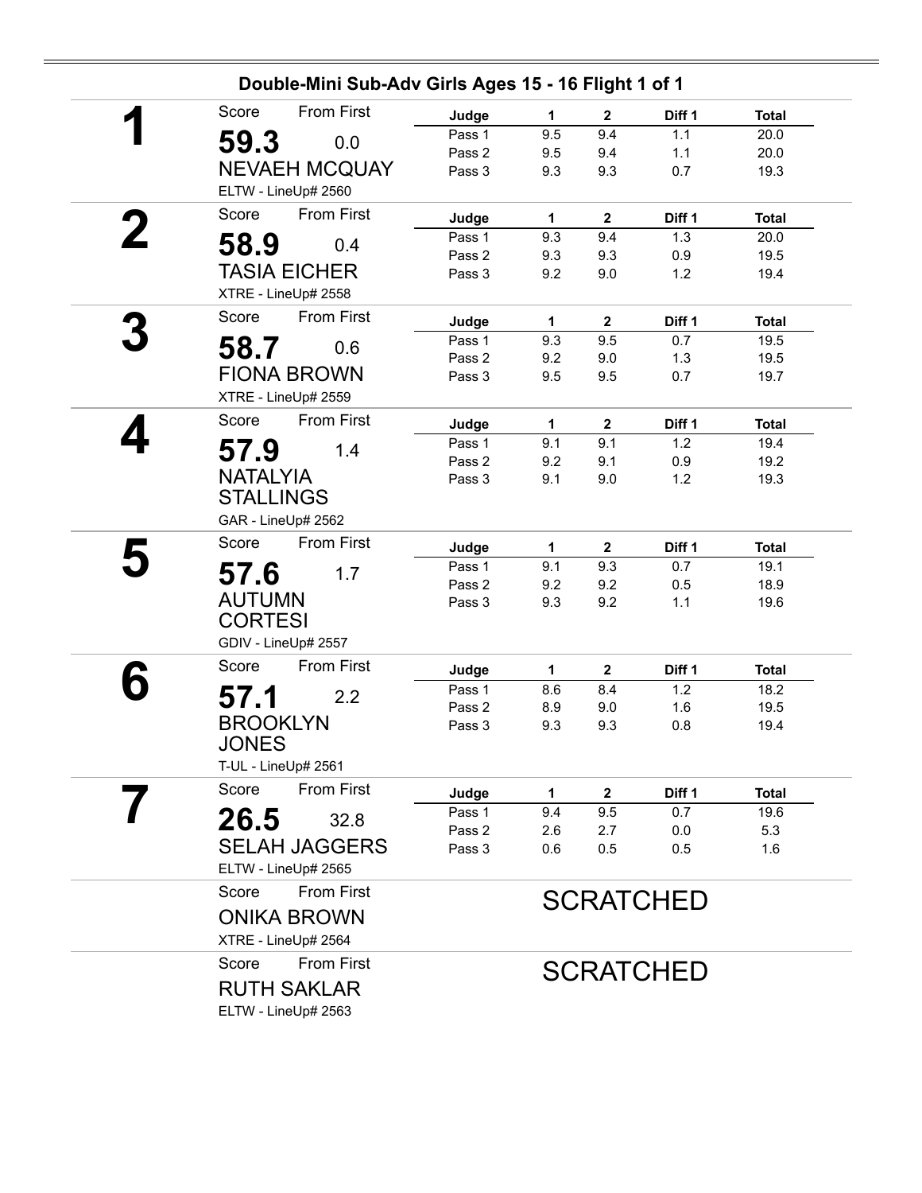## Double-Mini Sub-Adv Girls Ages 15 - 16 Flight 1 of 1

**1**

Score: **59.3** From First: 0.0

NEVAEH MCQUAY

ELTW - LineUp# 2560

| Judge | 1 | 2 | Diff 1 | Total |
|---|---|---|---|---|
| Pass 1 | 9.5 | 9.4 | 1.1 | 20.0 |
| Pass 2 | 9.5 | 9.4 | 1.1 | 20.0 |
| Pass 3 | 9.3 | 9.3 | 0.7 | 19.3 |

**2**

Score: **58.9** From First: 0.4

TASIA EICHER

XTRE - LineUp# 2558

| Judge | 1 | 2 | Diff 1 | Total |
|---|---|---|---|---|
| Pass 1 | 9.3 | 9.4 | 1.3 | 20.0 |
| Pass 2 | 9.3 | 9.3 | 0.9 | 19.5 |
| Pass 3 | 9.2 | 9.0 | 1.2 | 19.4 |

**3**

Score: **58.7** From First: 0.6

FIONA BROWN

XTRE - LineUp# 2559

| Judge | 1 | 2 | Diff 1 | Total |
|---|---|---|---|---|
| Pass 1 | 9.3 | 9.5 | 0.7 | 19.5 |
| Pass 2 | 9.2 | 9.0 | 1.3 | 19.5 |
| Pass 3 | 9.5 | 9.5 | 0.7 | 19.7 |

**4**

Score: **57.9** From First: 1.4

NATALYIA STALLINGS

GAR - LineUp# 2562

| Judge | 1 | 2 | Diff 1 | Total |
|---|---|---|---|---|
| Pass 1 | 9.1 | 9.1 | 1.2 | 19.4 |
| Pass 2 | 9.2 | 9.1 | 0.9 | 19.2 |
| Pass 3 | 9.1 | 9.0 | 1.2 | 19.3 |

**5**

Score: **57.6** From First: 1.7

AUTUMN CORTESI

GDIV - LineUp# 2557

| Judge | 1 | 2 | Diff 1 | Total |
|---|---|---|---|---|
| Pass 1 | 9.1 | 9.3 | 0.7 | 19.1 |
| Pass 2 | 9.2 | 9.2 | 0.5 | 18.9 |
| Pass 3 | 9.3 | 9.2 | 1.1 | 19.6 |

**6**

Score: **57.1** From First: 2.2

BROOKLYN JONES

T-UL - LineUp# 2561

| Judge | 1 | 2 | Diff 1 | Total |
|---|---|---|---|---|
| Pass 1 | 8.6 | 8.4 | 1.2 | 18.2 |
| Pass 2 | 8.9 | 9.0 | 1.6 | 19.5 |
| Pass 3 | 9.3 | 9.3 | 0.8 | 19.4 |

**7**

Score: **26.5** From First: 32.8

SELAH JAGGERS

ELTW - LineUp# 2565

| Judge | 1 | 2 | Diff 1 | Total |
|---|---|---|---|---|
| Pass 1 | 9.4 | 9.5 | 0.7 | 19.6 |
| Pass 2 | 2.6 | 2.7 | 0.0 | 5.3 |
| Pass 3 | 0.6 | 0.5 | 0.5 | 1.6 |

Score From First

ONIKA BROWN

XTRE - LineUp# 2564

SCRATCHED

Score From First

RUTH SAKLAR

ELTW - LineUp# 2563

SCRATCHED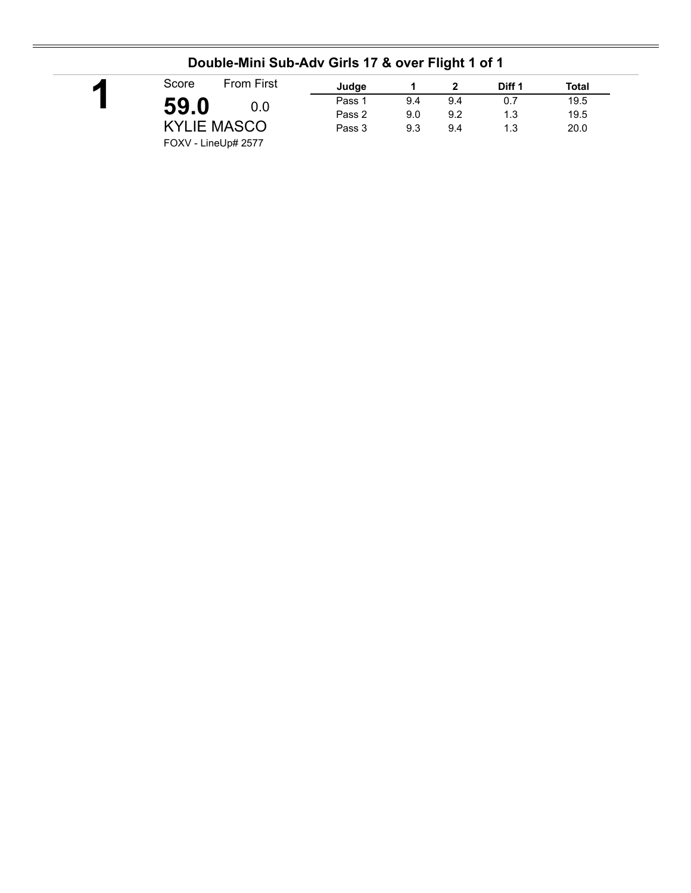## Double-Mini Sub-Adv Girls 17 & over Flight 1 of 1

**1**

Score: **59.0** From First: 0.0

KYLIE MASCO

FOXV - LineUp# 2577

| Judge | 1 | 2 | Diff 1 | Total |
|---|---|---|---|---|
| Pass 1 | 9.4 | 9.4 | 0.7 | 19.5 |
| Pass 2 | 9.0 | 9.2 | 1.3 | 19.5 |
| Pass 3 | 9.3 | 9.4 | 1.3 | 20.0 |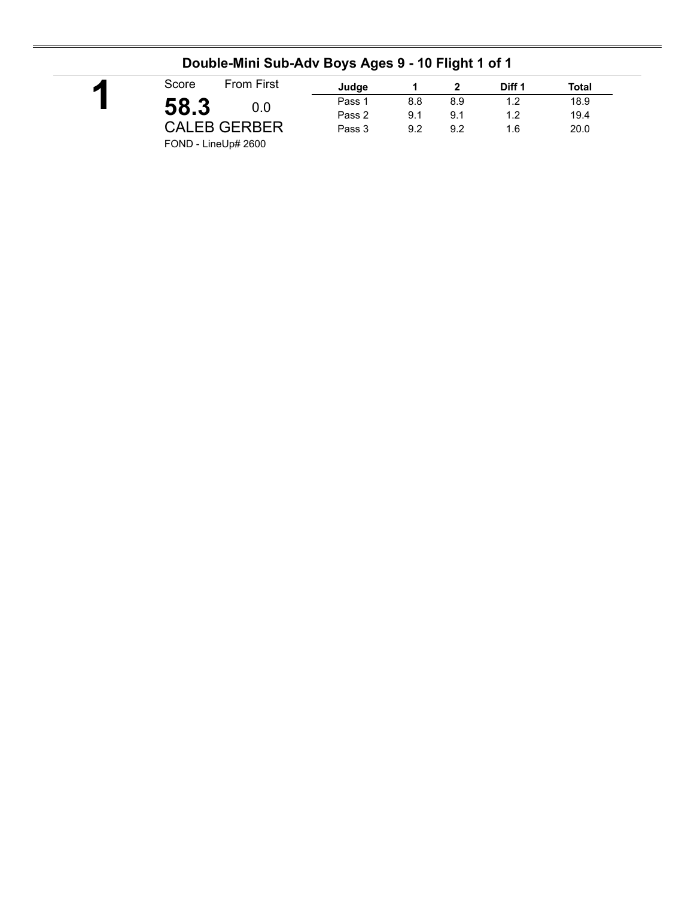## Double-Mini Sub-Adv Boys Ages 9 - 10 Flight 1 of 1

**1**

Score From First

**58.3** 0.0

CALEB GERBER

FOND - LineUp# 2600

| Judge | 1 | 2 | Diff 1 | Total |
|---|---|---|---|---|
| Pass 1 | 8.8 | 8.9 | 1.2 | 18.9 |
| Pass 2 | 9.1 | 9.1 | 1.2 | 19.4 |
| Pass 3 | 9.2 | 9.2 | 1.6 | 20.0 |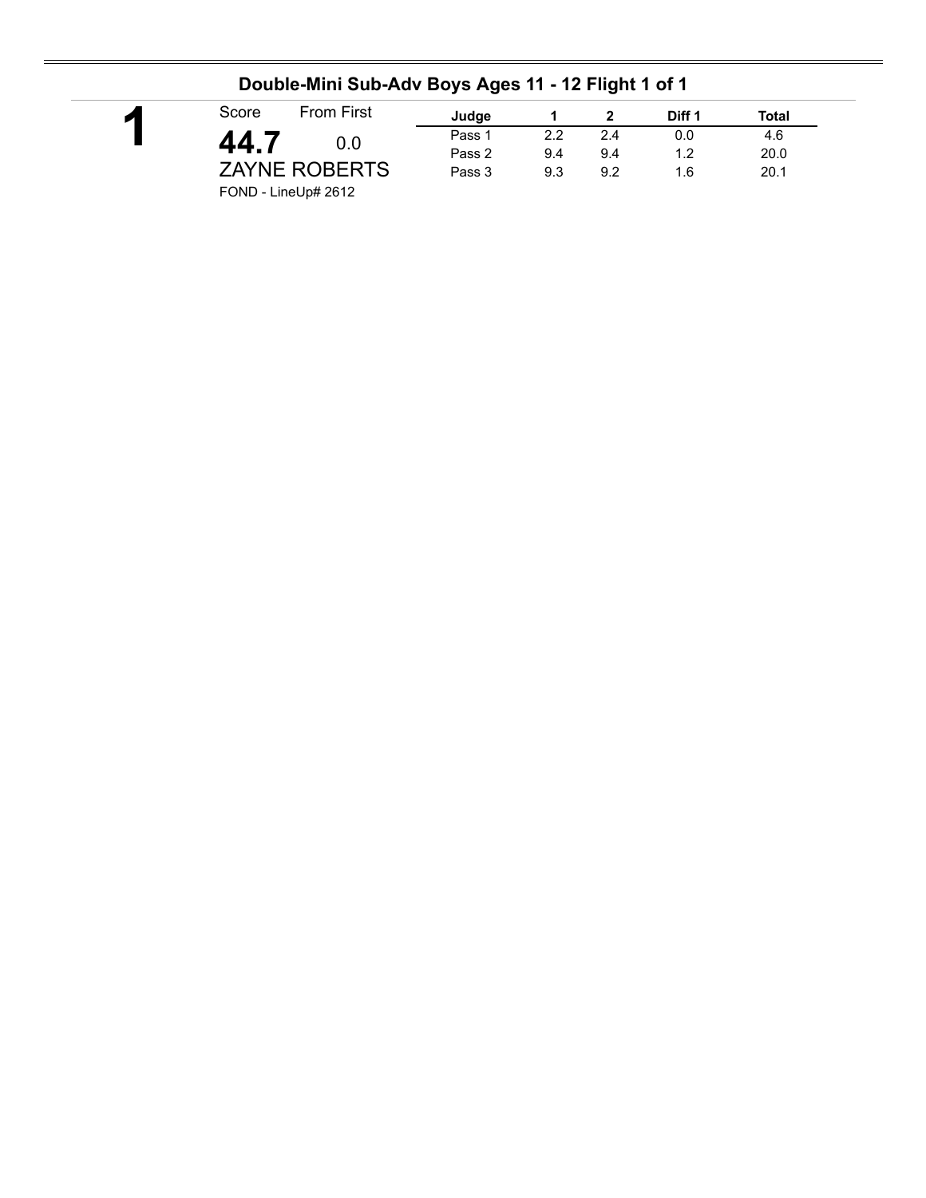## Double-Mini Sub-Adv Boys Ages 11 - 12 Flight 1 of 1

**1**

Score: **44.7** From First: 0.0

ZAYNE ROBERTS

FOND - LineUp# 2612

| Judge | 1 | 2 | Diff 1 | Total |
|---|---|---|---|---|
| Pass 1 | 2.2 | 2.4 | 0.0 | 4.6 |
| Pass 2 | 9.4 | 9.4 | 1.2 | 20.0 |
| Pass 3 | 9.3 | 9.2 | 1.6 | 20.1 |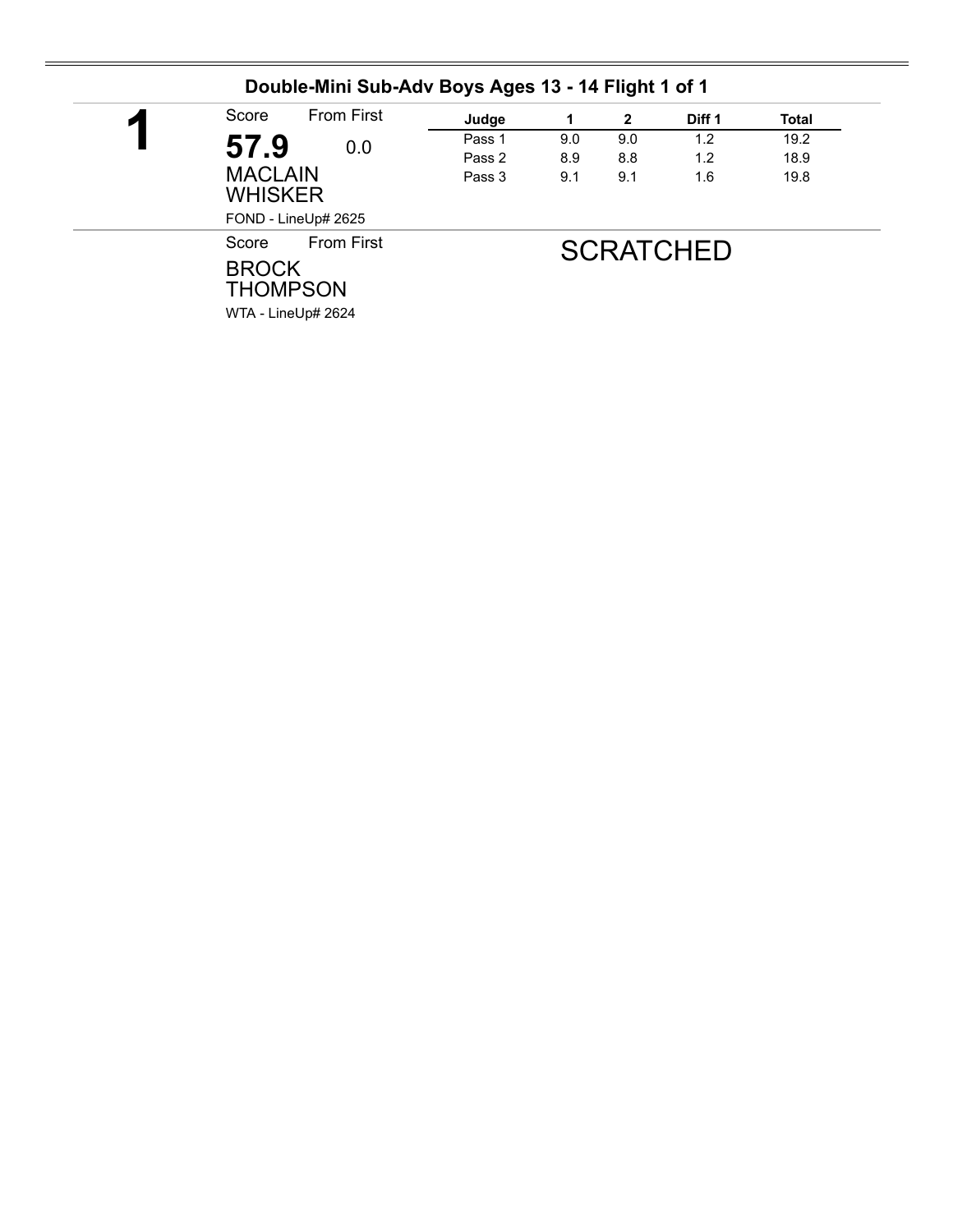## Double-Mini Sub-Adv Boys Ages 13 - 14 Flight 1 of 1

**1**

Score From First

**57.9** 0.0

MACLAIN WHISKER

FOND - LineUp# 2625

| Judge | 1 | 2 | Diff 1 | Total |
|---|---|---|---|---|
| Pass 1 | 9.0 | 9.0 | 1.2 | 19.2 |
| Pass 2 | 8.9 | 8.8 | 1.2 | 18.9 |
| Pass 3 | 9.1 | 9.1 | 1.6 | 19.8 |

Score From First

BROCK THOMPSON

WTA - LineUp# 2624

SCRATCHED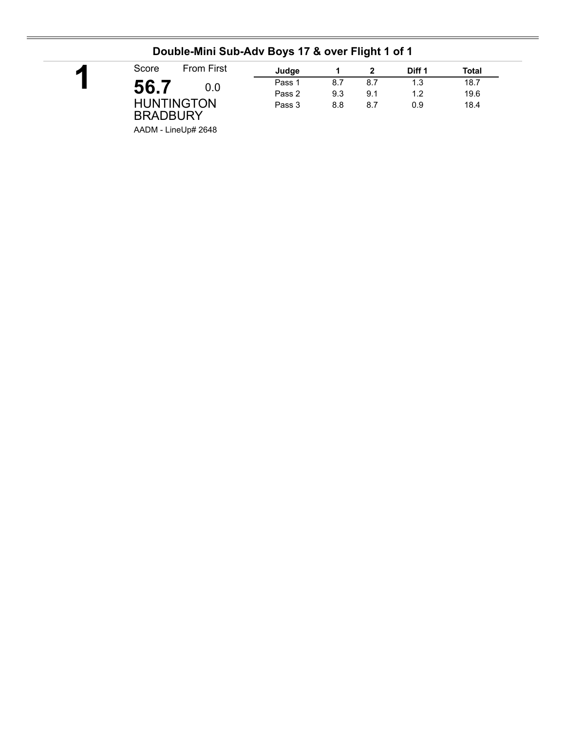## Double-Mini Sub-Adv Boys 17 & over Flight 1 of 1

**1**

Score: **56.7** From First: 0.0

HUNTINGTON BRADBURY

AADM - LineUp# 2648

| Judge | 1 | 2 | Diff 1 | Total |
|---|---|---|---|---|
| Pass 1 | 8.7 | 8.7 | 1.3 | 18.7 |
| Pass 2 | 9.3 | 9.1 | 1.2 | 19.6 |
| Pass 3 | 8.8 | 8.7 | 0.9 | 18.4 |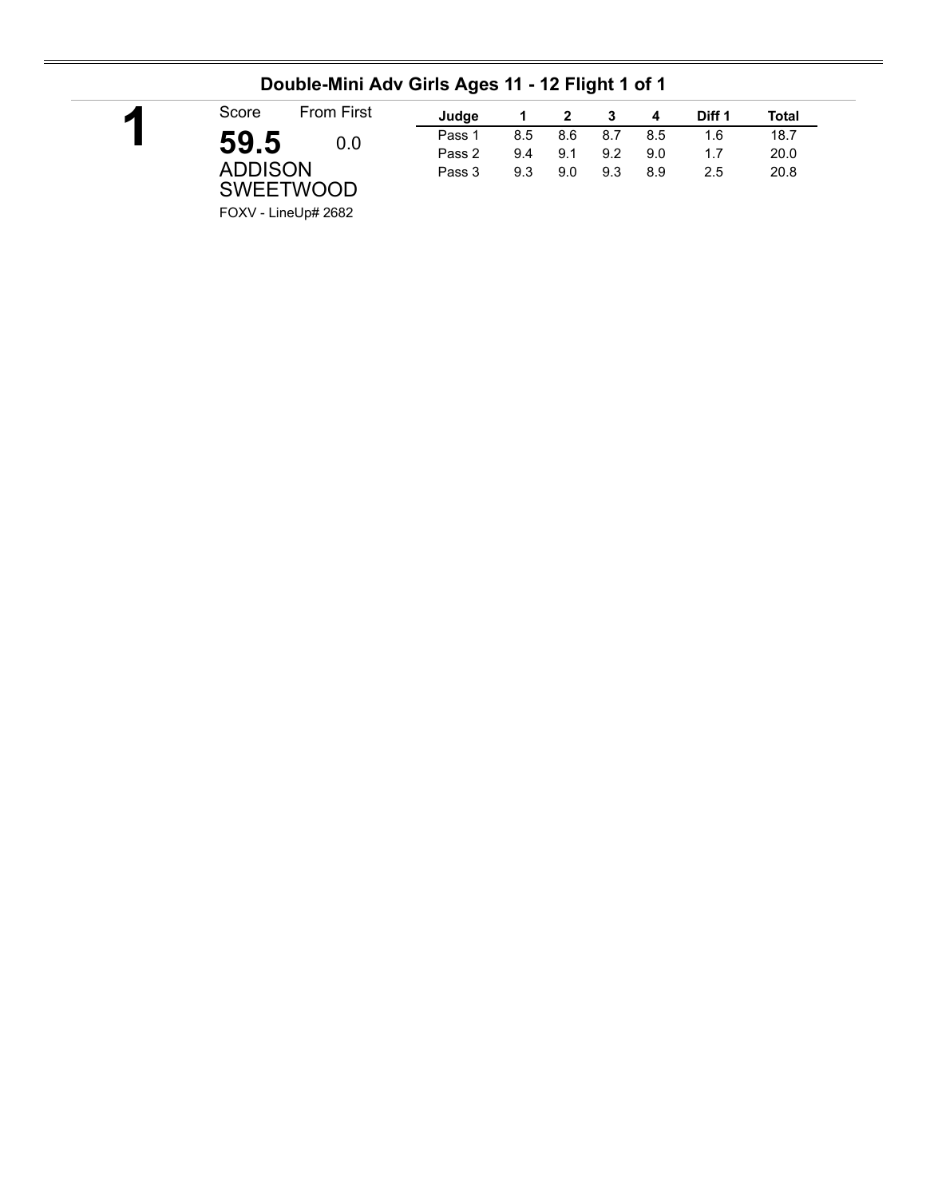## Double-Mini Adv Girls Ages 11 - 12 Flight 1 of 1

**1**

| Score | From First |
|---|---|
| **59.5** | 0.0 |

ADDISON SWEETWOOD

FOXV - LineUp# 2682

| Judge | 1 | 2 | 3 | 4 | Diff 1 | Total |
|---|---|---|---|---|---|---|
| Pass 1 | 8.5 | 8.6 | 8.7 | 8.5 | 1.6 | 18.7 |
| Pass 2 | 9.4 | 9.1 | 9.2 | 9.0 | 1.7 | 20.0 |
| Pass 3 | 9.3 | 9.0 | 9.3 | 8.9 | 2.5 | 20.8 |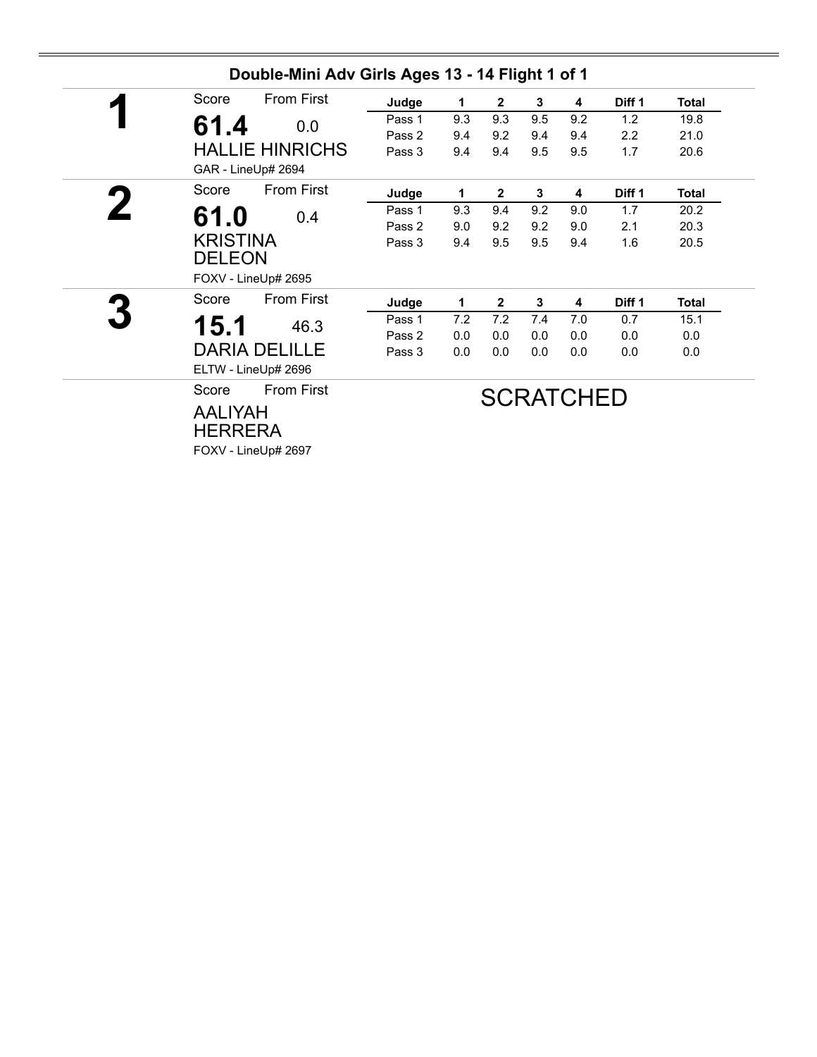## Double-Mini Adv Girls Ages 13 - 14 Flight 1 of 1

**1**

Score: **61.4** — From First: 0.0

HALLIE HINRICHS

GAR - LineUp# 2694

| Judge | 1 | 2 | 3 | 4 | Diff 1 | Total |
|---|---|---|---|---|---|---|
| Pass 1 | 9.3 | 9.3 | 9.5 | 9.2 | 1.2 | 19.8 |
| Pass 2 | 9.4 | 9.2 | 9.4 | 9.4 | 2.2 | 21.0 |
| Pass 3 | 9.4 | 9.4 | 9.5 | 9.5 | 1.7 | 20.6 |

**2**

Score: **61.0** — From First: 0.4

KRISTINA DELEON

FOXV - LineUp# 2695

| Judge | 1 | 2 | 3 | 4 | Diff 1 | Total |
|---|---|---|---|---|---|---|
| Pass 1 | 9.3 | 9.4 | 9.2 | 9.0 | 1.7 | 20.2 |
| Pass 2 | 9.0 | 9.2 | 9.2 | 9.0 | 2.1 | 20.3 |
| Pass 3 | 9.4 | 9.5 | 9.5 | 9.4 | 1.6 | 20.5 |

**3**

Score: **15.1** — From First: 46.3

DARIA DELILLE

ELTW - LineUp# 2696

| Judge | 1 | 2 | 3 | 4 | Diff 1 | Total |
|---|---|---|---|---|---|---|
| Pass 1 | 7.2 | 7.2 | 7.4 | 7.0 | 0.7 | 15.1 |
| Pass 2 | 0.0 | 0.0 | 0.0 | 0.0 | 0.0 | 0.0 |
| Pass 3 | 0.0 | 0.0 | 0.0 | 0.0 | 0.0 | 0.0 |

Score — From First

AALIYAH HERRERA

FOXV - LineUp# 2697

SCRATCHED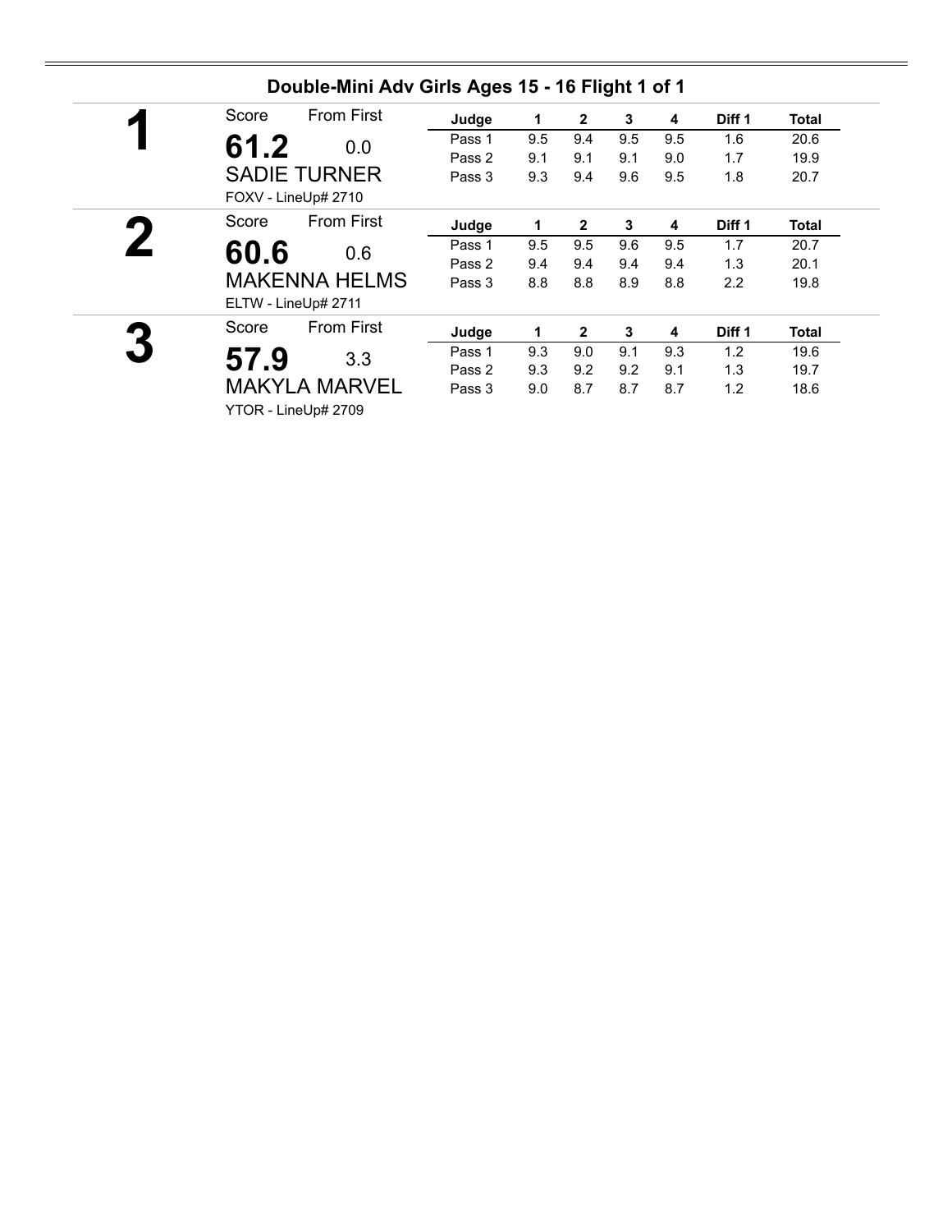## Double-Mini Adv Girls Ages 15 - 16 Flight 1 of 1

**1**

Score: **61.2** — From First: 0.0

SADIE TURNER

FOXV - LineUp# 2710

| Judge | 1 | 2 | 3 | 4 | Diff 1 | Total |
|---|---|---|---|---|---|---|
| Pass 1 | 9.5 | 9.4 | 9.5 | 9.5 | 1.6 | 20.6 |
| Pass 2 | 9.1 | 9.1 | 9.1 | 9.0 | 1.7 | 19.9 |
| Pass 3 | 9.3 | 9.4 | 9.6 | 9.5 | 1.8 | 20.7 |

**2**

Score: **60.6** — From First: 0.6

MAKENNA HELMS

ELTW - LineUp# 2711

| Judge | 1 | 2 | 3 | 4 | Diff 1 | Total |
|---|---|---|---|---|---|---|
| Pass 1 | 9.5 | 9.5 | 9.6 | 9.5 | 1.7 | 20.7 |
| Pass 2 | 9.4 | 9.4 | 9.4 | 9.4 | 1.3 | 20.1 |
| Pass 3 | 8.8 | 8.8 | 8.9 | 8.8 | 2.2 | 19.8 |

**3**

Score: **57.9** — From First: 3.3

MAKYLA MARVEL

YTOR - LineUp# 2709

| Judge | 1 | 2 | 3 | 4 | Diff 1 | Total |
|---|---|---|---|---|---|---|
| Pass 1 | 9.3 | 9.0 | 9.1 | 9.3 | 1.2 | 19.6 |
| Pass 2 | 9.3 | 9.2 | 9.2 | 9.1 | 1.3 | 19.7 |
| Pass 3 | 9.0 | 8.7 | 8.7 | 8.7 | 1.2 | 18.6 |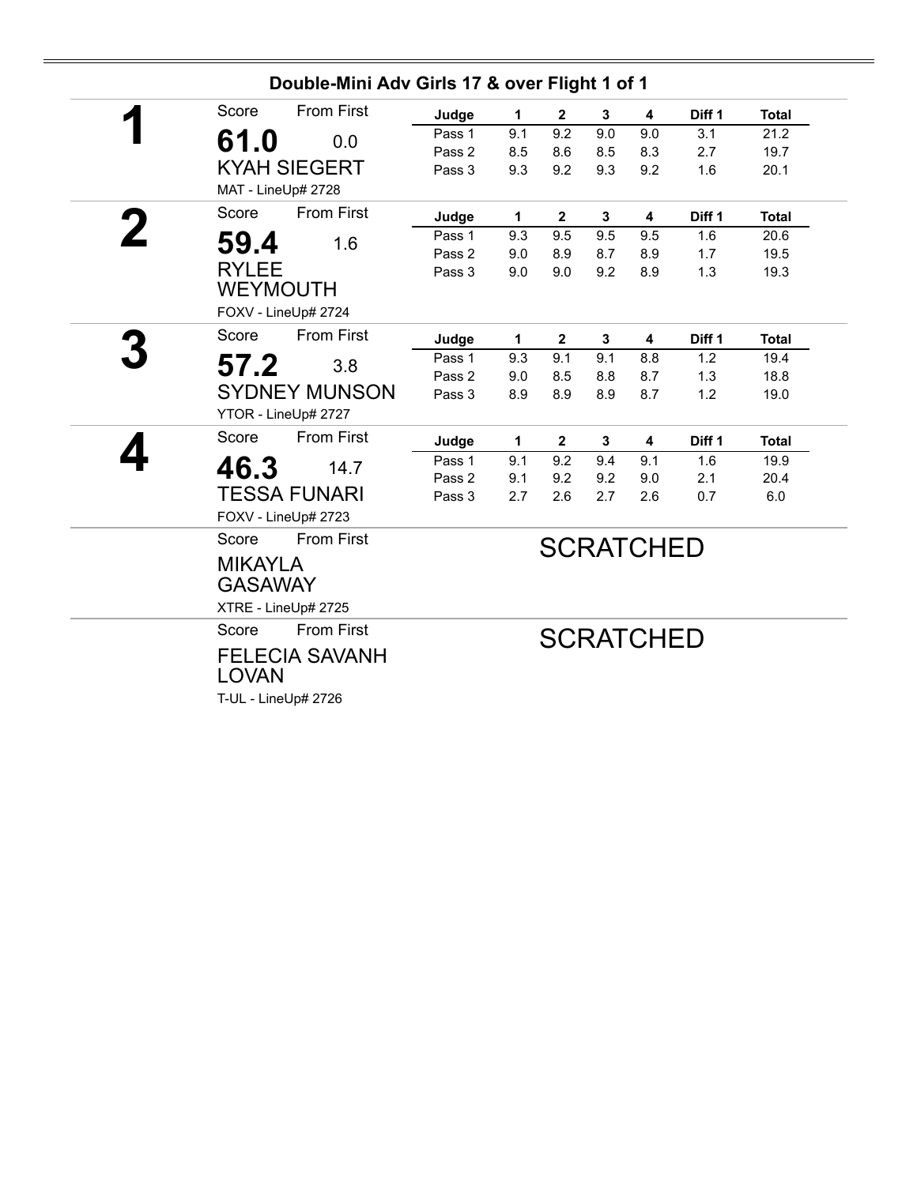## Double-Mini Adv Girls 17 & over Flight 1 of 1

**1**

Score: **61.0** From First: 0.0

KYAH SIEGERT

MAT - LineUp# 2728

| Judge | 1 | 2 | 3 | 4 | Diff 1 | Total |
|---|---|---|---|---|---|---|
| Pass 1 | 9.1 | 9.2 | 9.0 | 9.0 | 3.1 | 21.2 |
| Pass 2 | 8.5 | 8.6 | 8.5 | 8.3 | 2.7 | 19.7 |
| Pass 3 | 9.3 | 9.2 | 9.3 | 9.2 | 1.6 | 20.1 |

**2**

Score: **59.4** From First: 1.6

RYLEE WEYMOUTH

FOXV - LineUp# 2724

| Judge | 1 | 2 | 3 | 4 | Diff 1 | Total |
|---|---|---|---|---|---|---|
| Pass 1 | 9.3 | 9.5 | 9.5 | 9.5 | 1.6 | 20.6 |
| Pass 2 | 9.0 | 8.9 | 8.7 | 8.9 | 1.7 | 19.5 |
| Pass 3 | 9.0 | 9.0 | 9.2 | 8.9 | 1.3 | 19.3 |

**3**

Score: **57.2** From First: 3.8

SYDNEY MUNSON

YTOR - LineUp# 2727

| Judge | 1 | 2 | 3 | 4 | Diff 1 | Total |
|---|---|---|---|---|---|---|
| Pass 1 | 9.3 | 9.1 | 9.1 | 8.8 | 1.2 | 19.4 |
| Pass 2 | 9.0 | 8.5 | 8.8 | 8.7 | 1.3 | 18.8 |
| Pass 3 | 8.9 | 8.9 | 8.9 | 8.7 | 1.2 | 19.0 |

**4**

Score: **46.3** From First: 14.7

TESSA FUNARI

FOXV - LineUp# 2723

| Judge | 1 | 2 | 3 | 4 | Diff 1 | Total |
|---|---|---|---|---|---|---|
| Pass 1 | 9.1 | 9.2 | 9.4 | 9.1 | 1.6 | 19.9 |
| Pass 2 | 9.1 | 9.2 | 9.2 | 9.0 | 2.1 | 20.4 |
| Pass 3 | 2.7 | 2.6 | 2.7 | 2.6 | 0.7 | 6.0 |

Score From First

MIKAYLA GASAWAY

XTRE - LineUp# 2725

SCRATCHED

Score From First

FELECIA SAVANH LOVAN

T-UL - LineUp# 2726

SCRATCHED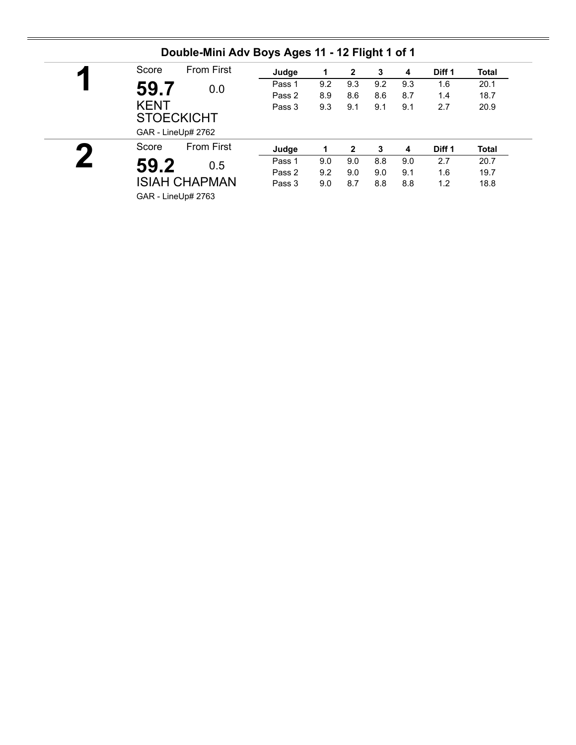## Double-Mini Adv Boys Ages 11 - 12 Flight 1 of 1

**1**

Score: **59.7** From First: 0.0

KENT STOECKICHT

GAR - LineUp# 2762

| Judge | 1 | 2 | 3 | 4 | Diff 1 | Total |
|---|---|---|---|---|---|---|
| Pass 1 | 9.2 | 9.3 | 9.2 | 9.3 | 1.6 | 20.1 |
| Pass 2 | 8.9 | 8.6 | 8.6 | 8.7 | 1.4 | 18.7 |
| Pass 3 | 9.3 | 9.1 | 9.1 | 9.1 | 2.7 | 20.9 |

**2**

Score: **59.2** From First: 0.5

ISIAH CHAPMAN

GAR - LineUp# 2763

| Judge | 1 | 2 | 3 | 4 | Diff 1 | Total |
|---|---|---|---|---|---|---|
| Pass 1 | 9.0 | 9.0 | 8.8 | 9.0 | 2.7 | 20.7 |
| Pass 2 | 9.2 | 9.0 | 9.0 | 9.1 | 1.6 | 19.7 |
| Pass 3 | 9.0 | 8.7 | 8.8 | 8.8 | 1.2 | 18.8 |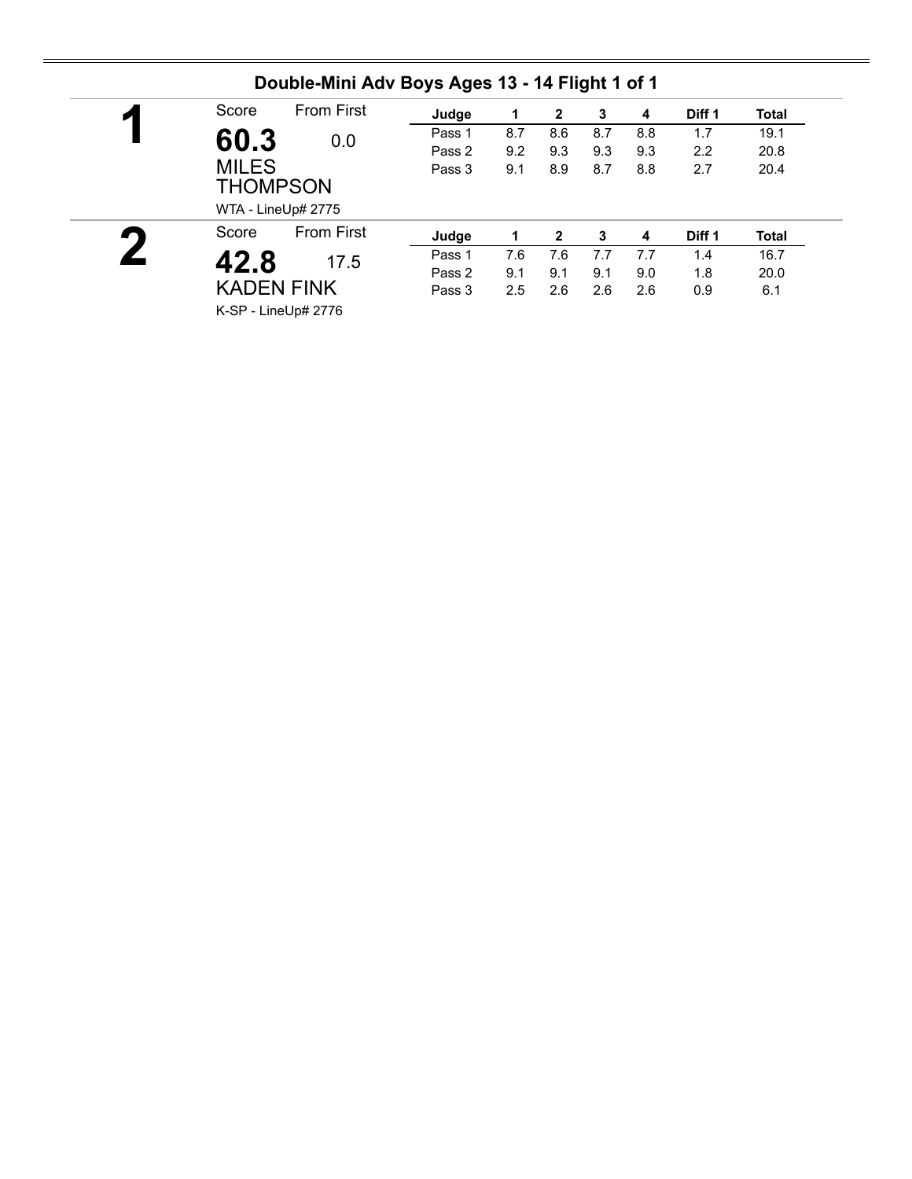## Double-Mini Adv Boys Ages 13 - 14 Flight 1 of 1

**1**

Score: **60.3** From First: 0.0

MILES THOMPSON

WTA - LineUp# 2775

| Judge | 1 | 2 | 3 | 4 | Diff 1 | Total |
|---|---|---|---|---|---|---|
| Pass 1 | 8.7 | 8.6 | 8.7 | 8.8 | 1.7 | 19.1 |
| Pass 2 | 9.2 | 9.3 | 9.3 | 9.3 | 2.2 | 20.8 |
| Pass 3 | 9.1 | 8.9 | 8.7 | 8.8 | 2.7 | 20.4 |

**2**

Score: **42.8** From First: 17.5

KADEN FINK

K-SP - LineUp# 2776

| Judge | 1 | 2 | 3 | 4 | Diff 1 | Total |
|---|---|---|---|---|---|---|
| Pass 1 | 7.6 | 7.6 | 7.7 | 7.7 | 1.4 | 16.7 |
| Pass 2 | 9.1 | 9.1 | 9.1 | 9.0 | 1.8 | 20.0 |
| Pass 3 | 2.5 | 2.6 | 2.6 | 2.6 | 0.9 | 6.1 |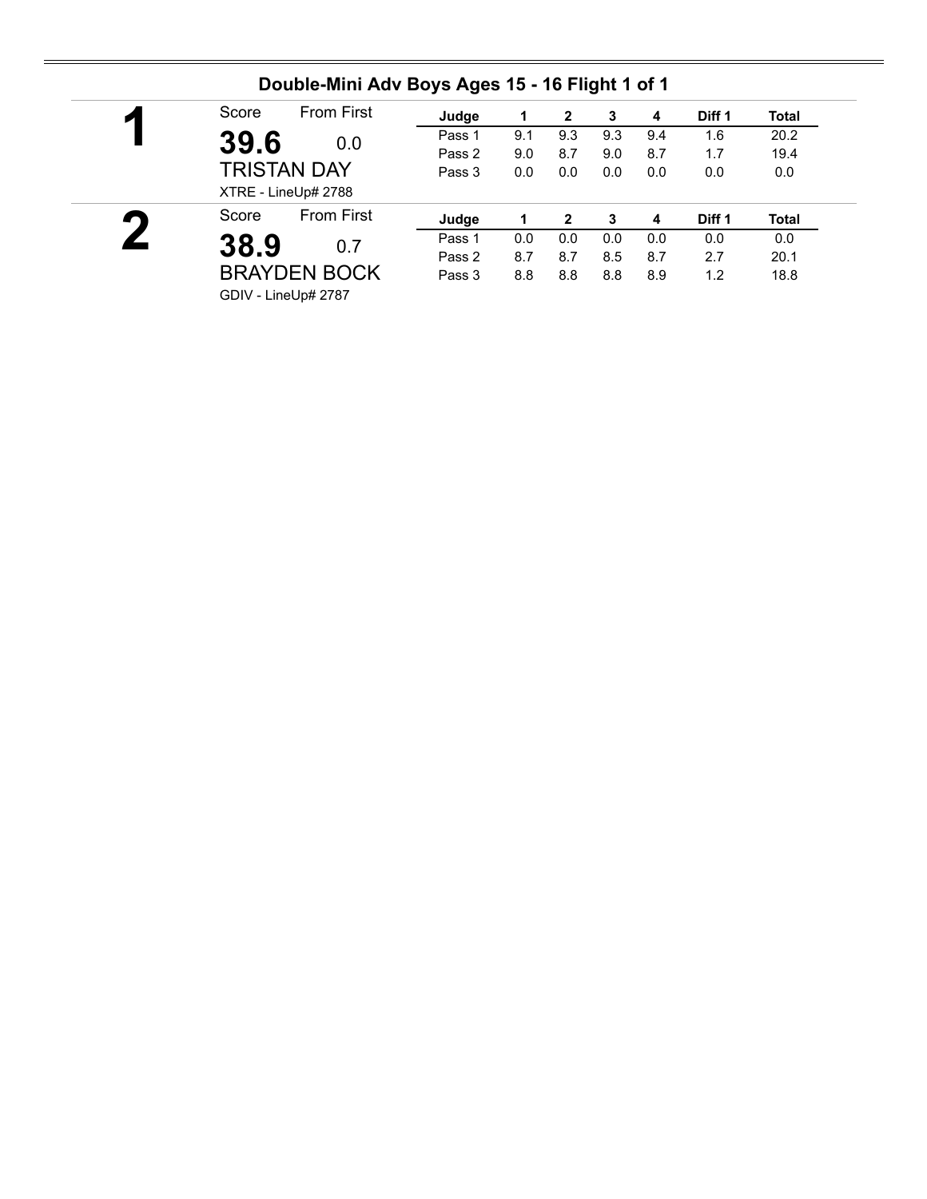## Double-Mini Adv Boys Ages 15 - 16 Flight 1 of 1

**1**

Score: **39.6** From First: 0.0

TRISTAN DAY

XTRE - LineUp# 2788

| Judge | 1 | 2 | 3 | 4 | Diff 1 | Total |
|---|---|---|---|---|---|---|
| Pass 1 | 9.1 | 9.3 | 9.3 | 9.4 | 1.6 | 20.2 |
| Pass 2 | 9.0 | 8.7 | 9.0 | 8.7 | 1.7 | 19.4 |
| Pass 3 | 0.0 | 0.0 | 0.0 | 0.0 | 0.0 | 0.0 |

**2**

Score: **38.9** From First: 0.7

BRAYDEN BOCK

GDIV - LineUp# 2787

| Judge | 1 | 2 | 3 | 4 | Diff 1 | Total |
|---|---|---|---|---|---|---|
| Pass 1 | 0.0 | 0.0 | 0.0 | 0.0 | 0.0 | 0.0 |
| Pass 2 | 8.7 | 8.7 | 8.5 | 8.7 | 2.7 | 20.1 |
| Pass 3 | 8.8 | 8.8 | 8.8 | 8.9 | 1.2 | 18.8 |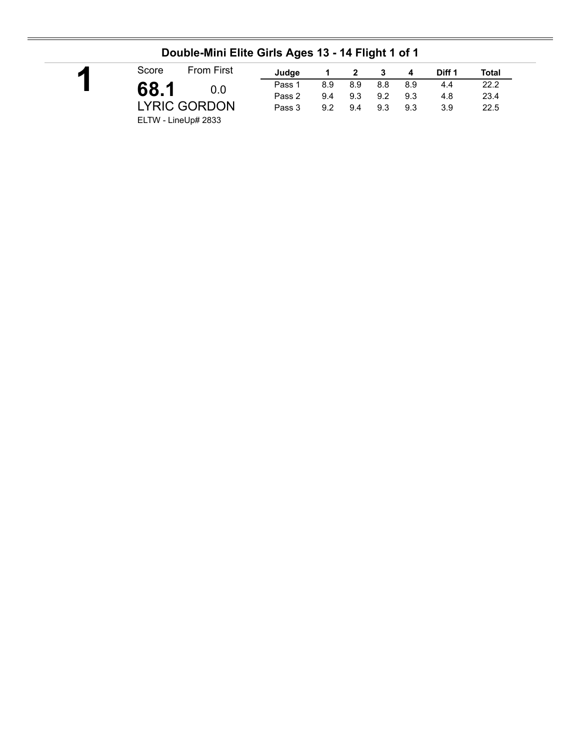## Double-Mini Elite Girls Ages 13 - 14 Flight 1 of 1

**1**

Score: **68.1** From First: 0.0

LYRIC GORDON

ELTW - LineUp# 2833

| Judge | 1 | 2 | 3 | 4 | Diff 1 | Total |
|---|---|---|---|---|---|---|
| Pass 1 | 8.9 | 8.9 | 8.8 | 8.9 | 4.4 | 22.2 |
| Pass 2 | 9.4 | 9.3 | 9.2 | 9.3 | 4.8 | 23.4 |
| Pass 3 | 9.2 | 9.4 | 9.3 | 9.3 | 3.9 | 22.5 |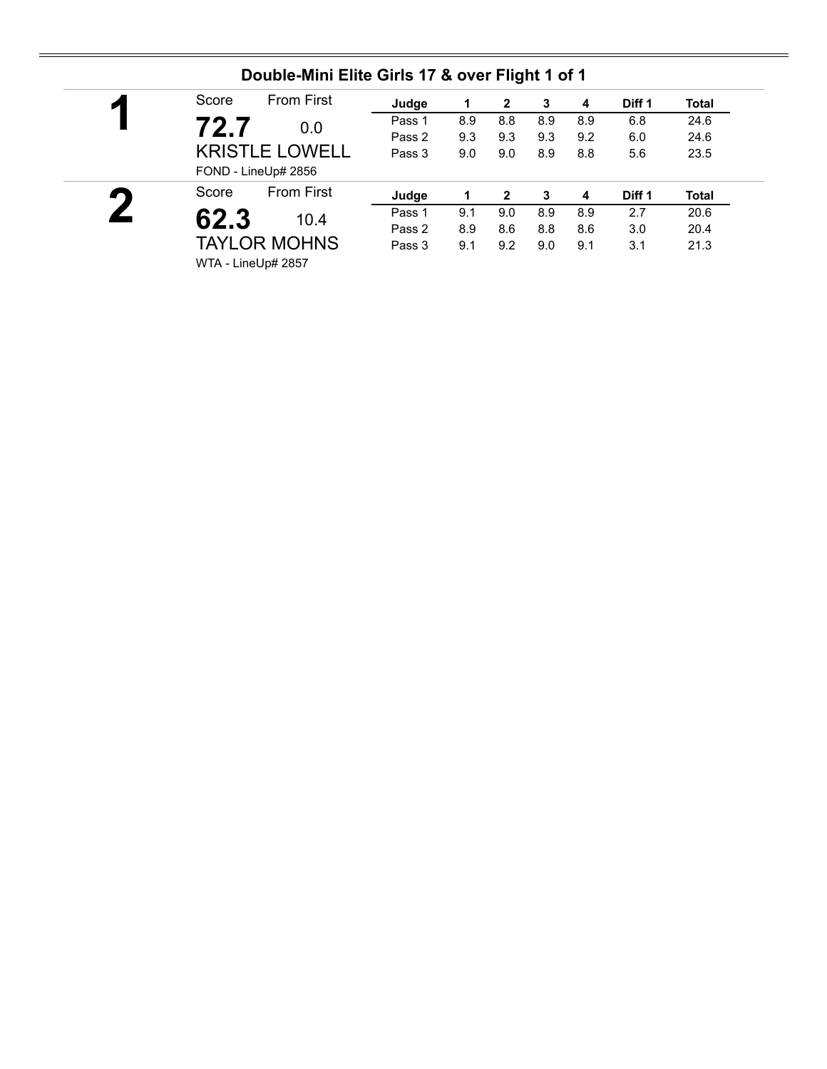## Double-Mini Elite Girls 17 & over Flight 1 of 1

**1**

Score: **72.7** — From First: 0.0

KRISTLE LOWELL

FOND - LineUp# 2856

| Judge | 1 | 2 | 3 | 4 | Diff 1 | Total |
|---|---|---|---|---|---|---|
| Pass 1 | 8.9 | 8.8 | 8.9 | 8.9 | 6.8 | 24.6 |
| Pass 2 | 9.3 | 9.3 | 9.3 | 9.2 | 6.0 | 24.6 |
| Pass 3 | 9.0 | 9.0 | 8.9 | 8.8 | 5.6 | 23.5 |

**2**

Score: **62.3** — From First: 10.4

TAYLOR MOHNS

WTA - LineUp# 2857

| Judge | 1 | 2 | 3 | 4 | Diff 1 | Total |
|---|---|---|---|---|---|---|
| Pass 1 | 9.1 | 9.0 | 8.9 | 8.9 | 2.7 | 20.6 |
| Pass 2 | 8.9 | 8.6 | 8.8 | 8.6 | 3.0 | 20.4 |
| Pass 3 | 9.1 | 9.2 | 9.0 | 9.1 | 3.1 | 21.3 |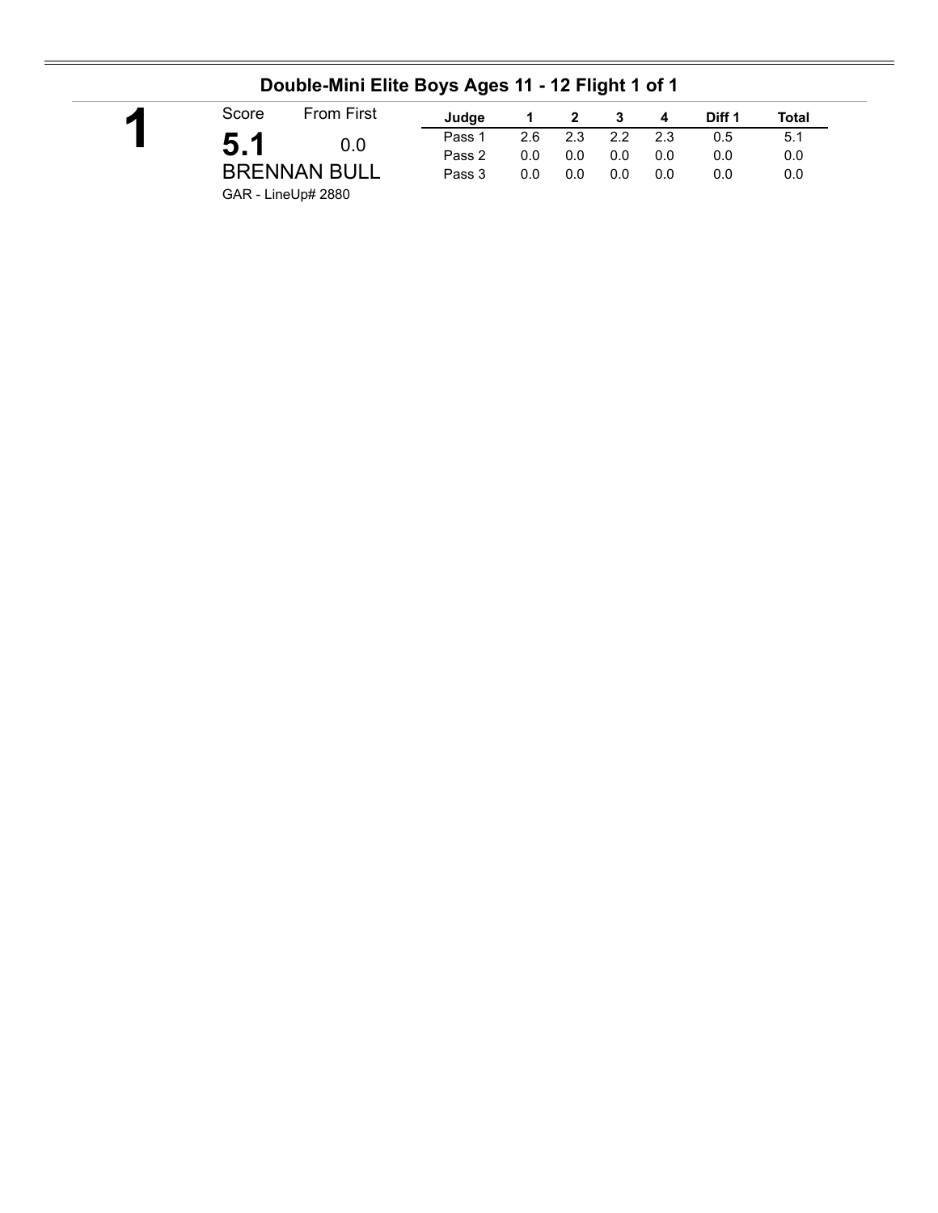## Double-Mini Elite Boys Ages 11 - 12 Flight 1 of 1

**1**

| Score | From First |
|---|---|
| **5.1** | 0.0 |

BRENNAN BULL

GAR - LineUp# 2880

| Judge | 1 | 2 | 3 | 4 | Diff 1 | Total |
|---|---|---|---|---|---|---|
| Pass 1 | 2.6 | 2.3 | 2.2 | 2.3 | 0.5 | 5.1 |
| Pass 2 | 0.0 | 0.0 | 0.0 | 0.0 | 0.0 | 0.0 |
| Pass 3 | 0.0 | 0.0 | 0.0 | 0.0 | 0.0 | 0.0 |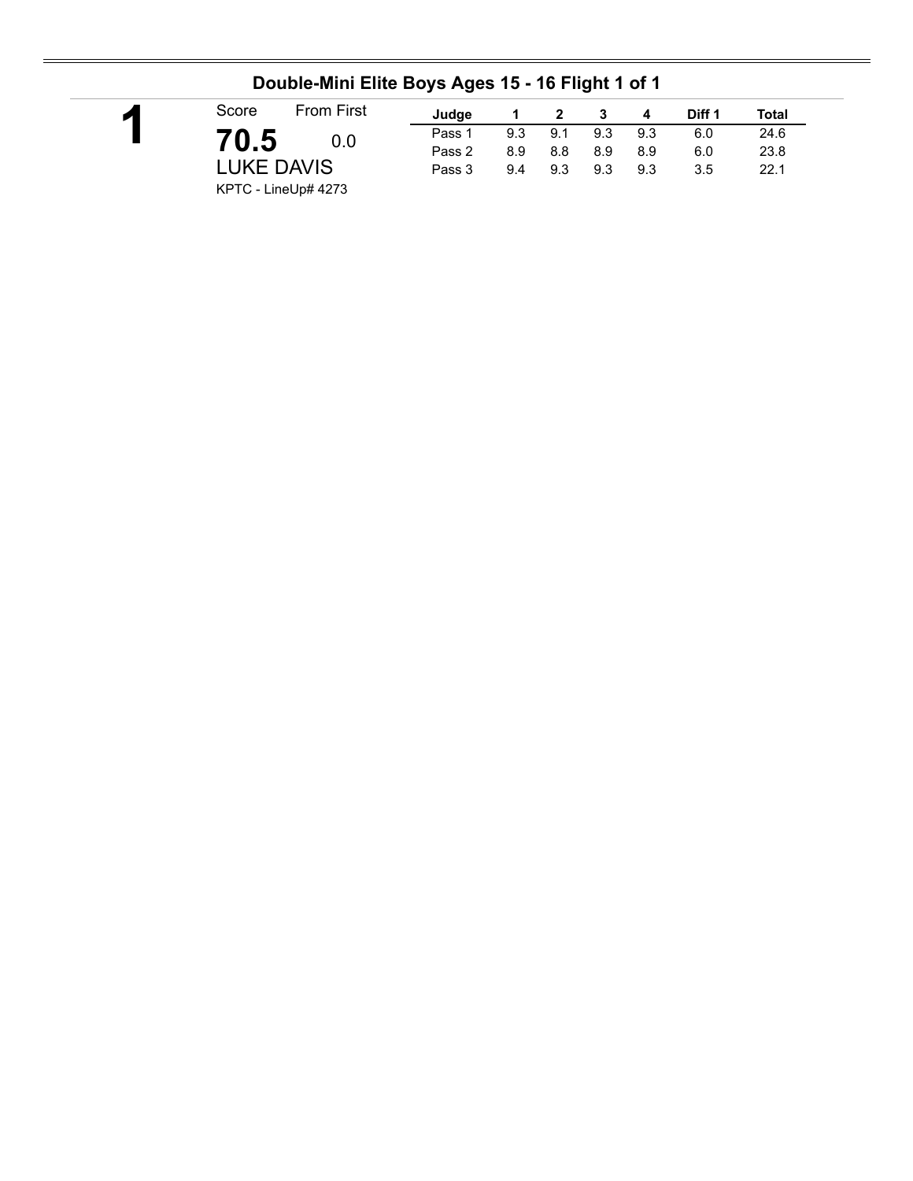## Double-Mini Elite Boys Ages 15 - 16 Flight 1 of 1

**1**

Score: **70.5** From First: 0.0

LUKE DAVIS

KPTC - LineUp# 4273

| Judge | 1 | 2 | 3 | 4 | Diff 1 | Total |
|---|---|---|---|---|---|---|
| Pass 1 | 9.3 | 9.1 | 9.3 | 9.3 | 6.0 | 24.6 |
| Pass 2 | 8.9 | 8.8 | 8.9 | 8.9 | 6.0 | 23.8 |
| Pass 3 | 9.4 | 9.3 | 9.3 | 9.3 | 3.5 | 22.1 |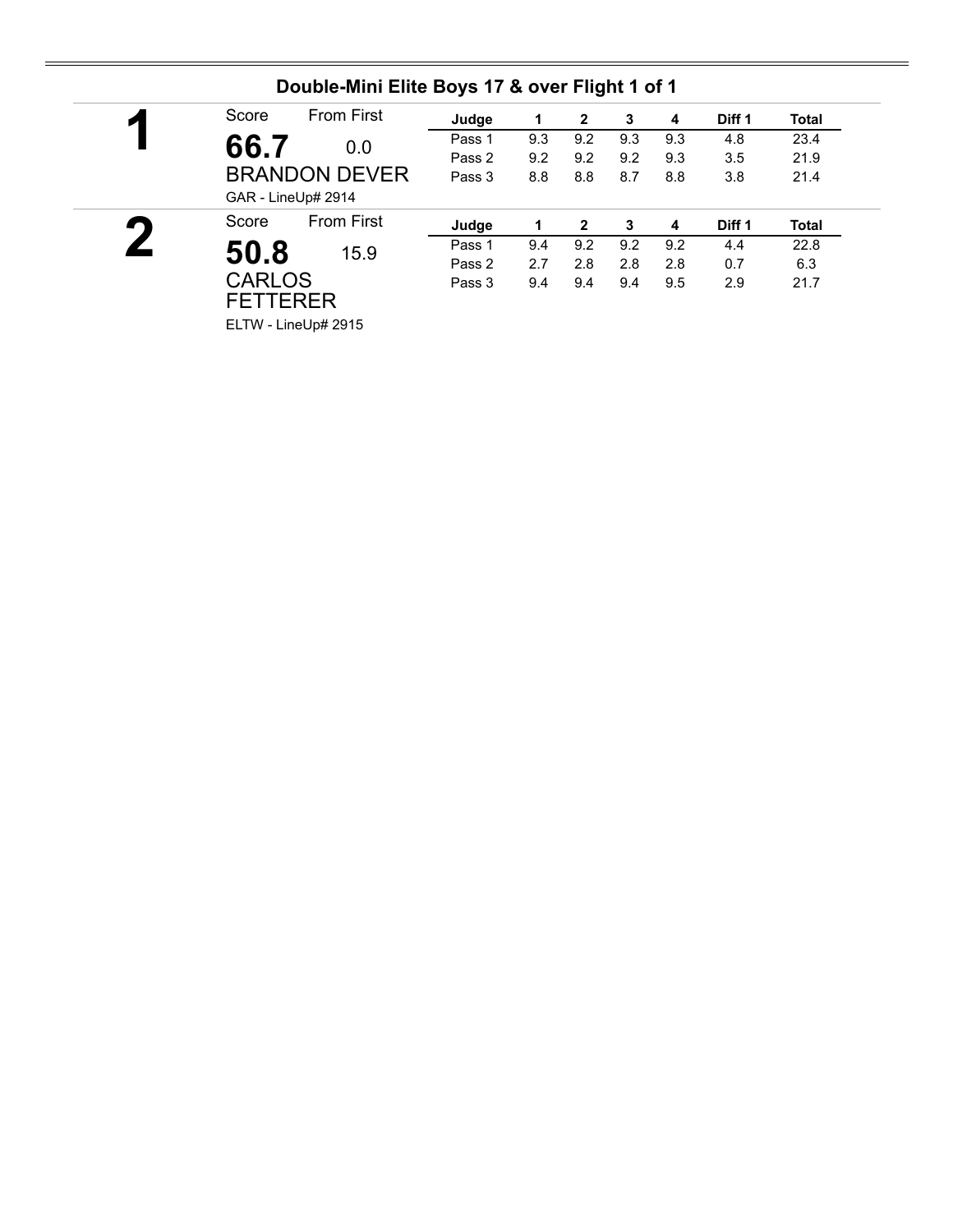## Double-Mini Elite Boys 17 & over Flight 1 of 1

**1**

Score: **66.7** — From First: 0.0

BRANDON DEVER

GAR - LineUp# 2914

| Judge | 1 | 2 | 3 | 4 | Diff 1 | Total |
|---|---|---|---|---|---|---|
| Pass 1 | 9.3 | 9.2 | 9.3 | 9.3 | 4.8 | 23.4 |
| Pass 2 | 9.2 | 9.2 | 9.2 | 9.3 | 3.5 | 21.9 |
| Pass 3 | 8.8 | 8.8 | 8.7 | 8.8 | 3.8 | 21.4 |

**2**

Score: **50.8** — From First: 15.9

CARLOS FETTERER

ELTW - LineUp# 2915

| Judge | 1 | 2 | 3 | 4 | Diff 1 | Total |
|---|---|---|---|---|---|---|
| Pass 1 | 9.4 | 9.2 | 9.2 | 9.2 | 4.4 | 22.8 |
| Pass 2 | 2.7 | 2.8 | 2.8 | 2.8 | 0.7 | 6.3 |
| Pass 3 | 9.4 | 9.4 | 9.4 | 9.5 | 2.9 | 21.7 |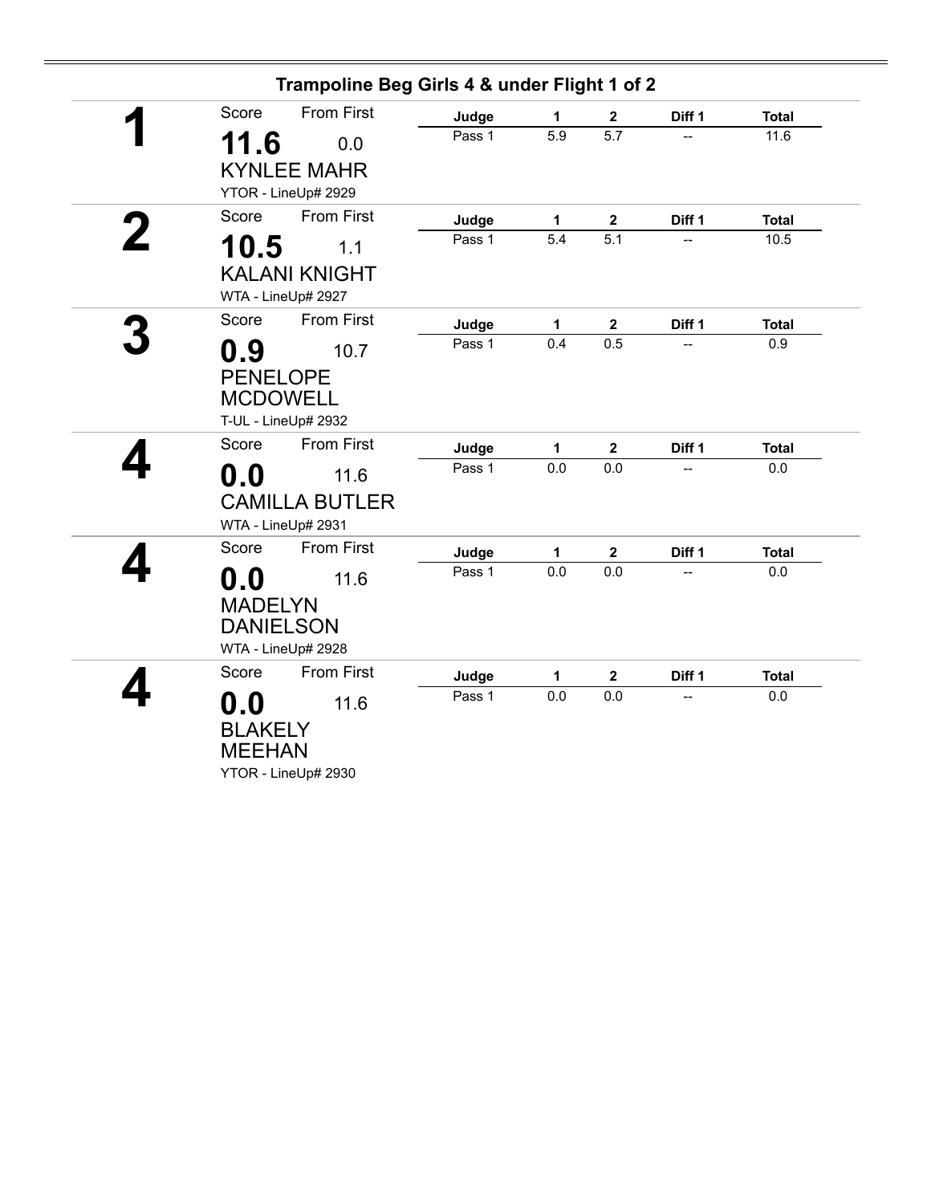## Trampoline Beg Girls 4 & under Flight 1 of 2

**1**

Score: **11.6** — From First: 0.0

KYNLEE MAHR

YTOR - LineUp# 2929

| Judge | 1 | 2 | Diff 1 | Total |
|---|---|---|---|---|
| Pass 1 | 5.9 | 5.7 | -- | 11.6 |

**2**

Score: **10.5** — From First: 1.1

KALANI KNIGHT

WTA - LineUp# 2927

| Judge | 1 | 2 | Diff 1 | Total |
|---|---|---|---|---|
| Pass 1 | 5.4 | 5.1 | -- | 10.5 |

**3**

Score: **0.9** — From First: 10.7

PENELOPE MCDOWELL

T-UL - LineUp# 2932

| Judge | 1 | 2 | Diff 1 | Total |
|---|---|---|---|---|
| Pass 1 | 0.4 | 0.5 | -- | 0.9 |

**4**

Score: **0.0** — From First: 11.6

CAMILLA BUTLER

WTA - LineUp# 2931

| Judge | 1 | 2 | Diff 1 | Total |
|---|---|---|---|---|
| Pass 1 | 0.0 | 0.0 | -- | 0.0 |

**4**

Score: **0.0** — From First: 11.6

MADELYN DANIELSON

WTA - LineUp# 2928

| Judge | 1 | 2 | Diff 1 | Total |
|---|---|---|---|---|
| Pass 1 | 0.0 | 0.0 | -- | 0.0 |

**4**

Score: **0.0** — From First: 11.6

BLAKELY MEEHAN

YTOR - LineUp# 2930

| Judge | 1 | 2 | Diff 1 | Total |
|---|---|---|---|---|
| Pass 1 | 0.0 | 0.0 | -- | 0.0 |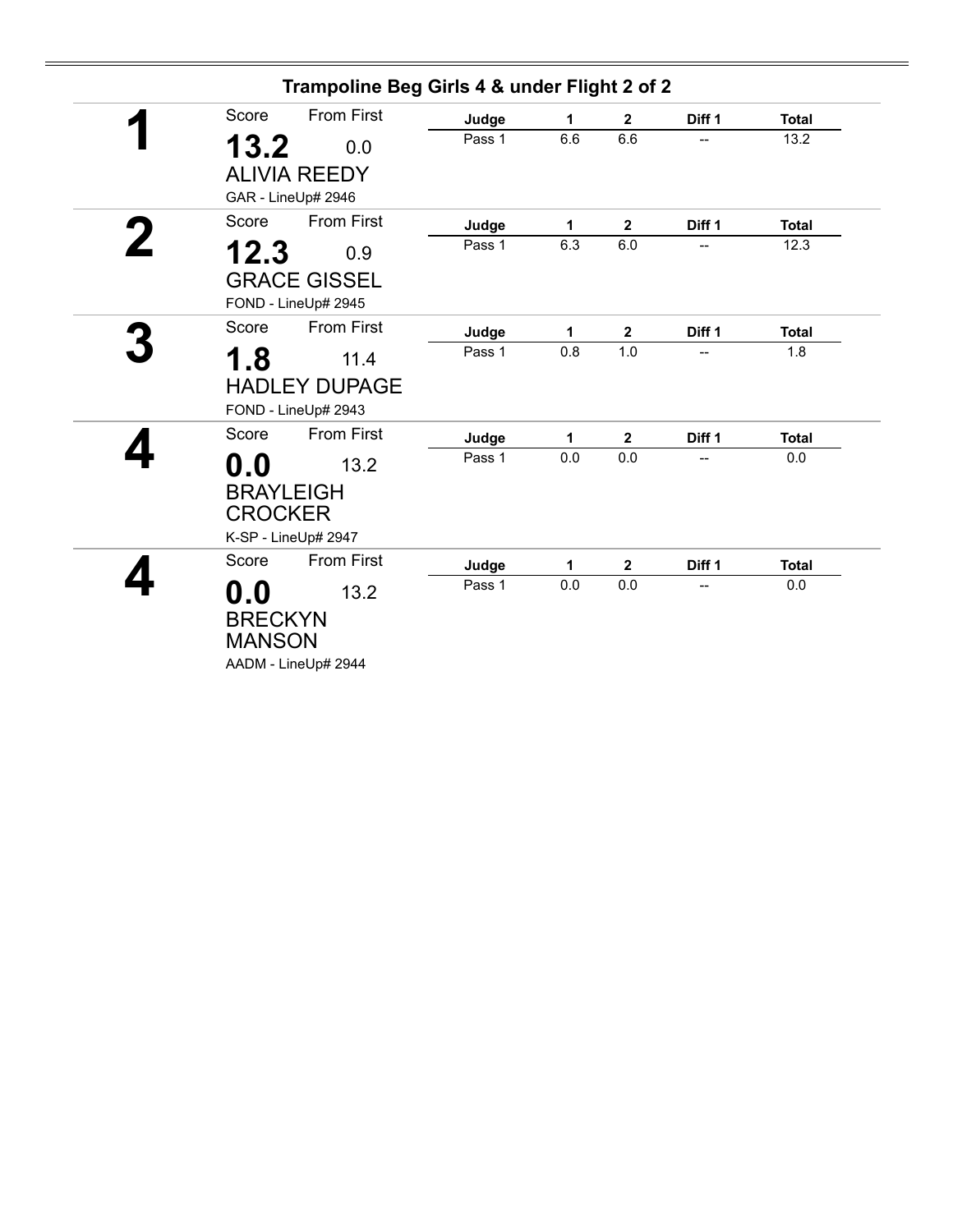## Trampoline Beg Girls 4 & under Flight 2 of 2

**1**

Score: **13.2** From First: 0.0

ALIVIA REEDY

GAR - LineUp# 2946

| Judge | 1 | 2 | Diff 1 | Total |
|---|---|---|---|---|
| Pass 1 | 6.6 | 6.6 | -- | 13.2 |

**2**

Score: **12.3** From First: 0.9

GRACE GISSEL

FOND - LineUp# 2945

| Judge | 1 | 2 | Diff 1 | Total |
|---|---|---|---|---|
| Pass 1 | 6.3 | 6.0 | -- | 12.3 |

**3**

Score: **1.8** From First: 11.4

HADLEY DUPAGE

FOND - LineUp# 2943

| Judge | 1 | 2 | Diff 1 | Total |
|---|---|---|---|---|
| Pass 1 | 0.8 | 1.0 | -- | 1.8 |

**4**

Score: **0.0** From First: 13.2

BRAYLEIGH CROCKER

K-SP - LineUp# 2947

| Judge | 1 | 2 | Diff 1 | Total |
|---|---|---|---|---|
| Pass 1 | 0.0 | 0.0 | -- | 0.0 |

**4**

Score: **0.0** From First: 13.2

BRECKYN MANSON

AADM - LineUp# 2944

| Judge | 1 | 2 | Diff 1 | Total |
|---|---|---|---|---|
| Pass 1 | 0.0 | 0.0 | -- | 0.0 |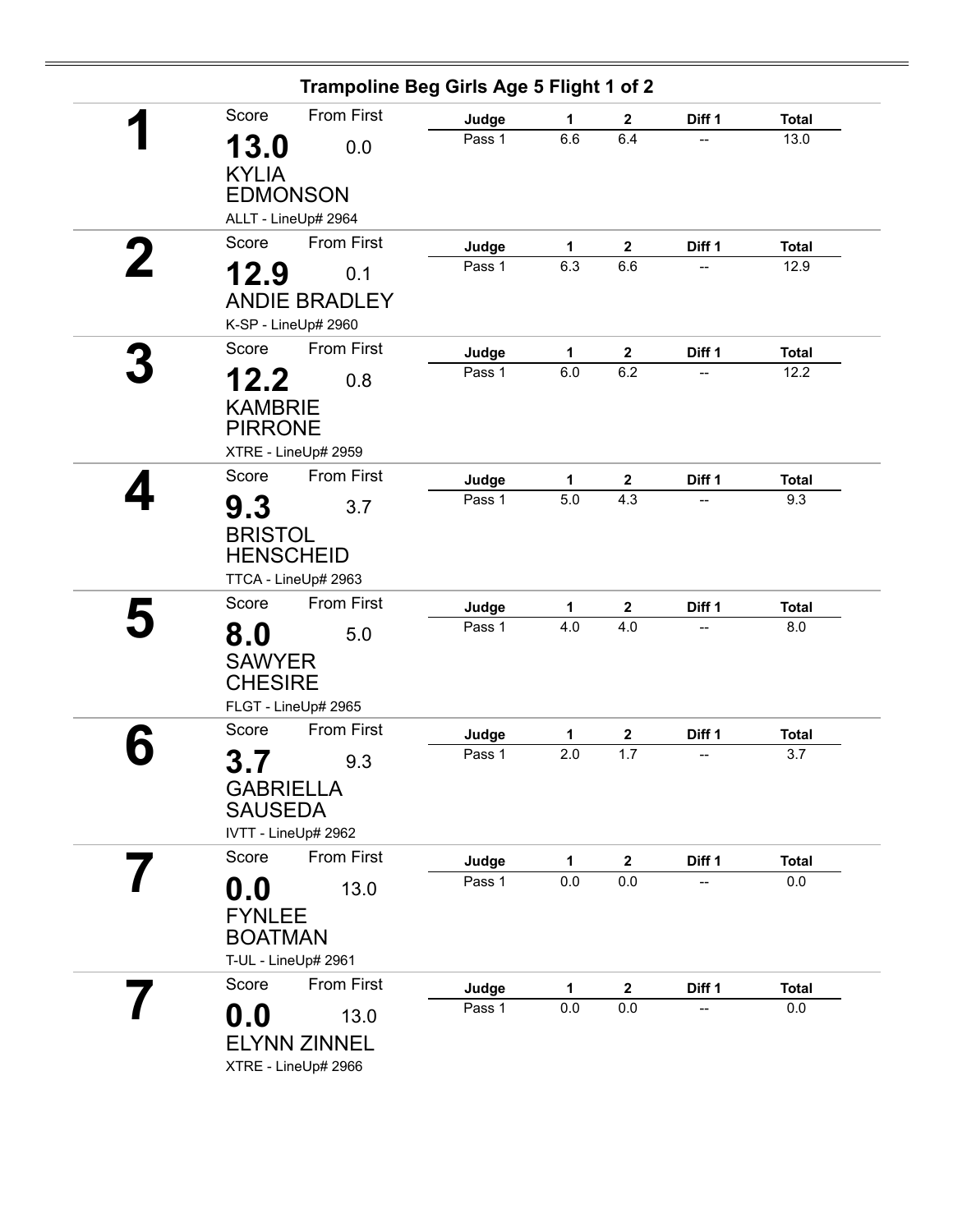## Trampoline Beg Girls Age 5 Flight 1 of 2

**1**

Score: **13.0** | From First: 0.0

KYLIA EDMONSON

ALLT - LineUp# 2964

| Judge | 1 | 2 | Diff 1 | Total |
|---|---|---|---|---|
| Pass 1 | 6.6 | 6.4 | -- | 13.0 |

**2**

Score: **12.9** | From First: 0.1

ANDIE BRADLEY

K-SP - LineUp# 2960

| Judge | 1 | 2 | Diff 1 | Total |
|---|---|---|---|---|
| Pass 1 | 6.3 | 6.6 | -- | 12.9 |

**3**

Score: **12.2** | From First: 0.8

KAMBRIE PIRRONE

XTRE - LineUp# 2959

| Judge | 1 | 2 | Diff 1 | Total |
|---|---|---|---|---|
| Pass 1 | 6.0 | 6.2 | -- | 12.2 |

**4**

Score: **9.3** | From First: 3.7

BRISTOL HENSCHEID

TTCA - LineUp# 2963

| Judge | 1 | 2 | Diff 1 | Total |
|---|---|---|---|---|
| Pass 1 | 5.0 | 4.3 | -- | 9.3 |

**5**

Score: **8.0** | From First: 5.0

SAWYER CHESIRE

FLGT - LineUp# 2965

| Judge | 1 | 2 | Diff 1 | Total |
|---|---|---|---|---|
| Pass 1 | 4.0 | 4.0 | -- | 8.0 |

**6**

Score: **3.7** | From First: 9.3

GABRIELLA SAUSEDA

IVTT - LineUp# 2962

| Judge | 1 | 2 | Diff 1 | Total |
|---|---|---|---|---|
| Pass 1 | 2.0 | 1.7 | -- | 3.7 |

**7**

Score: **0.0** | From First: 13.0

FYNLEE BOATMAN

T-UL - LineUp# 2961

| Judge | 1 | 2 | Diff 1 | Total |
|---|---|---|---|---|
| Pass 1 | 0.0 | 0.0 | -- | 0.0 |

**7**

Score: **0.0** | From First: 13.0

ELYNN ZINNEL

XTRE - LineUp# 2966

| Judge | 1 | 2 | Diff 1 | Total |
|---|---|---|---|---|
| Pass 1 | 0.0 | 0.0 | -- | 0.0 |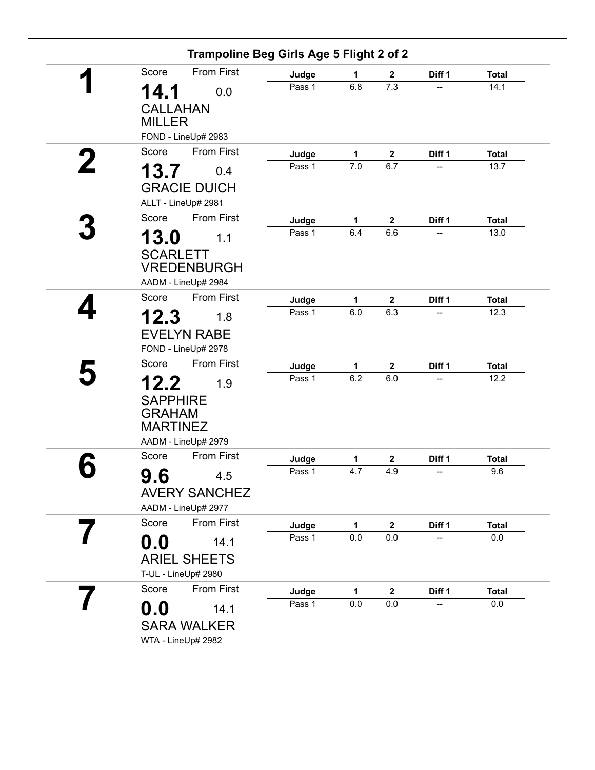## Trampoline Beg Girls Age 5 Flight 2 of 2

**1**

Score: **14.1** From First: 0.0

CALLAHAN MILLER

FOND - LineUp# 2983

| Judge | 1 | 2 | Diff 1 | Total |
|---|---|---|---|---|
| Pass 1 | 6.8 | 7.3 | -- | 14.1 |

**2**

Score: **13.7** From First: 0.4

GRACIE DUICH

ALLT - LineUp# 2981

| Judge | 1 | 2 | Diff 1 | Total |
|---|---|---|---|---|
| Pass 1 | 7.0 | 6.7 | -- | 13.7 |

**3**

Score: **13.0** From First: 1.1

SCARLETT VREDENBURGH

AADM - LineUp# 2984

| Judge | 1 | 2 | Diff 1 | Total |
|---|---|---|---|---|
| Pass 1 | 6.4 | 6.6 | -- | 13.0 |

**4**

Score: **12.3** From First: 1.8

EVELYN RABE

FOND - LineUp# 2978

| Judge | 1 | 2 | Diff 1 | Total |
|---|---|---|---|---|
| Pass 1 | 6.0 | 6.3 | -- | 12.3 |

**5**

Score: **12.2** From First: 1.9

SAPPHIRE GRAHAM MARTINEZ

AADM - LineUp# 2979

| Judge | 1 | 2 | Diff 1 | Total |
|---|---|---|---|---|
| Pass 1 | 6.2 | 6.0 | -- | 12.2 |

**6**

Score: **9.6** From First: 4.5

AVERY SANCHEZ

AADM - LineUp# 2977

| Judge | 1 | 2 | Diff 1 | Total |
|---|---|---|---|---|
| Pass 1 | 4.7 | 4.9 | -- | 9.6 |

**7**

Score: **0.0** From First: 14.1

ARIEL SHEETS

T-UL - LineUp# 2980

| Judge | 1 | 2 | Diff 1 | Total |
|---|---|---|---|---|
| Pass 1 | 0.0 | 0.0 | -- | 0.0 |

**7**

Score: **0.0** From First: 14.1

SARA WALKER

WTA - LineUp# 2982

| Judge | 1 | 2 | Diff 1 | Total |
|---|---|---|---|---|
| Pass 1 | 0.0 | 0.0 | -- | 0.0 |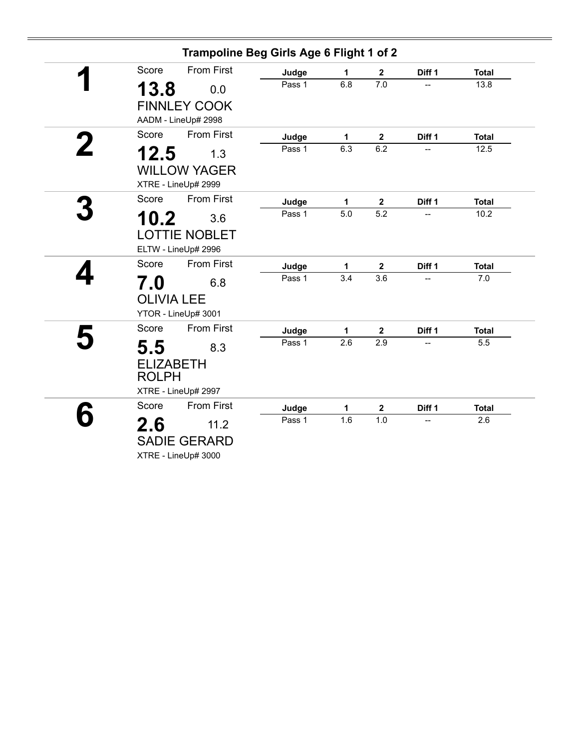## Trampoline Beg Girls Age 6 Flight 1 of 2

**1**

Score: **13.8** — From First: 0.0

FINNLEY COOK

AADM - LineUp# 2998

| Judge | 1 | 2 | Diff 1 | Total |
|---|---|---|---|---|
| Pass 1 | 6.8 | 7.0 | -- | 13.8 |

**2**

Score: **12.5** — From First: 1.3

WILLOW YAGER

XTRE - LineUp# 2999

| Judge | 1 | 2 | Diff 1 | Total |
|---|---|---|---|---|
| Pass 1 | 6.3 | 6.2 | -- | 12.5 |

**3**

Score: **10.2** — From First: 3.6

LOTTIE NOBLET

ELTW - LineUp# 2996

| Judge | 1 | 2 | Diff 1 | Total |
|---|---|---|---|---|
| Pass 1 | 5.0 | 5.2 | -- | 10.2 |

**4**

Score: **7.0** — From First: 6.8

OLIVIA LEE

YTOR - LineUp# 3001

| Judge | 1 | 2 | Diff 1 | Total |
|---|---|---|---|---|
| Pass 1 | 3.4 | 3.6 | -- | 7.0 |

**5**

Score: **5.5** — From First: 8.3

ELIZABETH ROLPH

XTRE - LineUp# 2997

| Judge | 1 | 2 | Diff 1 | Total |
|---|---|---|---|---|
| Pass 1 | 2.6 | 2.9 | -- | 5.5 |

**6**

Score: **2.6** — From First: 11.2

SADIE GERARD

XTRE - LineUp# 3000

| Judge | 1 | 2 | Diff 1 | Total |
|---|---|---|---|---|
| Pass 1 | 1.6 | 1.0 | -- | 2.6 |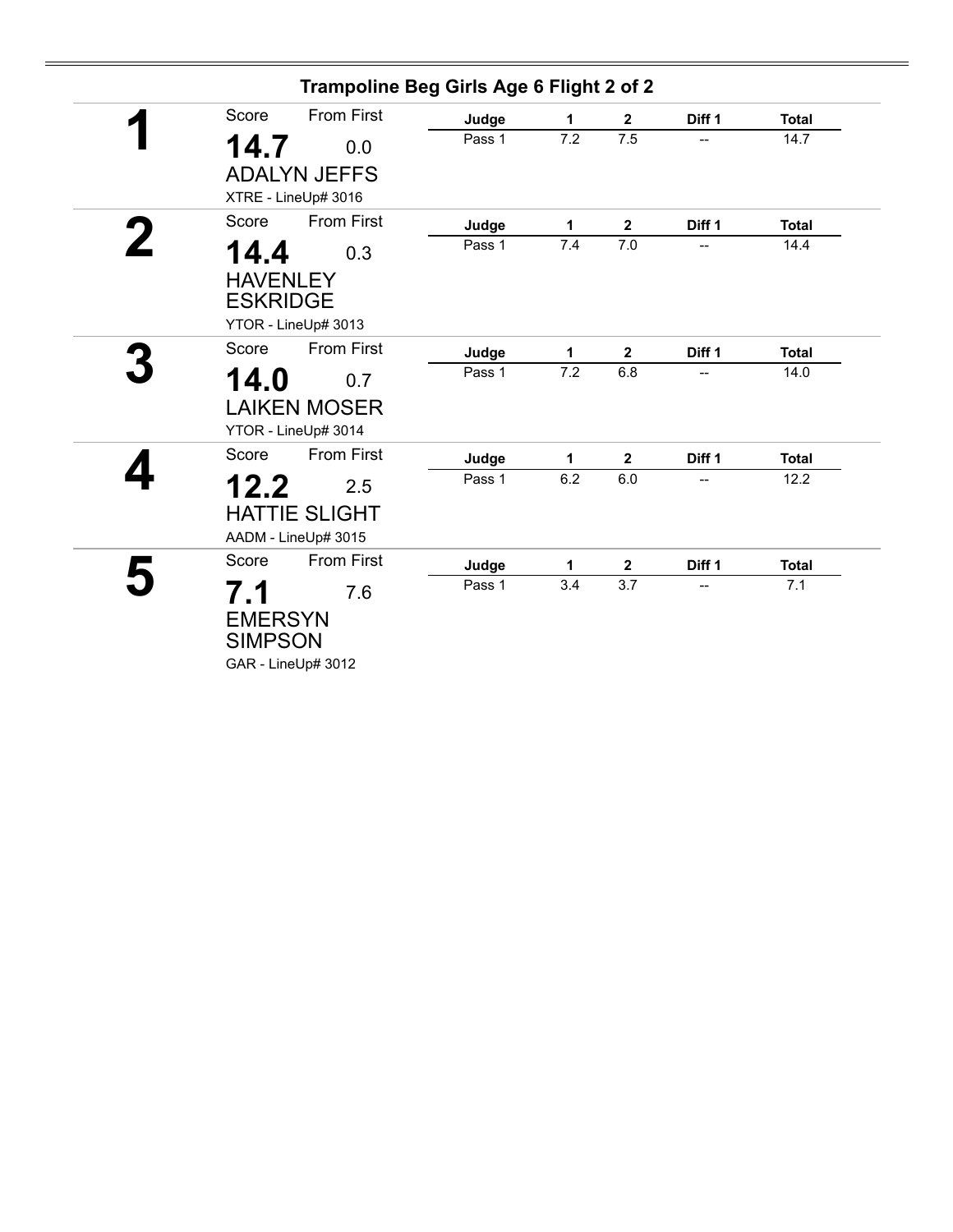## Trampoline Beg Girls Age 6 Flight 2 of 2

**1**

Score: **14.7** From First: 0.0

ADALYN JEFFS

XTRE - LineUp# 3016

| Judge | 1 | 2 | Diff 1 | Total |
|---|---|---|---|---|
| Pass 1 | 7.2 | 7.5 | -- | 14.7 |

**2**

Score: **14.4** From First: 0.3

HAVENLEY ESKRIDGE

YTOR - LineUp# 3013

| Judge | 1 | 2 | Diff 1 | Total |
|---|---|---|---|---|
| Pass 1 | 7.4 | 7.0 | -- | 14.4 |

**3**

Score: **14.0** From First: 0.7

LAIKEN MOSER

YTOR - LineUp# 3014

| Judge | 1 | 2 | Diff 1 | Total |
|---|---|---|---|---|
| Pass 1 | 7.2 | 6.8 | -- | 14.0 |

**4**

Score: **12.2** From First: 2.5

HATTIE SLIGHT

AADM - LineUp# 3015

| Judge | 1 | 2 | Diff 1 | Total |
|---|---|---|---|---|
| Pass 1 | 6.2 | 6.0 | -- | 12.2 |

**5**

Score: **7.1** From First: 7.6

EMERSYN SIMPSON

GAR - LineUp# 3012

| Judge | 1 | 2 | Diff 1 | Total |
|---|---|---|---|---|
| Pass 1 | 3.4 | 3.7 | -- | 7.1 |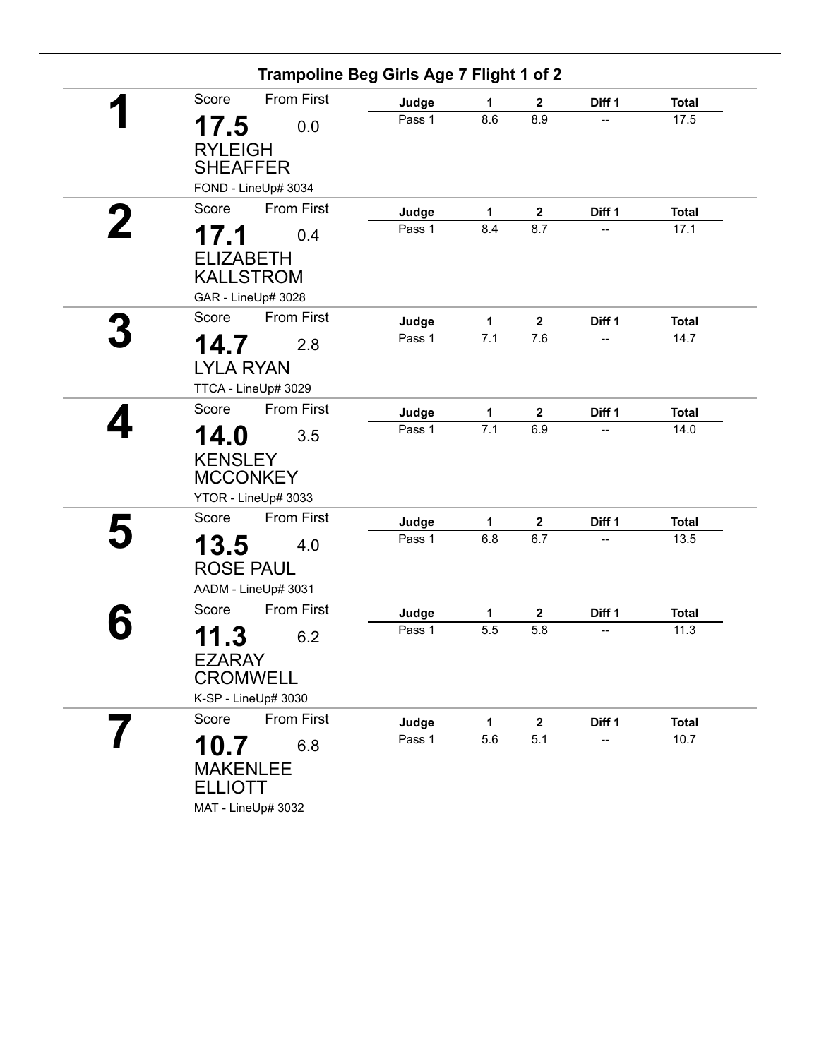## Trampoline Beg Girls Age 7 Flight 1 of 2

**1**

Score: **17.5** — From First: 0.0

RYLEIGH SHEAFFER

FOND - LineUp# 3034

| Judge | 1 | 2 | Diff 1 | Total |
|---|---|---|---|---|
| Pass 1 | 8.6 | 8.9 | -- | 17.5 |

**2**

Score: **17.1** — From First: 0.4

ELIZABETH KALLSTROM

GAR - LineUp# 3028

| Judge | 1 | 2 | Diff 1 | Total |
|---|---|---|---|---|
| Pass 1 | 8.4 | 8.7 | -- | 17.1 |

**3**

Score: **14.7** — From First: 2.8

LYLA RYAN

TTCA - LineUp# 3029

| Judge | 1 | 2 | Diff 1 | Total |
|---|---|---|---|---|
| Pass 1 | 7.1 | 7.6 | -- | 14.7 |

**4**

Score: **14.0** — From First: 3.5

KENSLEY MCCONKEY

YTOR - LineUp# 3033

| Judge | 1 | 2 | Diff 1 | Total |
|---|---|---|---|---|
| Pass 1 | 7.1 | 6.9 | -- | 14.0 |

**5**

Score: **13.5** — From First: 4.0

ROSE PAUL

AADM - LineUp# 3031

| Judge | 1 | 2 | Diff 1 | Total |
|---|---|---|---|---|
| Pass 1 | 6.8 | 6.7 | -- | 13.5 |

**6**

Score: **11.3** — From First: 6.2

EZARAY CROMWELL

K-SP - LineUp# 3030

| Judge | 1 | 2 | Diff 1 | Total |
|---|---|---|---|---|
| Pass 1 | 5.5 | 5.8 | -- | 11.3 |

**7**

Score: **10.7** — From First: 6.8

MAKENLEE ELLIOTT

MAT - LineUp# 3032

| Judge | 1 | 2 | Diff 1 | Total |
|---|---|---|---|---|
| Pass 1 | 5.6 | 5.1 | -- | 10.7 |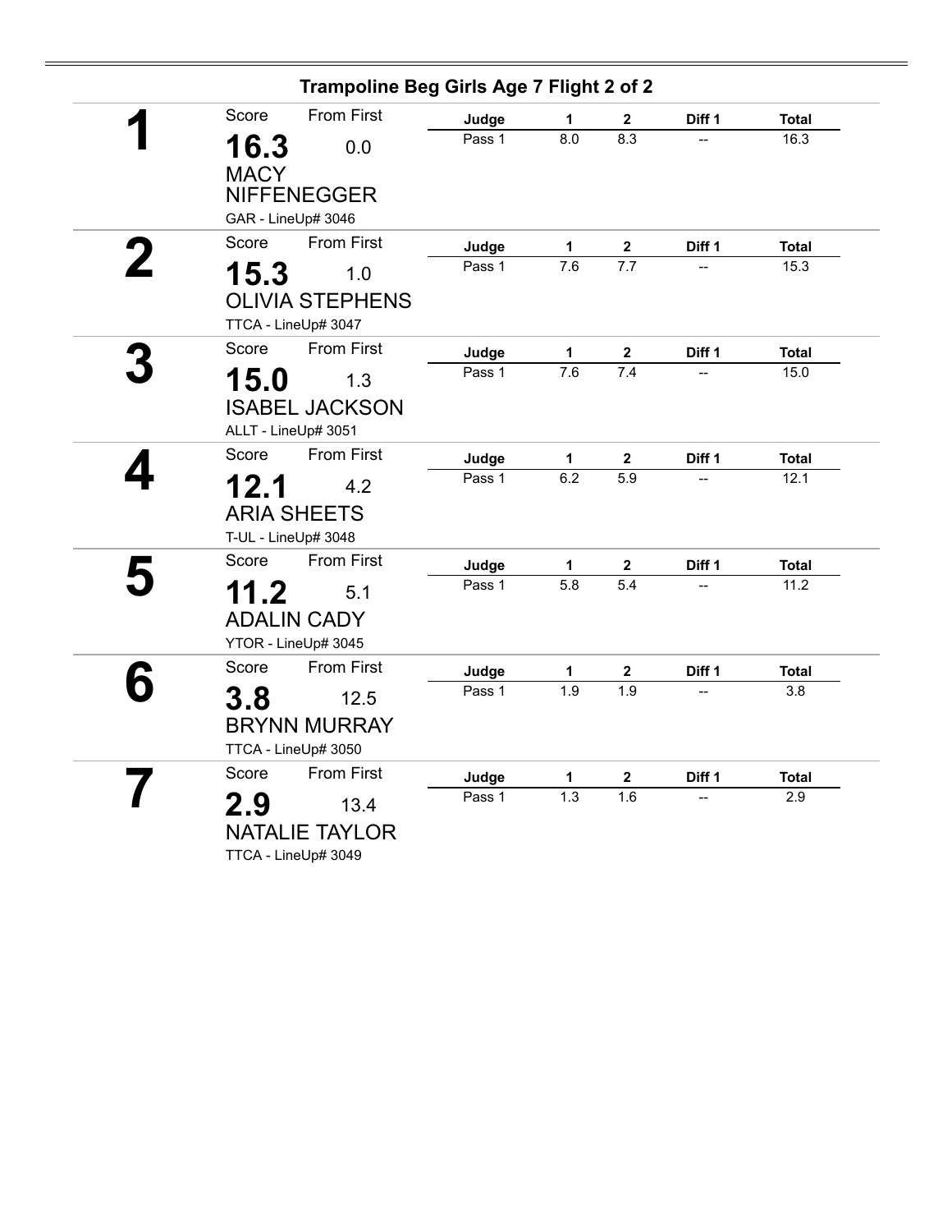## Trampoline Beg Girls Age 7 Flight 2 of 2

**1**

Score: **16.3** From First: 0.0

MACY NIFFENEGGER

GAR - LineUp# 3046

| Judge | 1 | 2 | Diff 1 | Total |
|---|---|---|---|---|
| Pass 1 | 8.0 | 8.3 | -- | 16.3 |

**2**

Score: **15.3** From First: 1.0

OLIVIA STEPHENS

TTCA - LineUp# 3047

| Judge | 1 | 2 | Diff 1 | Total |
|---|---|---|---|---|
| Pass 1 | 7.6 | 7.7 | -- | 15.3 |

**3**

Score: **15.0** From First: 1.3

ISABEL JACKSON

ALLT - LineUp# 3051

| Judge | 1 | 2 | Diff 1 | Total |
|---|---|---|---|---|
| Pass 1 | 7.6 | 7.4 | -- | 15.0 |

**4**

Score: **12.1** From First: 4.2

ARIA SHEETS

T-UL - LineUp# 3048

| Judge | 1 | 2 | Diff 1 | Total |
|---|---|---|---|---|
| Pass 1 | 6.2 | 5.9 | -- | 12.1 |

**5**

Score: **11.2** From First: 5.1

ADALIN CADY

YTOR - LineUp# 3045

| Judge | 1 | 2 | Diff 1 | Total |
|---|---|---|---|---|
| Pass 1 | 5.8 | 5.4 | -- | 11.2 |

**6**

Score: **3.8** From First: 12.5

BRYNN MURRAY

TTCA - LineUp# 3050

| Judge | 1 | 2 | Diff 1 | Total |
|---|---|---|---|---|
| Pass 1 | 1.9 | 1.9 | -- | 3.8 |

**7**

Score: **2.9** From First: 13.4

NATALIE TAYLOR

TTCA - LineUp# 3049

| Judge | 1 | 2 | Diff 1 | Total |
|---|---|---|---|---|
| Pass 1 | 1.3 | 1.6 | -- | 2.9 |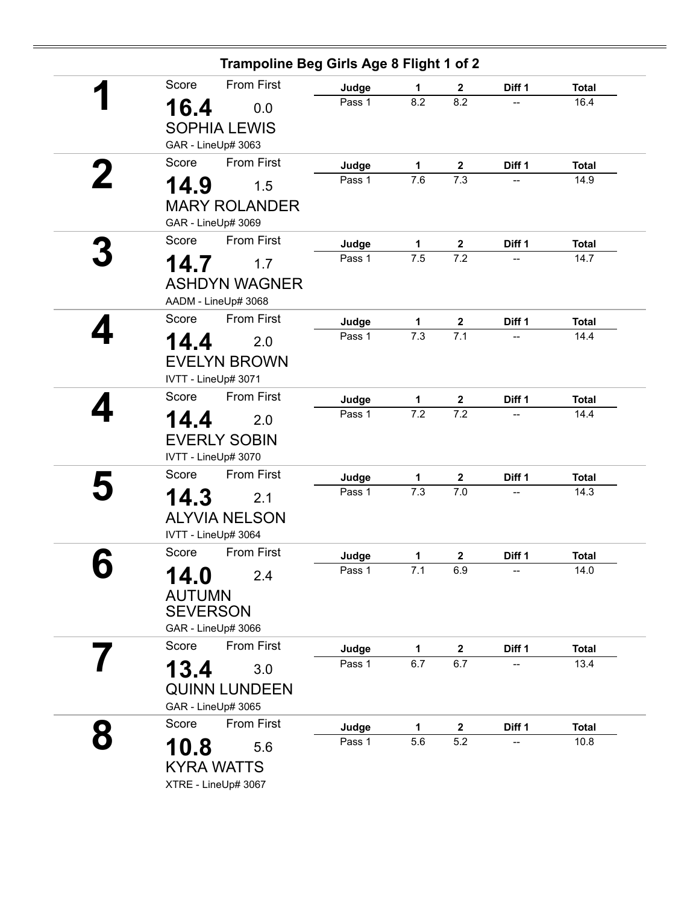## Trampoline Beg Girls Age 8 Flight 1 of 2

| Place | Score | From First | Name | Club - LineUp# | Judge | 1 | 2 | Diff 1 | Total |
|---|---|---|---|---|---|---|---|---|---|
| 1 | 16.4 | 0.0 | SOPHIA LEWIS | GAR - LineUp# 3063 | Pass 1 | 8.2 | 8.2 | -- | 16.4 |
| 2 | 14.9 | 1.5 | MARY ROLANDER | GAR - LineUp# 3069 | Pass 1 | 7.6 | 7.3 | -- | 14.9 |
| 3 | 14.7 | 1.7 | ASHDYN WAGNER | AADM - LineUp# 3068 | Pass 1 | 7.5 | 7.2 | -- | 14.7 |
| 4 | 14.4 | 2.0 | EVELYN BROWN | IVTT - LineUp# 3071 | Pass 1 | 7.3 | 7.1 | -- | 14.4 |
| 4 | 14.4 | 2.0 | EVERLY SOBIN | IVTT - LineUp# 3070 | Pass 1 | 7.2 | 7.2 | -- | 14.4 |
| 5 | 14.3 | 2.1 | ALYVIA NELSON | IVTT - LineUp# 3064 | Pass 1 | 7.3 | 7.0 | -- | 14.3 |
| 6 | 14.0 | 2.4 | AUTUMN SEVERSON | GAR - LineUp# 3066 | Pass 1 | 7.1 | 6.9 | -- | 14.0 |
| 7 | 13.4 | 3.0 | QUINN LUNDEEN | GAR - LineUp# 3065 | Pass 1 | 6.7 | 6.7 | -- | 13.4 |
| 8 | 10.8 | 5.6 | KYRA WATTS | XTRE - LineUp# 3067 | Pass 1 | 5.6 | 5.2 | -- | 10.8 |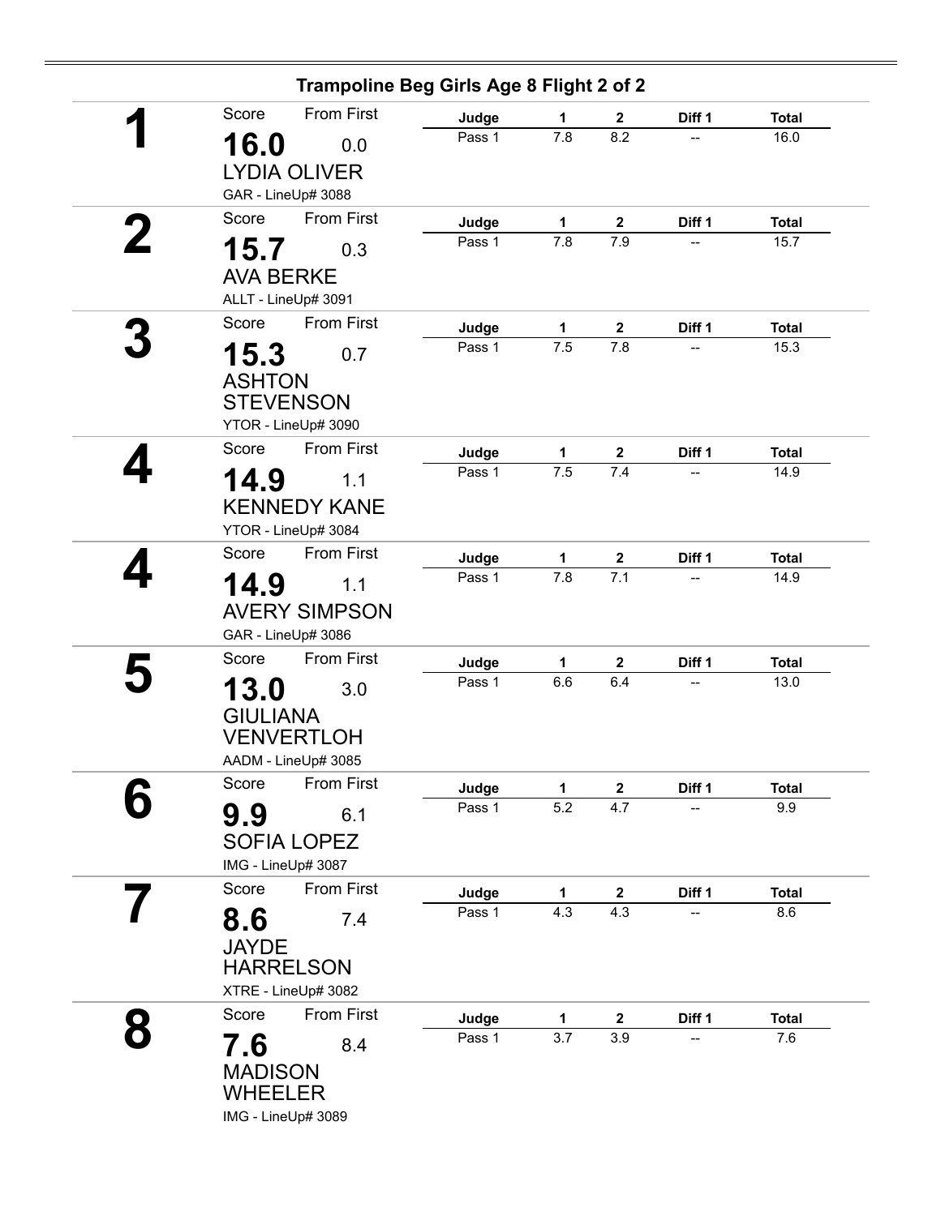## Trampoline Beg Girls Age 8 Flight 2 of 2

**1**
Score: **16.0** From First: 0.0
LYDIA OLIVER
GAR - LineUp# 3088

| Judge | 1 | 2 | Diff 1 | Total |
|---|---|---|---|---|
| Pass 1 | 7.8 | 8.2 | -- | 16.0 |

**2**
Score: **15.7** From First: 0.3
AVA BERKE
ALLT - LineUp# 3091

| Judge | 1 | 2 | Diff 1 | Total |
|---|---|---|---|---|
| Pass 1 | 7.8 | 7.9 | -- | 15.7 |

**3**
Score: **15.3** From First: 0.7
ASHTON STEVENSON
YTOR - LineUp# 3090

| Judge | 1 | 2 | Diff 1 | Total |
|---|---|---|---|---|
| Pass 1 | 7.5 | 7.8 | -- | 15.3 |

**4**
Score: **14.9** From First: 1.1
KENNEDY KANE
YTOR - LineUp# 3084

| Judge | 1 | 2 | Diff 1 | Total |
|---|---|---|---|---|
| Pass 1 | 7.5 | 7.4 | -- | 14.9 |

**4**
Score: **14.9** From First: 1.1
AVERY SIMPSON
GAR - LineUp# 3086

| Judge | 1 | 2 | Diff 1 | Total |
|---|---|---|---|---|
| Pass 1 | 7.8 | 7.1 | -- | 14.9 |

**5**
Score: **13.0** From First: 3.0
GIULIANA VENVERTLOH
AADM - LineUp# 3085

| Judge | 1 | 2 | Diff 1 | Total |
|---|---|---|---|---|
| Pass 1 | 6.6 | 6.4 | -- | 13.0 |

**6**
Score: **9.9** From First: 6.1
SOFIA LOPEZ
IMG - LineUp# 3087

| Judge | 1 | 2 | Diff 1 | Total |
|---|---|---|---|---|
| Pass 1 | 5.2 | 4.7 | -- | 9.9 |

**7**
Score: **8.6** From First: 7.4
JAYDE HARRELSON
XTRE - LineUp# 3082

| Judge | 1 | 2 | Diff 1 | Total |
|---|---|---|---|---|
| Pass 1 | 4.3 | 4.3 | -- | 8.6 |

**8**
Score: **7.6** From First: 8.4
MADISON WHEELER
IMG - LineUp# 3089

| Judge | 1 | 2 | Diff 1 | Total |
|---|---|---|---|---|
| Pass 1 | 3.7 | 3.9 | -- | 7.6 |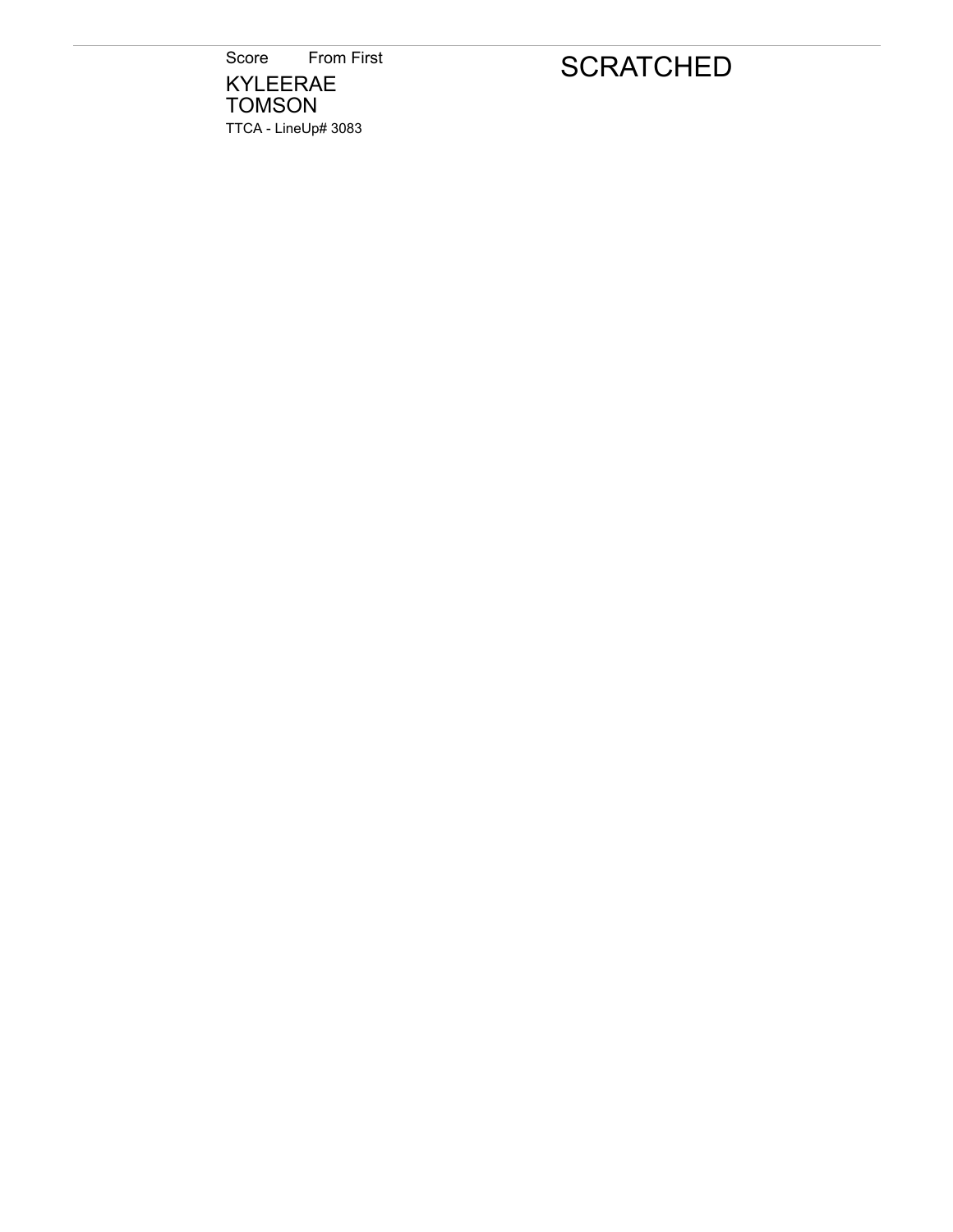Score From First

KYLEERAE
TOMSON

TTCA - LineUp# 3083

SCRATCHED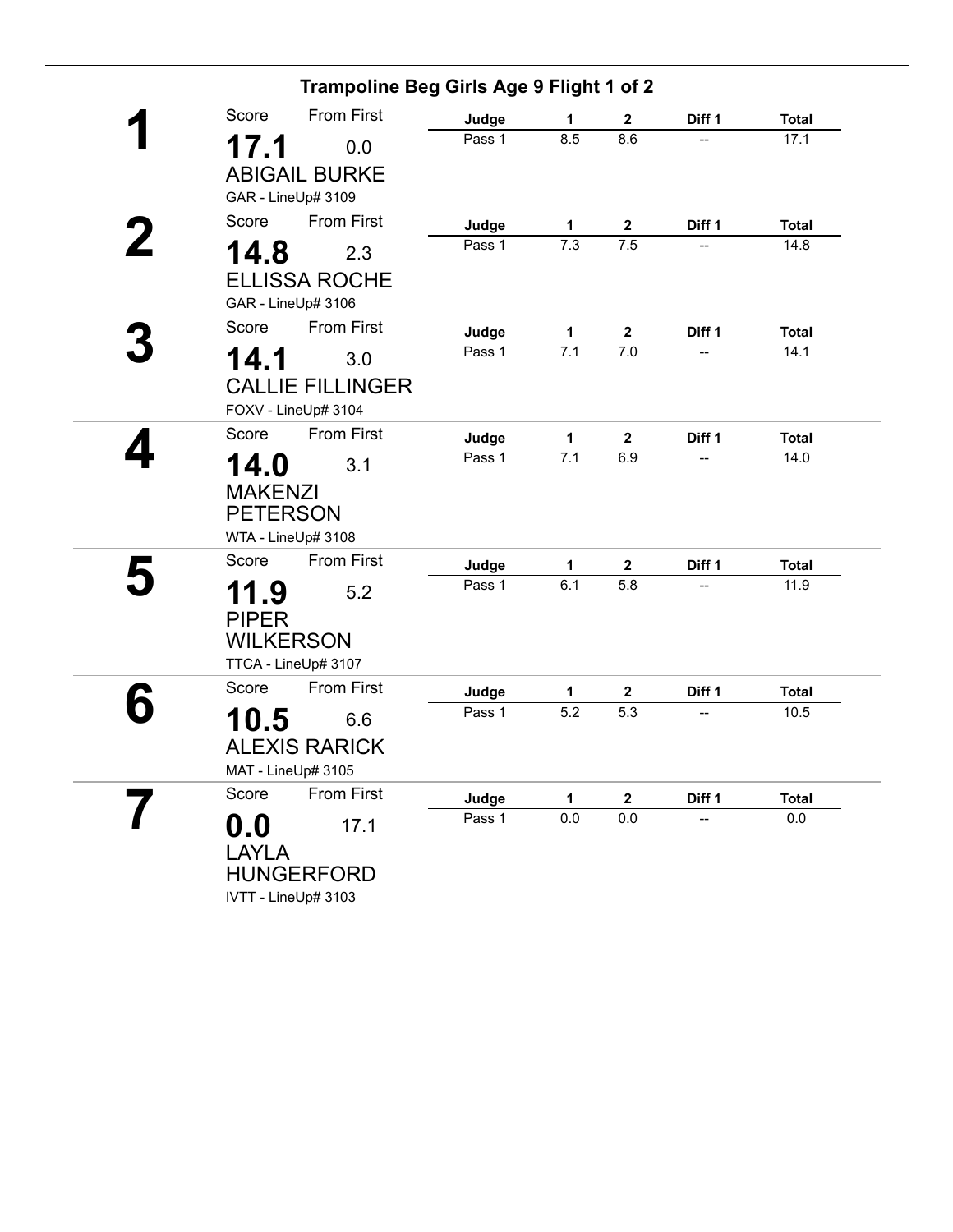## Trampoline Beg Girls Age 9 Flight 1 of 2

**1**

Score: **17.1** — From First: 0.0

ABIGAIL BURKE

GAR - LineUp# 3109

| Judge | 1 | 2 | Diff 1 | Total |
|---|---|---|---|---|
| Pass 1 | 8.5 | 8.6 | -- | 17.1 |

**2**

Score: **14.8** — From First: 2.3

ELLISSA ROCHE

GAR - LineUp# 3106

| Judge | 1 | 2 | Diff 1 | Total |
|---|---|---|---|---|
| Pass 1 | 7.3 | 7.5 | -- | 14.8 |

**3**

Score: **14.1** — From First: 3.0

CALLIE FILLINGER

FOXV - LineUp# 3104

| Judge | 1 | 2 | Diff 1 | Total |
|---|---|---|---|---|
| Pass 1 | 7.1 | 7.0 | -- | 14.1 |

**4**

Score: **14.0** — From First: 3.1

MAKENZI PETERSON

WTA - LineUp# 3108

| Judge | 1 | 2 | Diff 1 | Total |
|---|---|---|---|---|
| Pass 1 | 7.1 | 6.9 | -- | 14.0 |

**5**

Score: **11.9** — From First: 5.2

PIPER WILKERSON

TTCA - LineUp# 3107

| Judge | 1 | 2 | Diff 1 | Total |
|---|---|---|---|---|
| Pass 1 | 6.1 | 5.8 | -- | 11.9 |

**6**

Score: **10.5** — From First: 6.6

ALEXIS RARICK

MAT - LineUp# 3105

| Judge | 1 | 2 | Diff 1 | Total |
|---|---|---|---|---|
| Pass 1 | 5.2 | 5.3 | -- | 10.5 |

**7**

Score: **0.0** — From First: 17.1

LAYLA HUNGERFORD

IVTT - LineUp# 3103

| Judge | 1 | 2 | Diff 1 | Total |
|---|---|---|---|---|
| Pass 1 | 0.0 | 0.0 | -- | 0.0 |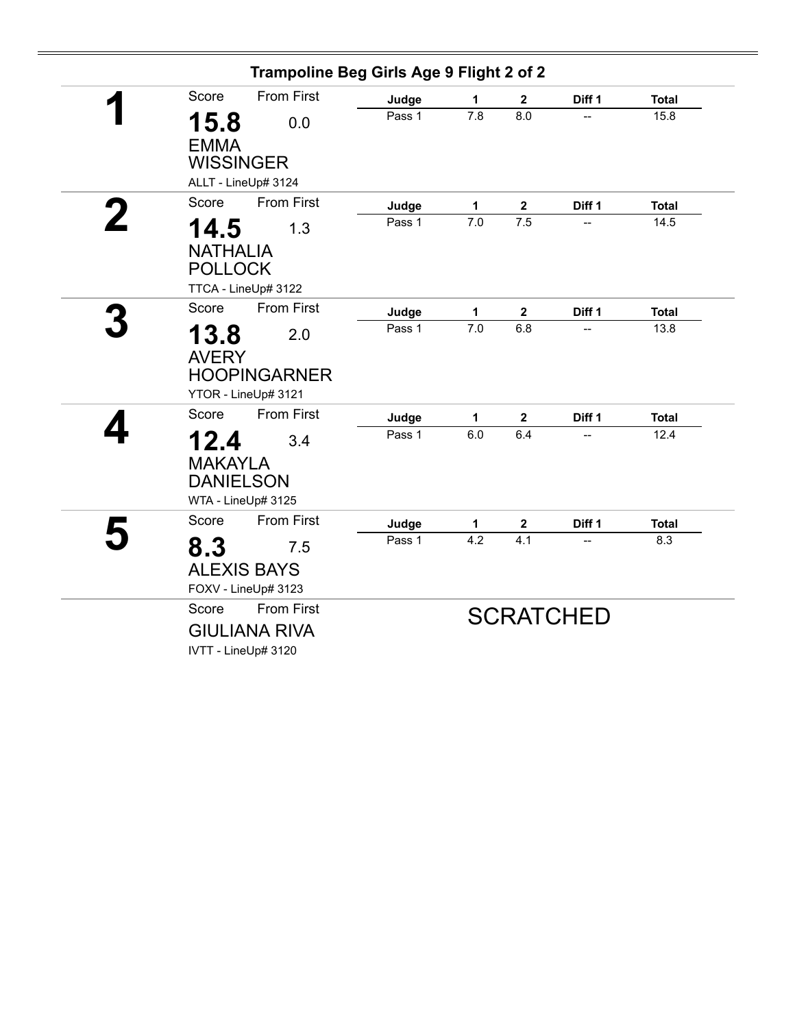## Trampoline Beg Girls Age 9 Flight 2 of 2

**1**

Score: **15.8** From First: 0.0

EMMA WISSINGER

ALLT - LineUp# 3124

| Judge | 1 | 2 | Diff 1 | Total |
|---|---|---|---|---|
| Pass 1 | 7.8 | 8.0 | -- | 15.8 |

**2**

Score: **14.5** From First: 1.3

NATHALIA POLLOCK

TTCA - LineUp# 3122

| Judge | 1 | 2 | Diff 1 | Total |
|---|---|---|---|---|
| Pass 1 | 7.0 | 7.5 | -- | 14.5 |

**3**

Score: **13.8** From First: 2.0

AVERY HOOPINGARNER

YTOR - LineUp# 3121

| Judge | 1 | 2 | Diff 1 | Total |
|---|---|---|---|---|
| Pass 1 | 7.0 | 6.8 | -- | 13.8 |

**4**

Score: **12.4** From First: 3.4

MAKAYLA DANIELSON

WTA - LineUp# 3125

| Judge | 1 | 2 | Diff 1 | Total |
|---|---|---|---|---|
| Pass 1 | 6.0 | 6.4 | -- | 12.4 |

**5**

Score: **8.3** From First: 7.5

ALEXIS BAYS

FOXV - LineUp# 3123

| Judge | 1 | 2 | Diff 1 | Total |
|---|---|---|---|---|
| Pass 1 | 4.2 | 4.1 | -- | 8.3 |

Score From First

GIULIANA RIVA

IVTT - LineUp# 3120

SCRATCHED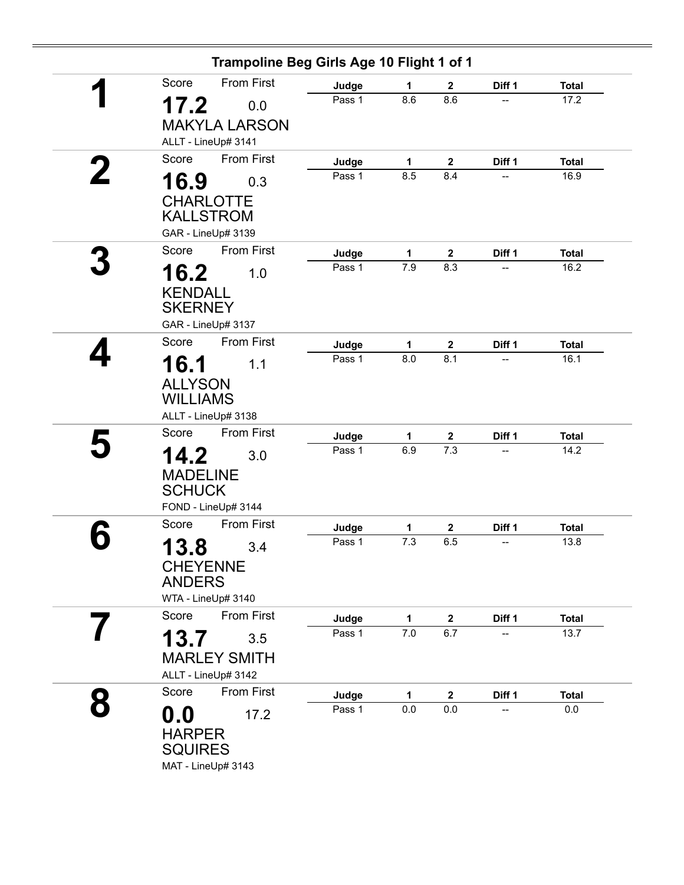## Trampoline Beg Girls Age 10 Flight 1 of 1

**1**

Score: **17.2** From First: 0.0

**MAKYLA LARSON**

ALLT - LineUp# 3141

| Judge | 1 | 2 | Diff 1 | Total |
|---|---|---|---|---|
| Pass 1 | 8.6 | 8.6 | -- | 17.2 |

**2**

Score: **16.9** From First: 0.3

**CHARLOTTE KALLSTROM**

GAR - LineUp# 3139

| Judge | 1 | 2 | Diff 1 | Total |
|---|---|---|---|---|
| Pass 1 | 8.5 | 8.4 | -- | 16.9 |

**3**

Score: **16.2** From First: 1.0

**KENDALL SKERNEY**

GAR - LineUp# 3137

| Judge | 1 | 2 | Diff 1 | Total |
|---|---|---|---|---|
| Pass 1 | 7.9 | 8.3 | -- | 16.2 |

**4**

Score: **16.1** From First: 1.1

**ALLYSON WILLIAMS**

ALLT - LineUp# 3138

| Judge | 1 | 2 | Diff 1 | Total |
|---|---|---|---|---|
| Pass 1 | 8.0 | 8.1 | -- | 16.1 |

**5**

Score: **14.2** From First: 3.0

**MADELINE SCHUCK**

FOND - LineUp# 3144

| Judge | 1 | 2 | Diff 1 | Total |
|---|---|---|---|---|
| Pass 1 | 6.9 | 7.3 | -- | 14.2 |

**6**

Score: **13.8** From First: 3.4

**CHEYENNE ANDERS**

WTA - LineUp# 3140

| Judge | 1 | 2 | Diff 1 | Total |
|---|---|---|---|---|
| Pass 1 | 7.3 | 6.5 | -- | 13.8 |

**7**

Score: **13.7** From First: 3.5

**MARLEY SMITH**

ALLT - LineUp# 3142

| Judge | 1 | 2 | Diff 1 | Total |
|---|---|---|---|---|
| Pass 1 | 7.0 | 6.7 | -- | 13.7 |

**8**

Score: **0.0** From First: 17.2

**HARPER SQUIRES**

MAT - LineUp# 3143

| Judge | 1 | 2 | Diff 1 | Total |
|---|---|---|---|---|
| Pass 1 | 0.0 | 0.0 | -- | 0.0 |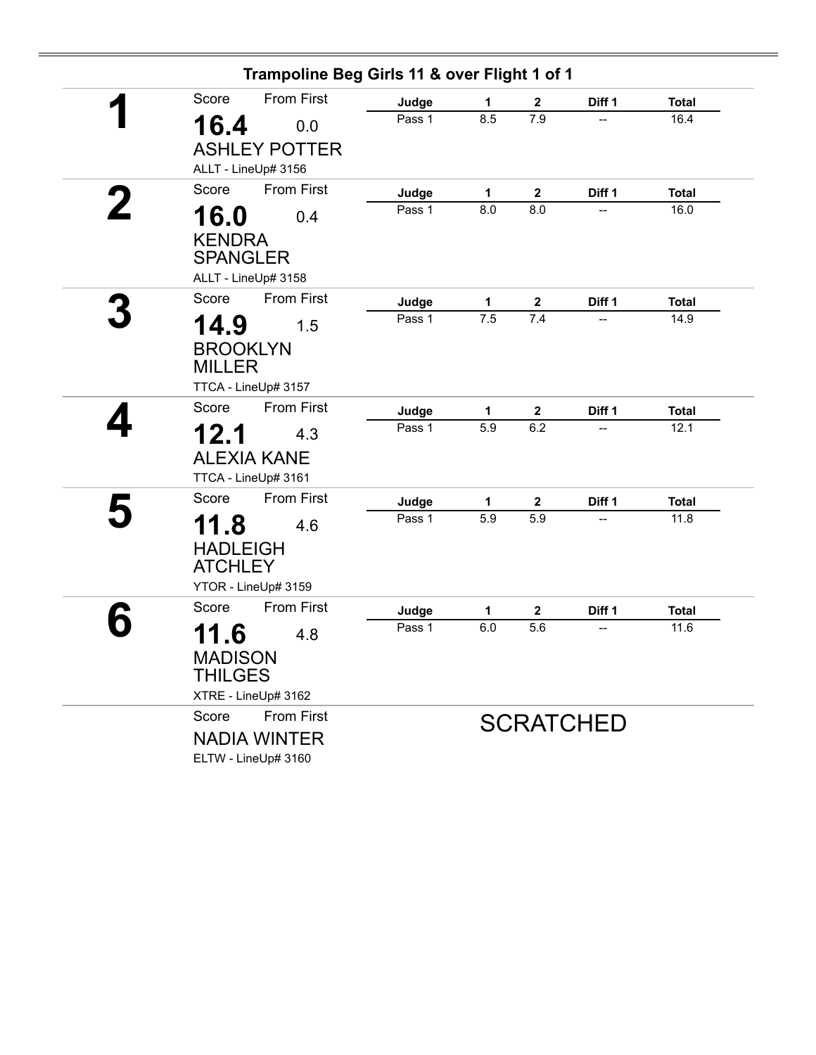## Trampoline Beg Girls 11 & over Flight 1 of 1

**1**

Score: **16.4** — From First: 0.0

ASHLEY POTTER

ALLT - LineUp# 3156

| Judge | 1 | 2 | Diff 1 | Total |
|---|---|---|---|---|
| Pass 1 | 8.5 | 7.9 | -- | 16.4 |

**2**

Score: **16.0** — From First: 0.4

KENDRA SPANGLER

ALLT - LineUp# 3158

| Judge | 1 | 2 | Diff 1 | Total |
|---|---|---|---|---|
| Pass 1 | 8.0 | 8.0 | -- | 16.0 |

**3**

Score: **14.9** — From First: 1.5

BROOKLYN MILLER

TTCA - LineUp# 3157

| Judge | 1 | 2 | Diff 1 | Total |
|---|---|---|---|---|
| Pass 1 | 7.5 | 7.4 | -- | 14.9 |

**4**

Score: **12.1** — From First: 4.3

ALEXIA KANE

TTCA - LineUp# 3161

| Judge | 1 | 2 | Diff 1 | Total |
|---|---|---|---|---|
| Pass 1 | 5.9 | 6.2 | -- | 12.1 |

**5**

Score: **11.8** — From First: 4.6

HADLEIGH ATCHLEY

YTOR - LineUp# 3159

| Judge | 1 | 2 | Diff 1 | Total |
|---|---|---|---|---|
| Pass 1 | 5.9 | 5.9 | -- | 11.8 |

**6**

Score: **11.6** — From First: 4.8

MADISON THILGES

XTRE - LineUp# 3162

| Judge | 1 | 2 | Diff 1 | Total |
|---|---|---|---|---|
| Pass 1 | 6.0 | 5.6 | -- | 11.6 |

Score — From First

NADIA WINTER

ELTW - LineUp# 3160

SCRATCHED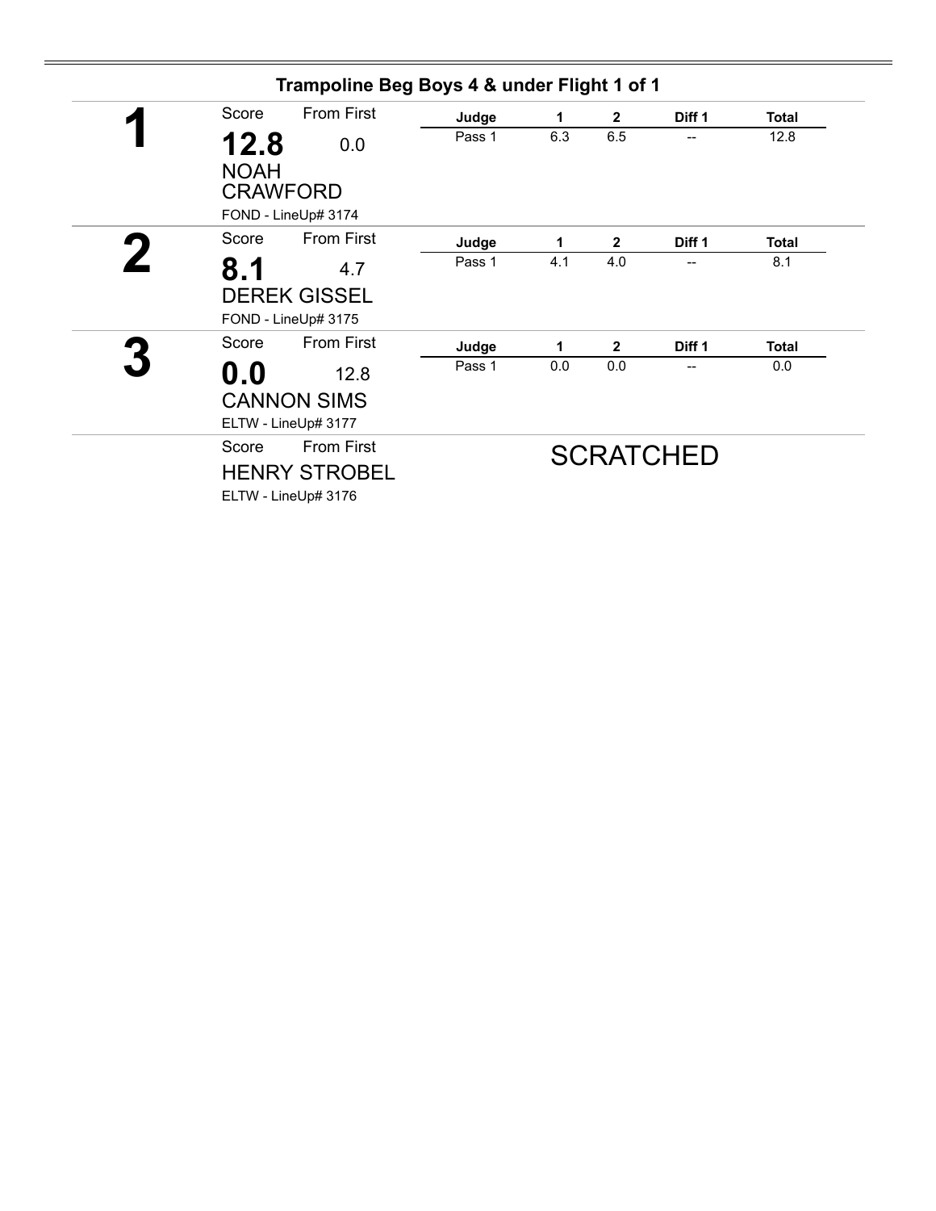## Trampoline Beg Boys 4 & under Flight 1 of 1

**1**

Score: **12.8** — From First: 0.0

NOAH CRAWFORD

FOND - LineUp# 3174

| Judge | 1 | 2 | Diff 1 | Total |
|---|---|---|---|---|
| Pass 1 | 6.3 | 6.5 | -- | 12.8 |

**2**

Score: **8.1** — From First: 4.7

DEREK GISSEL

FOND - LineUp# 3175

| Judge | 1 | 2 | Diff 1 | Total |
|---|---|---|---|---|
| Pass 1 | 4.1 | 4.0 | -- | 8.1 |

**3**

Score: **0.0** — From First: 12.8

CANNON SIMS

ELTW - LineUp# 3177

| Judge | 1 | 2 | Diff 1 | Total |
|---|---|---|---|---|
| Pass 1 | 0.0 | 0.0 | -- | 0.0 |

Score — From First

HENRY STROBEL

ELTW - LineUp# 3176

SCRATCHED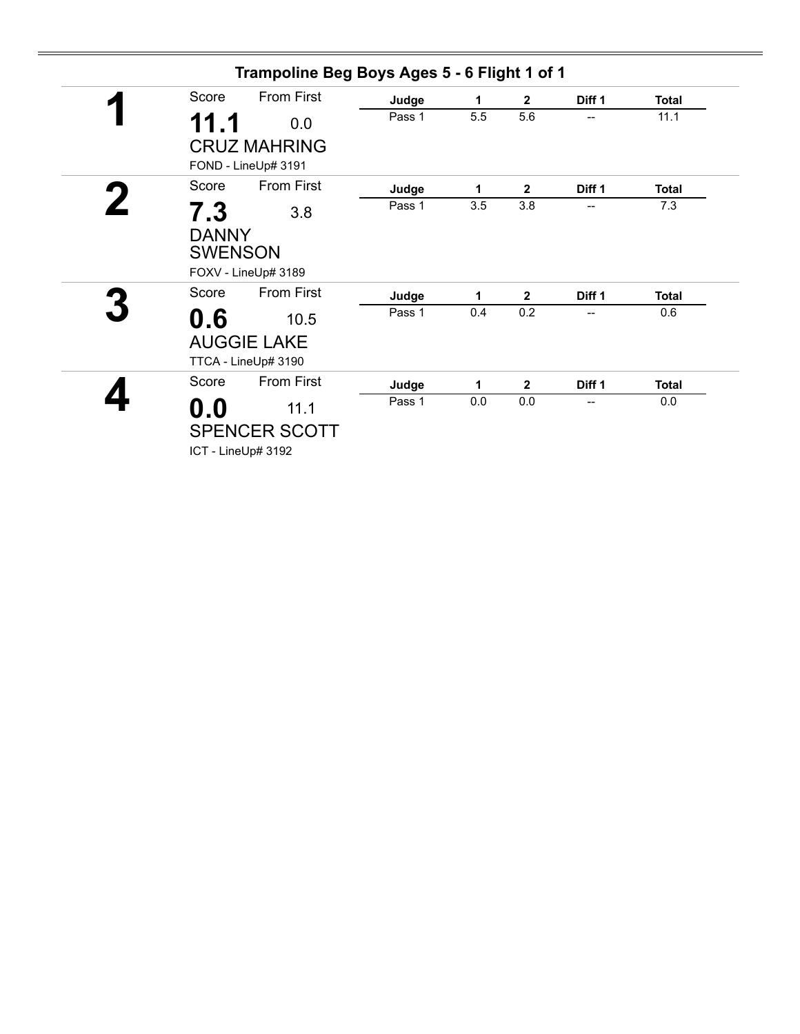## Trampoline Beg Boys Ages 5 - 6 Flight 1 of 1

**1**

Score: **11.1** From First: 0.0

CRUZ MAHRING

FOND - LineUp# 3191

| Judge | 1 | 2 | Diff 1 | Total |
|---|---|---|---|---|
| Pass 1 | 5.5 | 5.6 | -- | 11.1 |

**2**

Score: **7.3** From First: 3.8

DANNY SWENSON

FOXV - LineUp# 3189

| Judge | 1 | 2 | Diff 1 | Total |
|---|---|---|---|---|
| Pass 1 | 3.5 | 3.8 | -- | 7.3 |

**3**

Score: **0.6** From First: 10.5

AUGGIE LAKE

TTCA - LineUp# 3190

| Judge | 1 | 2 | Diff 1 | Total |
|---|---|---|---|---|
| Pass 1 | 0.4 | 0.2 | -- | 0.6 |

**4**

Score: **0.0** From First: 11.1

SPENCER SCOTT

ICT - LineUp# 3192

| Judge | 1 | 2 | Diff 1 | Total |
|---|---|---|---|---|
| Pass 1 | 0.0 | 0.0 | -- | 0.0 |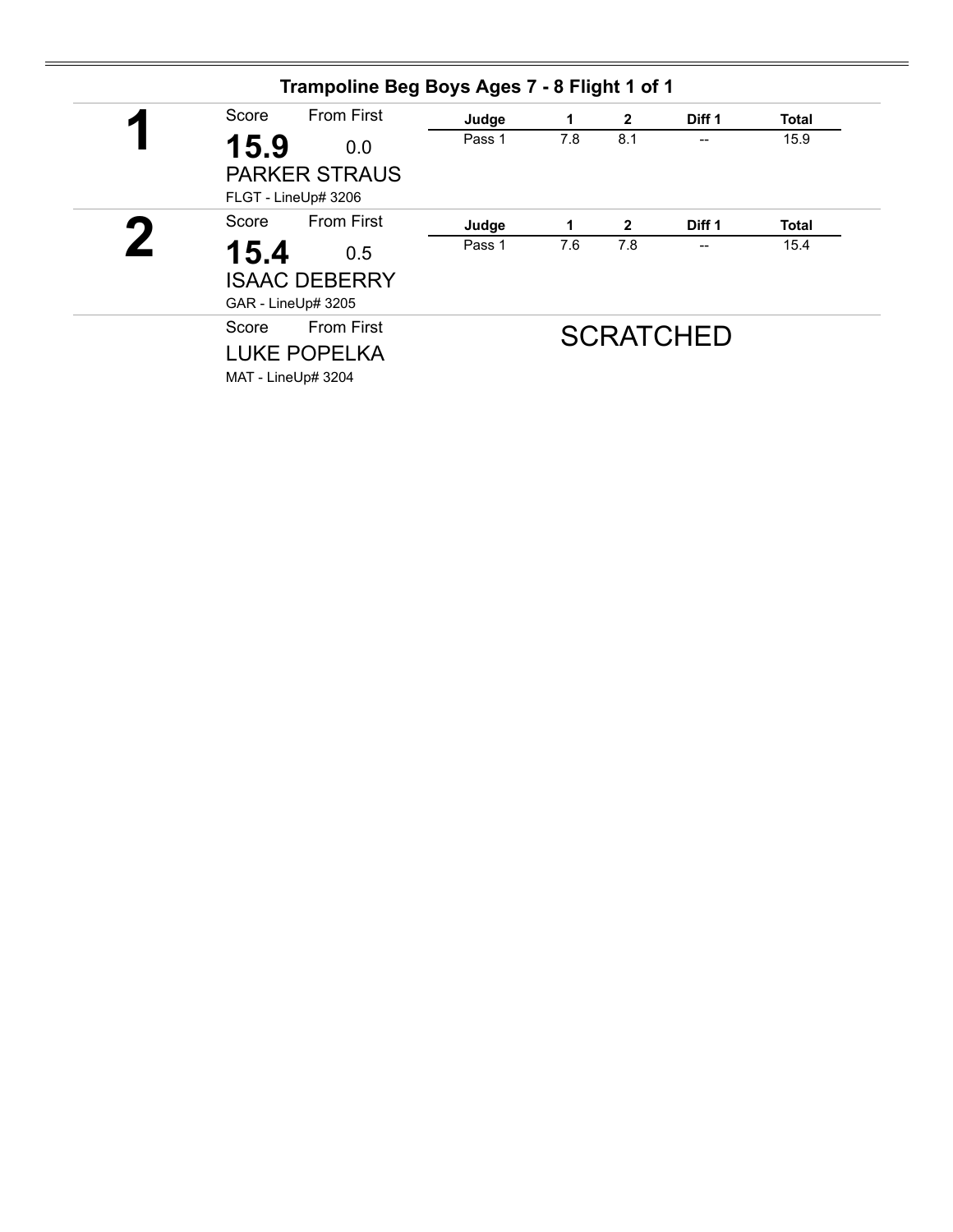## Trampoline Beg Boys Ages 7 - 8 Flight 1 of 1

**1**

Score: **15.9** From First: 0.0

PARKER STRAUS

FLGT - LineUp# 3206

| Judge | 1 | 2 | Diff 1 | Total |
|---|---|---|---|---|
| Pass 1 | 7.8 | 8.1 | -- | 15.9 |

**2**

Score: **15.4** From First: 0.5

ISAAC DEBERRY

GAR - LineUp# 3205

| Judge | 1 | 2 | Diff 1 | Total |
|---|---|---|---|---|
| Pass 1 | 7.6 | 7.8 | -- | 15.4 |

Score From First

LUKE POPELKA

MAT - LineUp# 3204

SCRATCHED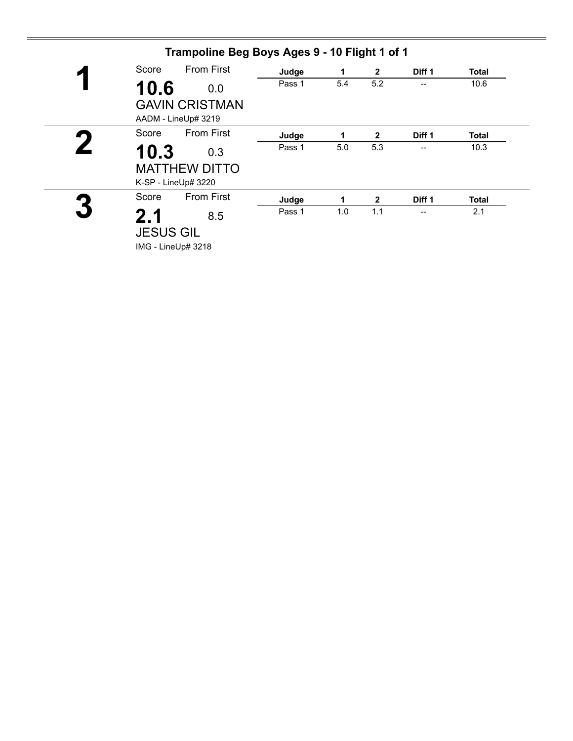## Trampoline Beg Boys Ages 9 - 10 Flight 1 of 1

**1**

Score: **10.6** From First: 0.0

GAVIN CRISTMAN

AADM - LineUp# 3219

| Judge | 1 | 2 | Diff 1 | Total |
|---|---|---|---|---|
| Pass 1 | 5.4 | 5.2 | -- | 10.6 |

**2**

Score: **10.3** From First: 0.3

MATTHEW DITTO

K-SP - LineUp# 3220

| Judge | 1 | 2 | Diff 1 | Total |
|---|---|---|---|---|
| Pass 1 | 5.0 | 5.3 | -- | 10.3 |

**3**

Score: **2.1** From First: 8.5

JESUS GIL

IMG - LineUp# 3218

| Judge | 1 | 2 | Diff 1 | Total |
|---|---|---|---|---|
| Pass 1 | 1.0 | 1.1 | -- | 2.1 |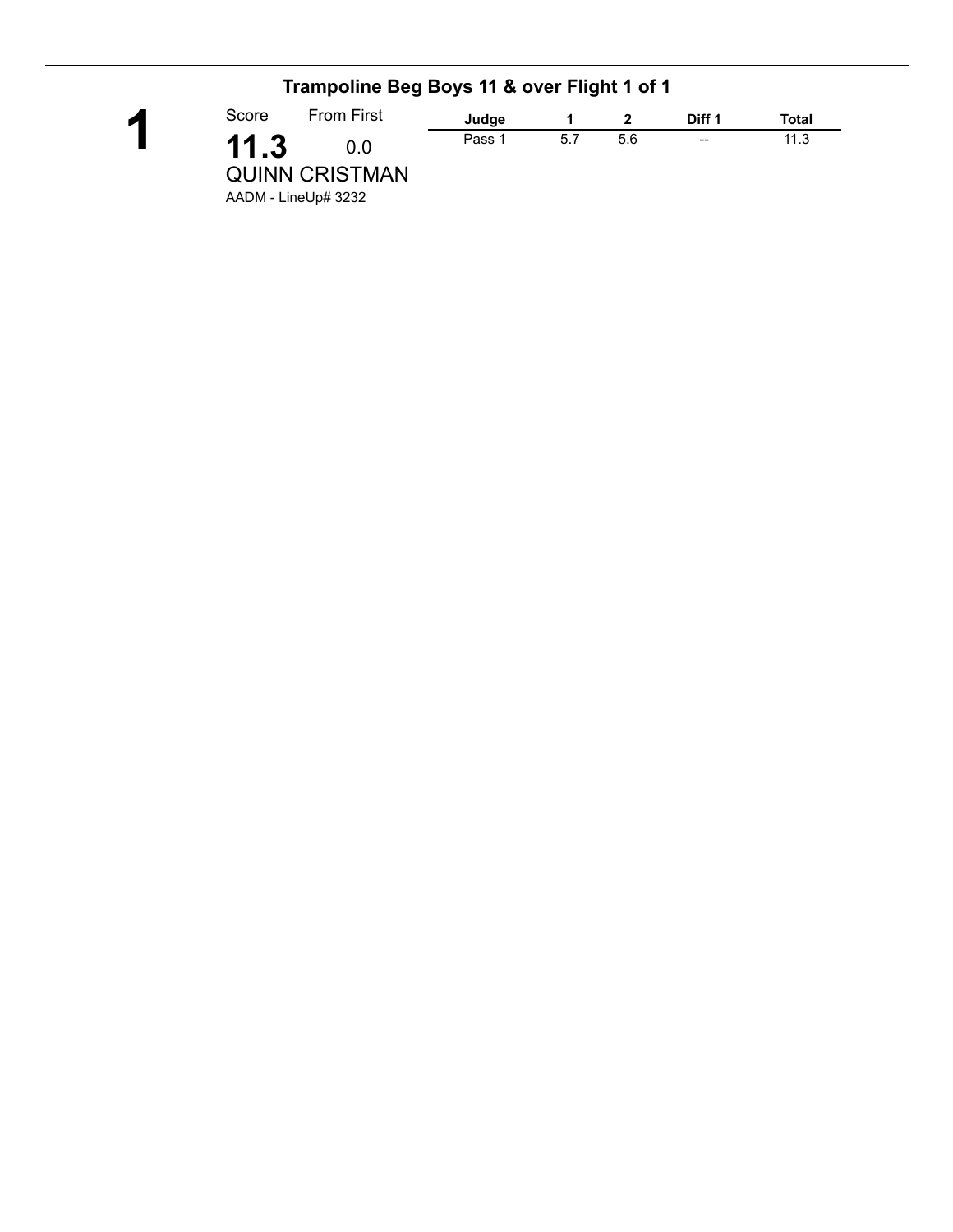## Trampoline Beg Boys 11 & over Flight 1 of 1

**1**

Score: **11.3** From First: 0.0

QUINN CRISTMAN

AADM - LineUp# 3232

| Judge | 1 | 2 | Diff 1 | Total |
|---|---|---|---|---|
| Pass 1 | 5.7 | 5.6 | -- | 11.3 |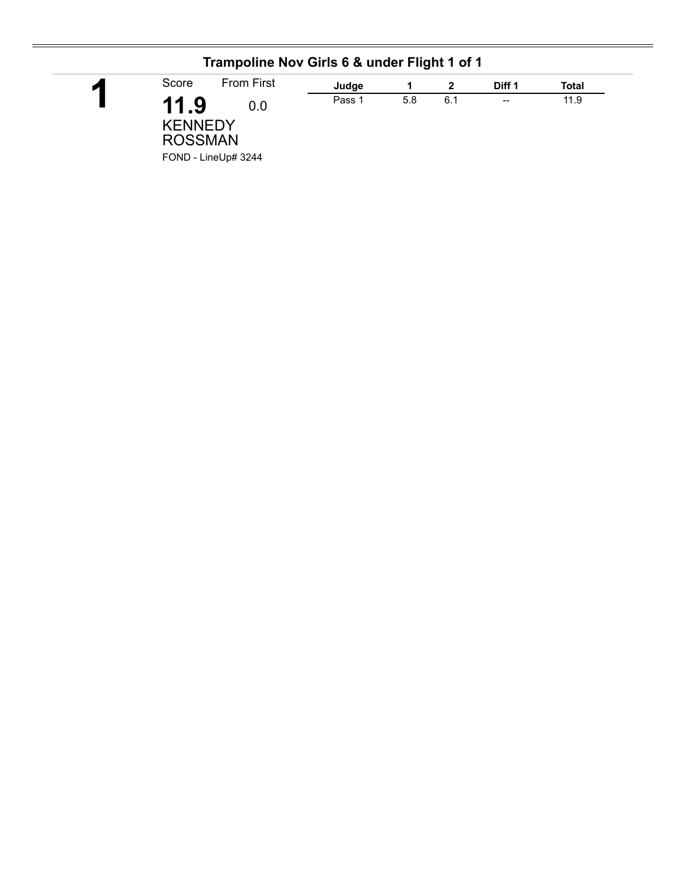## Trampoline Nov Girls 6 & under Flight 1 of 1

**1**

Score From First

**11.9** 0.0

KENNEDY ROSSMAN

FOND - LineUp# 3244

| Judge | 1 | 2 | Diff 1 | Total |
|---|---|---|---|---|
| Pass 1 | 5.8 | 6.1 | -- | 11.9 |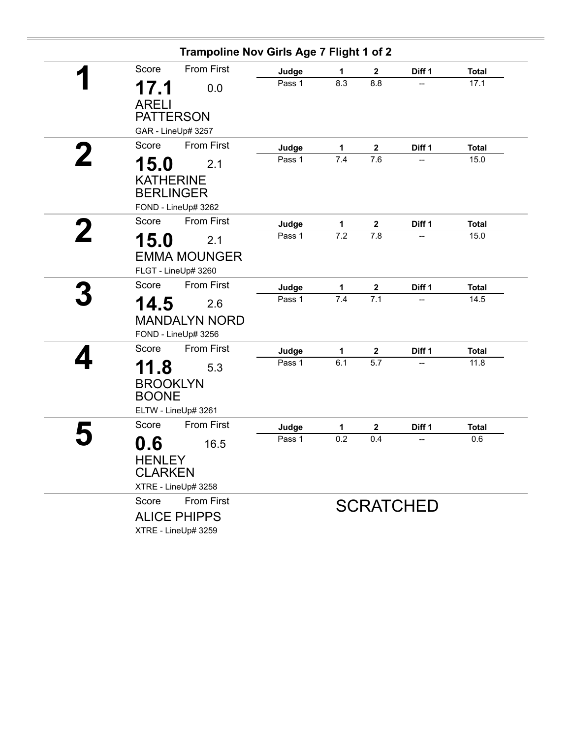## Trampoline Nov Girls Age 7 Flight 1 of 2

| Place | Score | From First | Name | Club | Judge | 1 | 2 | Diff 1 | Total |
|---|---|---|---|---|---|---|---|---|---|
| 1 | 17.1 | 0.0 | ARELI PATTERSON | GAR - LineUp# 3257 | Pass 1 | 8.3 | 8.8 | -- | 17.1 |
| 2 | 15.0 | 2.1 | KATHERINE BERLINGER | FOND - LineUp# 3262 | Pass 1 | 7.4 | 7.6 | -- | 15.0 |
| 2 | 15.0 | 2.1 | EMMA MOUNGER | FLGT - LineUp# 3260 | Pass 1 | 7.2 | 7.8 | -- | 15.0 |
| 3 | 14.5 | 2.6 | MANDALYN NORD | FOND - LineUp# 3256 | Pass 1 | 7.4 | 7.1 | -- | 14.5 |
| 4 | 11.8 | 5.3 | BROOKLYN BOONE | ELTW - LineUp# 3261 | Pass 1 | 6.1 | 5.7 | -- | 11.8 |
| 5 | 0.6 | 16.5 | HENLEY CLARKEN | XTRE - LineUp# 3258 | Pass 1 | 0.2 | 0.4 | -- | 0.6 |
| | | | ALICE PHIPPS | XTRE - LineUp# 3259 | SCRATCHED | | | | |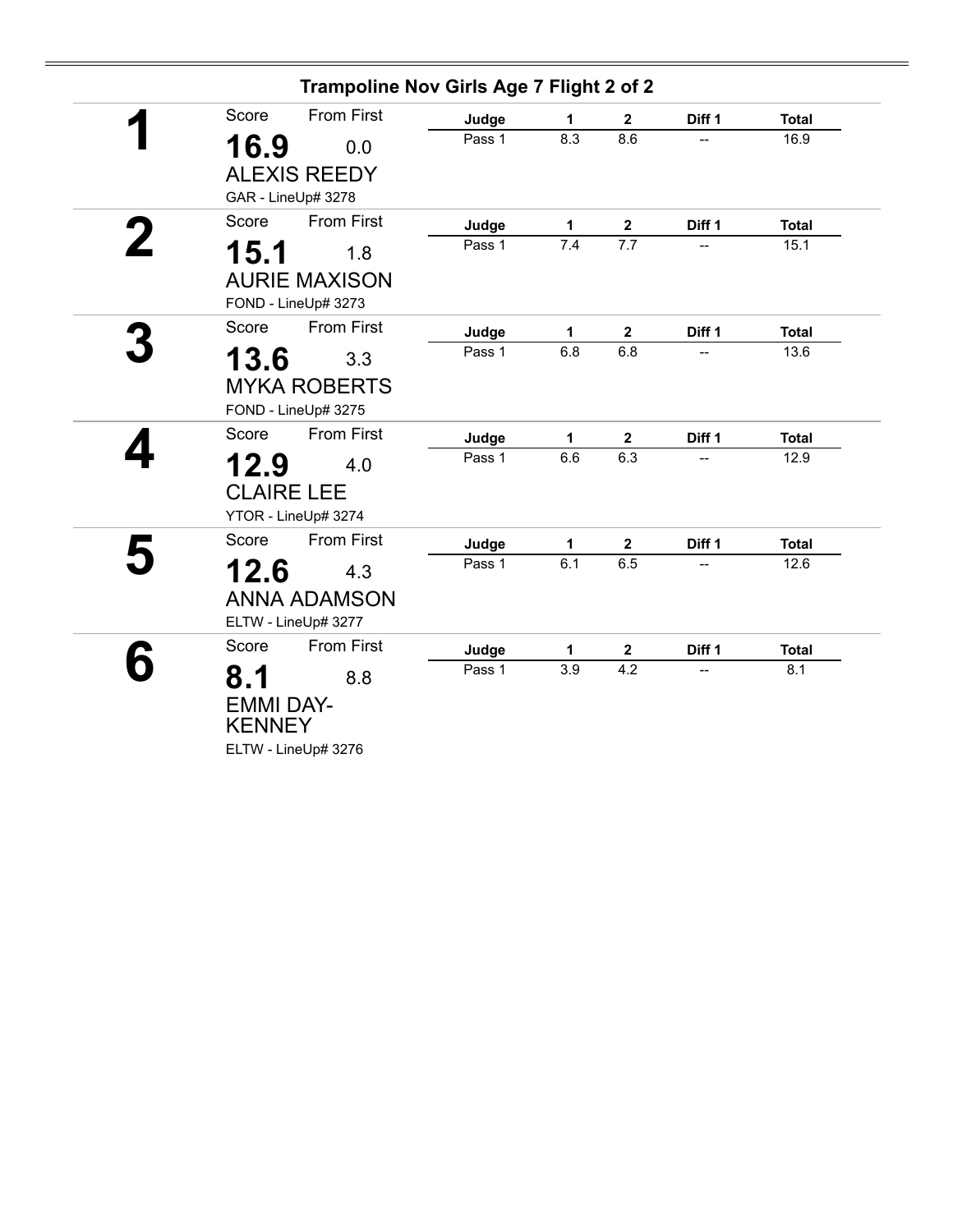## Trampoline Nov Girls Age 7 Flight 2 of 2

**1**

Score: **16.9** — From First: 0.0

ALEXIS REEDY

GAR - LineUp# 3278

| Judge | 1 | 2 | Diff 1 | Total |
|---|---|---|---|---|
| Pass 1 | 8.3 | 8.6 | -- | 16.9 |

**2**

Score: **15.1** — From First: 1.8

AURIE MAXISON

FOND - LineUp# 3273

| Judge | 1 | 2 | Diff 1 | Total |
|---|---|---|---|---|
| Pass 1 | 7.4 | 7.7 | -- | 15.1 |

**3**

Score: **13.6** — From First: 3.3

MYKA ROBERTS

FOND - LineUp# 3275

| Judge | 1 | 2 | Diff 1 | Total |
|---|---|---|---|---|
| Pass 1 | 6.8 | 6.8 | -- | 13.6 |

**4**

Score: **12.9** — From First: 4.0

CLAIRE LEE

YTOR - LineUp# 3274

| Judge | 1 | 2 | Diff 1 | Total |
|---|---|---|---|---|
| Pass 1 | 6.6 | 6.3 | -- | 12.9 |

**5**

Score: **12.6** — From First: 4.3

ANNA ADAMSON

ELTW - LineUp# 3277

| Judge | 1 | 2 | Diff 1 | Total |
|---|---|---|---|---|
| Pass 1 | 6.1 | 6.5 | -- | 12.6 |

**6**

Score: **8.1** — From First: 8.8

EMMI DAY-KENNEY

ELTW - LineUp# 3276

| Judge | 1 | 2 | Diff 1 | Total |
|---|---|---|---|---|
| Pass 1 | 3.9 | 4.2 | -- | 8.1 |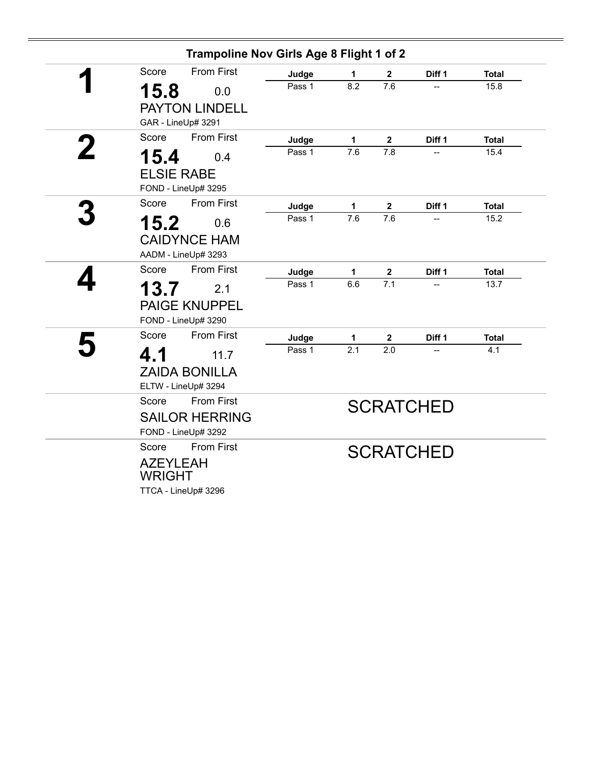## Trampoline Nov Girls Age 8 Flight 1 of 2

**1**

Score: **15.8** | From First: 0.0

PAYTON LINDELL

GAR - LineUp# 3291

| Judge | 1 | 2 | Diff 1 | Total |
|---|---|---|---|---|
| Pass 1 | 8.2 | 7.6 | -- | 15.8 |

**2**

Score: **15.4** | From First: 0.4

ELSIE RABE

FOND - LineUp# 3295

| Judge | 1 | 2 | Diff 1 | Total |
|---|---|---|---|---|
| Pass 1 | 7.6 | 7.8 | -- | 15.4 |

**3**

Score: **15.2** | From First: 0.6

CAIDYNCE HAM

AADM - LineUp# 3293

| Judge | 1 | 2 | Diff 1 | Total |
|---|---|---|---|---|
| Pass 1 | 7.6 | 7.6 | -- | 15.2 |

**4**

Score: **13.7** | From First: 2.1

PAIGE KNUPPEL

FOND - LineUp# 3290

| Judge | 1 | 2 | Diff 1 | Total |
|---|---|---|---|---|
| Pass 1 | 6.6 | 7.1 | -- | 13.7 |

**5**

Score: **4.1** | From First: 11.7

ZAIDA BONILLA

ELTW - LineUp# 3294

| Judge | 1 | 2 | Diff 1 | Total |
|---|---|---|---|---|
| Pass 1 | 2.1 | 2.0 | -- | 4.1 |

Score | From First

SAILOR HERRING

FOND - LineUp# 3292

SCRATCHED

Score | From First

AZEYLEAH WRIGHT

TTCA - LineUp# 3296

SCRATCHED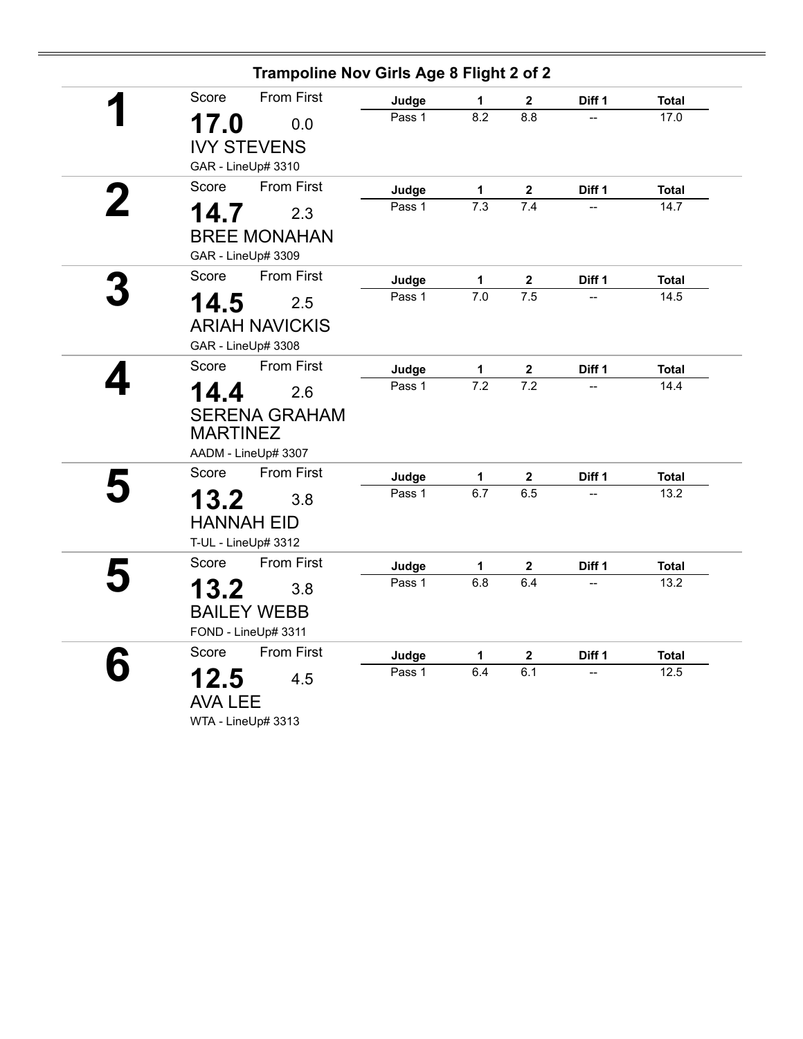## Trampoline Nov Girls Age 8 Flight 2 of 2

**1**

Score: **17.0** From First: 0.0

IVY STEVENS

GAR - LineUp# 3310

| Judge | 1 | 2 | Diff 1 | Total |
|---|---|---|---|---|
| Pass 1 | 8.2 | 8.8 | -- | 17.0 |

**2**

Score: **14.7** From First: 2.3

BREE MONAHAN

GAR - LineUp# 3309

| Judge | 1 | 2 | Diff 1 | Total |
|---|---|---|---|---|
| Pass 1 | 7.3 | 7.4 | -- | 14.7 |

**3**

Score: **14.5** From First: 2.5

ARIAH NAVICKIS

GAR - LineUp# 3308

| Judge | 1 | 2 | Diff 1 | Total |
|---|---|---|---|---|
| Pass 1 | 7.0 | 7.5 | -- | 14.5 |

**4**

Score: **14.4** From First: 2.6

SERENA GRAHAM MARTINEZ

AADM - LineUp# 3307

| Judge | 1 | 2 | Diff 1 | Total |
|---|---|---|---|---|
| Pass 1 | 7.2 | 7.2 | -- | 14.4 |

**5**

Score: **13.2** From First: 3.8

HANNAH EID

T-UL - LineUp# 3312

| Judge | 1 | 2 | Diff 1 | Total |
|---|---|---|---|---|
| Pass 1 | 6.7 | 6.5 | -- | 13.2 |

**5**

Score: **13.2** From First: 3.8

BAILEY WEBB

FOND - LineUp# 3311

| Judge | 1 | 2 | Diff 1 | Total |
|---|---|---|---|---|
| Pass 1 | 6.8 | 6.4 | -- | 13.2 |

**6**

Score: **12.5** From First: 4.5

AVA LEE

WTA - LineUp# 3313

| Judge | 1 | 2 | Diff 1 | Total |
|---|---|---|---|---|
| Pass 1 | 6.4 | 6.1 | -- | 12.5 |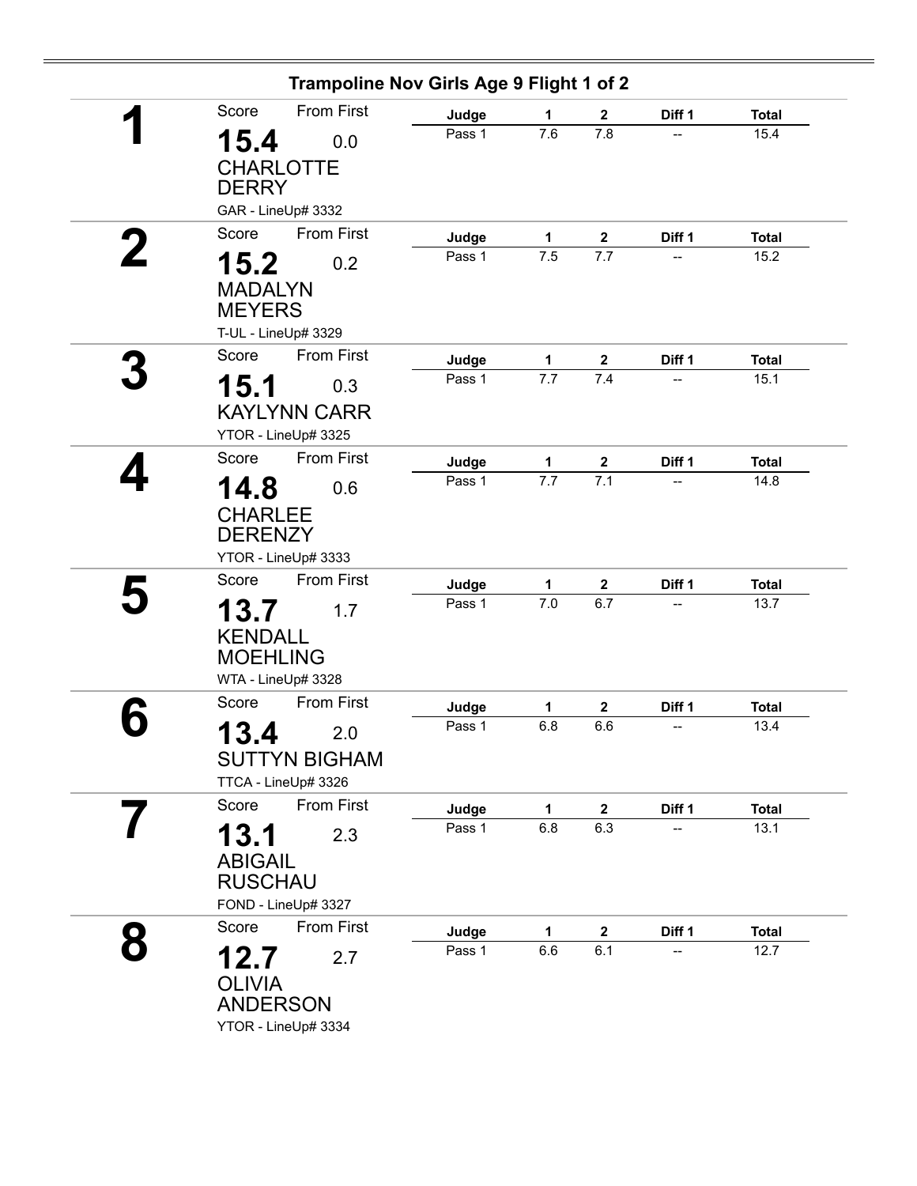## Trampoline Nov Girls Age 9 Flight 1 of 2

**1**

| Score | From First |
|---|---|
| **15.4** | 0.0 |

CHARLOTTE DERRY
GAR - LineUp# 3332

| Judge | 1 | 2 | Diff 1 | Total |
|---|---|---|---|---|
| Pass 1 | 7.6 | 7.8 | -- | 15.4 |

**2**

| Score | From First |
|---|---|
| **15.2** | 0.2 |

MADALYN MEYERS
T-UL - LineUp# 3329

| Judge | 1 | 2 | Diff 1 | Total |
|---|---|---|---|---|
| Pass 1 | 7.5 | 7.7 | -- | 15.2 |

**3**

| Score | From First |
|---|---|
| **15.1** | 0.3 |

KAYLYNN CARR
YTOR - LineUp# 3325

| Judge | 1 | 2 | Diff 1 | Total |
|---|---|---|---|---|
| Pass 1 | 7.7 | 7.4 | -- | 15.1 |

**4**

| Score | From First |
|---|---|
| **14.8** | 0.6 |

CHARLEE DERENZY
YTOR - LineUp# 3333

| Judge | 1 | 2 | Diff 1 | Total |
|---|---|---|---|---|
| Pass 1 | 7.7 | 7.1 | -- | 14.8 |

**5**

| Score | From First |
|---|---|
| **13.7** | 1.7 |

KENDALL MOEHLING
WTA - LineUp# 3328

| Judge | 1 | 2 | Diff 1 | Total |
|---|---|---|---|---|
| Pass 1 | 7.0 | 6.7 | -- | 13.7 |

**6**

| Score | From First |
|---|---|
| **13.4** | 2.0 |

SUTTYN BIGHAM
TTCA - LineUp# 3326

| Judge | 1 | 2 | Diff 1 | Total |
|---|---|---|---|---|
| Pass 1 | 6.8 | 6.6 | -- | 13.4 |

**7**

| Score | From First |
|---|---|
| **13.1** | 2.3 |

ABIGAIL RUSCHAU
FOND - LineUp# 3327

| Judge | 1 | 2 | Diff 1 | Total |
|---|---|---|---|---|
| Pass 1 | 6.8 | 6.3 | -- | 13.1 |

**8**

| Score | From First |
|---|---|
| **12.7** | 2.7 |

OLIVIA ANDERSON
YTOR - LineUp# 3334

| Judge | 1 | 2 | Diff 1 | Total |
|---|---|---|---|---|
| Pass 1 | 6.6 | 6.1 | -- | 12.7 |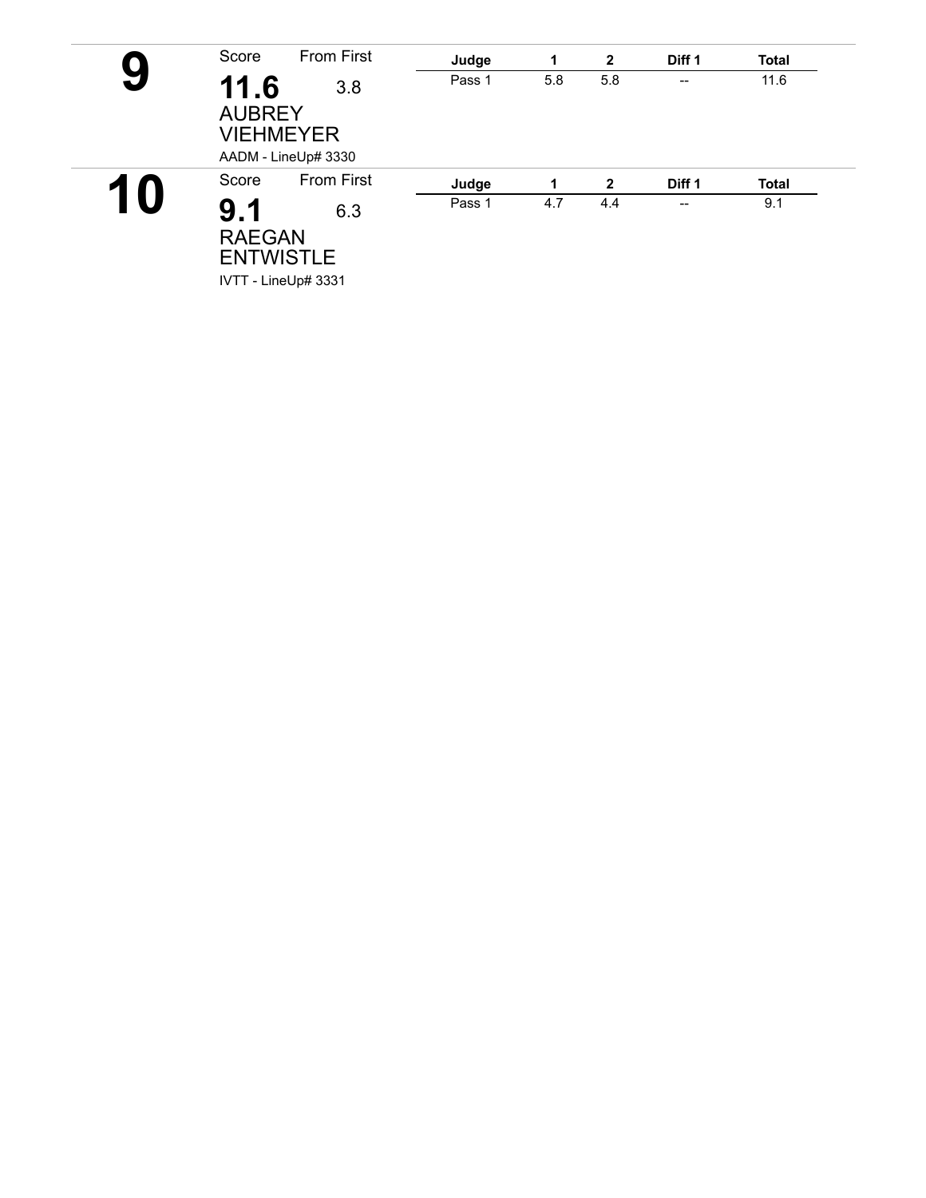## 9

Score **11.6** From First 3.8

AUBREY VIEHMEYER

AADM - LineUp# 3330

| Judge | 1 | 2 | Diff 1 | Total |
| --- | --- | --- | --- | --- |
| Pass 1 | 5.8 | 5.8 | -- | 11.6 |

## 10

Score **9.1** From First 6.3

RAEGAN ENTWISTLE

IVTT - LineUp# 3331

| Judge | 1 | 2 | Diff 1 | Total |
| --- | --- | --- | --- | --- |
| Pass 1 | 4.7 | 4.4 | -- | 9.1 |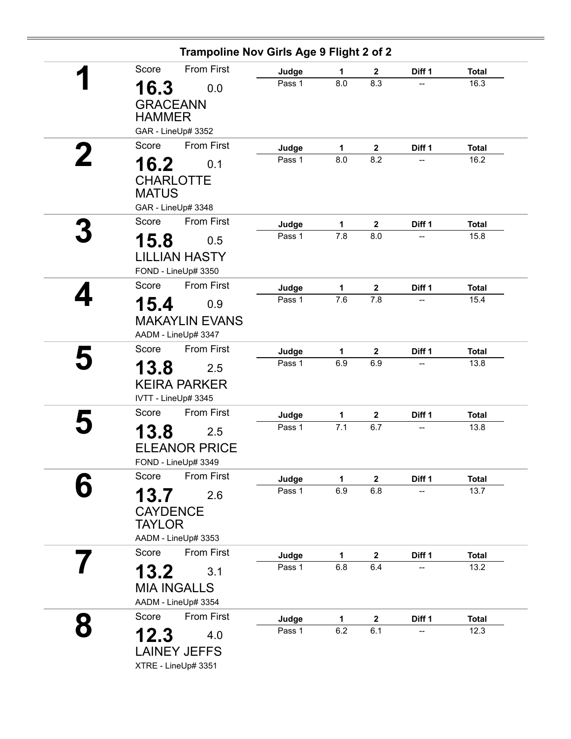## Trampoline Nov Girls Age 9 Flight 2 of 2

**1**

Score: **16.3** | From First: 0.0

GRACEANN HAMMER

GAR - LineUp# 3352

| Judge | 1 | 2 | Diff 1 | Total |
|---|---|---|---|---|
| Pass 1 | 8.0 | 8.3 | -- | 16.3 |

**2**

Score: **16.2** | From First: 0.1

CHARLOTTE MATUS

GAR - LineUp# 3348

| Judge | 1 | 2 | Diff 1 | Total |
|---|---|---|---|---|
| Pass 1 | 8.0 | 8.2 | -- | 16.2 |

**3**

Score: **15.8** | From First: 0.5

LILLIAN HASTY

FOND - LineUp# 3350

| Judge | 1 | 2 | Diff 1 | Total |
|---|---|---|---|---|
| Pass 1 | 7.8 | 8.0 | -- | 15.8 |

**4**

Score: **15.4** | From First: 0.9

MAKAYLIN EVANS

AADM - LineUp# 3347

| Judge | 1 | 2 | Diff 1 | Total |
|---|---|---|---|---|
| Pass 1 | 7.6 | 7.8 | -- | 15.4 |

**5**

Score: **13.8** | From First: 2.5

KEIRA PARKER

IVTT - LineUp# 3345

| Judge | 1 | 2 | Diff 1 | Total |
|---|---|---|---|---|
| Pass 1 | 6.9 | 6.9 | -- | 13.8 |

**5**

Score: **13.8** | From First: 2.5

ELEANOR PRICE

FOND - LineUp# 3349

| Judge | 1 | 2 | Diff 1 | Total |
|---|---|---|---|---|
| Pass 1 | 7.1 | 6.7 | -- | 13.8 |

**6**

Score: **13.7** | From First: 2.6

CAYDENCE TAYLOR

AADM - LineUp# 3353

| Judge | 1 | 2 | Diff 1 | Total |
|---|---|---|---|---|
| Pass 1 | 6.9 | 6.8 | -- | 13.7 |

**7**

Score: **13.2** | From First: 3.1

MIA INGALLS

AADM - LineUp# 3354

| Judge | 1 | 2 | Diff 1 | Total |
|---|---|---|---|---|
| Pass 1 | 6.8 | 6.4 | -- | 13.2 |

**8**

Score: **12.3** | From First: 4.0

LAINEY JEFFS

XTRE - LineUp# 3351

| Judge | 1 | 2 | Diff 1 | Total |
|---|---|---|---|---|
| Pass 1 | 6.2 | 6.1 | -- | 12.3 |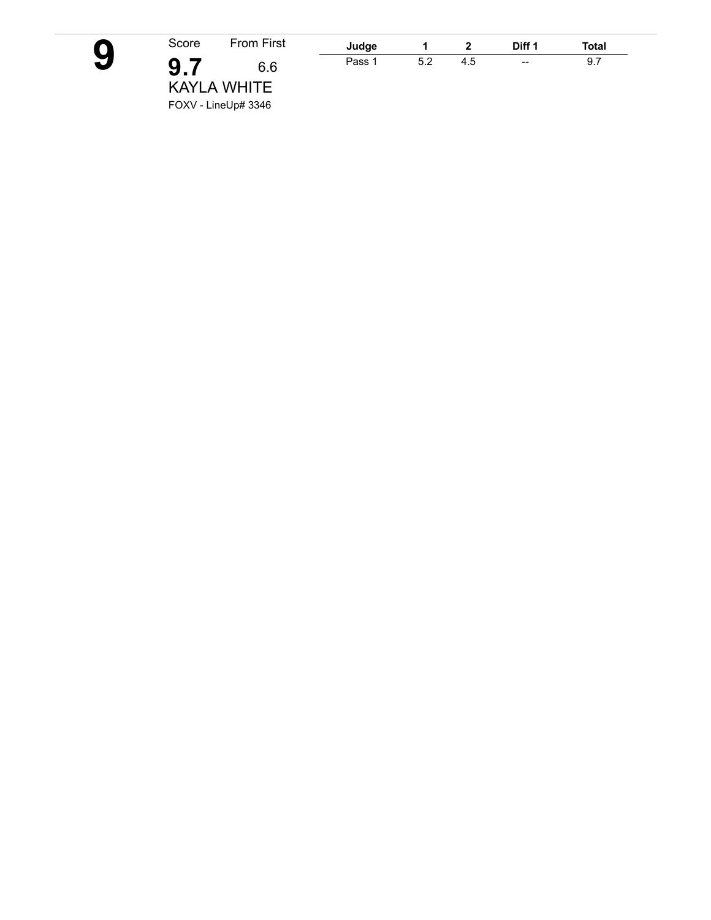**9**

Score **9.7** From First 6.6

KAYLA WHITE

FOXV - LineUp# 3346

| Judge | 1 | 2 | Diff 1 | Total |
|---|---|---|---|---|
| Pass 1 | 5.2 | 4.5 | -- | 9.7 |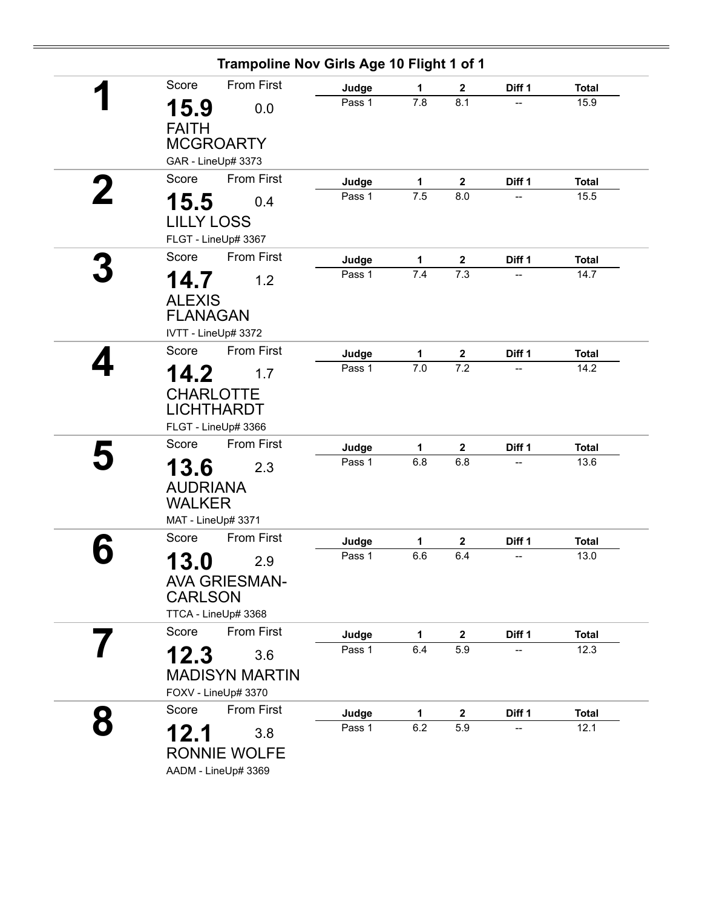## Trampoline Nov Girls Age 10 Flight 1 of 1

| Place | Score | From First | Name | Club - LineUp# | Judge | 1 | 2 | Diff 1 | Total |
|---|---|---|---|---|---|---|---|---|---|
| 1 | 15.9 | 0.0 | FAITH MCGROARTY | GAR - LineUp# 3373 | Pass 1 | 7.8 | 8.1 | -- | 15.9 |
| 2 | 15.5 | 0.4 | LILLY LOSS | FLGT - LineUp# 3367 | Pass 1 | 7.5 | 8.0 | -- | 15.5 |
| 3 | 14.7 | 1.2 | ALEXIS FLANAGAN | IVTT - LineUp# 3372 | Pass 1 | 7.4 | 7.3 | -- | 14.7 |
| 4 | 14.2 | 1.7 | CHARLOTTE LICHTHARDT | FLGT - LineUp# 3366 | Pass 1 | 7.0 | 7.2 | -- | 14.2 |
| 5 | 13.6 | 2.3 | AUDRIANA WALKER | MAT - LineUp# 3371 | Pass 1 | 6.8 | 6.8 | -- | 13.6 |
| 6 | 13.0 | 2.9 | AVA GRIESMAN-CARLSON | TTCA - LineUp# 3368 | Pass 1 | 6.6 | 6.4 | -- | 13.0 |
| 7 | 12.3 | 3.6 | MADISYN MARTIN | FOXV - LineUp# 3370 | Pass 1 | 6.4 | 5.9 | -- | 12.3 |
| 8 | 12.1 | 3.8 | RONNIE WOLFE | AADM - LineUp# 3369 | Pass 1 | 6.2 | 5.9 | -- | 12.1 |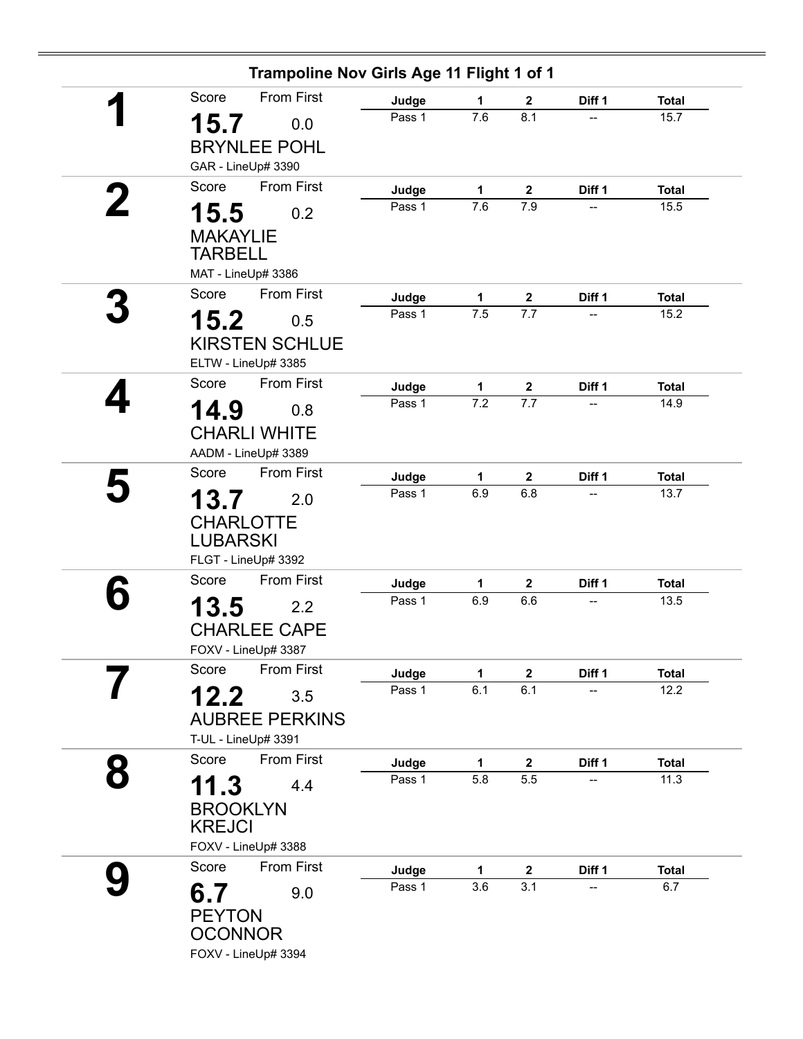## Trampoline Nov Girls Age 11 Flight 1 of 1

**1**

Score: **15.7** From First: 0.0

BRYNLEE POHL

GAR - LineUp# 3390

| Judge | 1 | 2 | Diff 1 | Total |
|---|---|---|---|---|
| Pass 1 | 7.6 | 8.1 | -- | 15.7 |

**2**

Score: **15.5** From First: 0.2

MAKAYLIE TARBELL

MAT - LineUp# 3386

| Judge | 1 | 2 | Diff 1 | Total |
|---|---|---|---|---|
| Pass 1 | 7.6 | 7.9 | -- | 15.5 |

**3**

Score: **15.2** From First: 0.5

KIRSTEN SCHLUE

ELTW - LineUp# 3385

| Judge | 1 | 2 | Diff 1 | Total |
|---|---|---|---|---|
| Pass 1 | 7.5 | 7.7 | -- | 15.2 |

**4**

Score: **14.9** From First: 0.8

CHARLI WHITE

AADM - LineUp# 3389

| Judge | 1 | 2 | Diff 1 | Total |
|---|---|---|---|---|
| Pass 1 | 7.2 | 7.7 | -- | 14.9 |

**5**

Score: **13.7** From First: 2.0

CHARLOTTE LUBARSKI

FLGT - LineUp# 3392

| Judge | 1 | 2 | Diff 1 | Total |
|---|---|---|---|---|
| Pass 1 | 6.9 | 6.8 | -- | 13.7 |

**6**

Score: **13.5** From First: 2.2

CHARLEE CAPE

FOXV - LineUp# 3387

| Judge | 1 | 2 | Diff 1 | Total |
|---|---|---|---|---|
| Pass 1 | 6.9 | 6.6 | -- | 13.5 |

**7**

Score: **12.2** From First: 3.5

AUBREE PERKINS

T-UL - LineUp# 3391

| Judge | 1 | 2 | Diff 1 | Total |
|---|---|---|---|---|
| Pass 1 | 6.1 | 6.1 | -- | 12.2 |

**8**

Score: **11.3** From First: 4.4

BROOKLYN KREJCI

FOXV - LineUp# 3388

| Judge | 1 | 2 | Diff 1 | Total |
|---|---|---|---|---|
| Pass 1 | 5.8 | 5.5 | -- | 11.3 |

**9**

Score: **6.7** From First: 9.0

PEYTON OCONNOR

FOXV - LineUp# 3394

| Judge | 1 | 2 | Diff 1 | Total |
|---|---|---|---|---|
| Pass 1 | 3.6 | 3.1 | -- | 6.7 |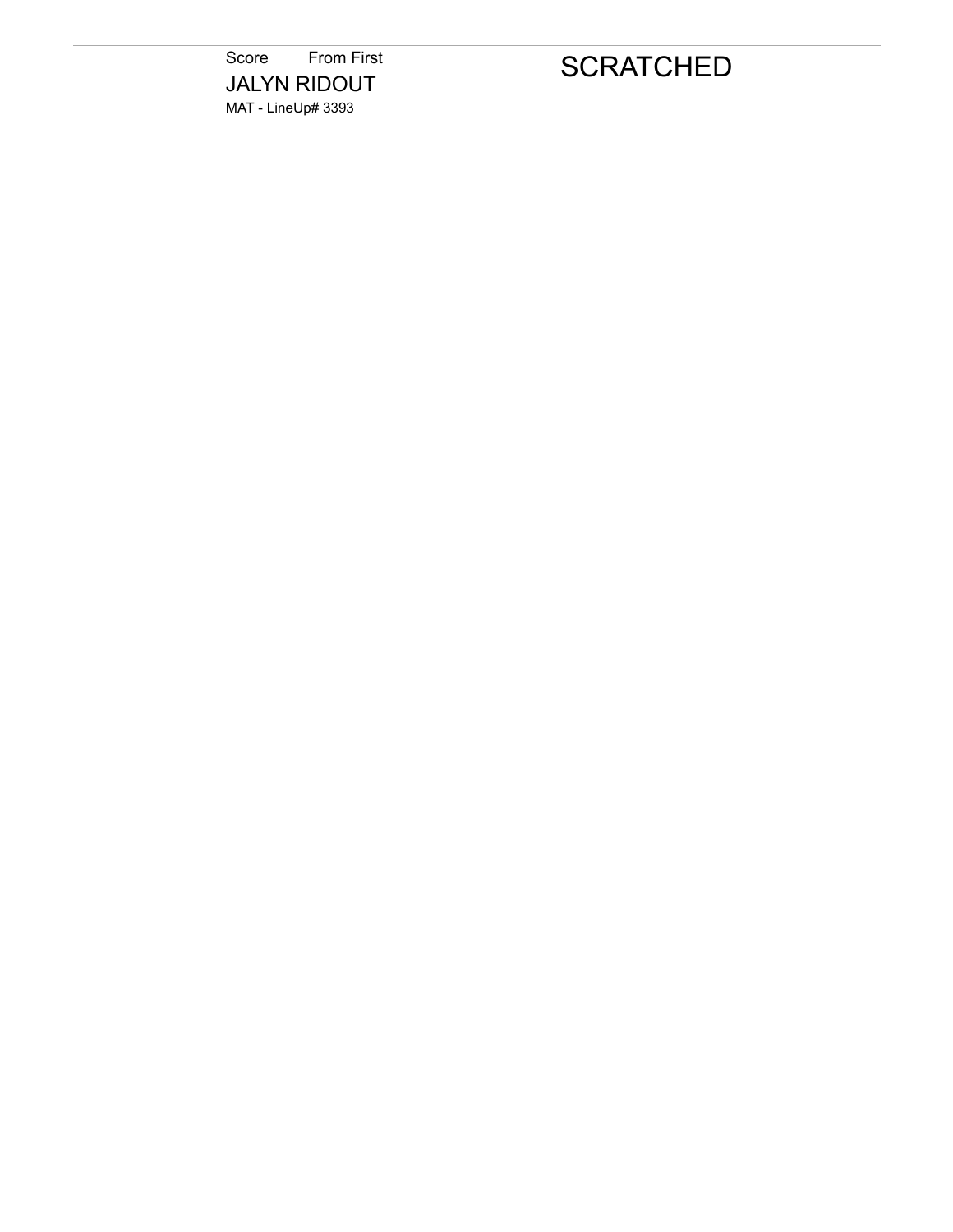Score From First

JALYN RIDOUT

MAT - LineUp# 3393

SCRATCHED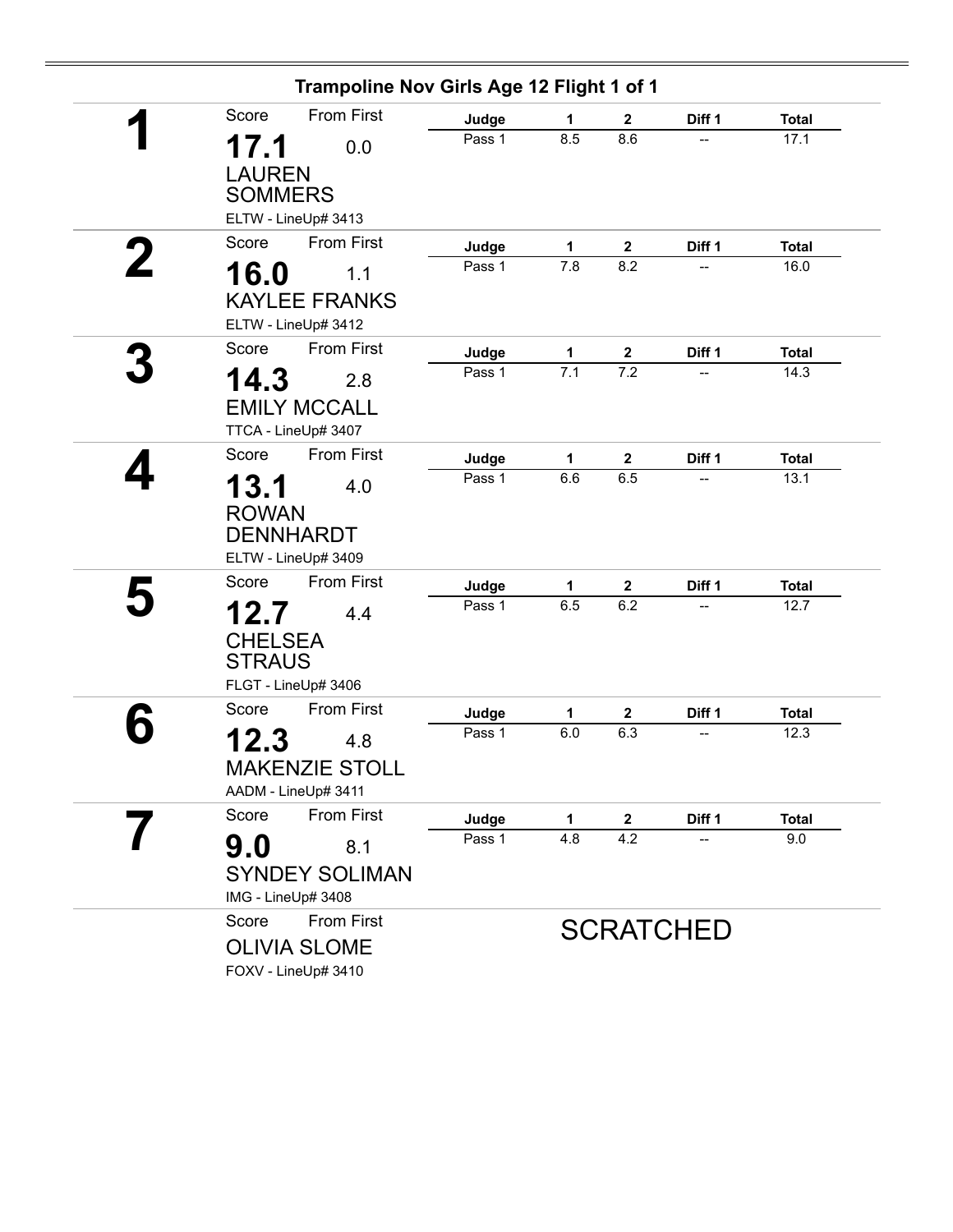## Trampoline Nov Girls Age 12 Flight 1 of 1

**1**

Score: **17.1** — From First: 0.0

LAUREN SOMMERS

ELTW - LineUp# 3413

| Judge | 1 | 2 | Diff 1 | Total |
|---|---|---|---|---|
| Pass 1 | 8.5 | 8.6 | -- | 17.1 |

**2**

Score: **16.0** — From First: 1.1

KAYLEE FRANKS

ELTW - LineUp# 3412

| Judge | 1 | 2 | Diff 1 | Total |
|---|---|---|---|---|
| Pass 1 | 7.8 | 8.2 | -- | 16.0 |

**3**

Score: **14.3** — From First: 2.8

EMILY MCCALL

TTCA - LineUp# 3407

| Judge | 1 | 2 | Diff 1 | Total |
|---|---|---|---|---|
| Pass 1 | 7.1 | 7.2 | -- | 14.3 |

**4**

Score: **13.1** — From First: 4.0

ROWAN DENNHARDT

ELTW - LineUp# 3409

| Judge | 1 | 2 | Diff 1 | Total |
|---|---|---|---|---|
| Pass 1 | 6.6 | 6.5 | -- | 13.1 |

**5**

Score: **12.7** — From First: 4.4

CHELSEA STRAUS

FLGT - LineUp# 3406

| Judge | 1 | 2 | Diff 1 | Total |
|---|---|---|---|---|
| Pass 1 | 6.5 | 6.2 | -- | 12.7 |

**6**

Score: **12.3** — From First: 4.8

MAKENZIE STOLL

AADM - LineUp# 3411

| Judge | 1 | 2 | Diff 1 | Total |
|---|---|---|---|---|
| Pass 1 | 6.0 | 6.3 | -- | 12.3 |

**7**

Score: **9.0** — From First: 8.1

SYNDEY SOLIMAN

IMG - LineUp# 3408

| Judge | 1 | 2 | Diff 1 | Total |
|---|---|---|---|---|
| Pass 1 | 4.8 | 4.2 | -- | 9.0 |

Score — From First

OLIVIA SLOME

FOXV - LineUp# 3410

SCRATCHED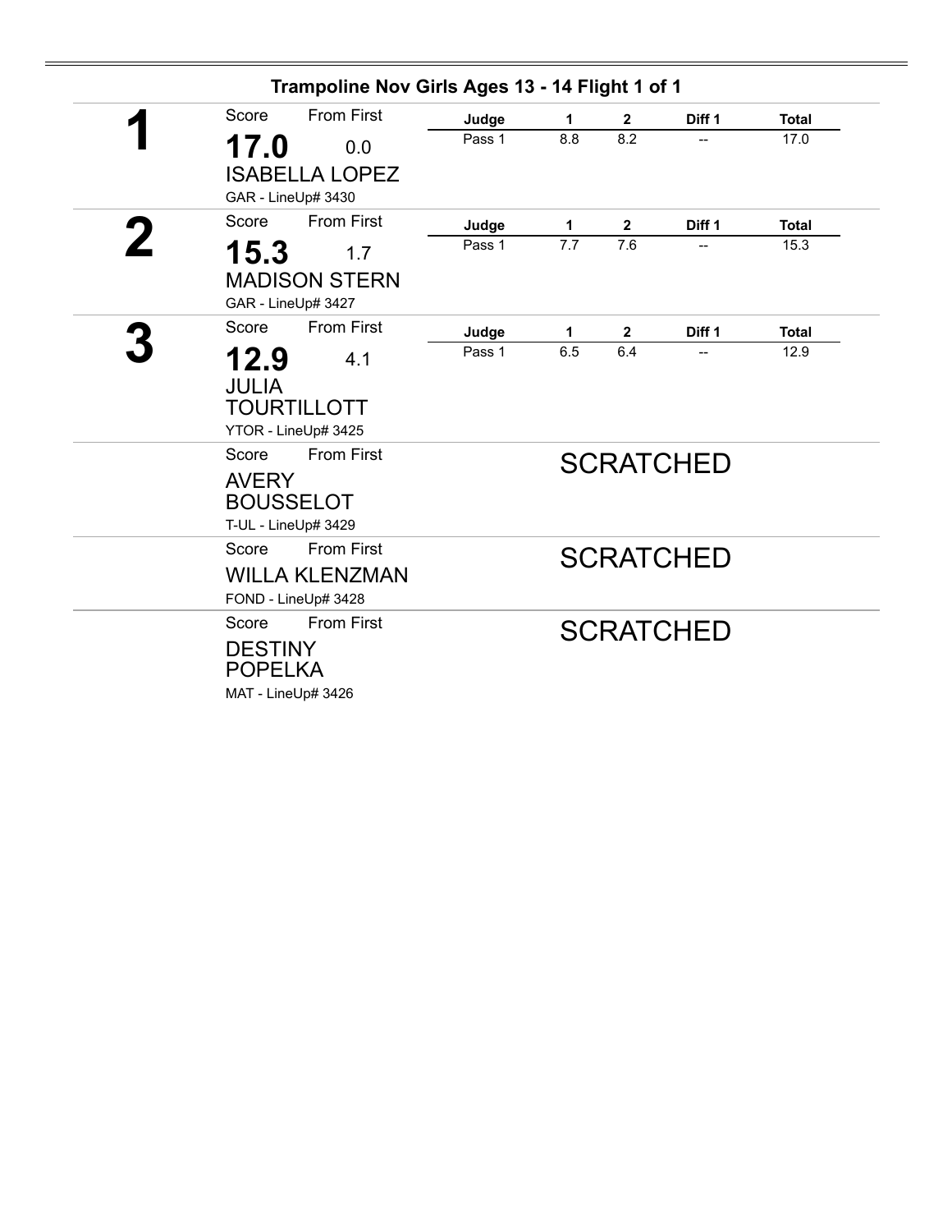## Trampoline Nov Girls Ages 13 - 14 Flight 1 of 1

**1**

Score: **17.0** — From First: 0.0

ISABELLA LOPEZ

GAR - LineUp# 3430

| Judge | 1 | 2 | Diff 1 | Total |
|---|---|---|---|---|
| Pass 1 | 8.8 | 8.2 | -- | 17.0 |

**2**

Score: **15.3** — From First: 1.7

MADISON STERN

GAR - LineUp# 3427

| Judge | 1 | 2 | Diff 1 | Total |
|---|---|---|---|---|
| Pass 1 | 7.7 | 7.6 | -- | 15.3 |

**3**

Score: **12.9** — From First: 4.1

JULIA TOURTILLOTT

YTOR - LineUp# 3425

| Judge | 1 | 2 | Diff 1 | Total |
|---|---|---|---|---|
| Pass 1 | 6.5 | 6.4 | -- | 12.9 |

Score — From First

AVERY BOUSSELOT

T-UL - LineUp# 3429

SCRATCHED

Score — From First

WILLA KLENZMAN

FOND - LineUp# 3428

SCRATCHED

Score — From First

DESTINY POPELKA

MAT - LineUp# 3426

SCRATCHED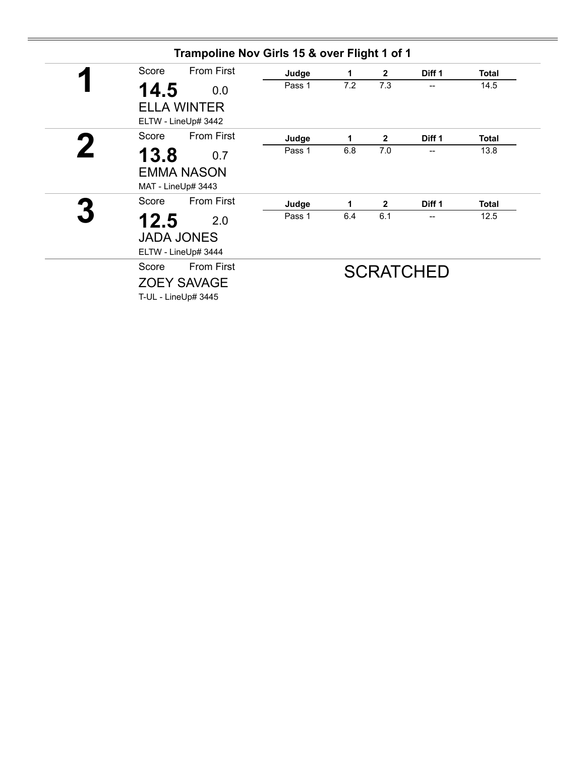## Trampoline Nov Girls 15 & over Flight 1 of 1

**1**

Score: **14.5** — From First: 0.0

ELLA WINTER

ELTW - LineUp# 3442

| Judge | 1 | 2 | Diff 1 | Total |
|---|---|---|---|---|
| Pass 1 | 7.2 | 7.3 | -- | 14.5 |

**2**

Score: **13.8** — From First: 0.7

EMMA NASON

MAT - LineUp# 3443

| Judge | 1 | 2 | Diff 1 | Total |
|---|---|---|---|---|
| Pass 1 | 6.8 | 7.0 | -- | 13.8 |

**3**

Score: **12.5** — From First: 2.0

JADA JONES

ELTW - LineUp# 3444

| Judge | 1 | 2 | Diff 1 | Total |
|---|---|---|---|---|
| Pass 1 | 6.4 | 6.1 | -- | 12.5 |

Score — From First

ZOEY SAVAGE

T-UL - LineUp# 3445

SCRATCHED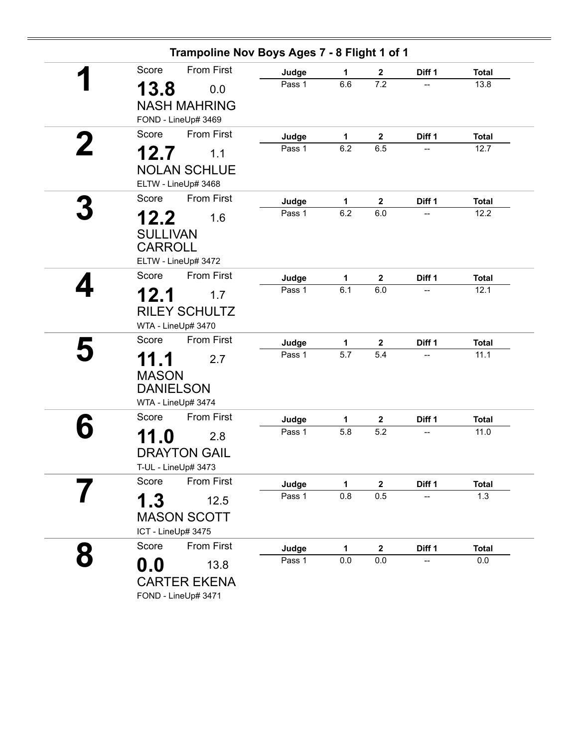## Trampoline Nov Boys Ages 7 - 8 Flight 1 of 1

**1**

Score: **13.8** From First: 0.0

NASH MAHRING

FOND - LineUp# 3469

| Judge | 1 | 2 | Diff 1 | Total |
|---|---|---|---|---|
| Pass 1 | 6.6 | 7.2 | -- | 13.8 |

**2**

Score: **12.7** From First: 1.1

NOLAN SCHLUE

ELTW - LineUp# 3468

| Judge | 1 | 2 | Diff 1 | Total |
|---|---|---|---|---|
| Pass 1 | 6.2 | 6.5 | -- | 12.7 |

**3**

Score: **12.2** From First: 1.6

SULLIVAN CARROLL

ELTW - LineUp# 3472

| Judge | 1 | 2 | Diff 1 | Total |
|---|---|---|---|---|
| Pass 1 | 6.2 | 6.0 | -- | 12.2 |

**4**

Score: **12.1** From First: 1.7

RILEY SCHULTZ

WTA - LineUp# 3470

| Judge | 1 | 2 | Diff 1 | Total |
|---|---|---|---|---|
| Pass 1 | 6.1 | 6.0 | -- | 12.1 |

**5**

Score: **11.1** From First: 2.7

MASON DANIELSON

WTA - LineUp# 3474

| Judge | 1 | 2 | Diff 1 | Total |
|---|---|---|---|---|
| Pass 1 | 5.7 | 5.4 | -- | 11.1 |

**6**

Score: **11.0** From First: 2.8

DRAYTON GAIL

T-UL - LineUp# 3473

| Judge | 1 | 2 | Diff 1 | Total |
|---|---|---|---|---|
| Pass 1 | 5.8 | 5.2 | -- | 11.0 |

**7**

Score: **1.3** From First: 12.5

MASON SCOTT

ICT - LineUp# 3475

| Judge | 1 | 2 | Diff 1 | Total |
|---|---|---|---|---|
| Pass 1 | 0.8 | 0.5 | -- | 1.3 |

**8**

Score: **0.0** From First: 13.8

CARTER EKENA

FOND - LineUp# 3471

| Judge | 1 | 2 | Diff 1 | Total |
|---|---|---|---|---|
| Pass 1 | 0.0 | 0.0 | -- | 0.0 |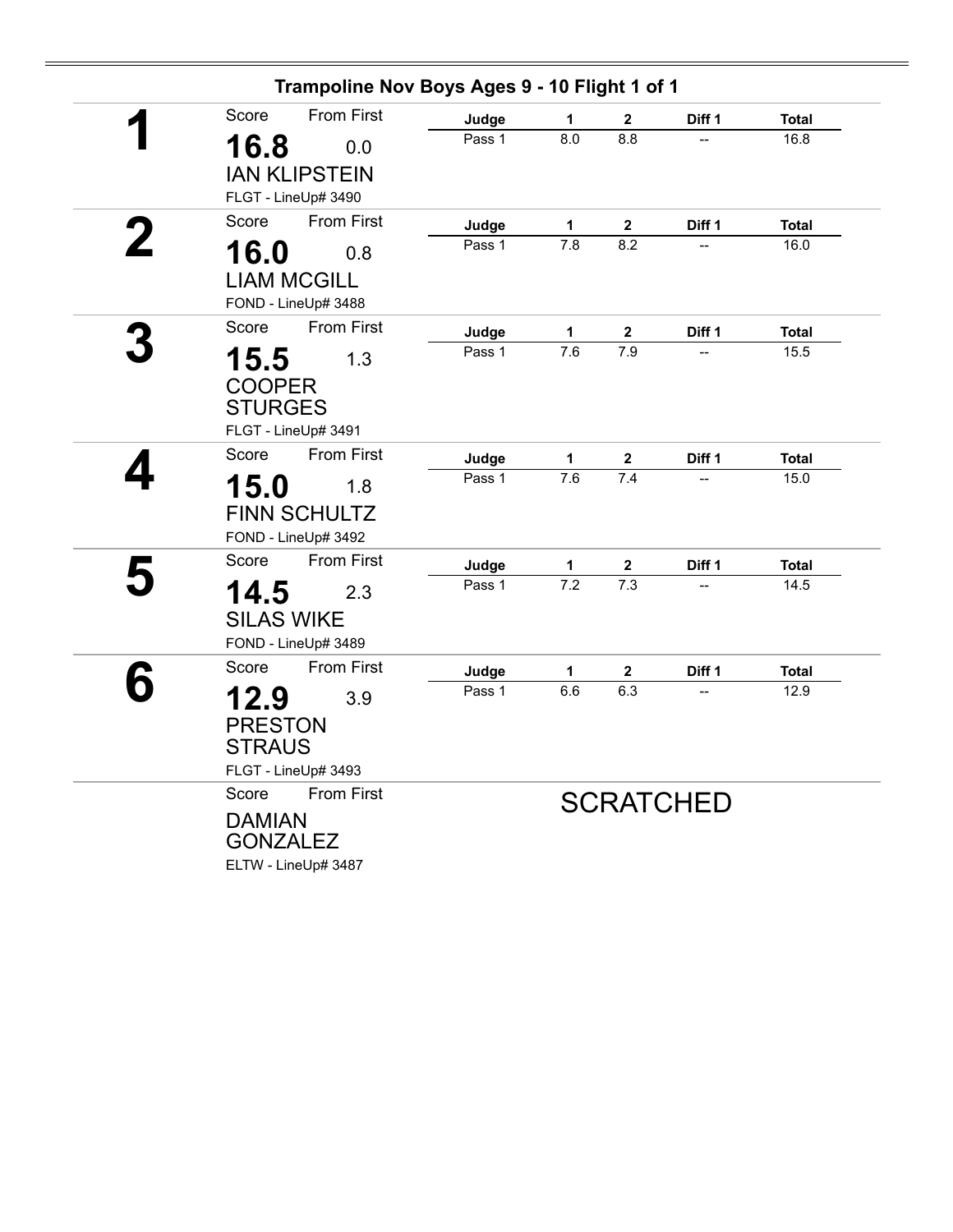## Trampoline Nov Boys Ages 9 - 10 Flight 1 of 1

**1**

Score: **16.8** From First: 0.0

IAN KLIPSTEIN

FLGT - LineUp# 3490

| Judge | 1 | 2 | Diff 1 | Total |
|---|---|---|---|---|
| Pass 1 | 8.0 | 8.8 | -- | 16.8 |

**2**

Score: **16.0** From First: 0.8

LIAM MCGILL

FOND - LineUp# 3488

| Judge | 1 | 2 | Diff 1 | Total |
|---|---|---|---|---|
| Pass 1 | 7.8 | 8.2 | -- | 16.0 |

**3**

Score: **15.5** From First: 1.3

COOPER STURGES

FLGT - LineUp# 3491

| Judge | 1 | 2 | Diff 1 | Total |
|---|---|---|---|---|
| Pass 1 | 7.6 | 7.9 | -- | 15.5 |

**4**

Score: **15.0** From First: 1.8

FINN SCHULTZ

FOND - LineUp# 3492

| Judge | 1 | 2 | Diff 1 | Total |
|---|---|---|---|---|
| Pass 1 | 7.6 | 7.4 | -- | 15.0 |

**5**

Score: **14.5** From First: 2.3

SILAS WIKE

FOND - LineUp# 3489

| Judge | 1 | 2 | Diff 1 | Total |
|---|---|---|---|---|
| Pass 1 | 7.2 | 7.3 | -- | 14.5 |

**6**

Score: **12.9** From First: 3.9

PRESTON STRAUS

FLGT - LineUp# 3493

| Judge | 1 | 2 | Diff 1 | Total |
|---|---|---|---|---|
| Pass 1 | 6.6 | 6.3 | -- | 12.9 |

Score From First

DAMIAN GONZALEZ

ELTW - LineUp# 3487

SCRATCHED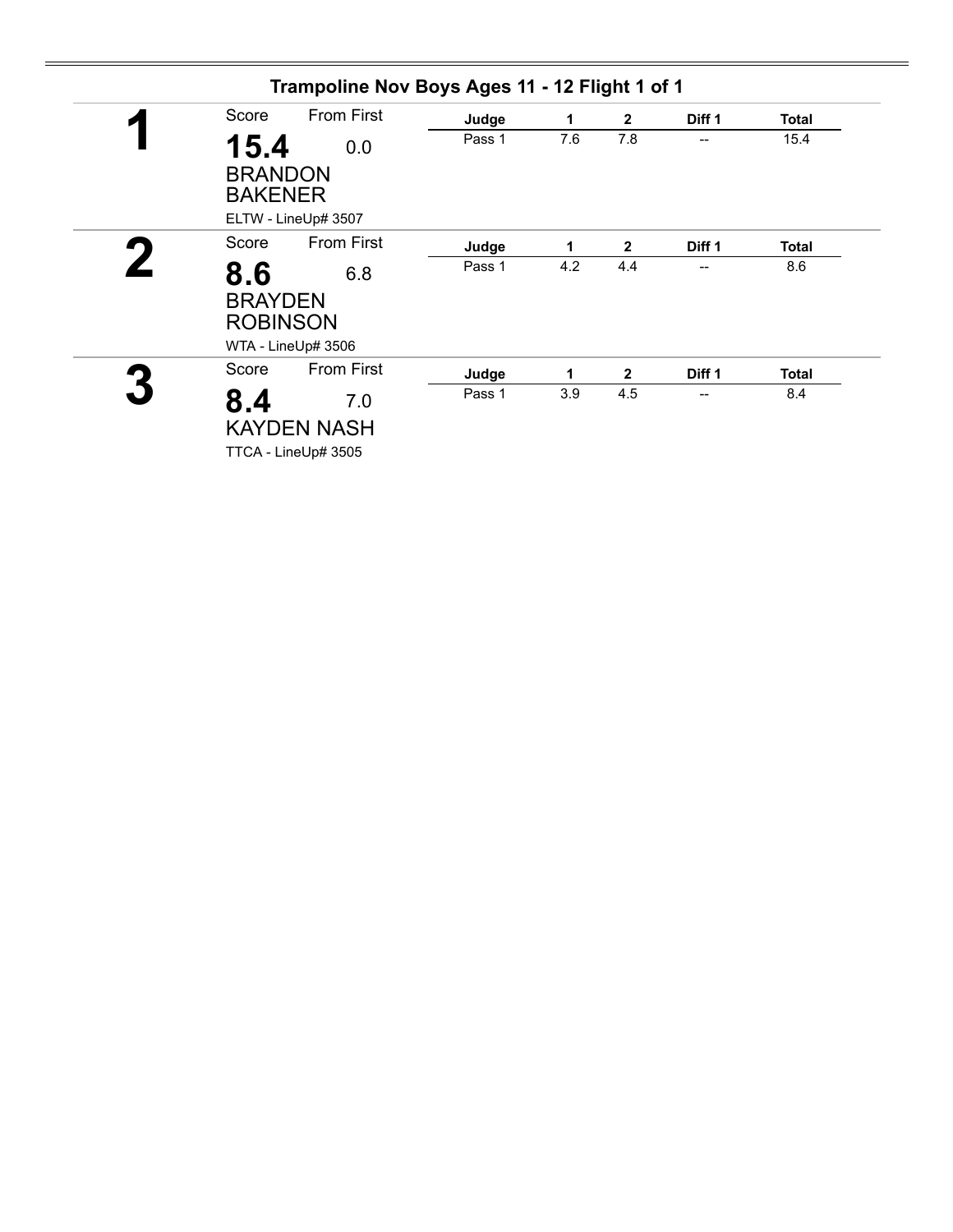## Trampoline Nov Boys Ages 11 - 12 Flight 1 of 1

**1**

Score: **15.4** — From First: 0.0

BRANDON BAKENER

ELTW - LineUp# 3507

| Judge | 1 | 2 | Diff 1 | Total |
|---|---|---|---|---|
| Pass 1 | 7.6 | 7.8 | -- | 15.4 |

**2**

Score: **8.6** — From First: 6.8

BRAYDEN ROBINSON

WTA - LineUp# 3506

| Judge | 1 | 2 | Diff 1 | Total |
|---|---|---|---|---|
| Pass 1 | 4.2 | 4.4 | -- | 8.6 |

**3**

Score: **8.4** — From First: 7.0

KAYDEN NASH

TTCA - LineUp# 3505

| Judge | 1 | 2 | Diff 1 | Total |
|---|---|---|---|---|
| Pass 1 | 3.9 | 4.5 | -- | 8.4 |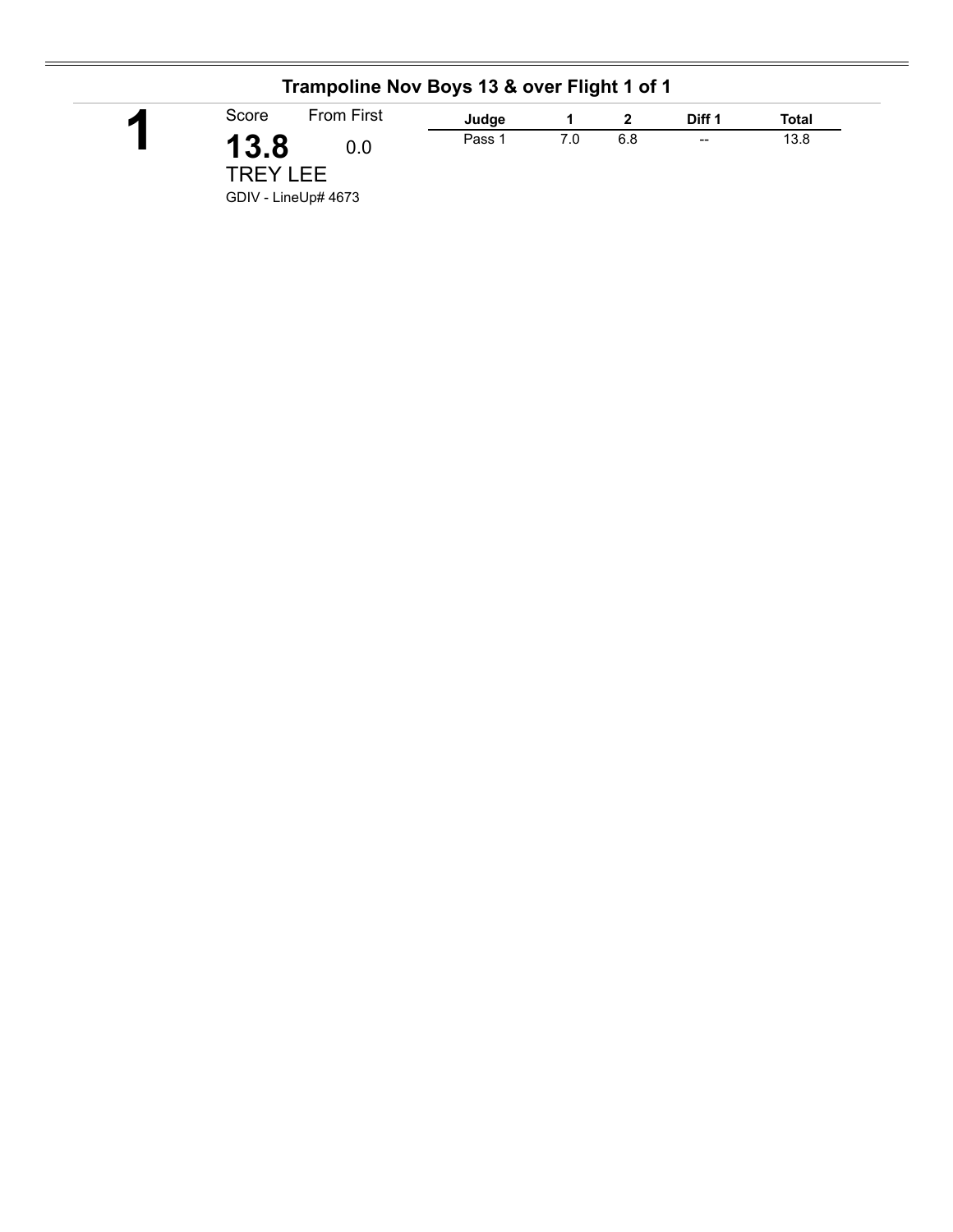## Trampoline Nov Boys 13 & over Flight 1 of 1

**1**

Score: **13.8**

From First: 0.0

TREY LEE

GDIV - LineUp# 4673

| Judge | 1 | 2 | Diff 1 | Total |
|---|---|---|---|---|
| Pass 1 | 7.0 | 6.8 | -- | 13.8 |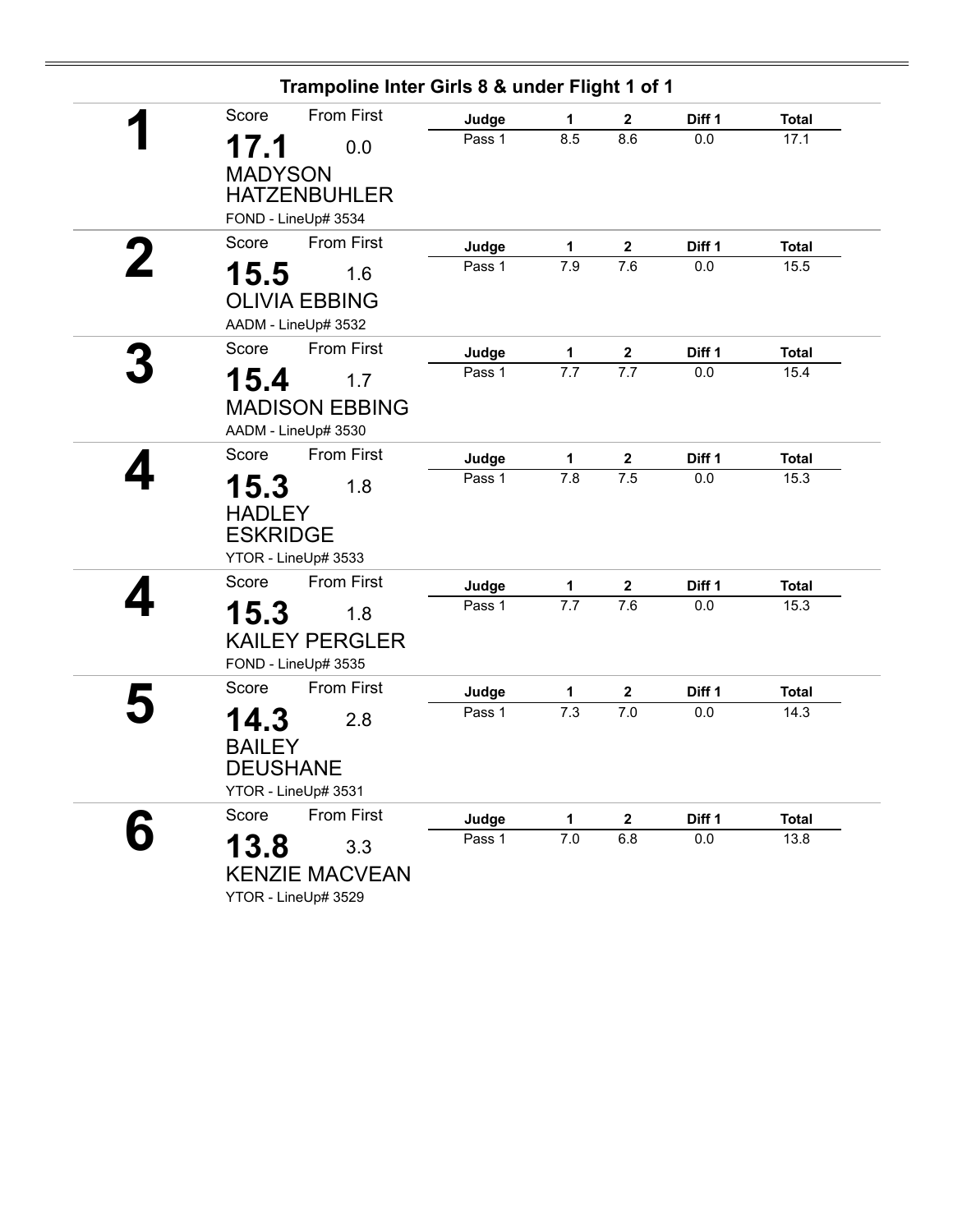## Trampoline Inter Girls 8 & under Flight 1 of 1

**1**

Score: **17.1** — From First: 0.0

MADYSON HATZENBUHLER

FOND - LineUp# 3534

| Judge | 1 | 2 | Diff 1 | Total |
|---|---|---|---|---|
| Pass 1 | 8.5 | 8.6 | 0.0 | 17.1 |

**2**

Score: **15.5** — From First: 1.6

OLIVIA EBBING

AADM - LineUp# 3532

| Judge | 1 | 2 | Diff 1 | Total |
|---|---|---|---|---|
| Pass 1 | 7.9 | 7.6 | 0.0 | 15.5 |

**3**

Score: **15.4** — From First: 1.7

MADISON EBBING

AADM - LineUp# 3530

| Judge | 1 | 2 | Diff 1 | Total |
|---|---|---|---|---|
| Pass 1 | 7.7 | 7.7 | 0.0 | 15.4 |

**4**

Score: **15.3** — From First: 1.8

HADLEY ESKRIDGE

YTOR - LineUp# 3533

| Judge | 1 | 2 | Diff 1 | Total |
|---|---|---|---|---|
| Pass 1 | 7.8 | 7.5 | 0.0 | 15.3 |

**4**

Score: **15.3** — From First: 1.8

KAILEY PERGLER

FOND - LineUp# 3535

| Judge | 1 | 2 | Diff 1 | Total |
|---|---|---|---|---|
| Pass 1 | 7.7 | 7.6 | 0.0 | 15.3 |

**5**

Score: **14.3** — From First: 2.8

BAILEY DEUSHANE

YTOR - LineUp# 3531

| Judge | 1 | 2 | Diff 1 | Total |
|---|---|---|---|---|
| Pass 1 | 7.3 | 7.0 | 0.0 | 14.3 |

**6**

Score: **13.8** — From First: 3.3

KENZIE MACVEAN

YTOR - LineUp# 3529

| Judge | 1 | 2 | Diff 1 | Total |
|---|---|---|---|---|
| Pass 1 | 7.0 | 6.8 | 0.0 | 13.8 |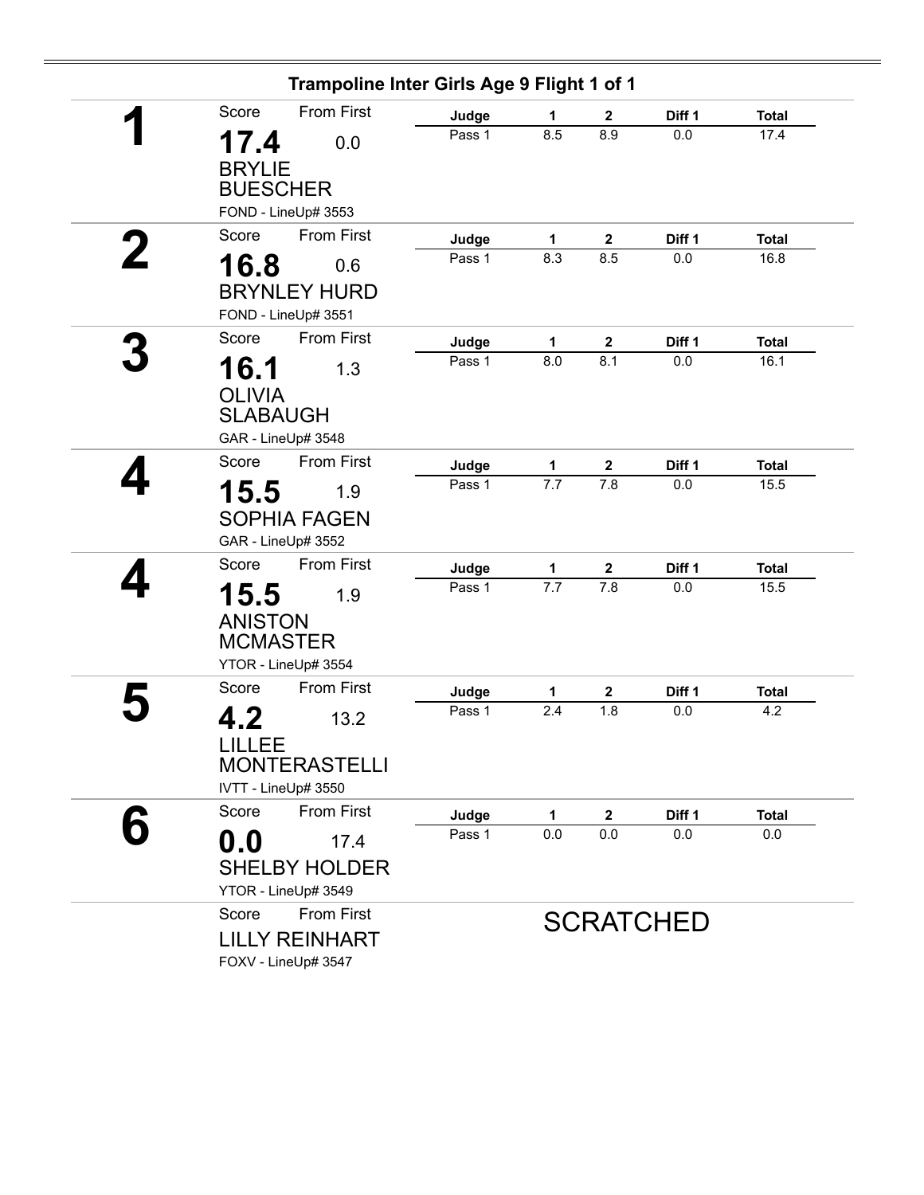## Trampoline Inter Girls Age 9 Flight 1 of 1

**1**

Score: **17.4** — From First: 0.0

BRYLIE BUESCHER

FOND - LineUp# 3553

| Judge | 1 | 2 | Diff 1 | Total |
|---|---|---|---|---|
| Pass 1 | 8.5 | 8.9 | 0.0 | 17.4 |

**2**

Score: **16.8** — From First: 0.6

BRYNLEY HURD

FOND - LineUp# 3551

| Judge | 1 | 2 | Diff 1 | Total |
|---|---|---|---|---|
| Pass 1 | 8.3 | 8.5 | 0.0 | 16.8 |

**3**

Score: **16.1** — From First: 1.3

OLIVIA SLABAUGH

GAR - LineUp# 3548

| Judge | 1 | 2 | Diff 1 | Total |
|---|---|---|---|---|
| Pass 1 | 8.0 | 8.1 | 0.0 | 16.1 |

**4**

Score: **15.5** — From First: 1.9

SOPHIA FAGEN

GAR - LineUp# 3552

| Judge | 1 | 2 | Diff 1 | Total |
|---|---|---|---|---|
| Pass 1 | 7.7 | 7.8 | 0.0 | 15.5 |

**4**

Score: **15.5** — From First: 1.9

ANISTON MCMASTER

YTOR - LineUp# 3554

| Judge | 1 | 2 | Diff 1 | Total |
|---|---|---|---|---|
| Pass 1 | 7.7 | 7.8 | 0.0 | 15.5 |

**5**

Score: **4.2** — From First: 13.2

LILLEE MONTERASTELLI

IVTT - LineUp# 3550

| Judge | 1 | 2 | Diff 1 | Total |
|---|---|---|---|---|
| Pass 1 | 2.4 | 1.8 | 0.0 | 4.2 |

**6**

Score: **0.0** — From First: 17.4

SHELBY HOLDER

YTOR - LineUp# 3549

| Judge | 1 | 2 | Diff 1 | Total |
|---|---|---|---|---|
| Pass 1 | 0.0 | 0.0 | 0.0 | 0.0 |

Score — From First

LILLY REINHART

FOXV - LineUp# 3547

SCRATCHED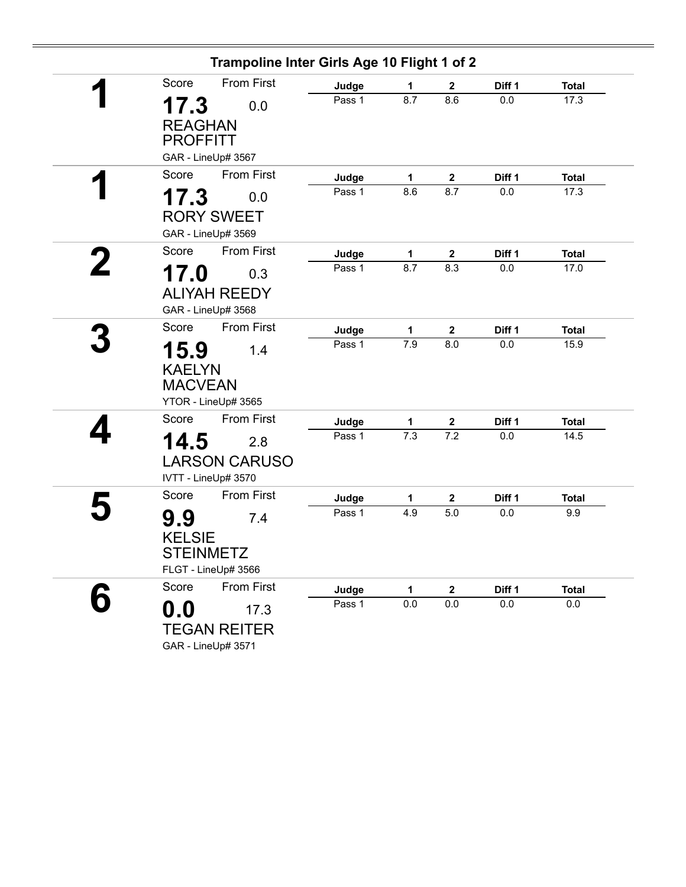## Trampoline Inter Girls Age 10 Flight 1 of 2

| Place | Score | From First | Name | Club - LineUp# | Judge | 1 | 2 | Diff 1 | Total |
|---|---|---|---|---|---|---|---|---|---|
| 1 | 17.3 | 0.0 | REAGHAN PROFFITT | GAR - LineUp# 3567 | Pass 1 | 8.7 | 8.6 | 0.0 | 17.3 |
| 1 | 17.3 | 0.0 | RORY SWEET | GAR - LineUp# 3569 | Pass 1 | 8.6 | 8.7 | 0.0 | 17.3 |
| 2 | 17.0 | 0.3 | ALIYAH REEDY | GAR - LineUp# 3568 | Pass 1 | 8.7 | 8.3 | 0.0 | 17.0 |
| 3 | 15.9 | 1.4 | KAELYN MACVEAN | YTOR - LineUp# 3565 | Pass 1 | 7.9 | 8.0 | 0.0 | 15.9 |
| 4 | 14.5 | 2.8 | LARSON CARUSO | IVTT - LineUp# 3570 | Pass 1 | 7.3 | 7.2 | 0.0 | 14.5 |
| 5 | 9.9 | 7.4 | KELSIE STEINMETZ | FLGT - LineUp# 3566 | Pass 1 | 4.9 | 5.0 | 0.0 | 9.9 |
| 6 | 0.0 | 17.3 | TEGAN REITER | GAR - LineUp# 3571 | Pass 1 | 0.0 | 0.0 | 0.0 | 0.0 |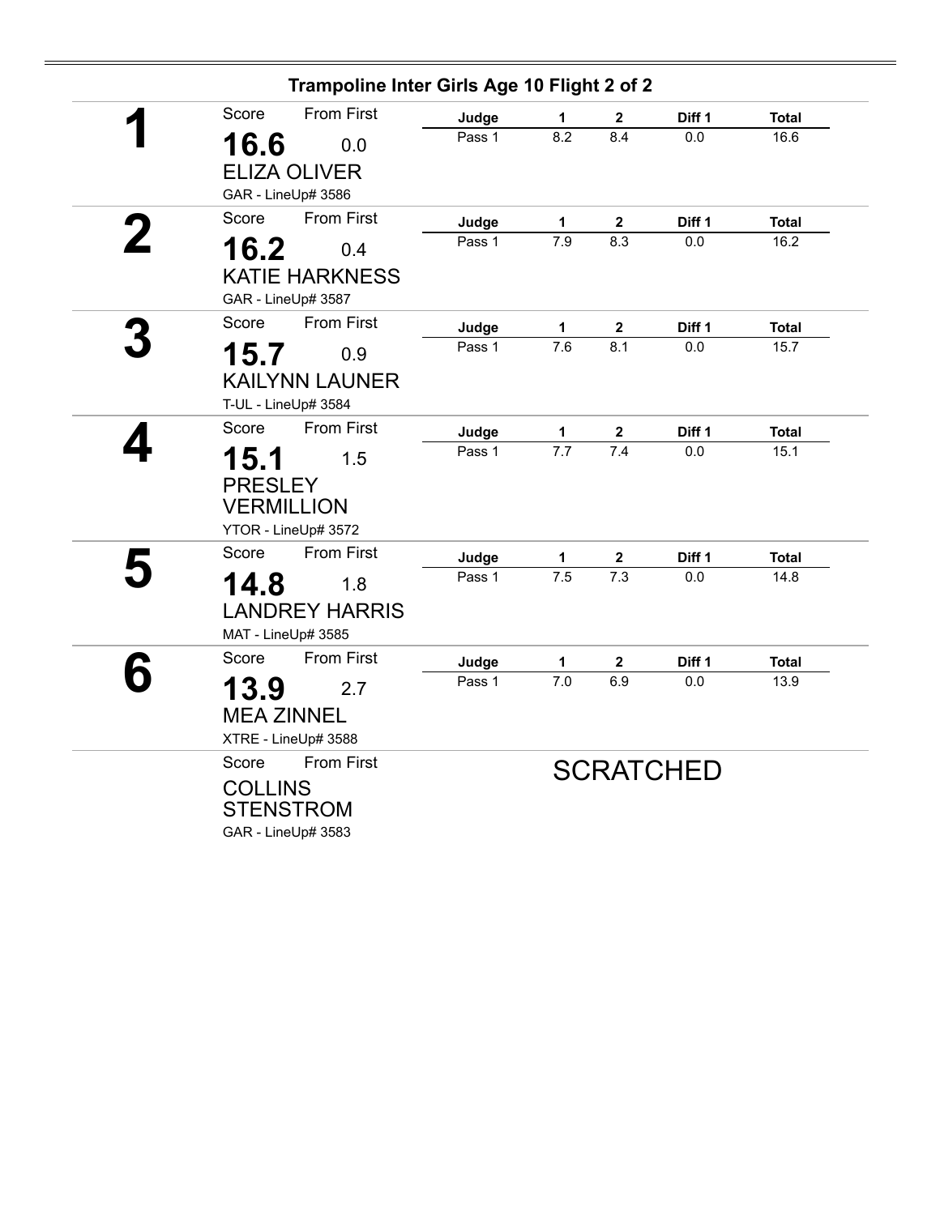## Trampoline Inter Girls Age 10 Flight 2 of 2

**1**

Score: **16.6** — From First: 0.0

ELIZA OLIVER

GAR - LineUp# 3586

| Judge | 1 | 2 | Diff 1 | Total |
|---|---|---|---|---|
| Pass 1 | 8.2 | 8.4 | 0.0 | 16.6 |

**2**

Score: **16.2** — From First: 0.4

KATIE HARKNESS

GAR - LineUp# 3587

| Judge | 1 | 2 | Diff 1 | Total |
|---|---|---|---|---|
| Pass 1 | 7.9 | 8.3 | 0.0 | 16.2 |

**3**

Score: **15.7** — From First: 0.9

KAILYNN LAUNER

T-UL - LineUp# 3584

| Judge | 1 | 2 | Diff 1 | Total |
|---|---|---|---|---|
| Pass 1 | 7.6 | 8.1 | 0.0 | 15.7 |

**4**

Score: **15.1** — From First: 1.5

PRESLEY VERMILLION

YTOR - LineUp# 3572

| Judge | 1 | 2 | Diff 1 | Total |
|---|---|---|---|---|
| Pass 1 | 7.7 | 7.4 | 0.0 | 15.1 |

**5**

Score: **14.8** — From First: 1.8

LANDREY HARRIS

MAT - LineUp# 3585

| Judge | 1 | 2 | Diff 1 | Total |
|---|---|---|---|---|
| Pass 1 | 7.5 | 7.3 | 0.0 | 14.8 |

**6**

Score: **13.9** — From First: 2.7

MEA ZINNEL

XTRE - LineUp# 3588

| Judge | 1 | 2 | Diff 1 | Total |
|---|---|---|---|---|
| Pass 1 | 7.0 | 6.9 | 0.0 | 13.9 |

Score — From First

COLLINS STENSTROM

GAR - LineUp# 3583

SCRATCHED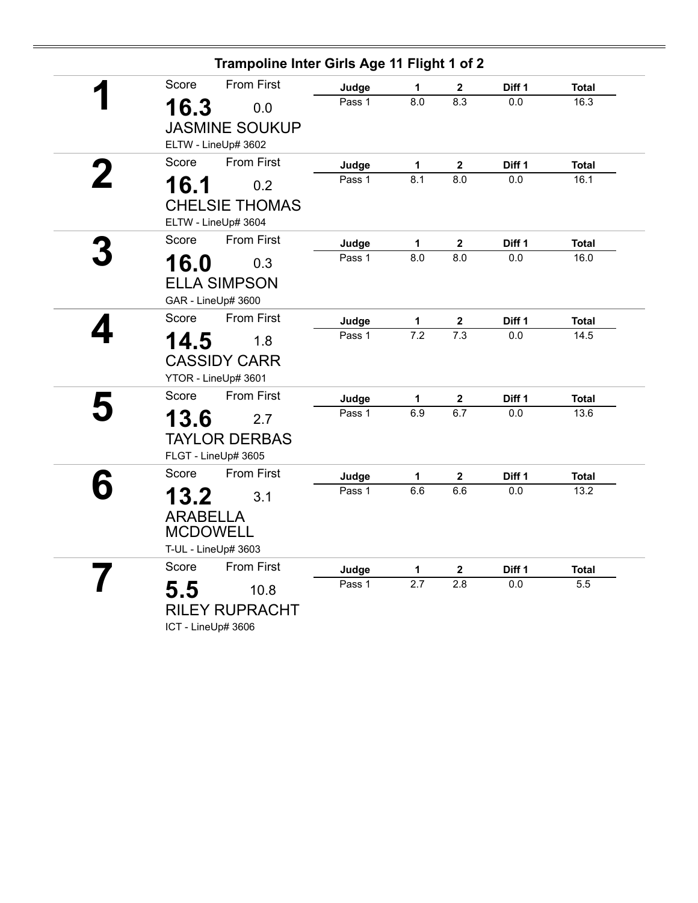## Trampoline Inter Girls Age 11 Flight 1 of 2

**1**

Score: **16.3** From First: 0.0

JASMINE SOUKUP

ELTW - LineUp# 3602

| Judge | 1 | 2 | Diff 1 | Total |
|---|---|---|---|---|
| Pass 1 | 8.0 | 8.3 | 0.0 | 16.3 |

**2**

Score: **16.1** From First: 0.2

CHELSIE THOMAS

ELTW - LineUp# 3604

| Judge | 1 | 2 | Diff 1 | Total |
|---|---|---|---|---|
| Pass 1 | 8.1 | 8.0 | 0.0 | 16.1 |

**3**

Score: **16.0** From First: 0.3

ELLA SIMPSON

GAR - LineUp# 3600

| Judge | 1 | 2 | Diff 1 | Total |
|---|---|---|---|---|
| Pass 1 | 8.0 | 8.0 | 0.0 | 16.0 |

**4**

Score: **14.5** From First: 1.8

CASSIDY CARR

YTOR - LineUp# 3601

| Judge | 1 | 2 | Diff 1 | Total |
|---|---|---|---|---|
| Pass 1 | 7.2 | 7.3 | 0.0 | 14.5 |

**5**

Score: **13.6** From First: 2.7

TAYLOR DERBAS

FLGT - LineUp# 3605

| Judge | 1 | 2 | Diff 1 | Total |
|---|---|---|---|---|
| Pass 1 | 6.9 | 6.7 | 0.0 | 13.6 |

**6**

Score: **13.2** From First: 3.1

ARABELLA MCDOWELL

T-UL - LineUp# 3603

| Judge | 1 | 2 | Diff 1 | Total |
|---|---|---|---|---|
| Pass 1 | 6.6 | 6.6 | 0.0 | 13.2 |

**7**

Score: **5.5** From First: 10.8

RILEY RUPRACHT

ICT - LineUp# 3606

| Judge | 1 | 2 | Diff 1 | Total |
|---|---|---|---|---|
| Pass 1 | 2.7 | 2.8 | 0.0 | 5.5 |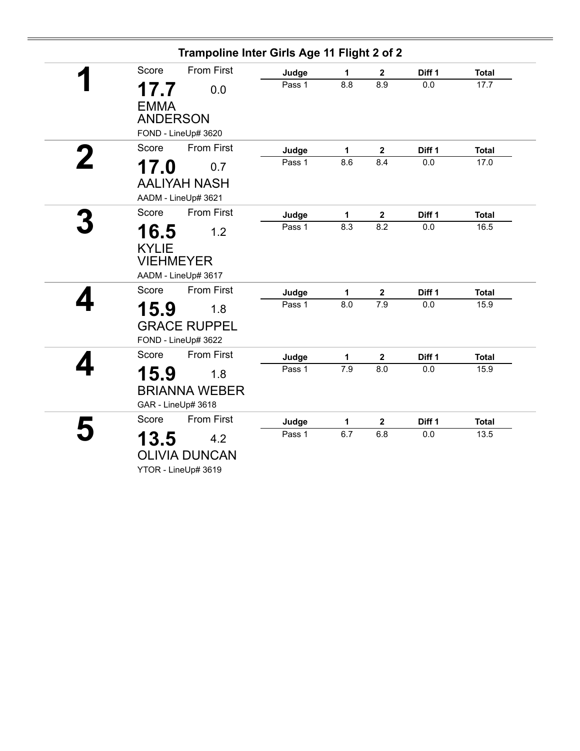## Trampoline Inter Girls Age 11 Flight 2 of 2

**1**

Score: **17.7** From First: 0.0

**EMMA ANDERSON**

FOND - LineUp# 3620

| Judge | 1 | 2 | Diff 1 | Total |
|---|---|---|---|---|
| Pass 1 | 8.8 | 8.9 | 0.0 | 17.7 |

**2**

Score: **17.0** From First: 0.7

**AALIYAH NASH**

AADM - LineUp# 3621

| Judge | 1 | 2 | Diff 1 | Total |
|---|---|---|---|---|
| Pass 1 | 8.6 | 8.4 | 0.0 | 17.0 |

**3**

Score: **16.5** From First: 1.2

**KYLIE VIEHMEYER**

AADM - LineUp# 3617

| Judge | 1 | 2 | Diff 1 | Total |
|---|---|---|---|---|
| Pass 1 | 8.3 | 8.2 | 0.0 | 16.5 |

**4**

Score: **15.9** From First: 1.8

**GRACE RUPPEL**

FOND - LineUp# 3622

| Judge | 1 | 2 | Diff 1 | Total |
|---|---|---|---|---|
| Pass 1 | 8.0 | 7.9 | 0.0 | 15.9 |

**4**

Score: **15.9** From First: 1.8

**BRIANNA WEBER**

GAR - LineUp# 3618

| Judge | 1 | 2 | Diff 1 | Total |
|---|---|---|---|---|
| Pass 1 | 7.9 | 8.0 | 0.0 | 15.9 |

**5**

Score: **13.5** From First: 4.2

**OLIVIA DUNCAN**

YTOR - LineUp# 3619

| Judge | 1 | 2 | Diff 1 | Total |
|---|---|---|---|---|
| Pass 1 | 6.7 | 6.8 | 0.0 | 13.5 |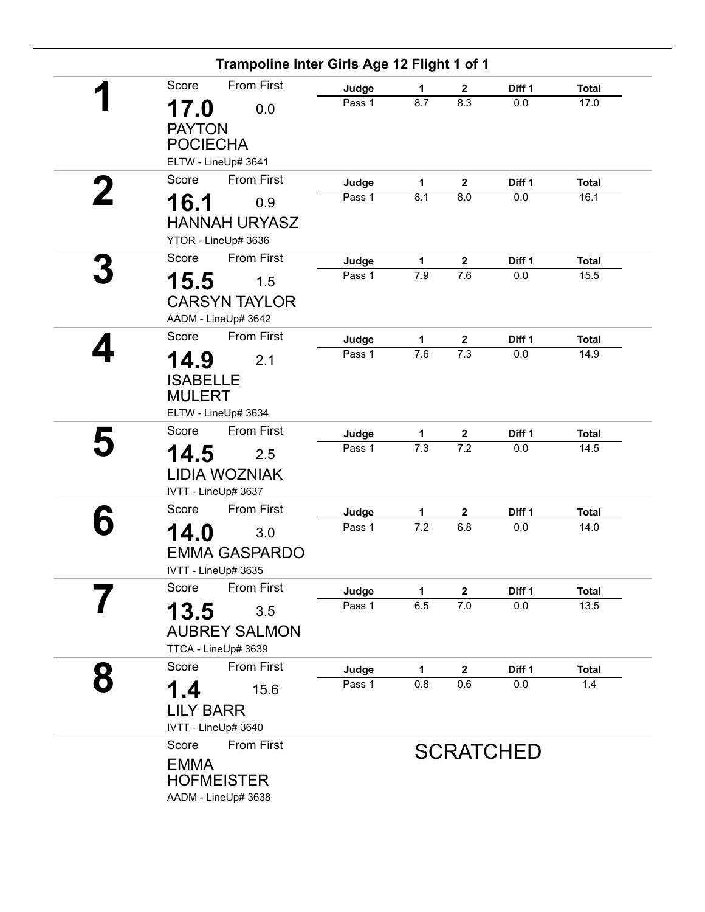## Trampoline Inter Girls Age 12 Flight 1 of 1

| Place | Score | From First | Name | Club | Judge | 1 | 2 | Diff 1 | Total |
|---|---|---|---|---|---|---|---|---|---|
| 1 | 17.0 | 0.0 | PAYTON POCIECHA | ELTW - LineUp# 3641 | Pass 1 | 8.7 | 8.3 | 0.0 | 17.0 |
| 2 | 16.1 | 0.9 | HANNAH URYASZ | YTOR - LineUp# 3636 | Pass 1 | 8.1 | 8.0 | 0.0 | 16.1 |
| 3 | 15.5 | 1.5 | CARSYN TAYLOR | AADM - LineUp# 3642 | Pass 1 | 7.9 | 7.6 | 0.0 | 15.5 |
| 4 | 14.9 | 2.1 | ISABELLE MULERT | ELTW - LineUp# 3634 | Pass 1 | 7.6 | 7.3 | 0.0 | 14.9 |
| 5 | 14.5 | 2.5 | LIDIA WOZNIAK | IVTT - LineUp# 3637 | Pass 1 | 7.3 | 7.2 | 0.0 | 14.5 |
| 6 | 14.0 | 3.0 | EMMA GASPARDO | IVTT - LineUp# 3635 | Pass 1 | 7.2 | 6.8 | 0.0 | 14.0 |
| 7 | 13.5 | 3.5 | AUBREY SALMON | TTCA - LineUp# 3639 | Pass 1 | 6.5 | 7.0 | 0.0 | 13.5 |
| 8 | 1.4 | 15.6 | LILY BARR | IVTT - LineUp# 3640 | Pass 1 | 0.8 | 0.6 | 0.0 | 1.4 |
| | | | EMMA HOFMEISTER | AADM - LineUp# 3638 | SCRATCHED | | | | |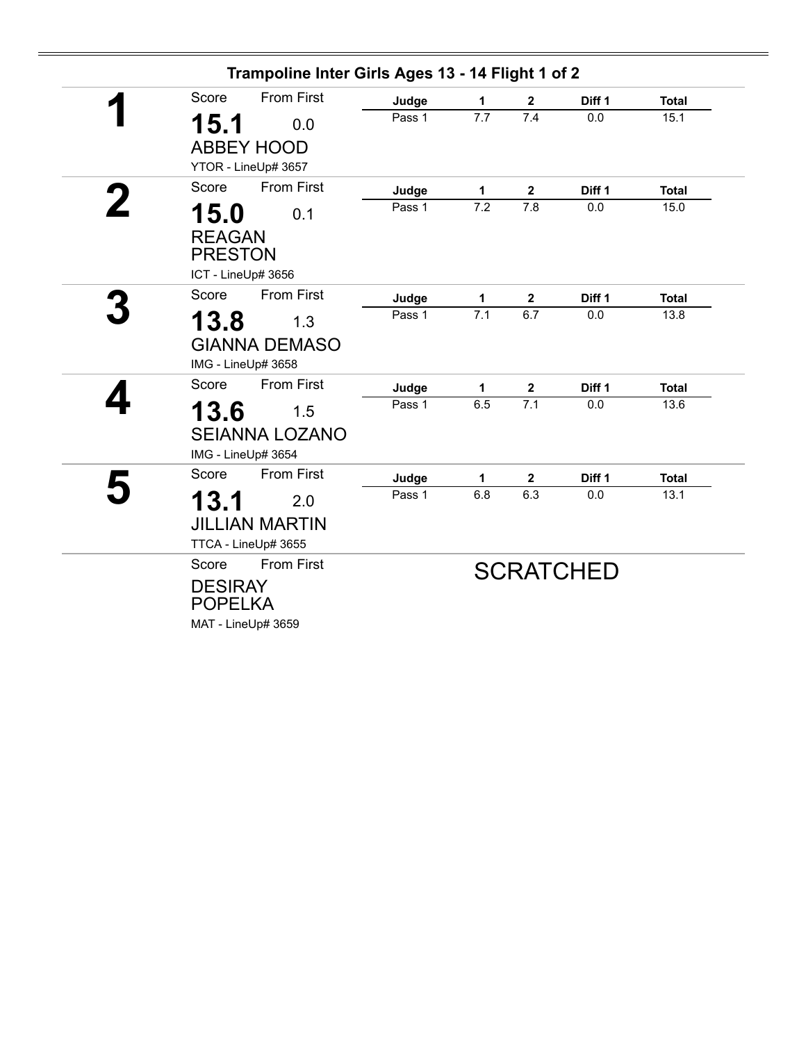## Trampoline Inter Girls Ages 13 - 14 Flight 1 of 2

**1**

Score: **15.1** From First: 0.0

ABBEY HOOD

YTOR - LineUp# 3657

| Judge | 1 | 2 | Diff 1 | Total |
|---|---|---|---|---|
| Pass 1 | 7.7 | 7.4 | 0.0 | 15.1 |

**2**

Score: **15.0** From First: 0.1

REAGAN PRESTON

ICT - LineUp# 3656

| Judge | 1 | 2 | Diff 1 | Total |
|---|---|---|---|---|
| Pass 1 | 7.2 | 7.8 | 0.0 | 15.0 |

**3**

Score: **13.8** From First: 1.3

GIANNA DEMASO

IMG - LineUp# 3658

| Judge | 1 | 2 | Diff 1 | Total |
|---|---|---|---|---|
| Pass 1 | 7.1 | 6.7 | 0.0 | 13.8 |

**4**

Score: **13.6** From First: 1.5

SEIANNA LOZANO

IMG - LineUp# 3654

| Judge | 1 | 2 | Diff 1 | Total |
|---|---|---|---|---|
| Pass 1 | 6.5 | 7.1 | 0.0 | 13.6 |

**5**

Score: **13.1** From First: 2.0

JILLIAN MARTIN

TTCA - LineUp# 3655

| Judge | 1 | 2 | Diff 1 | Total |
|---|---|---|---|---|
| Pass 1 | 6.8 | 6.3 | 0.0 | 13.1 |

Score From First

DESIRAY POPELKA

MAT - LineUp# 3659

SCRATCHED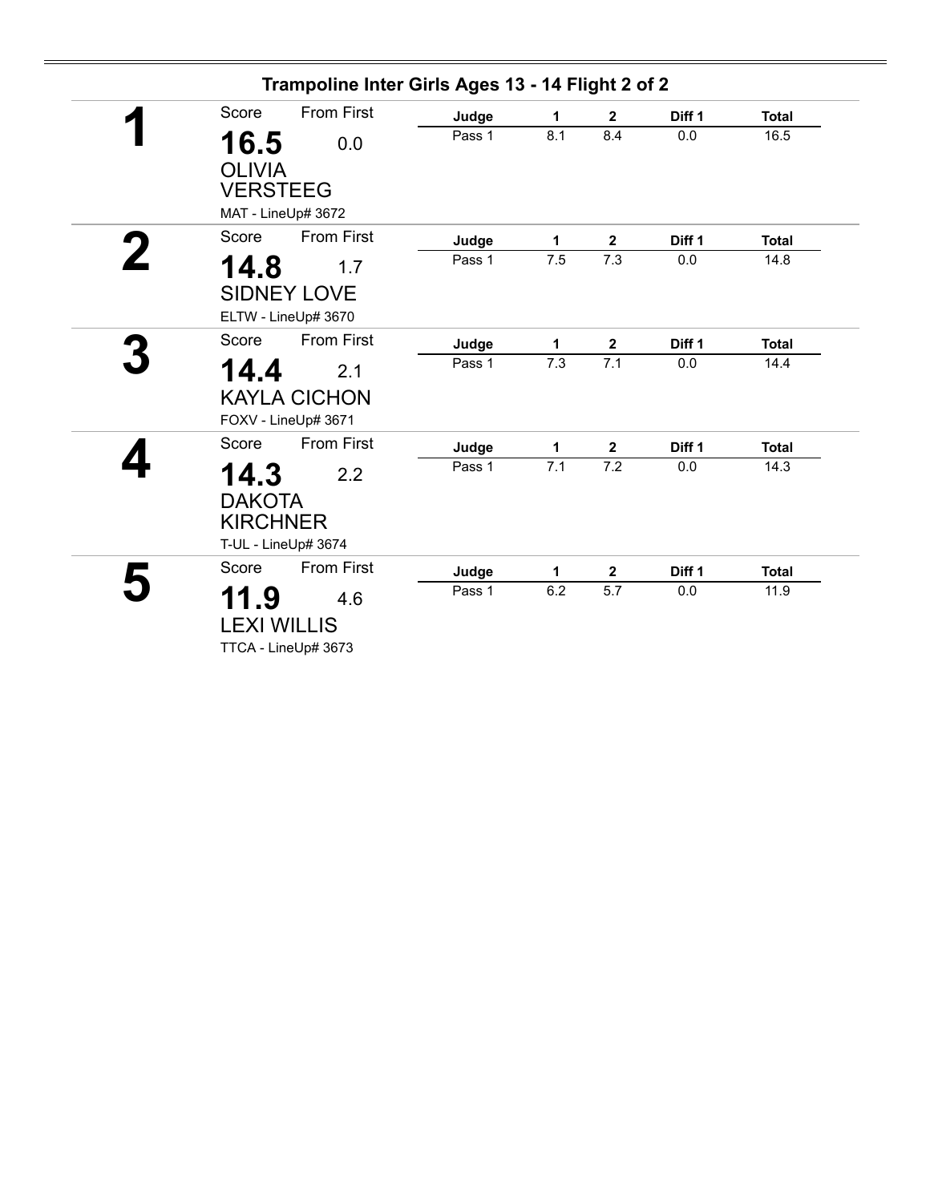## Trampoline Inter Girls Ages 13 - 14 Flight 2 of 2

**1**

Score: **16.5** From First: 0.0

OLIVIA VERSTEEG

MAT - LineUp# 3672

| Judge | 1 | 2 | Diff 1 | Total |
|---|---|---|---|---|
| Pass 1 | 8.1 | 8.4 | 0.0 | 16.5 |

**2**

Score: **14.8** From First: 1.7

SIDNEY LOVE

ELTW - LineUp# 3670

| Judge | 1 | 2 | Diff 1 | Total |
|---|---|---|---|---|
| Pass 1 | 7.5 | 7.3 | 0.0 | 14.8 |

**3**

Score: **14.4** From First: 2.1

KAYLA CICHON

FOXV - LineUp# 3671

| Judge | 1 | 2 | Diff 1 | Total |
|---|---|---|---|---|
| Pass 1 | 7.3 | 7.1 | 0.0 | 14.4 |

**4**

Score: **14.3** From First: 2.2

DAKOTA KIRCHNER

T-UL - LineUp# 3674

| Judge | 1 | 2 | Diff 1 | Total |
|---|---|---|---|---|
| Pass 1 | 7.1 | 7.2 | 0.0 | 14.3 |

**5**

Score: **11.9** From First: 4.6

LEXI WILLIS

TTCA - LineUp# 3673

| Judge | 1 | 2 | Diff 1 | Total |
|---|---|---|---|---|
| Pass 1 | 6.2 | 5.7 | 0.0 | 11.9 |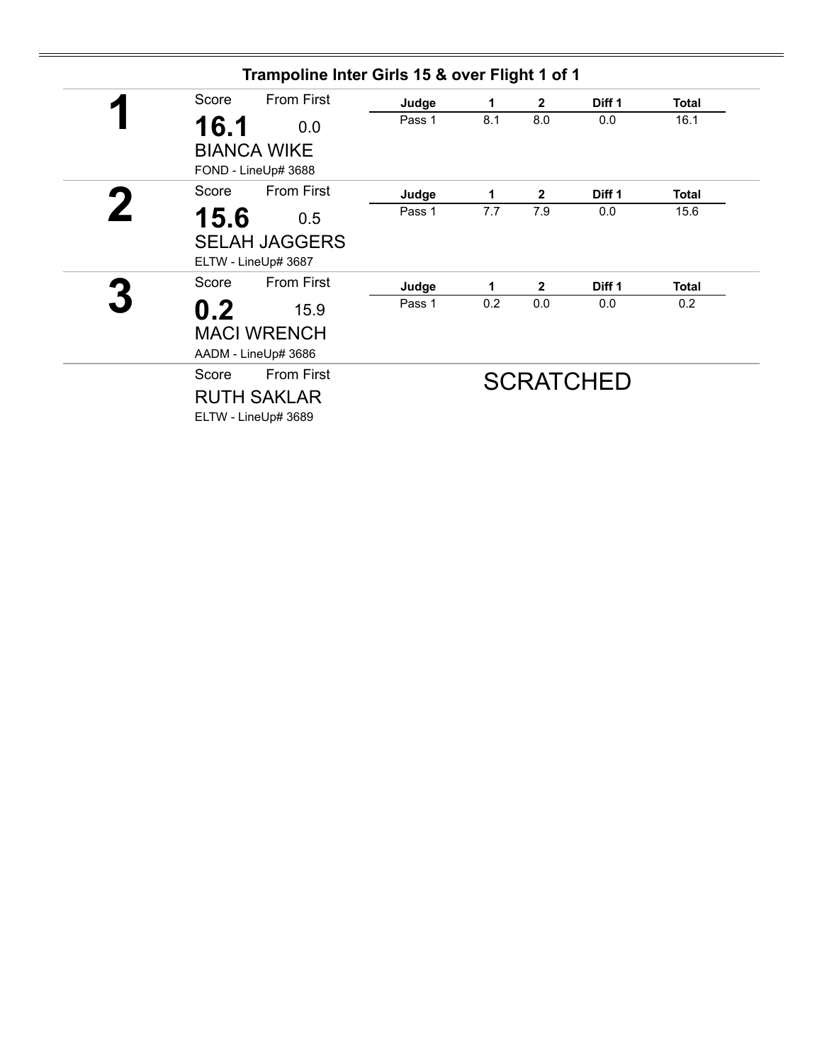## Trampoline Inter Girls 15 & over Flight 1 of 1

**1**

Score: **16.1** — From First: 0.0

BIANCA WIKE

FOND - LineUp# 3688

| Judge | 1 | 2 | Diff 1 | Total |
|---|---|---|---|---|
| Pass 1 | 8.1 | 8.0 | 0.0 | 16.1 |

**2**

Score: **15.6** — From First: 0.5

SELAH JAGGERS

ELTW - LineUp# 3687

| Judge | 1 | 2 | Diff 1 | Total |
|---|---|---|---|---|
| Pass 1 | 7.7 | 7.9 | 0.0 | 15.6 |

**3**

Score: **0.2** — From First: 15.9

MACI WRENCH

AADM - LineUp# 3686

| Judge | 1 | 2 | Diff 1 | Total |
|---|---|---|---|---|
| Pass 1 | 0.2 | 0.0 | 0.0 | 0.2 |

Score — From First

RUTH SAKLAR

ELTW - LineUp# 3689

SCRATCHED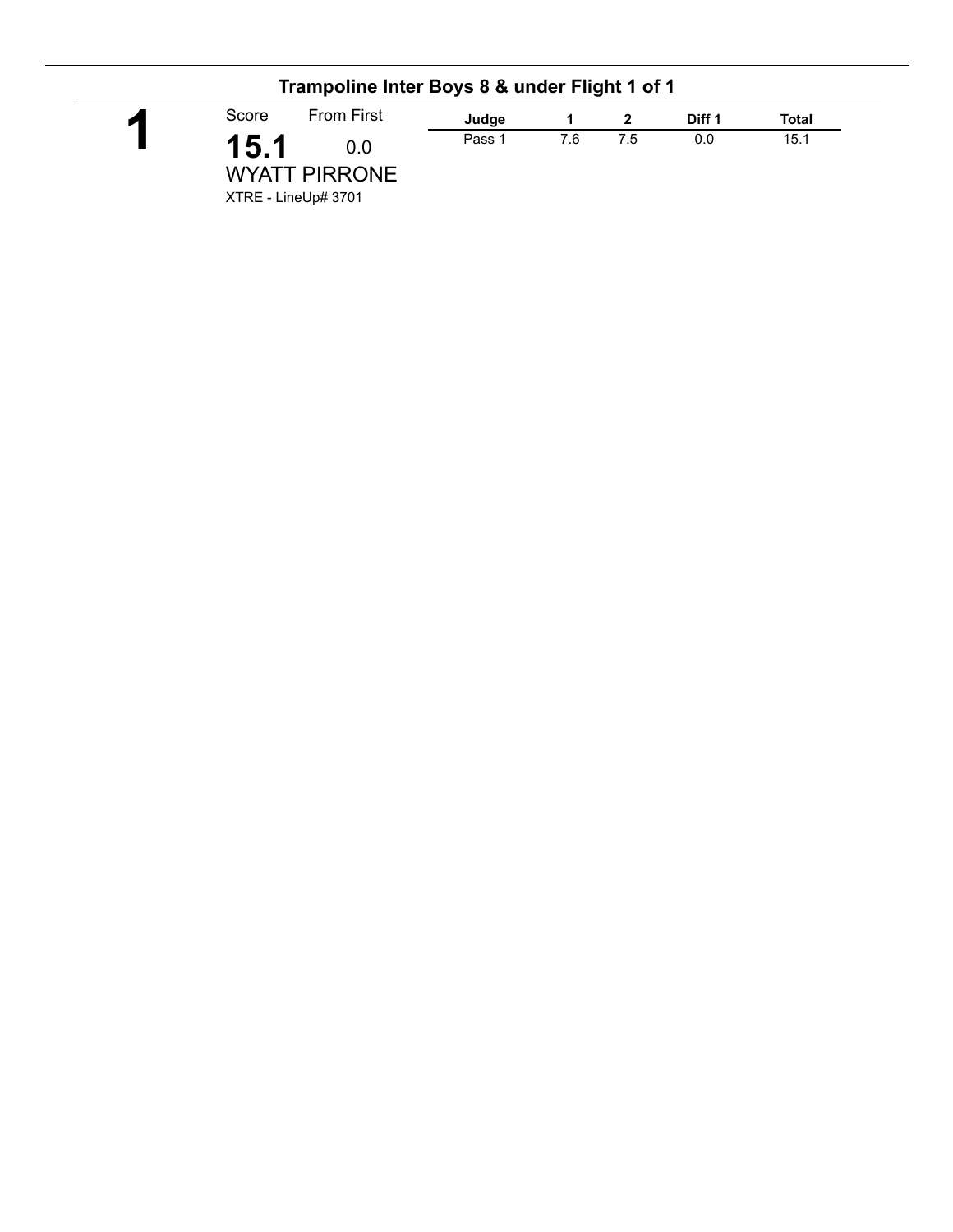## Trampoline Inter Boys 8 & under Flight 1 of 1

**1**

Score: **15.1**
From First: 0.0

WYATT PIRRONE
XTRE - LineUp# 3701

| Judge | 1 | 2 | Diff 1 | Total |
|---|---|---|---|---|
| Pass 1 | 7.6 | 7.5 | 0.0 | 15.1 |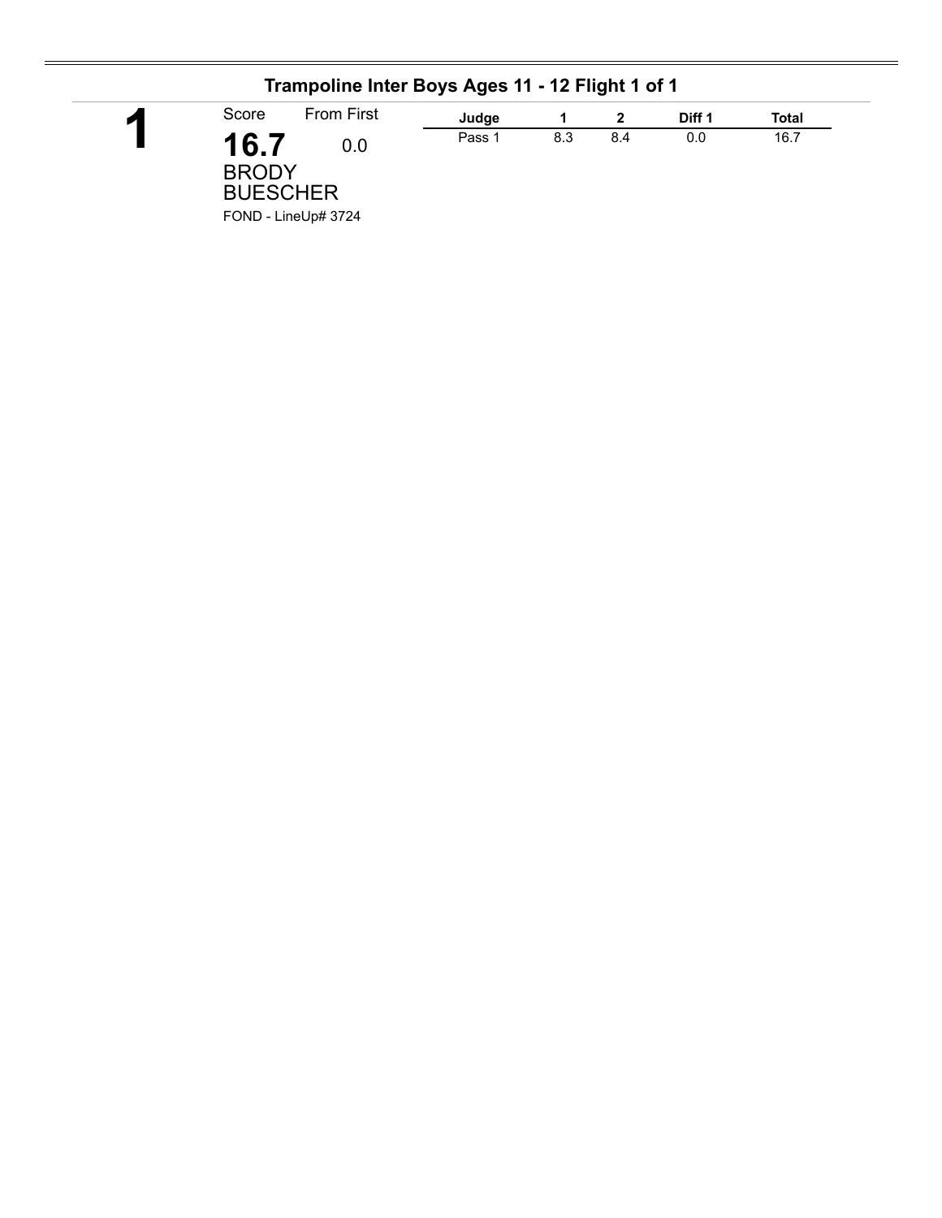## Trampoline Inter Boys Ages 11 - 12 Flight 1 of 1

**1**

Score: **16.7**
From First: 0.0

BRODY
BUESCHER

FOND - LineUp# 3724

| Judge | 1 | 2 | Diff 1 | Total |
|---|---|---|---|---|
| Pass 1 | 8.3 | 8.4 | 0.0 | 16.7 |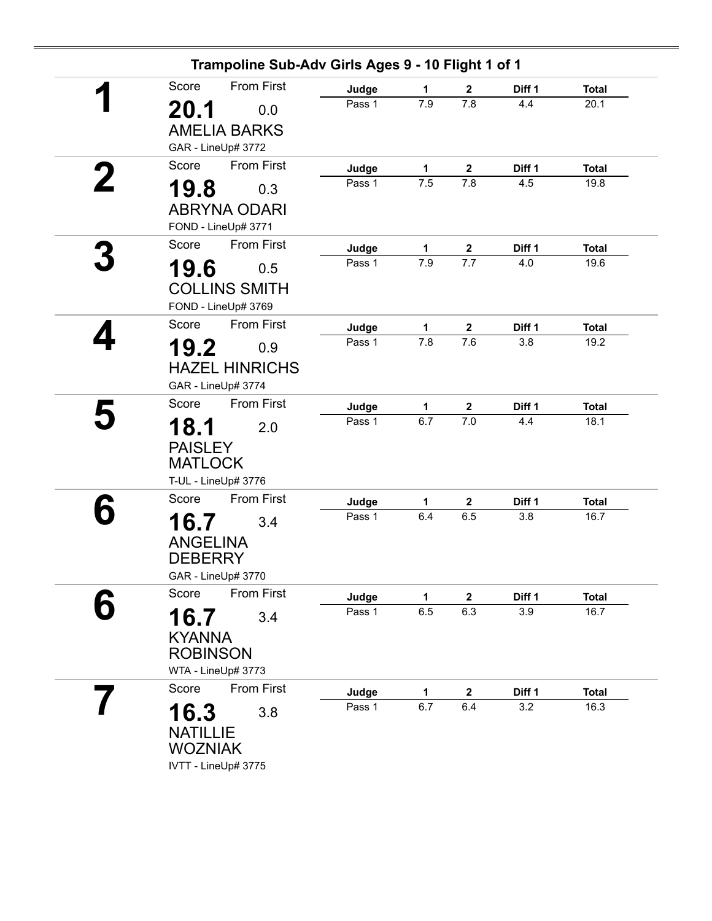## Trampoline Sub-Adv Girls Ages 9 - 10 Flight 1 of 1

**1**

Score: **20.1** From First: 0.0

AMELIA BARKS

GAR - LineUp# 3772

| Judge | 1 | 2 | Diff 1 | Total |
|---|---|---|---|---|
| Pass 1 | 7.9 | 7.8 | 4.4 | 20.1 |

**2**

Score: **19.8** From First: 0.3

ABRYNA ODARI

FOND - LineUp# 3771

| Judge | 1 | 2 | Diff 1 | Total |
|---|---|---|---|---|
| Pass 1 | 7.5 | 7.8 | 4.5 | 19.8 |

**3**

Score: **19.6** From First: 0.5

COLLINS SMITH

FOND - LineUp# 3769

| Judge | 1 | 2 | Diff 1 | Total |
|---|---|---|---|---|
| Pass 1 | 7.9 | 7.7 | 4.0 | 19.6 |

**4**

Score: **19.2** From First: 0.9

HAZEL HINRICHS

GAR - LineUp# 3774

| Judge | 1 | 2 | Diff 1 | Total |
|---|---|---|---|---|
| Pass 1 | 7.8 | 7.6 | 3.8 | 19.2 |

**5**

Score: **18.1** From First: 2.0

PAISLEY MATLOCK

T-UL - LineUp# 3776

| Judge | 1 | 2 | Diff 1 | Total |
|---|---|---|---|---|
| Pass 1 | 6.7 | 7.0 | 4.4 | 18.1 |

**6**

Score: **16.7** From First: 3.4

ANGELINA DEBERRY

GAR - LineUp# 3770

| Judge | 1 | 2 | Diff 1 | Total |
|---|---|---|---|---|
| Pass 1 | 6.4 | 6.5 | 3.8 | 16.7 |

**6**

Score: **16.7** From First: 3.4

KYANNA ROBINSON

WTA - LineUp# 3773

| Judge | 1 | 2 | Diff 1 | Total |
|---|---|---|---|---|
| Pass 1 | 6.5 | 6.3 | 3.9 | 16.7 |

**7**

Score: **16.3** From First: 3.8

NATILLIE WOZNIAK

IVTT - LineUp# 3775

| Judge | 1 | 2 | Diff 1 | Total |
|---|---|---|---|---|
| Pass 1 | 6.7 | 6.4 | 3.2 | 16.3 |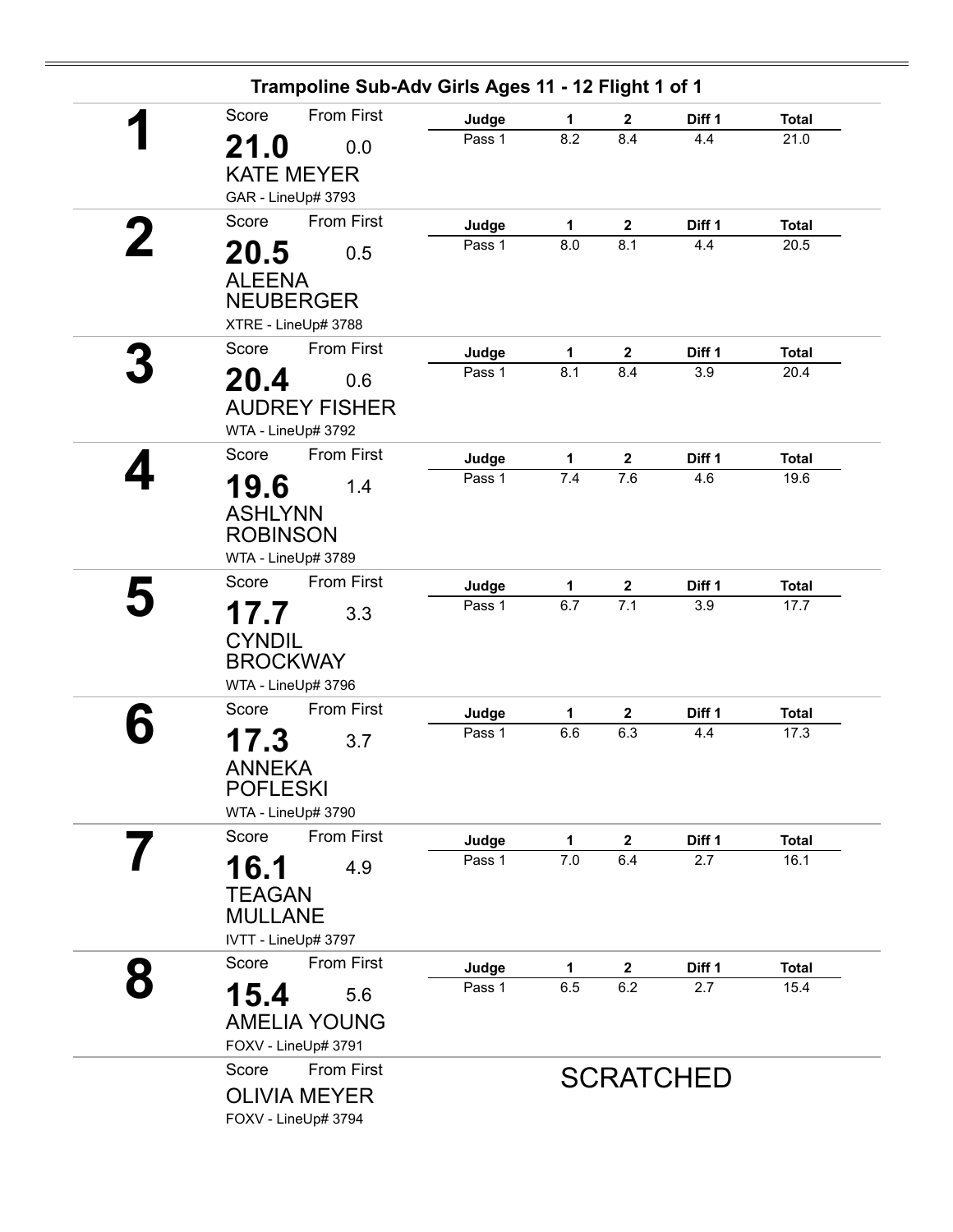## Trampoline Sub-Adv Girls Ages 11 - 12 Flight 1 of 1

**1**

Score: **21.0** | From First: 0.0

KATE MEYER

GAR - LineUp# 3793

| Judge | 1 | 2 | Diff 1 | Total |
|---|---|---|---|---|
| Pass 1 | 8.2 | 8.4 | 4.4 | 21.0 |

**2**

Score: **20.5** | From First: 0.5

ALEENA NEUBERGER

XTRE - LineUp# 3788

| Judge | 1 | 2 | Diff 1 | Total |
|---|---|---|---|---|
| Pass 1 | 8.0 | 8.1 | 4.4 | 20.5 |

**3**

Score: **20.4** | From First: 0.6

AUDREY FISHER

WTA - LineUp# 3792

| Judge | 1 | 2 | Diff 1 | Total |
|---|---|---|---|---|
| Pass 1 | 8.1 | 8.4 | 3.9 | 20.4 |

**4**

Score: **19.6** | From First: 1.4

ASHLYNN ROBINSON

WTA - LineUp# 3789

| Judge | 1 | 2 | Diff 1 | Total |
|---|---|---|---|---|
| Pass 1 | 7.4 | 7.6 | 4.6 | 19.6 |

**5**

Score: **17.7** | From First: 3.3

CYNDIL BROCKWAY

WTA - LineUp# 3796

| Judge | 1 | 2 | Diff 1 | Total |
|---|---|---|---|---|
| Pass 1 | 6.7 | 7.1 | 3.9 | 17.7 |

**6**

Score: **17.3** | From First: 3.7

ANNEKA POFLESKI

WTA - LineUp# 3790

| Judge | 1 | 2 | Diff 1 | Total |
|---|---|---|---|---|
| Pass 1 | 6.6 | 6.3 | 4.4 | 17.3 |

**7**

Score: **16.1** | From First: 4.9

TEAGAN MULLANE

IVTT - LineUp# 3797

| Judge | 1 | 2 | Diff 1 | Total |
|---|---|---|---|---|
| Pass 1 | 7.0 | 6.4 | 2.7 | 16.1 |

**8**

Score: **15.4** | From First: 5.6

AMELIA YOUNG

FOXV - LineUp# 3791

| Judge | 1 | 2 | Diff 1 | Total |
|---|---|---|---|---|
| Pass 1 | 6.5 | 6.2 | 2.7 | 15.4 |

Score | From First

OLIVIA MEYER

FOXV - LineUp# 3794

SCRATCHED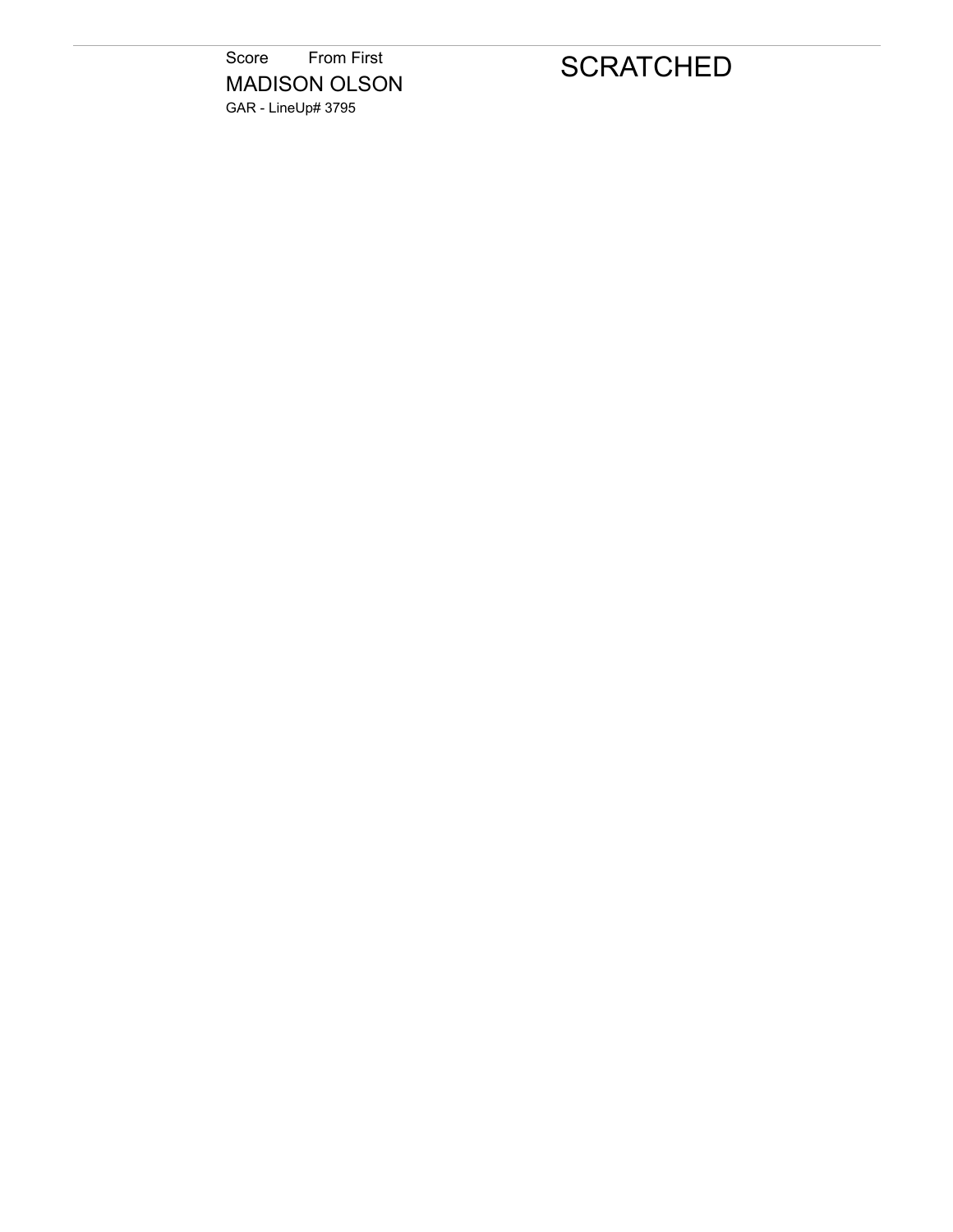Score From First

MADISON OLSON

GAR - LineUp# 3795

SCRATCHED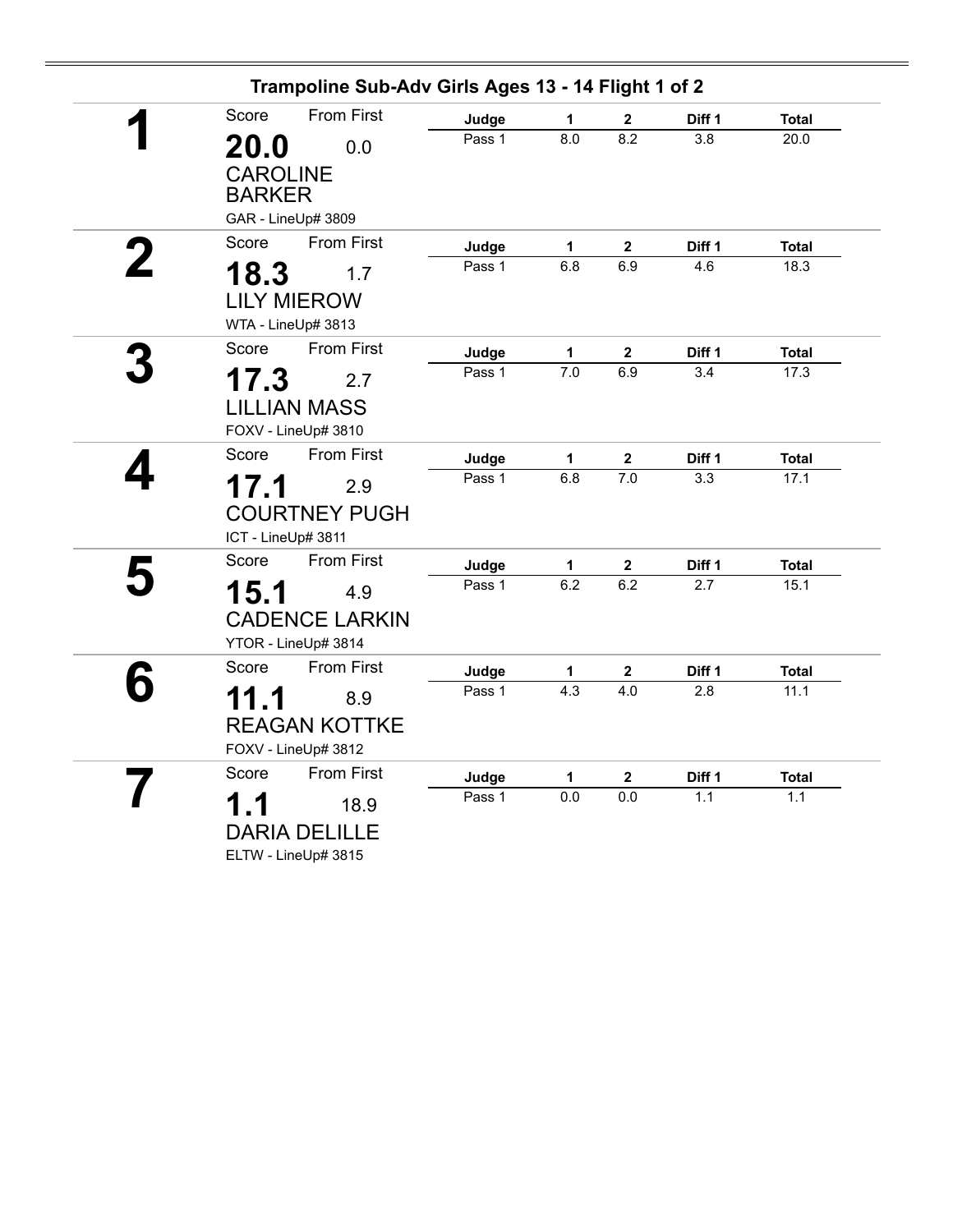## Trampoline Sub-Adv Girls Ages 13 - 14 Flight 1 of 2

**1**

Score: **20.0** From First: 0.0

CAROLINE BARKER

GAR - LineUp# 3809

| Judge | 1 | 2 | Diff 1 | Total |
|---|---|---|---|---|
| Pass 1 | 8.0 | 8.2 | 3.8 | 20.0 |

**2**

Score: **18.3** From First: 1.7

LILY MIEROW

WTA - LineUp# 3813

| Judge | 1 | 2 | Diff 1 | Total |
|---|---|---|---|---|
| Pass 1 | 6.8 | 6.9 | 4.6 | 18.3 |

**3**

Score: **17.3** From First: 2.7

LILLIAN MASS

FOXV - LineUp# 3810

| Judge | 1 | 2 | Diff 1 | Total |
|---|---|---|---|---|
| Pass 1 | 7.0 | 6.9 | 3.4 | 17.3 |

**4**

Score: **17.1** From First: 2.9

COURTNEY PUGH

ICT - LineUp# 3811

| Judge | 1 | 2 | Diff 1 | Total |
|---|---|---|---|---|
| Pass 1 | 6.8 | 7.0 | 3.3 | 17.1 |

**5**

Score: **15.1** From First: 4.9

CADENCE LARKIN

YTOR - LineUp# 3814

| Judge | 1 | 2 | Diff 1 | Total |
|---|---|---|---|---|
| Pass 1 | 6.2 | 6.2 | 2.7 | 15.1 |

**6**

Score: **11.1** From First: 8.9

REAGAN KOTTKE

FOXV - LineUp# 3812

| Judge | 1 | 2 | Diff 1 | Total |
|---|---|---|---|---|
| Pass 1 | 4.3 | 4.0 | 2.8 | 11.1 |

**7**

Score: **1.1** From First: 18.9

DARIA DELILLE

ELTW - LineUp# 3815

| Judge | 1 | 2 | Diff 1 | Total |
|---|---|---|---|---|
| Pass 1 | 0.0 | 0.0 | 1.1 | 1.1 |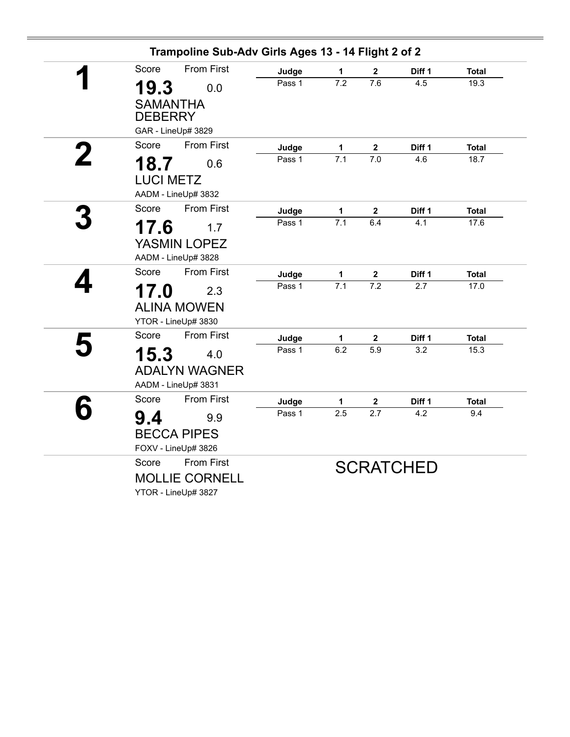## Trampoline Sub-Adv Girls Ages 13 - 14 Flight 2 of 2

| Place | Score | From First | Name | Club - LineUp# | Judge | 1 | 2 | Diff 1 | Total |
|---|---|---|---|---|---|---|---|---|---|
| 1 | 19.3 | 0.0 | SAMANTHA DEBERRY | GAR - LineUp# 3829 | Pass 1 | 7.2 | 7.6 | 4.5 | 19.3 |
| 2 | 18.7 | 0.6 | LUCI METZ | AADM - LineUp# 3832 | Pass 1 | 7.1 | 7.0 | 4.6 | 18.7 |
| 3 | 17.6 | 1.7 | YASMIN LOPEZ | AADM - LineUp# 3828 | Pass 1 | 7.1 | 6.4 | 4.1 | 17.6 |
| 4 | 17.0 | 2.3 | ALINA MOWEN | YTOR - LineUp# 3830 | Pass 1 | 7.1 | 7.2 | 2.7 | 17.0 |
| 5 | 15.3 | 4.0 | ADALYN WAGNER | AADM - LineUp# 3831 | Pass 1 | 6.2 | 5.9 | 3.2 | 15.3 |
| 6 | 9.4 | 9.9 | BECCA PIPES | FOXV - LineUp# 3826 | Pass 1 | 2.5 | 2.7 | 4.2 | 9.4 |
| | | | MOLLIE CORNELL | YTOR - LineUp# 3827 | SCRATCHED | | | | |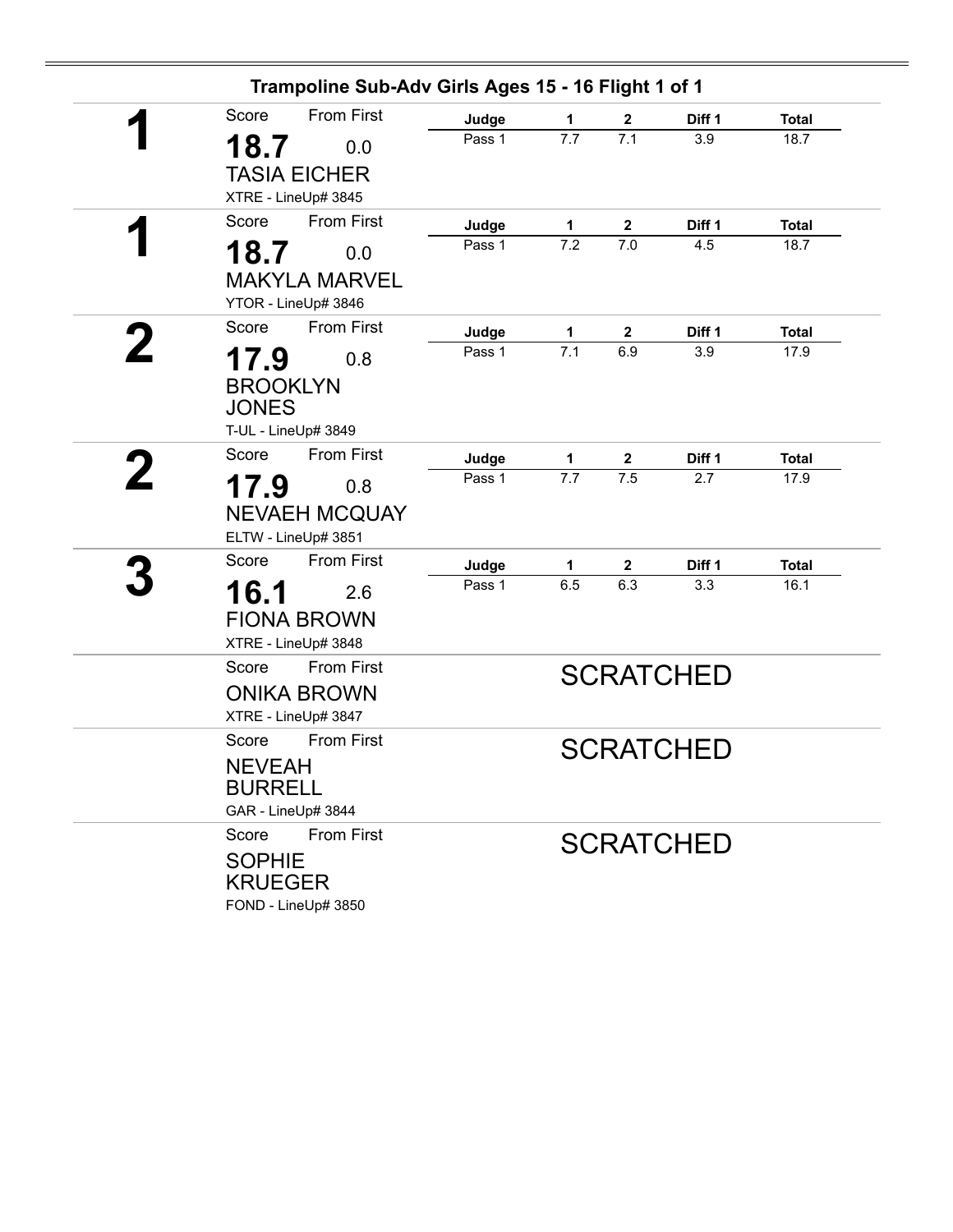## Trampoline Sub-Adv Girls Ages 15 - 16 Flight 1 of 1

**1**

Score: **18.7** | From First: 0.0

TASIA EICHER

XTRE - LineUp# 3845

| Judge | 1 | 2 | Diff 1 | Total |
|---|---|---|---|---|
| Pass 1 | 7.7 | 7.1 | 3.9 | 18.7 |

**1**

Score: **18.7** | From First: 0.0

MAKYLA MARVEL

YTOR - LineUp# 3846

| Judge | 1 | 2 | Diff 1 | Total |
|---|---|---|---|---|
| Pass 1 | 7.2 | 7.0 | 4.5 | 18.7 |

**2**

Score: **17.9** | From First: 0.8

BROOKLYN JONES

T-UL - LineUp# 3849

| Judge | 1 | 2 | Diff 1 | Total |
|---|---|---|---|---|
| Pass 1 | 7.1 | 6.9 | 3.9 | 17.9 |

**2**

Score: **17.9** | From First: 0.8

NEVAEH MCQUAY

ELTW - LineUp# 3851

| Judge | 1 | 2 | Diff 1 | Total |
|---|---|---|---|---|
| Pass 1 | 7.7 | 7.5 | 2.7 | 17.9 |

**3**

Score: **16.1** | From First: 2.6

FIONA BROWN

XTRE - LineUp# 3848

| Judge | 1 | 2 | Diff 1 | Total |
|---|---|---|---|---|
| Pass 1 | 6.5 | 6.3 | 3.3 | 16.1 |

Score | From First

ONIKA BROWN

XTRE - LineUp# 3847

SCRATCHED

Score | From First

NEVEAH BURRELL

GAR - LineUp# 3844

SCRATCHED

Score | From First

SOPHIE KRUEGER

FOND - LineUp# 3850

SCRATCHED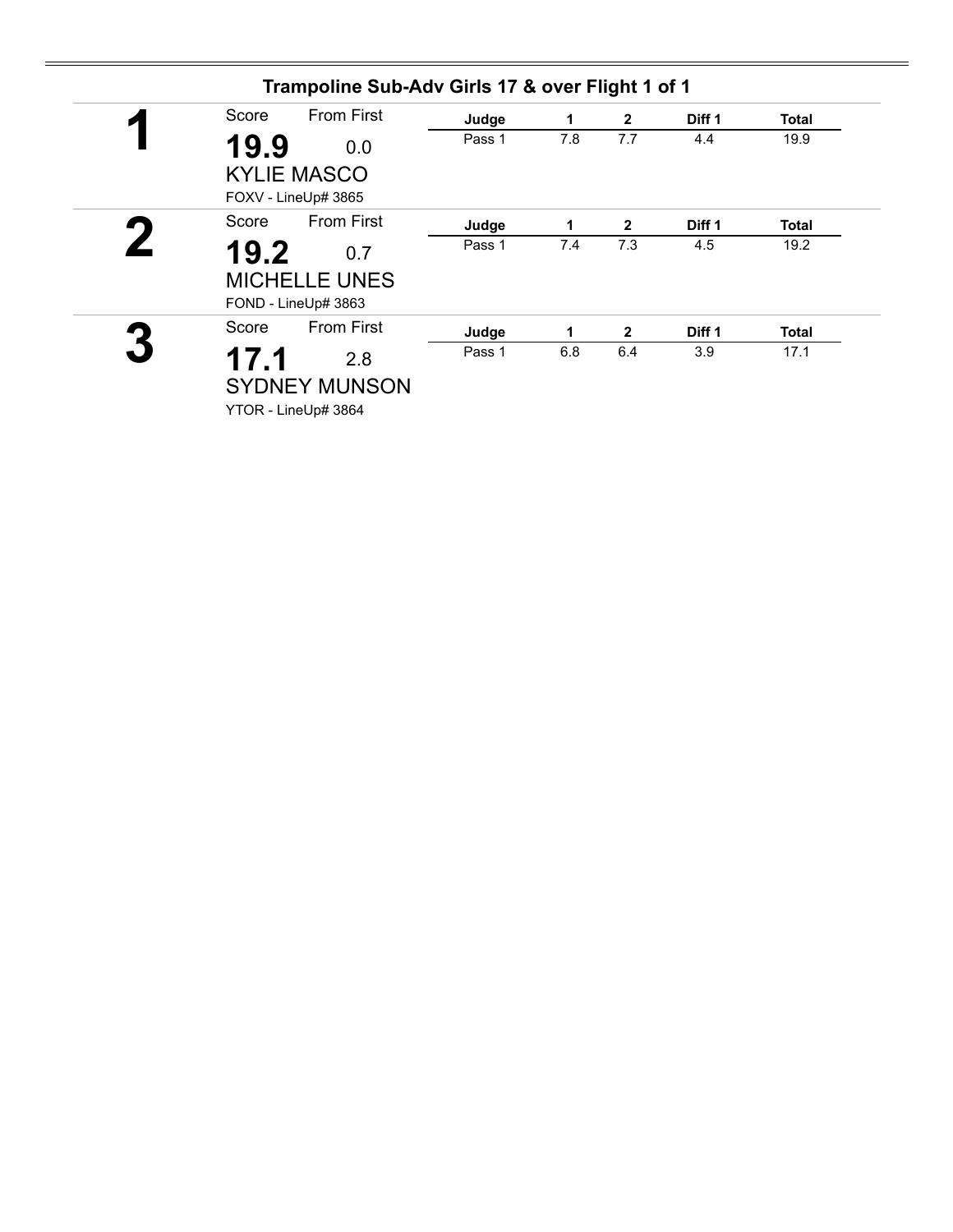## Trampoline Sub-Adv Girls 17 & over Flight 1 of 1

**1**

Score: **19.9** From First: 0.0

KYLIE MASCO

FOXV - LineUp# 3865

| Judge | 1 | 2 | Diff 1 | Total |
|---|---|---|---|---|
| Pass 1 | 7.8 | 7.7 | 4.4 | 19.9 |

**2**

Score: **19.2** From First: 0.7

MICHELLE UNES

FOND - LineUp# 3863

| Judge | 1 | 2 | Diff 1 | Total |
|---|---|---|---|---|
| Pass 1 | 7.4 | 7.3 | 4.5 | 19.2 |

**3**

Score: **17.1** From First: 2.8

SYDNEY MUNSON

YTOR - LineUp# 3864

| Judge | 1 | 2 | Diff 1 | Total |
|---|---|---|---|---|
| Pass 1 | 6.8 | 6.4 | 3.9 | 17.1 |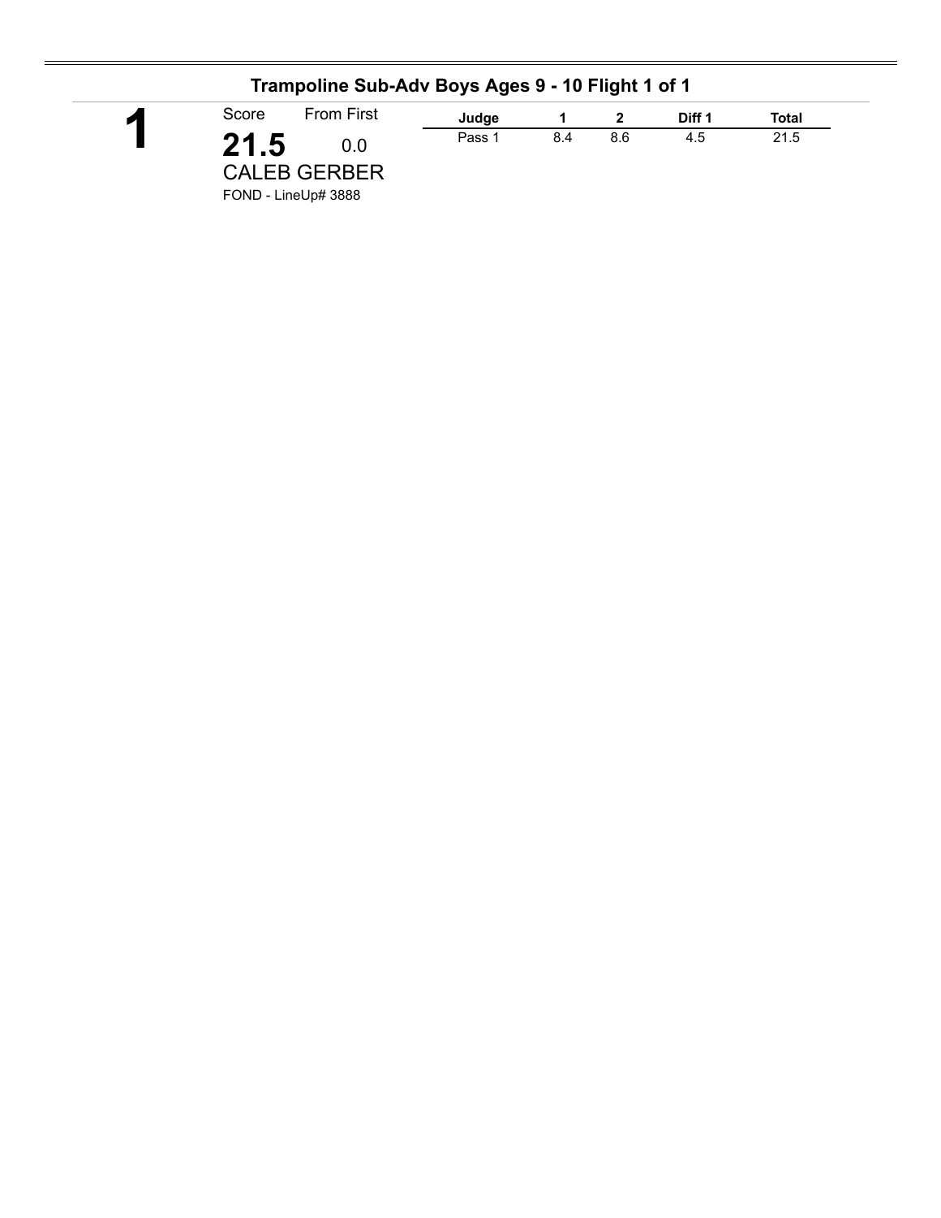## Trampoline Sub-Adv Boys Ages 9 - 10 Flight 1 of 1

**1**

Score: **21.5**

From First: 0.0

CALEB GERBER

FOND - LineUp# 3888

| Judge | 1 | 2 | Diff 1 | Total |
|---|---|---|---|---|
| Pass 1 | 8.4 | 8.6 | 4.5 | 21.5 |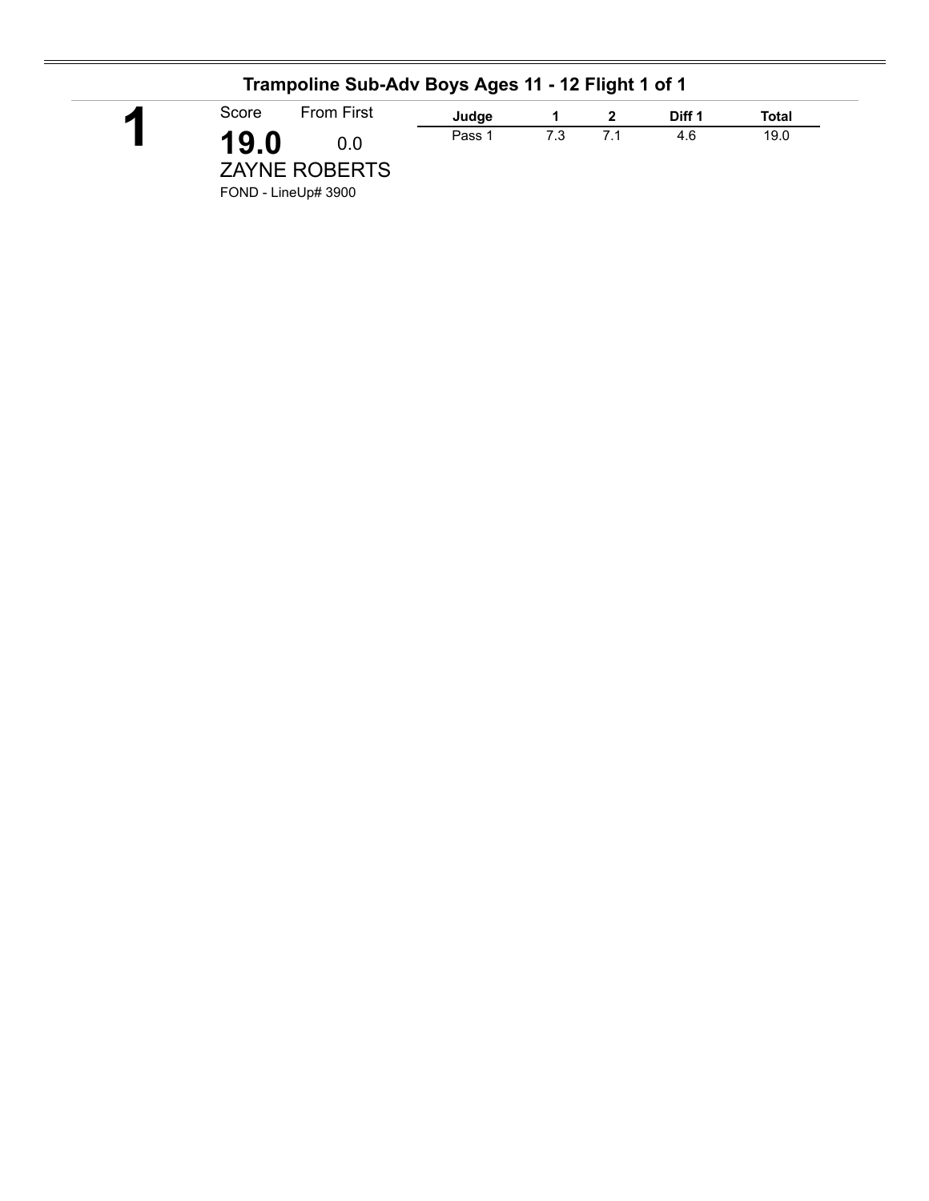## Trampoline Sub-Adv Boys Ages 11 - 12 Flight 1 of 1

**1**

Score: **19.0** From First: 0.0

ZAYNE ROBERTS

FOND - LineUp# 3900

| Judge | 1 | 2 | Diff 1 | Total |
|---|---|---|---|---|
| Pass 1 | 7.3 | 7.1 | 4.6 | 19.0 |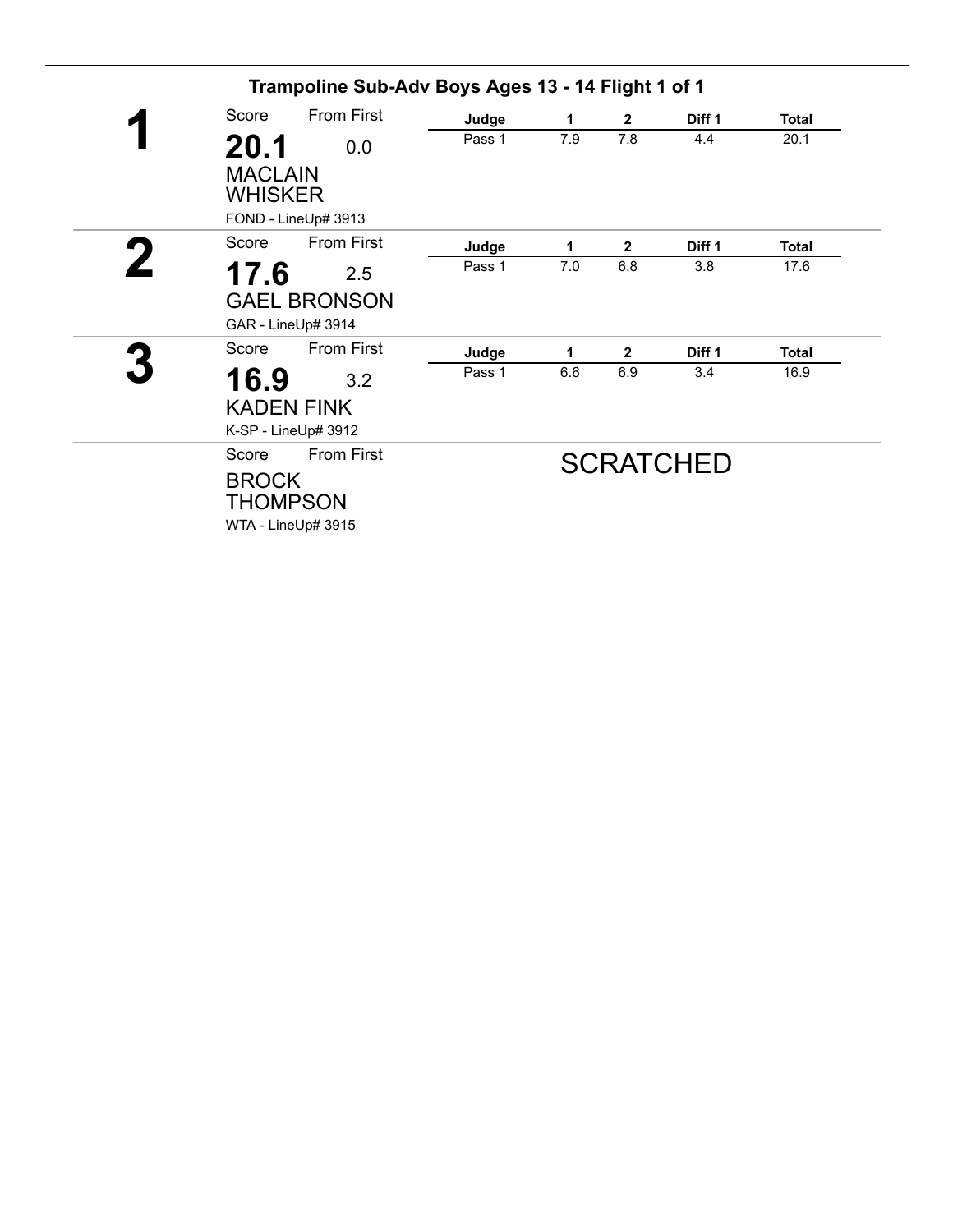## Trampoline Sub-Adv Boys Ages 13 - 14 Flight 1 of 1

**1**

Score: **20.1** From First: 0.0

MACLAIN WHISKER

FOND - LineUp# 3913

| Judge | 1 | 2 | Diff 1 | Total |
|---|---|---|---|---|
| Pass 1 | 7.9 | 7.8 | 4.4 | 20.1 |

**2**

Score: **17.6** From First: 2.5

GAEL BRONSON

GAR - LineUp# 3914

| Judge | 1 | 2 | Diff 1 | Total |
|---|---|---|---|---|
| Pass 1 | 7.0 | 6.8 | 3.8 | 17.6 |

**3**

Score: **16.9** From First: 3.2

KADEN FINK

K-SP - LineUp# 3912

| Judge | 1 | 2 | Diff 1 | Total |
|---|---|---|---|---|
| Pass 1 | 6.6 | 6.9 | 3.4 | 16.9 |

Score From First

BROCK THOMPSON

WTA - LineUp# 3915

SCRATCHED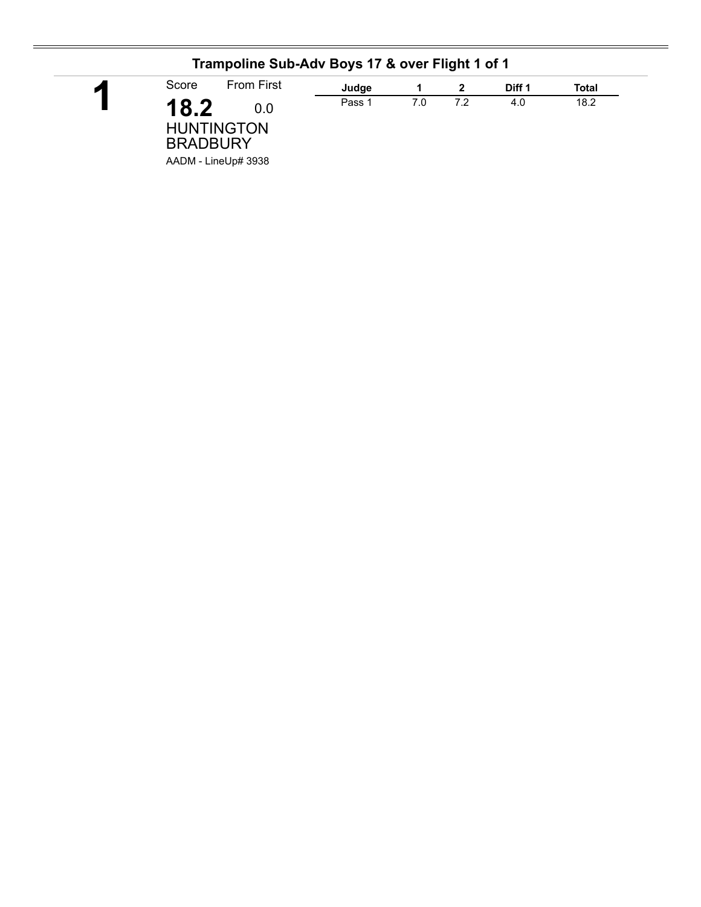## Trampoline Sub-Adv Boys 17 & over Flight 1 of 1

**1**

Score: **18.2** From First: 0.0

HUNTINGTON BRADBURY

AADM - LineUp# 3938

| Judge | 1 | 2 | Diff 1 | Total |
|---|---|---|---|---|
| Pass 1 | 7.0 | 7.2 | 4.0 | 18.2 |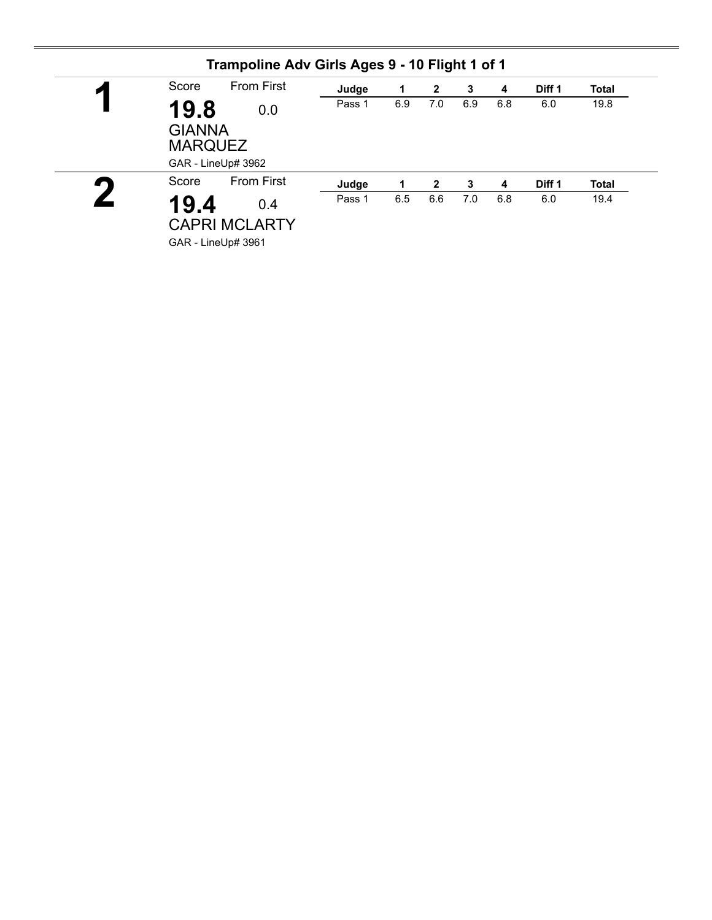## Trampoline Adv Girls Ages 9 - 10 Flight 1 of 1

**1**

Score: **19.8** From First: 0.0

GIANNA MARQUEZ

GAR - LineUp# 3962

| Judge | 1 | 2 | 3 | 4 | Diff 1 | Total |
|---|---|---|---|---|---|---|
| Pass 1 | 6.9 | 7.0 | 6.9 | 6.8 | 6.0 | 19.8 |

**2**

Score: **19.4** From First: 0.4

CAPRI MCLARTY

GAR - LineUp# 3961

| Judge | 1 | 2 | 3 | 4 | Diff 1 | Total |
|---|---|---|---|---|---|---|
| Pass 1 | 6.5 | 6.6 | 7.0 | 6.8 | 6.0 | 19.4 |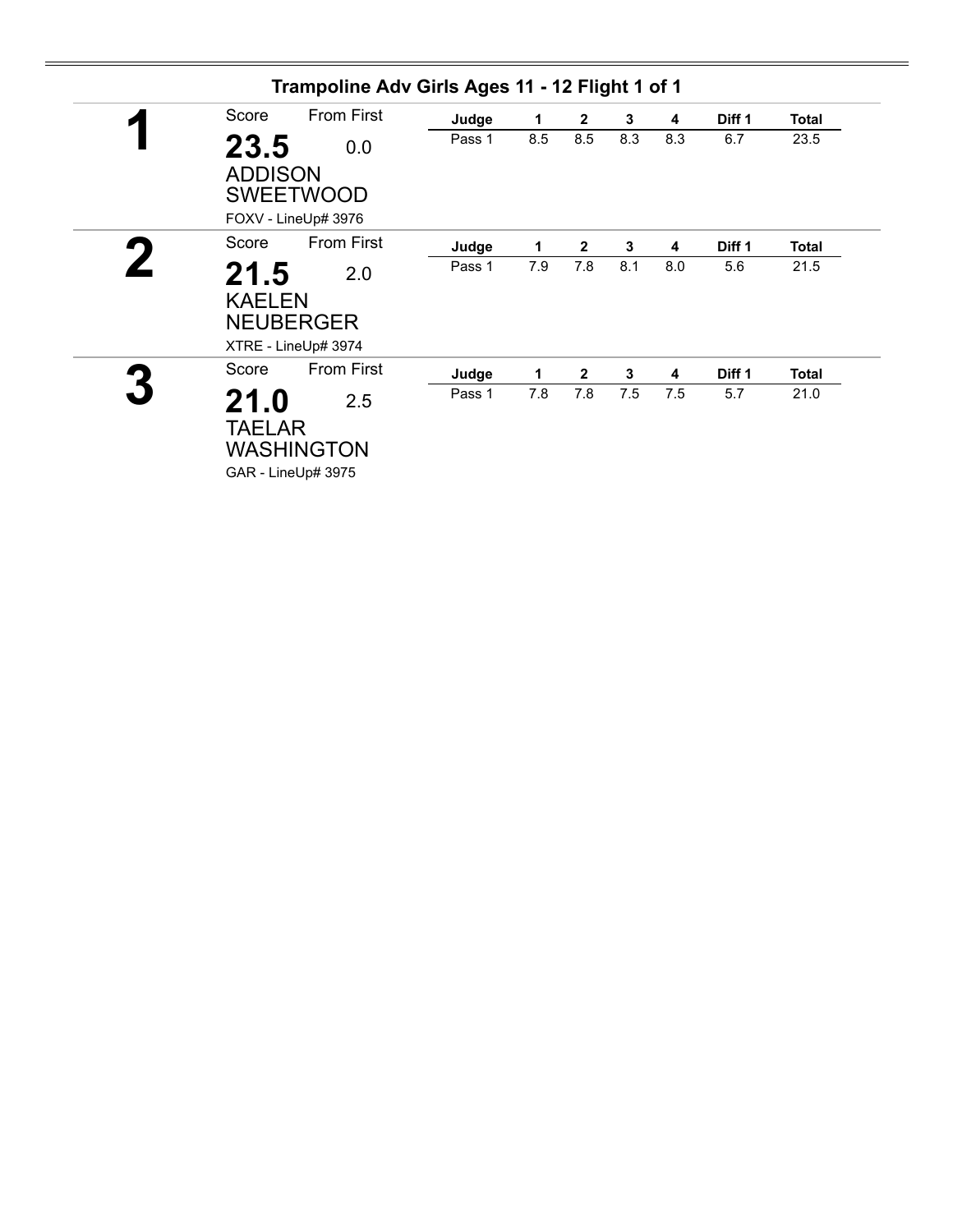## Trampoline Adv Girls Ages 11 - 12 Flight 1 of 1

**1**

Score: **23.5** From First: 0.0

ADDISON SWEETWOOD

FOXV - LineUp# 3976

| Judge | 1 | 2 | 3 | 4 | Diff 1 | Total |
|---|---|---|---|---|---|---|
| Pass 1 | 8.5 | 8.5 | 8.3 | 8.3 | 6.7 | 23.5 |

**2**

Score: **21.5** From First: 2.0

KAELEN NEUBERGER

XTRE - LineUp# 3974

| Judge | 1 | 2 | 3 | 4 | Diff 1 | Total |
|---|---|---|---|---|---|---|
| Pass 1 | 7.9 | 7.8 | 8.1 | 8.0 | 5.6 | 21.5 |

**3**

Score: **21.0** From First: 2.5

TAELAR WASHINGTON

GAR - LineUp# 3975

| Judge | 1 | 2 | 3 | 4 | Diff 1 | Total |
|---|---|---|---|---|---|---|
| Pass 1 | 7.8 | 7.8 | 7.5 | 7.5 | 5.7 | 21.0 |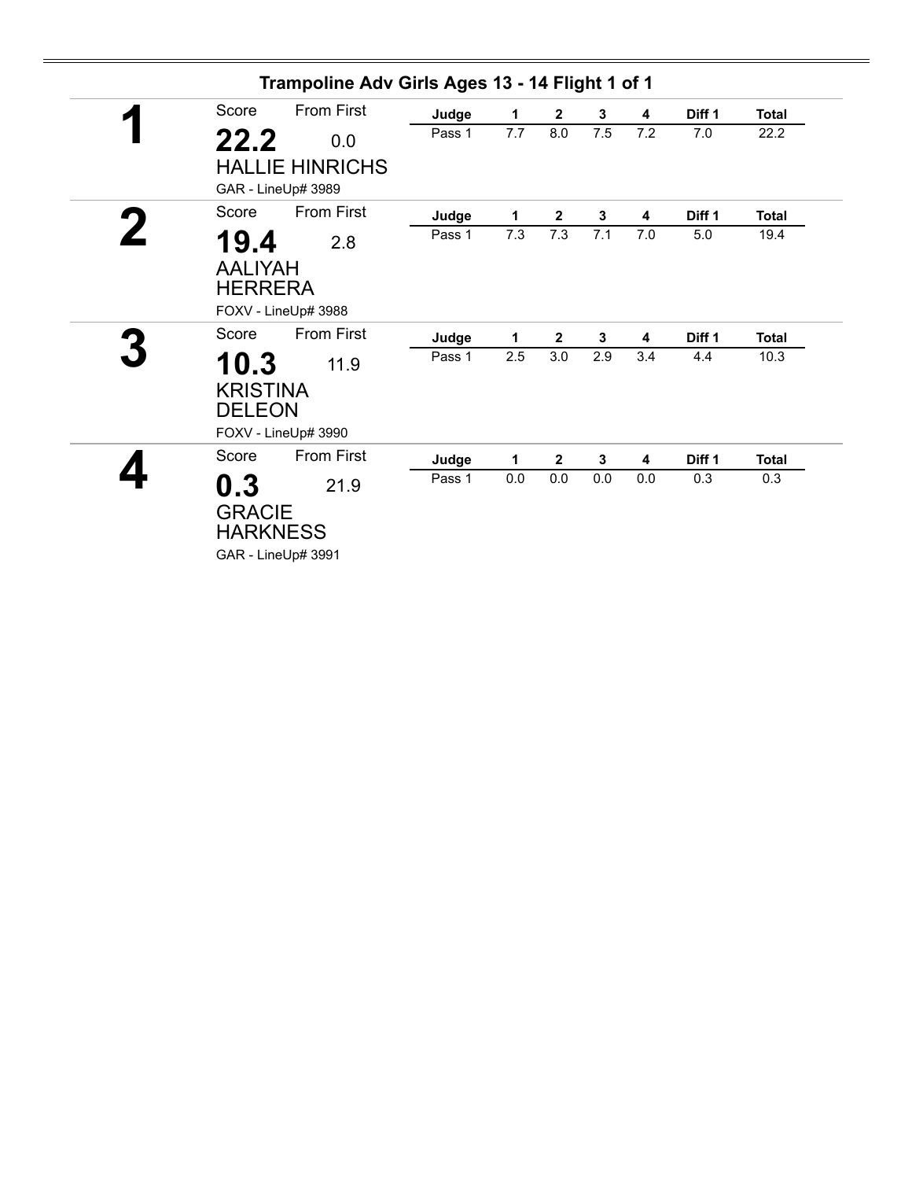## Trampoline Adv Girls Ages 13 - 14 Flight 1 of 1

# 1

Score: **22.2** From First: 0.0

HALLIE HINRICHS

GAR - LineUp# 3989

| Judge | 1 | 2 | 3 | 4 | Diff 1 | Total |
| --- | --- | --- | --- | --- | --- | --- |
| Pass 1 | 7.7 | 8.0 | 7.5 | 7.2 | 7.0 | 22.2 |

# 2

Score: **19.4** From First: 2.8

AALIYAH HERRERA

FOXV - LineUp# 3988

| Judge | 1 | 2 | 3 | 4 | Diff 1 | Total |
| --- | --- | --- | --- | --- | --- | --- |
| Pass 1 | 7.3 | 7.3 | 7.1 | 7.0 | 5.0 | 19.4 |

# 3

Score: **10.3** From First: 11.9

KRISTINA DELEON

FOXV - LineUp# 3990

| Judge | 1 | 2 | 3 | 4 | Diff 1 | Total |
| --- | --- | --- | --- | --- | --- | --- |
| Pass 1 | 2.5 | 3.0 | 2.9 | 3.4 | 4.4 | 10.3 |

# 4

Score: **0.3** From First: 21.9

GRACIE HARKNESS

GAR - LineUp# 3991

| Judge | 1 | 2 | 3 | 4 | Diff 1 | Total |
| --- | --- | --- | --- | --- | --- | --- |
| Pass 1 | 0.0 | 0.0 | 0.0 | 0.0 | 0.3 | 0.3 |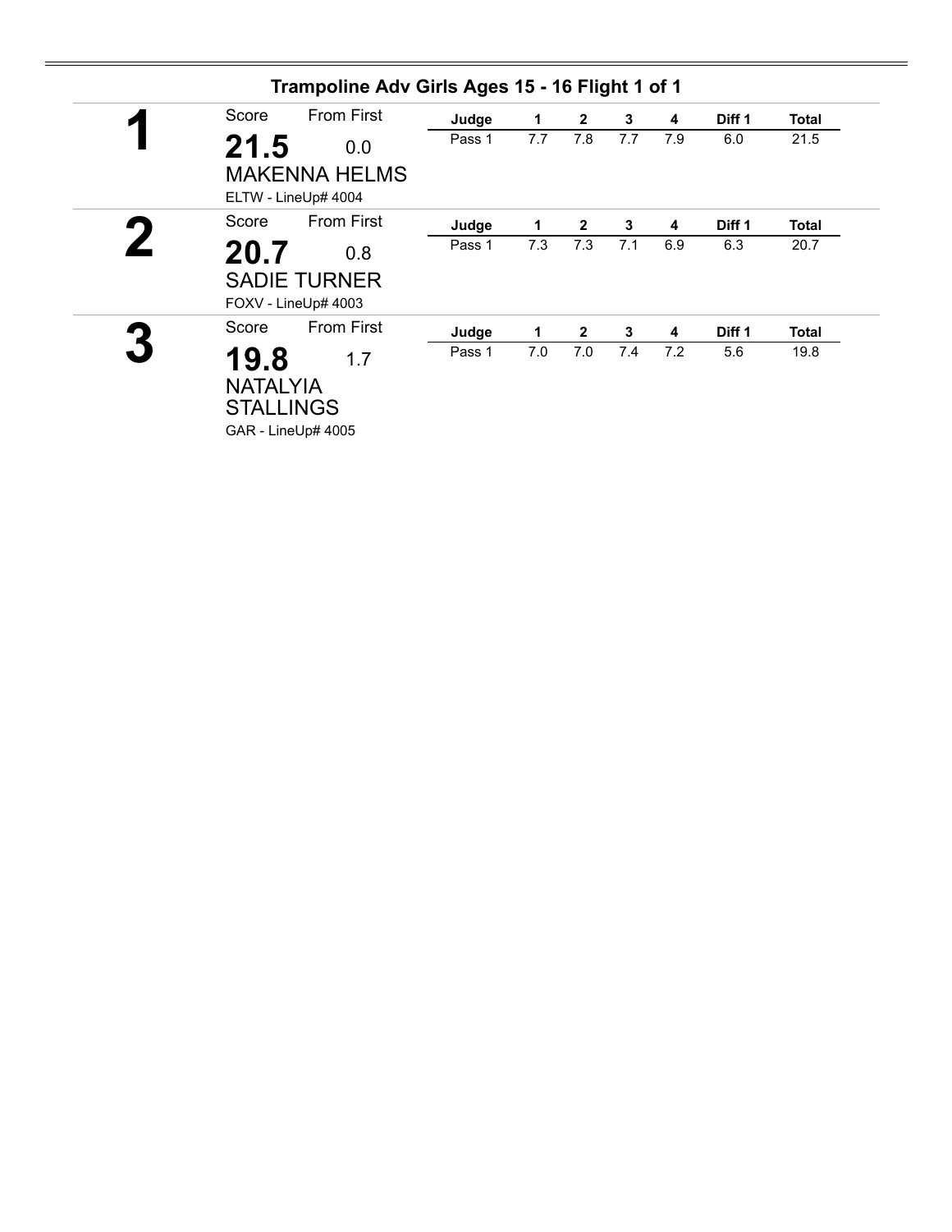## Trampoline Adv Girls Ages 15 - 16 Flight 1 of 1

**1**

Score: **21.5** | From First: 0.0

MAKENNA HELMS

ELTW - LineUp# 4004

| Judge | 1 | 2 | 3 | 4 | Diff 1 | Total |
|---|---|---|---|---|---|---|
| Pass 1 | 7.7 | 7.8 | 7.7 | 7.9 | 6.0 | 21.5 |

**2**

Score: **20.7** | From First: 0.8

SADIE TURNER

FOXV - LineUp# 4003

| Judge | 1 | 2 | 3 | 4 | Diff 1 | Total |
|---|---|---|---|---|---|---|
| Pass 1 | 7.3 | 7.3 | 7.1 | 6.9 | 6.3 | 20.7 |

**3**

Score: **19.8** | From First: 1.7

NATALYIA STALLINGS

GAR - LineUp# 4005

| Judge | 1 | 2 | 3 | 4 | Diff 1 | Total |
|---|---|---|---|---|---|---|
| Pass 1 | 7.0 | 7.0 | 7.4 | 7.2 | 5.6 | 19.8 |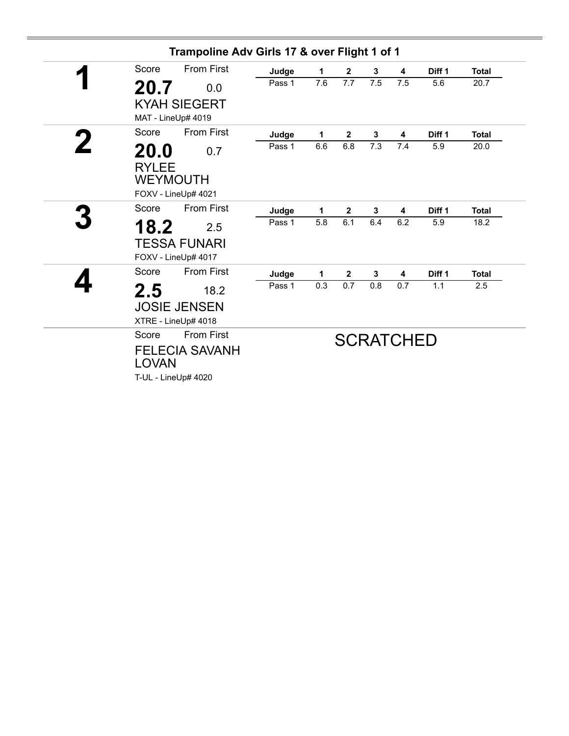## Trampoline Adv Girls 17 & over Flight 1 of 1

**1**

Score: **20.7** From First: 0.0

KYAH SIEGERT

MAT - LineUp# 4019

| Judge | 1 | 2 | 3 | 4 | Diff 1 | Total |
|---|---|---|---|---|---|---|
| Pass 1 | 7.6 | 7.7 | 7.5 | 7.5 | 5.6 | 20.7 |

**2**

Score: **20.0** From First: 0.7

RYLEE WEYMOUTH

FOXV - LineUp# 4021

| Judge | 1 | 2 | 3 | 4 | Diff 1 | Total |
|---|---|---|---|---|---|---|
| Pass 1 | 6.6 | 6.8 | 7.3 | 7.4 | 5.9 | 20.0 |

**3**

Score: **18.2** From First: 2.5

TESSA FUNARI

FOXV - LineUp# 4017

| Judge | 1 | 2 | 3 | 4 | Diff 1 | Total |
|---|---|---|---|---|---|---|
| Pass 1 | 5.8 | 6.1 | 6.4 | 6.2 | 5.9 | 18.2 |

**4**

Score: **2.5** From First: 18.2

JOSIE JENSEN

XTRE - LineUp# 4018

| Judge | 1 | 2 | 3 | 4 | Diff 1 | Total |
|---|---|---|---|---|---|---|
| Pass 1 | 0.3 | 0.7 | 0.8 | 0.7 | 1.1 | 2.5 |

Score From First

FELECIA SAVANH LOVAN

T-UL - LineUp# 4020

SCRATCHED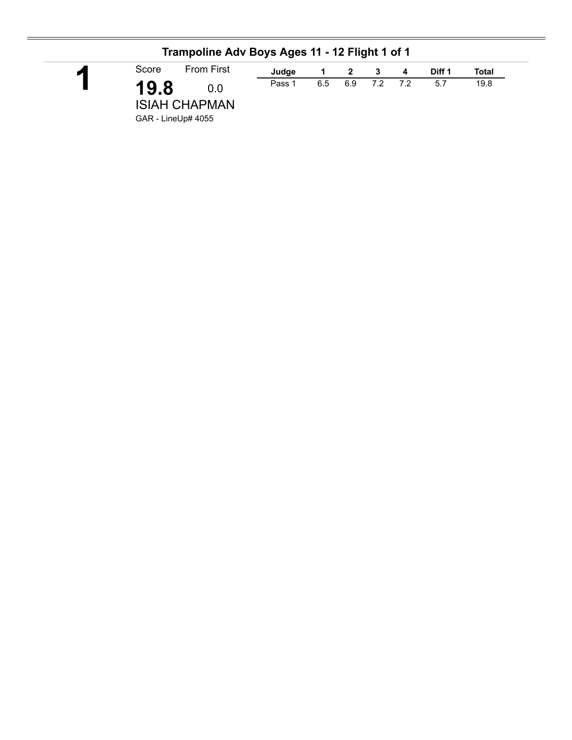## Trampoline Adv Boys Ages 11 - 12 Flight 1 of 1

**1**

Score: **19.8**

From First: 0.0

ISIAH CHAPMAN

GAR - LineUp# 4055

| Judge | 1 | 2 | 3 | 4 | Diff 1 | Total |
|---|---|---|---|---|---|---|
| Pass 1 | 6.5 | 6.9 | 7.2 | 7.2 | 5.7 | 19.8 |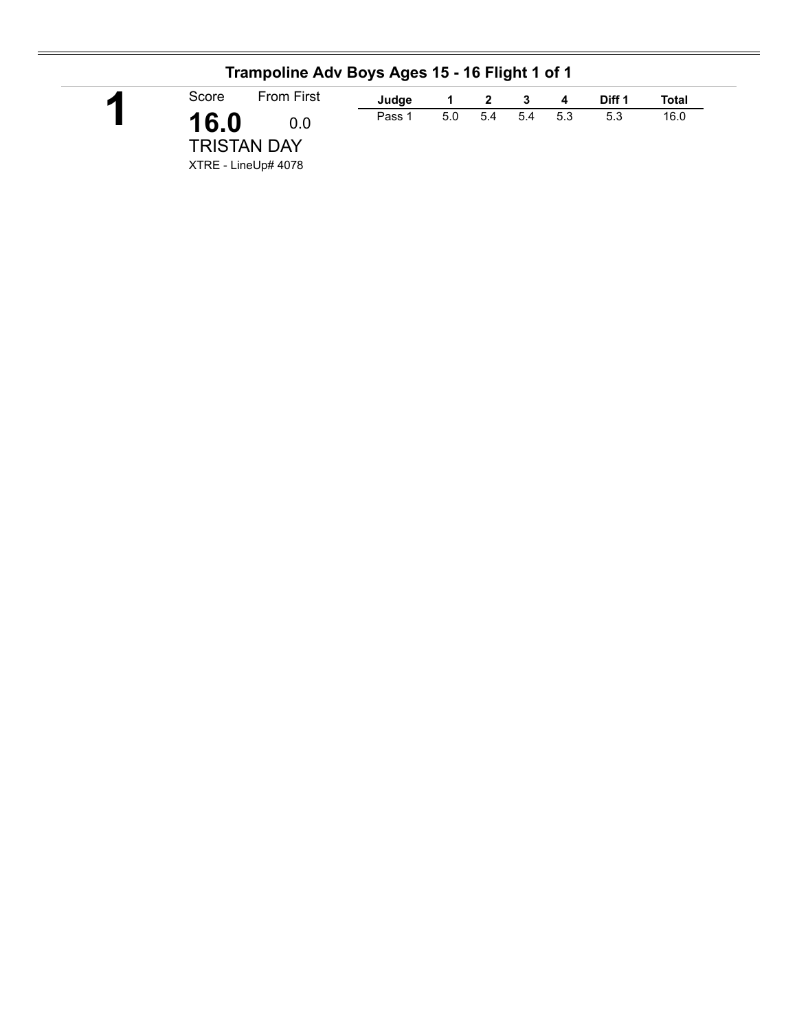## Trampoline Adv Boys Ages 15 - 16 Flight 1 of 1

**1**

Score From First

**16.0** 0.0

TRISTAN DAY

XTRE - LineUp# 4078

| Judge | 1 | 2 | 3 | 4 | Diff 1 | Total |
|---|---|---|---|---|---|---|
| Pass 1 | 5.0 | 5.4 | 5.4 | 5.3 | 5.3 | 16.0 |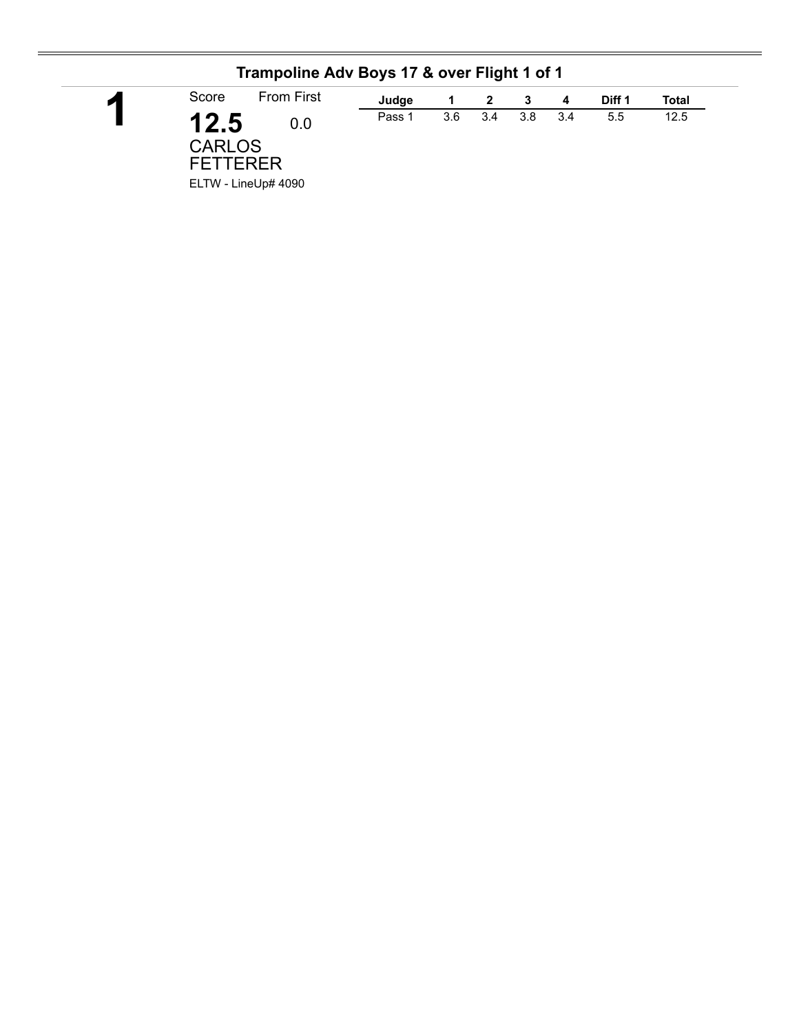## Trampoline Adv Boys 17 & over Flight 1 of 1

**1**

Score: **12.5**

From First: 0.0

CARLOS FETTERER

ELTW - LineUp# 4090

| Judge | 1 | 2 | 3 | 4 | Diff 1 | Total |
|---|---|---|---|---|---|---|
| Pass 1 | 3.6 | 3.4 | 3.8 | 3.4 | 5.5 | 12.5 |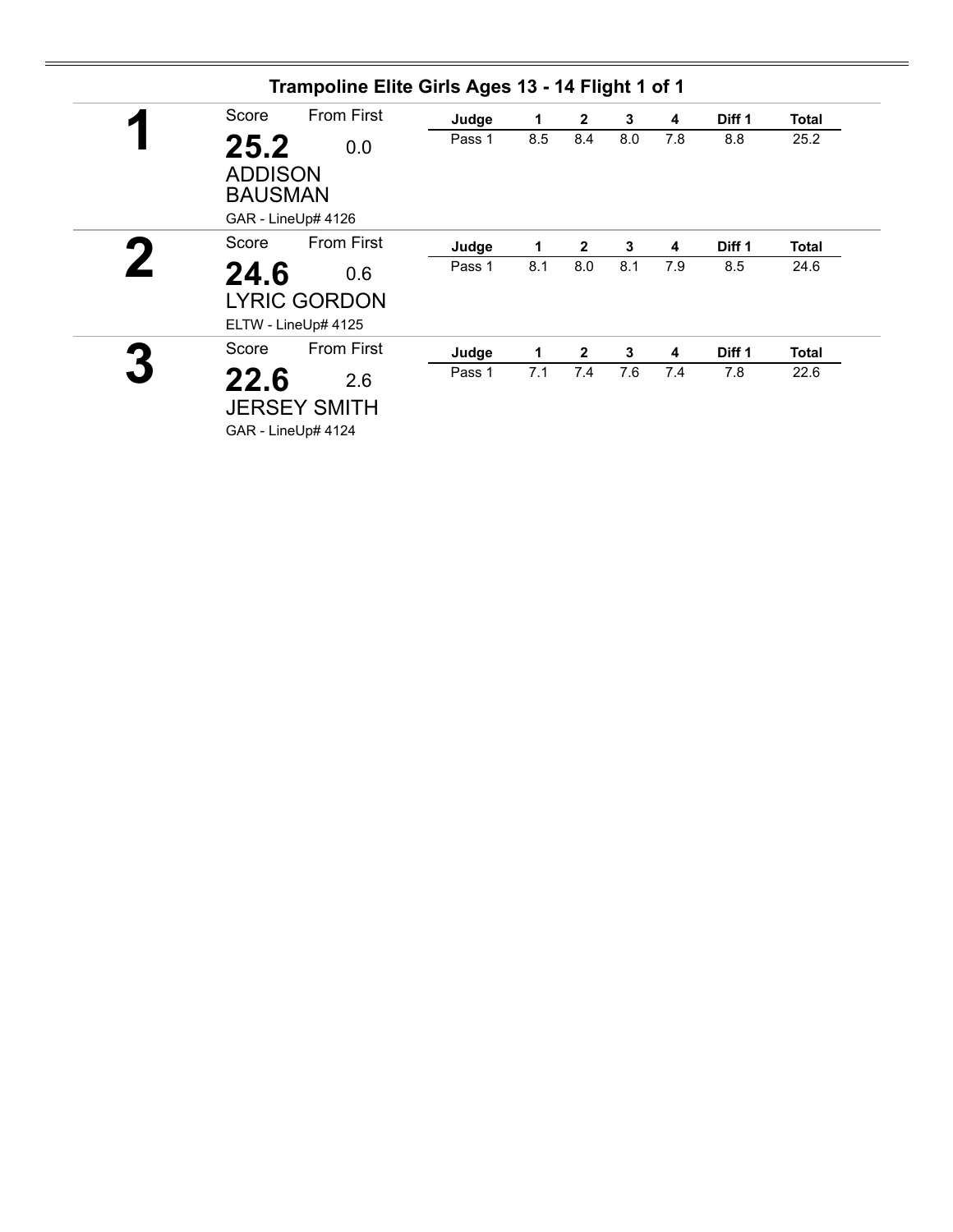## Trampoline Elite Girls Ages 13 - 14 Flight 1 of 1

**1**

Score: **25.2** From First: 0.0

ADDISON BAUSMAN

GAR - LineUp# 4126

| Judge | 1 | 2 | 3 | 4 | Diff 1 | Total |
|---|---|---|---|---|---|---|
| Pass 1 | 8.5 | 8.4 | 8.0 | 7.8 | 8.8 | 25.2 |

**2**

Score: **24.6** From First: 0.6

LYRIC GORDON

ELTW - LineUp# 4125

| Judge | 1 | 2 | 3 | 4 | Diff 1 | Total |
|---|---|---|---|---|---|---|
| Pass 1 | 8.1 | 8.0 | 8.1 | 7.9 | 8.5 | 24.6 |

**3**

Score: **22.6** From First: 2.6

JERSEY SMITH

GAR - LineUp# 4124

| Judge | 1 | 2 | 3 | 4 | Diff 1 | Total |
|---|---|---|---|---|---|---|
| Pass 1 | 7.1 | 7.4 | 7.6 | 7.4 | 7.8 | 22.6 |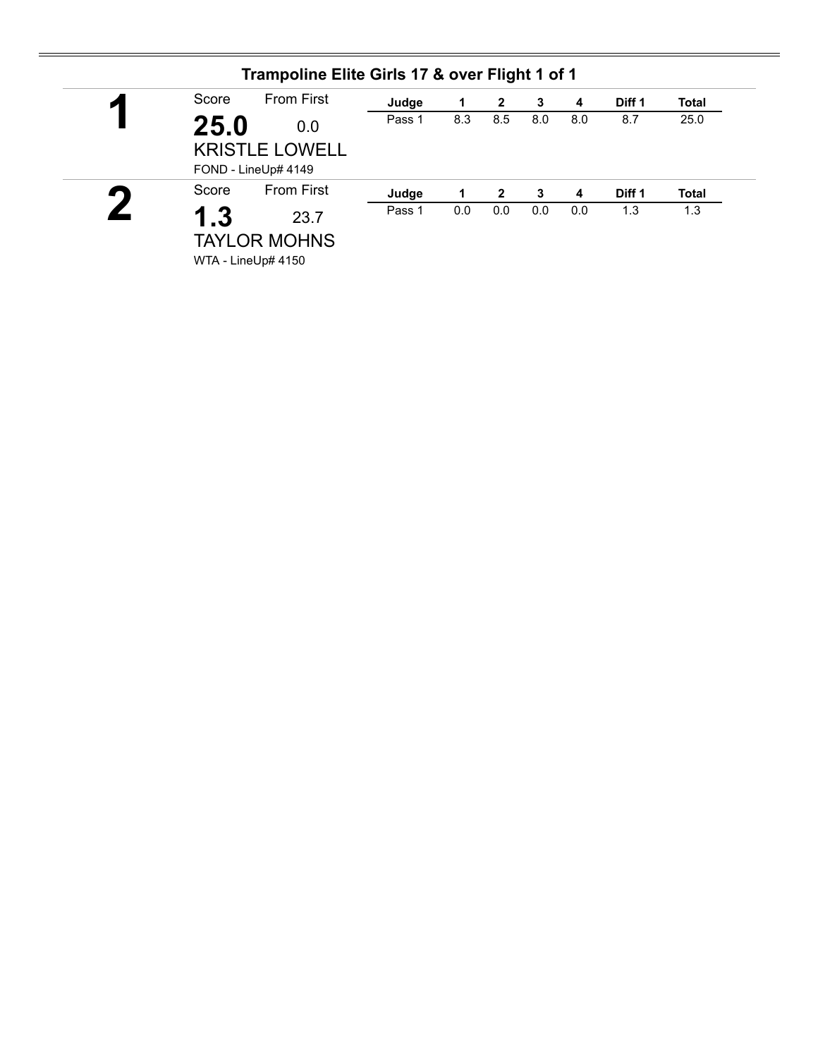## Trampoline Elite Girls 17 & over Flight 1 of 1

**1**

Score: **25.0** From First: 0.0

KRISTLE LOWELL

FOND - LineUp# 4149

| Judge | 1 | 2 | 3 | 4 | Diff 1 | Total |
|---|---|---|---|---|---|---|
| Pass 1 | 8.3 | 8.5 | 8.0 | 8.0 | 8.7 | 25.0 |

**2**

Score: **1.3** From First: 23.7

TAYLOR MOHNS

WTA - LineUp# 4150

| Judge | 1 | 2 | 3 | 4 | Diff 1 | Total |
|---|---|---|---|---|---|---|
| Pass 1 | 0.0 | 0.0 | 0.0 | 0.0 | 1.3 | 1.3 |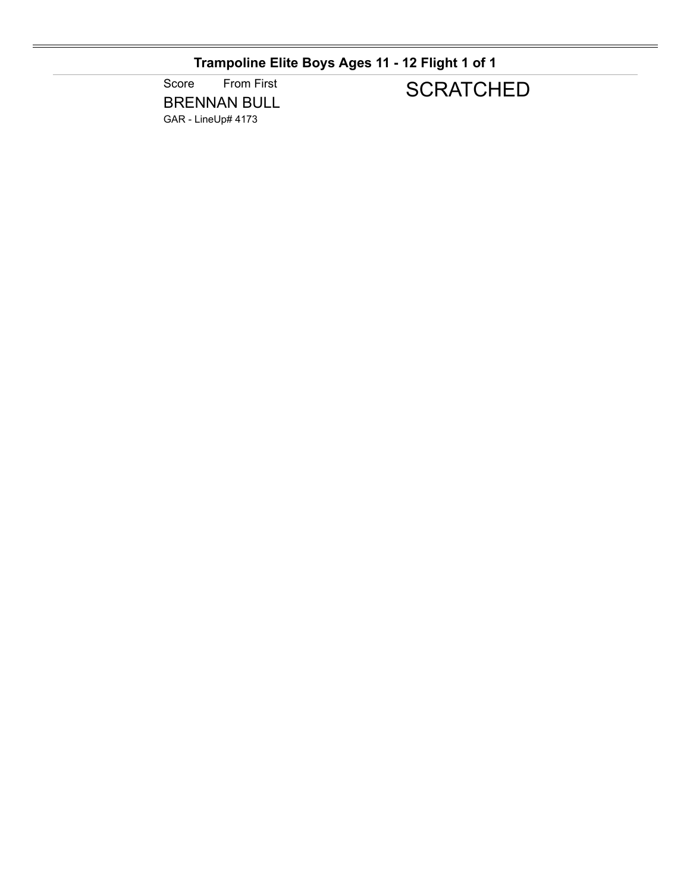## Trampoline Elite Boys Ages 11 - 12 Flight 1 of 1

Score From First

BRENNAN BULL

GAR - LineUp# 4173

SCRATCHED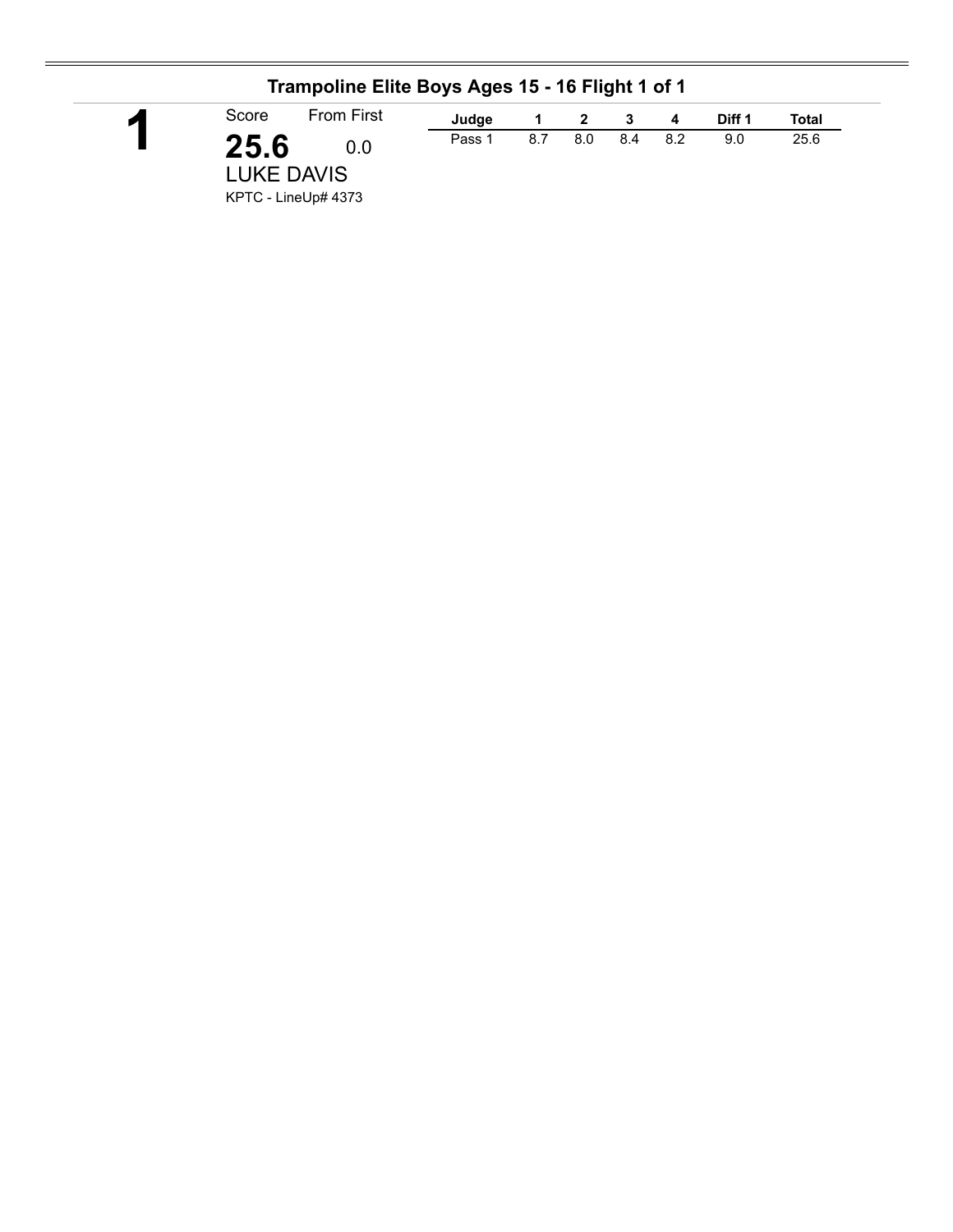## Trampoline Elite Boys Ages 15 - 16 Flight 1 of 1

**1**

Score: **25.6**

From First: 0.0

LUKE DAVIS

KPTC - LineUp# 4373

| Judge | 1 | 2 | 3 | 4 | Diff 1 | Total |
| --- | --- | --- | --- | --- | --- | --- |
| Pass 1 | 8.7 | 8.0 | 8.4 | 8.2 | 9.0 | 25.6 |